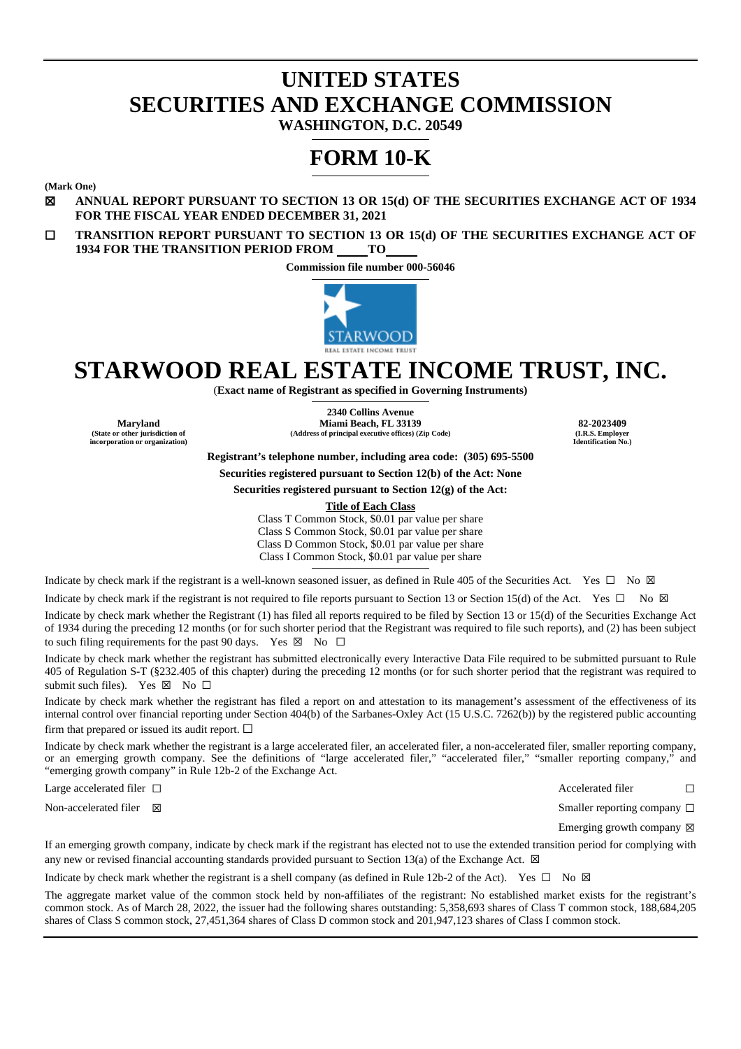# UNITED STATES
# SECURITIES AND EXCHANGE COMMISSION

**WASHINGTON, D.C. 20549**

# FORM 10-K

**(Mark One)**

☒ **ANNUAL REPORT PURSUANT TO SECTION 13 OR 15(d) OF THE SECURITIES EXCHANGE ACT OF 1934 FOR THE FISCAL YEAR ENDED DECEMBER 31, 2021**

☐ **TRANSITION REPORT PURSUANT TO SECTION 13 OR 15(d) OF THE SECURITIES EXCHANGE ACT OF 1934 FOR THE TRANSITION PERIOD FROM \_\_\_\_ TO \_\_\_\_**

**Commission file number 000-56046**

# STARWOOD REAL ESTATE INCOME TRUST, INC.

**(Exact name of Registrant as specified in Governing Instruments)**

| **Maryland**<br>(State or other jurisdiction of incorporation or organization) | **2340 Collins Avenue**<br>**Miami Beach, FL 33139**<br>(Address of principal executive offices) (Zip Code) | **82-2023409**<br>(I.R.S. Employer Identification No.) |
|---|---|---|

**Registrant's telephone number, including area code: (305) 695-5500**

**Securities registered pursuant to Section 12(b) of the Act: None**

**Securities registered pursuant to Section 12(g) of the Act:**

**Title of Each Class**

Class T Common Stock, $0.01 par value per share
Class S Common Stock, $0.01 par value per share
Class D Common Stock, $0.01 par value per share
Class I Common Stock, $0.01 par value per share

Indicate by check mark if the registrant is a well-known seasoned issuer, as defined in Rule 405 of the Securities Act. Yes ☐ No ☒

Indicate by check mark if the registrant is not required to file reports pursuant to Section 13 or Section 15(d) of the Act. Yes ☐ No ☒

Indicate by check mark whether the Registrant (1) has filed all reports required to be filed by Section 13 or 15(d) of the Securities Exchange Act of 1934 during the preceding 12 months (or for such shorter period that the Registrant was required to file such reports), and (2) has been subject to such filing requirements for the past 90 days. Yes ☒ No ☐

Indicate by check mark whether the registrant has submitted electronically every Interactive Data File required to be submitted pursuant to Rule 405 of Regulation S-T (§232.405 of this chapter) during the preceding 12 months (or for such shorter period that the registrant was required to submit such files). Yes ☒ No ☐

Indicate by check mark whether the registrant has filed a report on and attestation to its management's assessment of the effectiveness of its internal control over financial reporting under Section 404(b) of the Sarbanes-Oxley Act (15 U.S.C. 7262(b)) by the registered public accounting firm that prepared or issued its audit report. ☐

Indicate by check mark whether the registrant is a large accelerated filer, an accelerated filer, a non-accelerated filer, smaller reporting company, or an emerging growth company. See the definitions of "large accelerated filer," "accelerated filer," "smaller reporting company," and "emerging growth company" in Rule 12b-2 of the Exchange Act.

| | |
|---|---|
| Large accelerated filer ☐ | Accelerated filer ☐ |
| Non-accelerated filer ☒ | Smaller reporting company ☐ |
| | Emerging growth company ☒ |

If an emerging growth company, indicate by check mark if the registrant has elected not to use the extended transition period for complying with any new or revised financial accounting standards provided pursuant to Section 13(a) of the Exchange Act. ☒

Indicate by check mark whether the registrant is a shell company (as defined in Rule 12b-2 of the Act). Yes ☐ No ☒

The aggregate market value of the common stock held by non-affiliates of the registrant: No established market exists for the registrant's common stock. As of March 28, 2022, the issuer had the following shares outstanding: 5,358,693 shares of Class T common stock, 188,684,205 shares of Class S common stock, 27,451,364 shares of Class D common stock and 201,947,123 shares of Class I common stock.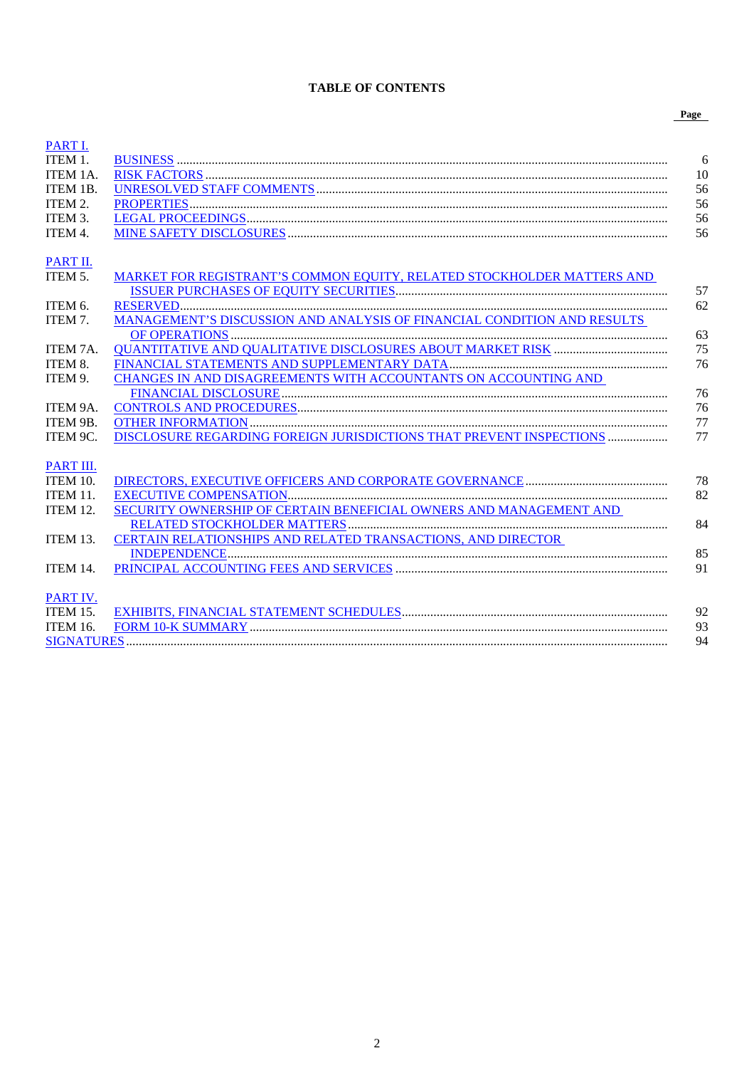# TABLE OF CONTENTS

| | | Page |
|---|---|---|
| PART I. | | |
| ITEM 1. | BUSINESS | 6 |
| ITEM 1A. | RISK FACTORS | 10 |
| ITEM 1B. | UNRESOLVED STAFF COMMENTS | 56 |
| ITEM 2. | PROPERTIES | 56 |
| ITEM 3. | LEGAL PROCEEDINGS | 56 |
| ITEM 4. | MINE SAFETY DISCLOSURES | 56 |
| PART II. | | |
| ITEM 5. | MARKET FOR REGISTRANT'S COMMON EQUITY, RELATED STOCKHOLDER MATTERS AND ISSUER PURCHASES OF EQUITY SECURITIES | 57 |
| ITEM 6. | RESERVED | 62 |
| ITEM 7. | MANAGEMENT'S DISCUSSION AND ANALYSIS OF FINANCIAL CONDITION AND RESULTS OF OPERATIONS | 63 |
| ITEM 7A. | QUANTITATIVE AND QUALITATIVE DISCLOSURES ABOUT MARKET RISK | 75 |
| ITEM 8. | FINANCIAL STATEMENTS AND SUPPLEMENTARY DATA | 76 |
| ITEM 9. | CHANGES IN AND DISAGREEMENTS WITH ACCOUNTANTS ON ACCOUNTING AND FINANCIAL DISCLOSURE | 76 |
| ITEM 9A. | CONTROLS AND PROCEDURES | 76 |
| ITEM 9B. | OTHER INFORMATION | 77 |
| ITEM 9C. | DISCLOSURE REGARDING FOREIGN JURISDICTIONS THAT PREVENT INSPECTIONS | 77 |
| PART III. | | |
| ITEM 10. | DIRECTORS, EXECUTIVE OFFICERS AND CORPORATE GOVERNANCE | 78 |
| ITEM 11. | EXECUTIVE COMPENSATION | 82 |
| ITEM 12. | SECURITY OWNERSHIP OF CERTAIN BENEFICIAL OWNERS AND MANAGEMENT AND RELATED STOCKHOLDER MATTERS | 84 |
| ITEM 13. | CERTAIN RELATIONSHIPS AND RELATED TRANSACTIONS, AND DIRECTOR INDEPENDENCE | 85 |
| ITEM 14. | PRINCIPAL ACCOUNTING FEES AND SERVICES | 91 |
| PART IV. | | |
| ITEM 15. | EXHIBITS, FINANCIAL STATEMENT SCHEDULES | 92 |
| ITEM 16. | FORM 10-K SUMMARY | 93 |
| SIGNATURES | | 94 |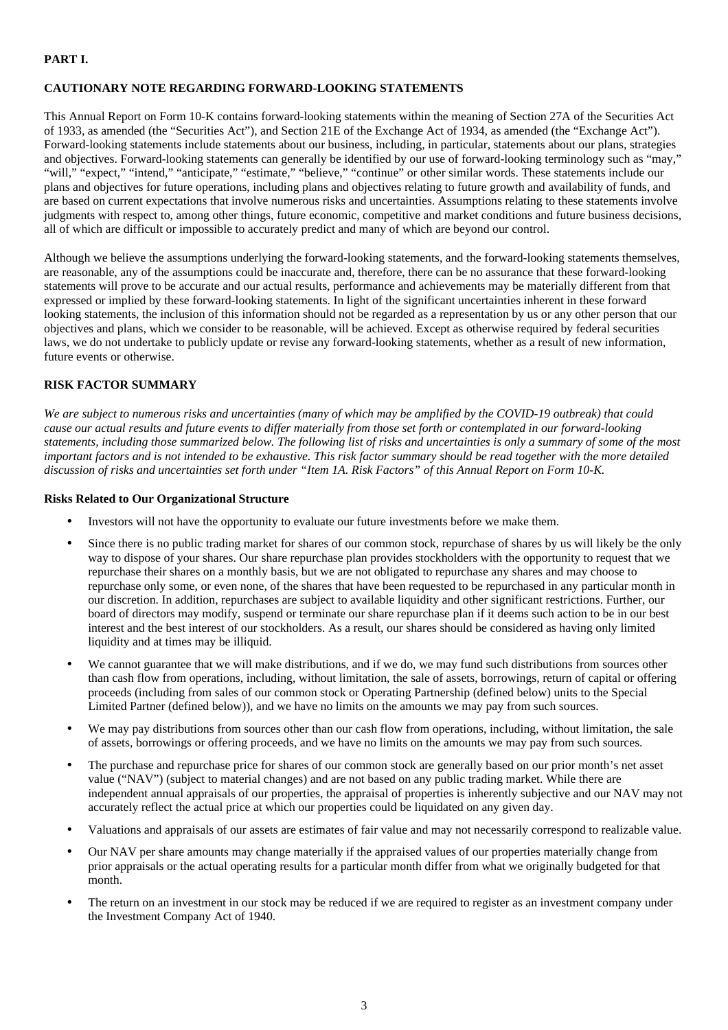**PART I.**

**CAUTIONARY NOTE REGARDING FORWARD-LOOKING STATEMENTS**

This Annual Report on Form 10-K contains forward-looking statements within the meaning of Section 27A of the Securities Act of 1933, as amended (the "Securities Act"), and Section 21E of the Exchange Act of 1934, as amended (the "Exchange Act"). Forward-looking statements include statements about our business, including, in particular, statements about our plans, strategies and objectives. Forward-looking statements can generally be identified by our use of forward-looking terminology such as "may," "will," "expect," "intend," "anticipate," "estimate," "believe," "continue" or other similar words. These statements include our plans and objectives for future operations, including plans and objectives relating to future growth and availability of funds, and are based on current expectations that involve numerous risks and uncertainties. Assumptions relating to these statements involve judgments with respect to, among other things, future economic, competitive and market conditions and future business decisions, all of which are difficult or impossible to accurately predict and many of which are beyond our control.

Although we believe the assumptions underlying the forward-looking statements, and the forward-looking statements themselves, are reasonable, any of the assumptions could be inaccurate and, therefore, there can be no assurance that these forward-looking statements will prove to be accurate and our actual results, performance and achievements may be materially different from that expressed or implied by these forward-looking statements. In light of the significant uncertainties inherent in these forward looking statements, the inclusion of this information should not be regarded as a representation by us or any other person that our objectives and plans, which we consider to be reasonable, will be achieved. Except as otherwise required by federal securities laws, we do not undertake to publicly update or revise any forward-looking statements, whether as a result of new information, future events or otherwise.

**RISK FACTOR SUMMARY**

*We are subject to numerous risks and uncertainties (many of which may be amplified by the COVID-19 outbreak) that could cause our actual results and future events to differ materially from those set forth or contemplated in our forward-looking statements, including those summarized below. The following list of risks and uncertainties is only a summary of some of the most important factors and is not intended to be exhaustive. This risk factor summary should be read together with the more detailed discussion of risks and uncertainties set forth under "Item 1A. Risk Factors" of this Annual Report on Form 10-K.*

**Risks Related to Our Organizational Structure**

- Investors will not have the opportunity to evaluate our future investments before we make them.
- Since there is no public trading market for shares of our common stock, repurchase of shares by us will likely be the only way to dispose of your shares. Our share repurchase plan provides stockholders with the opportunity to request that we repurchase their shares on a monthly basis, but we are not obligated to repurchase any shares and may choose to repurchase only some, or even none, of the shares that have been requested to be repurchased in any particular month in our discretion. In addition, repurchases are subject to available liquidity and other significant restrictions. Further, our board of directors may modify, suspend or terminate our share repurchase plan if it deems such action to be in our best interest and the best interest of our stockholders. As a result, our shares should be considered as having only limited liquidity and at times may be illiquid.
- We cannot guarantee that we will make distributions, and if we do, we may fund such distributions from sources other than cash flow from operations, including, without limitation, the sale of assets, borrowings, return of capital or offering proceeds (including from sales of our common stock or Operating Partnership (defined below) units to the Special Limited Partner (defined below)), and we have no limits on the amounts we may pay from such sources.
- We may pay distributions from sources other than our cash flow from operations, including, without limitation, the sale of assets, borrowings or offering proceeds, and we have no limits on the amounts we may pay from such sources.
- The purchase and repurchase price for shares of our common stock are generally based on our prior month's net asset value ("NAV") (subject to material changes) and are not based on any public trading market. While there are independent annual appraisals of our properties, the appraisal of properties is inherently subjective and our NAV may not accurately reflect the actual price at which our properties could be liquidated on any given day.
- Valuations and appraisals of our assets are estimates of fair value and may not necessarily correspond to realizable value.
- Our NAV per share amounts may change materially if the appraised values of our properties materially change from prior appraisals or the actual operating results for a particular month differ from what we originally budgeted for that month.
- The return on an investment in our stock may be reduced if we are required to register as an investment company under the Investment Company Act of 1940.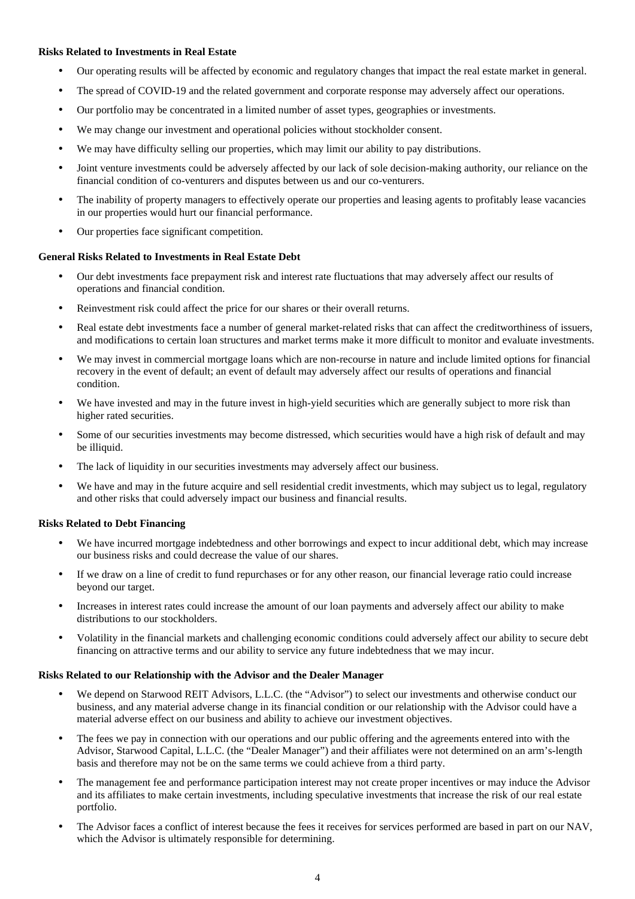**Risks Related to Investments in Real Estate**

- Our operating results will be affected by economic and regulatory changes that impact the real estate market in general.
- The spread of COVID-19 and the related government and corporate response may adversely affect our operations.
- Our portfolio may be concentrated in a limited number of asset types, geographies or investments.
- We may change our investment and operational policies without stockholder consent.
- We may have difficulty selling our properties, which may limit our ability to pay distributions.
- Joint venture investments could be adversely affected by our lack of sole decision-making authority, our reliance on the financial condition of co-venturers and disputes between us and our co-venturers.
- The inability of property managers to effectively operate our properties and leasing agents to profitably lease vacancies in our properties would hurt our financial performance.
- Our properties face significant competition.

**General Risks Related to Investments in Real Estate Debt**

- Our debt investments face prepayment risk and interest rate fluctuations that may adversely affect our results of operations and financial condition.
- Reinvestment risk could affect the price for our shares or their overall returns.
- Real estate debt investments face a number of general market-related risks that can affect the creditworthiness of issuers, and modifications to certain loan structures and market terms make it more difficult to monitor and evaluate investments.
- We may invest in commercial mortgage loans which are non-recourse in nature and include limited options for financial recovery in the event of default; an event of default may adversely affect our results of operations and financial condition.
- We have invested and may in the future invest in high-yield securities which are generally subject to more risk than higher rated securities.
- Some of our securities investments may become distressed, which securities would have a high risk of default and may be illiquid.
- The lack of liquidity in our securities investments may adversely affect our business.
- We have and may in the future acquire and sell residential credit investments, which may subject us to legal, regulatory and other risks that could adversely impact our business and financial results.

**Risks Related to Debt Financing**

- We have incurred mortgage indebtedness and other borrowings and expect to incur additional debt, which may increase our business risks and could decrease the value of our shares.
- If we draw on a line of credit to fund repurchases or for any other reason, our financial leverage ratio could increase beyond our target.
- Increases in interest rates could increase the amount of our loan payments and adversely affect our ability to make distributions to our stockholders.
- Volatility in the financial markets and challenging economic conditions could adversely affect our ability to secure debt financing on attractive terms and our ability to service any future indebtedness that we may incur.

**Risks Related to our Relationship with the Advisor and the Dealer Manager**

- We depend on Starwood REIT Advisors, L.L.C. (the "Advisor") to select our investments and otherwise conduct our business, and any material adverse change in its financial condition or our relationship with the Advisor could have a material adverse effect on our business and ability to achieve our investment objectives.
- The fees we pay in connection with our operations and our public offering and the agreements entered into with the Advisor, Starwood Capital, L.L.C. (the "Dealer Manager") and their affiliates were not determined on an arm's-length basis and therefore may not be on the same terms we could achieve from a third party.
- The management fee and performance participation interest may not create proper incentives or may induce the Advisor and its affiliates to make certain investments, including speculative investments that increase the risk of our real estate portfolio.
- The Advisor faces a conflict of interest because the fees it receives for services performed are based in part on our NAV, which the Advisor is ultimately responsible for determining.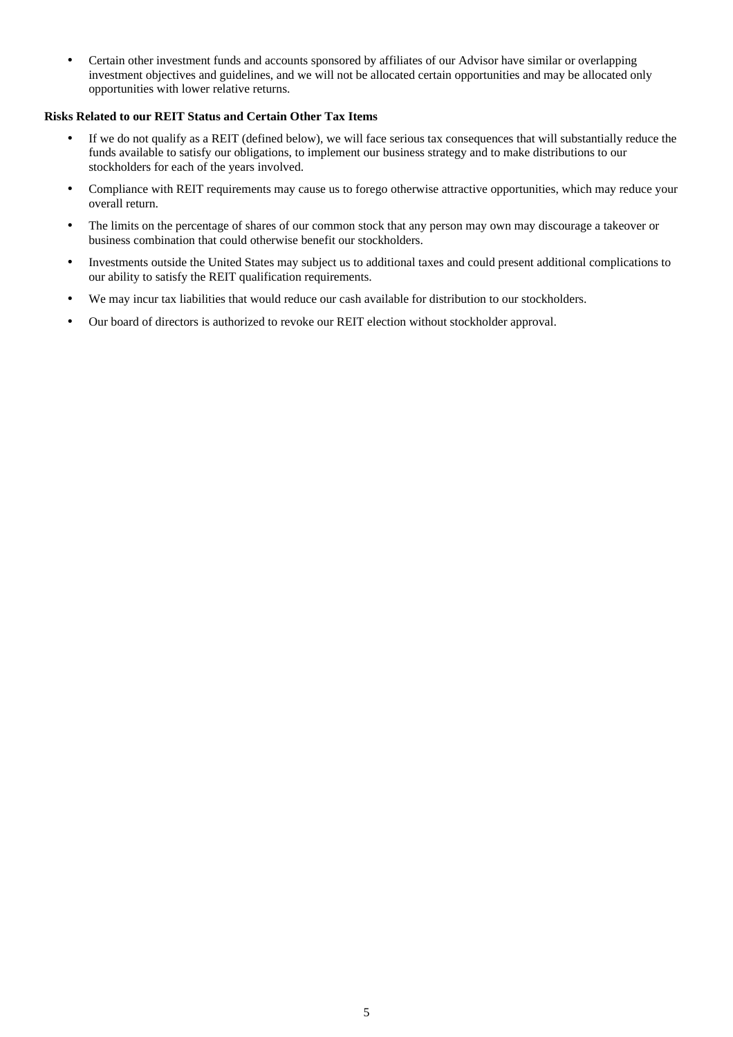- Certain other investment funds and accounts sponsored by affiliates of our Advisor have similar or overlapping investment objectives and guidelines, and we will not be allocated certain opportunities and may be allocated only opportunities with lower relative returns.

**Risks Related to our REIT Status and Certain Other Tax Items**

- If we do not qualify as a REIT (defined below), we will face serious tax consequences that will substantially reduce the funds available to satisfy our obligations, to implement our business strategy and to make distributions to our stockholders for each of the years involved.
- Compliance with REIT requirements may cause us to forego otherwise attractive opportunities, which may reduce your overall return.
- The limits on the percentage of shares of our common stock that any person may own may discourage a takeover or business combination that could otherwise benefit our stockholders.
- Investments outside the United States may subject us to additional taxes and could present additional complications to our ability to satisfy the REIT qualification requirements.
- We may incur tax liabilities that would reduce our cash available for distribution to our stockholders.
- Our board of directors is authorized to revoke our REIT election without stockholder approval.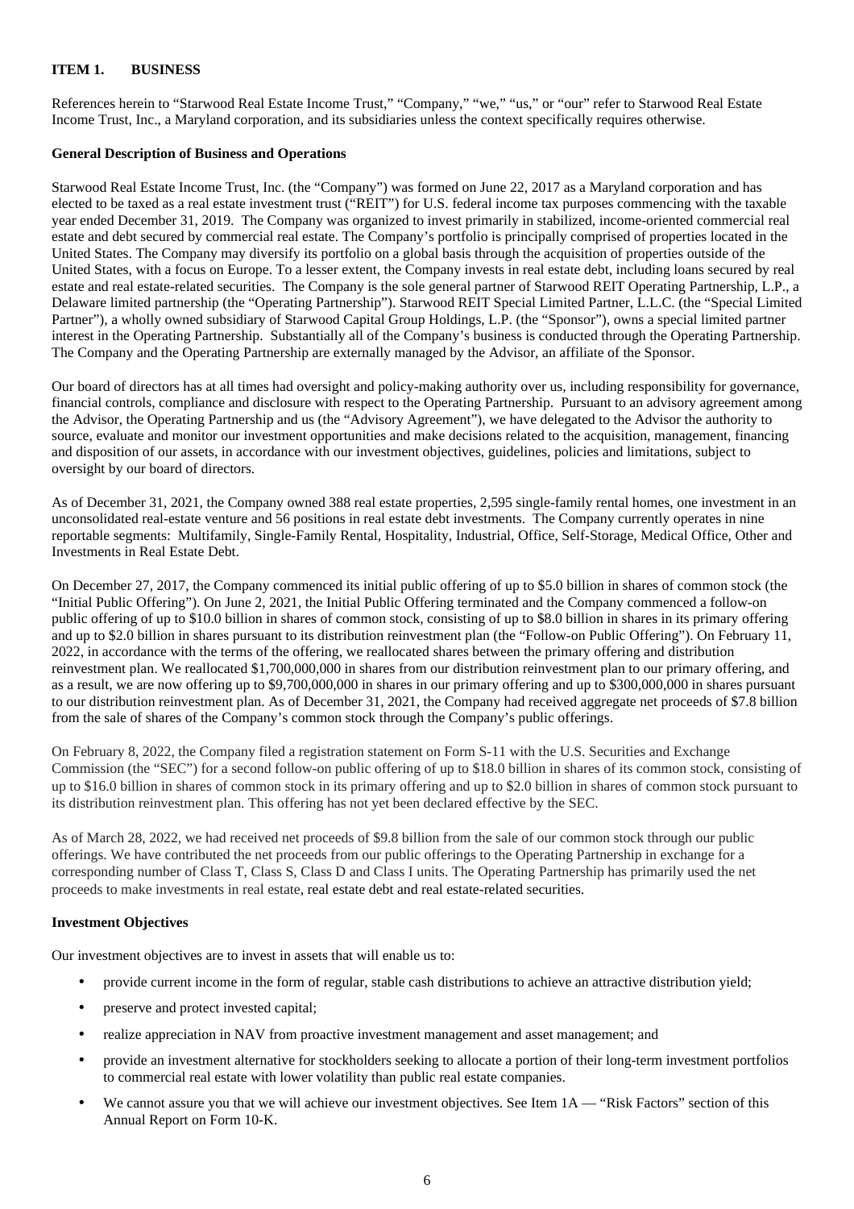# ITEM 1. BUSINESS

References herein to "Starwood Real Estate Income Trust," "Company," "we," "us," or "our" refer to Starwood Real Estate Income Trust, Inc., a Maryland corporation, and its subsidiaries unless the context specifically requires otherwise.

## General Description of Business and Operations

Starwood Real Estate Income Trust, Inc. (the "Company") was formed on June 22, 2017 as a Maryland corporation and has elected to be taxed as a real estate investment trust ("REIT") for U.S. federal income tax purposes commencing with the taxable year ended December 31, 2019. The Company was organized to invest primarily in stabilized, income-oriented commercial real estate and debt secured by commercial real estate. The Company's portfolio is principally comprised of properties located in the United States. The Company may diversify its portfolio on a global basis through the acquisition of properties outside of the United States, with a focus on Europe. To a lesser extent, the Company invests in real estate debt, including loans secured by real estate and real estate-related securities. The Company is the sole general partner of Starwood REIT Operating Partnership, L.P., a Delaware limited partnership (the "Operating Partnership"). Starwood REIT Special Limited Partner, L.L.C. (the "Special Limited Partner"), a wholly owned subsidiary of Starwood Capital Group Holdings, L.P. (the "Sponsor"), owns a special limited partner interest in the Operating Partnership. Substantially all of the Company's business is conducted through the Operating Partnership. The Company and the Operating Partnership are externally managed by the Advisor, an affiliate of the Sponsor.

Our board of directors has at all times had oversight and policy-making authority over us, including responsibility for governance, financial controls, compliance and disclosure with respect to the Operating Partnership. Pursuant to an advisory agreement among the Advisor, the Operating Partnership and us (the "Advisory Agreement"), we have delegated to the Advisor the authority to source, evaluate and monitor our investment opportunities and make decisions related to the acquisition, management, financing and disposition of our assets, in accordance with our investment objectives, guidelines, policies and limitations, subject to oversight by our board of directors.

As of December 31, 2021, the Company owned 388 real estate properties, 2,595 single-family rental homes, one investment in an unconsolidated real-estate venture and 56 positions in real estate debt investments. The Company currently operates in nine reportable segments: Multifamily, Single-Family Rental, Hospitality, Industrial, Office, Self-Storage, Medical Office, Other and Investments in Real Estate Debt.

On December 27, 2017, the Company commenced its initial public offering of up to $5.0 billion in shares of common stock (the "Initial Public Offering"). On June 2, 2021, the Initial Public Offering terminated and the Company commenced a follow-on public offering of up to $10.0 billion in shares of common stock, consisting of up to $8.0 billion in shares in its primary offering and up to $2.0 billion in shares pursuant to its distribution reinvestment plan (the "Follow-on Public Offering"). On February 11, 2022, in accordance with the terms of the offering, we reallocated shares between the primary offering and distribution reinvestment plan. We reallocated $1,700,000,000 in shares from our distribution reinvestment plan to our primary offering, and as a result, we are now offering up to $9,700,000,000 in shares in our primary offering and up to $300,000,000 in shares pursuant to our distribution reinvestment plan. As of December 31, 2021, the Company had received aggregate net proceeds of $7.8 billion from the sale of shares of the Company's common stock through the Company's public offerings.

On February 8, 2022, the Company filed a registration statement on Form S-11 with the U.S. Securities and Exchange Commission (the "SEC") for a second follow-on public offering of up to $18.0 billion in shares of its common stock, consisting of up to $16.0 billion in shares of common stock in its primary offering and up to $2.0 billion in shares of common stock pursuant to its distribution reinvestment plan. This offering has not yet been declared effective by the SEC.

As of March 28, 2022, we had received net proceeds of $9.8 billion from the sale of our common stock through our public offerings. We have contributed the net proceeds from our public offerings to the Operating Partnership in exchange for a corresponding number of Class T, Class S, Class D and Class I units. The Operating Partnership has primarily used the net proceeds to make investments in real estate, real estate debt and real estate-related securities.

## Investment Objectives

Our investment objectives are to invest in assets that will enable us to:

- provide current income in the form of regular, stable cash distributions to achieve an attractive distribution yield;
- preserve and protect invested capital;
- realize appreciation in NAV from proactive investment management and asset management; and
- provide an investment alternative for stockholders seeking to allocate a portion of their long-term investment portfolios to commercial real estate with lower volatility than public real estate companies.
- We cannot assure you that we will achieve our investment objectives. See Item 1A — "Risk Factors" section of this Annual Report on Form 10-K.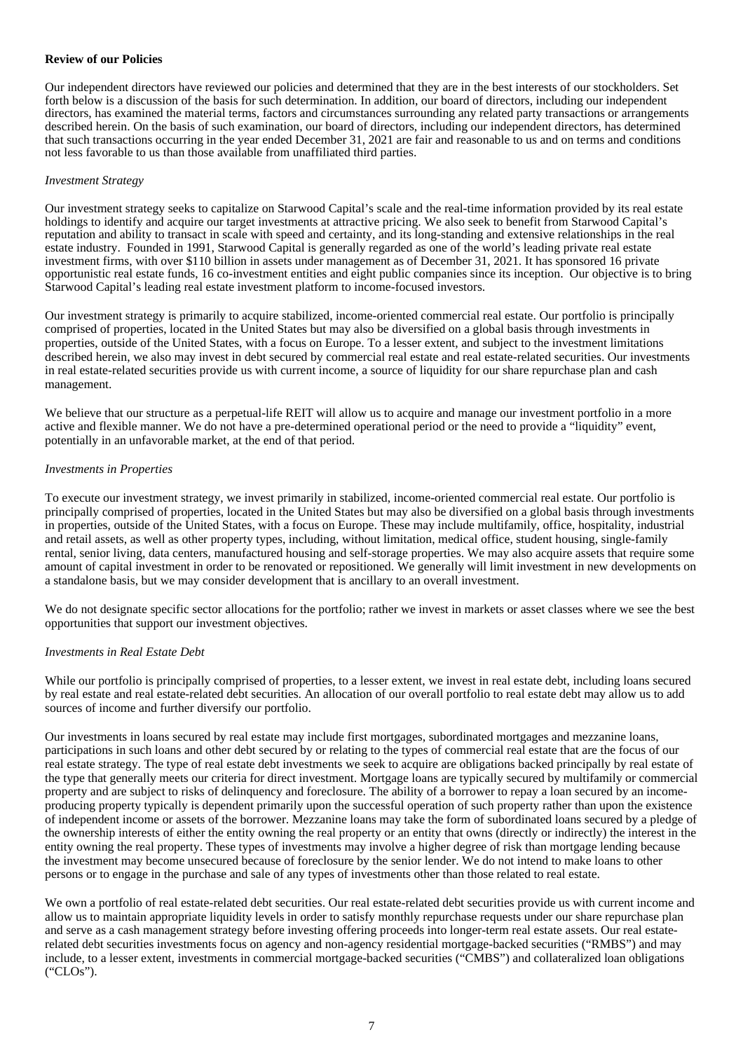**Review of our Policies**

Our independent directors have reviewed our policies and determined that they are in the best interests of our stockholders. Set forth below is a discussion of the basis for such determination. In addition, our board of directors, including our independent directors, has examined the material terms, factors and circumstances surrounding any related party transactions or arrangements described herein. On the basis of such examination, our board of directors, including our independent directors, has determined that such transactions occurring in the year ended December 31, 2021 are fair and reasonable to us and on terms and conditions not less favorable to us than those available from unaffiliated third parties.

*Investment Strategy*

Our investment strategy seeks to capitalize on Starwood Capital's scale and the real-time information provided by its real estate holdings to identify and acquire our target investments at attractive pricing. We also seek to benefit from Starwood Capital's reputation and ability to transact in scale with speed and certainty, and its long-standing and extensive relationships in the real estate industry. Founded in 1991, Starwood Capital is generally regarded as one of the world's leading private real estate investment firms, with over $110 billion in assets under management as of December 31, 2021. It has sponsored 16 private opportunistic real estate funds, 16 co-investment entities and eight public companies since its inception. Our objective is to bring Starwood Capital's leading real estate investment platform to income-focused investors.

Our investment strategy is primarily to acquire stabilized, income-oriented commercial real estate. Our portfolio is principally comprised of properties, located in the United States but may also be diversified on a global basis through investments in properties, outside of the United States, with a focus on Europe. To a lesser extent, and subject to the investment limitations described herein, we also may invest in debt secured by commercial real estate and real estate-related securities. Our investments in real estate-related securities provide us with current income, a source of liquidity for our share repurchase plan and cash management.

We believe that our structure as a perpetual-life REIT will allow us to acquire and manage our investment portfolio in a more active and flexible manner. We do not have a pre-determined operational period or the need to provide a "liquidity" event, potentially in an unfavorable market, at the end of that period.

*Investments in Properties*

To execute our investment strategy, we invest primarily in stabilized, income-oriented commercial real estate. Our portfolio is principally comprised of properties, located in the United States but may also be diversified on a global basis through investments in properties, outside of the United States, with a focus on Europe. These may include multifamily, office, hospitality, industrial and retail assets, as well as other property types, including, without limitation, medical office, student housing, single-family rental, senior living, data centers, manufactured housing and self-storage properties. We may also acquire assets that require some amount of capital investment in order to be renovated or repositioned. We generally will limit investment in new developments on a standalone basis, but we may consider development that is ancillary to an overall investment.

We do not designate specific sector allocations for the portfolio; rather we invest in markets or asset classes where we see the best opportunities that support our investment objectives.

*Investments in Real Estate Debt*

While our portfolio is principally comprised of properties, to a lesser extent, we invest in real estate debt, including loans secured by real estate and real estate-related debt securities. An allocation of our overall portfolio to real estate debt may allow us to add sources of income and further diversify our portfolio.

Our investments in loans secured by real estate may include first mortgages, subordinated mortgages and mezzanine loans, participations in such loans and other debt secured by or relating to the types of commercial real estate that are the focus of our real estate strategy. The type of real estate debt investments we seek to acquire are obligations backed principally by real estate of the type that generally meets our criteria for direct investment. Mortgage loans are typically secured by multifamily or commercial property and are subject to risks of delinquency and foreclosure. The ability of a borrower to repay a loan secured by an income-producing property typically is dependent primarily upon the successful operation of such property rather than upon the existence of independent income or assets of the borrower. Mezzanine loans may take the form of subordinated loans secured by a pledge of the ownership interests of either the entity owning the real property or an entity that owns (directly or indirectly) the interest in the entity owning the real property. These types of investments may involve a higher degree of risk than mortgage lending because the investment may become unsecured because of foreclosure by the senior lender. We do not intend to make loans to other persons or to engage in the purchase and sale of any types of investments other than those related to real estate.

We own a portfolio of real estate-related debt securities. Our real estate-related debt securities provide us with current income and allow us to maintain appropriate liquidity levels in order to satisfy monthly repurchase requests under our share repurchase plan and serve as a cash management strategy before investing offering proceeds into longer-term real estate assets. Our real estate-related debt securities investments focus on agency and non-agency residential mortgage-backed securities ("RMBS") and may include, to a lesser extent, investments in commercial mortgage-backed securities ("CMBS") and collateralized loan obligations ("CLOs").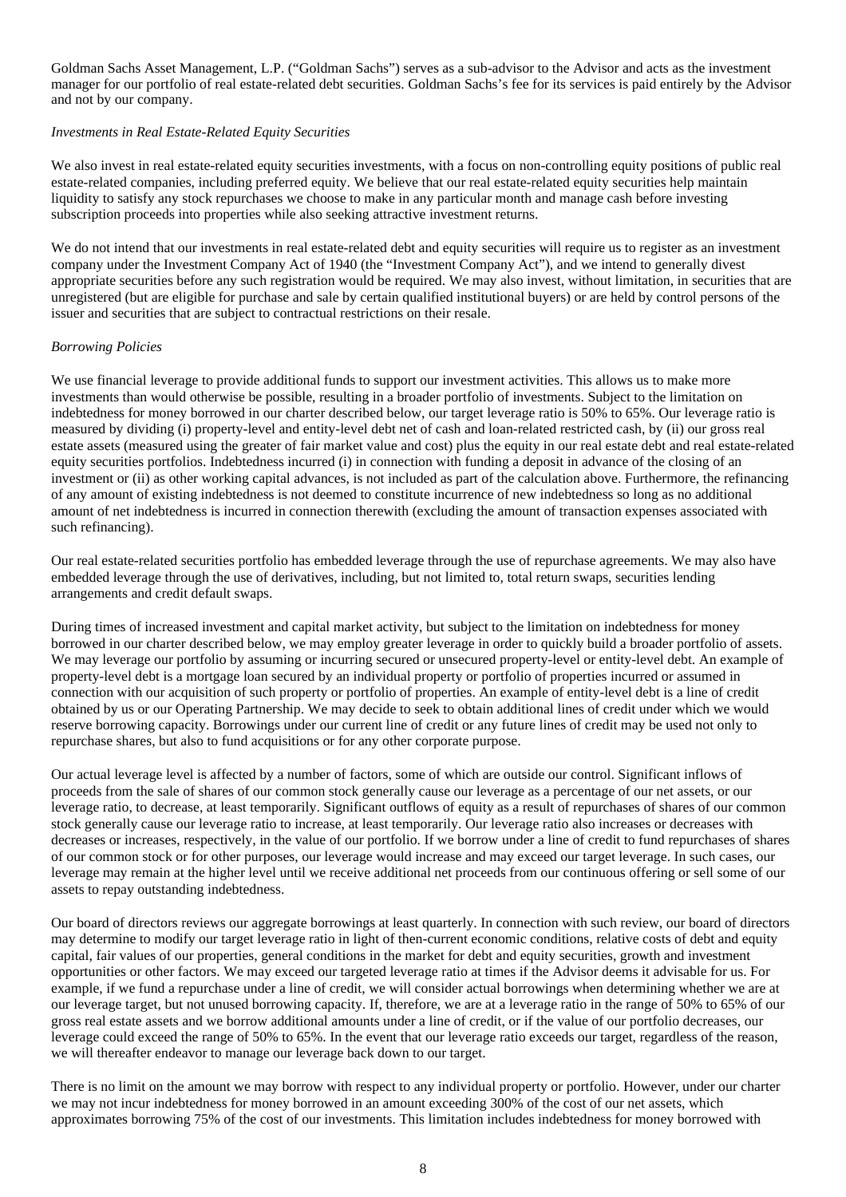Goldman Sachs Asset Management, L.P. ("Goldman Sachs") serves as a sub-advisor to the Advisor and acts as the investment manager for our portfolio of real estate-related debt securities. Goldman Sachs's fee for its services is paid entirely by the Advisor and not by our company.

*Investments in Real Estate-Related Equity Securities*

We also invest in real estate-related equity securities investments, with a focus on non-controlling equity positions of public real estate-related companies, including preferred equity. We believe that our real estate-related equity securities help maintain liquidity to satisfy any stock repurchases we choose to make in any particular month and manage cash before investing subscription proceeds into properties while also seeking attractive investment returns.

We do not intend that our investments in real estate-related debt and equity securities will require us to register as an investment company under the Investment Company Act of 1940 (the "Investment Company Act"), and we intend to generally divest appropriate securities before any such registration would be required. We may also invest, without limitation, in securities that are unregistered (but are eligible for purchase and sale by certain qualified institutional buyers) or are held by control persons of the issuer and securities that are subject to contractual restrictions on their resale.

*Borrowing Policies*

We use financial leverage to provide additional funds to support our investment activities. This allows us to make more investments than would otherwise be possible, resulting in a broader portfolio of investments. Subject to the limitation on indebtedness for money borrowed in our charter described below, our target leverage ratio is 50% to 65%. Our leverage ratio is measured by dividing (i) property-level and entity-level debt net of cash and loan-related restricted cash, by (ii) our gross real estate assets (measured using the greater of fair market value and cost) plus the equity in our real estate debt and real estate-related equity securities portfolios. Indebtedness incurred (i) in connection with funding a deposit in advance of the closing of an investment or (ii) as other working capital advances, is not included as part of the calculation above. Furthermore, the refinancing of any amount of existing indebtedness is not deemed to constitute incurrence of new indebtedness so long as no additional amount of net indebtedness is incurred in connection therewith (excluding the amount of transaction expenses associated with such refinancing).

Our real estate-related securities portfolio has embedded leverage through the use of repurchase agreements. We may also have embedded leverage through the use of derivatives, including, but not limited to, total return swaps, securities lending arrangements and credit default swaps.

During times of increased investment and capital market activity, but subject to the limitation on indebtedness for money borrowed in our charter described below, we may employ greater leverage in order to quickly build a broader portfolio of assets. We may leverage our portfolio by assuming or incurring secured or unsecured property-level or entity-level debt. An example of property-level debt is a mortgage loan secured by an individual property or portfolio of properties incurred or assumed in connection with our acquisition of such property or portfolio of properties. An example of entity-level debt is a line of credit obtained by us or our Operating Partnership. We may decide to seek to obtain additional lines of credit under which we would reserve borrowing capacity. Borrowings under our current line of credit or any future lines of credit may be used not only to repurchase shares, but also to fund acquisitions or for any other corporate purpose.

Our actual leverage level is affected by a number of factors, some of which are outside our control. Significant inflows of proceeds from the sale of shares of our common stock generally cause our leverage as a percentage of our net assets, or our leverage ratio, to decrease, at least temporarily. Significant outflows of equity as a result of repurchases of shares of our common stock generally cause our leverage ratio to increase, at least temporarily. Our leverage ratio also increases or decreases with decreases or increases, respectively, in the value of our portfolio. If we borrow under a line of credit to fund repurchases of shares of our common stock or for other purposes, our leverage would increase and may exceed our target leverage. In such cases, our leverage may remain at the higher level until we receive additional net proceeds from our continuous offering or sell some of our assets to repay outstanding indebtedness.

Our board of directors reviews our aggregate borrowings at least quarterly. In connection with such review, our board of directors may determine to modify our target leverage ratio in light of then-current economic conditions, relative costs of debt and equity capital, fair values of our properties, general conditions in the market for debt and equity securities, growth and investment opportunities or other factors. We may exceed our targeted leverage ratio at times if the Advisor deems it advisable for us. For example, if we fund a repurchase under a line of credit, we will consider actual borrowings when determining whether we are at our leverage target, but not unused borrowing capacity. If, therefore, we are at a leverage ratio in the range of 50% to 65% of our gross real estate assets and we borrow additional amounts under a line of credit, or if the value of our portfolio decreases, our leverage could exceed the range of 50% to 65%. In the event that our leverage ratio exceeds our target, regardless of the reason, we will thereafter endeavor to manage our leverage back down to our target.

There is no limit on the amount we may borrow with respect to any individual property or portfolio. However, under our charter we may not incur indebtedness for money borrowed in an amount exceeding 300% of the cost of our net assets, which approximates borrowing 75% of the cost of our investments. This limitation includes indebtedness for money borrowed with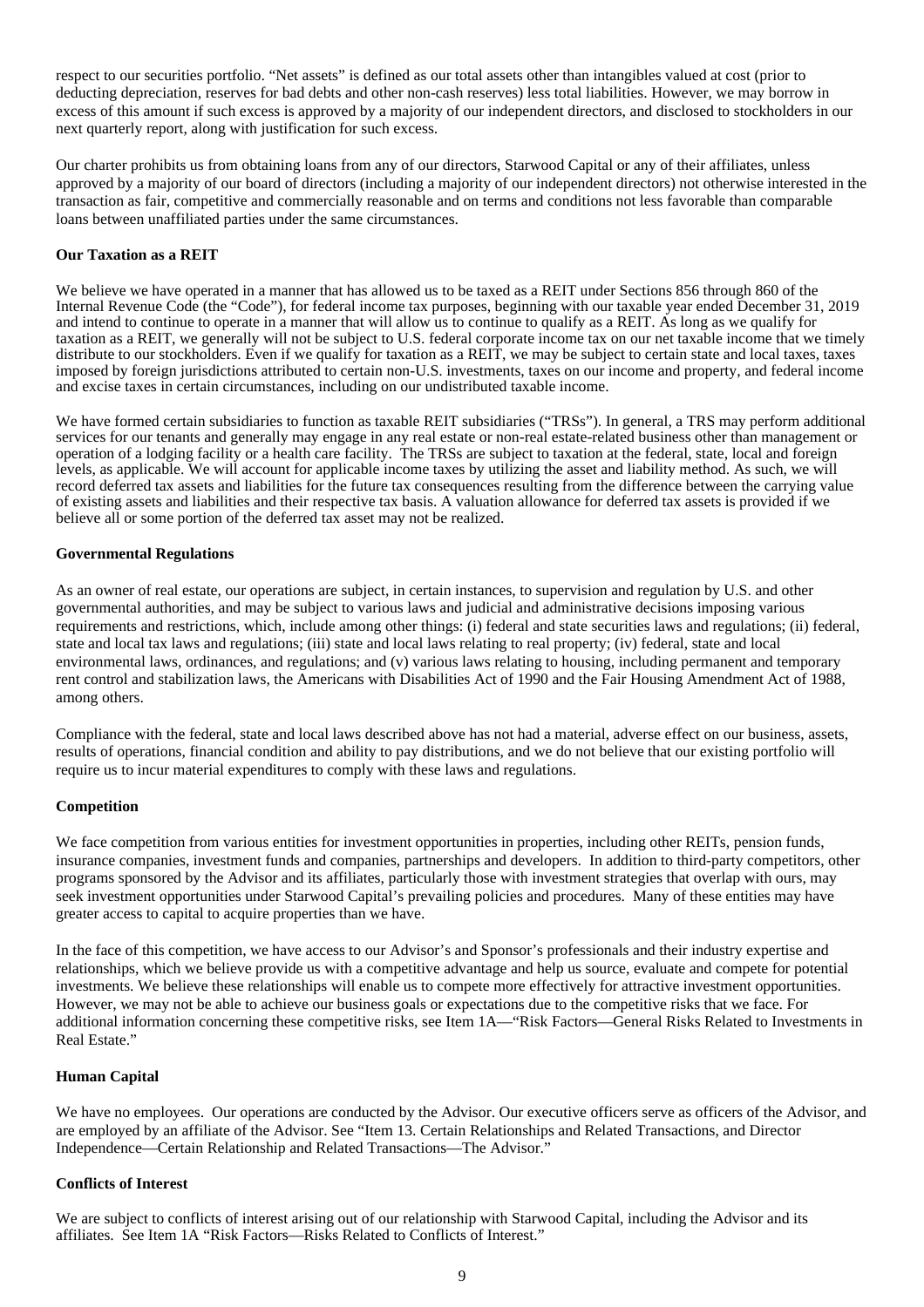respect to our securities portfolio. "Net assets" is defined as our total assets other than intangibles valued at cost (prior to deducting depreciation, reserves for bad debts and other non-cash reserves) less total liabilities. However, we may borrow in excess of this amount if such excess is approved by a majority of our independent directors, and disclosed to stockholders in our next quarterly report, along with justification for such excess.

Our charter prohibits us from obtaining loans from any of our directors, Starwood Capital or any of their affiliates, unless approved by a majority of our board of directors (including a majority of our independent directors) not otherwise interested in the transaction as fair, competitive and commercially reasonable and on terms and conditions not less favorable than comparable loans between unaffiliated parties under the same circumstances.

**Our Taxation as a REIT**

We believe we have operated in a manner that has allowed us to be taxed as a REIT under Sections 856 through 860 of the Internal Revenue Code (the "Code"), for federal income tax purposes, beginning with our taxable year ended December 31, 2019 and intend to continue to operate in a manner that will allow us to continue to qualify as a REIT. As long as we qualify for taxation as a REIT, we generally will not be subject to U.S. federal corporate income tax on our net taxable income that we timely distribute to our stockholders. Even if we qualify for taxation as a REIT, we may be subject to certain state and local taxes, taxes imposed by foreign jurisdictions attributed to certain non-U.S. investments, taxes on our income and property, and federal income and excise taxes in certain circumstances, including on our undistributed taxable income.

We have formed certain subsidiaries to function as taxable REIT subsidiaries ("TRSs"). In general, a TRS may perform additional services for our tenants and generally may engage in any real estate or non-real estate-related business other than management or operation of a lodging facility or a health care facility. The TRSs are subject to taxation at the federal, state, local and foreign levels, as applicable. We will account for applicable income taxes by utilizing the asset and liability method. As such, we will record deferred tax assets and liabilities for the future tax consequences resulting from the difference between the carrying value of existing assets and liabilities and their respective tax basis. A valuation allowance for deferred tax assets is provided if we believe all or some portion of the deferred tax asset may not be realized.

**Governmental Regulations**

As an owner of real estate, our operations are subject, in certain instances, to supervision and regulation by U.S. and other governmental authorities, and may be subject to various laws and judicial and administrative decisions imposing various requirements and restrictions, which, include among other things: (i) federal and state securities laws and regulations; (ii) federal, state and local tax laws and regulations; (iii) state and local laws relating to real property; (iv) federal, state and local environmental laws, ordinances, and regulations; and (v) various laws relating to housing, including permanent and temporary rent control and stabilization laws, the Americans with Disabilities Act of 1990 and the Fair Housing Amendment Act of 1988, among others.

Compliance with the federal, state and local laws described above has not had a material, adverse effect on our business, assets, results of operations, financial condition and ability to pay distributions, and we do not believe that our existing portfolio will require us to incur material expenditures to comply with these laws and regulations.

**Competition**

We face competition from various entities for investment opportunities in properties, including other REITs, pension funds, insurance companies, investment funds and companies, partnerships and developers. In addition to third-party competitors, other programs sponsored by the Advisor and its affiliates, particularly those with investment strategies that overlap with ours, may seek investment opportunities under Starwood Capital's prevailing policies and procedures. Many of these entities may have greater access to capital to acquire properties than we have.

In the face of this competition, we have access to our Advisor's and Sponsor's professionals and their industry expertise and relationships, which we believe provide us with a competitive advantage and help us source, evaluate and compete for potential investments. We believe these relationships will enable us to compete more effectively for attractive investment opportunities. However, we may not be able to achieve our business goals or expectations due to the competitive risks that we face. For additional information concerning these competitive risks, see Item 1A—"Risk Factors—General Risks Related to Investments in Real Estate."

**Human Capital**

We have no employees. Our operations are conducted by the Advisor. Our executive officers serve as officers of the Advisor, and are employed by an affiliate of the Advisor. See "Item 13. Certain Relationships and Related Transactions, and Director Independence—Certain Relationship and Related Transactions—The Advisor."

**Conflicts of Interest**

We are subject to conflicts of interest arising out of our relationship with Starwood Capital, including the Advisor and its affiliates. See Item 1A "Risk Factors—Risks Related to Conflicts of Interest."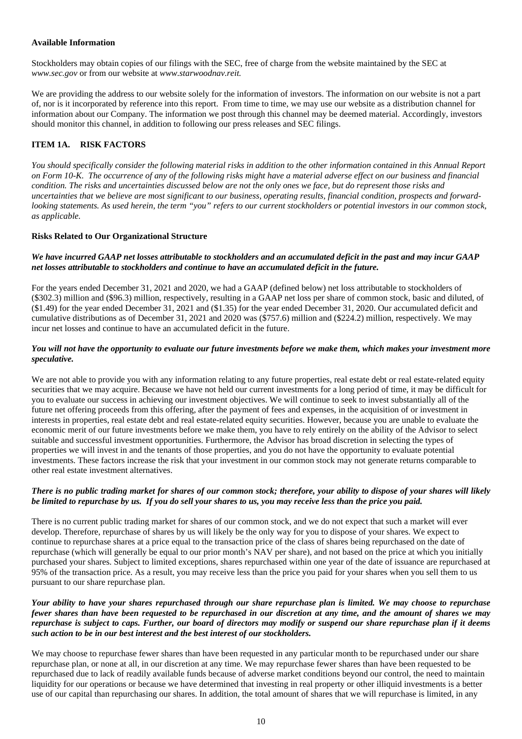**Available Information**

Stockholders may obtain copies of our filings with the SEC, free of charge from the website maintained by the SEC at *www.sec.gov* or from our website at *www.starwoodnav.reit.*

We are providing the address to our website solely for the information of investors. The information on our website is not a part of, nor is it incorporated by reference into this report. From time to time, we may use our website as a distribution channel for information about our Company. The information we post through this channel may be deemed material. Accordingly, investors should monitor this channel, in addition to following our press releases and SEC filings.

## ITEM 1A. RISK FACTORS

*You should specifically consider the following material risks in addition to the other information contained in this Annual Report on Form 10-K. The occurrence of any of the following risks might have a material adverse effect on our business and financial condition. The risks and uncertainties discussed below are not the only ones we face, but do represent those risks and uncertainties that we believe are most significant to our business, operating results, financial condition, prospects and forward-looking statements. As used herein, the term "you" refers to our current stockholders or potential investors in our common stock, as applicable.*

### Risks Related to Our Organizational Structure

***We have incurred GAAP net losses attributable to stockholders and an accumulated deficit in the past and may incur GAAP net losses attributable to stockholders and continue to have an accumulated deficit in the future.***

For the years ended December 31, 2021 and 2020, we had a GAAP (defined below) net loss attributable to stockholders of ($302.3) million and ($96.3) million, respectively, resulting in a GAAP net loss per share of common stock, basic and diluted, of ($1.49) for the year ended December 31, 2021 and ($1.35) for the year ended December 31, 2020. Our accumulated deficit and cumulative distributions as of December 31, 2021 and 2020 was ($757.6) million and ($224.2) million, respectively. We may incur net losses and continue to have an accumulated deficit in the future.

***You will not have the opportunity to evaluate our future investments before we make them, which makes your investment more speculative.***

We are not able to provide you with any information relating to any future properties, real estate debt or real estate-related equity securities that we may acquire. Because we have not held our current investments for a long period of time, it may be difficult for you to evaluate our success in achieving our investment objectives. We will continue to seek to invest substantially all of the future net offering proceeds from this offering, after the payment of fees and expenses, in the acquisition of or investment in interests in properties, real estate debt and real estate-related equity securities. However, because you are unable to evaluate the economic merit of our future investments before we make them, you have to rely entirely on the ability of the Advisor to select suitable and successful investment opportunities. Furthermore, the Advisor has broad discretion in selecting the types of properties we will invest in and the tenants of those properties, and you do not have the opportunity to evaluate potential investments. These factors increase the risk that your investment in our common stock may not generate returns comparable to other real estate investment alternatives.

***There is no public trading market for shares of our common stock; therefore, your ability to dispose of your shares will likely be limited to repurchase by us. If you do sell your shares to us, you may receive less than the price you paid.***

There is no current public trading market for shares of our common stock, and we do not expect that such a market will ever develop. Therefore, repurchase of shares by us will likely be the only way for you to dispose of your shares. We expect to continue to repurchase shares at a price equal to the transaction price of the class of shares being repurchased on the date of repurchase (which will generally be equal to our prior month's NAV per share), and not based on the price at which you initially purchased your shares. Subject to limited exceptions, shares repurchased within one year of the date of issuance are repurchased at 95% of the transaction price. As a result, you may receive less than the price you paid for your shares when you sell them to us pursuant to our share repurchase plan.

***Your ability to have your shares repurchased through our share repurchase plan is limited. We may choose to repurchase fewer shares than have been requested to be repurchased in our discretion at any time, and the amount of shares we may repurchase is subject to caps. Further, our board of directors may modify or suspend our share repurchase plan if it deems such action to be in our best interest and the best interest of our stockholders.***

We may choose to repurchase fewer shares than have been requested in any particular month to be repurchased under our share repurchase plan, or none at all, in our discretion at any time. We may repurchase fewer shares than have been requested to be repurchased due to lack of readily available funds because of adverse market conditions beyond our control, the need to maintain liquidity for our operations or because we have determined that investing in real property or other illiquid investments is a better use of our capital than repurchasing our shares. In addition, the total amount of shares that we will repurchase is limited, in any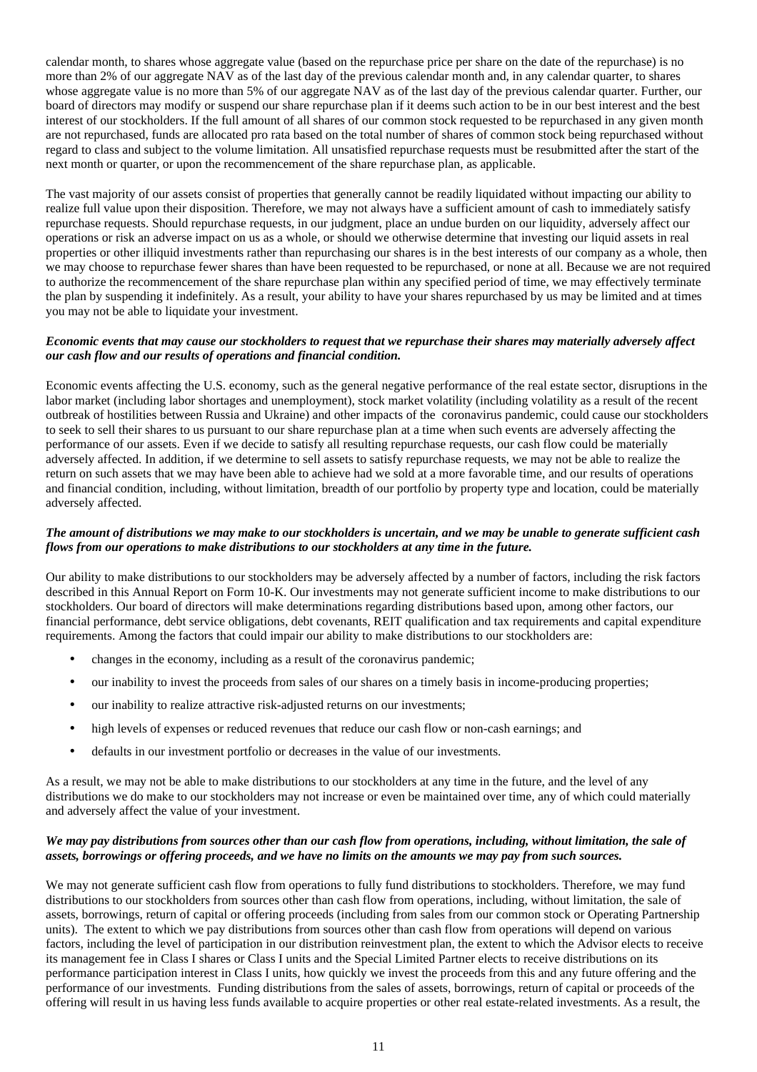calendar month, to shares whose aggregate value (based on the repurchase price per share on the date of the repurchase) is no more than 2% of our aggregate NAV as of the last day of the previous calendar month and, in any calendar quarter, to shares whose aggregate value is no more than 5% of our aggregate NAV as of the last day of the previous calendar quarter. Further, our board of directors may modify or suspend our share repurchase plan if it deems such action to be in our best interest and the best interest of our stockholders. If the full amount of all shares of our common stock requested to be repurchased in any given month are not repurchased, funds are allocated pro rata based on the total number of shares of common stock being repurchased without regard to class and subject to the volume limitation. All unsatisfied repurchase requests must be resubmitted after the start of the next month or quarter, or upon the recommencement of the share repurchase plan, as applicable.

The vast majority of our assets consist of properties that generally cannot be readily liquidated without impacting our ability to realize full value upon their disposition. Therefore, we may not always have a sufficient amount of cash to immediately satisfy repurchase requests. Should repurchase requests, in our judgment, place an undue burden on our liquidity, adversely affect our operations or risk an adverse impact on us as a whole, or should we otherwise determine that investing our liquid assets in real properties or other illiquid investments rather than repurchasing our shares is in the best interests of our company as a whole, then we may choose to repurchase fewer shares than have been requested to be repurchased, or none at all. Because we are not required to authorize the recommencement of the share repurchase plan within any specified period of time, we may effectively terminate the plan by suspending it indefinitely. As a result, your ability to have your shares repurchased by us may be limited and at times you may not be able to liquidate your investment.

***Economic events that may cause our stockholders to request that we repurchase their shares may materially adversely affect our cash flow and our results of operations and financial condition.***

Economic events affecting the U.S. economy, such as the general negative performance of the real estate sector, disruptions in the labor market (including labor shortages and unemployment), stock market volatility (including volatility as a result of the recent outbreak of hostilities between Russia and Ukraine) and other impacts of the coronavirus pandemic, could cause our stockholders to seek to sell their shares to us pursuant to our share repurchase plan at a time when such events are adversely affecting the performance of our assets. Even if we decide to satisfy all resulting repurchase requests, our cash flow could be materially adversely affected. In addition, if we determine to sell assets to satisfy repurchase requests, we may not be able to realize the return on such assets that we may have been able to achieve had we sold at a more favorable time, and our results of operations and financial condition, including, without limitation, breadth of our portfolio by property type and location, could be materially adversely affected.

***The amount of distributions we may make to our stockholders is uncertain, and we may be unable to generate sufficient cash flows from our operations to make distributions to our stockholders at any time in the future.***

Our ability to make distributions to our stockholders may be adversely affected by a number of factors, including the risk factors described in this Annual Report on Form 10-K. Our investments may not generate sufficient income to make distributions to our stockholders. Our board of directors will make determinations regarding distributions based upon, among other factors, our financial performance, debt service obligations, debt covenants, REIT qualification and tax requirements and capital expenditure requirements. Among the factors that could impair our ability to make distributions to our stockholders are:

- changes in the economy, including as a result of the coronavirus pandemic;
- our inability to invest the proceeds from sales of our shares on a timely basis in income-producing properties;
- our inability to realize attractive risk-adjusted returns on our investments;
- high levels of expenses or reduced revenues that reduce our cash flow or non-cash earnings; and
- defaults in our investment portfolio or decreases in the value of our investments.

As a result, we may not be able to make distributions to our stockholders at any time in the future, and the level of any distributions we do make to our stockholders may not increase or even be maintained over time, any of which could materially and adversely affect the value of your investment.

***We may pay distributions from sources other than our cash flow from operations, including, without limitation, the sale of assets, borrowings or offering proceeds, and we have no limits on the amounts we may pay from such sources.***

We may not generate sufficient cash flow from operations to fully fund distributions to stockholders. Therefore, we may fund distributions to our stockholders from sources other than cash flow from operations, including, without limitation, the sale of assets, borrowings, return of capital or offering proceeds (including from sales from our common stock or Operating Partnership units). The extent to which we pay distributions from sources other than cash flow from operations will depend on various factors, including the level of participation in our distribution reinvestment plan, the extent to which the Advisor elects to receive its management fee in Class I shares or Class I units and the Special Limited Partner elects to receive distributions on its performance participation interest in Class I units, how quickly we invest the proceeds from this and any future offering and the performance of our investments. Funding distributions from the sales of assets, borrowings, return of capital or proceeds of the offering will result in us having less funds available to acquire properties or other real estate-related investments. As a result, the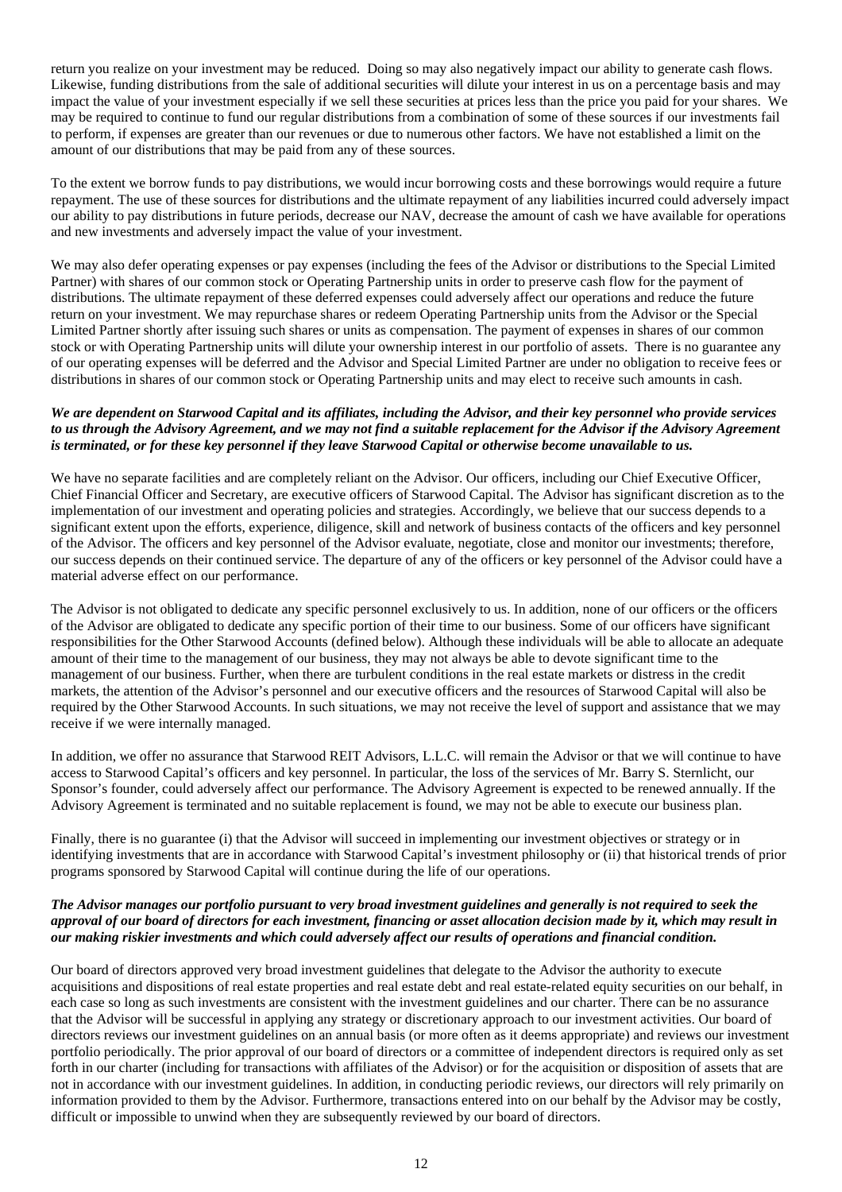return you realize on your investment may be reduced. Doing so may also negatively impact our ability to generate cash flows. Likewise, funding distributions from the sale of additional securities will dilute your interest in us on a percentage basis and may impact the value of your investment especially if we sell these securities at prices less than the price you paid for your shares. We may be required to continue to fund our regular distributions from a combination of some of these sources if our investments fail to perform, if expenses are greater than our revenues or due to numerous other factors. We have not established a limit on the amount of our distributions that may be paid from any of these sources.

To the extent we borrow funds to pay distributions, we would incur borrowing costs and these borrowings would require a future repayment. The use of these sources for distributions and the ultimate repayment of any liabilities incurred could adversely impact our ability to pay distributions in future periods, decrease our NAV, decrease the amount of cash we have available for operations and new investments and adversely impact the value of your investment.

We may also defer operating expenses or pay expenses (including the fees of the Advisor or distributions to the Special Limited Partner) with shares of our common stock or Operating Partnership units in order to preserve cash flow for the payment of distributions. The ultimate repayment of these deferred expenses could adversely affect our operations and reduce the future return on your investment. We may repurchase shares or redeem Operating Partnership units from the Advisor or the Special Limited Partner shortly after issuing such shares or units as compensation. The payment of expenses in shares of our common stock or with Operating Partnership units will dilute your ownership interest in our portfolio of assets. There is no guarantee any of our operating expenses will be deferred and the Advisor and Special Limited Partner are under no obligation to receive fees or distributions in shares of our common stock or Operating Partnership units and may elect to receive such amounts in cash.

***We are dependent on Starwood Capital and its affiliates, including the Advisor, and their key personnel who provide services to us through the Advisory Agreement, and we may not find a suitable replacement for the Advisor if the Advisory Agreement is terminated, or for these key personnel if they leave Starwood Capital or otherwise become unavailable to us.***

We have no separate facilities and are completely reliant on the Advisor. Our officers, including our Chief Executive Officer, Chief Financial Officer and Secretary, are executive officers of Starwood Capital. The Advisor has significant discretion as to the implementation of our investment and operating policies and strategies. Accordingly, we believe that our success depends to a significant extent upon the efforts, experience, diligence, skill and network of business contacts of the officers and key personnel of the Advisor. The officers and key personnel of the Advisor evaluate, negotiate, close and monitor our investments; therefore, our success depends on their continued service. The departure of any of the officers or key personnel of the Advisor could have a material adverse effect on our performance.

The Advisor is not obligated to dedicate any specific personnel exclusively to us. In addition, none of our officers or the officers of the Advisor are obligated to dedicate any specific portion of their time to our business. Some of our officers have significant responsibilities for the Other Starwood Accounts (defined below). Although these individuals will be able to allocate an adequate amount of their time to the management of our business, they may not always be able to devote significant time to the management of our business. Further, when there are turbulent conditions in the real estate markets or distress in the credit markets, the attention of the Advisor's personnel and our executive officers and the resources of Starwood Capital will also be required by the Other Starwood Accounts. In such situations, we may not receive the level of support and assistance that we may receive if we were internally managed.

In addition, we offer no assurance that Starwood REIT Advisors, L.L.C. will remain the Advisor or that we will continue to have access to Starwood Capital's officers and key personnel. In particular, the loss of the services of Mr. Barry S. Sternlicht, our Sponsor's founder, could adversely affect our performance. The Advisory Agreement is expected to be renewed annually. If the Advisory Agreement is terminated and no suitable replacement is found, we may not be able to execute our business plan.

Finally, there is no guarantee (i) that the Advisor will succeed in implementing our investment objectives or strategy or in identifying investments that are in accordance with Starwood Capital's investment philosophy or (ii) that historical trends of prior programs sponsored by Starwood Capital will continue during the life of our operations.

***The Advisor manages our portfolio pursuant to very broad investment guidelines and generally is not required to seek the approval of our board of directors for each investment, financing or asset allocation decision made by it, which may result in our making riskier investments and which could adversely affect our results of operations and financial condition.***

Our board of directors approved very broad investment guidelines that delegate to the Advisor the authority to execute acquisitions and dispositions of real estate properties and real estate debt and real estate-related equity securities on our behalf, in each case so long as such investments are consistent with the investment guidelines and our charter. There can be no assurance that the Advisor will be successful in applying any strategy or discretionary approach to our investment activities. Our board of directors reviews our investment guidelines on an annual basis (or more often as it deems appropriate) and reviews our investment portfolio periodically. The prior approval of our board of directors or a committee of independent directors is required only as set forth in our charter (including for transactions with affiliates of the Advisor) or for the acquisition or disposition of assets that are not in accordance with our investment guidelines. In addition, in conducting periodic reviews, our directors will rely primarily on information provided to them by the Advisor. Furthermore, transactions entered into on our behalf by the Advisor may be costly, difficult or impossible to unwind when they are subsequently reviewed by our board of directors.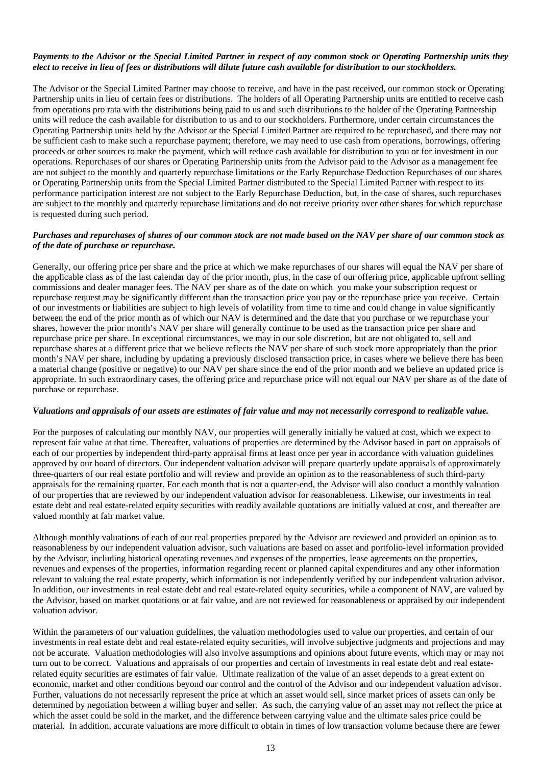***Payments to the Advisor or the Special Limited Partner in respect of any common stock or Operating Partnership units they elect to receive in lieu of fees or distributions will dilute future cash available for distribution to our stockholders.***

The Advisor or the Special Limited Partner may choose to receive, and have in the past received, our common stock or Operating Partnership units in lieu of certain fees or distributions. The holders of all Operating Partnership units are entitled to receive cash from operations pro rata with the distributions being paid to us and such distributions to the holder of the Operating Partnership units will reduce the cash available for distribution to us and to our stockholders. Furthermore, under certain circumstances the Operating Partnership units held by the Advisor or the Special Limited Partner are required to be repurchased, and there may not be sufficient cash to make such a repurchase payment; therefore, we may need to use cash from operations, borrowings, offering proceeds or other sources to make the payment, which will reduce cash available for distribution to you or for investment in our operations. Repurchases of our shares or Operating Partnership units from the Advisor paid to the Advisor as a management fee are not subject to the monthly and quarterly repurchase limitations or the Early Repurchase Deduction Repurchases of our shares or Operating Partnership units from the Special Limited Partner distributed to the Special Limited Partner with respect to its performance participation interest are not subject to the Early Repurchase Deduction, but, in the case of shares, such repurchases are subject to the monthly and quarterly repurchase limitations and do not receive priority over other shares for which repurchase is requested during such period.

***Purchases and repurchases of shares of our common stock are not made based on the NAV per share of our common stock as of the date of purchase or repurchase.***

Generally, our offering price per share and the price at which we make repurchases of our shares will equal the NAV per share of the applicable class as of the last calendar day of the prior month, plus, in the case of our offering price, applicable upfront selling commissions and dealer manager fees. The NAV per share as of the date on which you make your subscription request or repurchase request may be significantly different than the transaction price you pay or the repurchase price you receive. Certain of our investments or liabilities are subject to high levels of volatility from time to time and could change in value significantly between the end of the prior month as of which our NAV is determined and the date that you purchase or we repurchase your shares, however the prior month's NAV per share will generally continue to be used as the transaction price per share and repurchase price per share. In exceptional circumstances, we may in our sole discretion, but are not obligated to, sell and repurchase shares at a different price that we believe reflects the NAV per share of such stock more appropriately than the prior month's NAV per share, including by updating a previously disclosed transaction price, in cases where we believe there has been a material change (positive or negative) to our NAV per share since the end of the prior month and we believe an updated price is appropriate. In such extraordinary cases, the offering price and repurchase price will not equal our NAV per share as of the date of purchase or repurchase.

***Valuations and appraisals of our assets are estimates of fair value and may not necessarily correspond to realizable value.***

For the purposes of calculating our monthly NAV, our properties will generally initially be valued at cost, which we expect to represent fair value at that time. Thereafter, valuations of properties are determined by the Advisor based in part on appraisals of each of our properties by independent third-party appraisal firms at least once per year in accordance with valuation guidelines approved by our board of directors. Our independent valuation advisor will prepare quarterly update appraisals of approximately three-quarters of our real estate portfolio and will review and provide an opinion as to the reasonableness of such third-party appraisals for the remaining quarter. For each month that is not a quarter-end, the Advisor will also conduct a monthly valuation of our properties that are reviewed by our independent valuation advisor for reasonableness. Likewise, our investments in real estate debt and real estate-related equity securities with readily available quotations are initially valued at cost, and thereafter are valued monthly at fair market value.

Although monthly valuations of each of our real properties prepared by the Advisor are reviewed and provided an opinion as to reasonableness by our independent valuation advisor, such valuations are based on asset and portfolio-level information provided by the Advisor, including historical operating revenues and expenses of the properties, lease agreements on the properties, revenues and expenses of the properties, information regarding recent or planned capital expenditures and any other information relevant to valuing the real estate property, which information is not independently verified by our independent valuation advisor. In addition, our investments in real estate debt and real estate-related equity securities, while a component of NAV, are valued by the Advisor, based on market quotations or at fair value, and are not reviewed for reasonableness or appraised by our independent valuation advisor.

Within the parameters of our valuation guidelines, the valuation methodologies used to value our properties, and certain of our investments in real estate debt and real estate-related equity securities, will involve subjective judgments and projections and may not be accurate. Valuation methodologies will also involve assumptions and opinions about future events, which may or may not turn out to be correct. Valuations and appraisals of our properties and certain of investments in real estate debt and real estate-related equity securities are estimates of fair value. Ultimate realization of the value of an asset depends to a great extent on economic, market and other conditions beyond our control and the control of the Advisor and our independent valuation advisor. Further, valuations do not necessarily represent the price at which an asset would sell, since market prices of assets can only be determined by negotiation between a willing buyer and seller. As such, the carrying value of an asset may not reflect the price at which the asset could be sold in the market, and the difference between carrying value and the ultimate sales price could be material. In addition, accurate valuations are more difficult to obtain in times of low transaction volume because there are fewer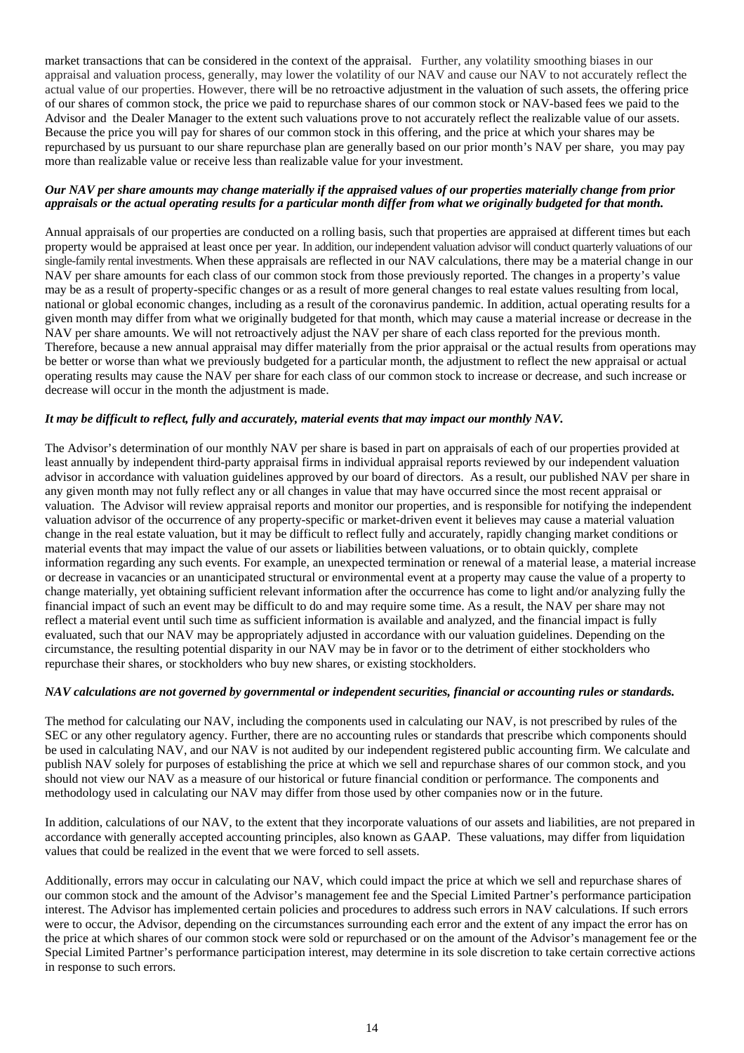market transactions that can be considered in the context of the appraisal. Further, any volatility smoothing biases in our appraisal and valuation process, generally, may lower the volatility of our NAV and cause our NAV to not accurately reflect the actual value of our properties. However, there will be no retroactive adjustment in the valuation of such assets, the offering price of our shares of common stock, the price we paid to repurchase shares of our common stock or NAV-based fees we paid to the Advisor and the Dealer Manager to the extent such valuations prove to not accurately reflect the realizable value of our assets. Because the price you will pay for shares of our common stock in this offering, and the price at which your shares may be repurchased by us pursuant to our share repurchase plan are generally based on our prior month's NAV per share, you may pay more than realizable value or receive less than realizable value for your investment.

***Our NAV per share amounts may change materially if the appraised values of our properties materially change from prior appraisals or the actual operating results for a particular month differ from what we originally budgeted for that month.***

Annual appraisals of our properties are conducted on a rolling basis, such that properties are appraised at different times but each property would be appraised at least once per year. In addition, our independent valuation advisor will conduct quarterly valuations of our single-family rental investments. When these appraisals are reflected in our NAV calculations, there may be a material change in our NAV per share amounts for each class of our common stock from those previously reported. The changes in a property's value may be as a result of property-specific changes or as a result of more general changes to real estate values resulting from local, national or global economic changes, including as a result of the coronavirus pandemic. In addition, actual operating results for a given month may differ from what we originally budgeted for that month, which may cause a material increase or decrease in the NAV per share amounts. We will not retroactively adjust the NAV per share of each class reported for the previous month. Therefore, because a new annual appraisal may differ materially from the prior appraisal or the actual results from operations may be better or worse than what we previously budgeted for a particular month, the adjustment to reflect the new appraisal or actual operating results may cause the NAV per share for each class of our common stock to increase or decrease, and such increase or decrease will occur in the month the adjustment is made.

***It may be difficult to reflect, fully and accurately, material events that may impact our monthly NAV.***

The Advisor's determination of our monthly NAV per share is based in part on appraisals of each of our properties provided at least annually by independent third-party appraisal firms in individual appraisal reports reviewed by our independent valuation advisor in accordance with valuation guidelines approved by our board of directors. As a result, our published NAV per share in any given month may not fully reflect any or all changes in value that may have occurred since the most recent appraisal or valuation. The Advisor will review appraisal reports and monitor our properties, and is responsible for notifying the independent valuation advisor of the occurrence of any property-specific or market-driven event it believes may cause a material valuation change in the real estate valuation, but it may be difficult to reflect fully and accurately, rapidly changing market conditions or material events that may impact the value of our assets or liabilities between valuations, or to obtain quickly, complete information regarding any such events. For example, an unexpected termination or renewal of a material lease, a material increase or decrease in vacancies or an unanticipated structural or environmental event at a property may cause the value of a property to change materially, yet obtaining sufficient relevant information after the occurrence has come to light and/or analyzing fully the financial impact of such an event may be difficult to do and may require some time. As a result, the NAV per share may not reflect a material event until such time as sufficient information is available and analyzed, and the financial impact is fully evaluated, such that our NAV may be appropriately adjusted in accordance with our valuation guidelines. Depending on the circumstance, the resulting potential disparity in our NAV may be in favor or to the detriment of either stockholders who repurchase their shares, or stockholders who buy new shares, or existing stockholders.

***NAV calculations are not governed by governmental or independent securities, financial or accounting rules or standards.***

The method for calculating our NAV, including the components used in calculating our NAV, is not prescribed by rules of the SEC or any other regulatory agency. Further, there are no accounting rules or standards that prescribe which components should be used in calculating NAV, and our NAV is not audited by our independent registered public accounting firm. We calculate and publish NAV solely for purposes of establishing the price at which we sell and repurchase shares of our common stock, and you should not view our NAV as a measure of our historical or future financial condition or performance. The components and methodology used in calculating our NAV may differ from those used by other companies now or in the future.

In addition, calculations of our NAV, to the extent that they incorporate valuations of our assets and liabilities, are not prepared in accordance with generally accepted accounting principles, also known as GAAP. These valuations, may differ from liquidation values that could be realized in the event that we were forced to sell assets.

Additionally, errors may occur in calculating our NAV, which could impact the price at which we sell and repurchase shares of our common stock and the amount of the Advisor's management fee and the Special Limited Partner's performance participation interest. The Advisor has implemented certain policies and procedures to address such errors in NAV calculations. If such errors were to occur, the Advisor, depending on the circumstances surrounding each error and the extent of any impact the error has on the price at which shares of our common stock were sold or repurchased or on the amount of the Advisor's management fee or the Special Limited Partner's performance participation interest, may determine in its sole discretion to take certain corrective actions in response to such errors.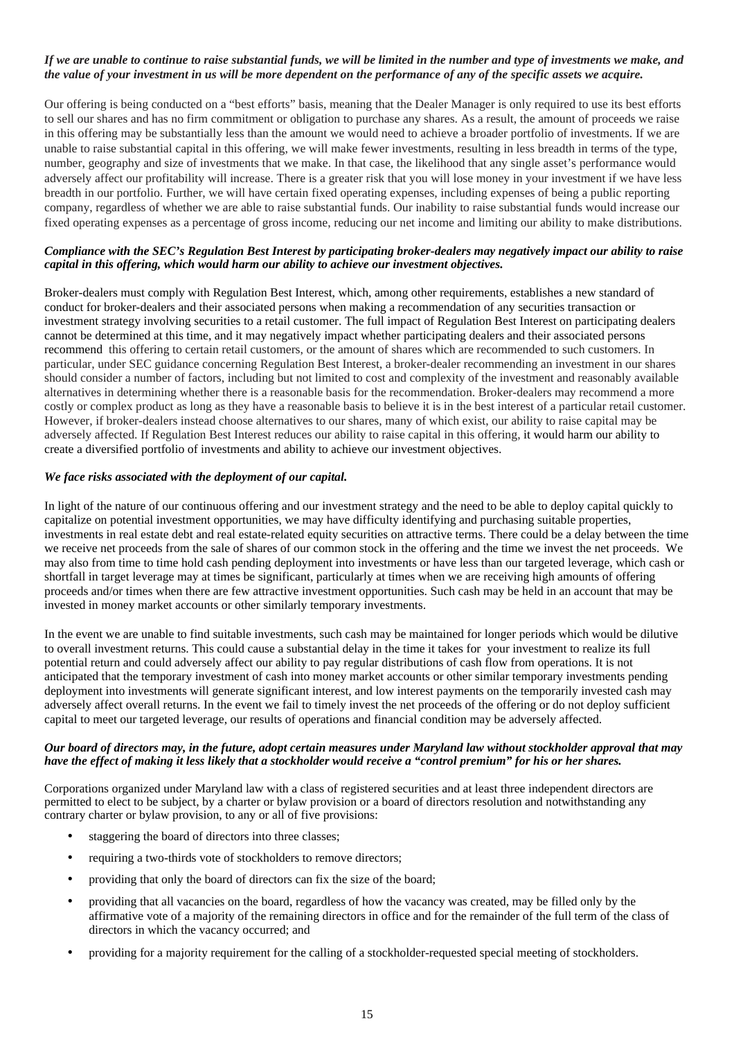***If we are unable to continue to raise substantial funds, we will be limited in the number and type of investments we make, and the value of your investment in us will be more dependent on the performance of any of the specific assets we acquire.***

Our offering is being conducted on a "best efforts" basis, meaning that the Dealer Manager is only required to use its best efforts to sell our shares and has no firm commitment or obligation to purchase any shares. As a result, the amount of proceeds we raise in this offering may be substantially less than the amount we would need to achieve a broader portfolio of investments. If we are unable to raise substantial capital in this offering, we will make fewer investments, resulting in less breadth in terms of the type, number, geography and size of investments that we make. In that case, the likelihood that any single asset's performance would adversely affect our profitability will increase. There is a greater risk that you will lose money in your investment if we have less breadth in our portfolio. Further, we will have certain fixed operating expenses, including expenses of being a public reporting company, regardless of whether we are able to raise substantial funds. Our inability to raise substantial funds would increase our fixed operating expenses as a percentage of gross income, reducing our net income and limiting our ability to make distributions.

***Compliance with the SEC's Regulation Best Interest by participating broker-dealers may negatively impact our ability to raise capital in this offering, which would harm our ability to achieve our investment objectives.***

Broker-dealers must comply with Regulation Best Interest, which, among other requirements, establishes a new standard of conduct for broker-dealers and their associated persons when making a recommendation of any securities transaction or investment strategy involving securities to a retail customer. The full impact of Regulation Best Interest on participating dealers cannot be determined at this time, and it may negatively impact whether participating dealers and their associated persons recommend this offering to certain retail customers, or the amount of shares which are recommended to such customers. In particular, under SEC guidance concerning Regulation Best Interest, a broker-dealer recommending an investment in our shares should consider a number of factors, including but not limited to cost and complexity of the investment and reasonably available alternatives in determining whether there is a reasonable basis for the recommendation. Broker-dealers may recommend a more costly or complex product as long as they have a reasonable basis to believe it is in the best interest of a particular retail customer. However, if broker-dealers instead choose alternatives to our shares, many of which exist, our ability to raise capital may be adversely affected. If Regulation Best Interest reduces our ability to raise capital in this offering, it would harm our ability to create a diversified portfolio of investments and ability to achieve our investment objectives.

***We face risks associated with the deployment of our capital.***

In light of the nature of our continuous offering and our investment strategy and the need to be able to deploy capital quickly to capitalize on potential investment opportunities, we may have difficulty identifying and purchasing suitable properties, investments in real estate debt and real estate-related equity securities on attractive terms. There could be a delay between the time we receive net proceeds from the sale of shares of our common stock in the offering and the time we invest the net proceeds. We may also from time to time hold cash pending deployment into investments or have less than our targeted leverage, which cash or shortfall in target leverage may at times be significant, particularly at times when we are receiving high amounts of offering proceeds and/or times when there are few attractive investment opportunities. Such cash may be held in an account that may be invested in money market accounts or other similarly temporary investments.

In the event we are unable to find suitable investments, such cash may be maintained for longer periods which would be dilutive to overall investment returns. This could cause a substantial delay in the time it takes for your investment to realize its full potential return and could adversely affect our ability to pay regular distributions of cash flow from operations. It is not anticipated that the temporary investment of cash into money market accounts or other similar temporary investments pending deployment into investments will generate significant interest, and low interest payments on the temporarily invested cash may adversely affect overall returns. In the event we fail to timely invest the net proceeds of the offering or do not deploy sufficient capital to meet our targeted leverage, our results of operations and financial condition may be adversely affected.

***Our board of directors may, in the future, adopt certain measures under Maryland law without stockholder approval that may have the effect of making it less likely that a stockholder would receive a "control premium" for his or her shares.***

Corporations organized under Maryland law with a class of registered securities and at least three independent directors are permitted to elect to be subject, by a charter or bylaw provision or a board of directors resolution and notwithstanding any contrary charter or bylaw provision, to any or all of five provisions:

- staggering the board of directors into three classes;
- requiring a two-thirds vote of stockholders to remove directors;
- providing that only the board of directors can fix the size of the board;
- providing that all vacancies on the board, regardless of how the vacancy was created, may be filled only by the affirmative vote of a majority of the remaining directors in office and for the remainder of the full term of the class of directors in which the vacancy occurred; and
- providing for a majority requirement for the calling of a stockholder-requested special meeting of stockholders.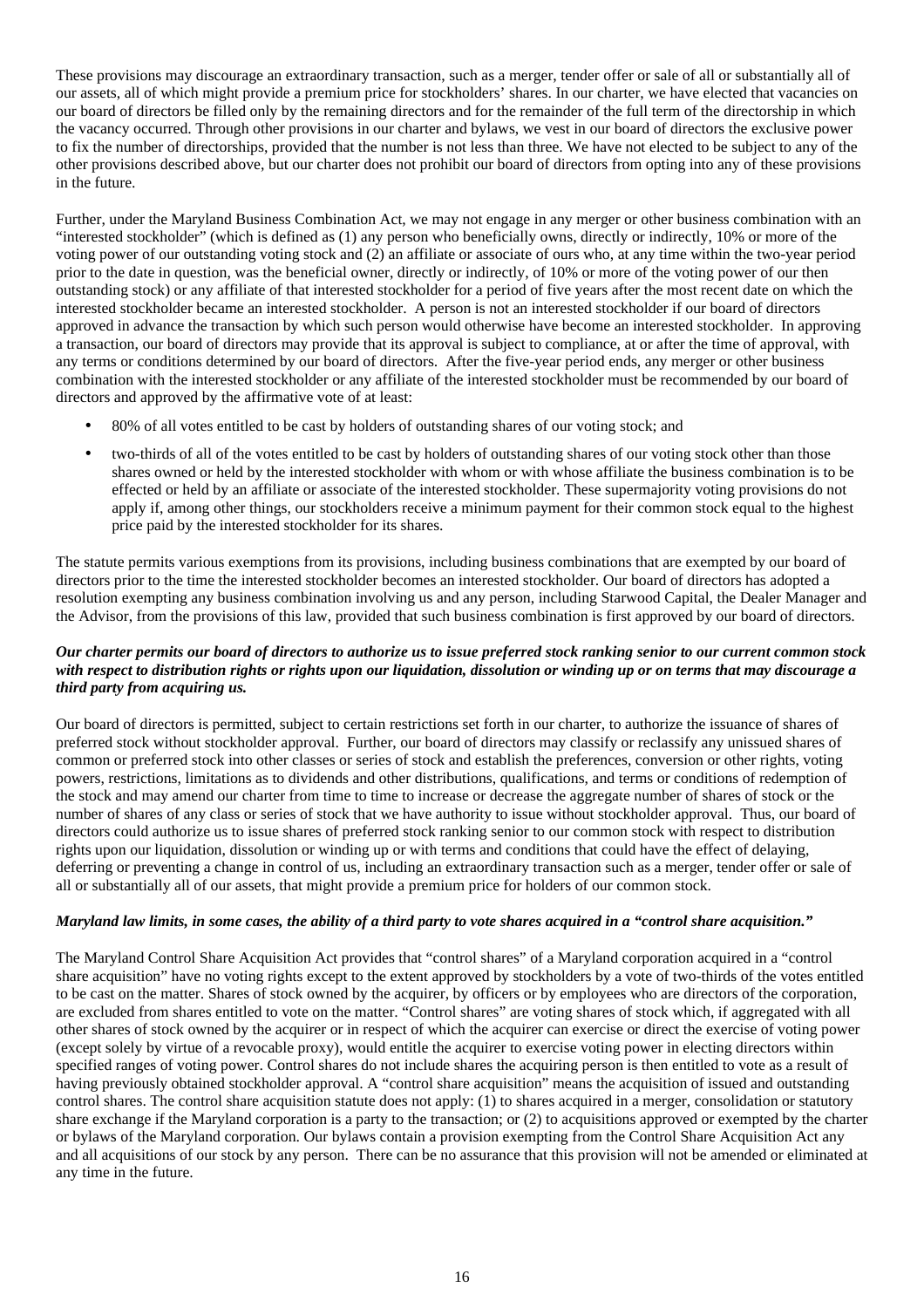These provisions may discourage an extraordinary transaction, such as a merger, tender offer or sale of all or substantially all of our assets, all of which might provide a premium price for stockholders' shares. In our charter, we have elected that vacancies on our board of directors be filled only by the remaining directors and for the remainder of the full term of the directorship in which the vacancy occurred. Through other provisions in our charter and bylaws, we vest in our board of directors the exclusive power to fix the number of directorships, provided that the number is not less than three. We have not elected to be subject to any of the other provisions described above, but our charter does not prohibit our board of directors from opting into any of these provisions in the future.

Further, under the Maryland Business Combination Act, we may not engage in any merger or other business combination with an "interested stockholder" (which is defined as (1) any person who beneficially owns, directly or indirectly, 10% or more of the voting power of our outstanding voting stock and (2) an affiliate or associate of ours who, at any time within the two-year period prior to the date in question, was the beneficial owner, directly or indirectly, of 10% or more of the voting power of our then outstanding stock) or any affiliate of that interested stockholder for a period of five years after the most recent date on which the interested stockholder became an interested stockholder. A person is not an interested stockholder if our board of directors approved in advance the transaction by which such person would otherwise have become an interested stockholder. In approving a transaction, our board of directors may provide that its approval is subject to compliance, at or after the time of approval, with any terms or conditions determined by our board of directors. After the five-year period ends, any merger or other business combination with the interested stockholder or any affiliate of the interested stockholder must be recommended by our board of directors and approved by the affirmative vote of at least:

- 80% of all votes entitled to be cast by holders of outstanding shares of our voting stock; and
- two-thirds of all of the votes entitled to be cast by holders of outstanding shares of our voting stock other than those shares owned or held by the interested stockholder with whom or with whose affiliate the business combination is to be effected or held by an affiliate or associate of the interested stockholder. These supermajority voting provisions do not apply if, among other things, our stockholders receive a minimum payment for their common stock equal to the highest price paid by the interested stockholder for its shares.

The statute permits various exemptions from its provisions, including business combinations that are exempted by our board of directors prior to the time the interested stockholder becomes an interested stockholder. Our board of directors has adopted a resolution exempting any business combination involving us and any person, including Starwood Capital, the Dealer Manager and the Advisor, from the provisions of this law, provided that such business combination is first approved by our board of directors.

***Our charter permits our board of directors to authorize us to issue preferred stock ranking senior to our current common stock with respect to distribution rights or rights upon our liquidation, dissolution or winding up or on terms that may discourage a third party from acquiring us.***

Our board of directors is permitted, subject to certain restrictions set forth in our charter, to authorize the issuance of shares of preferred stock without stockholder approval. Further, our board of directors may classify or reclassify any unissued shares of common or preferred stock into other classes or series of stock and establish the preferences, conversion or other rights, voting powers, restrictions, limitations as to dividends and other distributions, qualifications, and terms or conditions of redemption of the stock and may amend our charter from time to time to increase or decrease the aggregate number of shares of stock or the number of shares of any class or series of stock that we have authority to issue without stockholder approval. Thus, our board of directors could authorize us to issue shares of preferred stock ranking senior to our common stock with respect to distribution rights upon our liquidation, dissolution or winding up or with terms and conditions that could have the effect of delaying, deferring or preventing a change in control of us, including an extraordinary transaction such as a merger, tender offer or sale of all or substantially all of our assets, that might provide a premium price for holders of our common stock.

***Maryland law limits, in some cases, the ability of a third party to vote shares acquired in a "control share acquisition."***

The Maryland Control Share Acquisition Act provides that "control shares" of a Maryland corporation acquired in a "control share acquisition" have no voting rights except to the extent approved by stockholders by a vote of two-thirds of the votes entitled to be cast on the matter. Shares of stock owned by the acquirer, by officers or by employees who are directors of the corporation, are excluded from shares entitled to vote on the matter. "Control shares" are voting shares of stock which, if aggregated with all other shares of stock owned by the acquirer or in respect of which the acquirer can exercise or direct the exercise of voting power (except solely by virtue of a revocable proxy), would entitle the acquirer to exercise voting power in electing directors within specified ranges of voting power. Control shares do not include shares the acquiring person is then entitled to vote as a result of having previously obtained stockholder approval. A "control share acquisition" means the acquisition of issued and outstanding control shares. The control share acquisition statute does not apply: (1) to shares acquired in a merger, consolidation or statutory share exchange if the Maryland corporation is a party to the transaction; or (2) to acquisitions approved or exempted by the charter or bylaws of the Maryland corporation. Our bylaws contain a provision exempting from the Control Share Acquisition Act any and all acquisitions of our stock by any person. There can be no assurance that this provision will not be amended or eliminated at any time in the future.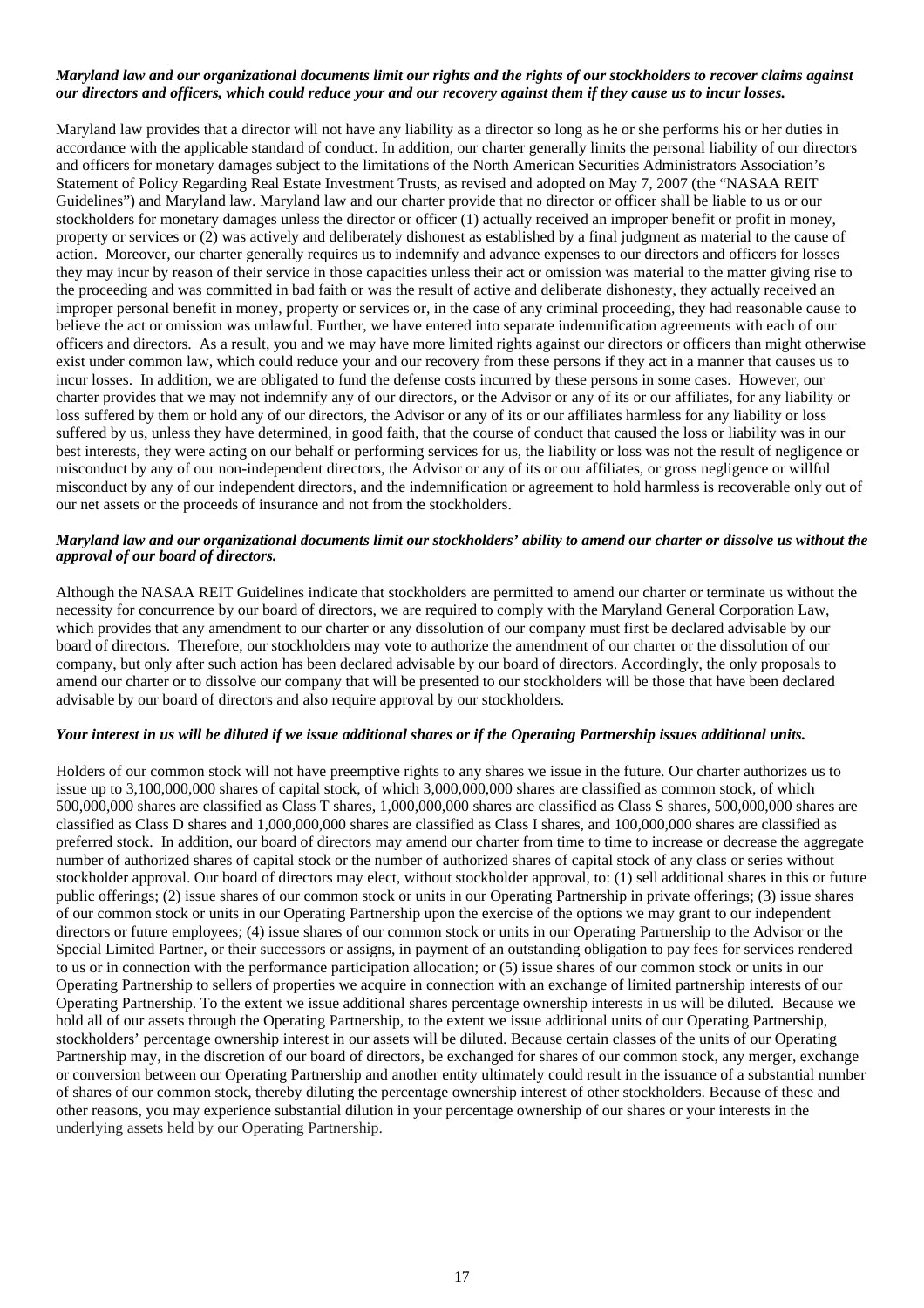***Maryland law and our organizational documents limit our rights and the rights of our stockholders to recover claims against our directors and officers, which could reduce your and our recovery against them if they cause us to incur losses.***

Maryland law provides that a director will not have any liability as a director so long as he or she performs his or her duties in accordance with the applicable standard of conduct. In addition, our charter generally limits the personal liability of our directors and officers for monetary damages subject to the limitations of the North American Securities Administrators Association's Statement of Policy Regarding Real Estate Investment Trusts, as revised and adopted on May 7, 2007 (the "NASAA REIT Guidelines") and Maryland law. Maryland law and our charter provide that no director or officer shall be liable to us or our stockholders for monetary damages unless the director or officer (1) actually received an improper benefit or profit in money, property or services or (2) was actively and deliberately dishonest as established by a final judgment as material to the cause of action. Moreover, our charter generally requires us to indemnify and advance expenses to our directors and officers for losses they may incur by reason of their service in those capacities unless their act or omission was material to the matter giving rise to the proceeding and was committed in bad faith or was the result of active and deliberate dishonesty, they actually received an improper personal benefit in money, property or services or, in the case of any criminal proceeding, they had reasonable cause to believe the act or omission was unlawful. Further, we have entered into separate indemnification agreements with each of our officers and directors. As a result, you and we may have more limited rights against our directors or officers than might otherwise exist under common law, which could reduce your and our recovery from these persons if they act in a manner that causes us to incur losses. In addition, we are obligated to fund the defense costs incurred by these persons in some cases. However, our charter provides that we may not indemnify any of our directors, or the Advisor or any of its or our affiliates, for any liability or loss suffered by them or hold any of our directors, the Advisor or any of its or our affiliates harmless for any liability or loss suffered by us, unless they have determined, in good faith, that the course of conduct that caused the loss or liability was in our best interests, they were acting on our behalf or performing services for us, the liability or loss was not the result of negligence or misconduct by any of our non-independent directors, the Advisor or any of its or our affiliates, or gross negligence or willful misconduct by any of our independent directors, and the indemnification or agreement to hold harmless is recoverable only out of our net assets or the proceeds of insurance and not from the stockholders.

***Maryland law and our organizational documents limit our stockholders' ability to amend our charter or dissolve us without the approval of our board of directors.***

Although the NASAA REIT Guidelines indicate that stockholders are permitted to amend our charter or terminate us without the necessity for concurrence by our board of directors, we are required to comply with the Maryland General Corporation Law, which provides that any amendment to our charter or any dissolution of our company must first be declared advisable by our board of directors. Therefore, our stockholders may vote to authorize the amendment of our charter or the dissolution of our company, but only after such action has been declared advisable by our board of directors. Accordingly, the only proposals to amend our charter or to dissolve our company that will be presented to our stockholders will be those that have been declared advisable by our board of directors and also require approval by our stockholders.

***Your interest in us will be diluted if we issue additional shares or if the Operating Partnership issues additional units.***

Holders of our common stock will not have preemptive rights to any shares we issue in the future. Our charter authorizes us to issue up to 3,100,000,000 shares of capital stock, of which 3,000,000,000 shares are classified as common stock, of which 500,000,000 shares are classified as Class T shares, 1,000,000,000 shares are classified as Class S shares, 500,000,000 shares are classified as Class D shares and 1,000,000,000 shares are classified as Class I shares, and 100,000,000 shares are classified as preferred stock. In addition, our board of directors may amend our charter from time to time to increase or decrease the aggregate number of authorized shares of capital stock or the number of authorized shares of capital stock of any class or series without stockholder approval. Our board of directors may elect, without stockholder approval, to: (1) sell additional shares in this or future public offerings; (2) issue shares of our common stock or units in our Operating Partnership in private offerings; (3) issue shares of our common stock or units in our Operating Partnership upon the exercise of the options we may grant to our independent directors or future employees; (4) issue shares of our common stock or units in our Operating Partnership to the Advisor or the Special Limited Partner, or their successors or assigns, in payment of an outstanding obligation to pay fees for services rendered to us or in connection with the performance participation allocation; or (5) issue shares of our common stock or units in our Operating Partnership to sellers of properties we acquire in connection with an exchange of limited partnership interests of our Operating Partnership. To the extent we issue additional shares percentage ownership interests in us will be diluted. Because we hold all of our assets through the Operating Partnership, to the extent we issue additional units of our Operating Partnership, stockholders' percentage ownership interest in our assets will be diluted. Because certain classes of the units of our Operating Partnership may, in the discretion of our board of directors, be exchanged for shares of our common stock, any merger, exchange or conversion between our Operating Partnership and another entity ultimately could result in the issuance of a substantial number of shares of our common stock, thereby diluting the percentage ownership interest of other stockholders. Because of these and other reasons, you may experience substantial dilution in your percentage ownership of our shares or your interests in the underlying assets held by our Operating Partnership.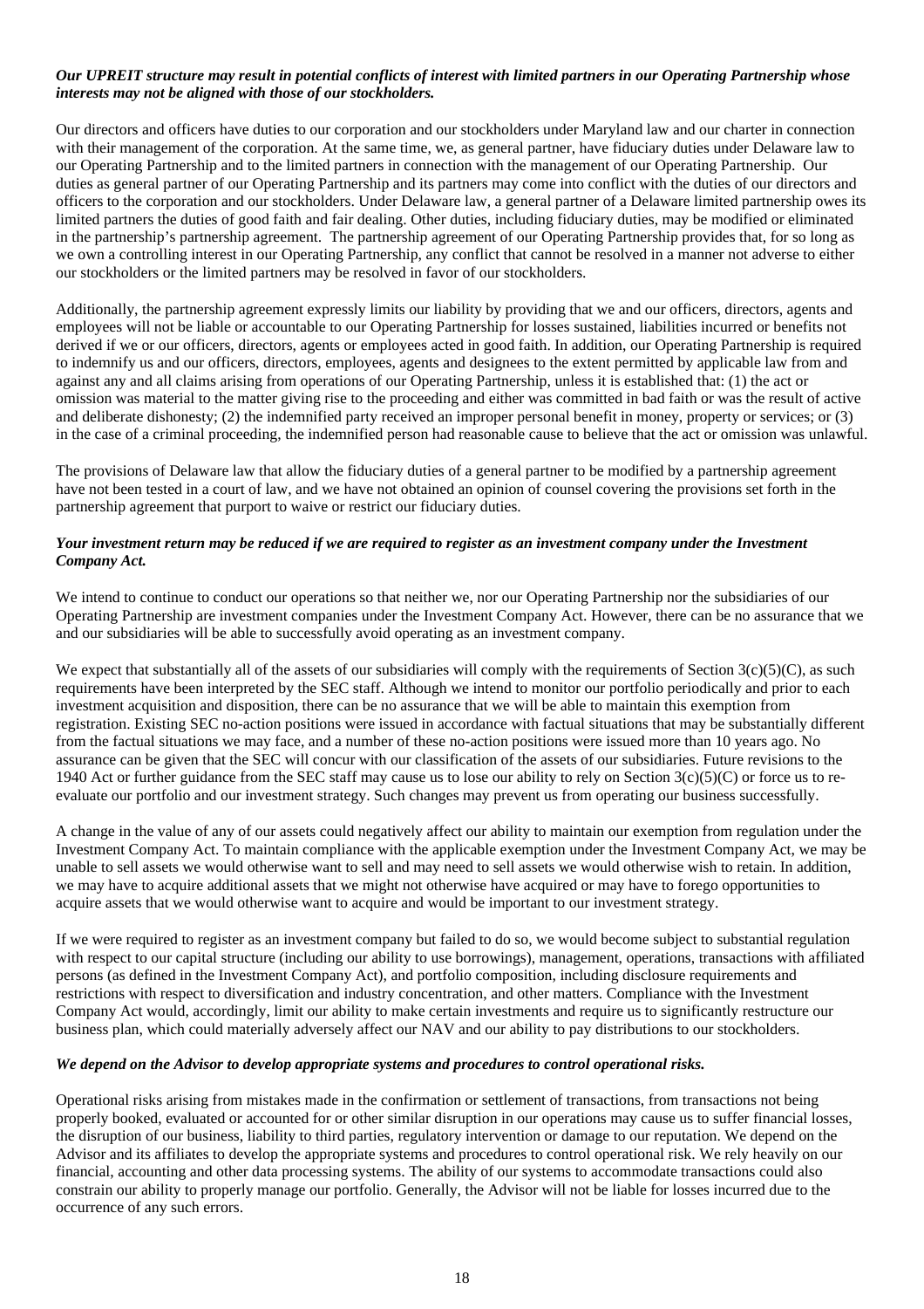***Our UPREIT structure may result in potential conflicts of interest with limited partners in our Operating Partnership whose interests may not be aligned with those of our stockholders.***

Our directors and officers have duties to our corporation and our stockholders under Maryland law and our charter in connection with their management of the corporation. At the same time, we, as general partner, have fiduciary duties under Delaware law to our Operating Partnership and to the limited partners in connection with the management of our Operating Partnership. Our duties as general partner of our Operating Partnership and its partners may come into conflict with the duties of our directors and officers to the corporation and our stockholders. Under Delaware law, a general partner of a Delaware limited partnership owes its limited partners the duties of good faith and fair dealing. Other duties, including fiduciary duties, may be modified or eliminated in the partnership's partnership agreement. The partnership agreement of our Operating Partnership provides that, for so long as we own a controlling interest in our Operating Partnership, any conflict that cannot be resolved in a manner not adverse to either our stockholders or the limited partners may be resolved in favor of our stockholders.

Additionally, the partnership agreement expressly limits our liability by providing that we and our officers, directors, agents and employees will not be liable or accountable to our Operating Partnership for losses sustained, liabilities incurred or benefits not derived if we or our officers, directors, agents or employees acted in good faith. In addition, our Operating Partnership is required to indemnify us and our officers, directors, employees, agents and designees to the extent permitted by applicable law from and against any and all claims arising from operations of our Operating Partnership, unless it is established that: (1) the act or omission was material to the matter giving rise to the proceeding and either was committed in bad faith or was the result of active and deliberate dishonesty; (2) the indemnified party received an improper personal benefit in money, property or services; or (3) in the case of a criminal proceeding, the indemnified person had reasonable cause to believe that the act or omission was unlawful.

The provisions of Delaware law that allow the fiduciary duties of a general partner to be modified by a partnership agreement have not been tested in a court of law, and we have not obtained an opinion of counsel covering the provisions set forth in the partnership agreement that purport to waive or restrict our fiduciary duties.

***Your investment return may be reduced if we are required to register as an investment company under the Investment Company Act.***

We intend to continue to conduct our operations so that neither we, nor our Operating Partnership nor the subsidiaries of our Operating Partnership are investment companies under the Investment Company Act. However, there can be no assurance that we and our subsidiaries will be able to successfully avoid operating as an investment company.

We expect that substantially all of the assets of our subsidiaries will comply with the requirements of Section 3(c)(5)(C), as such requirements have been interpreted by the SEC staff. Although we intend to monitor our portfolio periodically and prior to each investment acquisition and disposition, there can be no assurance that we will be able to maintain this exemption from registration. Existing SEC no-action positions were issued in accordance with factual situations that may be substantially different from the factual situations we may face, and a number of these no-action positions were issued more than 10 years ago. No assurance can be given that the SEC will concur with our classification of the assets of our subsidiaries. Future revisions to the 1940 Act or further guidance from the SEC staff may cause us to lose our ability to rely on Section 3(c)(5)(C) or force us to re-evaluate our portfolio and our investment strategy. Such changes may prevent us from operating our business successfully.

A change in the value of any of our assets could negatively affect our ability to maintain our exemption from regulation under the Investment Company Act. To maintain compliance with the applicable exemption under the Investment Company Act, we may be unable to sell assets we would otherwise want to sell and may need to sell assets we would otherwise wish to retain. In addition, we may have to acquire additional assets that we might not otherwise have acquired or may have to forego opportunities to acquire assets that we would otherwise want to acquire and would be important to our investment strategy.

If we were required to register as an investment company but failed to do so, we would become subject to substantial regulation with respect to our capital structure (including our ability to use borrowings), management, operations, transactions with affiliated persons (as defined in the Investment Company Act), and portfolio composition, including disclosure requirements and restrictions with respect to diversification and industry concentration, and other matters. Compliance with the Investment Company Act would, accordingly, limit our ability to make certain investments and require us to significantly restructure our business plan, which could materially adversely affect our NAV and our ability to pay distributions to our stockholders.

***We depend on the Advisor to develop appropriate systems and procedures to control operational risks.***

Operational risks arising from mistakes made in the confirmation or settlement of transactions, from transactions not being properly booked, evaluated or accounted for or other similar disruption in our operations may cause us to suffer financial losses, the disruption of our business, liability to third parties, regulatory intervention or damage to our reputation. We depend on the Advisor and its affiliates to develop the appropriate systems and procedures to control operational risk. We rely heavily on our financial, accounting and other data processing systems. The ability of our systems to accommodate transactions could also constrain our ability to properly manage our portfolio. Generally, the Advisor will not be liable for losses incurred due to the occurrence of any such errors.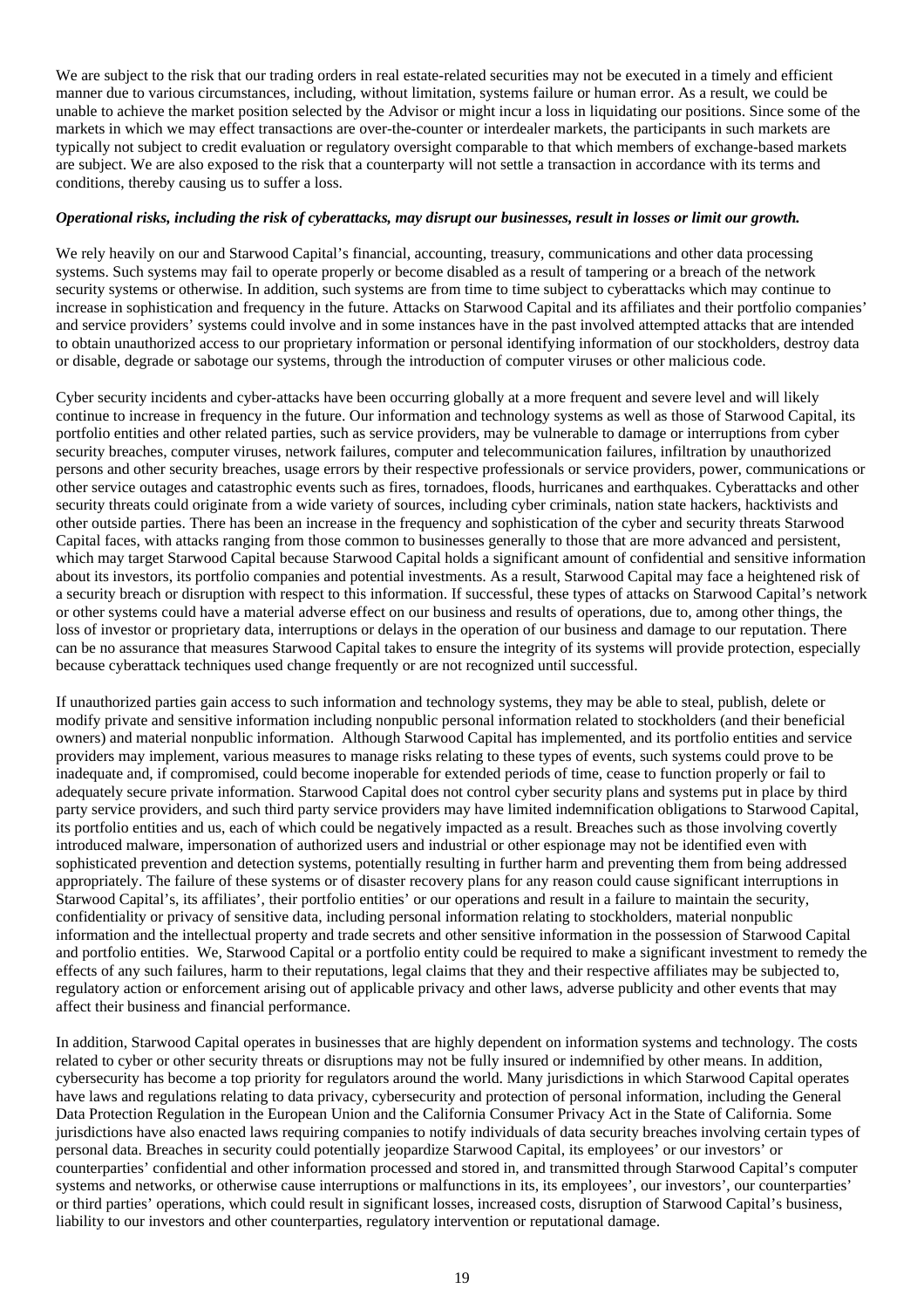We are subject to the risk that our trading orders in real estate-related securities may not be executed in a timely and efficient manner due to various circumstances, including, without limitation, systems failure or human error. As a result, we could be unable to achieve the market position selected by the Advisor or might incur a loss in liquidating our positions. Since some of the markets in which we may effect transactions are over-the-counter or interdealer markets, the participants in such markets are typically not subject to credit evaluation or regulatory oversight comparable to that which members of exchange-based markets are subject. We are also exposed to the risk that a counterparty will not settle a transaction in accordance with its terms and conditions, thereby causing us to suffer a loss.

***Operational risks, including the risk of cyberattacks, may disrupt our businesses, result in losses or limit our growth.***

We rely heavily on our and Starwood Capital's financial, accounting, treasury, communications and other data processing systems. Such systems may fail to operate properly or become disabled as a result of tampering or a breach of the network security systems or otherwise. In addition, such systems are from time to time subject to cyberattacks which may continue to increase in sophistication and frequency in the future. Attacks on Starwood Capital and its affiliates and their portfolio companies' and service providers' systems could involve and in some instances have in the past involved attempted attacks that are intended to obtain unauthorized access to our proprietary information or personal identifying information of our stockholders, destroy data or disable, degrade or sabotage our systems, through the introduction of computer viruses or other malicious code.

Cyber security incidents and cyber-attacks have been occurring globally at a more frequent and severe level and will likely continue to increase in frequency in the future. Our information and technology systems as well as those of Starwood Capital, its portfolio entities and other related parties, such as service providers, may be vulnerable to damage or interruptions from cyber security breaches, computer viruses, network failures, computer and telecommunication failures, infiltration by unauthorized persons and other security breaches, usage errors by their respective professionals or service providers, power, communications or other service outages and catastrophic events such as fires, tornadoes, floods, hurricanes and earthquakes. Cyberattacks and other security threats could originate from a wide variety of sources, including cyber criminals, nation state hackers, hacktivists and other outside parties. There has been an increase in the frequency and sophistication of the cyber and security threats Starwood Capital faces, with attacks ranging from those common to businesses generally to those that are more advanced and persistent, which may target Starwood Capital because Starwood Capital holds a significant amount of confidential and sensitive information about its investors, its portfolio companies and potential investments. As a result, Starwood Capital may face a heightened risk of a security breach or disruption with respect to this information. If successful, these types of attacks on Starwood Capital's network or other systems could have a material adverse effect on our business and results of operations, due to, among other things, the loss of investor or proprietary data, interruptions or delays in the operation of our business and damage to our reputation. There can be no assurance that measures Starwood Capital takes to ensure the integrity of its systems will provide protection, especially because cyberattack techniques used change frequently or are not recognized until successful.

If unauthorized parties gain access to such information and technology systems, they may be able to steal, publish, delete or modify private and sensitive information including nonpublic personal information related to stockholders (and their beneficial owners) and material nonpublic information. Although Starwood Capital has implemented, and its portfolio entities and service providers may implement, various measures to manage risks relating to these types of events, such systems could prove to be inadequate and, if compromised, could become inoperable for extended periods of time, cease to function properly or fail to adequately secure private information. Starwood Capital does not control cyber security plans and systems put in place by third party service providers, and such third party service providers may have limited indemnification obligations to Starwood Capital, its portfolio entities and us, each of which could be negatively impacted as a result. Breaches such as those involving covertly introduced malware, impersonation of authorized users and industrial or other espionage may not be identified even with sophisticated prevention and detection systems, potentially resulting in further harm and preventing them from being addressed appropriately. The failure of these systems or of disaster recovery plans for any reason could cause significant interruptions in Starwood Capital's, its affiliates', their portfolio entities' or our operations and result in a failure to maintain the security, confidentiality or privacy of sensitive data, including personal information relating to stockholders, material nonpublic information and the intellectual property and trade secrets and other sensitive information in the possession of Starwood Capital and portfolio entities. We, Starwood Capital or a portfolio entity could be required to make a significant investment to remedy the effects of any such failures, harm to their reputations, legal claims that they and their respective affiliates may be subjected to, regulatory action or enforcement arising out of applicable privacy and other laws, adverse publicity and other events that may affect their business and financial performance.

In addition, Starwood Capital operates in businesses that are highly dependent on information systems and technology. The costs related to cyber or other security threats or disruptions may not be fully insured or indemnified by other means. In addition, cybersecurity has become a top priority for regulators around the world. Many jurisdictions in which Starwood Capital operates have laws and regulations relating to data privacy, cybersecurity and protection of personal information, including the General Data Protection Regulation in the European Union and the California Consumer Privacy Act in the State of California. Some jurisdictions have also enacted laws requiring companies to notify individuals of data security breaches involving certain types of personal data. Breaches in security could potentially jeopardize Starwood Capital, its employees' or our investors' or counterparties' confidential and other information processed and stored in, and transmitted through Starwood Capital's computer systems and networks, or otherwise cause interruptions or malfunctions in its, its employees', our investors', our counterparties' or third parties' operations, which could result in significant losses, increased costs, disruption of Starwood Capital's business, liability to our investors and other counterparties, regulatory intervention or reputational damage.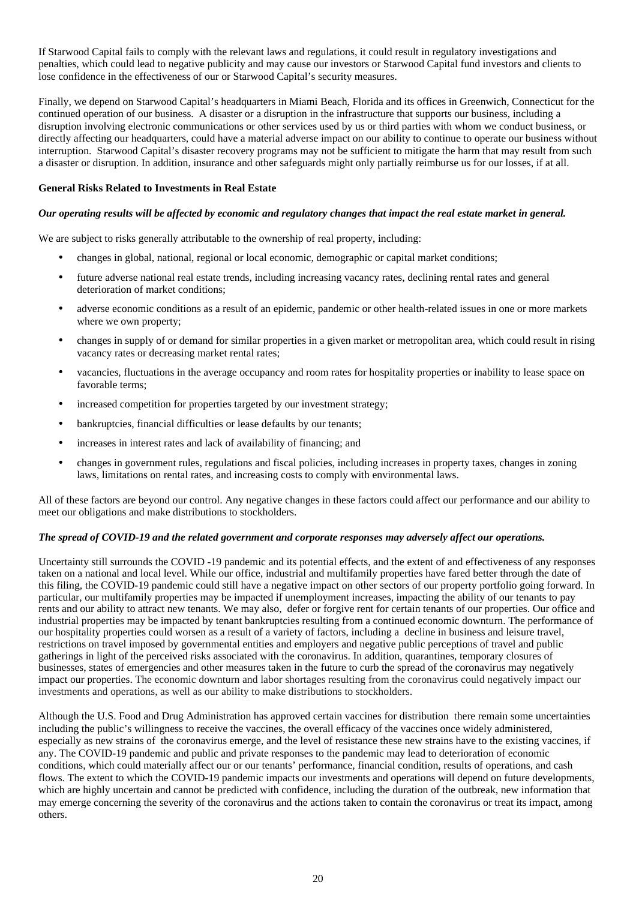If Starwood Capital fails to comply with the relevant laws and regulations, it could result in regulatory investigations and penalties, which could lead to negative publicity and may cause our investors or Starwood Capital fund investors and clients to lose confidence in the effectiveness of our or Starwood Capital's security measures.

Finally, we depend on Starwood Capital's headquarters in Miami Beach, Florida and its offices in Greenwich, Connecticut for the continued operation of our business. A disaster or a disruption in the infrastructure that supports our business, including a disruption involving electronic communications or other services used by us or third parties with whom we conduct business, or directly affecting our headquarters, could have a material adverse impact on our ability to continue to operate our business without interruption. Starwood Capital's disaster recovery programs may not be sufficient to mitigate the harm that may result from such a disaster or disruption. In addition, insurance and other safeguards might only partially reimburse us for our losses, if at all.

**General Risks Related to Investments in Real Estate**

***Our operating results will be affected by economic and regulatory changes that impact the real estate market in general.***

We are subject to risks generally attributable to the ownership of real property, including:

- changes in global, national, regional or local economic, demographic or capital market conditions;
- future adverse national real estate trends, including increasing vacancy rates, declining rental rates and general deterioration of market conditions;
- adverse economic conditions as a result of an epidemic, pandemic or other health-related issues in one or more markets where we own property;
- changes in supply of or demand for similar properties in a given market or metropolitan area, which could result in rising vacancy rates or decreasing market rental rates;
- vacancies, fluctuations in the average occupancy and room rates for hospitality properties or inability to lease space on favorable terms;
- increased competition for properties targeted by our investment strategy;
- bankruptcies, financial difficulties or lease defaults by our tenants;
- increases in interest rates and lack of availability of financing; and
- changes in government rules, regulations and fiscal policies, including increases in property taxes, changes in zoning laws, limitations on rental rates, and increasing costs to comply with environmental laws.

All of these factors are beyond our control. Any negative changes in these factors could affect our performance and our ability to meet our obligations and make distributions to stockholders.

***The spread of COVID-19 and the related government and corporate responses may adversely affect our operations.***

Uncertainty still surrounds the COVID -19 pandemic and its potential effects, and the extent of and effectiveness of any responses taken on a national and local level. While our office, industrial and multifamily properties have fared better through the date of this filing, the COVID-19 pandemic could still have a negative impact on other sectors of our property portfolio going forward. In particular, our multifamily properties may be impacted if unemployment increases, impacting the ability of our tenants to pay rents and our ability to attract new tenants. We may also, defer or forgive rent for certain tenants of our properties. Our office and industrial properties may be impacted by tenant bankruptcies resulting from a continued economic downturn. The performance of our hospitality properties could worsen as a result of a variety of factors, including a decline in business and leisure travel, restrictions on travel imposed by governmental entities and employers and negative public perceptions of travel and public gatherings in light of the perceived risks associated with the coronavirus. In addition, quarantines, temporary closures of businesses, states of emergencies and other measures taken in the future to curb the spread of the coronavirus may negatively impact our properties. The economic downturn and labor shortages resulting from the coronavirus could negatively impact our investments and operations, as well as our ability to make distributions to stockholders.

Although the U.S. Food and Drug Administration has approved certain vaccines for distribution there remain some uncertainties including the public's willingness to receive the vaccines, the overall efficacy of the vaccines once widely administered, especially as new strains of the coronavirus emerge, and the level of resistance these new strains have to the existing vaccines, if any. The COVID-19 pandemic and public and private responses to the pandemic may lead to deterioration of economic conditions, which could materially affect our or our tenants' performance, financial condition, results of operations, and cash flows. The extent to which the COVID-19 pandemic impacts our investments and operations will depend on future developments, which are highly uncertain and cannot be predicted with confidence, including the duration of the outbreak, new information that may emerge concerning the severity of the coronavirus and the actions taken to contain the coronavirus or treat its impact, among others.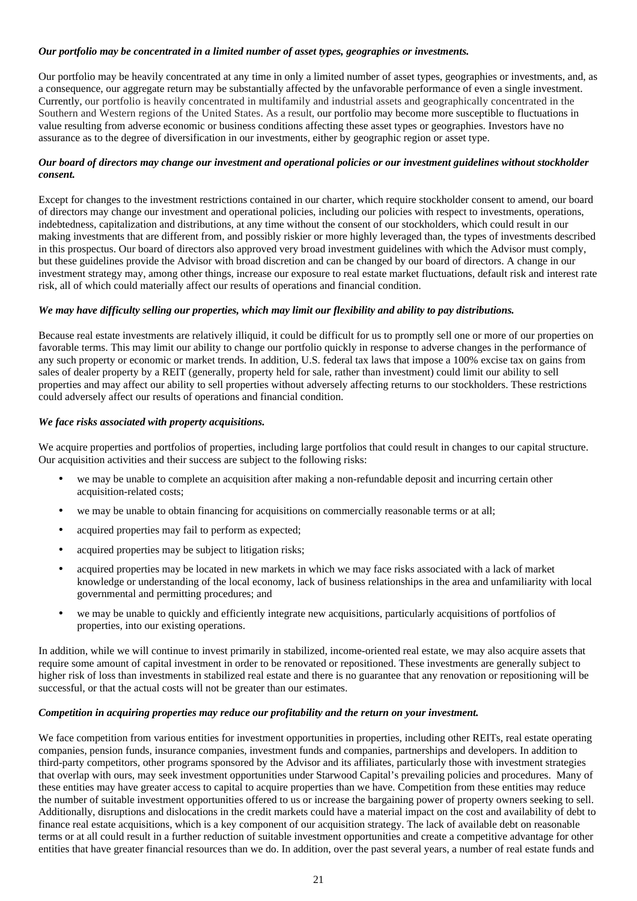***Our portfolio may be concentrated in a limited number of asset types, geographies or investments.***

Our portfolio may be heavily concentrated at any time in only a limited number of asset types, geographies or investments, and, as a consequence, our aggregate return may be substantially affected by the unfavorable performance of even a single investment. Currently, our portfolio is heavily concentrated in multifamily and industrial assets and geographically concentrated in the Southern and Western regions of the United States. As a result, our portfolio may become more susceptible to fluctuations in value resulting from adverse economic or business conditions affecting these asset types or geographies. Investors have no assurance as to the degree of diversification in our investments, either by geographic region or asset type.

***Our board of directors may change our investment and operational policies or our investment guidelines without stockholder consent.***

Except for changes to the investment restrictions contained in our charter, which require stockholder consent to amend, our board of directors may change our investment and operational policies, including our policies with respect to investments, operations, indebtedness, capitalization and distributions, at any time without the consent of our stockholders, which could result in our making investments that are different from, and possibly riskier or more highly leveraged than, the types of investments described in this prospectus. Our board of directors also approved very broad investment guidelines with which the Advisor must comply, but these guidelines provide the Advisor with broad discretion and can be changed by our board of directors. A change in our investment strategy may, among other things, increase our exposure to real estate market fluctuations, default risk and interest rate risk, all of which could materially affect our results of operations and financial condition.

***We may have difficulty selling our properties, which may limit our flexibility and ability to pay distributions.***

Because real estate investments are relatively illiquid, it could be difficult for us to promptly sell one or more of our properties on favorable terms. This may limit our ability to change our portfolio quickly in response to adverse changes in the performance of any such property or economic or market trends. In addition, U.S. federal tax laws that impose a 100% excise tax on gains from sales of dealer property by a REIT (generally, property held for sale, rather than investment) could limit our ability to sell properties and may affect our ability to sell properties without adversely affecting returns to our stockholders. These restrictions could adversely affect our results of operations and financial condition.

***We face risks associated with property acquisitions.***

We acquire properties and portfolios of properties, including large portfolios that could result in changes to our capital structure. Our acquisition activities and their success are subject to the following risks:

- we may be unable to complete an acquisition after making a non-refundable deposit and incurring certain other acquisition-related costs;
- we may be unable to obtain financing for acquisitions on commercially reasonable terms or at all;
- acquired properties may fail to perform as expected;
- acquired properties may be subject to litigation risks;
- acquired properties may be located in new markets in which we may face risks associated with a lack of market knowledge or understanding of the local economy, lack of business relationships in the area and unfamiliarity with local governmental and permitting procedures; and
- we may be unable to quickly and efficiently integrate new acquisitions, particularly acquisitions of portfolios of properties, into our existing operations.

In addition, while we will continue to invest primarily in stabilized, income-oriented real estate, we may also acquire assets that require some amount of capital investment in order to be renovated or repositioned. These investments are generally subject to higher risk of loss than investments in stabilized real estate and there is no guarantee that any renovation or repositioning will be successful, or that the actual costs will not be greater than our estimates.

***Competition in acquiring properties may reduce our profitability and the return on your investment.***

We face competition from various entities for investment opportunities in properties, including other REITs, real estate operating companies, pension funds, insurance companies, investment funds and companies, partnerships and developers. In addition to third-party competitors, other programs sponsored by the Advisor and its affiliates, particularly those with investment strategies that overlap with ours, may seek investment opportunities under Starwood Capital's prevailing policies and procedures. Many of these entities may have greater access to capital to acquire properties than we have. Competition from these entities may reduce the number of suitable investment opportunities offered to us or increase the bargaining power of property owners seeking to sell. Additionally, disruptions and dislocations in the credit markets could have a material impact on the cost and availability of debt to finance real estate acquisitions, which is a key component of our acquisition strategy. The lack of available debt on reasonable terms or at all could result in a further reduction of suitable investment opportunities and create a competitive advantage for other entities that have greater financial resources than we do. In addition, over the past several years, a number of real estate funds and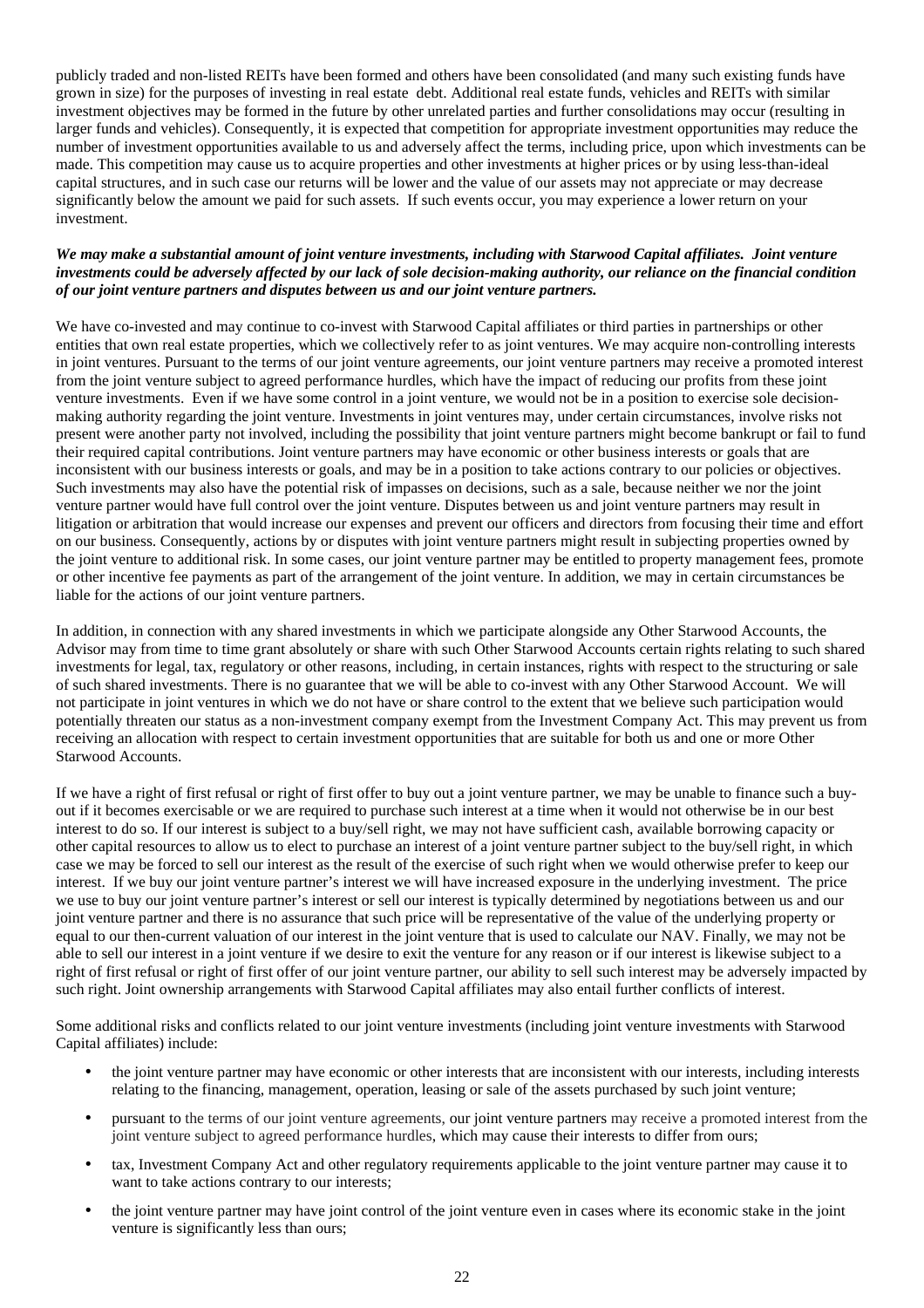publicly traded and non-listed REITs have been formed and others have been consolidated (and many such existing funds have grown in size) for the purposes of investing in real estate debt. Additional real estate funds, vehicles and REITs with similar investment objectives may be formed in the future by other unrelated parties and further consolidations may occur (resulting in larger funds and vehicles). Consequently, it is expected that competition for appropriate investment opportunities may reduce the number of investment opportunities available to us and adversely affect the terms, including price, upon which investments can be made. This competition may cause us to acquire properties and other investments at higher prices or by using less-than-ideal capital structures, and in such case our returns will be lower and the value of our assets may not appreciate or may decrease significantly below the amount we paid for such assets. If such events occur, you may experience a lower return on your investment.

***We may make a substantial amount of joint venture investments, including with Starwood Capital affiliates. Joint venture investments could be adversely affected by our lack of sole decision-making authority, our reliance on the financial condition of our joint venture partners and disputes between us and our joint venture partners.***

We have co-invested and may continue to co-invest with Starwood Capital affiliates or third parties in partnerships or other entities that own real estate properties, which we collectively refer to as joint ventures. We may acquire non-controlling interests in joint ventures. Pursuant to the terms of our joint venture agreements, our joint venture partners may receive a promoted interest from the joint venture subject to agreed performance hurdles, which have the impact of reducing our profits from these joint venture investments. Even if we have some control in a joint venture, we would not be in a position to exercise sole decision-making authority regarding the joint venture. Investments in joint ventures may, under certain circumstances, involve risks not present were another party not involved, including the possibility that joint venture partners might become bankrupt or fail to fund their required capital contributions. Joint venture partners may have economic or other business interests or goals that are inconsistent with our business interests or goals, and may be in a position to take actions contrary to our policies or objectives. Such investments may also have the potential risk of impasses on decisions, such as a sale, because neither we nor the joint venture partner would have full control over the joint venture. Disputes between us and joint venture partners may result in litigation or arbitration that would increase our expenses and prevent our officers and directors from focusing their time and effort on our business. Consequently, actions by or disputes with joint venture partners might result in subjecting properties owned by the joint venture to additional risk. In some cases, our joint venture partner may be entitled to property management fees, promote or other incentive fee payments as part of the arrangement of the joint venture. In addition, we may in certain circumstances be liable for the actions of our joint venture partners.

In addition, in connection with any shared investments in which we participate alongside any Other Starwood Accounts, the Advisor may from time to time grant absolutely or share with such Other Starwood Accounts certain rights relating to such shared investments for legal, tax, regulatory or other reasons, including, in certain instances, rights with respect to the structuring or sale of such shared investments. There is no guarantee that we will be able to co-invest with any Other Starwood Account. We will not participate in joint ventures in which we do not have or share control to the extent that we believe such participation would potentially threaten our status as a non-investment company exempt from the Investment Company Act. This may prevent us from receiving an allocation with respect to certain investment opportunities that are suitable for both us and one or more Other Starwood Accounts.

If we have a right of first refusal or right of first offer to buy out a joint venture partner, we may be unable to finance such a buy-out if it becomes exercisable or we are required to purchase such interest at a time when it would not otherwise be in our best interest to do so. If our interest is subject to a buy/sell right, we may not have sufficient cash, available borrowing capacity or other capital resources to allow us to elect to purchase an interest of a joint venture partner subject to the buy/sell right, in which case we may be forced to sell our interest as the result of the exercise of such right when we would otherwise prefer to keep our interest. If we buy our joint venture partner's interest we will have increased exposure in the underlying investment. The price we use to buy our joint venture partner's interest or sell our interest is typically determined by negotiations between us and our joint venture partner and there is no assurance that such price will be representative of the value of the underlying property or equal to our then-current valuation of our interest in the joint venture that is used to calculate our NAV. Finally, we may not be able to sell our interest in a joint venture if we desire to exit the venture for any reason or if our interest is likewise subject to a right of first refusal or right of first offer of our joint venture partner, our ability to sell such interest may be adversely impacted by such right. Joint ownership arrangements with Starwood Capital affiliates may also entail further conflicts of interest.

Some additional risks and conflicts related to our joint venture investments (including joint venture investments with Starwood Capital affiliates) include:

- the joint venture partner may have economic or other interests that are inconsistent with our interests, including interests relating to the financing, management, operation, leasing or sale of the assets purchased by such joint venture;
- pursuant to the terms of our joint venture agreements, our joint venture partners may receive a promoted interest from the joint venture subject to agreed performance hurdles, which may cause their interests to differ from ours;
- tax, Investment Company Act and other regulatory requirements applicable to the joint venture partner may cause it to want to take actions contrary to our interests;
- the joint venture partner may have joint control of the joint venture even in cases where its economic stake in the joint venture is significantly less than ours;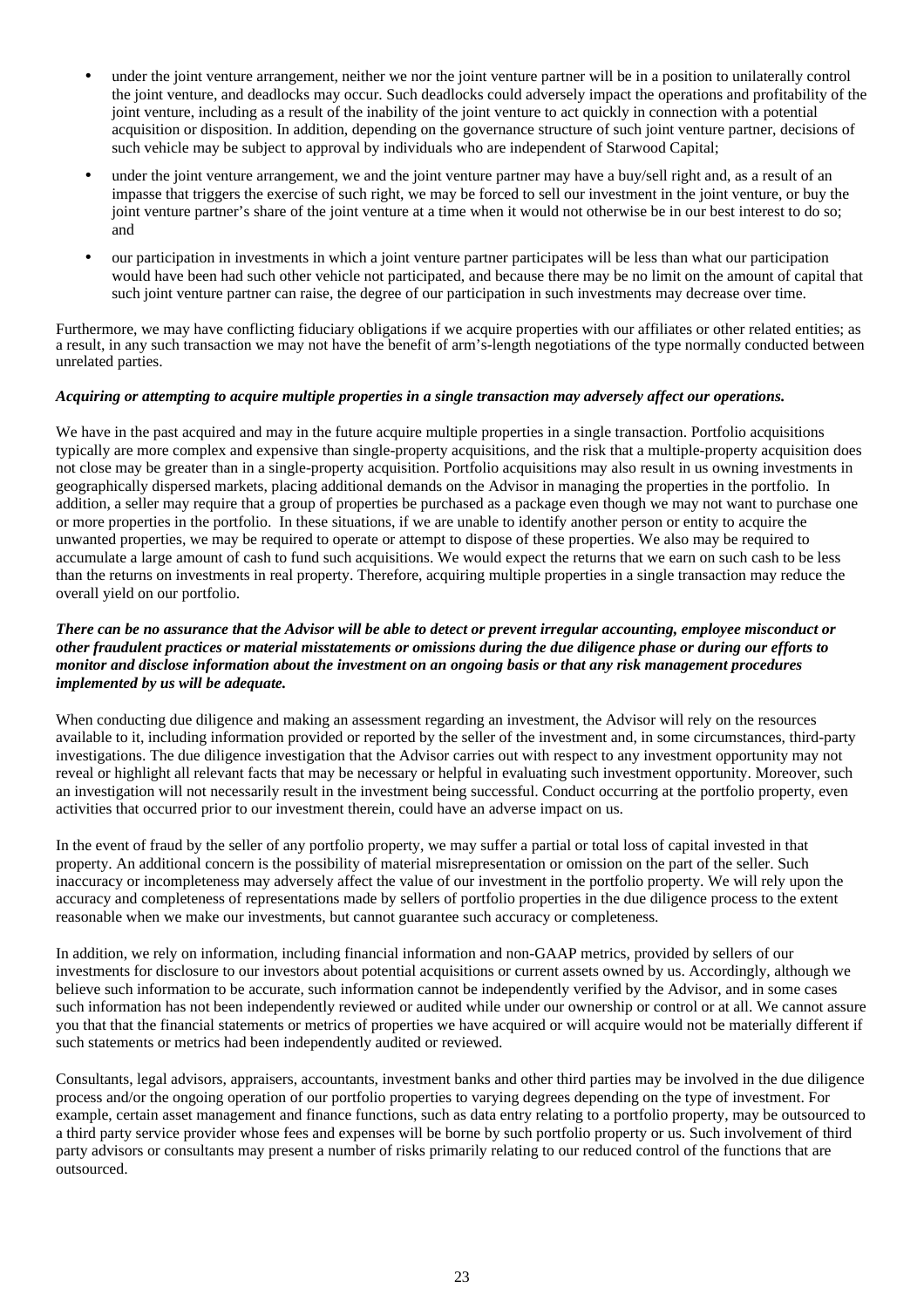- under the joint venture arrangement, neither we nor the joint venture partner will be in a position to unilaterally control the joint venture, and deadlocks may occur. Such deadlocks could adversely impact the operations and profitability of the joint venture, including as a result of the inability of the joint venture to act quickly in connection with a potential acquisition or disposition. In addition, depending on the governance structure of such joint venture partner, decisions of such vehicle may be subject to approval by individuals who are independent of Starwood Capital;
- under the joint venture arrangement, we and the joint venture partner may have a buy/sell right and, as a result of an impasse that triggers the exercise of such right, we may be forced to sell our investment in the joint venture, or buy the joint venture partner's share of the joint venture at a time when it would not otherwise be in our best interest to do so; and
- our participation in investments in which a joint venture partner participates will be less than what our participation would have been had such other vehicle not participated, and because there may be no limit on the amount of capital that such joint venture partner can raise, the degree of our participation in such investments may decrease over time.

Furthermore, we may have conflicting fiduciary obligations if we acquire properties with our affiliates or other related entities; as a result, in any such transaction we may not have the benefit of arm's-length negotiations of the type normally conducted between unrelated parties.

***Acquiring or attempting to acquire multiple properties in a single transaction may adversely affect our operations.***

We have in the past acquired and may in the future acquire multiple properties in a single transaction. Portfolio acquisitions typically are more complex and expensive than single-property acquisitions, and the risk that a multiple-property acquisition does not close may be greater than in a single-property acquisition. Portfolio acquisitions may also result in us owning investments in geographically dispersed markets, placing additional demands on the Advisor in managing the properties in the portfolio. In addition, a seller may require that a group of properties be purchased as a package even though we may not want to purchase one or more properties in the portfolio. In these situations, if we are unable to identify another person or entity to acquire the unwanted properties, we may be required to operate or attempt to dispose of these properties. We also may be required to accumulate a large amount of cash to fund such acquisitions. We would expect the returns that we earn on such cash to be less than the returns on investments in real property. Therefore, acquiring multiple properties in a single transaction may reduce the overall yield on our portfolio.

***There can be no assurance that the Advisor will be able to detect or prevent irregular accounting, employee misconduct or other fraudulent practices or material misstatements or omissions during the due diligence phase or during our efforts to monitor and disclose information about the investment on an ongoing basis or that any risk management procedures implemented by us will be adequate.***

When conducting due diligence and making an assessment regarding an investment, the Advisor will rely on the resources available to it, including information provided or reported by the seller of the investment and, in some circumstances, third-party investigations. The due diligence investigation that the Advisor carries out with respect to any investment opportunity may not reveal or highlight all relevant facts that may be necessary or helpful in evaluating such investment opportunity. Moreover, such an investigation will not necessarily result in the investment being successful. Conduct occurring at the portfolio property, even activities that occurred prior to our investment therein, could have an adverse impact on us.

In the event of fraud by the seller of any portfolio property, we may suffer a partial or total loss of capital invested in that property. An additional concern is the possibility of material misrepresentation or omission on the part of the seller. Such inaccuracy or incompleteness may adversely affect the value of our investment in the portfolio property. We will rely upon the accuracy and completeness of representations made by sellers of portfolio properties in the due diligence process to the extent reasonable when we make our investments, but cannot guarantee such accuracy or completeness.

In addition, we rely on information, including financial information and non-GAAP metrics, provided by sellers of our investments for disclosure to our investors about potential acquisitions or current assets owned by us. Accordingly, although we believe such information to be accurate, such information cannot be independently verified by the Advisor, and in some cases such information has not been independently reviewed or audited while under our ownership or control or at all. We cannot assure you that that the financial statements or metrics of properties we have acquired or will acquire would not be materially different if such statements or metrics had been independently audited or reviewed.

Consultants, legal advisors, appraisers, accountants, investment banks and other third parties may be involved in the due diligence process and/or the ongoing operation of our portfolio properties to varying degrees depending on the type of investment. For example, certain asset management and finance functions, such as data entry relating to a portfolio property, may be outsourced to a third party service provider whose fees and expenses will be borne by such portfolio property or us. Such involvement of third party advisors or consultants may present a number of risks primarily relating to our reduced control of the functions that are outsourced.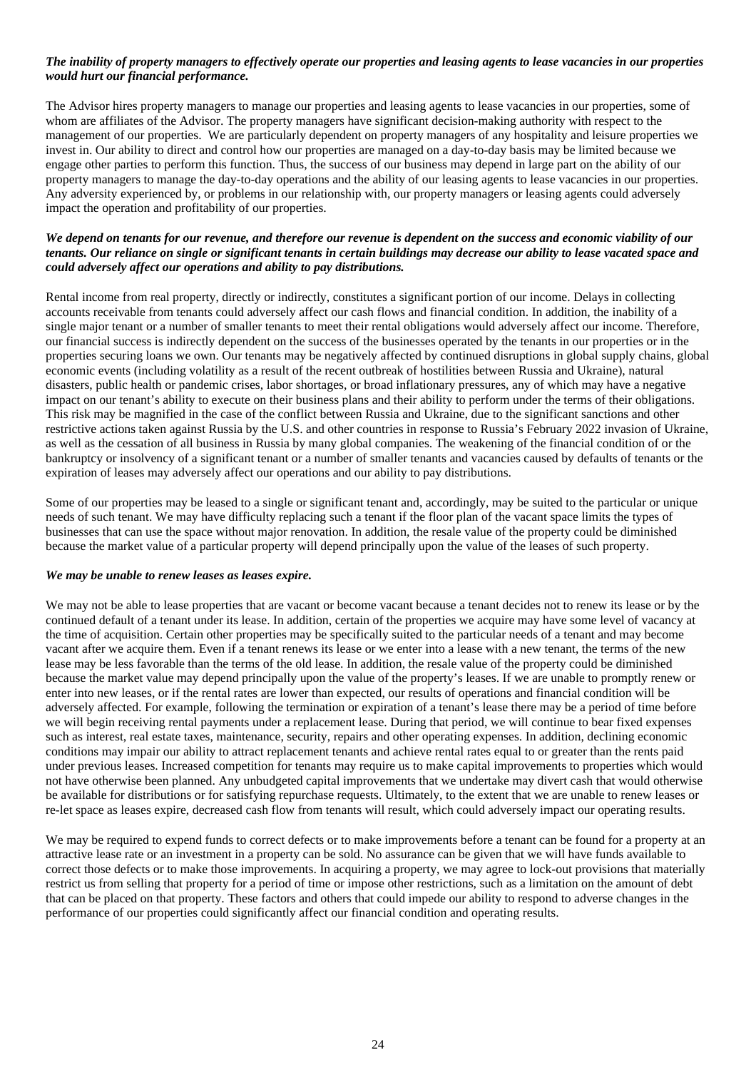***The inability of property managers to effectively operate our properties and leasing agents to lease vacancies in our properties would hurt our financial performance.***

The Advisor hires property managers to manage our properties and leasing agents to lease vacancies in our properties, some of whom are affiliates of the Advisor. The property managers have significant decision-making authority with respect to the management of our properties. We are particularly dependent on property managers of any hospitality and leisure properties we invest in. Our ability to direct and control how our properties are managed on a day-to-day basis may be limited because we engage other parties to perform this function. Thus, the success of our business may depend in large part on the ability of our property managers to manage the day-to-day operations and the ability of our leasing agents to lease vacancies in our properties. Any adversity experienced by, or problems in our relationship with, our property managers or leasing agents could adversely impact the operation and profitability of our properties.

***We depend on tenants for our revenue, and therefore our revenue is dependent on the success and economic viability of our tenants. Our reliance on single or significant tenants in certain buildings may decrease our ability to lease vacated space and could adversely affect our operations and ability to pay distributions.***

Rental income from real property, directly or indirectly, constitutes a significant portion of our income. Delays in collecting accounts receivable from tenants could adversely affect our cash flows and financial condition. In addition, the inability of a single major tenant or a number of smaller tenants to meet their rental obligations would adversely affect our income. Therefore, our financial success is indirectly dependent on the success of the businesses operated by the tenants in our properties or in the properties securing loans we own. Our tenants may be negatively affected by continued disruptions in global supply chains, global economic events (including volatility as a result of the recent outbreak of hostilities between Russia and Ukraine), natural disasters, public health or pandemic crises, labor shortages, or broad inflationary pressures, any of which may have a negative impact on our tenant's ability to execute on their business plans and their ability to perform under the terms of their obligations. This risk may be magnified in the case of the conflict between Russia and Ukraine, due to the significant sanctions and other restrictive actions taken against Russia by the U.S. and other countries in response to Russia's February 2022 invasion of Ukraine, as well as the cessation of all business in Russia by many global companies. The weakening of the financial condition of or the bankruptcy or insolvency of a significant tenant or a number of smaller tenants and vacancies caused by defaults of tenants or the expiration of leases may adversely affect our operations and our ability to pay distributions.

Some of our properties may be leased to a single or significant tenant and, accordingly, may be suited to the particular or unique needs of such tenant. We may have difficulty replacing such a tenant if the floor plan of the vacant space limits the types of businesses that can use the space without major renovation. In addition, the resale value of the property could be diminished because the market value of a particular property will depend principally upon the value of the leases of such property.

***We may be unable to renew leases as leases expire.***

We may not be able to lease properties that are vacant or become vacant because a tenant decides not to renew its lease or by the continued default of a tenant under its lease. In addition, certain of the properties we acquire may have some level of vacancy at the time of acquisition. Certain other properties may be specifically suited to the particular needs of a tenant and may become vacant after we acquire them. Even if a tenant renews its lease or we enter into a lease with a new tenant, the terms of the new lease may be less favorable than the terms of the old lease. In addition, the resale value of the property could be diminished because the market value may depend principally upon the value of the property's leases. If we are unable to promptly renew or enter into new leases, or if the rental rates are lower than expected, our results of operations and financial condition will be adversely affected. For example, following the termination or expiration of a tenant's lease there may be a period of time before we will begin receiving rental payments under a replacement lease. During that period, we will continue to bear fixed expenses such as interest, real estate taxes, maintenance, security, repairs and other operating expenses. In addition, declining economic conditions may impair our ability to attract replacement tenants and achieve rental rates equal to or greater than the rents paid under previous leases. Increased competition for tenants may require us to make capital improvements to properties which would not have otherwise been planned. Any unbudgeted capital improvements that we undertake may divert cash that would otherwise be available for distributions or for satisfying repurchase requests. Ultimately, to the extent that we are unable to renew leases or re-let space as leases expire, decreased cash flow from tenants will result, which could adversely impact our operating results.

We may be required to expend funds to correct defects or to make improvements before a tenant can be found for a property at an attractive lease rate or an investment in a property can be sold. No assurance can be given that we will have funds available to correct those defects or to make those improvements. In acquiring a property, we may agree to lock-out provisions that materially restrict us from selling that property for a period of time or impose other restrictions, such as a limitation on the amount of debt that can be placed on that property. These factors and others that could impede our ability to respond to adverse changes in the performance of our properties could significantly affect our financial condition and operating results.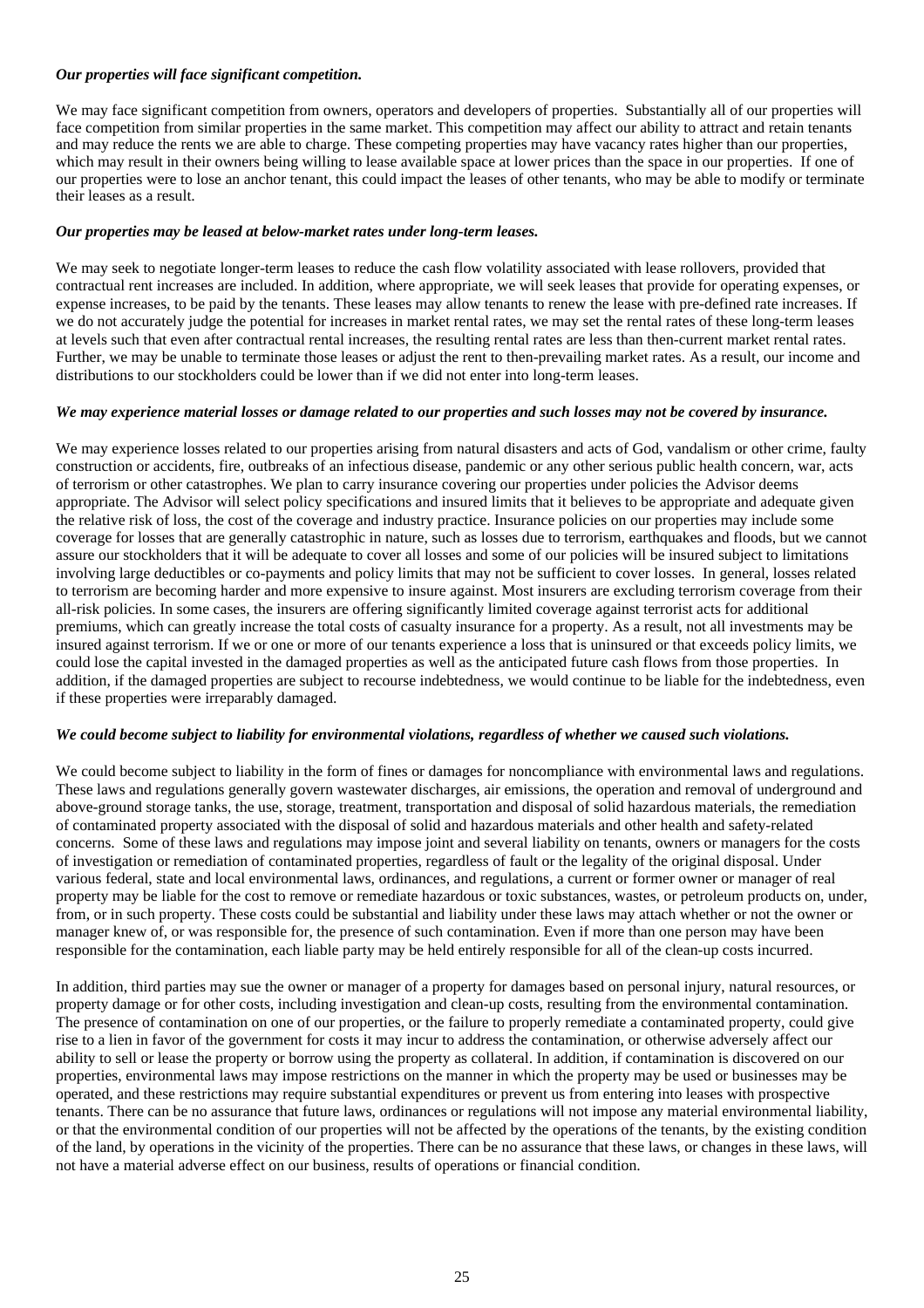***Our properties will face significant competition.***

We may face significant competition from owners, operators and developers of properties. Substantially all of our properties will face competition from similar properties in the same market. This competition may affect our ability to attract and retain tenants and may reduce the rents we are able to charge. These competing properties may have vacancy rates higher than our properties, which may result in their owners being willing to lease available space at lower prices than the space in our properties. If one of our properties were to lose an anchor tenant, this could impact the leases of other tenants, who may be able to modify or terminate their leases as a result.

***Our properties may be leased at below-market rates under long-term leases.***

We may seek to negotiate longer-term leases to reduce the cash flow volatility associated with lease rollovers, provided that contractual rent increases are included. In addition, where appropriate, we will seek leases that provide for operating expenses, or expense increases, to be paid by the tenants. These leases may allow tenants to renew the lease with pre-defined rate increases. If we do not accurately judge the potential for increases in market rental rates, we may set the rental rates of these long-term leases at levels such that even after contractual rental increases, the resulting rental rates are less than then-current market rental rates. Further, we may be unable to terminate those leases or adjust the rent to then-prevailing market rates. As a result, our income and distributions to our stockholders could be lower than if we did not enter into long-term leases.

***We may experience material losses or damage related to our properties and such losses may not be covered by insurance.***

We may experience losses related to our properties arising from natural disasters and acts of God, vandalism or other crime, faulty construction or accidents, fire, outbreaks of an infectious disease, pandemic or any other serious public health concern, war, acts of terrorism or other catastrophes. We plan to carry insurance covering our properties under policies the Advisor deems appropriate. The Advisor will select policy specifications and insured limits that it believes to be appropriate and adequate given the relative risk of loss, the cost of the coverage and industry practice. Insurance policies on our properties may include some coverage for losses that are generally catastrophic in nature, such as losses due to terrorism, earthquakes and floods, but we cannot assure our stockholders that it will be adequate to cover all losses and some of our policies will be insured subject to limitations involving large deductibles or co-payments and policy limits that may not be sufficient to cover losses. In general, losses related to terrorism are becoming harder and more expensive to insure against. Most insurers are excluding terrorism coverage from their all-risk policies. In some cases, the insurers are offering significantly limited coverage against terrorist acts for additional premiums, which can greatly increase the total costs of casualty insurance for a property. As a result, not all investments may be insured against terrorism. If we or one or more of our tenants experience a loss that is uninsured or that exceeds policy limits, we could lose the capital invested in the damaged properties as well as the anticipated future cash flows from those properties. In addition, if the damaged properties are subject to recourse indebtedness, we would continue to be liable for the indebtedness, even if these properties were irreparably damaged.

***We could become subject to liability for environmental violations, regardless of whether we caused such violations.***

We could become subject to liability in the form of fines or damages for noncompliance with environmental laws and regulations. These laws and regulations generally govern wastewater discharges, air emissions, the operation and removal of underground and above-ground storage tanks, the use, storage, treatment, transportation and disposal of solid hazardous materials, the remediation of contaminated property associated with the disposal of solid and hazardous materials and other health and safety-related concerns. Some of these laws and regulations may impose joint and several liability on tenants, owners or managers for the costs of investigation or remediation of contaminated properties, regardless of fault or the legality of the original disposal. Under various federal, state and local environmental laws, ordinances, and regulations, a current or former owner or manager of real property may be liable for the cost to remove or remediate hazardous or toxic substances, wastes, or petroleum products on, under, from, or in such property. These costs could be substantial and liability under these laws may attach whether or not the owner or manager knew of, or was responsible for, the presence of such contamination. Even if more than one person may have been responsible for the contamination, each liable party may be held entirely responsible for all of the clean-up costs incurred.

In addition, third parties may sue the owner or manager of a property for damages based on personal injury, natural resources, or property damage or for other costs, including investigation and clean-up costs, resulting from the environmental contamination. The presence of contamination on one of our properties, or the failure to properly remediate a contaminated property, could give rise to a lien in favor of the government for costs it may incur to address the contamination, or otherwise adversely affect our ability to sell or lease the property or borrow using the property as collateral. In addition, if contamination is discovered on our properties, environmental laws may impose restrictions on the manner in which the property may be used or businesses may be operated, and these restrictions may require substantial expenditures or prevent us from entering into leases with prospective tenants. There can be no assurance that future laws, ordinances or regulations will not impose any material environmental liability, or that the environmental condition of our properties will not be affected by the operations of the tenants, by the existing condition of the land, by operations in the vicinity of the properties. There can be no assurance that these laws, or changes in these laws, will not have a material adverse effect on our business, results of operations or financial condition.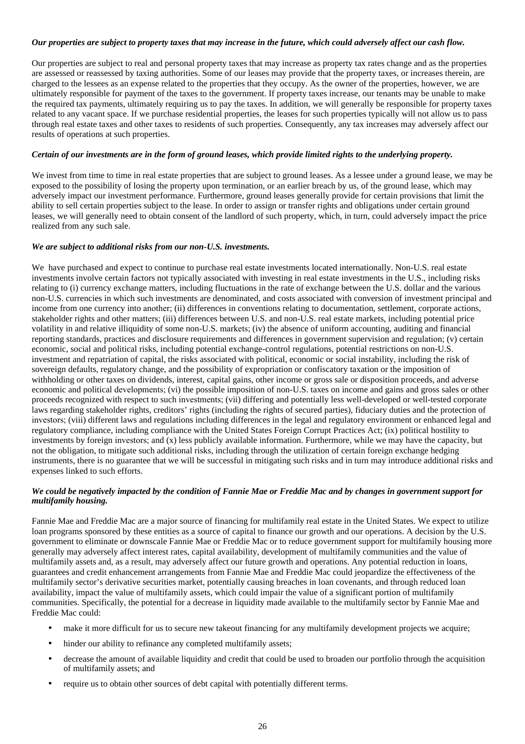***Our properties are subject to property taxes that may increase in the future, which could adversely affect our cash flow.***

Our properties are subject to real and personal property taxes that may increase as property tax rates change and as the properties are assessed or reassessed by taxing authorities. Some of our leases may provide that the property taxes, or increases therein, are charged to the lessees as an expense related to the properties that they occupy. As the owner of the properties, however, we are ultimately responsible for payment of the taxes to the government. If property taxes increase, our tenants may be unable to make the required tax payments, ultimately requiring us to pay the taxes. In addition, we will generally be responsible for property taxes related to any vacant space. If we purchase residential properties, the leases for such properties typically will not allow us to pass through real estate taxes and other taxes to residents of such properties. Consequently, any tax increases may adversely affect our results of operations at such properties.

***Certain of our investments are in the form of ground leases, which provide limited rights to the underlying property.***

We invest from time to time in real estate properties that are subject to ground leases. As a lessee under a ground lease, we may be exposed to the possibility of losing the property upon termination, or an earlier breach by us, of the ground lease, which may adversely impact our investment performance. Furthermore, ground leases generally provide for certain provisions that limit the ability to sell certain properties subject to the lease. In order to assign or transfer rights and obligations under certain ground leases, we will generally need to obtain consent of the landlord of such property, which, in turn, could adversely impact the price realized from any such sale.

***We are subject to additional risks from our non-U.S. investments.***

We have purchased and expect to continue to purchase real estate investments located internationally. Non-U.S. real estate investments involve certain factors not typically associated with investing in real estate investments in the U.S., including risks relating to (i) currency exchange matters, including fluctuations in the rate of exchange between the U.S. dollar and the various non-U.S. currencies in which such investments are denominated, and costs associated with conversion of investment principal and income from one currency into another; (ii) differences in conventions relating to documentation, settlement, corporate actions, stakeholder rights and other matters; (iii) differences between U.S. and non-U.S. real estate markets, including potential price volatility in and relative illiquidity of some non-U.S. markets; (iv) the absence of uniform accounting, auditing and financial reporting standards, practices and disclosure requirements and differences in government supervision and regulation; (v) certain economic, social and political risks, including potential exchange-control regulations, potential restrictions on non-U.S. investment and repatriation of capital, the risks associated with political, economic or social instability, including the risk of sovereign defaults, regulatory change, and the possibility of expropriation or confiscatory taxation or the imposition of withholding or other taxes on dividends, interest, capital gains, other income or gross sale or disposition proceeds, and adverse economic and political developments; (vi) the possible imposition of non-U.S. taxes on income and gains and gross sales or other proceeds recognized with respect to such investments; (vii) differing and potentially less well-developed or well-tested corporate laws regarding stakeholder rights, creditors' rights (including the rights of secured parties), fiduciary duties and the protection of investors; (viii) different laws and regulations including differences in the legal and regulatory environment or enhanced legal and regulatory compliance, including compliance with the United States Foreign Corrupt Practices Act; (ix) political hostility to investments by foreign investors; and (x) less publicly available information. Furthermore, while we may have the capacity, but not the obligation, to mitigate such additional risks, including through the utilization of certain foreign exchange hedging instruments, there is no guarantee that we will be successful in mitigating such risks and in turn may introduce additional risks and expenses linked to such efforts.

***We could be negatively impacted by the condition of Fannie Mae or Freddie Mac and by changes in government support for multifamily housing.***

Fannie Mae and Freddie Mac are a major source of financing for multifamily real estate in the United States. We expect to utilize loan programs sponsored by these entities as a source of capital to finance our growth and our operations. A decision by the U.S. government to eliminate or downscale Fannie Mae or Freddie Mac or to reduce government support for multifamily housing more generally may adversely affect interest rates, capital availability, development of multifamily communities and the value of multifamily assets and, as a result, may adversely affect our future growth and operations. Any potential reduction in loans, guarantees and credit enhancement arrangements from Fannie Mae and Freddie Mac could jeopardize the effectiveness of the multifamily sector's derivative securities market, potentially causing breaches in loan covenants, and through reduced loan availability, impact the value of multifamily assets, which could impair the value of a significant portion of multifamily communities. Specifically, the potential for a decrease in liquidity made available to the multifamily sector by Fannie Mae and Freddie Mac could:

- make it more difficult for us to secure new takeout financing for any multifamily development projects we acquire;
- hinder our ability to refinance any completed multifamily assets;
- decrease the amount of available liquidity and credit that could be used to broaden our portfolio through the acquisition of multifamily assets; and
- require us to obtain other sources of debt capital with potentially different terms.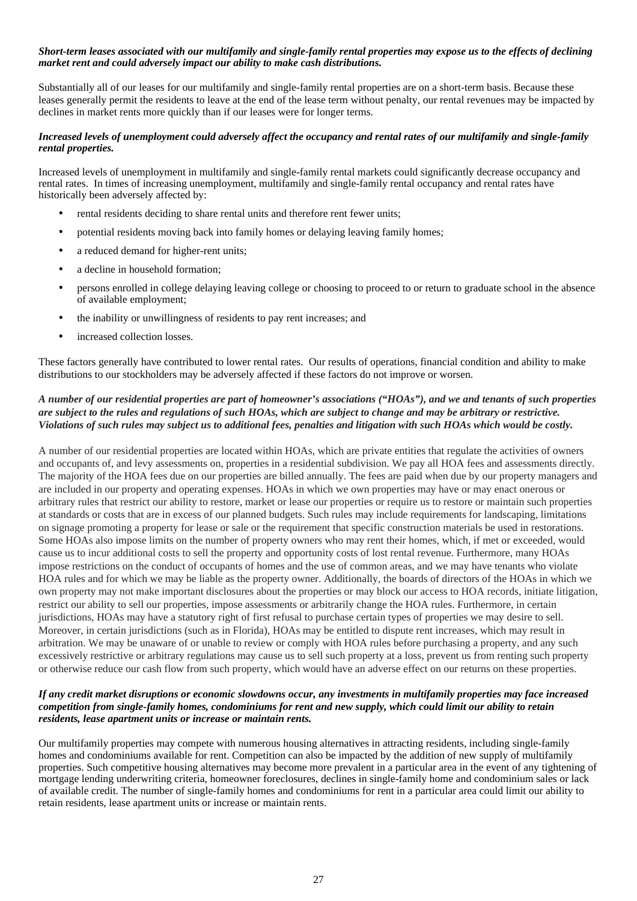***Short-term leases associated with our multifamily and single-family rental properties may expose us to the effects of declining market rent and could adversely impact our ability to make cash distributions.***

Substantially all of our leases for our multifamily and single-family rental properties are on a short-term basis. Because these leases generally permit the residents to leave at the end of the lease term without penalty, our rental revenues may be impacted by declines in market rents more quickly than if our leases were for longer terms.

***Increased levels of unemployment could adversely affect the occupancy and rental rates of our multifamily and single-family rental properties.***

Increased levels of unemployment in multifamily and single-family rental markets could significantly decrease occupancy and rental rates. In times of increasing unemployment, multifamily and single-family rental occupancy and rental rates have historically been adversely affected by:

- rental residents deciding to share rental units and therefore rent fewer units;
- potential residents moving back into family homes or delaying leaving family homes;
- a reduced demand for higher-rent units;
- a decline in household formation;
- persons enrolled in college delaying leaving college or choosing to proceed to or return to graduate school in the absence of available employment;
- the inability or unwillingness of residents to pay rent increases; and
- increased collection losses.

These factors generally have contributed to lower rental rates. Our results of operations, financial condition and ability to make distributions to our stockholders may be adversely affected if these factors do not improve or worsen.

***A number of our residential properties are part of homeowner's associations ("HOAs"), and we and tenants of such properties are subject to the rules and regulations of such HOAs, which are subject to change and may be arbitrary or restrictive. Violations of such rules may subject us to additional fees, penalties and litigation with such HOAs which would be costly.***

A number of our residential properties are located within HOAs, which are private entities that regulate the activities of owners and occupants of, and levy assessments on, properties in a residential subdivision. We pay all HOA fees and assessments directly. The majority of the HOA fees due on our properties are billed annually. The fees are paid when due by our property managers and are included in our property and operating expenses. HOAs in which we own properties may have or may enact onerous or arbitrary rules that restrict our ability to restore, market or lease our properties or require us to restore or maintain such properties at standards or costs that are in excess of our planned budgets. Such rules may include requirements for landscaping, limitations on signage promoting a property for lease or sale or the requirement that specific construction materials be used in restorations. Some HOAs also impose limits on the number of property owners who may rent their homes, which, if met or exceeded, would cause us to incur additional costs to sell the property and opportunity costs of lost rental revenue. Furthermore, many HOAs impose restrictions on the conduct of occupants of homes and the use of common areas, and we may have tenants who violate HOA rules and for which we may be liable as the property owner. Additionally, the boards of directors of the HOAs in which we own property may not make important disclosures about the properties or may block our access to HOA records, initiate litigation, restrict our ability to sell our properties, impose assessments or arbitrarily change the HOA rules. Furthermore, in certain jurisdictions, HOAs may have a statutory right of first refusal to purchase certain types of properties we may desire to sell. Moreover, in certain jurisdictions (such as in Florida), HOAs may be entitled to dispute rent increases, which may result in arbitration. We may be unaware of or unable to review or comply with HOA rules before purchasing a property, and any such excessively restrictive or arbitrary regulations may cause us to sell such property at a loss, prevent us from renting such property or otherwise reduce our cash flow from such property, which would have an adverse effect on our returns on these properties.

***If any credit market disruptions or economic slowdowns occur, any investments in multifamily properties may face increased competition from single-family homes, condominiums for rent and new supply, which could limit our ability to retain residents, lease apartment units or increase or maintain rents.***

Our multifamily properties may compete with numerous housing alternatives in attracting residents, including single-family homes and condominiums available for rent. Competition can also be impacted by the addition of new supply of multifamily properties. Such competitive housing alternatives may become more prevalent in a particular area in the event of any tightening of mortgage lending underwriting criteria, homeowner foreclosures, declines in single-family home and condominium sales or lack of available credit. The number of single-family homes and condominiums for rent in a particular area could limit our ability to retain residents, lease apartment units or increase or maintain rents.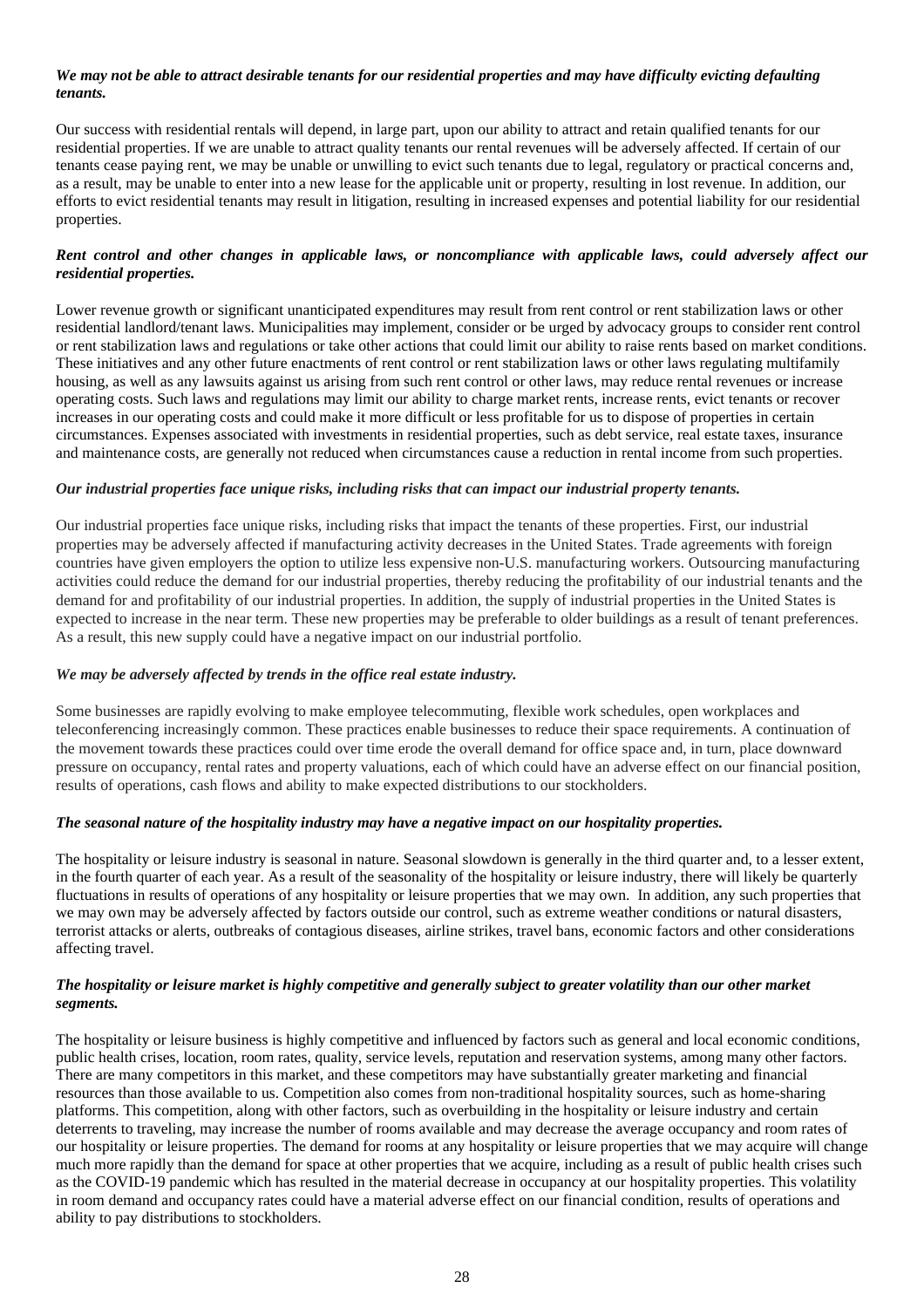***We may not be able to attract desirable tenants for our residential properties and may have difficulty evicting defaulting tenants.***

Our success with residential rentals will depend, in large part, upon our ability to attract and retain qualified tenants for our residential properties. If we are unable to attract quality tenants our rental revenues will be adversely affected. If certain of our tenants cease paying rent, we may be unable or unwilling to evict such tenants due to legal, regulatory or practical concerns and, as a result, may be unable to enter into a new lease for the applicable unit or property, resulting in lost revenue. In addition, our efforts to evict residential tenants may result in litigation, resulting in increased expenses and potential liability for our residential properties.

***Rent control and other changes in applicable laws, or noncompliance with applicable laws, could adversely affect our residential properties.***

Lower revenue growth or significant unanticipated expenditures may result from rent control or rent stabilization laws or other residential landlord/tenant laws. Municipalities may implement, consider or be urged by advocacy groups to consider rent control or rent stabilization laws and regulations or take other actions that could limit our ability to raise rents based on market conditions. These initiatives and any other future enactments of rent control or rent stabilization laws or other laws regulating multifamily housing, as well as any lawsuits against us arising from such rent control or other laws, may reduce rental revenues or increase operating costs. Such laws and regulations may limit our ability to charge market rents, increase rents, evict tenants or recover increases in our operating costs and could make it more difficult or less profitable for us to dispose of properties in certain circumstances. Expenses associated with investments in residential properties, such as debt service, real estate taxes, insurance and maintenance costs, are generally not reduced when circumstances cause a reduction in rental income from such properties.

***Our industrial properties face unique risks, including risks that can impact our industrial property tenants.***

Our industrial properties face unique risks, including risks that impact the tenants of these properties. First, our industrial properties may be adversely affected if manufacturing activity decreases in the United States. Trade agreements with foreign countries have given employers the option to utilize less expensive non-U.S. manufacturing workers. Outsourcing manufacturing activities could reduce the demand for our industrial properties, thereby reducing the profitability of our industrial tenants and the demand for and profitability of our industrial properties. In addition, the supply of industrial properties in the United States is expected to increase in the near term. These new properties may be preferable to older buildings as a result of tenant preferences. As a result, this new supply could have a negative impact on our industrial portfolio.

***We may be adversely affected by trends in the office real estate industry.***

Some businesses are rapidly evolving to make employee telecommuting, flexible work schedules, open workplaces and teleconferencing increasingly common. These practices enable businesses to reduce their space requirements. A continuation of the movement towards these practices could over time erode the overall demand for office space and, in turn, place downward pressure on occupancy, rental rates and property valuations, each of which could have an adverse effect on our financial position, results of operations, cash flows and ability to make expected distributions to our stockholders.

***The seasonal nature of the hospitality industry may have a negative impact on our hospitality properties.***

The hospitality or leisure industry is seasonal in nature. Seasonal slowdown is generally in the third quarter and, to a lesser extent, in the fourth quarter of each year. As a result of the seasonality of the hospitality or leisure industry, there will likely be quarterly fluctuations in results of operations of any hospitality or leisure properties that we may own. In addition, any such properties that we may own may be adversely affected by factors outside our control, such as extreme weather conditions or natural disasters, terrorist attacks or alerts, outbreaks of contagious diseases, airline strikes, travel bans, economic factors and other considerations affecting travel.

***The hospitality or leisure market is highly competitive and generally subject to greater volatility than our other market segments.***

The hospitality or leisure business is highly competitive and influenced by factors such as general and local economic conditions, public health crises, location, room rates, quality, service levels, reputation and reservation systems, among many other factors. There are many competitors in this market, and these competitors may have substantially greater marketing and financial resources than those available to us. Competition also comes from non-traditional hospitality sources, such as home-sharing platforms. This competition, along with other factors, such as overbuilding in the hospitality or leisure industry and certain deterrents to traveling, may increase the number of rooms available and may decrease the average occupancy and room rates of our hospitality or leisure properties. The demand for rooms at any hospitality or leisure properties that we may acquire will change much more rapidly than the demand for space at other properties that we acquire, including as a result of public health crises such as the COVID-19 pandemic which has resulted in the material decrease in occupancy at our hospitality properties. This volatility in room demand and occupancy rates could have a material adverse effect on our financial condition, results of operations and ability to pay distributions to stockholders.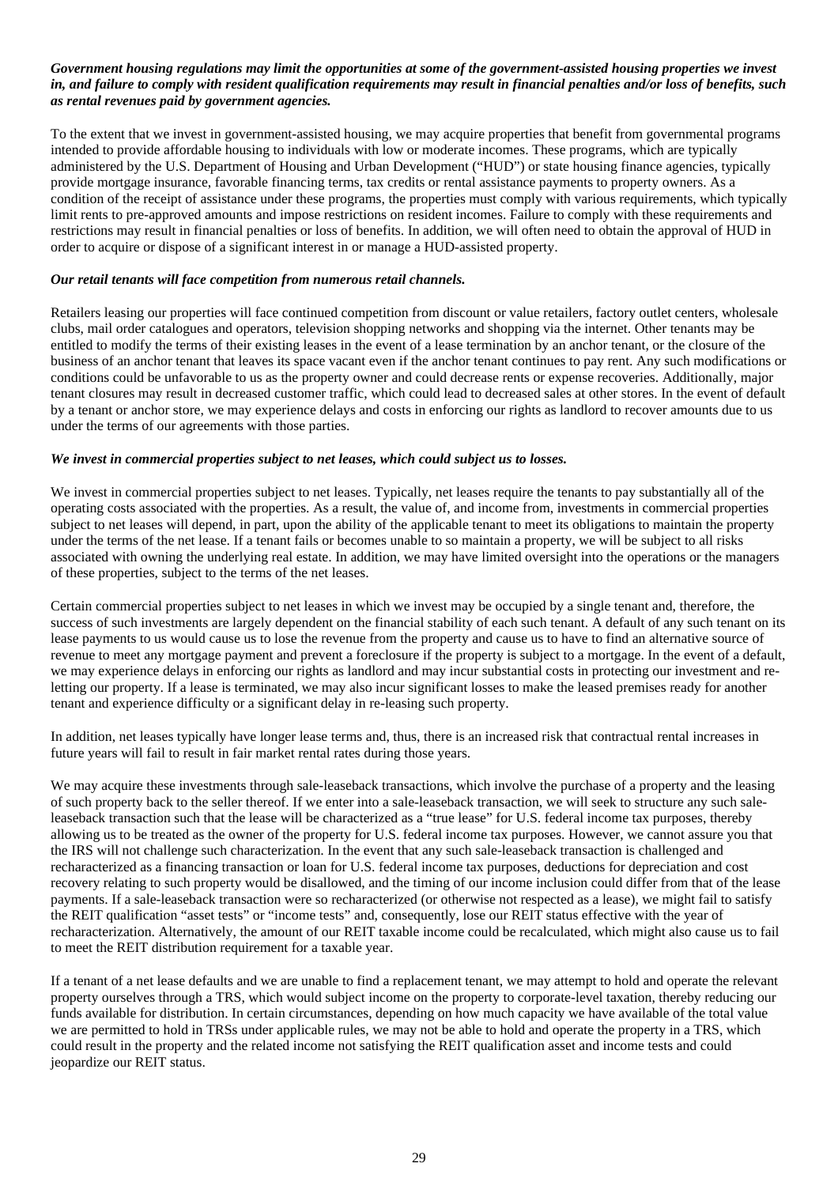***Government housing regulations may limit the opportunities at some of the government-assisted housing properties we invest in, and failure to comply with resident qualification requirements may result in financial penalties and/or loss of benefits, such as rental revenues paid by government agencies.***

To the extent that we invest in government-assisted housing, we may acquire properties that benefit from governmental programs intended to provide affordable housing to individuals with low or moderate incomes. These programs, which are typically administered by the U.S. Department of Housing and Urban Development ("HUD") or state housing finance agencies, typically provide mortgage insurance, favorable financing terms, tax credits or rental assistance payments to property owners. As a condition of the receipt of assistance under these programs, the properties must comply with various requirements, which typically limit rents to pre-approved amounts and impose restrictions on resident incomes. Failure to comply with these requirements and restrictions may result in financial penalties or loss of benefits. In addition, we will often need to obtain the approval of HUD in order to acquire or dispose of a significant interest in or manage a HUD-assisted property.

***Our retail tenants will face competition from numerous retail channels.***

Retailers leasing our properties will face continued competition from discount or value retailers, factory outlet centers, wholesale clubs, mail order catalogues and operators, television shopping networks and shopping via the internet. Other tenants may be entitled to modify the terms of their existing leases in the event of a lease termination by an anchor tenant, or the closure of the business of an anchor tenant that leaves its space vacant even if the anchor tenant continues to pay rent. Any such modifications or conditions could be unfavorable to us as the property owner and could decrease rents or expense recoveries. Additionally, major tenant closures may result in decreased customer traffic, which could lead to decreased sales at other stores. In the event of default by a tenant or anchor store, we may experience delays and costs in enforcing our rights as landlord to recover amounts due to us under the terms of our agreements with those parties.

***We invest in commercial properties subject to net leases, which could subject us to losses.***

We invest in commercial properties subject to net leases. Typically, net leases require the tenants to pay substantially all of the operating costs associated with the properties. As a result, the value of, and income from, investments in commercial properties subject to net leases will depend, in part, upon the ability of the applicable tenant to meet its obligations to maintain the property under the terms of the net lease. If a tenant fails or becomes unable to so maintain a property, we will be subject to all risks associated with owning the underlying real estate. In addition, we may have limited oversight into the operations or the managers of these properties, subject to the terms of the net leases.

Certain commercial properties subject to net leases in which we invest may be occupied by a single tenant and, therefore, the success of such investments are largely dependent on the financial stability of each such tenant. A default of any such tenant on its lease payments to us would cause us to lose the revenue from the property and cause us to have to find an alternative source of revenue to meet any mortgage payment and prevent a foreclosure if the property is subject to a mortgage. In the event of a default, we may experience delays in enforcing our rights as landlord and may incur substantial costs in protecting our investment and re-letting our property. If a lease is terminated, we may also incur significant losses to make the leased premises ready for another tenant and experience difficulty or a significant delay in re-leasing such property.

In addition, net leases typically have longer lease terms and, thus, there is an increased risk that contractual rental increases in future years will fail to result in fair market rental rates during those years.

We may acquire these investments through sale-leaseback transactions, which involve the purchase of a property and the leasing of such property back to the seller thereof. If we enter into a sale-leaseback transaction, we will seek to structure any such sale-leaseback transaction such that the lease will be characterized as a "true lease" for U.S. federal income tax purposes, thereby allowing us to be treated as the owner of the property for U.S. federal income tax purposes. However, we cannot assure you that the IRS will not challenge such characterization. In the event that any such sale-leaseback transaction is challenged and recharacterized as a financing transaction or loan for U.S. federal income tax purposes, deductions for depreciation and cost recovery relating to such property would be disallowed, and the timing of our income inclusion could differ from that of the lease payments. If a sale-leaseback transaction were so recharacterized (or otherwise not respected as a lease), we might fail to satisfy the REIT qualification "asset tests" or "income tests" and, consequently, lose our REIT status effective with the year of recharacterization. Alternatively, the amount of our REIT taxable income could be recalculated, which might also cause us to fail to meet the REIT distribution requirement for a taxable year.

If a tenant of a net lease defaults and we are unable to find a replacement tenant, we may attempt to hold and operate the relevant property ourselves through a TRS, which would subject income on the property to corporate-level taxation, thereby reducing our funds available for distribution. In certain circumstances, depending on how much capacity we have available of the total value we are permitted to hold in TRSs under applicable rules, we may not be able to hold and operate the property in a TRS, which could result in the property and the related income not satisfying the REIT qualification asset and income tests and could jeopardize our REIT status.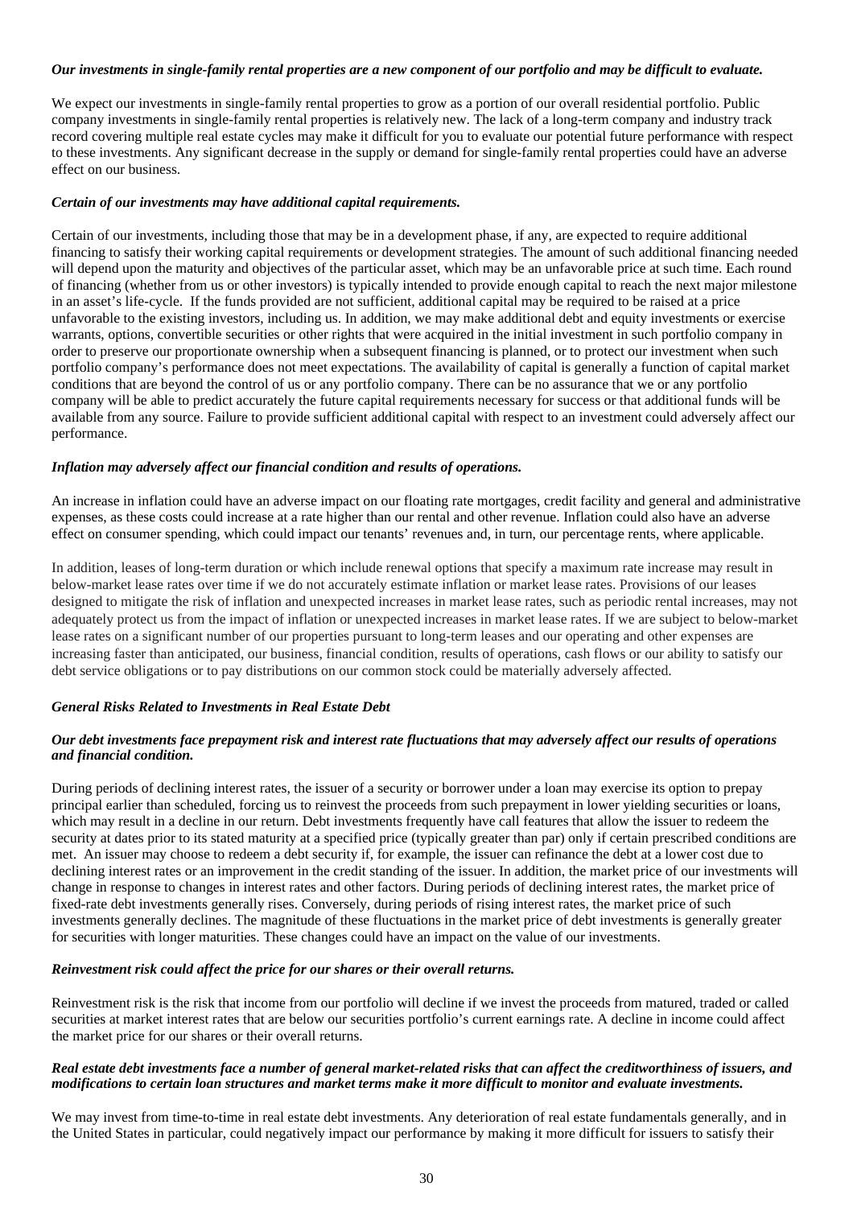***Our investments in single-family rental properties are a new component of our portfolio and may be difficult to evaluate.***

We expect our investments in single-family rental properties to grow as a portion of our overall residential portfolio. Public company investments in single-family rental properties is relatively new. The lack of a long-term company and industry track record covering multiple real estate cycles may make it difficult for you to evaluate our potential future performance with respect to these investments. Any significant decrease in the supply or demand for single-family rental properties could have an adverse effect on our business.

***Certain of our investments may have additional capital requirements.***

Certain of our investments, including those that may be in a development phase, if any, are expected to require additional financing to satisfy their working capital requirements or development strategies. The amount of such additional financing needed will depend upon the maturity and objectives of the particular asset, which may be an unfavorable price at such time. Each round of financing (whether from us or other investors) is typically intended to provide enough capital to reach the next major milestone in an asset's life-cycle. If the funds provided are not sufficient, additional capital may be required to be raised at a price unfavorable to the existing investors, including us. In addition, we may make additional debt and equity investments or exercise warrants, options, convertible securities or other rights that were acquired in the initial investment in such portfolio company in order to preserve our proportionate ownership when a subsequent financing is planned, or to protect our investment when such portfolio company's performance does not meet expectations. The availability of capital is generally a function of capital market conditions that are beyond the control of us or any portfolio company. There can be no assurance that we or any portfolio company will be able to predict accurately the future capital requirements necessary for success or that additional funds will be available from any source. Failure to provide sufficient additional capital with respect to an investment could adversely affect our performance.

***Inflation may adversely affect our financial condition and results of operations.***

An increase in inflation could have an adverse impact on our floating rate mortgages, credit facility and general and administrative expenses, as these costs could increase at a rate higher than our rental and other revenue. Inflation could also have an adverse effect on consumer spending, which could impact our tenants' revenues and, in turn, our percentage rents, where applicable.

In addition, leases of long-term duration or which include renewal options that specify a maximum rate increase may result in below-market lease rates over time if we do not accurately estimate inflation or market lease rates. Provisions of our leases designed to mitigate the risk of inflation and unexpected increases in market lease rates, such as periodic rental increases, may not adequately protect us from the impact of inflation or unexpected increases in market lease rates. If we are subject to below-market lease rates on a significant number of our properties pursuant to long-term leases and our operating and other expenses are increasing faster than anticipated, our business, financial condition, results of operations, cash flows or our ability to satisfy our debt service obligations or to pay distributions on our common stock could be materially adversely affected.

***General Risks Related to Investments in Real Estate Debt***

***Our debt investments face prepayment risk and interest rate fluctuations that may adversely affect our results of operations and financial condition.***

During periods of declining interest rates, the issuer of a security or borrower under a loan may exercise its option to prepay principal earlier than scheduled, forcing us to reinvest the proceeds from such prepayment in lower yielding securities or loans, which may result in a decline in our return. Debt investments frequently have call features that allow the issuer to redeem the security at dates prior to its stated maturity at a specified price (typically greater than par) only if certain prescribed conditions are met. An issuer may choose to redeem a debt security if, for example, the issuer can refinance the debt at a lower cost due to declining interest rates or an improvement in the credit standing of the issuer. In addition, the market price of our investments will change in response to changes in interest rates and other factors. During periods of declining interest rates, the market price of fixed-rate debt investments generally rises. Conversely, during periods of rising interest rates, the market price of such investments generally declines. The magnitude of these fluctuations in the market price of debt investments is generally greater for securities with longer maturities. These changes could have an impact on the value of our investments.

***Reinvestment risk could affect the price for our shares or their overall returns.***

Reinvestment risk is the risk that income from our portfolio will decline if we invest the proceeds from matured, traded or called securities at market interest rates that are below our securities portfolio's current earnings rate. A decline in income could affect the market price for our shares or their overall returns.

***Real estate debt investments face a number of general market-related risks that can affect the creditworthiness of issuers, and modifications to certain loan structures and market terms make it more difficult to monitor and evaluate investments.***

We may invest from time-to-time in real estate debt investments. Any deterioration of real estate fundamentals generally, and in the United States in particular, could negatively impact our performance by making it more difficult for issuers to satisfy their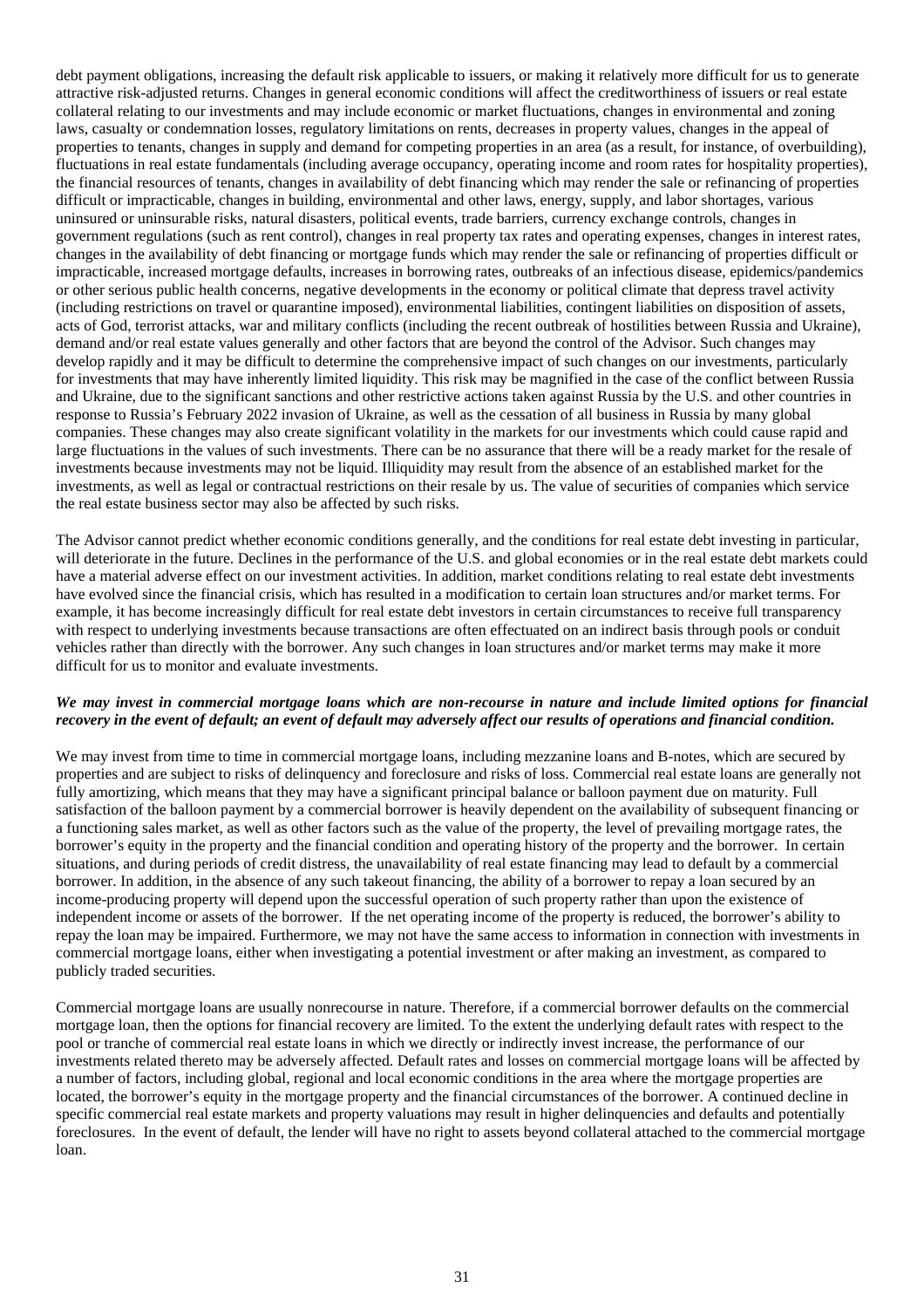debt payment obligations, increasing the default risk applicable to issuers, or making it relatively more difficult for us to generate attractive risk-adjusted returns. Changes in general economic conditions will affect the creditworthiness of issuers or real estate collateral relating to our investments and may include economic or market fluctuations, changes in environmental and zoning laws, casualty or condemnation losses, regulatory limitations on rents, decreases in property values, changes in the appeal of properties to tenants, changes in supply and demand for competing properties in an area (as a result, for instance, of overbuilding), fluctuations in real estate fundamentals (including average occupancy, operating income and room rates for hospitality properties), the financial resources of tenants, changes in availability of debt financing which may render the sale or refinancing of properties difficult or impracticable, changes in building, environmental and other laws, energy, supply, and labor shortages, various uninsured or uninsurable risks, natural disasters, political events, trade barriers, currency exchange controls, changes in government regulations (such as rent control), changes in real property tax rates and operating expenses, changes in interest rates, changes in the availability of debt financing or mortgage funds which may render the sale or refinancing of properties difficult or impracticable, increased mortgage defaults, increases in borrowing rates, outbreaks of an infectious disease, epidemics/pandemics or other serious public health concerns, negative developments in the economy or political climate that depress travel activity (including restrictions on travel or quarantine imposed), environmental liabilities, contingent liabilities on disposition of assets, acts of God, terrorist attacks, war and military conflicts (including the recent outbreak of hostilities between Russia and Ukraine), demand and/or real estate values generally and other factors that are beyond the control of the Advisor. Such changes may develop rapidly and it may be difficult to determine the comprehensive impact of such changes on our investments, particularly for investments that may have inherently limited liquidity. This risk may be magnified in the case of the conflict between Russia and Ukraine, due to the significant sanctions and other restrictive actions taken against Russia by the U.S. and other countries in response to Russia's February 2022 invasion of Ukraine, as well as the cessation of all business in Russia by many global companies. These changes may also create significant volatility in the markets for our investments which could cause rapid and large fluctuations in the values of such investments. There can be no assurance that there will be a ready market for the resale of investments because investments may not be liquid. Illiquidity may result from the absence of an established market for the investments, as well as legal or contractual restrictions on their resale by us. The value of securities of companies which service the real estate business sector may also be affected by such risks.

The Advisor cannot predict whether economic conditions generally, and the conditions for real estate debt investing in particular, will deteriorate in the future. Declines in the performance of the U.S. and global economies or in the real estate debt markets could have a material adverse effect on our investment activities. In addition, market conditions relating to real estate debt investments have evolved since the financial crisis, which has resulted in a modification to certain loan structures and/or market terms. For example, it has become increasingly difficult for real estate debt investors in certain circumstances to receive full transparency with respect to underlying investments because transactions are often effectuated on an indirect basis through pools or conduit vehicles rather than directly with the borrower. Any such changes in loan structures and/or market terms may make it more difficult for us to monitor and evaluate investments.

***We may invest in commercial mortgage loans which are non-recourse in nature and include limited options for financial recovery in the event of default; an event of default may adversely affect our results of operations and financial condition.***

We may invest from time to time in commercial mortgage loans, including mezzanine loans and B-notes, which are secured by properties and are subject to risks of delinquency and foreclosure and risks of loss. Commercial real estate loans are generally not fully amortizing, which means that they may have a significant principal balance or balloon payment due on maturity. Full satisfaction of the balloon payment by a commercial borrower is heavily dependent on the availability of subsequent financing or a functioning sales market, as well as other factors such as the value of the property, the level of prevailing mortgage rates, the borrower's equity in the property and the financial condition and operating history of the property and the borrower. In certain situations, and during periods of credit distress, the unavailability of real estate financing may lead to default by a commercial borrower. In addition, in the absence of any such takeout financing, the ability of a borrower to repay a loan secured by an income-producing property will depend upon the successful operation of such property rather than upon the existence of independent income or assets of the borrower. If the net operating income of the property is reduced, the borrower's ability to repay the loan may be impaired. Furthermore, we may not have the same access to information in connection with investments in commercial mortgage loans, either when investigating a potential investment or after making an investment, as compared to publicly traded securities.

Commercial mortgage loans are usually nonrecourse in nature. Therefore, if a commercial borrower defaults on the commercial mortgage loan, then the options for financial recovery are limited. To the extent the underlying default rates with respect to the pool or tranche of commercial real estate loans in which we directly or indirectly invest increase, the performance of our investments related thereto may be adversely affected. Default rates and losses on commercial mortgage loans will be affected by a number of factors, including global, regional and local economic conditions in the area where the mortgage properties are located, the borrower's equity in the mortgage property and the financial circumstances of the borrower. A continued decline in specific commercial real estate markets and property valuations may result in higher delinquencies and defaults and potentially foreclosures. In the event of default, the lender will have no right to assets beyond collateral attached to the commercial mortgage loan.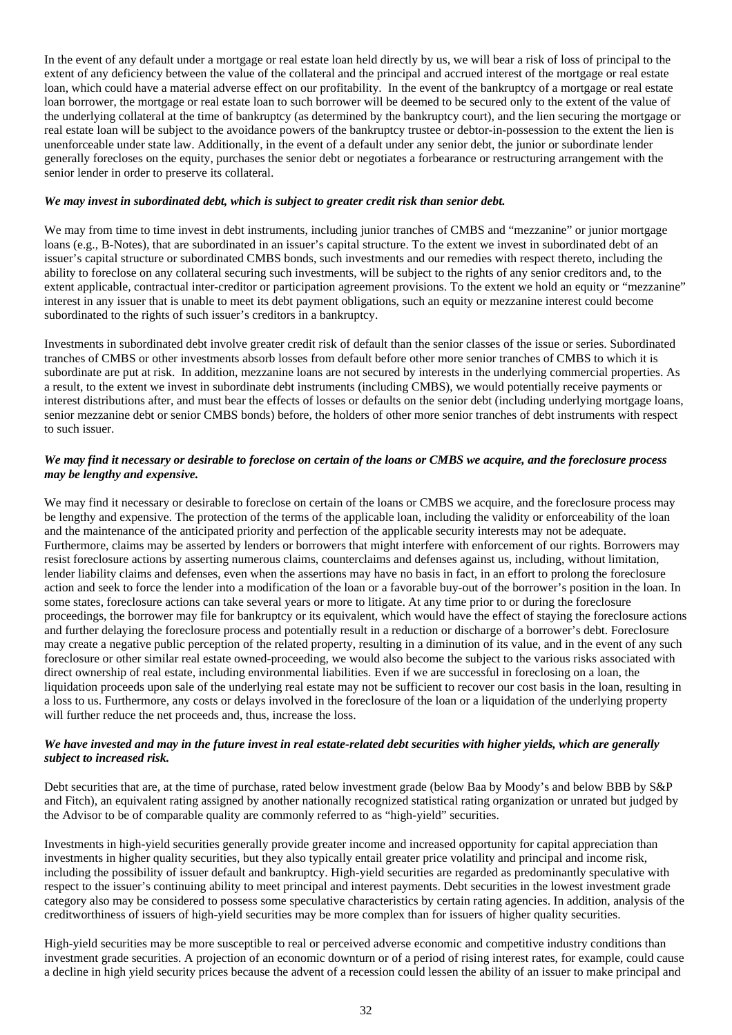In the event of any default under a mortgage or real estate loan held directly by us, we will bear a risk of loss of principal to the extent of any deficiency between the value of the collateral and the principal and accrued interest of the mortgage or real estate loan, which could have a material adverse effect on our profitability. In the event of the bankruptcy of a mortgage or real estate loan borrower, the mortgage or real estate loan to such borrower will be deemed to be secured only to the extent of the value of the underlying collateral at the time of bankruptcy (as determined by the bankruptcy court), and the lien securing the mortgage or real estate loan will be subject to the avoidance powers of the bankruptcy trustee or debtor-in-possession to the extent the lien is unenforceable under state law. Additionally, in the event of a default under any senior debt, the junior or subordinate lender generally forecloses on the equity, purchases the senior debt or negotiates a forbearance or restructuring arrangement with the senior lender in order to preserve its collateral.

***We may invest in subordinated debt, which is subject to greater credit risk than senior debt.***

We may from time to time invest in debt instruments, including junior tranches of CMBS and "mezzanine" or junior mortgage loans (e.g., B-Notes), that are subordinated in an issuer's capital structure. To the extent we invest in subordinated debt of an issuer's capital structure or subordinated CMBS bonds, such investments and our remedies with respect thereto, including the ability to foreclose on any collateral securing such investments, will be subject to the rights of any senior creditors and, to the extent applicable, contractual inter-creditor or participation agreement provisions. To the extent we hold an equity or "mezzanine" interest in any issuer that is unable to meet its debt payment obligations, such an equity or mezzanine interest could become subordinated to the rights of such issuer's creditors in a bankruptcy.

Investments in subordinated debt involve greater credit risk of default than the senior classes of the issue or series. Subordinated tranches of CMBS or other investments absorb losses from default before other more senior tranches of CMBS to which it is subordinate are put at risk. In addition, mezzanine loans are not secured by interests in the underlying commercial properties. As a result, to the extent we invest in subordinate debt instruments (including CMBS), we would potentially receive payments or interest distributions after, and must bear the effects of losses or defaults on the senior debt (including underlying mortgage loans, senior mezzanine debt or senior CMBS bonds) before, the holders of other more senior tranches of debt instruments with respect to such issuer.

***We may find it necessary or desirable to foreclose on certain of the loans or CMBS we acquire, and the foreclosure process may be lengthy and expensive.***

We may find it necessary or desirable to foreclose on certain of the loans or CMBS we acquire, and the foreclosure process may be lengthy and expensive. The protection of the terms of the applicable loan, including the validity or enforceability of the loan and the maintenance of the anticipated priority and perfection of the applicable security interests may not be adequate. Furthermore, claims may be asserted by lenders or borrowers that might interfere with enforcement of our rights. Borrowers may resist foreclosure actions by asserting numerous claims, counterclaims and defenses against us, including, without limitation, lender liability claims and defenses, even when the assertions may have no basis in fact, in an effort to prolong the foreclosure action and seek to force the lender into a modification of the loan or a favorable buy-out of the borrower's position in the loan. In some states, foreclosure actions can take several years or more to litigate. At any time prior to or during the foreclosure proceedings, the borrower may file for bankruptcy or its equivalent, which would have the effect of staying the foreclosure actions and further delaying the foreclosure process and potentially result in a reduction or discharge of a borrower's debt. Foreclosure may create a negative public perception of the related property, resulting in a diminution of its value, and in the event of any such foreclosure or other similar real estate owned-proceeding, we would also become the subject to the various risks associated with direct ownership of real estate, including environmental liabilities. Even if we are successful in foreclosing on a loan, the liquidation proceeds upon sale of the underlying real estate may not be sufficient to recover our cost basis in the loan, resulting in a loss to us. Furthermore, any costs or delays involved in the foreclosure of the loan or a liquidation of the underlying property will further reduce the net proceeds and, thus, increase the loss.

***We have invested and may in the future invest in real estate-related debt securities with higher yields, which are generally subject to increased risk.***

Debt securities that are, at the time of purchase, rated below investment grade (below Baa by Moody's and below BBB by S&P and Fitch), an equivalent rating assigned by another nationally recognized statistical rating organization or unrated but judged by the Advisor to be of comparable quality are commonly referred to as "high-yield" securities.

Investments in high-yield securities generally provide greater income and increased opportunity for capital appreciation than investments in higher quality securities, but they also typically entail greater price volatility and principal and income risk, including the possibility of issuer default and bankruptcy. High-yield securities are regarded as predominantly speculative with respect to the issuer's continuing ability to meet principal and interest payments. Debt securities in the lowest investment grade category also may be considered to possess some speculative characteristics by certain rating agencies. In addition, analysis of the creditworthiness of issuers of high-yield securities may be more complex than for issuers of higher quality securities.

High-yield securities may be more susceptible to real or perceived adverse economic and competitive industry conditions than investment grade securities. A projection of an economic downturn or of a period of rising interest rates, for example, could cause a decline in high yield security prices because the advent of a recession could lessen the ability of an issuer to make principal and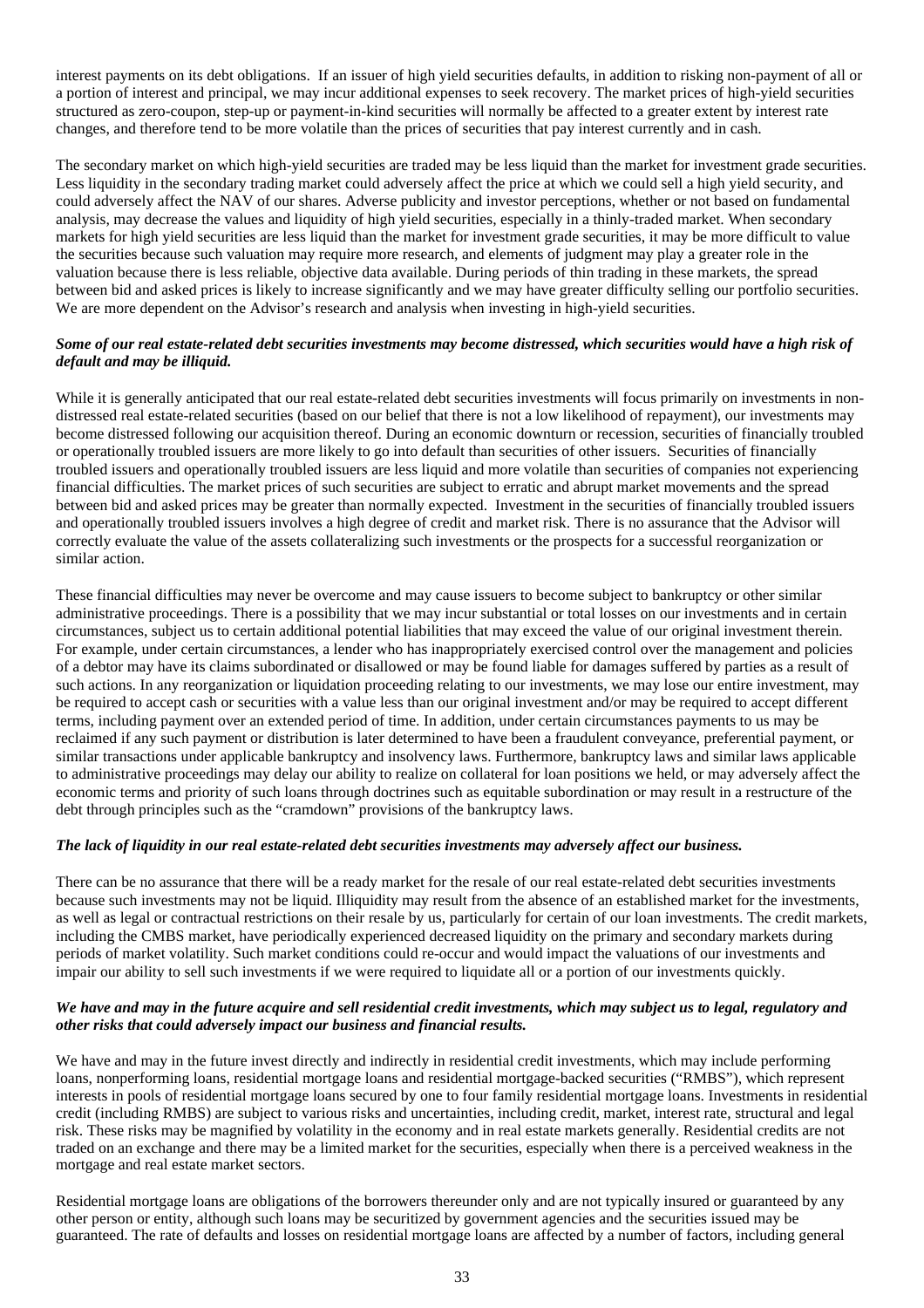interest payments on its debt obligations. If an issuer of high yield securities defaults, in addition to risking non-payment of all or a portion of interest and principal, we may incur additional expenses to seek recovery. The market prices of high-yield securities structured as zero-coupon, step-up or payment-in-kind securities will normally be affected to a greater extent by interest rate changes, and therefore tend to be more volatile than the prices of securities that pay interest currently and in cash.

The secondary market on which high-yield securities are traded may be less liquid than the market for investment grade securities. Less liquidity in the secondary trading market could adversely affect the price at which we could sell a high yield security, and could adversely affect the NAV of our shares. Adverse publicity and investor perceptions, whether or not based on fundamental analysis, may decrease the values and liquidity of high yield securities, especially in a thinly-traded market. When secondary markets for high yield securities are less liquid than the market for investment grade securities, it may be more difficult to value the securities because such valuation may require more research, and elements of judgment may play a greater role in the valuation because there is less reliable, objective data available. During periods of thin trading in these markets, the spread between bid and asked prices is likely to increase significantly and we may have greater difficulty selling our portfolio securities. We are more dependent on the Advisor's research and analysis when investing in high-yield securities.

***Some of our real estate-related debt securities investments may become distressed, which securities would have a high risk of default and may be illiquid.***

While it is generally anticipated that our real estate-related debt securities investments will focus primarily on investments in non-distressed real estate-related securities (based on our belief that there is not a low likelihood of repayment), our investments may become distressed following our acquisition thereof. During an economic downturn or recession, securities of financially troubled or operationally troubled issuers are more likely to go into default than securities of other issuers. Securities of financially troubled issuers and operationally troubled issuers are less liquid and more volatile than securities of companies not experiencing financial difficulties. The market prices of such securities are subject to erratic and abrupt market movements and the spread between bid and asked prices may be greater than normally expected. Investment in the securities of financially troubled issuers and operationally troubled issuers involves a high degree of credit and market risk. There is no assurance that the Advisor will correctly evaluate the value of the assets collateralizing such investments or the prospects for a successful reorganization or similar action.

These financial difficulties may never be overcome and may cause issuers to become subject to bankruptcy or other similar administrative proceedings. There is a possibility that we may incur substantial or total losses on our investments and in certain circumstances, subject us to certain additional potential liabilities that may exceed the value of our original investment therein. For example, under certain circumstances, a lender who has inappropriately exercised control over the management and policies of a debtor may have its claims subordinated or disallowed or may be found liable for damages suffered by parties as a result of such actions. In any reorganization or liquidation proceeding relating to our investments, we may lose our entire investment, may be required to accept cash or securities with a value less than our original investment and/or may be required to accept different terms, including payment over an extended period of time. In addition, under certain circumstances payments to us may be reclaimed if any such payment or distribution is later determined to have been a fraudulent conveyance, preferential payment, or similar transactions under applicable bankruptcy and insolvency laws. Furthermore, bankruptcy laws and similar laws applicable to administrative proceedings may delay our ability to realize on collateral for loan positions we held, or may adversely affect the economic terms and priority of such loans through doctrines such as equitable subordination or may result in a restructure of the debt through principles such as the "cramdown" provisions of the bankruptcy laws.

***The lack of liquidity in our real estate-related debt securities investments may adversely affect our business.***

There can be no assurance that there will be a ready market for the resale of our real estate-related debt securities investments because such investments may not be liquid. Illiquidity may result from the absence of an established market for the investments, as well as legal or contractual restrictions on their resale by us, particularly for certain of our loan investments. The credit markets, including the CMBS market, have periodically experienced decreased liquidity on the primary and secondary markets during periods of market volatility. Such market conditions could re-occur and would impact the valuations of our investments and impair our ability to sell such investments if we were required to liquidate all or a portion of our investments quickly.

***We have and may in the future acquire and sell residential credit investments, which may subject us to legal, regulatory and other risks that could adversely impact our business and financial results.***

We have and may in the future invest directly and indirectly in residential credit investments, which may include performing loans, nonperforming loans, residential mortgage loans and residential mortgage-backed securities ("RMBS"), which represent interests in pools of residential mortgage loans secured by one to four family residential mortgage loans. Investments in residential credit (including RMBS) are subject to various risks and uncertainties, including credit, market, interest rate, structural and legal risk. These risks may be magnified by volatility in the economy and in real estate markets generally. Residential credits are not traded on an exchange and there may be a limited market for the securities, especially when there is a perceived weakness in the mortgage and real estate market sectors.

Residential mortgage loans are obligations of the borrowers thereunder only and are not typically insured or guaranteed by any other person or entity, although such loans may be securitized by government agencies and the securities issued may be guaranteed. The rate of defaults and losses on residential mortgage loans are affected by a number of factors, including general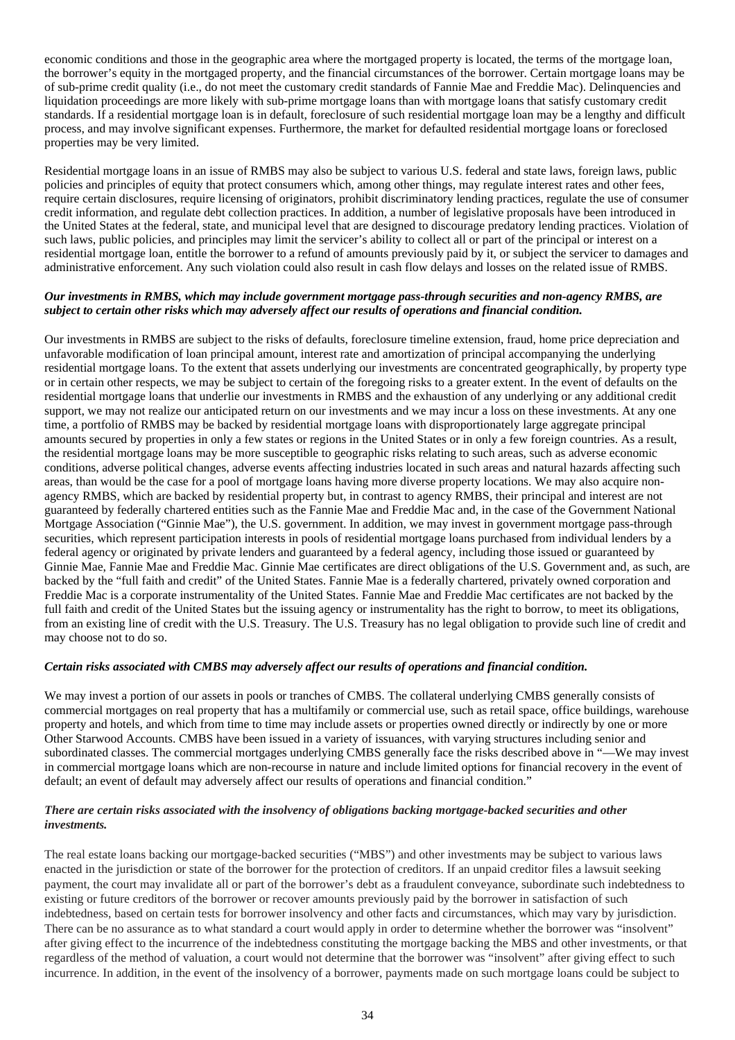economic conditions and those in the geographic area where the mortgaged property is located, the terms of the mortgage loan, the borrower's equity in the mortgaged property, and the financial circumstances of the borrower. Certain mortgage loans may be of sub-prime credit quality (i.e., do not meet the customary credit standards of Fannie Mae and Freddie Mac). Delinquencies and liquidation proceedings are more likely with sub-prime mortgage loans than with mortgage loans that satisfy customary credit standards. If a residential mortgage loan is in default, foreclosure of such residential mortgage loan may be a lengthy and difficult process, and may involve significant expenses. Furthermore, the market for defaulted residential mortgage loans or foreclosed properties may be very limited.

Residential mortgage loans in an issue of RMBS may also be subject to various U.S. federal and state laws, foreign laws, public policies and principles of equity that protect consumers which, among other things, may regulate interest rates and other fees, require certain disclosures, require licensing of originators, prohibit discriminatory lending practices, regulate the use of consumer credit information, and regulate debt collection practices. In addition, a number of legislative proposals have been introduced in the United States at the federal, state, and municipal level that are designed to discourage predatory lending practices. Violation of such laws, public policies, and principles may limit the servicer's ability to collect all or part of the principal or interest on a residential mortgage loan, entitle the borrower to a refund of amounts previously paid by it, or subject the servicer to damages and administrative enforcement. Any such violation could also result in cash flow delays and losses on the related issue of RMBS.

***Our investments in RMBS, which may include government mortgage pass-through securities and non-agency RMBS, are subject to certain other risks which may adversely affect our results of operations and financial condition.***

Our investments in RMBS are subject to the risks of defaults, foreclosure timeline extension, fraud, home price depreciation and unfavorable modification of loan principal amount, interest rate and amortization of principal accompanying the underlying residential mortgage loans. To the extent that assets underlying our investments are concentrated geographically, by property type or in certain other respects, we may be subject to certain of the foregoing risks to a greater extent. In the event of defaults on the residential mortgage loans that underlie our investments in RMBS and the exhaustion of any underlying or any additional credit support, we may not realize our anticipated return on our investments and we may incur a loss on these investments. At any one time, a portfolio of RMBS may be backed by residential mortgage loans with disproportionately large aggregate principal amounts secured by properties in only a few states or regions in the United States or in only a few foreign countries. As a result, the residential mortgage loans may be more susceptible to geographic risks relating to such areas, such as adverse economic conditions, adverse political changes, adverse events affecting industries located in such areas and natural hazards affecting such areas, than would be the case for a pool of mortgage loans having more diverse property locations. We may also acquire non-agency RMBS, which are backed by residential property but, in contrast to agency RMBS, their principal and interest are not guaranteed by federally chartered entities such as the Fannie Mae and Freddie Mac and, in the case of the Government National Mortgage Association ("Ginnie Mae"), the U.S. government. In addition, we may invest in government mortgage pass-through securities, which represent participation interests in pools of residential mortgage loans purchased from individual lenders by a federal agency or originated by private lenders and guaranteed by a federal agency, including those issued or guaranteed by Ginnie Mae, Fannie Mae and Freddie Mac. Ginnie Mae certificates are direct obligations of the U.S. Government and, as such, are backed by the "full faith and credit" of the United States. Fannie Mae is a federally chartered, privately owned corporation and Freddie Mac is a corporate instrumentality of the United States. Fannie Mae and Freddie Mac certificates are not backed by the full faith and credit of the United States but the issuing agency or instrumentality has the right to borrow, to meet its obligations, from an existing line of credit with the U.S. Treasury. The U.S. Treasury has no legal obligation to provide such line of credit and may choose not to do so.

***Certain risks associated with CMBS may adversely affect our results of operations and financial condition.***

We may invest a portion of our assets in pools or tranches of CMBS. The collateral underlying CMBS generally consists of commercial mortgages on real property that has a multifamily or commercial use, such as retail space, office buildings, warehouse property and hotels, and which from time to time may include assets or properties owned directly or indirectly by one or more Other Starwood Accounts. CMBS have been issued in a variety of issuances, with varying structures including senior and subordinated classes. The commercial mortgages underlying CMBS generally face the risks described above in "—We may invest in commercial mortgage loans which are non-recourse in nature and include limited options for financial recovery in the event of default; an event of default may adversely affect our results of operations and financial condition."

***There are certain risks associated with the insolvency of obligations backing mortgage-backed securities and other investments.***

The real estate loans backing our mortgage-backed securities ("MBS") and other investments may be subject to various laws enacted in the jurisdiction or state of the borrower for the protection of creditors. If an unpaid creditor files a lawsuit seeking payment, the court may invalidate all or part of the borrower's debt as a fraudulent conveyance, subordinate such indebtedness to existing or future creditors of the borrower or recover amounts previously paid by the borrower in satisfaction of such indebtedness, based on certain tests for borrower insolvency and other facts and circumstances, which may vary by jurisdiction. There can be no assurance as to what standard a court would apply in order to determine whether the borrower was "insolvent" after giving effect to the incurrence of the indebtedness constituting the mortgage backing the MBS and other investments, or that regardless of the method of valuation, a court would not determine that the borrower was "insolvent" after giving effect to such incurrence. In addition, in the event of the insolvency of a borrower, payments made on such mortgage loans could be subject to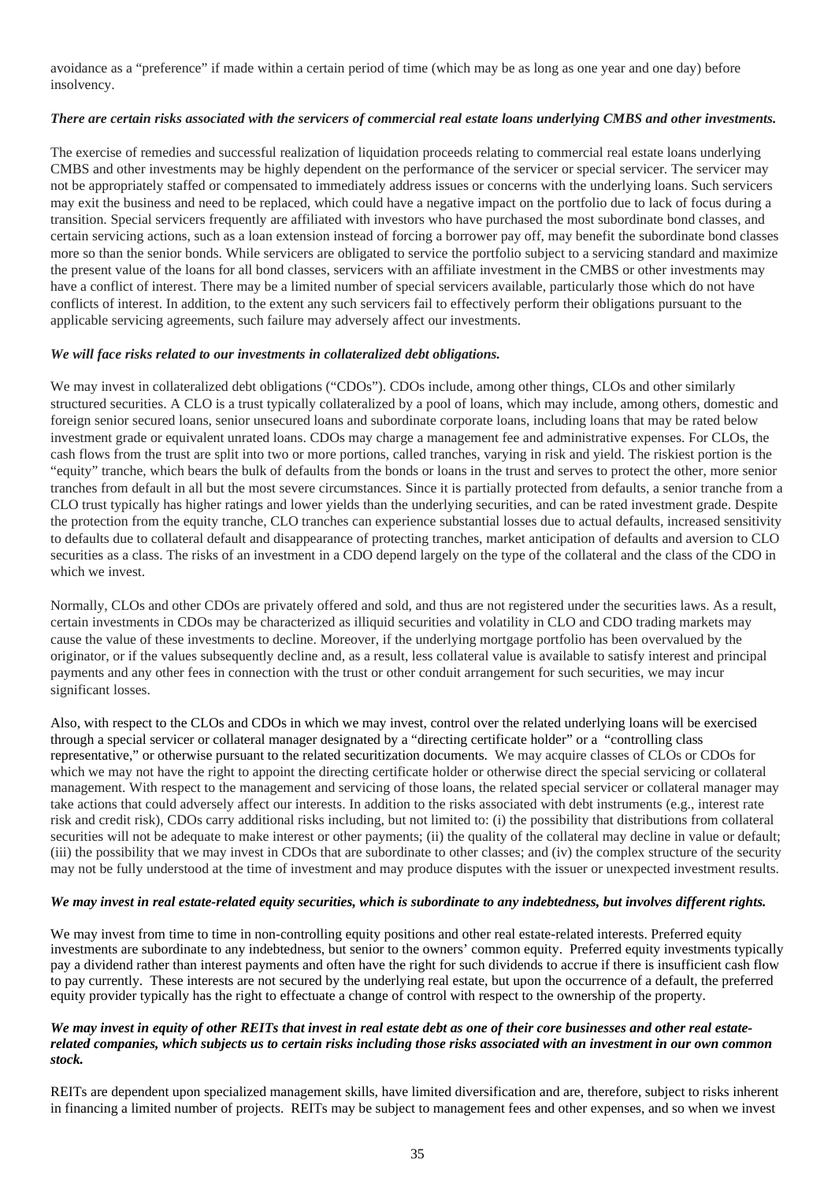avoidance as a "preference" if made within a certain period of time (which may be as long as one year and one day) before insolvency.

***There are certain risks associated with the servicers of commercial real estate loans underlying CMBS and other investments.***

The exercise of remedies and successful realization of liquidation proceeds relating to commercial real estate loans underlying CMBS and other investments may be highly dependent on the performance of the servicer or special servicer. The servicer may not be appropriately staffed or compensated to immediately address issues or concerns with the underlying loans. Such servicers may exit the business and need to be replaced, which could have a negative impact on the portfolio due to lack of focus during a transition. Special servicers frequently are affiliated with investors who have purchased the most subordinate bond classes, and certain servicing actions, such as a loan extension instead of forcing a borrower pay off, may benefit the subordinate bond classes more so than the senior bonds. While servicers are obligated to service the portfolio subject to a servicing standard and maximize the present value of the loans for all bond classes, servicers with an affiliate investment in the CMBS or other investments may have a conflict of interest. There may be a limited number of special servicers available, particularly those which do not have conflicts of interest. In addition, to the extent any such servicers fail to effectively perform their obligations pursuant to the applicable servicing agreements, such failure may adversely affect our investments.

***We will face risks related to our investments in collateralized debt obligations.***

We may invest in collateralized debt obligations ("CDOs"). CDOs include, among other things, CLOs and other similarly structured securities. A CLO is a trust typically collateralized by a pool of loans, which may include, among others, domestic and foreign senior secured loans, senior unsecured loans and subordinate corporate loans, including loans that may be rated below investment grade or equivalent unrated loans. CDOs may charge a management fee and administrative expenses. For CLOs, the cash flows from the trust are split into two or more portions, called tranches, varying in risk and yield. The riskiest portion is the "equity" tranche, which bears the bulk of defaults from the bonds or loans in the trust and serves to protect the other, more senior tranches from default in all but the most severe circumstances. Since it is partially protected from defaults, a senior tranche from a CLO trust typically has higher ratings and lower yields than the underlying securities, and can be rated investment grade. Despite the protection from the equity tranche, CLO tranches can experience substantial losses due to actual defaults, increased sensitivity to defaults due to collateral default and disappearance of protecting tranches, market anticipation of defaults and aversion to CLO securities as a class. The risks of an investment in a CDO depend largely on the type of the collateral and the class of the CDO in which we invest.

Normally, CLOs and other CDOs are privately offered and sold, and thus are not registered under the securities laws. As a result, certain investments in CDOs may be characterized as illiquid securities and volatility in CLO and CDO trading markets may cause the value of these investments to decline. Moreover, if the underlying mortgage portfolio has been overvalued by the originator, or if the values subsequently decline and, as a result, less collateral value is available to satisfy interest and principal payments and any other fees in connection with the trust or other conduit arrangement for such securities, we may incur significant losses.

Also, with respect to the CLOs and CDOs in which we may invest, control over the related underlying loans will be exercised through a special servicer or collateral manager designated by a "directing certificate holder" or a "controlling class representative," or otherwise pursuant to the related securitization documents. We may acquire classes of CLOs or CDOs for which we may not have the right to appoint the directing certificate holder or otherwise direct the special servicing or collateral management. With respect to the management and servicing of those loans, the related special servicer or collateral manager may take actions that could adversely affect our interests. In addition to the risks associated with debt instruments (e.g., interest rate risk and credit risk), CDOs carry additional risks including, but not limited to: (i) the possibility that distributions from collateral securities will not be adequate to make interest or other payments; (ii) the quality of the collateral may decline in value or default; (iii) the possibility that we may invest in CDOs that are subordinate to other classes; and (iv) the complex structure of the security may not be fully understood at the time of investment and may produce disputes with the issuer or unexpected investment results.

***We may invest in real estate-related equity securities, which is subordinate to any indebtedness, but involves different rights.***

We may invest from time to time in non-controlling equity positions and other real estate-related interests. Preferred equity investments are subordinate to any indebtedness, but senior to the owners' common equity. Preferred equity investments typically pay a dividend rather than interest payments and often have the right for such dividends to accrue if there is insufficient cash flow to pay currently. These interests are not secured by the underlying real estate, but upon the occurrence of a default, the preferred equity provider typically has the right to effectuate a change of control with respect to the ownership of the property.

***We may invest in equity of other REITs that invest in real estate debt as one of their core businesses and other real estate-related companies, which subjects us to certain risks including those risks associated with an investment in our own common stock.***

REITs are dependent upon specialized management skills, have limited diversification and are, therefore, subject to risks inherent in financing a limited number of projects. REITs may be subject to management fees and other expenses, and so when we invest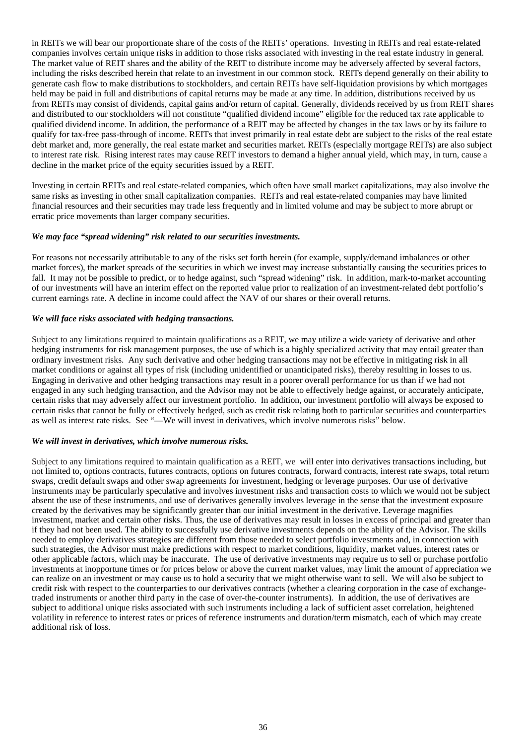in REITs we will bear our proportionate share of the costs of the REITs' operations. Investing in REITs and real estate-related companies involves certain unique risks in addition to those risks associated with investing in the real estate industry in general. The market value of REIT shares and the ability of the REIT to distribute income may be adversely affected by several factors, including the risks described herein that relate to an investment in our common stock. REITs depend generally on their ability to generate cash flow to make distributions to stockholders, and certain REITs have self-liquidation provisions by which mortgages held may be paid in full and distributions of capital returns may be made at any time. In addition, distributions received by us from REITs may consist of dividends, capital gains and/or return of capital. Generally, dividends received by us from REIT shares and distributed to our stockholders will not constitute "qualified dividend income" eligible for the reduced tax rate applicable to qualified dividend income. In addition, the performance of a REIT may be affected by changes in the tax laws or by its failure to qualify for tax-free pass-through of income. REITs that invest primarily in real estate debt are subject to the risks of the real estate debt market and, more generally, the real estate market and securities market. REITs (especially mortgage REITs) are also subject to interest rate risk. Rising interest rates may cause REIT investors to demand a higher annual yield, which may, in turn, cause a decline in the market price of the equity securities issued by a REIT.

Investing in certain REITs and real estate-related companies, which often have small market capitalizations, may also involve the same risks as investing in other small capitalization companies. REITs and real estate-related companies may have limited financial resources and their securities may trade less frequently and in limited volume and may be subject to more abrupt or erratic price movements than larger company securities.

***We may face "spread widening" risk related to our securities investments.***

For reasons not necessarily attributable to any of the risks set forth herein (for example, supply/demand imbalances or other market forces), the market spreads of the securities in which we invest may increase substantially causing the securities prices to fall. It may not be possible to predict, or to hedge against, such "spread widening" risk. In addition, mark-to-market accounting of our investments will have an interim effect on the reported value prior to realization of an investment-related debt portfolio's current earnings rate. A decline in income could affect the NAV of our shares or their overall returns.

***We will face risks associated with hedging transactions.***

Subject to any limitations required to maintain qualifications as a REIT, we may utilize a wide variety of derivative and other hedging instruments for risk management purposes, the use of which is a highly specialized activity that may entail greater than ordinary investment risks. Any such derivative and other hedging transactions may not be effective in mitigating risk in all market conditions or against all types of risk (including unidentified or unanticipated risks), thereby resulting in losses to us. Engaging in derivative and other hedging transactions may result in a poorer overall performance for us than if we had not engaged in any such hedging transaction, and the Advisor may not be able to effectively hedge against, or accurately anticipate, certain risks that may adversely affect our investment portfolio. In addition, our investment portfolio will always be exposed to certain risks that cannot be fully or effectively hedged, such as credit risk relating both to particular securities and counterparties as well as interest rate risks. See "—We will invest in derivatives, which involve numerous risks" below.

***We will invest in derivatives, which involve numerous risks.***

Subject to any limitations required to maintain qualification as a REIT, we will enter into derivatives transactions including, but not limited to, options contracts, futures contracts, options on futures contracts, forward contracts, interest rate swaps, total return swaps, credit default swaps and other swap agreements for investment, hedging or leverage purposes. Our use of derivative instruments may be particularly speculative and involves investment risks and transaction costs to which we would not be subject absent the use of these instruments, and use of derivatives generally involves leverage in the sense that the investment exposure created by the derivatives may be significantly greater than our initial investment in the derivative. Leverage magnifies investment, market and certain other risks. Thus, the use of derivatives may result in losses in excess of principal and greater than if they had not been used. The ability to successfully use derivative investments depends on the ability of the Advisor. The skills needed to employ derivatives strategies are different from those needed to select portfolio investments and, in connection with such strategies, the Advisor must make predictions with respect to market conditions, liquidity, market values, interest rates or other applicable factors, which may be inaccurate. The use of derivative investments may require us to sell or purchase portfolio investments at inopportune times or for prices below or above the current market values, may limit the amount of appreciation we can realize on an investment or may cause us to hold a security that we might otherwise want to sell. We will also be subject to credit risk with respect to the counterparties to our derivatives contracts (whether a clearing corporation in the case of exchange-traded instruments or another third party in the case of over-the-counter instruments). In addition, the use of derivatives are subject to additional unique risks associated with such instruments including a lack of sufficient asset correlation, heightened volatility in reference to interest rates or prices of reference instruments and duration/term mismatch, each of which may create additional risk of loss.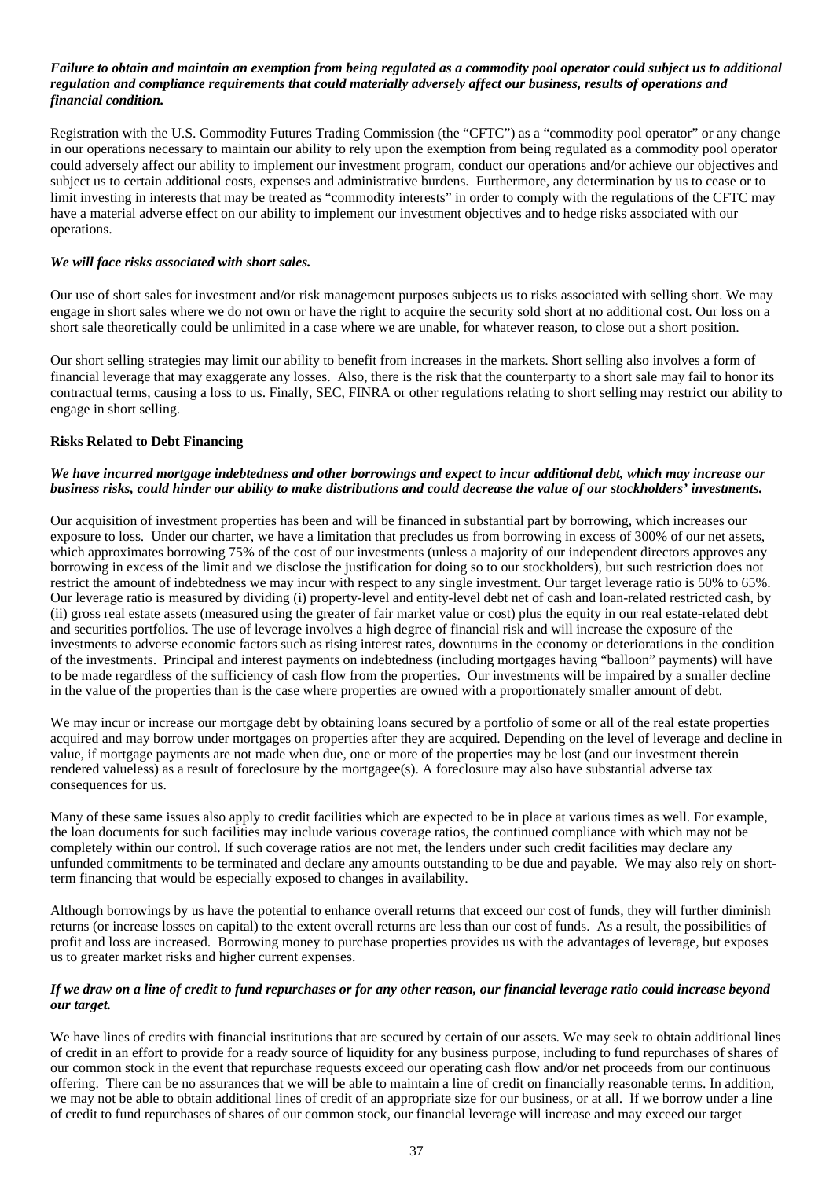***Failure to obtain and maintain an exemption from being regulated as a commodity pool operator could subject us to additional regulation and compliance requirements that could materially adversely affect our business, results of operations and financial condition.***

Registration with the U.S. Commodity Futures Trading Commission (the "CFTC") as a "commodity pool operator" or any change in our operations necessary to maintain our ability to rely upon the exemption from being regulated as a commodity pool operator could adversely affect our ability to implement our investment program, conduct our operations and/or achieve our objectives and subject us to certain additional costs, expenses and administrative burdens. Furthermore, any determination by us to cease or to limit investing in interests that may be treated as "commodity interests" in order to comply with the regulations of the CFTC may have a material adverse effect on our ability to implement our investment objectives and to hedge risks associated with our operations.

***We will face risks associated with short sales.***

Our use of short sales for investment and/or risk management purposes subjects us to risks associated with selling short. We may engage in short sales where we do not own or have the right to acquire the security sold short at no additional cost. Our loss on a short sale theoretically could be unlimited in a case where we are unable, for whatever reason, to close out a short position.

Our short selling strategies may limit our ability to benefit from increases in the markets. Short selling also involves a form of financial leverage that may exaggerate any losses. Also, there is the risk that the counterparty to a short sale may fail to honor its contractual terms, causing a loss to us. Finally, SEC, FINRA or other regulations relating to short selling may restrict our ability to engage in short selling.

**Risks Related to Debt Financing**

***We have incurred mortgage indebtedness and other borrowings and expect to incur additional debt, which may increase our business risks, could hinder our ability to make distributions and could decrease the value of our stockholders' investments.***

Our acquisition of investment properties has been and will be financed in substantial part by borrowing, which increases our exposure to loss. Under our charter, we have a limitation that precludes us from borrowing in excess of 300% of our net assets, which approximates borrowing 75% of the cost of our investments (unless a majority of our independent directors approves any borrowing in excess of the limit and we disclose the justification for doing so to our stockholders), but such restriction does not restrict the amount of indebtedness we may incur with respect to any single investment. Our target leverage ratio is 50% to 65%. Our leverage ratio is measured by dividing (i) property-level and entity-level debt net of cash and loan-related restricted cash, by (ii) gross real estate assets (measured using the greater of fair market value or cost) plus the equity in our real estate-related debt and securities portfolios. The use of leverage involves a high degree of financial risk and will increase the exposure of the investments to adverse economic factors such as rising interest rates, downturns in the economy or deteriorations in the condition of the investments. Principal and interest payments on indebtedness (including mortgages having "balloon" payments) will have to be made regardless of the sufficiency of cash flow from the properties. Our investments will be impaired by a smaller decline in the value of the properties than is the case where properties are owned with a proportionately smaller amount of debt.

We may incur or increase our mortgage debt by obtaining loans secured by a portfolio of some or all of the real estate properties acquired and may borrow under mortgages on properties after they are acquired. Depending on the level of leverage and decline in value, if mortgage payments are not made when due, one or more of the properties may be lost (and our investment therein rendered valueless) as a result of foreclosure by the mortgagee(s). A foreclosure may also have substantial adverse tax consequences for us.

Many of these same issues also apply to credit facilities which are expected to be in place at various times as well. For example, the loan documents for such facilities may include various coverage ratios, the continued compliance with which may not be completely within our control. If such coverage ratios are not met, the lenders under such credit facilities may declare any unfunded commitments to be terminated and declare any amounts outstanding to be due and payable. We may also rely on short-term financing that would be especially exposed to changes in availability.

Although borrowings by us have the potential to enhance overall returns that exceed our cost of funds, they will further diminish returns (or increase losses on capital) to the extent overall returns are less than our cost of funds. As a result, the possibilities of profit and loss are increased. Borrowing money to purchase properties provides us with the advantages of leverage, but exposes us to greater market risks and higher current expenses.

***If we draw on a line of credit to fund repurchases or for any other reason, our financial leverage ratio could increase beyond our target.***

We have lines of credits with financial institutions that are secured by certain of our assets. We may seek to obtain additional lines of credit in an effort to provide for a ready source of liquidity for any business purpose, including to fund repurchases of shares of our common stock in the event that repurchase requests exceed our operating cash flow and/or net proceeds from our continuous offering. There can be no assurances that we will be able to maintain a line of credit on financially reasonable terms. In addition, we may not be able to obtain additional lines of credit of an appropriate size for our business, or at all. If we borrow under a line of credit to fund repurchases of shares of our common stock, our financial leverage will increase and may exceed our target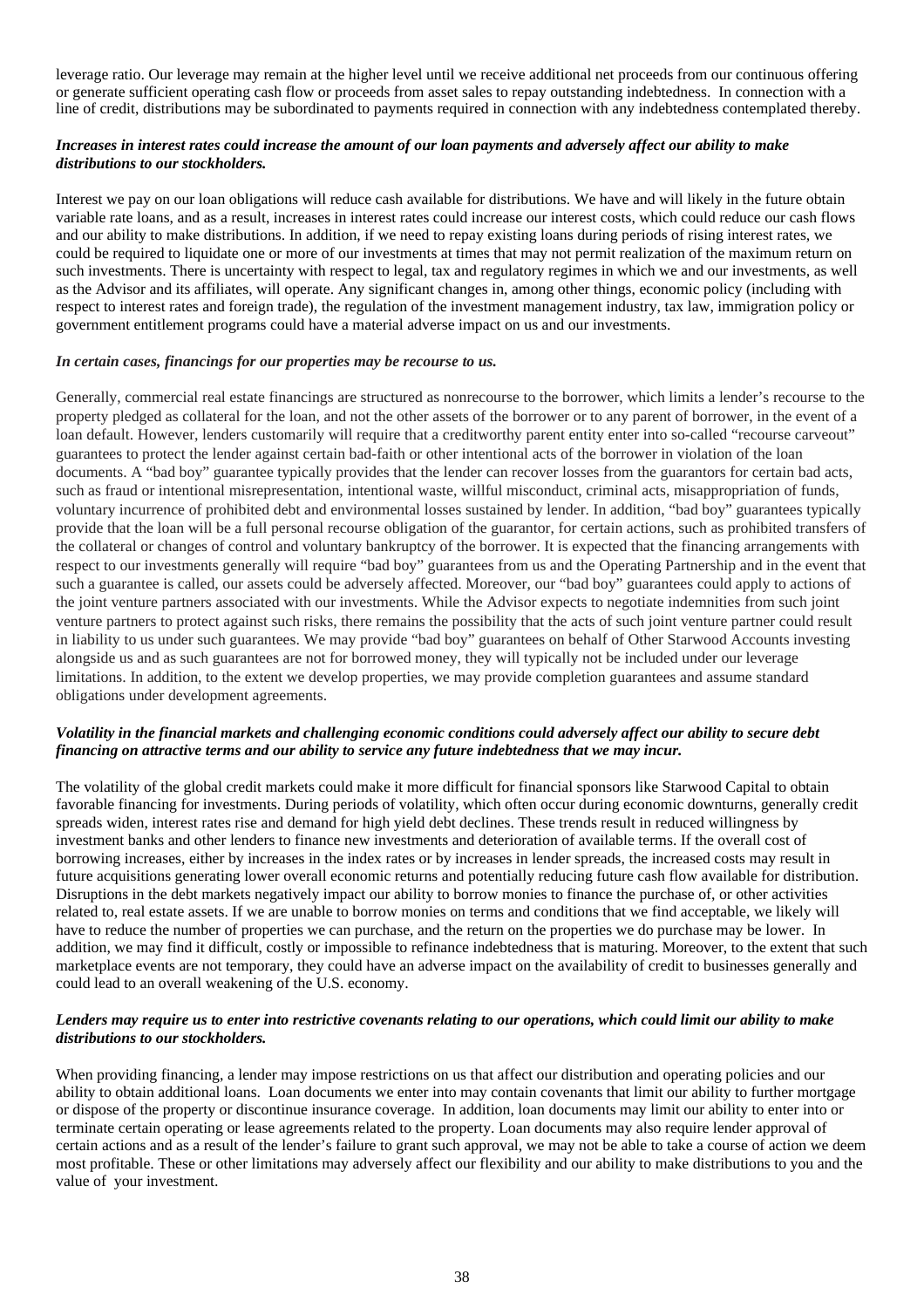leverage ratio. Our leverage may remain at the higher level until we receive additional net proceeds from our continuous offering or generate sufficient operating cash flow or proceeds from asset sales to repay outstanding indebtedness. In connection with a line of credit, distributions may be subordinated to payments required in connection with any indebtedness contemplated thereby.

***Increases in interest rates could increase the amount of our loan payments and adversely affect our ability to make distributions to our stockholders.***

Interest we pay on our loan obligations will reduce cash available for distributions. We have and will likely in the future obtain variable rate loans, and as a result, increases in interest rates could increase our interest costs, which could reduce our cash flows and our ability to make distributions. In addition, if we need to repay existing loans during periods of rising interest rates, we could be required to liquidate one or more of our investments at times that may not permit realization of the maximum return on such investments. There is uncertainty with respect to legal, tax and regulatory regimes in which we and our investments, as well as the Advisor and its affiliates, will operate. Any significant changes in, among other things, economic policy (including with respect to interest rates and foreign trade), the regulation of the investment management industry, tax law, immigration policy or government entitlement programs could have a material adverse impact on us and our investments.

***In certain cases, financings for our properties may be recourse to us.***

Generally, commercial real estate financings are structured as nonrecourse to the borrower, which limits a lender's recourse to the property pledged as collateral for the loan, and not the other assets of the borrower or to any parent of borrower, in the event of a loan default. However, lenders customarily will require that a creditworthy parent entity enter into so-called "recourse carveout" guarantees to protect the lender against certain bad-faith or other intentional acts of the borrower in violation of the loan documents. A "bad boy" guarantee typically provides that the lender can recover losses from the guarantors for certain bad acts, such as fraud or intentional misrepresentation, intentional waste, willful misconduct, criminal acts, misappropriation of funds, voluntary incurrence of prohibited debt and environmental losses sustained by lender. In addition, "bad boy" guarantees typically provide that the loan will be a full personal recourse obligation of the guarantor, for certain actions, such as prohibited transfers of the collateral or changes of control and voluntary bankruptcy of the borrower. It is expected that the financing arrangements with respect to our investments generally will require "bad boy" guarantees from us and the Operating Partnership and in the event that such a guarantee is called, our assets could be adversely affected. Moreover, our "bad boy" guarantees could apply to actions of the joint venture partners associated with our investments. While the Advisor expects to negotiate indemnities from such joint venture partners to protect against such risks, there remains the possibility that the acts of such joint venture partner could result in liability to us under such guarantees. We may provide "bad boy" guarantees on behalf of Other Starwood Accounts investing alongside us and as such guarantees are not for borrowed money, they will typically not be included under our leverage limitations. In addition, to the extent we develop properties, we may provide completion guarantees and assume standard obligations under development agreements.

***Volatility in the financial markets and challenging economic conditions could adversely affect our ability to secure debt financing on attractive terms and our ability to service any future indebtedness that we may incur.***

The volatility of the global credit markets could make it more difficult for financial sponsors like Starwood Capital to obtain favorable financing for investments. During periods of volatility, which often occur during economic downturns, generally credit spreads widen, interest rates rise and demand for high yield debt declines. These trends result in reduced willingness by investment banks and other lenders to finance new investments and deterioration of available terms. If the overall cost of borrowing increases, either by increases in the index rates or by increases in lender spreads, the increased costs may result in future acquisitions generating lower overall economic returns and potentially reducing future cash flow available for distribution. Disruptions in the debt markets negatively impact our ability to borrow monies to finance the purchase of, or other activities related to, real estate assets. If we are unable to borrow monies on terms and conditions that we find acceptable, we likely will have to reduce the number of properties we can purchase, and the return on the properties we do purchase may be lower. In addition, we may find it difficult, costly or impossible to refinance indebtedness that is maturing. Moreover, to the extent that such marketplace events are not temporary, they could have an adverse impact on the availability of credit to businesses generally and could lead to an overall weakening of the U.S. economy.

***Lenders may require us to enter into restrictive covenants relating to our operations, which could limit our ability to make distributions to our stockholders.***

When providing financing, a lender may impose restrictions on us that affect our distribution and operating policies and our ability to obtain additional loans. Loan documents we enter into may contain covenants that limit our ability to further mortgage or dispose of the property or discontinue insurance coverage. In addition, loan documents may limit our ability to enter into or terminate certain operating or lease agreements related to the property. Loan documents may also require lender approval of certain actions and as a result of the lender's failure to grant such approval, we may not be able to take a course of action we deem most profitable. These or other limitations may adversely affect our flexibility and our ability to make distributions to you and the value of your investment.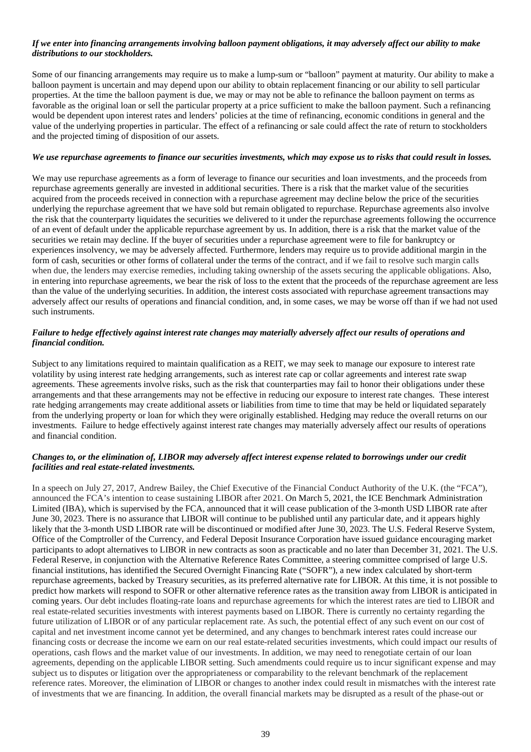***If we enter into financing arrangements involving balloon payment obligations, it may adversely affect our ability to make distributions to our stockholders.***

Some of our financing arrangements may require us to make a lump-sum or "balloon" payment at maturity. Our ability to make a balloon payment is uncertain and may depend upon our ability to obtain replacement financing or our ability to sell particular properties. At the time the balloon payment is due, we may or may not be able to refinance the balloon payment on terms as favorable as the original loan or sell the particular property at a price sufficient to make the balloon payment. Such a refinancing would be dependent upon interest rates and lenders' policies at the time of refinancing, economic conditions in general and the value of the underlying properties in particular. The effect of a refinancing or sale could affect the rate of return to stockholders and the projected timing of disposition of our assets.

***We use repurchase agreements to finance our securities investments, which may expose us to risks that could result in losses.***

We may use repurchase agreements as a form of leverage to finance our securities and loan investments, and the proceeds from repurchase agreements generally are invested in additional securities. There is a risk that the market value of the securities acquired from the proceeds received in connection with a repurchase agreement may decline below the price of the securities underlying the repurchase agreement that we have sold but remain obligated to repurchase. Repurchase agreements also involve the risk that the counterparty liquidates the securities we delivered to it under the repurchase agreements following the occurrence of an event of default under the applicable repurchase agreement by us. In addition, there is a risk that the market value of the securities we retain may decline. If the buyer of securities under a repurchase agreement were to file for bankruptcy or experiences insolvency, we may be adversely affected. Furthermore, lenders may require us to provide additional margin in the form of cash, securities or other forms of collateral under the terms of the contract, and if we fail to resolve such margin calls when due, the lenders may exercise remedies, including taking ownership of the assets securing the applicable obligations. Also, in entering into repurchase agreements, we bear the risk of loss to the extent that the proceeds of the repurchase agreement are less than the value of the underlying securities. In addition, the interest costs associated with repurchase agreement transactions may adversely affect our results of operations and financial condition, and, in some cases, we may be worse off than if we had not used such instruments.

***Failure to hedge effectively against interest rate changes may materially adversely affect our results of operations and financial condition.***

Subject to any limitations required to maintain qualification as a REIT, we may seek to manage our exposure to interest rate volatility by using interest rate hedging arrangements, such as interest rate cap or collar agreements and interest rate swap agreements. These agreements involve risks, such as the risk that counterparties may fail to honor their obligations under these arrangements and that these arrangements may not be effective in reducing our exposure to interest rate changes. These interest rate hedging arrangements may create additional assets or liabilities from time to time that may be held or liquidated separately from the underlying property or loan for which they were originally established. Hedging may reduce the overall returns on our investments. Failure to hedge effectively against interest rate changes may materially adversely affect our results of operations and financial condition.

***Changes to, or the elimination of, LIBOR may adversely affect interest expense related to borrowings under our credit facilities and real estate-related investments.***

In a speech on July 27, 2017, Andrew Bailey, the Chief Executive of the Financial Conduct Authority of the U.K. (the "FCA"), announced the FCA's intention to cease sustaining LIBOR after 2021. On March 5, 2021, the ICE Benchmark Administration Limited (IBA), which is supervised by the FCA, announced that it will cease publication of the 3-month USD LIBOR rate after June 30, 2023. There is no assurance that LIBOR will continue to be published until any particular date, and it appears highly likely that the 3-month USD LIBOR rate will be discontinued or modified after June 30, 2023. The U.S. Federal Reserve System, Office of the Comptroller of the Currency, and Federal Deposit Insurance Corporation have issued guidance encouraging market participants to adopt alternatives to LIBOR in new contracts as soon as practicable and no later than December 31, 2021. The U.S. Federal Reserve, in conjunction with the Alternative Reference Rates Committee, a steering committee comprised of large U.S. financial institutions, has identified the Secured Overnight Financing Rate ("SOFR"), a new index calculated by short-term repurchase agreements, backed by Treasury securities, as its preferred alternative rate for LIBOR. At this time, it is not possible to predict how markets will respond to SOFR or other alternative reference rates as the transition away from LIBOR is anticipated in coming years. Our debt includes floating-rate loans and repurchase agreements for which the interest rates are tied to LIBOR and real estate-related securities investments with interest payments based on LIBOR. There is currently no certainty regarding the future utilization of LIBOR or of any particular replacement rate. As such, the potential effect of any such event on our cost of capital and net investment income cannot yet be determined, and any changes to benchmark interest rates could increase our financing costs or decrease the income we earn on our real estate-related securities investments, which could impact our results of operations, cash flows and the market value of our investments. In addition, we may need to renegotiate certain of our loan agreements, depending on the applicable LIBOR setting. Such amendments could require us to incur significant expense and may subject us to disputes or litigation over the appropriateness or comparability to the relevant benchmark of the replacement reference rates. Moreover, the elimination of LIBOR or changes to another index could result in mismatches with the interest rate of investments that we are financing. In addition, the overall financial markets may be disrupted as a result of the phase-out or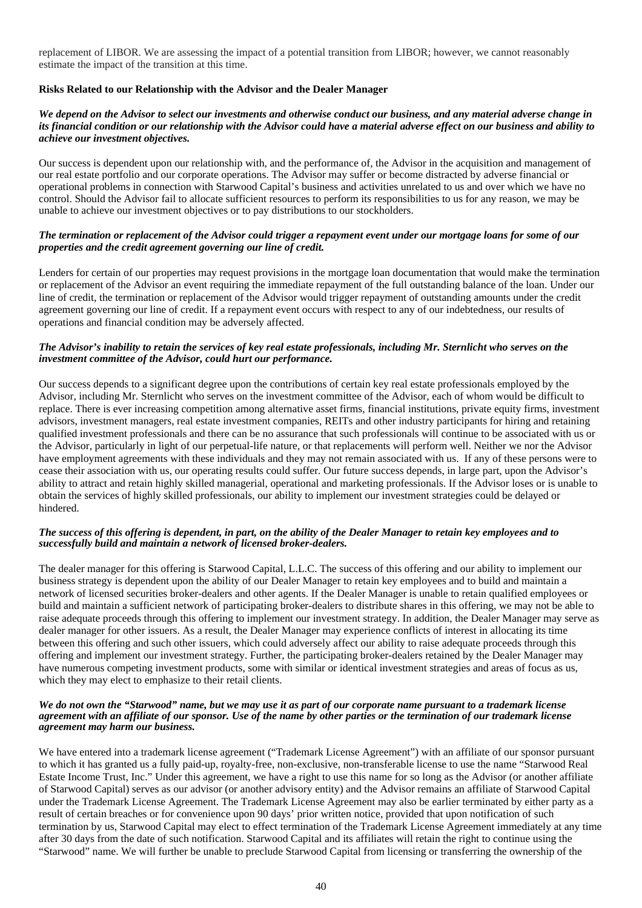replacement of LIBOR. We are assessing the impact of a potential transition from LIBOR; however, we cannot reasonably estimate the impact of the transition at this time.

**Risks Related to our Relationship with the Advisor and the Dealer Manager**

***We depend on the Advisor to select our investments and otherwise conduct our business, and any material adverse change in its financial condition or our relationship with the Advisor could have a material adverse effect on our business and ability to achieve our investment objectives.***

Our success is dependent upon our relationship with, and the performance of, the Advisor in the acquisition and management of our real estate portfolio and our corporate operations. The Advisor may suffer or become distracted by adverse financial or operational problems in connection with Starwood Capital's business and activities unrelated to us and over which we have no control. Should the Advisor fail to allocate sufficient resources to perform its responsibilities to us for any reason, we may be unable to achieve our investment objectives or to pay distributions to our stockholders.

***The termination or replacement of the Advisor could trigger a repayment event under our mortgage loans for some of our properties and the credit agreement governing our line of credit.***

Lenders for certain of our properties may request provisions in the mortgage loan documentation that would make the termination or replacement of the Advisor an event requiring the immediate repayment of the full outstanding balance of the loan. Under our line of credit, the termination or replacement of the Advisor would trigger repayment of outstanding amounts under the credit agreement governing our line of credit. If a repayment event occurs with respect to any of our indebtedness, our results of operations and financial condition may be adversely affected.

***The Advisor's inability to retain the services of key real estate professionals, including Mr. Sternlicht who serves on the investment committee of the Advisor, could hurt our performance.***

Our success depends to a significant degree upon the contributions of certain key real estate professionals employed by the Advisor, including Mr. Sternlicht who serves on the investment committee of the Advisor, each of whom would be difficult to replace. There is ever increasing competition among alternative asset firms, financial institutions, private equity firms, investment advisors, investment managers, real estate investment companies, REITs and other industry participants for hiring and retaining qualified investment professionals and there can be no assurance that such professionals will continue to be associated with us or the Advisor, particularly in light of our perpetual-life nature, or that replacements will perform well. Neither we nor the Advisor have employment agreements with these individuals and they may not remain associated with us. If any of these persons were to cease their association with us, our operating results could suffer. Our future success depends, in large part, upon the Advisor's ability to attract and retain highly skilled managerial, operational and marketing professionals. If the Advisor loses or is unable to obtain the services of highly skilled professionals, our ability to implement our investment strategies could be delayed or hindered.

***The success of this offering is dependent, in part, on the ability of the Dealer Manager to retain key employees and to successfully build and maintain a network of licensed broker-dealers.***

The dealer manager for this offering is Starwood Capital, L.L.C. The success of this offering and our ability to implement our business strategy is dependent upon the ability of our Dealer Manager to retain key employees and to build and maintain a network of licensed securities broker-dealers and other agents. If the Dealer Manager is unable to retain qualified employees or build and maintain a sufficient network of participating broker-dealers to distribute shares in this offering, we may not be able to raise adequate proceeds through this offering to implement our investment strategy. In addition, the Dealer Manager may serve as dealer manager for other issuers. As a result, the Dealer Manager may experience conflicts of interest in allocating its time between this offering and such other issuers, which could adversely affect our ability to raise adequate proceeds through this offering and implement our investment strategy. Further, the participating broker-dealers retained by the Dealer Manager may have numerous competing investment products, some with similar or identical investment strategies and areas of focus as us, which they may elect to emphasize to their retail clients.

***We do not own the "Starwood" name, but we may use it as part of our corporate name pursuant to a trademark license agreement with an affiliate of our sponsor. Use of the name by other parties or the termination of our trademark license agreement may harm our business.***

We have entered into a trademark license agreement ("Trademark License Agreement") with an affiliate of our sponsor pursuant to which it has granted us a fully paid-up, royalty-free, non-exclusive, non-transferable license to use the name "Starwood Real Estate Income Trust, Inc." Under this agreement, we have a right to use this name for so long as the Advisor (or another affiliate of Starwood Capital) serves as our advisor (or another advisory entity) and the Advisor remains an affiliate of Starwood Capital under the Trademark License Agreement. The Trademark License Agreement may also be earlier terminated by either party as a result of certain breaches or for convenience upon 90 days' prior written notice, provided that upon notification of such termination by us, Starwood Capital may elect to effect termination of the Trademark License Agreement immediately at any time after 30 days from the date of such notification. Starwood Capital and its affiliates will retain the right to continue using the "Starwood" name. We will further be unable to preclude Starwood Capital from licensing or transferring the ownership of the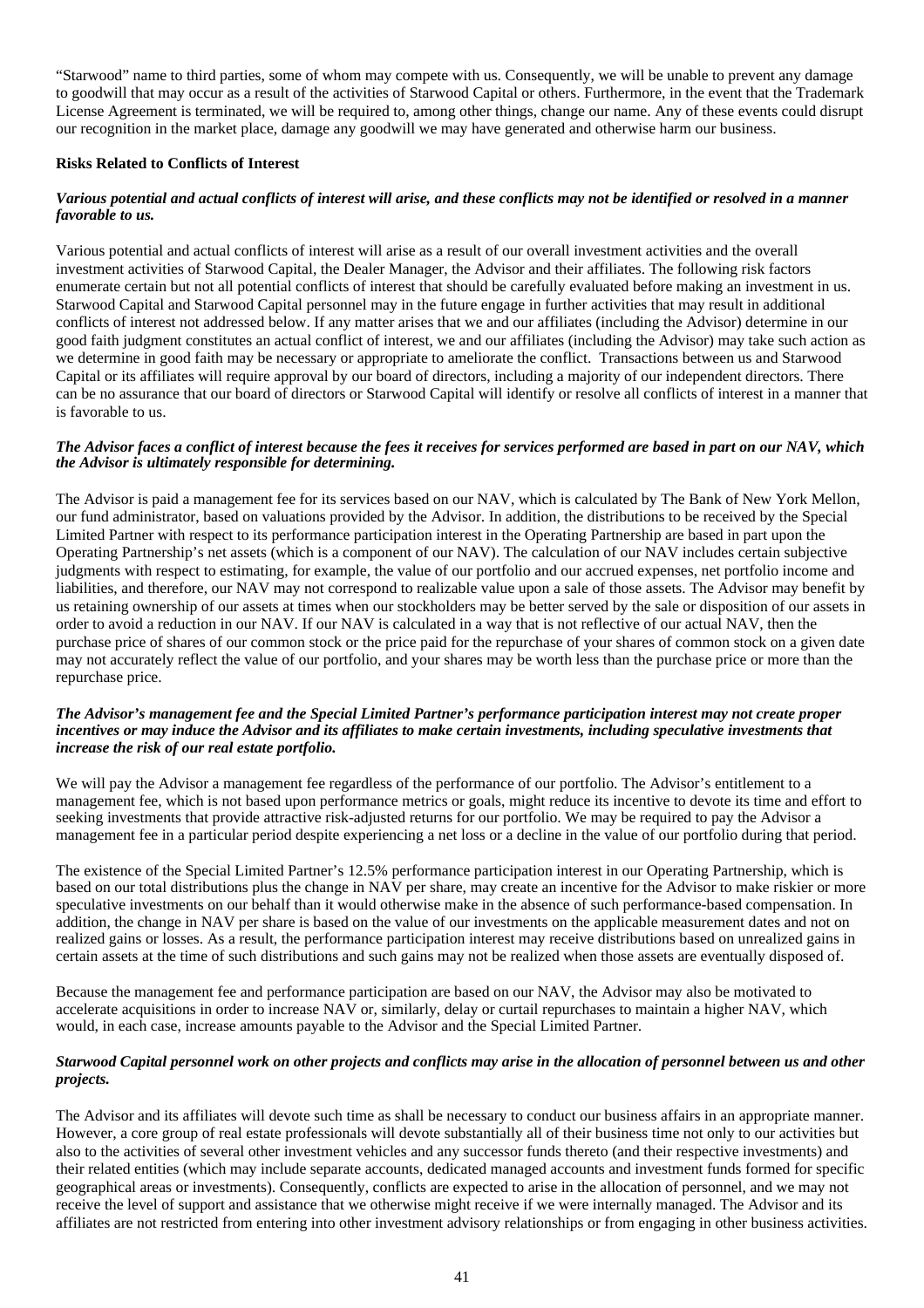"Starwood" name to third parties, some of whom may compete with us. Consequently, we will be unable to prevent any damage to goodwill that may occur as a result of the activities of Starwood Capital or others. Furthermore, in the event that the Trademark License Agreement is terminated, we will be required to, among other things, change our name. Any of these events could disrupt our recognition in the market place, damage any goodwill we may have generated and otherwise harm our business.

**Risks Related to Conflicts of Interest**

***Various potential and actual conflicts of interest will arise, and these conflicts may not be identified or resolved in a manner favorable to us.***

Various potential and actual conflicts of interest will arise as a result of our overall investment activities and the overall investment activities of Starwood Capital, the Dealer Manager, the Advisor and their affiliates. The following risk factors enumerate certain but not all potential conflicts of interest that should be carefully evaluated before making an investment in us. Starwood Capital and Starwood Capital personnel may in the future engage in further activities that may result in additional conflicts of interest not addressed below. If any matter arises that we and our affiliates (including the Advisor) determine in our good faith judgment constitutes an actual conflict of interest, we and our affiliates (including the Advisor) may take such action as we determine in good faith may be necessary or appropriate to ameliorate the conflict. Transactions between us and Starwood Capital or its affiliates will require approval by our board of directors, including a majority of our independent directors. There can be no assurance that our board of directors or Starwood Capital will identify or resolve all conflicts of interest in a manner that is favorable to us.

***The Advisor faces a conflict of interest because the fees it receives for services performed are based in part on our NAV, which the Advisor is ultimately responsible for determining.***

The Advisor is paid a management fee for its services based on our NAV, which is calculated by The Bank of New York Mellon, our fund administrator, based on valuations provided by the Advisor. In addition, the distributions to be received by the Special Limited Partner with respect to its performance participation interest in the Operating Partnership are based in part upon the Operating Partnership's net assets (which is a component of our NAV). The calculation of our NAV includes certain subjective judgments with respect to estimating, for example, the value of our portfolio and our accrued expenses, net portfolio income and liabilities, and therefore, our NAV may not correspond to realizable value upon a sale of those assets. The Advisor may benefit by us retaining ownership of our assets at times when our stockholders may be better served by the sale or disposition of our assets in order to avoid a reduction in our NAV. If our NAV is calculated in a way that is not reflective of our actual NAV, then the purchase price of shares of our common stock or the price paid for the repurchase of your shares of common stock on a given date may not accurately reflect the value of our portfolio, and your shares may be worth less than the purchase price or more than the repurchase price.

***The Advisor's management fee and the Special Limited Partner's performance participation interest may not create proper incentives or may induce the Advisor and its affiliates to make certain investments, including speculative investments that increase the risk of our real estate portfolio.***

We will pay the Advisor a management fee regardless of the performance of our portfolio. The Advisor's entitlement to a management fee, which is not based upon performance metrics or goals, might reduce its incentive to devote its time and effort to seeking investments that provide attractive risk-adjusted returns for our portfolio. We may be required to pay the Advisor a management fee in a particular period despite experiencing a net loss or a decline in the value of our portfolio during that period.

The existence of the Special Limited Partner's 12.5% performance participation interest in our Operating Partnership, which is based on our total distributions plus the change in NAV per share, may create an incentive for the Advisor to make riskier or more speculative investments on our behalf than it would otherwise make in the absence of such performance-based compensation. In addition, the change in NAV per share is based on the value of our investments on the applicable measurement dates and not on realized gains or losses. As a result, the performance participation interest may receive distributions based on unrealized gains in certain assets at the time of such distributions and such gains may not be realized when those assets are eventually disposed of.

Because the management fee and performance participation are based on our NAV, the Advisor may also be motivated to accelerate acquisitions in order to increase NAV or, similarly, delay or curtail repurchases to maintain a higher NAV, which would, in each case, increase amounts payable to the Advisor and the Special Limited Partner.

***Starwood Capital personnel work on other projects and conflicts may arise in the allocation of personnel between us and other projects.***

The Advisor and its affiliates will devote such time as shall be necessary to conduct our business affairs in an appropriate manner. However, a core group of real estate professionals will devote substantially all of their business time not only to our activities but also to the activities of several other investment vehicles and any successor funds thereto (and their respective investments) and their related entities (which may include separate accounts, dedicated managed accounts and investment funds formed for specific geographical areas or investments). Consequently, conflicts are expected to arise in the allocation of personnel, and we may not receive the level of support and assistance that we otherwise might receive if we were internally managed. The Advisor and its affiliates are not restricted from entering into other investment advisory relationships or from engaging in other business activities.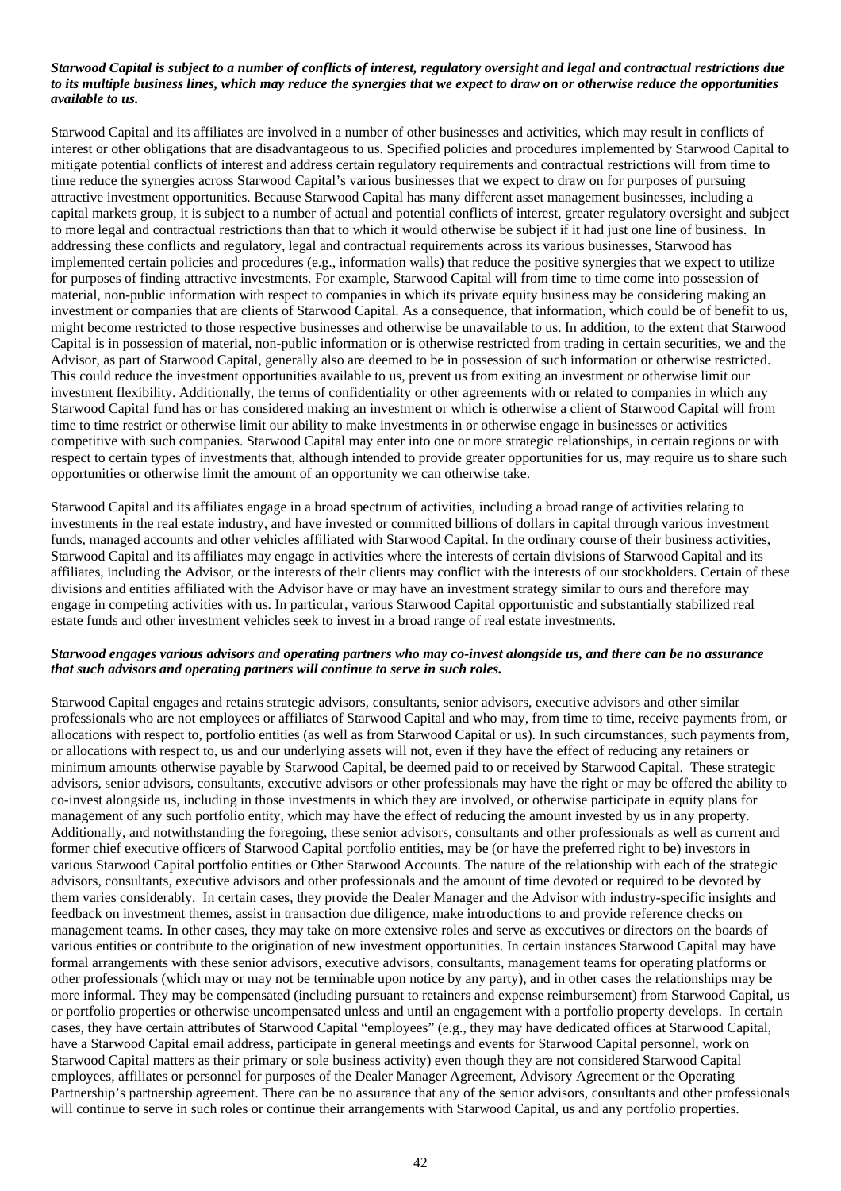***Starwood Capital is subject to a number of conflicts of interest, regulatory oversight and legal and contractual restrictions due to its multiple business lines, which may reduce the synergies that we expect to draw on or otherwise reduce the opportunities available to us.***

Starwood Capital and its affiliates are involved in a number of other businesses and activities, which may result in conflicts of interest or other obligations that are disadvantageous to us. Specified policies and procedures implemented by Starwood Capital to mitigate potential conflicts of interest and address certain regulatory requirements and contractual restrictions will from time to time reduce the synergies across Starwood Capital's various businesses that we expect to draw on for purposes of pursuing attractive investment opportunities. Because Starwood Capital has many different asset management businesses, including a capital markets group, it is subject to a number of actual and potential conflicts of interest, greater regulatory oversight and subject to more legal and contractual restrictions than that to which it would otherwise be subject if it had just one line of business. In addressing these conflicts and regulatory, legal and contractual requirements across its various businesses, Starwood has implemented certain policies and procedures (e.g., information walls) that reduce the positive synergies that we expect to utilize for purposes of finding attractive investments. For example, Starwood Capital will from time to time come into possession of material, non-public information with respect to companies in which its private equity business may be considering making an investment or companies that are clients of Starwood Capital. As a consequence, that information, which could be of benefit to us, might become restricted to those respective businesses and otherwise be unavailable to us. In addition, to the extent that Starwood Capital is in possession of material, non-public information or is otherwise restricted from trading in certain securities, we and the Advisor, as part of Starwood Capital, generally also are deemed to be in possession of such information or otherwise restricted. This could reduce the investment opportunities available to us, prevent us from exiting an investment or otherwise limit our investment flexibility. Additionally, the terms of confidentiality or other agreements with or related to companies in which any Starwood Capital fund has or has considered making an investment or which is otherwise a client of Starwood Capital will from time to time restrict or otherwise limit our ability to make investments in or otherwise engage in businesses or activities competitive with such companies. Starwood Capital may enter into one or more strategic relationships, in certain regions or with respect to certain types of investments that, although intended to provide greater opportunities for us, may require us to share such opportunities or otherwise limit the amount of an opportunity we can otherwise take.

Starwood Capital and its affiliates engage in a broad spectrum of activities, including a broad range of activities relating to investments in the real estate industry, and have invested or committed billions of dollars in capital through various investment funds, managed accounts and other vehicles affiliated with Starwood Capital. In the ordinary course of their business activities, Starwood Capital and its affiliates may engage in activities where the interests of certain divisions of Starwood Capital and its affiliates, including the Advisor, or the interests of their clients may conflict with the interests of our stockholders. Certain of these divisions and entities affiliated with the Advisor have or may have an investment strategy similar to ours and therefore may engage in competing activities with us. In particular, various Starwood Capital opportunistic and substantially stabilized real estate funds and other investment vehicles seek to invest in a broad range of real estate investments.

***Starwood engages various advisors and operating partners who may co-invest alongside us, and there can be no assurance that such advisors and operating partners will continue to serve in such roles.***

Starwood Capital engages and retains strategic advisors, consultants, senior advisors, executive advisors and other similar professionals who are not employees or affiliates of Starwood Capital and who may, from time to time, receive payments from, or allocations with respect to, portfolio entities (as well as from Starwood Capital or us). In such circumstances, such payments from, or allocations with respect to, us and our underlying assets will not, even if they have the effect of reducing any retainers or minimum amounts otherwise payable by Starwood Capital, be deemed paid to or received by Starwood Capital. These strategic advisors, senior advisors, consultants, executive advisors or other professionals may have the right or may be offered the ability to co-invest alongside us, including in those investments in which they are involved, or otherwise participate in equity plans for management of any such portfolio entity, which may have the effect of reducing the amount invested by us in any property. Additionally, and notwithstanding the foregoing, these senior advisors, consultants and other professionals as well as current and former chief executive officers of Starwood Capital portfolio entities, may be (or have the preferred right to be) investors in various Starwood Capital portfolio entities or Other Starwood Accounts. The nature of the relationship with each of the strategic advisors, consultants, executive advisors and other professionals and the amount of time devoted or required to be devoted by them varies considerably. In certain cases, they provide the Dealer Manager and the Advisor with industry-specific insights and feedback on investment themes, assist in transaction due diligence, make introductions to and provide reference checks on management teams. In other cases, they may take on more extensive roles and serve as executives or directors on the boards of various entities or contribute to the origination of new investment opportunities. In certain instances Starwood Capital may have formal arrangements with these senior advisors, executive advisors, consultants, management teams for operating platforms or other professionals (which may or may not be terminable upon notice by any party), and in other cases the relationships may be more informal. They may be compensated (including pursuant to retainers and expense reimbursement) from Starwood Capital, us or portfolio properties or otherwise uncompensated unless and until an engagement with a portfolio property develops. In certain cases, they have certain attributes of Starwood Capital "employees" (e.g., they may have dedicated offices at Starwood Capital, have a Starwood Capital email address, participate in general meetings and events for Starwood Capital personnel, work on Starwood Capital matters as their primary or sole business activity) even though they are not considered Starwood Capital employees, affiliates or personnel for purposes of the Dealer Manager Agreement, Advisory Agreement or the Operating Partnership's partnership agreement. There can be no assurance that any of the senior advisors, consultants and other professionals will continue to serve in such roles or continue their arrangements with Starwood Capital, us and any portfolio properties.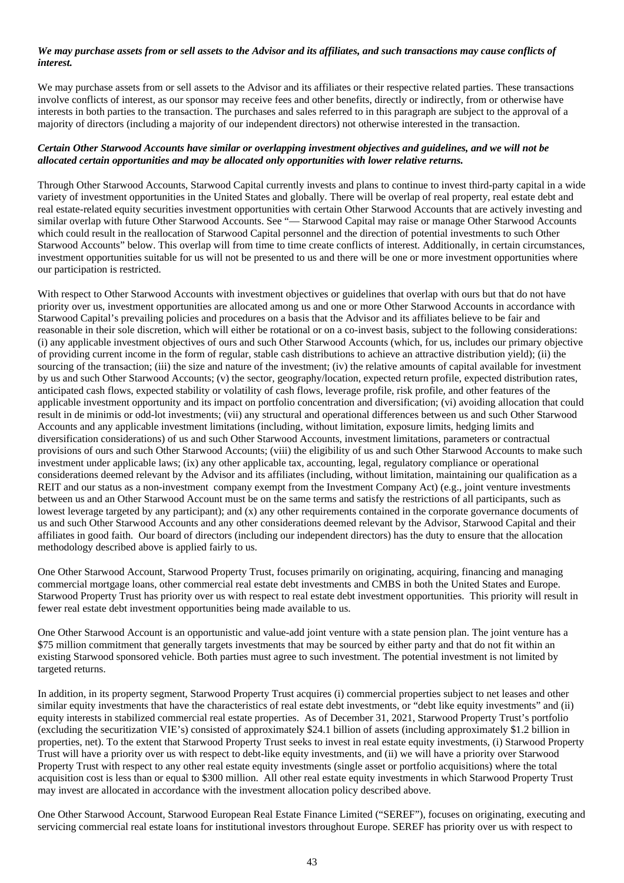***We may purchase assets from or sell assets to the Advisor and its affiliates, and such transactions may cause conflicts of interest.***

We may purchase assets from or sell assets to the Advisor and its affiliates or their respective related parties. These transactions involve conflicts of interest, as our sponsor may receive fees and other benefits, directly or indirectly, from or otherwise have interests in both parties to the transaction. The purchases and sales referred to in this paragraph are subject to the approval of a majority of directors (including a majority of our independent directors) not otherwise interested in the transaction.

***Certain Other Starwood Accounts have similar or overlapping investment objectives and guidelines, and we will not be allocated certain opportunities and may be allocated only opportunities with lower relative returns.***

Through Other Starwood Accounts, Starwood Capital currently invests and plans to continue to invest third-party capital in a wide variety of investment opportunities in the United States and globally. There will be overlap of real property, real estate debt and real estate-related equity securities investment opportunities with certain Other Starwood Accounts that are actively investing and similar overlap with future Other Starwood Accounts. See "— Starwood Capital may raise or manage Other Starwood Accounts which could result in the reallocation of Starwood Capital personnel and the direction of potential investments to such Other Starwood Accounts" below. This overlap will from time to time create conflicts of interest. Additionally, in certain circumstances, investment opportunities suitable for us will not be presented to us and there will be one or more investment opportunities where our participation is restricted.

With respect to Other Starwood Accounts with investment objectives or guidelines that overlap with ours but that do not have priority over us, investment opportunities are allocated among us and one or more Other Starwood Accounts in accordance with Starwood Capital's prevailing policies and procedures on a basis that the Advisor and its affiliates believe to be fair and reasonable in their sole discretion, which will either be rotational or on a co-invest basis, subject to the following considerations: (i) any applicable investment objectives of ours and such Other Starwood Accounts (which, for us, includes our primary objective of providing current income in the form of regular, stable cash distributions to achieve an attractive distribution yield); (ii) the sourcing of the transaction; (iii) the size and nature of the investment; (iv) the relative amounts of capital available for investment by us and such Other Starwood Accounts; (v) the sector, geography/location, expected return profile, expected distribution rates, anticipated cash flows, expected stability or volatility of cash flows, leverage profile, risk profile, and other features of the applicable investment opportunity and its impact on portfolio concentration and diversification; (vi) avoiding allocation that could result in de minimis or odd-lot investments; (vii) any structural and operational differences between us and such Other Starwood Accounts and any applicable investment limitations (including, without limitation, exposure limits, hedging limits and diversification considerations) of us and such Other Starwood Accounts, investment limitations, parameters or contractual provisions of ours and such Other Starwood Accounts; (viii) the eligibility of us and such Other Starwood Accounts to make such investment under applicable laws; (ix) any other applicable tax, accounting, legal, regulatory compliance or operational considerations deemed relevant by the Advisor and its affiliates (including, without limitation, maintaining our qualification as a REIT and our status as a non-investment company exempt from the Investment Company Act) (e.g., joint venture investments between us and an Other Starwood Account must be on the same terms and satisfy the restrictions of all participants, such as lowest leverage targeted by any participant); and (x) any other requirements contained in the corporate governance documents of us and such Other Starwood Accounts and any other considerations deemed relevant by the Advisor, Starwood Capital and their affiliates in good faith. Our board of directors (including our independent directors) has the duty to ensure that the allocation methodology described above is applied fairly to us.

One Other Starwood Account, Starwood Property Trust, focuses primarily on originating, acquiring, financing and managing commercial mortgage loans, other commercial real estate debt investments and CMBS in both the United States and Europe. Starwood Property Trust has priority over us with respect to real estate debt investment opportunities. This priority will result in fewer real estate debt investment opportunities being made available to us.

One Other Starwood Account is an opportunistic and value-add joint venture with a state pension plan. The joint venture has a $75 million commitment that generally targets investments that may be sourced by either party and that do not fit within an existing Starwood sponsored vehicle. Both parties must agree to such investment. The potential investment is not limited by targeted returns.

In addition, in its property segment, Starwood Property Trust acquires (i) commercial properties subject to net leases and other similar equity investments that have the characteristics of real estate debt investments, or "debt like equity investments" and (ii) equity interests in stabilized commercial real estate properties. As of December 31, 2021, Starwood Property Trust's portfolio (excluding the securitization VIE's) consisted of approximately $24.1 billion of assets (including approximately $1.2 billion in properties, net). To the extent that Starwood Property Trust seeks to invest in real estate equity investments, (i) Starwood Property Trust will have a priority over us with respect to debt-like equity investments, and (ii) we will have a priority over Starwood Property Trust with respect to any other real estate equity investments (single asset or portfolio acquisitions) where the total acquisition cost is less than or equal to $300 million. All other real estate equity investments in which Starwood Property Trust may invest are allocated in accordance with the investment allocation policy described above.

One Other Starwood Account, Starwood European Real Estate Finance Limited ("SEREF"), focuses on originating, executing and servicing commercial real estate loans for institutional investors throughout Europe. SEREF has priority over us with respect to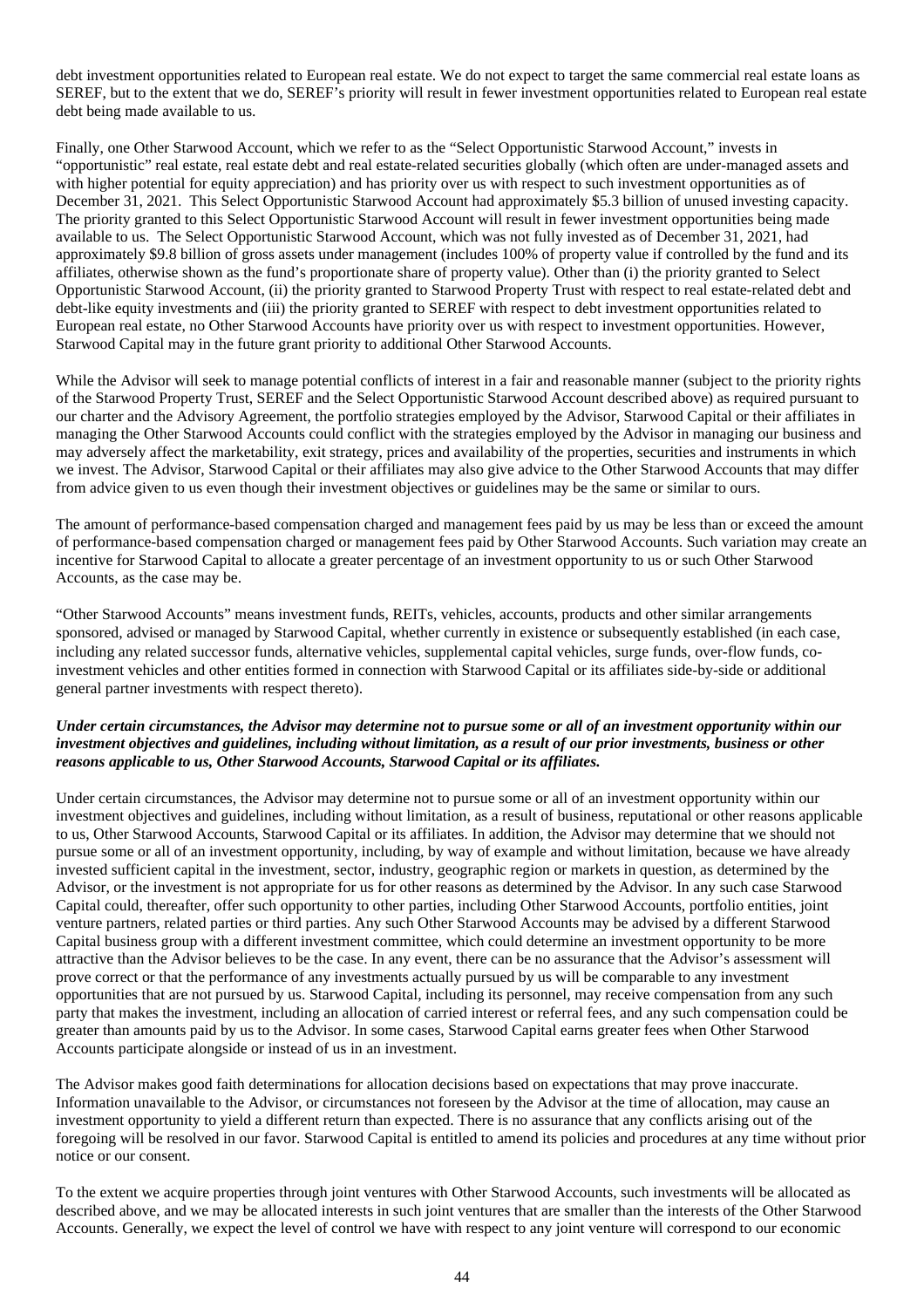debt investment opportunities related to European real estate. We do not expect to target the same commercial real estate loans as SEREF, but to the extent that we do, SEREF's priority will result in fewer investment opportunities related to European real estate debt being made available to us.

Finally, one Other Starwood Account, which we refer to as the "Select Opportunistic Starwood Account," invests in "opportunistic" real estate, real estate debt and real estate-related securities globally (which often are under-managed assets and with higher potential for equity appreciation) and has priority over us with respect to such investment opportunities as of December 31, 2021. This Select Opportunistic Starwood Account had approximately $5.3 billion of unused investing capacity. The priority granted to this Select Opportunistic Starwood Account will result in fewer investment opportunities being made available to us. The Select Opportunistic Starwood Account, which was not fully invested as of December 31, 2021, had approximately $9.8 billion of gross assets under management (includes 100% of property value if controlled by the fund and its affiliates, otherwise shown as the fund's proportionate share of property value). Other than (i) the priority granted to Select Opportunistic Starwood Account, (ii) the priority granted to Starwood Property Trust with respect to real estate-related debt and debt-like equity investments and (iii) the priority granted to SEREF with respect to debt investment opportunities related to European real estate, no Other Starwood Accounts have priority over us with respect to investment opportunities. However, Starwood Capital may in the future grant priority to additional Other Starwood Accounts.

While the Advisor will seek to manage potential conflicts of interest in a fair and reasonable manner (subject to the priority rights of the Starwood Property Trust, SEREF and the Select Opportunistic Starwood Account described above) as required pursuant to our charter and the Advisory Agreement, the portfolio strategies employed by the Advisor, Starwood Capital or their affiliates in managing the Other Starwood Accounts could conflict with the strategies employed by the Advisor in managing our business and may adversely affect the marketability, exit strategy, prices and availability of the properties, securities and instruments in which we invest. The Advisor, Starwood Capital or their affiliates may also give advice to the Other Starwood Accounts that may differ from advice given to us even though their investment objectives or guidelines may be the same or similar to ours.

The amount of performance-based compensation charged and management fees paid by us may be less than or exceed the amount of performance-based compensation charged or management fees paid by Other Starwood Accounts. Such variation may create an incentive for Starwood Capital to allocate a greater percentage of an investment opportunity to us or such Other Starwood Accounts, as the case may be.

"Other Starwood Accounts" means investment funds, REITs, vehicles, accounts, products and other similar arrangements sponsored, advised or managed by Starwood Capital, whether currently in existence or subsequently established (in each case, including any related successor funds, alternative vehicles, supplemental capital vehicles, surge funds, over-flow funds, co-investment vehicles and other entities formed in connection with Starwood Capital or its affiliates side-by-side or additional general partner investments with respect thereto).

***Under certain circumstances, the Advisor may determine not to pursue some or all of an investment opportunity within our investment objectives and guidelines, including without limitation, as a result of our prior investments, business or other reasons applicable to us, Other Starwood Accounts, Starwood Capital or its affiliates.***

Under certain circumstances, the Advisor may determine not to pursue some or all of an investment opportunity within our investment objectives and guidelines, including without limitation, as a result of business, reputational or other reasons applicable to us, Other Starwood Accounts, Starwood Capital or its affiliates. In addition, the Advisor may determine that we should not pursue some or all of an investment opportunity, including, by way of example and without limitation, because we have already invested sufficient capital in the investment, sector, industry, geographic region or markets in question, as determined by the Advisor, or the investment is not appropriate for us for other reasons as determined by the Advisor. In any such case Starwood Capital could, thereafter, offer such opportunity to other parties, including Other Starwood Accounts, portfolio entities, joint venture partners, related parties or third parties. Any such Other Starwood Accounts may be advised by a different Starwood Capital business group with a different investment committee, which could determine an investment opportunity to be more attractive than the Advisor believes to be the case. In any event, there can be no assurance that the Advisor's assessment will prove correct or that the performance of any investments actually pursued by us will be comparable to any investment opportunities that are not pursued by us. Starwood Capital, including its personnel, may receive compensation from any such party that makes the investment, including an allocation of carried interest or referral fees, and any such compensation could be greater than amounts paid by us to the Advisor. In some cases, Starwood Capital earns greater fees when Other Starwood Accounts participate alongside or instead of us in an investment.

The Advisor makes good faith determinations for allocation decisions based on expectations that may prove inaccurate. Information unavailable to the Advisor, or circumstances not foreseen by the Advisor at the time of allocation, may cause an investment opportunity to yield a different return than expected. There is no assurance that any conflicts arising out of the foregoing will be resolved in our favor. Starwood Capital is entitled to amend its policies and procedures at any time without prior notice or our consent.

To the extent we acquire properties through joint ventures with Other Starwood Accounts, such investments will be allocated as described above, and we may be allocated interests in such joint ventures that are smaller than the interests of the Other Starwood Accounts. Generally, we expect the level of control we have with respect to any joint venture will correspond to our economic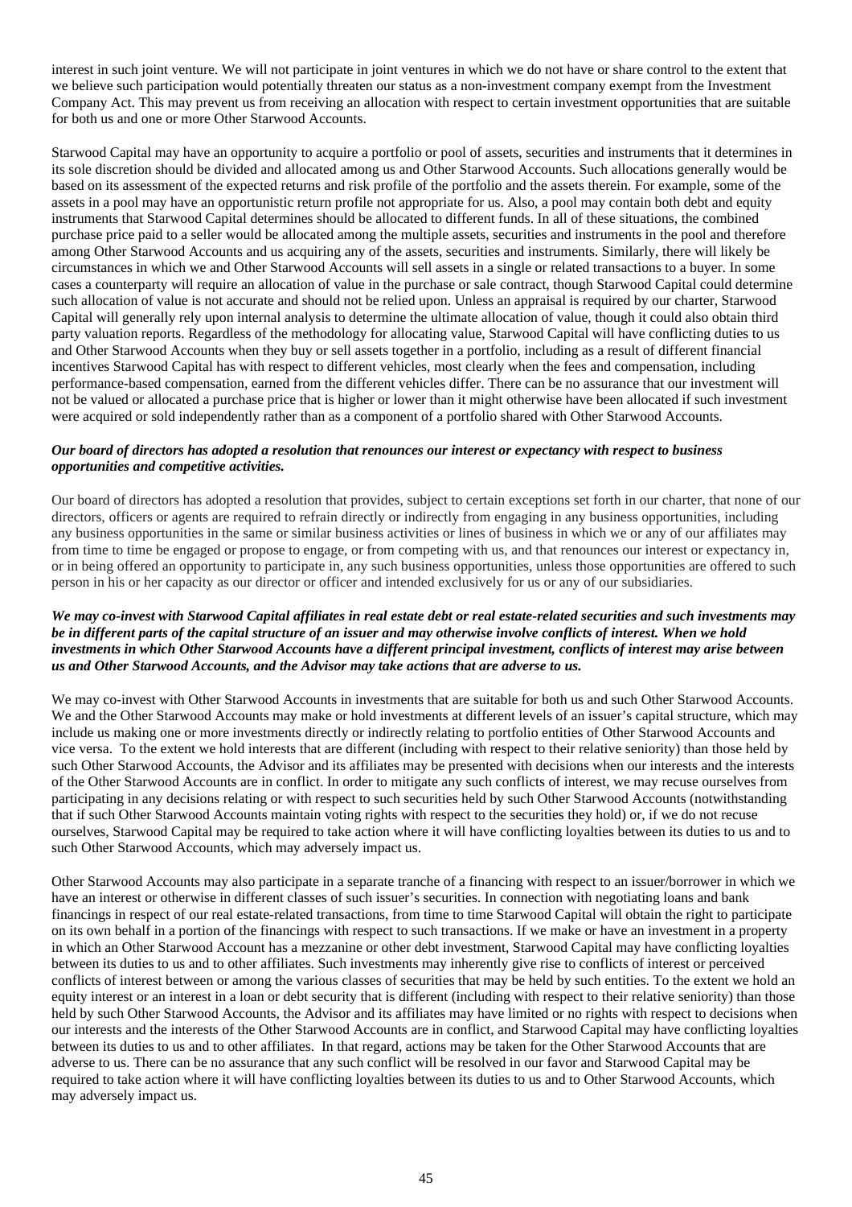interest in such joint venture. We will not participate in joint ventures in which we do not have or share control to the extent that we believe such participation would potentially threaten our status as a non-investment company exempt from the Investment Company Act. This may prevent us from receiving an allocation with respect to certain investment opportunities that are suitable for both us and one or more Other Starwood Accounts.

Starwood Capital may have an opportunity to acquire a portfolio or pool of assets, securities and instruments that it determines in its sole discretion should be divided and allocated among us and Other Starwood Accounts. Such allocations generally would be based on its assessment of the expected returns and risk profile of the portfolio and the assets therein. For example, some of the assets in a pool may have an opportunistic return profile not appropriate for us. Also, a pool may contain both debt and equity instruments that Starwood Capital determines should be allocated to different funds. In all of these situations, the combined purchase price paid to a seller would be allocated among the multiple assets, securities and instruments in the pool and therefore among Other Starwood Accounts and us acquiring any of the assets, securities and instruments. Similarly, there will likely be circumstances in which we and Other Starwood Accounts will sell assets in a single or related transactions to a buyer. In some cases a counterparty will require an allocation of value in the purchase or sale contract, though Starwood Capital could determine such allocation of value is not accurate and should not be relied upon. Unless an appraisal is required by our charter, Starwood Capital will generally rely upon internal analysis to determine the ultimate allocation of value, though it could also obtain third party valuation reports. Regardless of the methodology for allocating value, Starwood Capital will have conflicting duties to us and Other Starwood Accounts when they buy or sell assets together in a portfolio, including as a result of different financial incentives Starwood Capital has with respect to different vehicles, most clearly when the fees and compensation, including performance-based compensation, earned from the different vehicles differ. There can be no assurance that our investment will not be valued or allocated a purchase price that is higher or lower than it might otherwise have been allocated if such investment were acquired or sold independently rather than as a component of a portfolio shared with Other Starwood Accounts.

***Our board of directors has adopted a resolution that renounces our interest or expectancy with respect to business opportunities and competitive activities.***

Our board of directors has adopted a resolution that provides, subject to certain exceptions set forth in our charter, that none of our directors, officers or agents are required to refrain directly or indirectly from engaging in any business opportunities, including any business opportunities in the same or similar business activities or lines of business in which we or any of our affiliates may from time to time be engaged or propose to engage, or from competing with us, and that renounces our interest or expectancy in, or in being offered an opportunity to participate in, any such business opportunities, unless those opportunities are offered to such person in his or her capacity as our director or officer and intended exclusively for us or any of our subsidiaries.

***We may co-invest with Starwood Capital affiliates in real estate debt or real estate-related securities and such investments may be in different parts of the capital structure of an issuer and may otherwise involve conflicts of interest. When we hold investments in which Other Starwood Accounts have a different principal investment, conflicts of interest may arise between us and Other Starwood Accounts, and the Advisor may take actions that are adverse to us.***

We may co-invest with Other Starwood Accounts in investments that are suitable for both us and such Other Starwood Accounts. We and the Other Starwood Accounts may make or hold investments at different levels of an issuer's capital structure, which may include us making one or more investments directly or indirectly relating to portfolio entities of Other Starwood Accounts and vice versa. To the extent we hold interests that are different (including with respect to their relative seniority) than those held by such Other Starwood Accounts, the Advisor and its affiliates may be presented with decisions when our interests and the interests of the Other Starwood Accounts are in conflict. In order to mitigate any such conflicts of interest, we may recuse ourselves from participating in any decisions relating or with respect to such securities held by such Other Starwood Accounts (notwithstanding that if such Other Starwood Accounts maintain voting rights with respect to the securities they hold) or, if we do not recuse ourselves, Starwood Capital may be required to take action where it will have conflicting loyalties between its duties to us and to such Other Starwood Accounts, which may adversely impact us.

Other Starwood Accounts may also participate in a separate tranche of a financing with respect to an issuer/borrower in which we have an interest or otherwise in different classes of such issuer's securities. In connection with negotiating loans and bank financings in respect of our real estate-related transactions, from time to time Starwood Capital will obtain the right to participate on its own behalf in a portion of the financings with respect to such transactions. If we make or have an investment in a property in which an Other Starwood Account has a mezzanine or other debt investment, Starwood Capital may have conflicting loyalties between its duties to us and to other affiliates. Such investments may inherently give rise to conflicts of interest or perceived conflicts of interest between or among the various classes of securities that may be held by such entities. To the extent we hold an equity interest or an interest in a loan or debt security that is different (including with respect to their relative seniority) than those held by such Other Starwood Accounts, the Advisor and its affiliates may have limited or no rights with respect to decisions when our interests and the interests of the Other Starwood Accounts are in conflict, and Starwood Capital may have conflicting loyalties between its duties to us and to other affiliates. In that regard, actions may be taken for the Other Starwood Accounts that are adverse to us. There can be no assurance that any such conflict will be resolved in our favor and Starwood Capital may be required to take action where it will have conflicting loyalties between its duties to us and to Other Starwood Accounts, which may adversely impact us.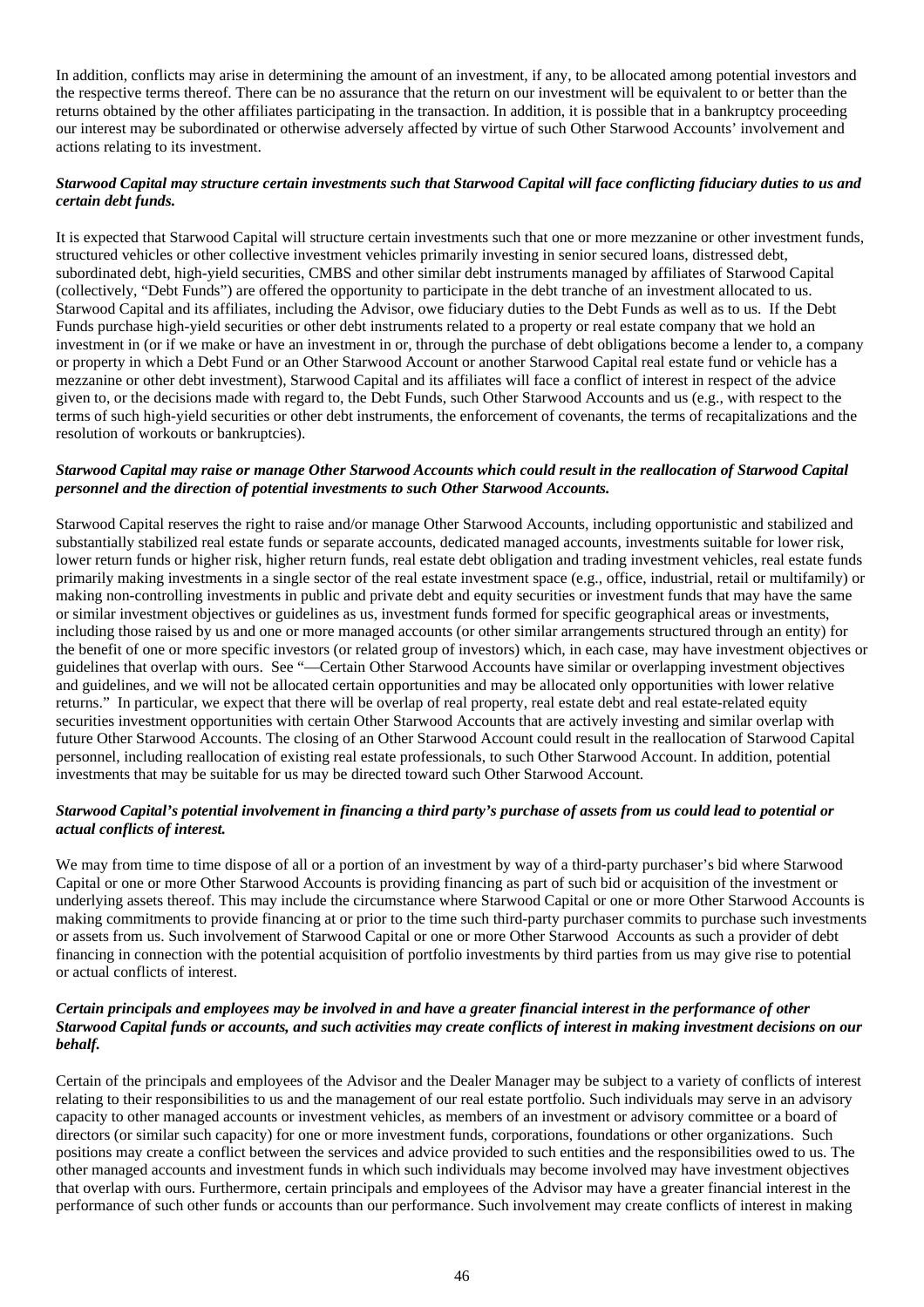In addition, conflicts may arise in determining the amount of an investment, if any, to be allocated among potential investors and the respective terms thereof. There can be no assurance that the return on our investment will be equivalent to or better than the returns obtained by the other affiliates participating in the transaction. In addition, it is possible that in a bankruptcy proceeding our interest may be subordinated or otherwise adversely affected by virtue of such Other Starwood Accounts' involvement and actions relating to its investment.

***Starwood Capital may structure certain investments such that Starwood Capital will face conflicting fiduciary duties to us and certain debt funds.***

It is expected that Starwood Capital will structure certain investments such that one or more mezzanine or other investment funds, structured vehicles or other collective investment vehicles primarily investing in senior secured loans, distressed debt, subordinated debt, high-yield securities, CMBS and other similar debt instruments managed by affiliates of Starwood Capital (collectively, "Debt Funds") are offered the opportunity to participate in the debt tranche of an investment allocated to us. Starwood Capital and its affiliates, including the Advisor, owe fiduciary duties to the Debt Funds as well as to us. If the Debt Funds purchase high-yield securities or other debt instruments related to a property or real estate company that we hold an investment in (or if we make or have an investment in or, through the purchase of debt obligations become a lender to, a company or property in which a Debt Fund or an Other Starwood Account or another Starwood Capital real estate fund or vehicle has a mezzanine or other debt investment), Starwood Capital and its affiliates will face a conflict of interest in respect of the advice given to, or the decisions made with regard to, the Debt Funds, such Other Starwood Accounts and us (e.g., with respect to the terms of such high-yield securities or other debt instruments, the enforcement of covenants, the terms of recapitalizations and the resolution of workouts or bankruptcies).

***Starwood Capital may raise or manage Other Starwood Accounts which could result in the reallocation of Starwood Capital personnel and the direction of potential investments to such Other Starwood Accounts.***

Starwood Capital reserves the right to raise and/or manage Other Starwood Accounts, including opportunistic and stabilized and substantially stabilized real estate funds or separate accounts, dedicated managed accounts, investments suitable for lower risk, lower return funds or higher risk, higher return funds, real estate debt obligation and trading investment vehicles, real estate funds primarily making investments in a single sector of the real estate investment space (e.g., office, industrial, retail or multifamily) or making non-controlling investments in public and private debt and equity securities or investment funds that may have the same or similar investment objectives or guidelines as us, investment funds formed for specific geographical areas or investments, including those raised by us and one or more managed accounts (or other similar arrangements structured through an entity) for the benefit of one or more specific investors (or related group of investors) which, in each case, may have investment objectives or guidelines that overlap with ours. See "—Certain Other Starwood Accounts have similar or overlapping investment objectives and guidelines, and we will not be allocated certain opportunities and may be allocated only opportunities with lower relative returns." In particular, we expect that there will be overlap of real property, real estate debt and real estate-related equity securities investment opportunities with certain Other Starwood Accounts that are actively investing and similar overlap with future Other Starwood Accounts. The closing of an Other Starwood Account could result in the reallocation of Starwood Capital personnel, including reallocation of existing real estate professionals, to such Other Starwood Account. In addition, potential investments that may be suitable for us may be directed toward such Other Starwood Account.

***Starwood Capital's potential involvement in financing a third party's purchase of assets from us could lead to potential or actual conflicts of interest.***

We may from time to time dispose of all or a portion of an investment by way of a third-party purchaser's bid where Starwood Capital or one or more Other Starwood Accounts is providing financing as part of such bid or acquisition of the investment or underlying assets thereof. This may include the circumstance where Starwood Capital or one or more Other Starwood Accounts is making commitments to provide financing at or prior to the time such third-party purchaser commits to purchase such investments or assets from us. Such involvement of Starwood Capital or one or more Other Starwood Accounts as such a provider of debt financing in connection with the potential acquisition of portfolio investments by third parties from us may give rise to potential or actual conflicts of interest.

***Certain principals and employees may be involved in and have a greater financial interest in the performance of other Starwood Capital funds or accounts, and such activities may create conflicts of interest in making investment decisions on our behalf.***

Certain of the principals and employees of the Advisor and the Dealer Manager may be subject to a variety of conflicts of interest relating to their responsibilities to us and the management of our real estate portfolio. Such individuals may serve in an advisory capacity to other managed accounts or investment vehicles, as members of an investment or advisory committee or a board of directors (or similar such capacity) for one or more investment funds, corporations, foundations or other organizations. Such positions may create a conflict between the services and advice provided to such entities and the responsibilities owed to us. The other managed accounts and investment funds in which such individuals may become involved may have investment objectives that overlap with ours. Furthermore, certain principals and employees of the Advisor may have a greater financial interest in the performance of such other funds or accounts than our performance. Such involvement may create conflicts of interest in making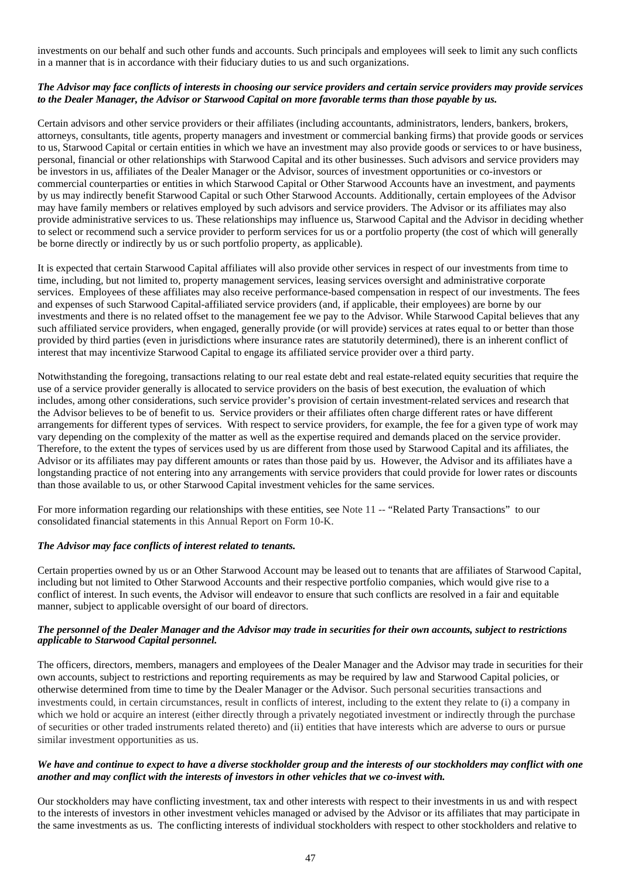investments on our behalf and such other funds and accounts. Such principals and employees will seek to limit any such conflicts in a manner that is in accordance with their fiduciary duties to us and such organizations.

***The Advisor may face conflicts of interests in choosing our service providers and certain service providers may provide services to the Dealer Manager, the Advisor or Starwood Capital on more favorable terms than those payable by us.***

Certain advisors and other service providers or their affiliates (including accountants, administrators, lenders, bankers, brokers, attorneys, consultants, title agents, property managers and investment or commercial banking firms) that provide goods or services to us, Starwood Capital or certain entities in which we have an investment may also provide goods or services to or have business, personal, financial or other relationships with Starwood Capital and its other businesses. Such advisors and service providers may be investors in us, affiliates of the Dealer Manager or the Advisor, sources of investment opportunities or co-investors or commercial counterparties or entities in which Starwood Capital or Other Starwood Accounts have an investment, and payments by us may indirectly benefit Starwood Capital or such Other Starwood Accounts. Additionally, certain employees of the Advisor may have family members or relatives employed by such advisors and service providers. The Advisor or its affiliates may also provide administrative services to us. These relationships may influence us, Starwood Capital and the Advisor in deciding whether to select or recommend such a service provider to perform services for us or a portfolio property (the cost of which will generally be borne directly or indirectly by us or such portfolio property, as applicable).

It is expected that certain Starwood Capital affiliates will also provide other services in respect of our investments from time to time, including, but not limited to, property management services, leasing services oversight and administrative corporate services. Employees of these affiliates may also receive performance-based compensation in respect of our investments. The fees and expenses of such Starwood Capital-affiliated service providers (and, if applicable, their employees) are borne by our investments and there is no related offset to the management fee we pay to the Advisor. While Starwood Capital believes that any such affiliated service providers, when engaged, generally provide (or will provide) services at rates equal to or better than those provided by third parties (even in jurisdictions where insurance rates are statutorily determined), there is an inherent conflict of interest that may incentivize Starwood Capital to engage its affiliated service provider over a third party.

Notwithstanding the foregoing, transactions relating to our real estate debt and real estate-related equity securities that require the use of a service provider generally is allocated to service providers on the basis of best execution, the evaluation of which includes, among other considerations, such service provider's provision of certain investment-related services and research that the Advisor believes to be of benefit to us. Service providers or their affiliates often charge different rates or have different arrangements for different types of services. With respect to service providers, for example, the fee for a given type of work may vary depending on the complexity of the matter as well as the expertise required and demands placed on the service provider. Therefore, to the extent the types of services used by us are different from those used by Starwood Capital and its affiliates, the Advisor or its affiliates may pay different amounts or rates than those paid by us. However, the Advisor and its affiliates have a longstanding practice of not entering into any arrangements with service providers that could provide for lower rates or discounts than those available to us, or other Starwood Capital investment vehicles for the same services.

For more information regarding our relationships with these entities, see Note 11 -- "Related Party Transactions" to our consolidated financial statements in this Annual Report on Form 10-K.

***The Advisor may face conflicts of interest related to tenants.***

Certain properties owned by us or an Other Starwood Account may be leased out to tenants that are affiliates of Starwood Capital, including but not limited to Other Starwood Accounts and their respective portfolio companies, which would give rise to a conflict of interest. In such events, the Advisor will endeavor to ensure that such conflicts are resolved in a fair and equitable manner, subject to applicable oversight of our board of directors.

***The personnel of the Dealer Manager and the Advisor may trade in securities for their own accounts, subject to restrictions applicable to Starwood Capital personnel.***

The officers, directors, members, managers and employees of the Dealer Manager and the Advisor may trade in securities for their own accounts, subject to restrictions and reporting requirements as may be required by law and Starwood Capital policies, or otherwise determined from time to time by the Dealer Manager or the Advisor. Such personal securities transactions and investments could, in certain circumstances, result in conflicts of interest, including to the extent they relate to (i) a company in which we hold or acquire an interest (either directly through a privately negotiated investment or indirectly through the purchase of securities or other traded instruments related thereto) and (ii) entities that have interests which are adverse to ours or pursue similar investment opportunities as us.

***We have and continue to expect to have a diverse stockholder group and the interests of our stockholders may conflict with one another and may conflict with the interests of investors in other vehicles that we co-invest with.***

Our stockholders may have conflicting investment, tax and other interests with respect to their investments in us and with respect to the interests of investors in other investment vehicles managed or advised by the Advisor or its affiliates that may participate in the same investments as us. The conflicting interests of individual stockholders with respect to other stockholders and relative to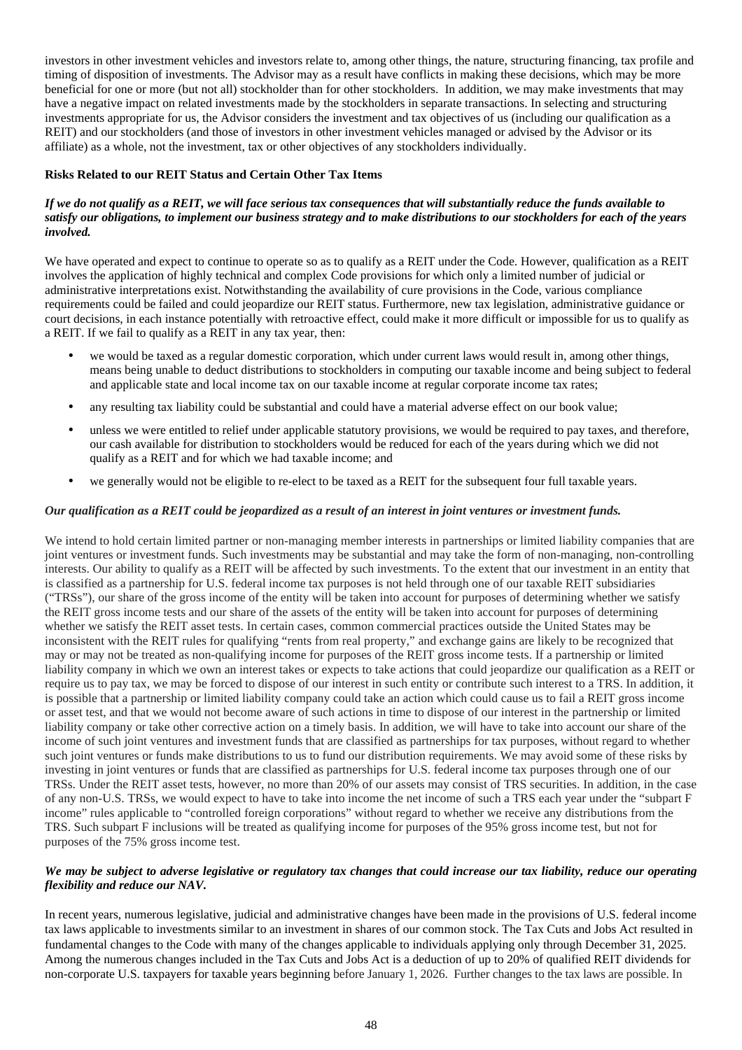investors in other investment vehicles and investors relate to, among other things, the nature, structuring financing, tax profile and timing of disposition of investments. The Advisor may as a result have conflicts in making these decisions, which may be more beneficial for one or more (but not all) stockholder than for other stockholders. In addition, we may make investments that may have a negative impact on related investments made by the stockholders in separate transactions. In selecting and structuring investments appropriate for us, the Advisor considers the investment and tax objectives of us (including our qualification as a REIT) and our stockholders (and those of investors in other investment vehicles managed or advised by the Advisor or its affiliate) as a whole, not the investment, tax or other objectives of any stockholders individually.

**Risks Related to our REIT Status and Certain Other Tax Items**

***If we do not qualify as a REIT, we will face serious tax consequences that will substantially reduce the funds available to satisfy our obligations, to implement our business strategy and to make distributions to our stockholders for each of the years involved.***

We have operated and expect to continue to operate so as to qualify as a REIT under the Code. However, qualification as a REIT involves the application of highly technical and complex Code provisions for which only a limited number of judicial or administrative interpretations exist. Notwithstanding the availability of cure provisions in the Code, various compliance requirements could be failed and could jeopardize our REIT status. Furthermore, new tax legislation, administrative guidance or court decisions, in each instance potentially with retroactive effect, could make it more difficult or impossible for us to qualify as a REIT. If we fail to qualify as a REIT in any tax year, then:

- we would be taxed as a regular domestic corporation, which under current laws would result in, among other things, means being unable to deduct distributions to stockholders in computing our taxable income and being subject to federal and applicable state and local income tax on our taxable income at regular corporate income tax rates;
- any resulting tax liability could be substantial and could have a material adverse effect on our book value;
- unless we were entitled to relief under applicable statutory provisions, we would be required to pay taxes, and therefore, our cash available for distribution to stockholders would be reduced for each of the years during which we did not qualify as a REIT and for which we had taxable income; and
- we generally would not be eligible to re-elect to be taxed as a REIT for the subsequent four full taxable years.

***Our qualification as a REIT could be jeopardized as a result of an interest in joint ventures or investment funds.***

We intend to hold certain limited partner or non-managing member interests in partnerships or limited liability companies that are joint ventures or investment funds. Such investments may be substantial and may take the form of non-managing, non-controlling interests. Our ability to qualify as a REIT will be affected by such investments. To the extent that our investment in an entity that is classified as a partnership for U.S. federal income tax purposes is not held through one of our taxable REIT subsidiaries ("TRSs"), our share of the gross income of the entity will be taken into account for purposes of determining whether we satisfy the REIT gross income tests and our share of the assets of the entity will be taken into account for purposes of determining whether we satisfy the REIT asset tests. In certain cases, common commercial practices outside the United States may be inconsistent with the REIT rules for qualifying "rents from real property," and exchange gains are likely to be recognized that may or may not be treated as non-qualifying income for purposes of the REIT gross income tests. If a partnership or limited liability company in which we own an interest takes or expects to take actions that could jeopardize our qualification as a REIT or require us to pay tax, we may be forced to dispose of our interest in such entity or contribute such interest to a TRS. In addition, it is possible that a partnership or limited liability company could take an action which could cause us to fail a REIT gross income or asset test, and that we would not become aware of such actions in time to dispose of our interest in the partnership or limited liability company or take other corrective action on a timely basis. In addition, we will have to take into account our share of the income of such joint ventures and investment funds that are classified as partnerships for tax purposes, without regard to whether such joint ventures or funds make distributions to us to fund our distribution requirements. We may avoid some of these risks by investing in joint ventures or funds that are classified as partnerships for U.S. federal income tax purposes through one of our TRSs. Under the REIT asset tests, however, no more than 20% of our assets may consist of TRS securities. In addition, in the case of any non-U.S. TRSs, we would expect to have to take into income the net income of such a TRS each year under the "subpart F income" rules applicable to "controlled foreign corporations" without regard to whether we receive any distributions from the TRS. Such subpart F inclusions will be treated as qualifying income for purposes of the 95% gross income test, but not for purposes of the 75% gross income test.

***We may be subject to adverse legislative or regulatory tax changes that could increase our tax liability, reduce our operating flexibility and reduce our NAV.***

In recent years, numerous legislative, judicial and administrative changes have been made in the provisions of U.S. federal income tax laws applicable to investments similar to an investment in shares of our common stock. The Tax Cuts and Jobs Act resulted in fundamental changes to the Code with many of the changes applicable to individuals applying only through December 31, 2025. Among the numerous changes included in the Tax Cuts and Jobs Act is a deduction of up to 20% of qualified REIT dividends for non-corporate U.S. taxpayers for taxable years beginning before January 1, 2026. Further changes to the tax laws are possible. In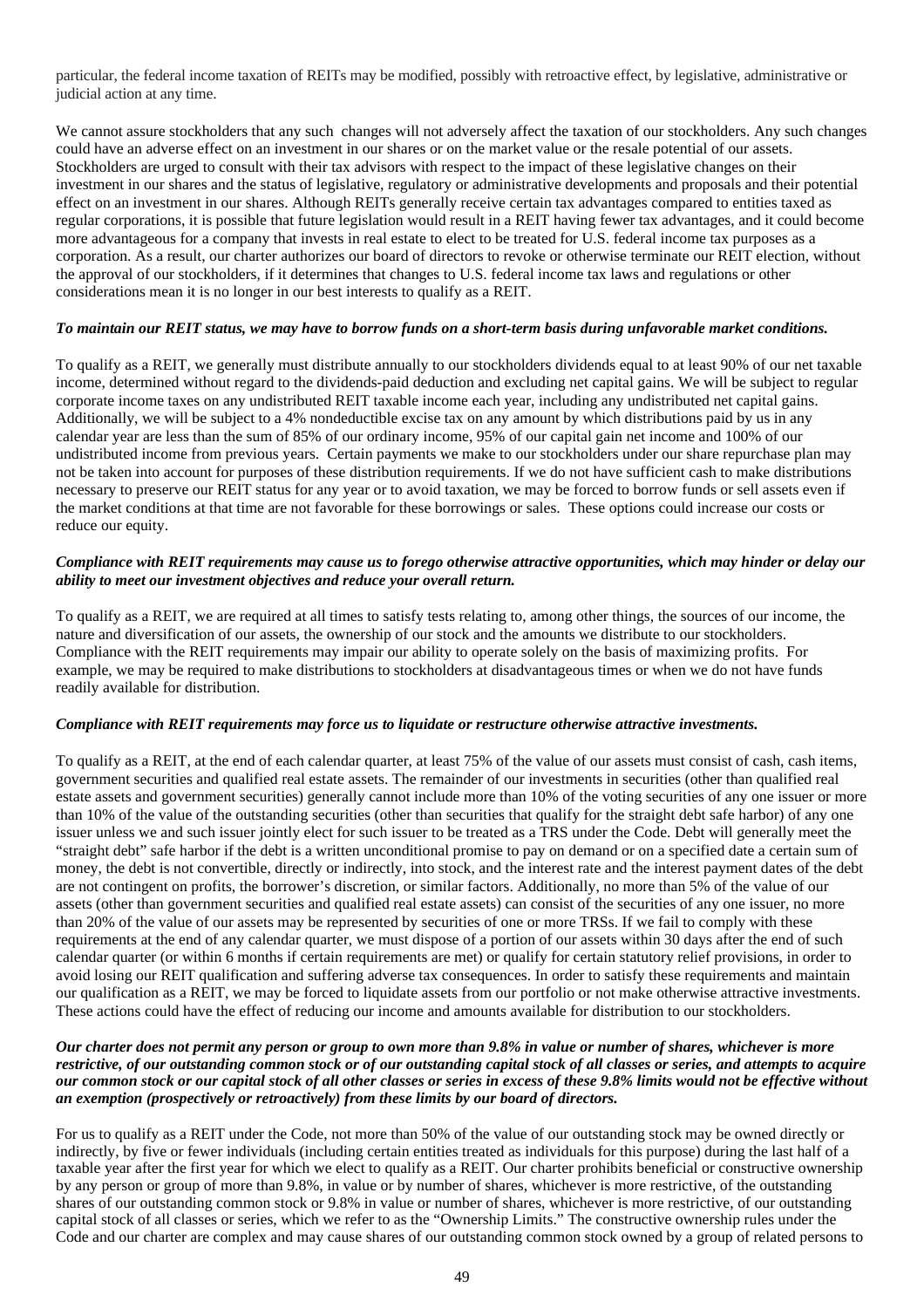particular, the federal income taxation of REITs may be modified, possibly with retroactive effect, by legislative, administrative or judicial action at any time.

We cannot assure stockholders that any such changes will not adversely affect the taxation of our stockholders. Any such changes could have an adverse effect on an investment in our shares or on the market value or the resale potential of our assets. Stockholders are urged to consult with their tax advisors with respect to the impact of these legislative changes on their investment in our shares and the status of legislative, regulatory or administrative developments and proposals and their potential effect on an investment in our shares. Although REITs generally receive certain tax advantages compared to entities taxed as regular corporations, it is possible that future legislation would result in a REIT having fewer tax advantages, and it could become more advantageous for a company that invests in real estate to elect to be treated for U.S. federal income tax purposes as a corporation. As a result, our charter authorizes our board of directors to revoke or otherwise terminate our REIT election, without the approval of our stockholders, if it determines that changes to U.S. federal income tax laws and regulations or other considerations mean it is no longer in our best interests to qualify as a REIT.

***To maintain our REIT status, we may have to borrow funds on a short-term basis during unfavorable market conditions.***

To qualify as a REIT, we generally must distribute annually to our stockholders dividends equal to at least 90% of our net taxable income, determined without regard to the dividends-paid deduction and excluding net capital gains. We will be subject to regular corporate income taxes on any undistributed REIT taxable income each year, including any undistributed net capital gains. Additionally, we will be subject to a 4% nondeductible excise tax on any amount by which distributions paid by us in any calendar year are less than the sum of 85% of our ordinary income, 95% of our capital gain net income and 100% of our undistributed income from previous years. Certain payments we make to our stockholders under our share repurchase plan may not be taken into account for purposes of these distribution requirements. If we do not have sufficient cash to make distributions necessary to preserve our REIT status for any year or to avoid taxation, we may be forced to borrow funds or sell assets even if the market conditions at that time are not favorable for these borrowings or sales. These options could increase our costs or reduce our equity.

***Compliance with REIT requirements may cause us to forego otherwise attractive opportunities, which may hinder or delay our ability to meet our investment objectives and reduce your overall return.***

To qualify as a REIT, we are required at all times to satisfy tests relating to, among other things, the sources of our income, the nature and diversification of our assets, the ownership of our stock and the amounts we distribute to our stockholders. Compliance with the REIT requirements may impair our ability to operate solely on the basis of maximizing profits. For example, we may be required to make distributions to stockholders at disadvantageous times or when we do not have funds readily available for distribution.

***Compliance with REIT requirements may force us to liquidate or restructure otherwise attractive investments.***

To qualify as a REIT, at the end of each calendar quarter, at least 75% of the value of our assets must consist of cash, cash items, government securities and qualified real estate assets. The remainder of our investments in securities (other than qualified real estate assets and government securities) generally cannot include more than 10% of the voting securities of any one issuer or more than 10% of the value of the outstanding securities (other than securities that qualify for the straight debt safe harbor) of any one issuer unless we and such issuer jointly elect for such issuer to be treated as a TRS under the Code. Debt will generally meet the "straight debt" safe harbor if the debt is a written unconditional promise to pay on demand or on a specified date a certain sum of money, the debt is not convertible, directly or indirectly, into stock, and the interest rate and the interest payment dates of the debt are not contingent on profits, the borrower's discretion, or similar factors. Additionally, no more than 5% of the value of our assets (other than government securities and qualified real estate assets) can consist of the securities of any one issuer, no more than 20% of the value of our assets may be represented by securities of one or more TRSs. If we fail to comply with these requirements at the end of any calendar quarter, we must dispose of a portion of our assets within 30 days after the end of such calendar quarter (or within 6 months if certain requirements are met) or qualify for certain statutory relief provisions, in order to avoid losing our REIT qualification and suffering adverse tax consequences. In order to satisfy these requirements and maintain our qualification as a REIT, we may be forced to liquidate assets from our portfolio or not make otherwise attractive investments. These actions could have the effect of reducing our income and amounts available for distribution to our stockholders.

***Our charter does not permit any person or group to own more than 9.8% in value or number of shares, whichever is more restrictive, of our outstanding common stock or of our outstanding capital stock of all classes or series, and attempts to acquire our common stock or our capital stock of all other classes or series in excess of these 9.8% limits would not be effective without an exemption (prospectively or retroactively) from these limits by our board of directors.***

For us to qualify as a REIT under the Code, not more than 50% of the value of our outstanding stock may be owned directly or indirectly, by five or fewer individuals (including certain entities treated as individuals for this purpose) during the last half of a taxable year after the first year for which we elect to qualify as a REIT. Our charter prohibits beneficial or constructive ownership by any person or group of more than 9.8%, in value or by number of shares, whichever is more restrictive, of the outstanding shares of our outstanding common stock or 9.8% in value or number of shares, whichever is more restrictive, of our outstanding capital stock of all classes or series, which we refer to as the "Ownership Limits." The constructive ownership rules under the Code and our charter are complex and may cause shares of our outstanding common stock owned by a group of related persons to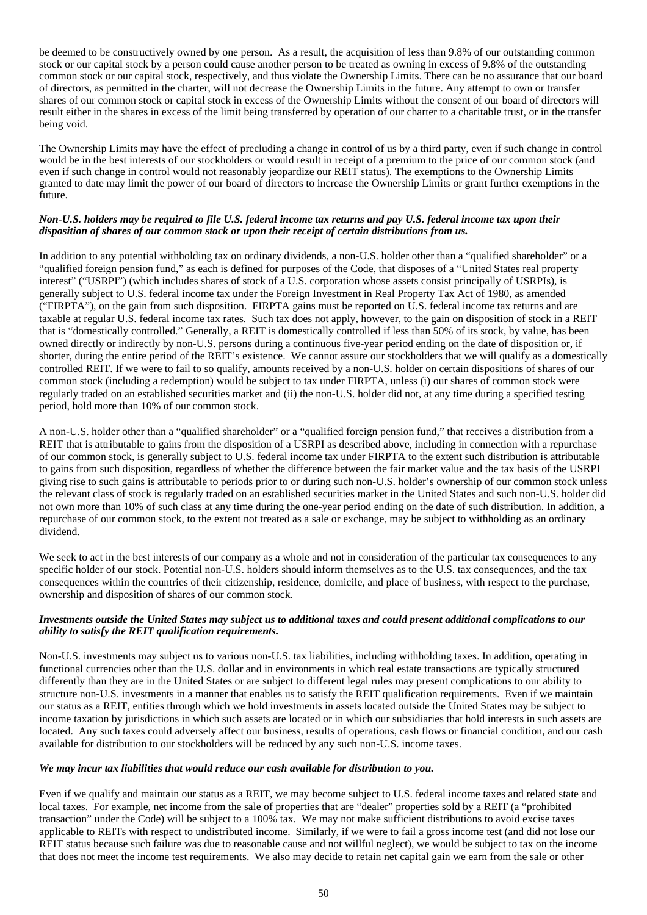be deemed to be constructively owned by one person. As a result, the acquisition of less than 9.8% of our outstanding common stock or our capital stock by a person could cause another person to be treated as owning in excess of 9.8% of the outstanding common stock or our capital stock, respectively, and thus violate the Ownership Limits. There can be no assurance that our board of directors, as permitted in the charter, will not decrease the Ownership Limits in the future. Any attempt to own or transfer shares of our common stock or capital stock in excess of the Ownership Limits without the consent of our board of directors will result either in the shares in excess of the limit being transferred by operation of our charter to a charitable trust, or in the transfer being void.

The Ownership Limits may have the effect of precluding a change in control of us by a third party, even if such change in control would be in the best interests of our stockholders or would result in receipt of a premium to the price of our common stock (and even if such change in control would not reasonably jeopardize our REIT status). The exemptions to the Ownership Limits granted to date may limit the power of our board of directors to increase the Ownership Limits or grant further exemptions in the future.

***Non-U.S. holders may be required to file U.S. federal income tax returns and pay U.S. federal income tax upon their disposition of shares of our common stock or upon their receipt of certain distributions from us.***

In addition to any potential withholding tax on ordinary dividends, a non-U.S. holder other than a "qualified shareholder" or a "qualified foreign pension fund," as each is defined for purposes of the Code, that disposes of a "United States real property interest" ("USRPI") (which includes shares of stock of a U.S. corporation whose assets consist principally of USRPIs), is generally subject to U.S. federal income tax under the Foreign Investment in Real Property Tax Act of 1980, as amended ("FIRPTA"), on the gain from such disposition. FIRPTA gains must be reported on U.S. federal income tax returns and are taxable at regular U.S. federal income tax rates. Such tax does not apply, however, to the gain on disposition of stock in a REIT that is "domestically controlled." Generally, a REIT is domestically controlled if less than 50% of its stock, by value, has been owned directly or indirectly by non-U.S. persons during a continuous five-year period ending on the date of disposition or, if shorter, during the entire period of the REIT's existence. We cannot assure our stockholders that we will qualify as a domestically controlled REIT. If we were to fail to so qualify, amounts received by a non-U.S. holder on certain dispositions of shares of our common stock (including a redemption) would be subject to tax under FIRPTA, unless (i) our shares of common stock were regularly traded on an established securities market and (ii) the non-U.S. holder did not, at any time during a specified testing period, hold more than 10% of our common stock.

A non-U.S. holder other than a "qualified shareholder" or a "qualified foreign pension fund," that receives a distribution from a REIT that is attributable to gains from the disposition of a USRPI as described above, including in connection with a repurchase of our common stock, is generally subject to U.S. federal income tax under FIRPTA to the extent such distribution is attributable to gains from such disposition, regardless of whether the difference between the fair market value and the tax basis of the USRPI giving rise to such gains is attributable to periods prior to or during such non-U.S. holder's ownership of our common stock unless the relevant class of stock is regularly traded on an established securities market in the United States and such non-U.S. holder did not own more than 10% of such class at any time during the one-year period ending on the date of such distribution. In addition, a repurchase of our common stock, to the extent not treated as a sale or exchange, may be subject to withholding as an ordinary dividend.

We seek to act in the best interests of our company as a whole and not in consideration of the particular tax consequences to any specific holder of our stock. Potential non-U.S. holders should inform themselves as to the U.S. tax consequences, and the tax consequences within the countries of their citizenship, residence, domicile, and place of business, with respect to the purchase, ownership and disposition of shares of our common stock.

***Investments outside the United States may subject us to additional taxes and could present additional complications to our ability to satisfy the REIT qualification requirements.***

Non-U.S. investments may subject us to various non-U.S. tax liabilities, including withholding taxes. In addition, operating in functional currencies other than the U.S. dollar and in environments in which real estate transactions are typically structured differently than they are in the United States or are subject to different legal rules may present complications to our ability to structure non-U.S. investments in a manner that enables us to satisfy the REIT qualification requirements. Even if we maintain our status as a REIT, entities through which we hold investments in assets located outside the United States may be subject to income taxation by jurisdictions in which such assets are located or in which our subsidiaries that hold interests in such assets are located. Any such taxes could adversely affect our business, results of operations, cash flows or financial condition, and our cash available for distribution to our stockholders will be reduced by any such non-U.S. income taxes.

***We may incur tax liabilities that would reduce our cash available for distribution to you.***

Even if we qualify and maintain our status as a REIT, we may become subject to U.S. federal income taxes and related state and local taxes. For example, net income from the sale of properties that are "dealer" properties sold by a REIT (a "prohibited transaction" under the Code) will be subject to a 100% tax. We may not make sufficient distributions to avoid excise taxes applicable to REITs with respect to undistributed income. Similarly, if we were to fail a gross income test (and did not lose our REIT status because such failure was due to reasonable cause and not willful neglect), we would be subject to tax on the income that does not meet the income test requirements. We also may decide to retain net capital gain we earn from the sale or other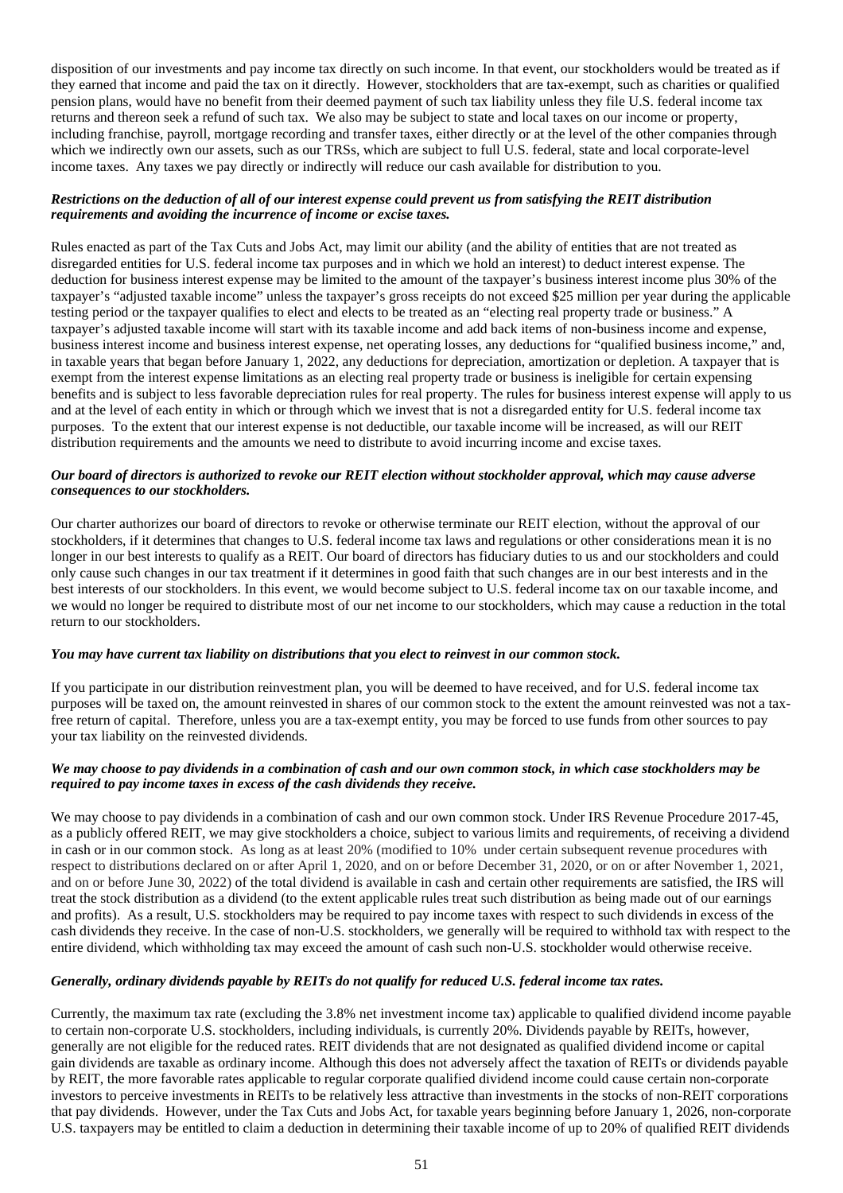disposition of our investments and pay income tax directly on such income. In that event, our stockholders would be treated as if they earned that income and paid the tax on it directly. However, stockholders that are tax-exempt, such as charities or qualified pension plans, would have no benefit from their deemed payment of such tax liability unless they file U.S. federal income tax returns and thereon seek a refund of such tax. We also may be subject to state and local taxes on our income or property, including franchise, payroll, mortgage recording and transfer taxes, either directly or at the level of the other companies through which we indirectly own our assets, such as our TRSs, which are subject to full U.S. federal, state and local corporate-level income taxes. Any taxes we pay directly or indirectly will reduce our cash available for distribution to you.

***Restrictions on the deduction of all of our interest expense could prevent us from satisfying the REIT distribution requirements and avoiding the incurrence of income or excise taxes.***

Rules enacted as part of the Tax Cuts and Jobs Act, may limit our ability (and the ability of entities that are not treated as disregarded entities for U.S. federal income tax purposes and in which we hold an interest) to deduct interest expense. The deduction for business interest expense may be limited to the amount of the taxpayer's business interest income plus 30% of the taxpayer's "adjusted taxable income" unless the taxpayer's gross receipts do not exceed $25 million per year during the applicable testing period or the taxpayer qualifies to elect and elects to be treated as an "electing real property trade or business." A taxpayer's adjusted taxable income will start with its taxable income and add back items of non-business income and expense, business interest income and business interest expense, net operating losses, any deductions for "qualified business income," and, in taxable years that began before January 1, 2022, any deductions for depreciation, amortization or depletion. A taxpayer that is exempt from the interest expense limitations as an electing real property trade or business is ineligible for certain expensing benefits and is subject to less favorable depreciation rules for real property. The rules for business interest expense will apply to us and at the level of each entity in which or through which we invest that is not a disregarded entity for U.S. federal income tax purposes. To the extent that our interest expense is not deductible, our taxable income will be increased, as will our REIT distribution requirements and the amounts we need to distribute to avoid incurring income and excise taxes.

***Our board of directors is authorized to revoke our REIT election without stockholder approval, which may cause adverse consequences to our stockholders.***

Our charter authorizes our board of directors to revoke or otherwise terminate our REIT election, without the approval of our stockholders, if it determines that changes to U.S. federal income tax laws and regulations or other considerations mean it is no longer in our best interests to qualify as a REIT. Our board of directors has fiduciary duties to us and our stockholders and could only cause such changes in our tax treatment if it determines in good faith that such changes are in our best interests and in the best interests of our stockholders. In this event, we would become subject to U.S. federal income tax on our taxable income, and we would no longer be required to distribute most of our net income to our stockholders, which may cause a reduction in the total return to our stockholders.

***You may have current tax liability on distributions that you elect to reinvest in our common stock.***

If you participate in our distribution reinvestment plan, you will be deemed to have received, and for U.S. federal income tax purposes will be taxed on, the amount reinvested in shares of our common stock to the extent the amount reinvested was not a tax-free return of capital. Therefore, unless you are a tax-exempt entity, you may be forced to use funds from other sources to pay your tax liability on the reinvested dividends.

***We may choose to pay dividends in a combination of cash and our own common stock, in which case stockholders may be required to pay income taxes in excess of the cash dividends they receive.***

We may choose to pay dividends in a combination of cash and our own common stock. Under IRS Revenue Procedure 2017-45, as a publicly offered REIT, we may give stockholders a choice, subject to various limits and requirements, of receiving a dividend in cash or in our common stock. As long as at least 20% (modified to 10% under certain subsequent revenue procedures with respect to distributions declared on or after April 1, 2020, and on or before December 31, 2020, or on or after November 1, 2021, and on or before June 30, 2022) of the total dividend is available in cash and certain other requirements are satisfied, the IRS will treat the stock distribution as a dividend (to the extent applicable rules treat such distribution as being made out of our earnings and profits). As a result, U.S. stockholders may be required to pay income taxes with respect to such dividends in excess of the cash dividends they receive. In the case of non-U.S. stockholders, we generally will be required to withhold tax with respect to the entire dividend, which withholding tax may exceed the amount of cash such non-U.S. stockholder would otherwise receive.

***Generally, ordinary dividends payable by REITs do not qualify for reduced U.S. federal income tax rates.***

Currently, the maximum tax rate (excluding the 3.8% net investment income tax) applicable to qualified dividend income payable to certain non-corporate U.S. stockholders, including individuals, is currently 20%. Dividends payable by REITs, however, generally are not eligible for the reduced rates. REIT dividends that are not designated as qualified dividend income or capital gain dividends are taxable as ordinary income. Although this does not adversely affect the taxation of REITs or dividends payable by REIT, the more favorable rates applicable to regular corporate qualified dividend income could cause certain non-corporate investors to perceive investments in REITs to be relatively less attractive than investments in the stocks of non-REIT corporations that pay dividends. However, under the Tax Cuts and Jobs Act, for taxable years beginning before January 1, 2026, non-corporate U.S. taxpayers may be entitled to claim a deduction in determining their taxable income of up to 20% of qualified REIT dividends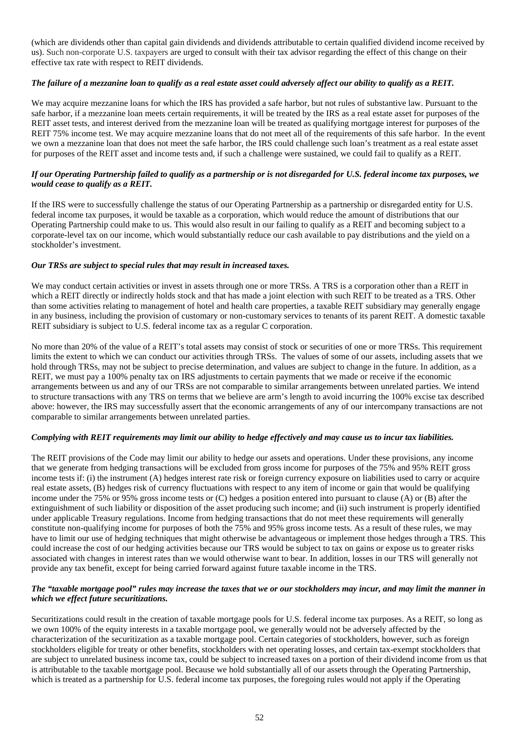(which are dividends other than capital gain dividends and dividends attributable to certain qualified dividend income received by us). Such non-corporate U.S. taxpayers are urged to consult with their tax advisor regarding the effect of this change on their effective tax rate with respect to REIT dividends.

***The failure of a mezzanine loan to qualify as a real estate asset could adversely affect our ability to qualify as a REIT.***

We may acquire mezzanine loans for which the IRS has provided a safe harbor, but not rules of substantive law. Pursuant to the safe harbor, if a mezzanine loan meets certain requirements, it will be treated by the IRS as a real estate asset for purposes of the REIT asset tests, and interest derived from the mezzanine loan will be treated as qualifying mortgage interest for purposes of the REIT 75% income test. We may acquire mezzanine loans that do not meet all of the requirements of this safe harbor. In the event we own a mezzanine loan that does not meet the safe harbor, the IRS could challenge such loan's treatment as a real estate asset for purposes of the REIT asset and income tests and, if such a challenge were sustained, we could fail to qualify as a REIT.

***If our Operating Partnership failed to qualify as a partnership or is not disregarded for U.S. federal income tax purposes, we would cease to qualify as a REIT.***

If the IRS were to successfully challenge the status of our Operating Partnership as a partnership or disregarded entity for U.S. federal income tax purposes, it would be taxable as a corporation, which would reduce the amount of distributions that our Operating Partnership could make to us. This would also result in our failing to qualify as a REIT and becoming subject to a corporate-level tax on our income, which would substantially reduce our cash available to pay distributions and the yield on a stockholder's investment.

***Our TRSs are subject to special rules that may result in increased taxes.***

We may conduct certain activities or invest in assets through one or more TRSs. A TRS is a corporation other than a REIT in which a REIT directly or indirectly holds stock and that has made a joint election with such REIT to be treated as a TRS. Other than some activities relating to management of hotel and health care properties, a taxable REIT subsidiary may generally engage in any business, including the provision of customary or non-customary services to tenants of its parent REIT. A domestic taxable REIT subsidiary is subject to U.S. federal income tax as a regular C corporation.

No more than 20% of the value of a REIT's total assets may consist of stock or securities of one or more TRSs. This requirement limits the extent to which we can conduct our activities through TRSs. The values of some of our assets, including assets that we hold through TRSs, may not be subject to precise determination, and values are subject to change in the future. In addition, as a REIT, we must pay a 100% penalty tax on IRS adjustments to certain payments that we made or receive if the economic arrangements between us and any of our TRSs are not comparable to similar arrangements between unrelated parties. We intend to structure transactions with any TRS on terms that we believe are arm's length to avoid incurring the 100% excise tax described above: however, the IRS may successfully assert that the economic arrangements of any of our intercompany transactions are not comparable to similar arrangements between unrelated parties.

***Complying with REIT requirements may limit our ability to hedge effectively and may cause us to incur tax liabilities.***

The REIT provisions of the Code may limit our ability to hedge our assets and operations. Under these provisions, any income that we generate from hedging transactions will be excluded from gross income for purposes of the 75% and 95% REIT gross income tests if: (i) the instrument (A) hedges interest rate risk or foreign currency exposure on liabilities used to carry or acquire real estate assets, (B) hedges risk of currency fluctuations with respect to any item of income or gain that would be qualifying income under the 75% or 95% gross income tests or (C) hedges a position entered into pursuant to clause (A) or (B) after the extinguishment of such liability or disposition of the asset producing such income; and (ii) such instrument is properly identified under applicable Treasury regulations. Income from hedging transactions that do not meet these requirements will generally constitute non-qualifying income for purposes of both the 75% and 95% gross income tests. As a result of these rules, we may have to limit our use of hedging techniques that might otherwise be advantageous or implement those hedges through a TRS. This could increase the cost of our hedging activities because our TRS would be subject to tax on gains or expose us to greater risks associated with changes in interest rates than we would otherwise want to bear. In addition, losses in our TRS will generally not provide any tax benefit, except for being carried forward against future taxable income in the TRS.

***The "taxable mortgage pool" rules may increase the taxes that we or our stockholders may incur, and may limit the manner in which we effect future securitizations.***

Securitizations could result in the creation of taxable mortgage pools for U.S. federal income tax purposes. As a REIT, so long as we own 100% of the equity interests in a taxable mortgage pool, we generally would not be adversely affected by the characterization of the securitization as a taxable mortgage pool. Certain categories of stockholders, however, such as foreign stockholders eligible for treaty or other benefits, stockholders with net operating losses, and certain tax-exempt stockholders that are subject to unrelated business income tax, could be subject to increased taxes on a portion of their dividend income from us that is attributable to the taxable mortgage pool. Because we hold substantially all of our assets through the Operating Partnership, which is treated as a partnership for U.S. federal income tax purposes, the foregoing rules would not apply if the Operating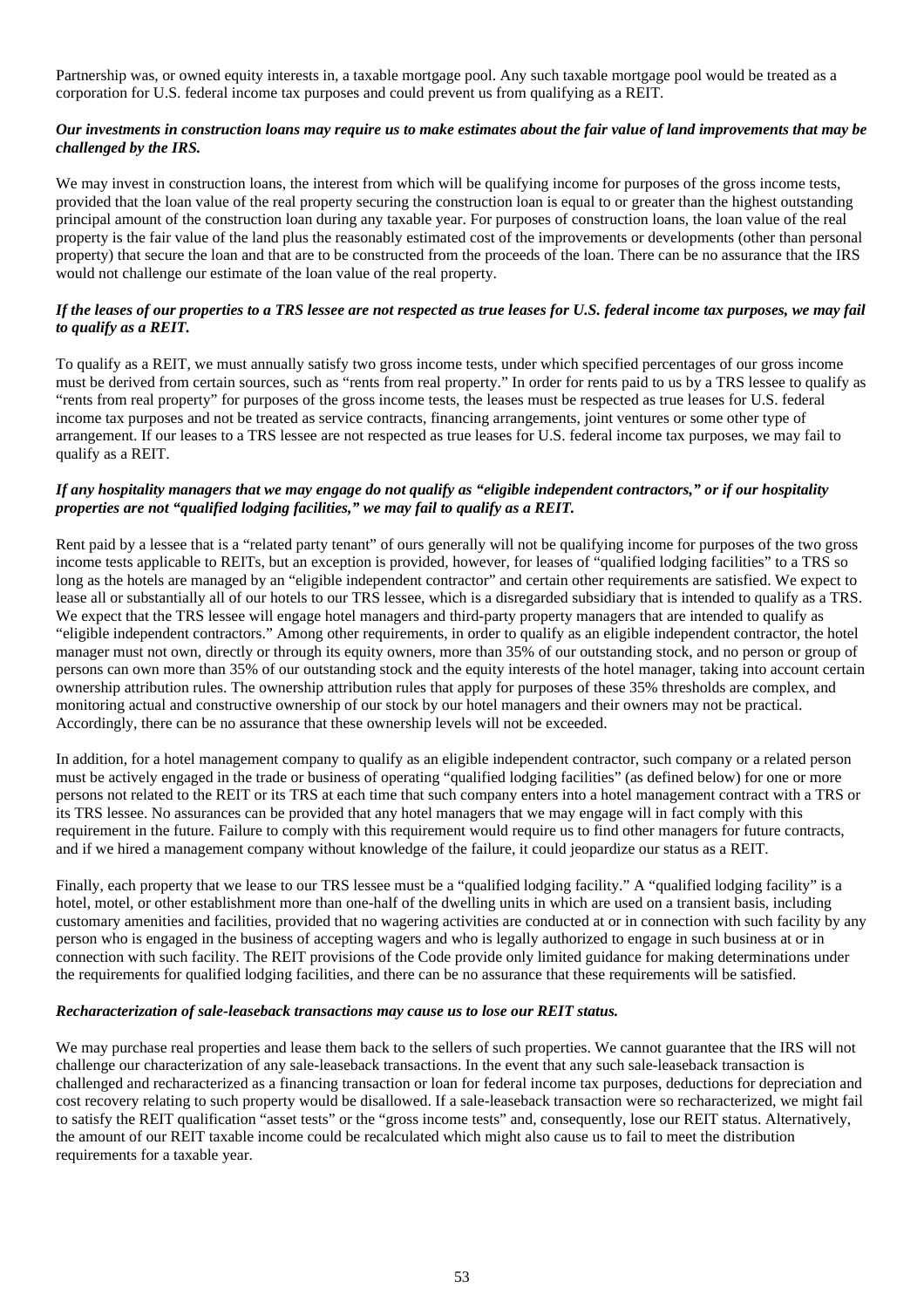Partnership was, or owned equity interests in, a taxable mortgage pool. Any such taxable mortgage pool would be treated as a corporation for U.S. federal income tax purposes and could prevent us from qualifying as a REIT.

***Our investments in construction loans may require us to make estimates about the fair value of land improvements that may be challenged by the IRS.***

We may invest in construction loans, the interest from which will be qualifying income for purposes of the gross income tests, provided that the loan value of the real property securing the construction loan is equal to or greater than the highest outstanding principal amount of the construction loan during any taxable year. For purposes of construction loans, the loan value of the real property is the fair value of the land plus the reasonably estimated cost of the improvements or developments (other than personal property) that secure the loan and that are to be constructed from the proceeds of the loan. There can be no assurance that the IRS would not challenge our estimate of the loan value of the real property.

***If the leases of our properties to a TRS lessee are not respected as true leases for U.S. federal income tax purposes, we may fail to qualify as a REIT.***

To qualify as a REIT, we must annually satisfy two gross income tests, under which specified percentages of our gross income must be derived from certain sources, such as "rents from real property." In order for rents paid to us by a TRS lessee to qualify as "rents from real property" for purposes of the gross income tests, the leases must be respected as true leases for U.S. federal income tax purposes and not be treated as service contracts, financing arrangements, joint ventures or some other type of arrangement. If our leases to a TRS lessee are not respected as true leases for U.S. federal income tax purposes, we may fail to qualify as a REIT.

***If any hospitality managers that we may engage do not qualify as "eligible independent contractors," or if our hospitality properties are not "qualified lodging facilities," we may fail to qualify as a REIT.***

Rent paid by a lessee that is a "related party tenant" of ours generally will not be qualifying income for purposes of the two gross income tests applicable to REITs, but an exception is provided, however, for leases of "qualified lodging facilities" to a TRS so long as the hotels are managed by an "eligible independent contractor" and certain other requirements are satisfied. We expect to lease all or substantially all of our hotels to our TRS lessee, which is a disregarded subsidiary that is intended to qualify as a TRS. We expect that the TRS lessee will engage hotel managers and third-party property managers that are intended to qualify as "eligible independent contractors." Among other requirements, in order to qualify as an eligible independent contractor, the hotel manager must not own, directly or through its equity owners, more than 35% of our outstanding stock, and no person or group of persons can own more than 35% of our outstanding stock and the equity interests of the hotel manager, taking into account certain ownership attribution rules. The ownership attribution rules that apply for purposes of these 35% thresholds are complex, and monitoring actual and constructive ownership of our stock by our hotel managers and their owners may not be practical. Accordingly, there can be no assurance that these ownership levels will not be exceeded.

In addition, for a hotel management company to qualify as an eligible independent contractor, such company or a related person must be actively engaged in the trade or business of operating "qualified lodging facilities" (as defined below) for one or more persons not related to the REIT or its TRS at each time that such company enters into a hotel management contract with a TRS or its TRS lessee. No assurances can be provided that any hotel managers that we may engage will in fact comply with this requirement in the future. Failure to comply with this requirement would require us to find other managers for future contracts, and if we hired a management company without knowledge of the failure, it could jeopardize our status as a REIT.

Finally, each property that we lease to our TRS lessee must be a "qualified lodging facility." A "qualified lodging facility" is a hotel, motel, or other establishment more than one-half of the dwelling units in which are used on a transient basis, including customary amenities and facilities, provided that no wagering activities are conducted at or in connection with such facility by any person who is engaged in the business of accepting wagers and who is legally authorized to engage in such business at or in connection with such facility. The REIT provisions of the Code provide only limited guidance for making determinations under the requirements for qualified lodging facilities, and there can be no assurance that these requirements will be satisfied.

***Recharacterization of sale-leaseback transactions may cause us to lose our REIT status.***

We may purchase real properties and lease them back to the sellers of such properties. We cannot guarantee that the IRS will not challenge our characterization of any sale-leaseback transactions. In the event that any such sale-leaseback transaction is challenged and recharacterized as a financing transaction or loan for federal income tax purposes, deductions for depreciation and cost recovery relating to such property would be disallowed. If a sale-leaseback transaction were so recharacterized, we might fail to satisfy the REIT qualification "asset tests" or the "gross income tests" and, consequently, lose our REIT status. Alternatively, the amount of our REIT taxable income could be recalculated which might also cause us to fail to meet the distribution requirements for a taxable year.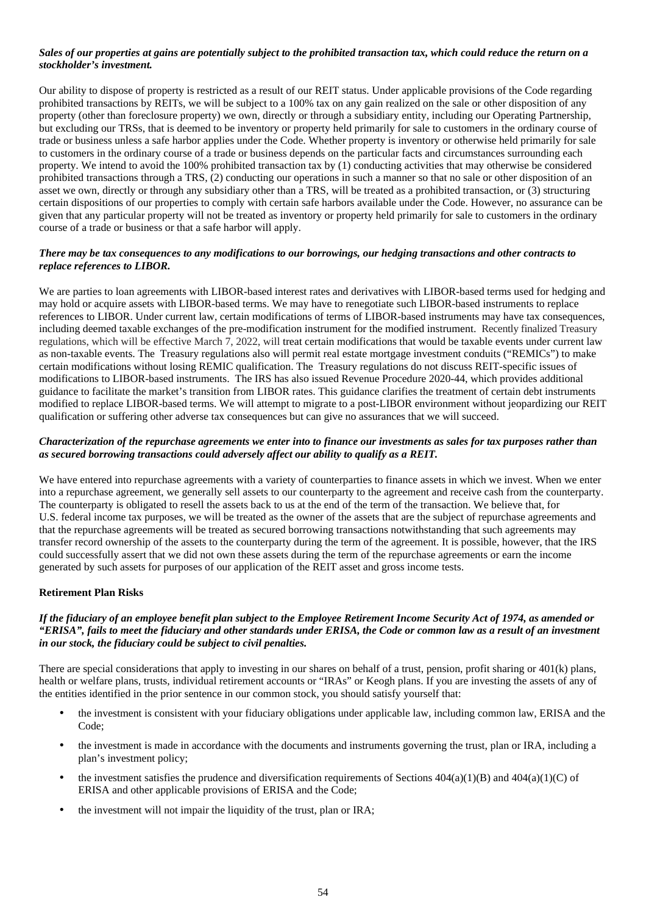***Sales of our properties at gains are potentially subject to the prohibited transaction tax, which could reduce the return on a stockholder's investment.***

Our ability to dispose of property is restricted as a result of our REIT status. Under applicable provisions of the Code regarding prohibited transactions by REITs, we will be subject to a 100% tax on any gain realized on the sale or other disposition of any property (other than foreclosure property) we own, directly or through a subsidiary entity, including our Operating Partnership, but excluding our TRSs, that is deemed to be inventory or property held primarily for sale to customers in the ordinary course of trade or business unless a safe harbor applies under the Code. Whether property is inventory or otherwise held primarily for sale to customers in the ordinary course of a trade or business depends on the particular facts and circumstances surrounding each property. We intend to avoid the 100% prohibited transaction tax by (1) conducting activities that may otherwise be considered prohibited transactions through a TRS, (2) conducting our operations in such a manner so that no sale or other disposition of an asset we own, directly or through any subsidiary other than a TRS, will be treated as a prohibited transaction, or (3) structuring certain dispositions of our properties to comply with certain safe harbors available under the Code. However, no assurance can be given that any particular property will not be treated as inventory or property held primarily for sale to customers in the ordinary course of a trade or business or that a safe harbor will apply.

***There may be tax consequences to any modifications to our borrowings, our hedging transactions and other contracts to replace references to LIBOR.***

We are parties to loan agreements with LIBOR-based interest rates and derivatives with LIBOR-based terms used for hedging and may hold or acquire assets with LIBOR-based terms. We may have to renegotiate such LIBOR-based instruments to replace references to LIBOR. Under current law, certain modifications of terms of LIBOR-based instruments may have tax consequences, including deemed taxable exchanges of the pre-modification instrument for the modified instrument. Recently finalized Treasury regulations, which will be effective March 7, 2022, will treat certain modifications that would be taxable events under current law as non-taxable events. The Treasury regulations also will permit real estate mortgage investment conduits ("REMICs") to make certain modifications without losing REMIC qualification. The Treasury regulations do not discuss REIT-specific issues of modifications to LIBOR-based instruments. The IRS has also issued Revenue Procedure 2020-44, which provides additional guidance to facilitate the market's transition from LIBOR rates. This guidance clarifies the treatment of certain debt instruments modified to replace LIBOR-based terms. We will attempt to migrate to a post-LIBOR environment without jeopardizing our REIT qualification or suffering other adverse tax consequences but can give no assurances that we will succeed.

***Characterization of the repurchase agreements we enter into to finance our investments as sales for tax purposes rather than as secured borrowing transactions could adversely affect our ability to qualify as a REIT.***

We have entered into repurchase agreements with a variety of counterparties to finance assets in which we invest. When we enter into a repurchase agreement, we generally sell assets to our counterparty to the agreement and receive cash from the counterparty. The counterparty is obligated to resell the assets back to us at the end of the term of the transaction. We believe that, for U.S. federal income tax purposes, we will be treated as the owner of the assets that are the subject of repurchase agreements and that the repurchase agreements will be treated as secured borrowing transactions notwithstanding that such agreements may transfer record ownership of the assets to the counterparty during the term of the agreement. It is possible, however, that the IRS could successfully assert that we did not own these assets during the term of the repurchase agreements or earn the income generated by such assets for purposes of our application of the REIT asset and gross income tests.

**Retirement Plan Risks**

***If the fiduciary of an employee benefit plan subject to the Employee Retirement Income Security Act of 1974, as amended or "ERISA", fails to meet the fiduciary and other standards under ERISA, the Code or common law as a result of an investment in our stock, the fiduciary could be subject to civil penalties.***

There are special considerations that apply to investing in our shares on behalf of a trust, pension, profit sharing or 401(k) plans, health or welfare plans, trusts, individual retirement accounts or "IRAs" or Keogh plans. If you are investing the assets of any of the entities identified in the prior sentence in our common stock, you should satisfy yourself that:

- the investment is consistent with your fiduciary obligations under applicable law, including common law, ERISA and the Code;
- the investment is made in accordance with the documents and instruments governing the trust, plan or IRA, including a plan's investment policy;
- the investment satisfies the prudence and diversification requirements of Sections 404(a)(1)(B) and 404(a)(1)(C) of ERISA and other applicable provisions of ERISA and the Code;
- the investment will not impair the liquidity of the trust, plan or IRA;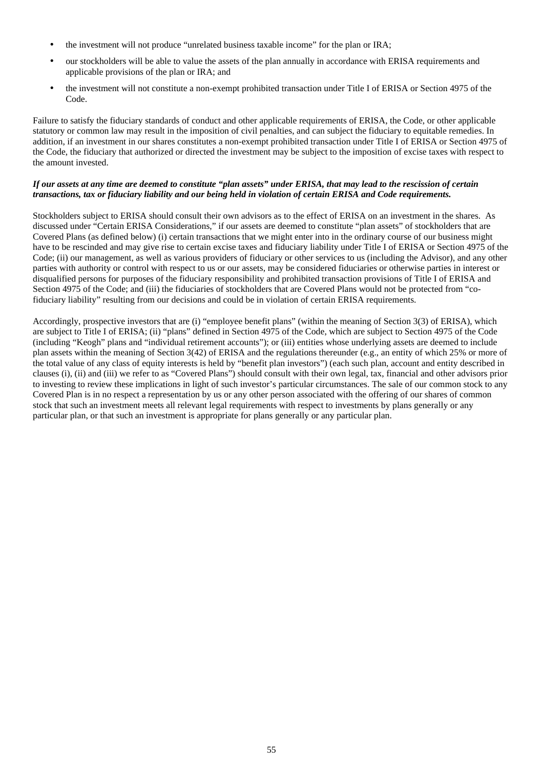- the investment will not produce "unrelated business taxable income" for the plan or IRA;
- our stockholders will be able to value the assets of the plan annually in accordance with ERISA requirements and applicable provisions of the plan or IRA; and
- the investment will not constitute a non-exempt prohibited transaction under Title I of ERISA or Section 4975 of the Code.

Failure to satisfy the fiduciary standards of conduct and other applicable requirements of ERISA, the Code, or other applicable statutory or common law may result in the imposition of civil penalties, and can subject the fiduciary to equitable remedies. In addition, if an investment in our shares constitutes a non-exempt prohibited transaction under Title I of ERISA or Section 4975 of the Code, the fiduciary that authorized or directed the investment may be subject to the imposition of excise taxes with respect to the amount invested.

***If our assets at any time are deemed to constitute "plan assets" under ERISA, that may lead to the rescission of certain transactions, tax or fiduciary liability and our being held in violation of certain ERISA and Code requirements.***

Stockholders subject to ERISA should consult their own advisors as to the effect of ERISA on an investment in the shares. As discussed under "Certain ERISA Considerations," if our assets are deemed to constitute "plan assets" of stockholders that are Covered Plans (as defined below) (i) certain transactions that we might enter into in the ordinary course of our business might have to be rescinded and may give rise to certain excise taxes and fiduciary liability under Title I of ERISA or Section 4975 of the Code; (ii) our management, as well as various providers of fiduciary or other services to us (including the Advisor), and any other parties with authority or control with respect to us or our assets, may be considered fiduciaries or otherwise parties in interest or disqualified persons for purposes of the fiduciary responsibility and prohibited transaction provisions of Title I of ERISA and Section 4975 of the Code; and (iii) the fiduciaries of stockholders that are Covered Plans would not be protected from "co-fiduciary liability" resulting from our decisions and could be in violation of certain ERISA requirements.

Accordingly, prospective investors that are (i) "employee benefit plans" (within the meaning of Section 3(3) of ERISA), which are subject to Title I of ERISA; (ii) "plans" defined in Section 4975 of the Code, which are subject to Section 4975 of the Code (including "Keogh" plans and "individual retirement accounts"); or (iii) entities whose underlying assets are deemed to include plan assets within the meaning of Section 3(42) of ERISA and the regulations thereunder (e.g., an entity of which 25% or more of the total value of any class of equity interests is held by "benefit plan investors") (each such plan, account and entity described in clauses (i), (ii) and (iii) we refer to as "Covered Plans") should consult with their own legal, tax, financial and other advisors prior to investing to review these implications in light of such investor's particular circumstances. The sale of our common stock to any Covered Plan is in no respect a representation by us or any other person associated with the offering of our shares of common stock that such an investment meets all relevant legal requirements with respect to investments by plans generally or any particular plan, or that such an investment is appropriate for plans generally or any particular plan.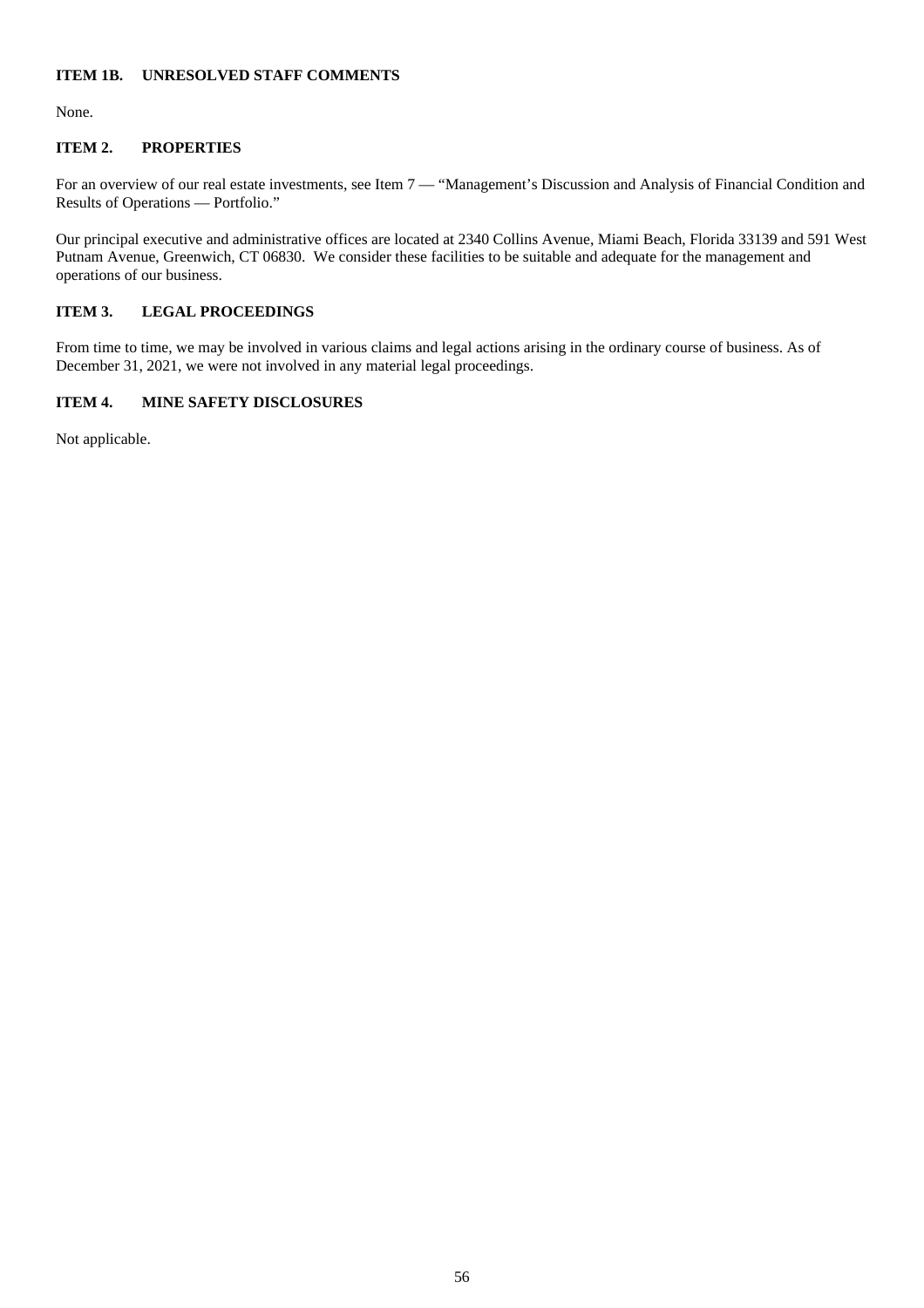## ITEM 1B. UNRESOLVED STAFF COMMENTS

None.

## ITEM 2. PROPERTIES

For an overview of our real estate investments, see Item 7 — "Management's Discussion and Analysis of Financial Condition and Results of Operations — Portfolio."

Our principal executive and administrative offices are located at 2340 Collins Avenue, Miami Beach, Florida 33139 and 591 West Putnam Avenue, Greenwich, CT 06830. We consider these facilities to be suitable and adequate for the management and operations of our business.

## ITEM 3. LEGAL PROCEEDINGS

From time to time, we may be involved in various claims and legal actions arising in the ordinary course of business. As of December 31, 2021, we were not involved in any material legal proceedings.

## ITEM 4. MINE SAFETY DISCLOSURES

Not applicable.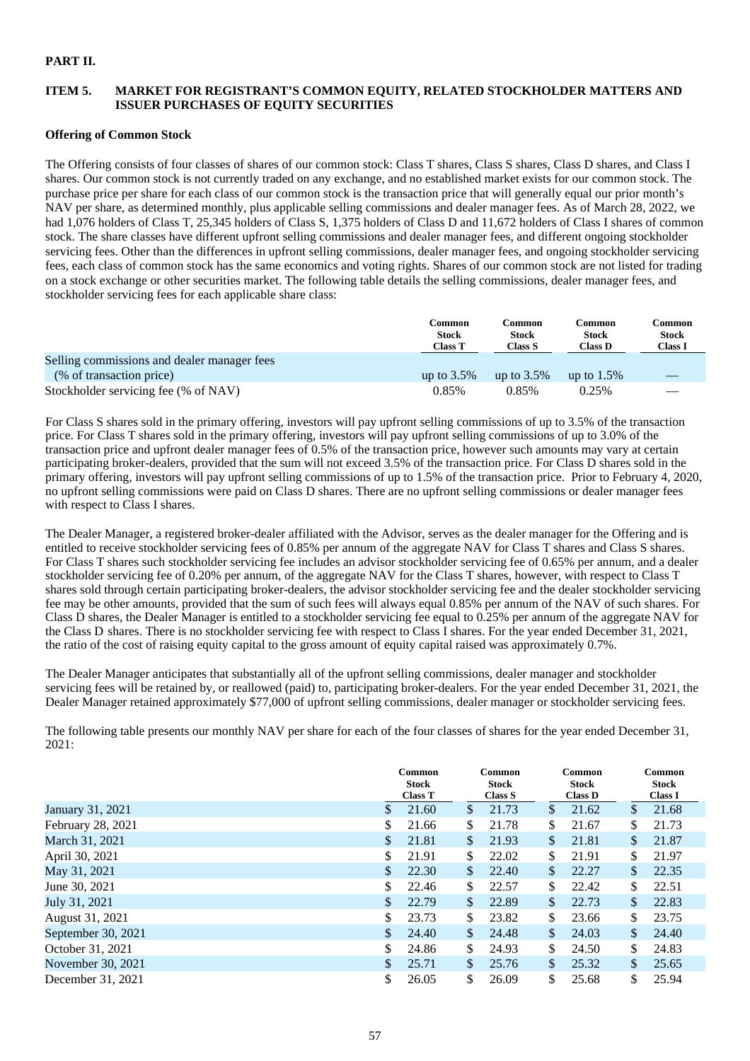# PART II.

## ITEM 5. MARKET FOR REGISTRANT'S COMMON EQUITY, RELATED STOCKHOLDER MATTERS AND ISSUER PURCHASES OF EQUITY SECURITIES

### Offering of Common Stock

The Offering consists of four classes of shares of our common stock: Class T shares, Class S shares, Class D shares, and Class I shares. Our common stock is not currently traded on any exchange, and no established market exists for our common stock. The purchase price per share for each class of our common stock is the transaction price that will generally equal our prior month's NAV per share, as determined monthly, plus applicable selling commissions and dealer manager fees. As of March 28, 2022, we had 1,076 holders of Class T, 25,345 holders of Class S, 1,375 holders of Class D and 11,672 holders of Class I shares of common stock. The share classes have different upfront selling commissions and dealer manager fees, and different ongoing stockholder servicing fees. Other than the differences in upfront selling commissions, dealer manager fees, and ongoing stockholder servicing fees, each class of common stock has the same economics and voting rights. Shares of our common stock are not listed for trading on a stock exchange or other securities market. The following table details the selling commissions, dealer manager fees, and stockholder servicing fees for each applicable share class:

| | Common Stock Class T | Common Stock Class S | Common Stock Class D | Common Stock Class I |
|---|---|---|---|---|
| Selling commissions and dealer manager fees (% of transaction price) | up to 3.5% | up to 3.5% | up to 1.5% | — |
| Stockholder servicing fee (% of NAV) | 0.85% | 0.85% | 0.25% | — |

For Class S shares sold in the primary offering, investors will pay upfront selling commissions of up to 3.5% of the transaction price. For Class T shares sold in the primary offering, investors will pay upfront selling commissions of up to 3.0% of the transaction price and upfront dealer manager fees of 0.5% of the transaction price, however such amounts may vary at certain participating broker-dealers, provided that the sum will not exceed 3.5% of the transaction price. For Class D shares sold in the primary offering, investors will pay upfront selling commissions of up to 1.5% of the transaction price. Prior to February 4, 2020, no upfront selling commissions were paid on Class D shares. There are no upfront selling commissions or dealer manager fees with respect to Class I shares.

The Dealer Manager, a registered broker-dealer affiliated with the Advisor, serves as the dealer manager for the Offering and is entitled to receive stockholder servicing fees of 0.85% per annum of the aggregate NAV for Class T shares and Class S shares. For Class T shares such stockholder servicing fee includes an advisor stockholder servicing fee of 0.65% per annum, and a dealer stockholder servicing fee of 0.20% per annum, of the aggregate NAV for the Class T shares, however, with respect to Class T shares sold through certain participating broker-dealers, the advisor stockholder servicing fee and the dealer stockholder servicing fee may be other amounts, provided that the sum of such fees will always equal 0.85% per annum of the NAV of such shares. For Class D shares, the Dealer Manager is entitled to a stockholder servicing fee equal to 0.25% per annum of the aggregate NAV for the Class D shares. There is no stockholder servicing fee with respect to Class I shares. For the year ended December 31, 2021, the ratio of the cost of raising equity capital to the gross amount of equity capital raised was approximately 0.7%.

The Dealer Manager anticipates that substantially all of the upfront selling commissions, dealer manager and stockholder servicing fees will be retained by, or reallowed (paid) to, participating broker-dealers. For the year ended December 31, 2021, the Dealer Manager retained approximately $77,000 of upfront selling commissions, dealer manager or stockholder servicing fees.

The following table presents our monthly NAV per share for each of the four classes of shares for the year ended December 31, 2021:

| | Common Stock Class T | Common Stock Class S | Common Stock Class D | Common Stock Class I |
|---|---|---|---|---|
| January 31, 2021 | $ 21.60 | $ 21.73 | $ 21.62 | $ 21.68 |
| February 28, 2021 | $ 21.66 | $ 21.78 | $ 21.67 | $ 21.73 |
| March 31, 2021 | $ 21.81 | $ 21.93 | $ 21.81 | $ 21.87 |
| April 30, 2021 | $ 21.91 | $ 22.02 | $ 21.91 | $ 21.97 |
| May 31, 2021 | $ 22.30 | $ 22.40 | $ 22.27 | $ 22.35 |
| June 30, 2021 | $ 22.46 | $ 22.57 | $ 22.42 | $ 22.51 |
| July 31, 2021 | $ 22.79 | $ 22.89 | $ 22.73 | $ 22.83 |
| August 31, 2021 | $ 23.73 | $ 23.82 | $ 23.66 | $ 23.75 |
| September 30, 2021 | $ 24.40 | $ 24.48 | $ 24.03 | $ 24.40 |
| October 31, 2021 | $ 24.86 | $ 24.93 | $ 24.50 | $ 24.83 |
| November 30, 2021 | $ 25.71 | $ 25.76 | $ 25.32 | $ 25.65 |
| December 31, 2021 | $ 26.05 | $ 26.09 | $ 25.68 | $ 25.94 |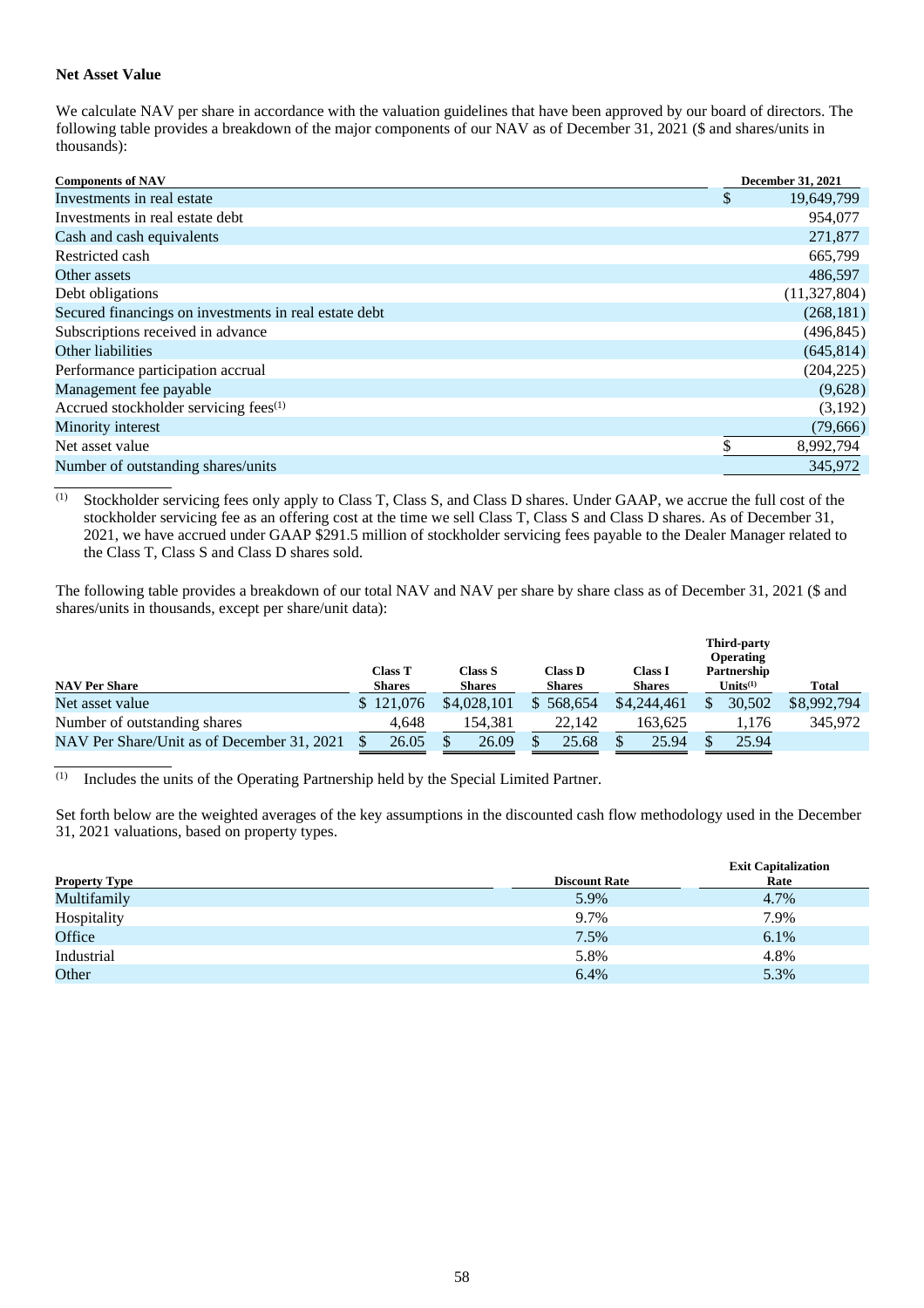### Net Asset Value

We calculate NAV per share in accordance with the valuation guidelines that have been approved by our board of directors. The following table provides a breakdown of the major components of our NAV as of December 31, 2021 ($ and shares/units in thousands):

| Components of NAV | December 31, 2021 |
|---|---|
| Investments in real estate | $ 19,649,799 |
| Investments in real estate debt | 954,077 |
| Cash and cash equivalents | 271,877 |
| Restricted cash | 665,799 |
| Other assets | 486,597 |
| Debt obligations | (11,327,804) |
| Secured financings on investments in real estate debt | (268,181) |
| Subscriptions received in advance | (496,845) |
| Other liabilities | (645,814) |
| Performance participation accrual | (204,225) |
| Management fee payable | (9,628) |
| Accrued stockholder servicing fees[(1)] | (3,192) |
| Minority interest | (79,666) |
| Net asset value | $ 8,992,794 |
| Number of outstanding shares/units | 345,972 |

(1) Stockholder servicing fees only apply to Class T, Class S, and Class D shares. Under GAAP, we accrue the full cost of the stockholder servicing fee as an offering cost at the time we sell Class T, Class S and Class D shares. As of December 31, 2021, we have accrued under GAAP $291.5 million of stockholder servicing fees payable to the Dealer Manager related to the Class T, Class S and Class D shares sold.

The following table provides a breakdown of our total NAV and NAV per share by share class as of December 31, 2021 ($ and shares/units in thousands, except per share/unit data):

| NAV Per Share | Class T Shares | Class S Shares | Class D Shares | Class I Shares | Third-party Operating Partnership Units[(1)] | Total |
|---|---|---|---|---|---|---|
| Net asset value | $ 121,076 | $4,028,101 | $ 568,654 | $4,244,461 | $ 30,502 | $8,992,794 |
| Number of outstanding shares | 4,648 | 154,381 | 22,142 | 163,625 | 1,176 | 345,972 |
| NAV Per Share/Unit as of December 31, 2021 | $ 26.05 | $ 26.09 | $ 25.68 | $ 25.94 | $ 25.94 | |

(1) Includes the units of the Operating Partnership held by the Special Limited Partner.

Set forth below are the weighted averages of the key assumptions in the discounted cash flow methodology used in the December 31, 2021 valuations, based on property types.

| Property Type | Discount Rate | Exit Capitalization Rate |
|---|---|---|
| Multifamily | 5.9% | 4.7% |
| Hospitality | 9.7% | 7.9% |
| Office | 7.5% | 6.1% |
| Industrial | 5.8% | 4.8% |
| Other | 6.4% | 5.3% |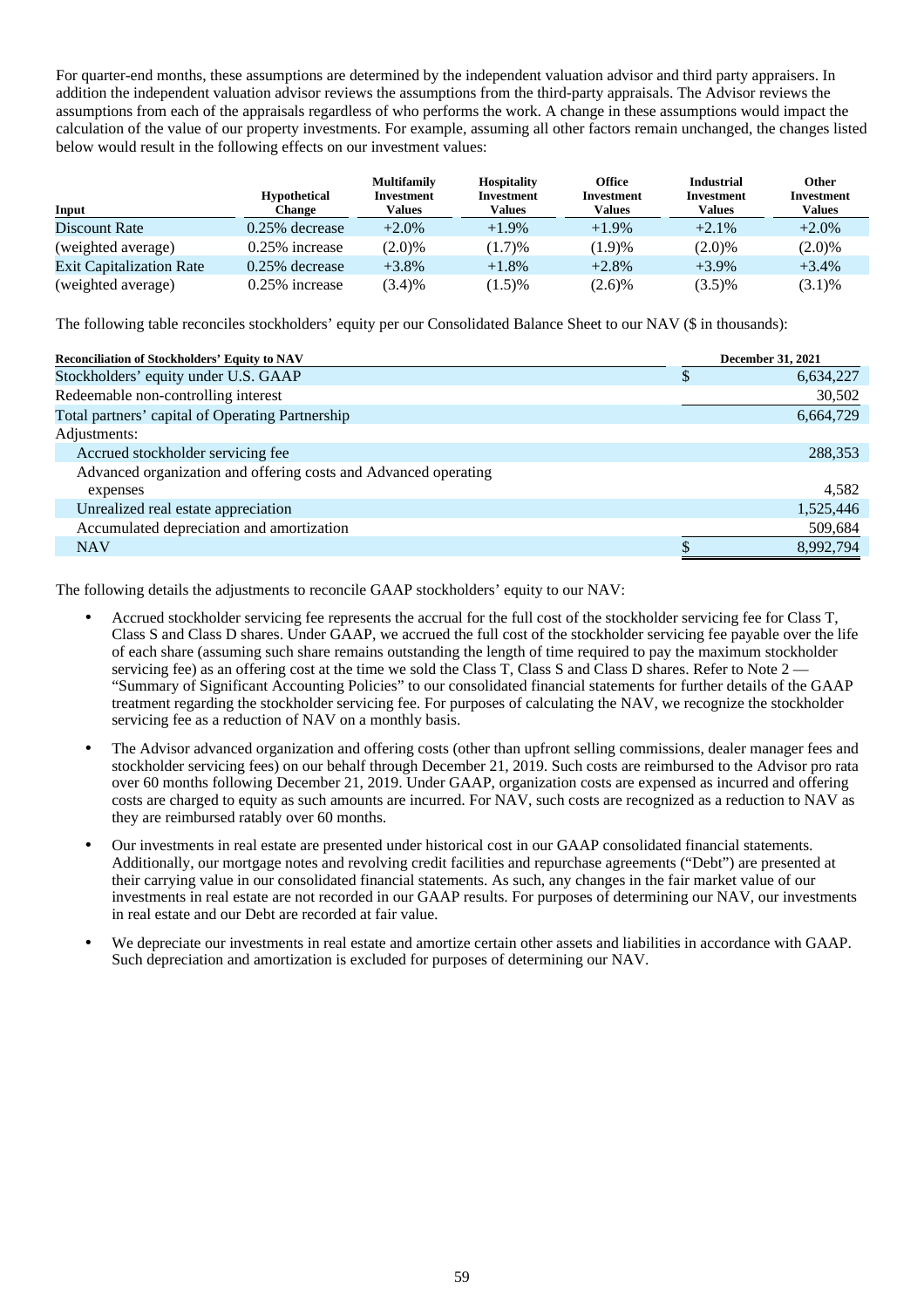For quarter-end months, these assumptions are determined by the independent valuation advisor and third party appraisers. In addition the independent valuation advisor reviews the assumptions from the third-party appraisals. The Advisor reviews the assumptions from each of the appraisals regardless of who performs the work. A change in these assumptions would impact the calculation of the value of our property investments. For example, assuming all other factors remain unchanged, the changes listed below would result in the following effects on our investment values:

| Input | Hypothetical Change | Multifamily Investment Values | Hospitality Investment Values | Office Investment Values | Industrial Investment Values | Other Investment Values |
|---|---|---|---|---|---|---|
| Discount Rate | 0.25% decrease | +2.0% | +1.9% | +1.9% | +2.1% | +2.0% |
| (weighted average) | 0.25% increase | (2.0)% | (1.7)% | (1.9)% | (2.0)% | (2.0)% |
| Exit Capitalization Rate | 0.25% decrease | +3.8% | +1.8% | +2.8% | +3.9% | +3.4% |
| (weighted average) | 0.25% increase | (3.4)% | (1.5)% | (2.6)% | (3.5)% | (3.1)% |

The following table reconciles stockholders' equity per our Consolidated Balance Sheet to our NAV ($ in thousands):

| Reconciliation of Stockholders' Equity to NAV | December 31, 2021 |
|---|---|
| Stockholders' equity under U.S. GAAP | $ 6,634,227 |
| Redeemable non-controlling interest | 30,502 |
| Total partners' capital of Operating Partnership | 6,664,729 |
| Adjustments: | |
| Accrued stockholder servicing fee | 288,353 |
| Advanced organization and offering costs and Advanced operating expenses | 4,582 |
| Unrealized real estate appreciation | 1,525,446 |
| Accumulated depreciation and amortization | 509,684 |
| NAV | $ 8,992,794 |

The following details the adjustments to reconcile GAAP stockholders' equity to our NAV:

- Accrued stockholder servicing fee represents the accrual for the full cost of the stockholder servicing fee for Class T, Class S and Class D shares. Under GAAP, we accrued the full cost of the stockholder servicing fee payable over the life of each share (assuming such share remains outstanding the length of time required to pay the maximum stockholder servicing fee) as an offering cost at the time we sold the Class T, Class S and Class D shares. Refer to Note 2 — "Summary of Significant Accounting Policies" to our consolidated financial statements for further details of the GAAP treatment regarding the stockholder servicing fee. For purposes of calculating the NAV, we recognize the stockholder servicing fee as a reduction of NAV on a monthly basis.
- The Advisor advanced organization and offering costs (other than upfront selling commissions, dealer manager fees and stockholder servicing fees) on our behalf through December 21, 2019. Such costs are reimbursed to the Advisor pro rata over 60 months following December 21, 2019. Under GAAP, organization costs are expensed as incurred and offering costs are charged to equity as such amounts are incurred. For NAV, such costs are recognized as a reduction to NAV as they are reimbursed ratably over 60 months.
- Our investments in real estate are presented under historical cost in our GAAP consolidated financial statements. Additionally, our mortgage notes and revolving credit facilities and repurchase agreements ("Debt") are presented at their carrying value in our consolidated financial statements. As such, any changes in the fair market value of our investments in real estate are not recorded in our GAAP results. For purposes of determining our NAV, our investments in real estate and our Debt are recorded at fair value.
- We depreciate our investments in real estate and amortize certain other assets and liabilities in accordance with GAAP. Such depreciation and amortization is excluded for purposes of determining our NAV.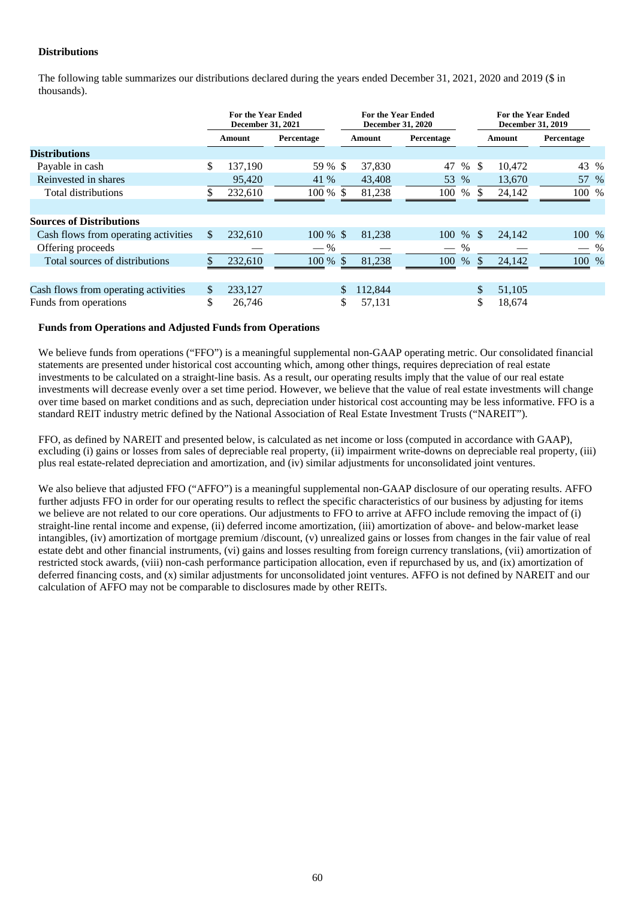**Distributions**

The following table summarizes our distributions declared during the years ended December 31, 2021, 2020 and 2019 ($ in thousands).

| | For the Year Ended December 31, 2021 | | For the Year Ended December 31, 2020 | | For the Year Ended December 31, 2019 | |
|---|---|---|---|---|---|---|
| | Amount | Percentage | Amount | Percentage | Amount | Percentage |
| **Distributions** | | | | | | |
| Payable in cash | $ 137,190 | 59 % | $ 37,830 | 47 % | $ 10,472 | 43 % |
| Reinvested in shares | 95,420 | 41 % | 43,408 | 53 % | 13,670 | 57 % |
| Total distributions | $ 232,610 | 100 % | $ 81,238 | 100 % | $ 24,142 | 100 % |
| | | | | | | |
| **Sources of Distributions** | | | | | | |
| Cash flows from operating activities | $ 232,610 | 100 % | $ 81,238 | 100 % | $ 24,142 | 100 % |
| Offering proceeds | — | — % | — | — % | — | — % |
| Total sources of distributions | $ 232,610 | 100 % | $ 81,238 | 100 % | $ 24,142 | 100 % |
| | | | | | | |
| Cash flows from operating activities | $ 233,127 | | $ 112,844 | | $ 51,105 | |
| Funds from operations | $ 26,746 | | $ 57,131 | | $ 18,674 | |

**Funds from Operations and Adjusted Funds from Operations**

We believe funds from operations ("FFO") is a meaningful supplemental non-GAAP operating metric. Our consolidated financial statements are presented under historical cost accounting which, among other things, requires depreciation of real estate investments to be calculated on a straight-line basis. As a result, our operating results imply that the value of our real estate investments will decrease evenly over a set time period. However, we believe that the value of real estate investments will change over time based on market conditions and as such, depreciation under historical cost accounting may be less informative. FFO is a standard REIT industry metric defined by the National Association of Real Estate Investment Trusts ("NAREIT").

FFO, as defined by NAREIT and presented below, is calculated as net income or loss (computed in accordance with GAAP), excluding (i) gains or losses from sales of depreciable real property, (ii) impairment write-downs on depreciable real property, (iii) plus real estate-related depreciation and amortization, and (iv) similar adjustments for unconsolidated joint ventures.

We also believe that adjusted FFO ("AFFO") is a meaningful supplemental non-GAAP disclosure of our operating results. AFFO further adjusts FFO in order for our operating results to reflect the specific characteristics of our business by adjusting for items we believe are not related to our core operations. Our adjustments to FFO to arrive at AFFO include removing the impact of (i) straight-line rental income and expense, (ii) deferred income amortization, (iii) amortization of above- and below-market lease intangibles, (iv) amortization of mortgage premium /discount, (v) unrealized gains or losses from changes in the fair value of real estate debt and other financial instruments, (vi) gains and losses resulting from foreign currency translations, (vii) amortization of restricted stock awards, (viii) non-cash performance participation allocation, even if repurchased by us, and (ix) amortization of deferred financing costs, and (x) similar adjustments for unconsolidated joint ventures. AFFO is not defined by NAREIT and our calculation of AFFO may not be comparable to disclosures made by other REITs.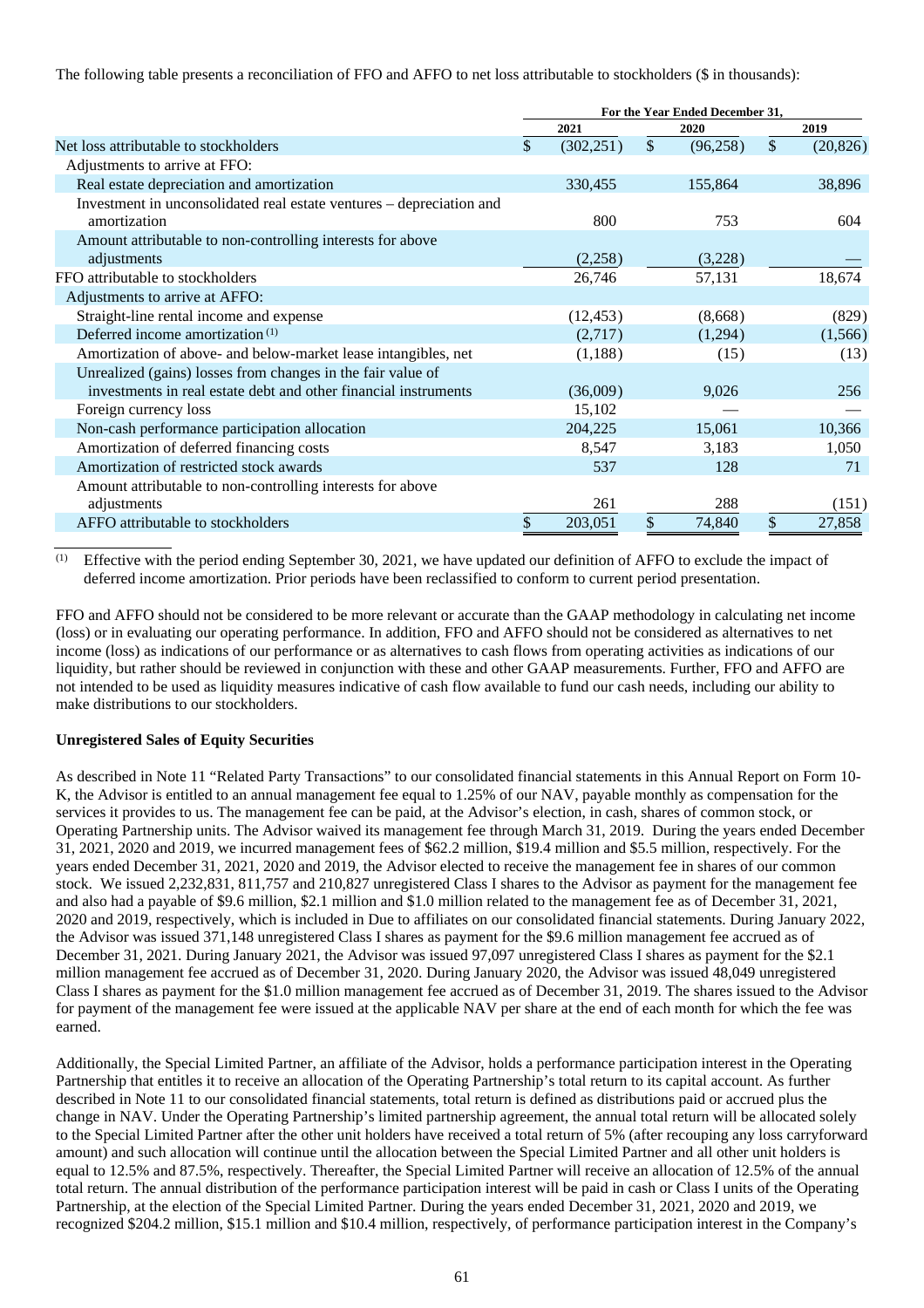The following table presents a reconciliation of FFO and AFFO to net loss attributable to stockholders ($ in thousands):

| | For the Year Ended December 31, | | |
|---|---|---|---|
| | 2021 | 2020 | 2019 |
| Net loss attributable to stockholders | $ (302,251) | $ (96,258) | $ (20,826) |
| Adjustments to arrive at FFO: | | | |
| Real estate depreciation and amortization | 330,455 | 155,864 | 38,896 |
| Investment in unconsolidated real estate ventures – depreciation and amortization | 800 | 753 | 604 |
| Amount attributable to non-controlling interests for above adjustments | (2,258) | (3,228) | — |
| FFO attributable to stockholders | 26,746 | 57,131 | 18,674 |
| Adjustments to arrive at AFFO: | | | |
| Straight-line rental income and expense | (12,453) | (8,668) | (829) |
| Deferred income amortization [(1)] | (2,717) | (1,294) | (1,566) |
| Amortization of above- and below-market lease intangibles, net | (1,188) | (15) | (13) |
| Unrealized (gains) losses from changes in the fair value of investments in real estate debt and other financial instruments | (36,009) | 9,026 | 256 |
| Foreign currency loss | 15,102 | — | — |
| Non-cash performance participation allocation | 204,225 | 15,061 | 10,366 |
| Amortization of deferred financing costs | 8,547 | 3,183 | 1,050 |
| Amortization of restricted stock awards | 537 | 128 | 71 |
| Amount attributable to non-controlling interests for above adjustments | 261 | 288 | (151) |
| AFFO attributable to stockholders | $ 203,051 | $ 74,840 | $ 27,858 |

(1) Effective with the period ending September 30, 2021, we have updated our definition of AFFO to exclude the impact of deferred income amortization. Prior periods have been reclassified to conform to current period presentation.

FFO and AFFO should not be considered to be more relevant or accurate than the GAAP methodology in calculating net income (loss) or in evaluating our operating performance. In addition, FFO and AFFO should not be considered as alternatives to net income (loss) as indications of our performance or as alternatives to cash flows from operating activities as indications of our liquidity, but rather should be reviewed in conjunction with these and other GAAP measurements. Further, FFO and AFFO are not intended to be used as liquidity measures indicative of cash flow available to fund our cash needs, including our ability to make distributions to our stockholders.

**Unregistered Sales of Equity Securities**

As described in Note 11 "Related Party Transactions" to our consolidated financial statements in this Annual Report on Form 10-K, the Advisor is entitled to an annual management fee equal to 1.25% of our NAV, payable monthly as compensation for the services it provides to us. The management fee can be paid, at the Advisor's election, in cash, shares of common stock, or Operating Partnership units. The Advisor waived its management fee through March 31, 2019. During the years ended December 31, 2021, 2020 and 2019, we incurred management fees of $62.2 million, $19.4 million and $5.5 million, respectively. For the years ended December 31, 2021, 2020 and 2019, the Advisor elected to receive the management fee in shares of our common stock. We issued 2,232,831, 811,757 and 210,827 unregistered Class I shares to the Advisor as payment for the management fee and also had a payable of $9.6 million, $2.1 million and $1.0 million related to the management fee as of December 31, 2021, 2020 and 2019, respectively, which is included in Due to affiliates on our consolidated financial statements. During January 2022, the Advisor was issued 371,148 unregistered Class I shares as payment for the $9.6 million management fee accrued as of December 31, 2021. During January 2021, the Advisor was issued 97,097 unregistered Class I shares as payment for the $2.1 million management fee accrued as of December 31, 2020. During January 2020, the Advisor was issued 48,049 unregistered Class I shares as payment for the $1.0 million management fee accrued as of December 31, 2019. The shares issued to the Advisor for payment of the management fee were issued at the applicable NAV per share at the end of each month for which the fee was earned.

Additionally, the Special Limited Partner, an affiliate of the Advisor, holds a performance participation interest in the Operating Partnership that entitles it to receive an allocation of the Operating Partnership's total return to its capital account. As further described in Note 11 to our consolidated financial statements, total return is defined as distributions paid or accrued plus the change in NAV. Under the Operating Partnership's limited partnership agreement, the annual total return will be allocated solely to the Special Limited Partner after the other unit holders have received a total return of 5% (after recouping any loss carryforward amount) and such allocation will continue until the allocation between the Special Limited Partner and all other unit holders is equal to 12.5% and 87.5%, respectively. Thereafter, the Special Limited Partner will receive an allocation of 12.5% of the annual total return. The annual distribution of the performance participation interest will be paid in cash or Class I units of the Operating Partnership, at the election of the Special Limited Partner. During the years ended December 31, 2021, 2020 and 2019, we recognized $204.2 million, $15.1 million and $10.4 million, respectively, of performance participation interest in the Company's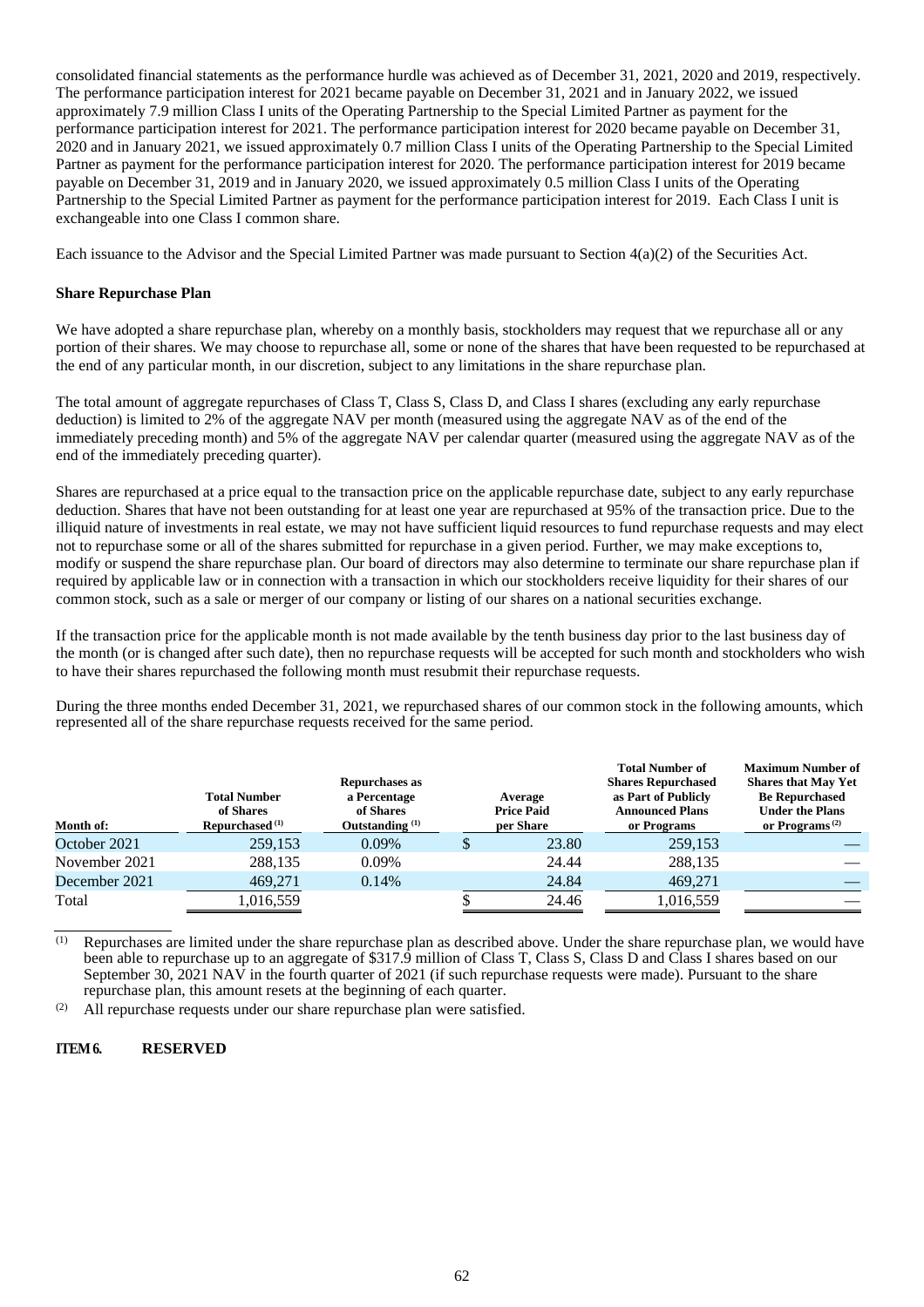consolidated financial statements as the performance hurdle was achieved as of December 31, 2021, 2020 and 2019, respectively. The performance participation interest for 2021 became payable on December 31, 2021 and in January 2022, we issued approximately 7.9 million Class I units of the Operating Partnership to the Special Limited Partner as payment for the performance participation interest for 2021. The performance participation interest for 2020 became payable on December 31, 2020 and in January 2021, we issued approximately 0.7 million Class I units of the Operating Partnership to the Special Limited Partner as payment for the performance participation interest for 2020. The performance participation interest for 2019 became payable on December 31, 2019 and in January 2020, we issued approximately 0.5 million Class I units of the Operating Partnership to the Special Limited Partner as payment for the performance participation interest for 2019. Each Class I unit is exchangeable into one Class I common share.

Each issuance to the Advisor and the Special Limited Partner was made pursuant to Section 4(a)(2) of the Securities Act.

**Share Repurchase Plan**

We have adopted a share repurchase plan, whereby on a monthly basis, stockholders may request that we repurchase all or any portion of their shares. We may choose to repurchase all, some or none of the shares that have been requested to be repurchased at the end of any particular month, in our discretion, subject to any limitations in the share repurchase plan.

The total amount of aggregate repurchases of Class T, Class S, Class D, and Class I shares (excluding any early repurchase deduction) is limited to 2% of the aggregate NAV per month (measured using the aggregate NAV as of the end of the immediately preceding month) and 5% of the aggregate NAV per calendar quarter (measured using the aggregate NAV as of the end of the immediately preceding quarter).

Shares are repurchased at a price equal to the transaction price on the applicable repurchase date, subject to any early repurchase deduction. Shares that have not been outstanding for at least one year are repurchased at 95% of the transaction price. Due to the illiquid nature of investments in real estate, we may not have sufficient liquid resources to fund repurchase requests and may elect not to repurchase some or all of the shares submitted for repurchase in a given period. Further, we may make exceptions to, modify or suspend the share repurchase plan. Our board of directors may also determine to terminate our share repurchase plan if required by applicable law or in connection with a transaction in which our stockholders receive liquidity for their shares of our common stock, such as a sale or merger of our company or listing of our shares on a national securities exchange.

If the transaction price for the applicable month is not made available by the tenth business day prior to the last business day of the month (or is changed after such date), then no repurchase requests will be accepted for such month and stockholders who wish to have their shares repurchased the following month must resubmit their repurchase requests.

During the three months ended December 31, 2021, we repurchased shares of our common stock in the following amounts, which represented all of the share repurchase requests received for the same period.

| Month of: | Total Number of Shares Repurchased (1) | Repurchases as a Percentage of Shares Outstanding (1) | Average Price Paid per Share | Total Number of Shares Repurchased as Part of Publicly Announced Plans or Programs | Maximum Number of Shares that May Yet Be Repurchased Under the Plans or Programs (2) |
|---|---|---|---|---|---|
| October 2021 | 259,153 | 0.09% | $ 23.80 | 259,153 | — |
| November 2021 | 288,135 | 0.09% | 24.44 | 288,135 | — |
| December 2021 | 469,271 | 0.14% | 24.84 | 469,271 | — |
| Total | 1,016,559 | | $ 24.46 | 1,016,559 | — |

(1) Repurchases are limited under the share repurchase plan as described above. Under the share repurchase plan, we would have been able to repurchase up to an aggregate of $317.9 million of Class T, Class S, Class D and Class I shares based on our September 30, 2021 NAV in the fourth quarter of 2021 (if such repurchase requests were made). Pursuant to the share repurchase plan, this amount resets at the beginning of each quarter.

(2) All repurchase requests under our share repurchase plan were satisfied.

**ITEM 6. RESERVED**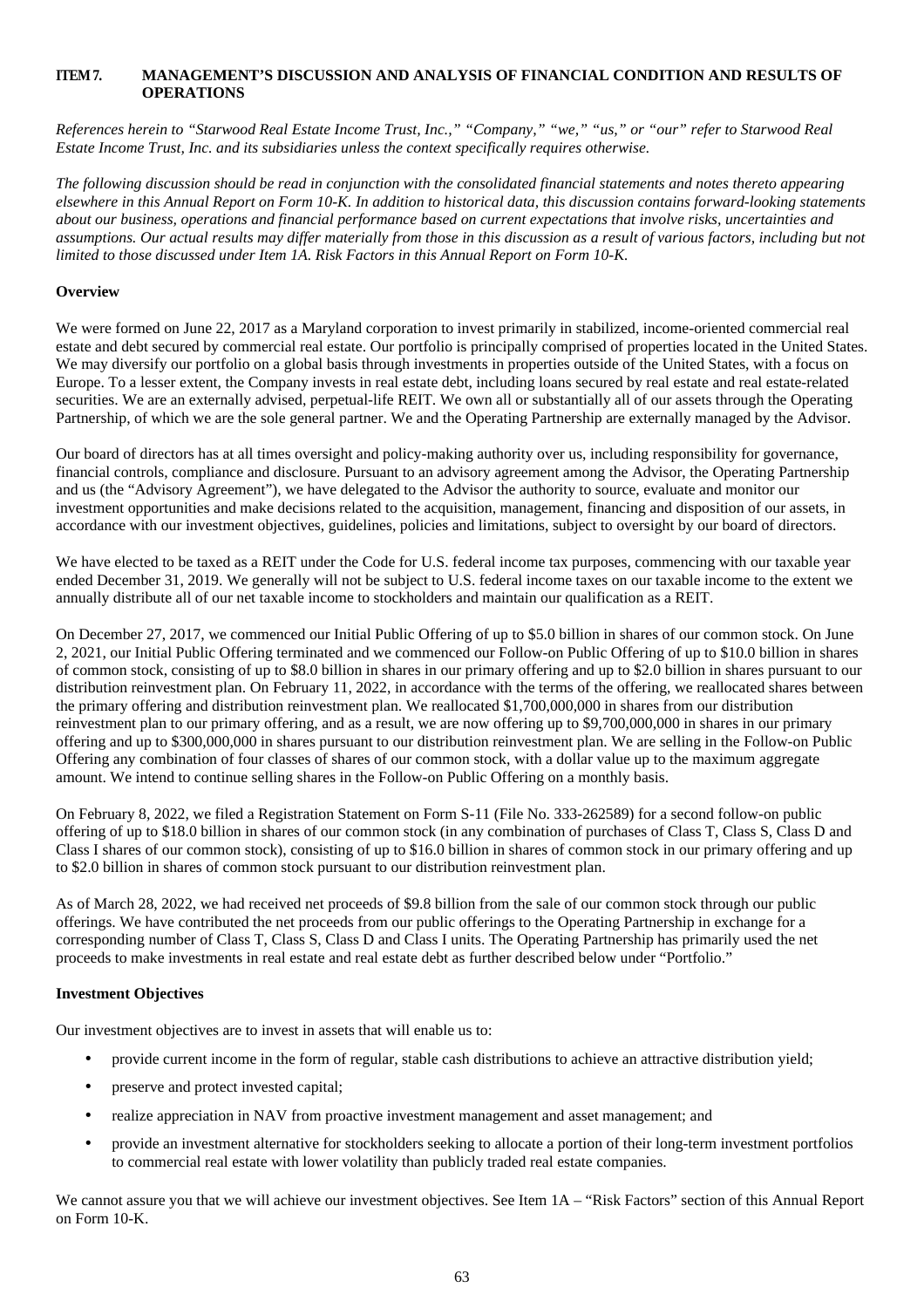## ITEM 7. MANAGEMENT'S DISCUSSION AND ANALYSIS OF FINANCIAL CONDITION AND RESULTS OF OPERATIONS

*References herein to "Starwood Real Estate Income Trust, Inc.," "Company," "we," "us," or "our" refer to Starwood Real Estate Income Trust, Inc. and its subsidiaries unless the context specifically requires otherwise.*

*The following discussion should be read in conjunction with the consolidated financial statements and notes thereto appearing elsewhere in this Annual Report on Form 10-K. In addition to historical data, this discussion contains forward-looking statements about our business, operations and financial performance based on current expectations that involve risks, uncertainties and assumptions. Our actual results may differ materially from those in this discussion as a result of various factors, including but not limited to those discussed under Item 1A. Risk Factors in this Annual Report on Form 10-K.*

### Overview

We were formed on June 22, 2017 as a Maryland corporation to invest primarily in stabilized, income-oriented commercial real estate and debt secured by commercial real estate. Our portfolio is principally comprised of properties located in the United States. We may diversify our portfolio on a global basis through investments in properties outside of the United States, with a focus on Europe. To a lesser extent, the Company invests in real estate debt, including loans secured by real estate and real estate-related securities. We are an externally advised, perpetual-life REIT. We own all or substantially all of our assets through the Operating Partnership, of which we are the sole general partner. We and the Operating Partnership are externally managed by the Advisor.

Our board of directors has at all times oversight and policy-making authority over us, including responsibility for governance, financial controls, compliance and disclosure. Pursuant to an advisory agreement among the Advisor, the Operating Partnership and us (the "Advisory Agreement"), we have delegated to the Advisor the authority to source, evaluate and monitor our investment opportunities and make decisions related to the acquisition, management, financing and disposition of our assets, in accordance with our investment objectives, guidelines, policies and limitations, subject to oversight by our board of directors.

We have elected to be taxed as a REIT under the Code for U.S. federal income tax purposes, commencing with our taxable year ended December 31, 2019. We generally will not be subject to U.S. federal income taxes on our taxable income to the extent we annually distribute all of our net taxable income to stockholders and maintain our qualification as a REIT.

On December 27, 2017, we commenced our Initial Public Offering of up to $5.0 billion in shares of our common stock. On June 2, 2021, our Initial Public Offering terminated and we commenced our Follow-on Public Offering of up to $10.0 billion in shares of common stock, consisting of up to $8.0 billion in shares in our primary offering and up to $2.0 billion in shares pursuant to our distribution reinvestment plan. On February 11, 2022, in accordance with the terms of the offering, we reallocated shares between the primary offering and distribution reinvestment plan. We reallocated $1,700,000,000 in shares from our distribution reinvestment plan to our primary offering, and as a result, we are now offering up to $9,700,000,000 in shares in our primary offering and up to $300,000,000 in shares pursuant to our distribution reinvestment plan. We are selling in the Follow-on Public Offering any combination of four classes of shares of our common stock, with a dollar value up to the maximum aggregate amount. We intend to continue selling shares in the Follow-on Public Offering on a monthly basis.

On February 8, 2022, we filed a Registration Statement on Form S-11 (File No. 333-262589) for a second follow-on public offering of up to $18.0 billion in shares of our common stock (in any combination of purchases of Class T, Class S, Class D and Class I shares of our common stock), consisting of up to $16.0 billion in shares of common stock in our primary offering and up to $2.0 billion in shares of common stock pursuant to our distribution reinvestment plan.

As of March 28, 2022, we had received net proceeds of $9.8 billion from the sale of our common stock through our public offerings. We have contributed the net proceeds from our public offerings to the Operating Partnership in exchange for a corresponding number of Class T, Class S, Class D and Class I units. The Operating Partnership has primarily used the net proceeds to make investments in real estate and real estate debt as further described below under "Portfolio."

### Investment Objectives

Our investment objectives are to invest in assets that will enable us to:

- provide current income in the form of regular, stable cash distributions to achieve an attractive distribution yield;
- preserve and protect invested capital;
- realize appreciation in NAV from proactive investment management and asset management; and
- provide an investment alternative for stockholders seeking to allocate a portion of their long-term investment portfolios to commercial real estate with lower volatility than publicly traded real estate companies.

We cannot assure you that we will achieve our investment objectives. See Item 1A – "Risk Factors" section of this Annual Report on Form 10-K.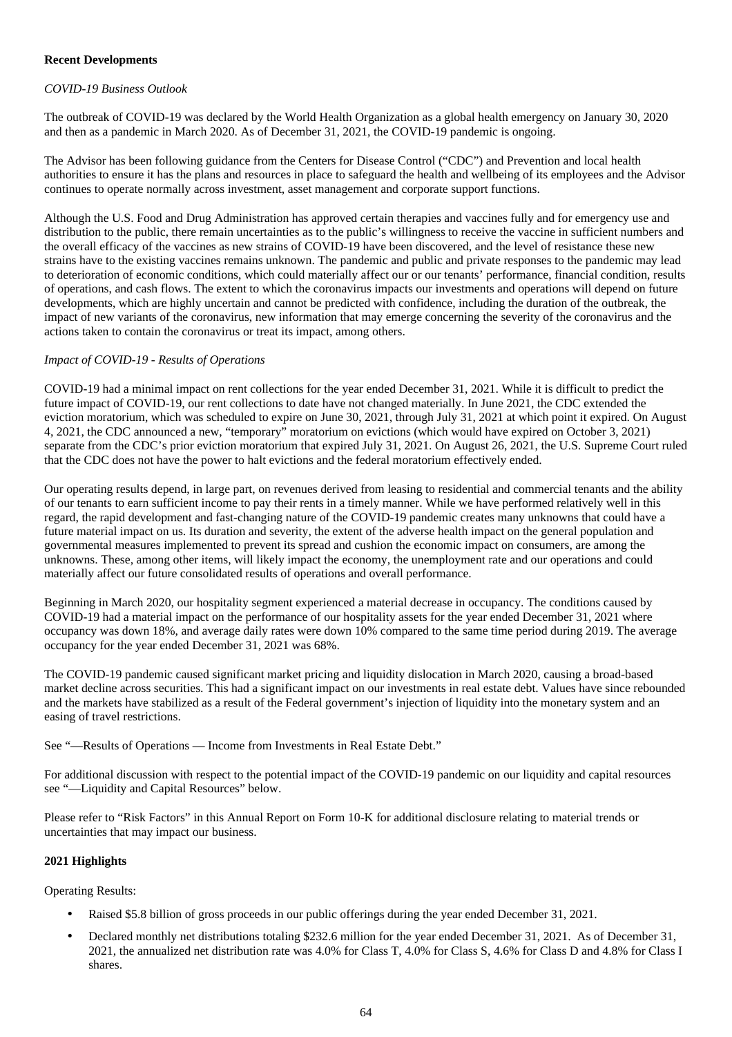**Recent Developments**

*COVID-19 Business Outlook*

The outbreak of COVID-19 was declared by the World Health Organization as a global health emergency on January 30, 2020 and then as a pandemic in March 2020. As of December 31, 2021, the COVID-19 pandemic is ongoing.

The Advisor has been following guidance from the Centers for Disease Control ("CDC") and Prevention and local health authorities to ensure it has the plans and resources in place to safeguard the health and wellbeing of its employees and the Advisor continues to operate normally across investment, asset management and corporate support functions.

Although the U.S. Food and Drug Administration has approved certain therapies and vaccines fully and for emergency use and distribution to the public, there remain uncertainties as to the public's willingness to receive the vaccine in sufficient numbers and the overall efficacy of the vaccines as new strains of COVID-19 have been discovered, and the level of resistance these new strains have to the existing vaccines remains unknown. The pandemic and public and private responses to the pandemic may lead to deterioration of economic conditions, which could materially affect our or our tenants' performance, financial condition, results of operations, and cash flows. The extent to which the coronavirus impacts our investments and operations will depend on future developments, which are highly uncertain and cannot be predicted with confidence, including the duration of the outbreak, the impact of new variants of the coronavirus, new information that may emerge concerning the severity of the coronavirus and the actions taken to contain the coronavirus or treat its impact, among others.

*Impact of COVID-19 - Results of Operations*

COVID-19 had a minimal impact on rent collections for the year ended December 31, 2021. While it is difficult to predict the future impact of COVID-19, our rent collections to date have not changed materially. In June 2021, the CDC extended the eviction moratorium, which was scheduled to expire on June 30, 2021, through July 31, 2021 at which point it expired. On August 4, 2021, the CDC announced a new, "temporary" moratorium on evictions (which would have expired on October 3, 2021) separate from the CDC's prior eviction moratorium that expired July 31, 2021. On August 26, 2021, the U.S. Supreme Court ruled that the CDC does not have the power to halt evictions and the federal moratorium effectively ended.

Our operating results depend, in large part, on revenues derived from leasing to residential and commercial tenants and the ability of our tenants to earn sufficient income to pay their rents in a timely manner. While we have performed relatively well in this regard, the rapid development and fast-changing nature of the COVID-19 pandemic creates many unknowns that could have a future material impact on us. Its duration and severity, the extent of the adverse health impact on the general population and governmental measures implemented to prevent its spread and cushion the economic impact on consumers, are among the unknowns. These, among other items, will likely impact the economy, the unemployment rate and our operations and could materially affect our future consolidated results of operations and overall performance.

Beginning in March 2020, our hospitality segment experienced a material decrease in occupancy. The conditions caused by COVID-19 had a material impact on the performance of our hospitality assets for the year ended December 31, 2021 where occupancy was down 18%, and average daily rates were down 10% compared to the same time period during 2019. The average occupancy for the year ended December 31, 2021 was 68%.

The COVID-19 pandemic caused significant market pricing and liquidity dislocation in March 2020, causing a broad-based market decline across securities. This had a significant impact on our investments in real estate debt. Values have since rebounded and the markets have stabilized as a result of the Federal government's injection of liquidity into the monetary system and an easing of travel restrictions.

See "—Results of Operations — Income from Investments in Real Estate Debt."

For additional discussion with respect to the potential impact of the COVID-19 pandemic on our liquidity and capital resources see "—Liquidity and Capital Resources" below.

Please refer to "Risk Factors" in this Annual Report on Form 10-K for additional disclosure relating to material trends or uncertainties that may impact our business.

**2021 Highlights**

Operating Results:

- Raised $5.8 billion of gross proceeds in our public offerings during the year ended December 31, 2021.
- Declared monthly net distributions totaling $232.6 million for the year ended December 31, 2021. As of December 31, 2021, the annualized net distribution rate was 4.0% for Class T, 4.0% for Class S, 4.6% for Class D and 4.8% for Class I shares.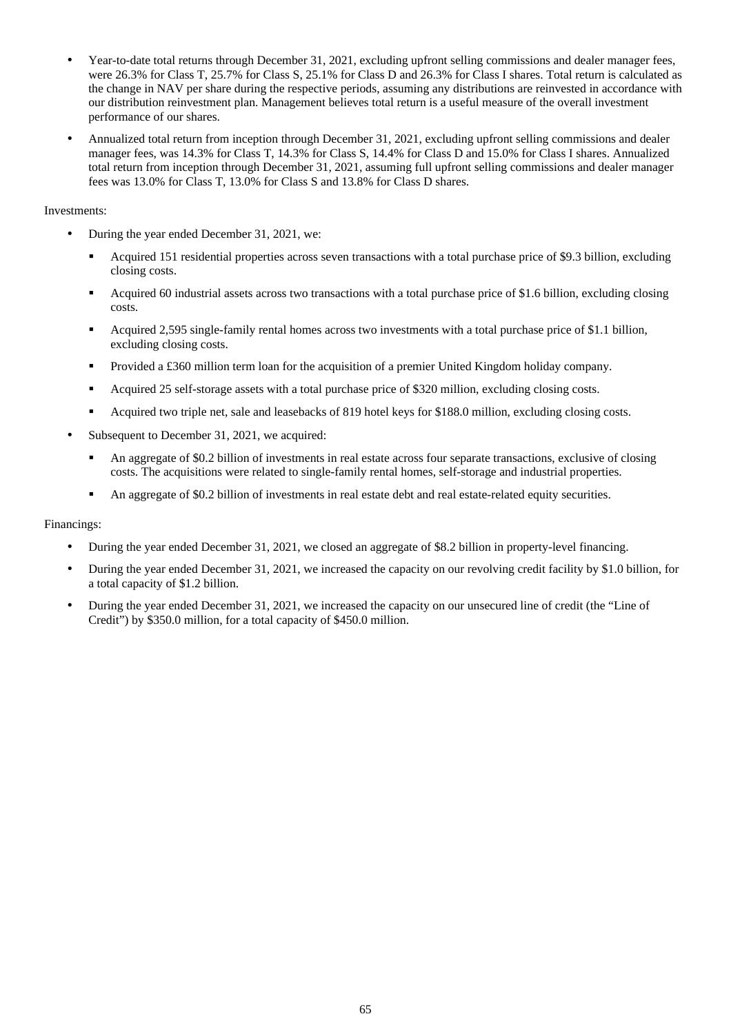- Year-to-date total returns through December 31, 2021, excluding upfront selling commissions and dealer manager fees, were 26.3% for Class T, 25.7% for Class S, 25.1% for Class D and 26.3% for Class I shares. Total return is calculated as the change in NAV per share during the respective periods, assuming any distributions are reinvested in accordance with our distribution reinvestment plan. Management believes total return is a useful measure of the overall investment performance of our shares.
- Annualized total return from inception through December 31, 2021, excluding upfront selling commissions and dealer manager fees, was 14.3% for Class T, 14.3% for Class S, 14.4% for Class D and 15.0% for Class I shares. Annualized total return from inception through December 31, 2021, assuming full upfront selling commissions and dealer manager fees was 13.0% for Class T, 13.0% for Class S and 13.8% for Class D shares.

Investments:

- During the year ended December 31, 2021, we:
  - Acquired 151 residential properties across seven transactions with a total purchase price of $9.3 billion, excluding closing costs.
  - Acquired 60 industrial assets across two transactions with a total purchase price of $1.6 billion, excluding closing costs.
  - Acquired 2,595 single-family rental homes across two investments with a total purchase price of $1.1 billion, excluding closing costs.
  - Provided a £360 million term loan for the acquisition of a premier United Kingdom holiday company.
  - Acquired 25 self-storage assets with a total purchase price of $320 million, excluding closing costs.
  - Acquired two triple net, sale and leasebacks of 819 hotel keys for $188.0 million, excluding closing costs.
- Subsequent to December 31, 2021, we acquired:
  - An aggregate of $0.2 billion of investments in real estate across four separate transactions, exclusive of closing costs. The acquisitions were related to single-family rental homes, self-storage and industrial properties.
  - An aggregate of $0.2 billion of investments in real estate debt and real estate-related equity securities.

Financings:

- During the year ended December 31, 2021, we closed an aggregate of $8.2 billion in property-level financing.
- During the year ended December 31, 2021, we increased the capacity on our revolving credit facility by $1.0 billion, for a total capacity of $1.2 billion.
- During the year ended December 31, 2021, we increased the capacity on our unsecured line of credit (the "Line of Credit") by $350.0 million, for a total capacity of $450.0 million.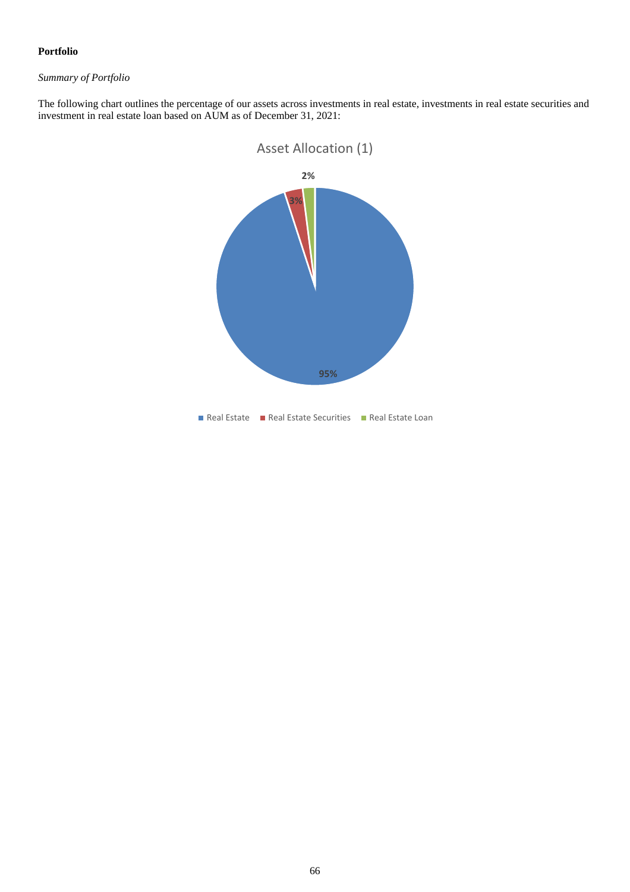**Portfolio**

*Summary of Portfolio*

The following chart outlines the percentage of our assets across investments in real estate, investments in real estate securities and investment in real estate loan based on AUM as of December 31, 2021:

Asset Allocation (1)

95%

3%

2%

Real Estate   Real Estate Securities   Real Estate Loan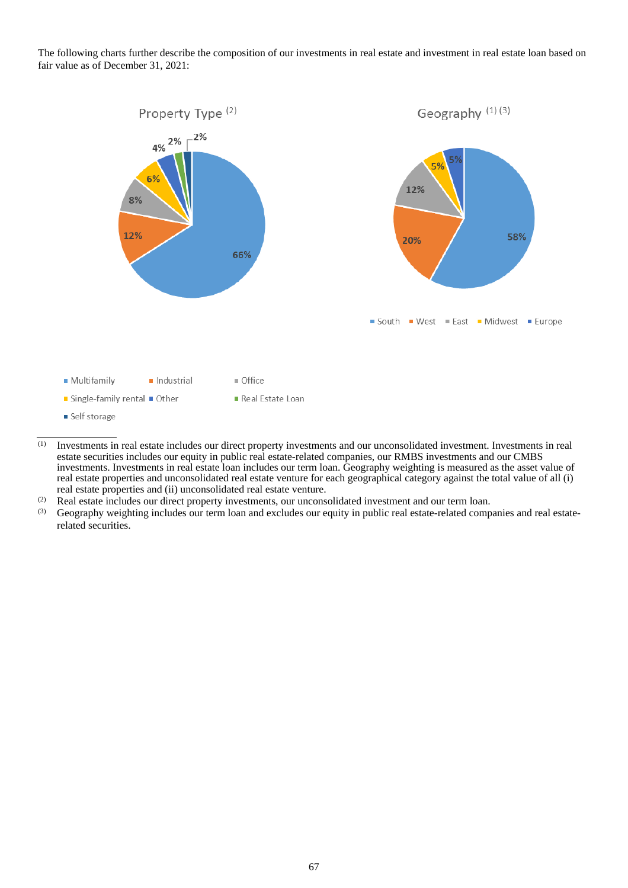The following charts further describe the composition of our investments in real estate and investment in real estate loan based on fair value as of December 31, 2021:

Property Type [2]

| Property Type | Percentage |
| --- | --- |
| Multifamily | 66% |
| Industrial | 12% |
| Office | 8% |
| Single-family rental | 6% |
| Other | 4% |
| Real Estate Loan | 2% |
| Self storage | 2% |

Geography [1] [3]

| Geography | Percentage |
| --- | --- |
| South | 58% |
| West | 20% |
| East | 12% |
| Midwest | 5% |
| Europe | 5% |

---

(1) Investments in real estate includes our direct property investments and our unconsolidated investment. Investments in real estate securities includes our equity in public real estate-related companies, our RMBS investments and our CMBS investments. Investments in real estate loan includes our term loan. Geography weighting is measured as the asset value of real estate properties and unconsolidated real estate venture for each geographical category against the total value of all (i) real estate properties and (ii) unconsolidated real estate venture.

(2) Real estate includes our direct property investments, our unconsolidated investment and our term loan.

(3) Geography weighting includes our term loan and excludes our equity in public real estate-related companies and real estate-related securities.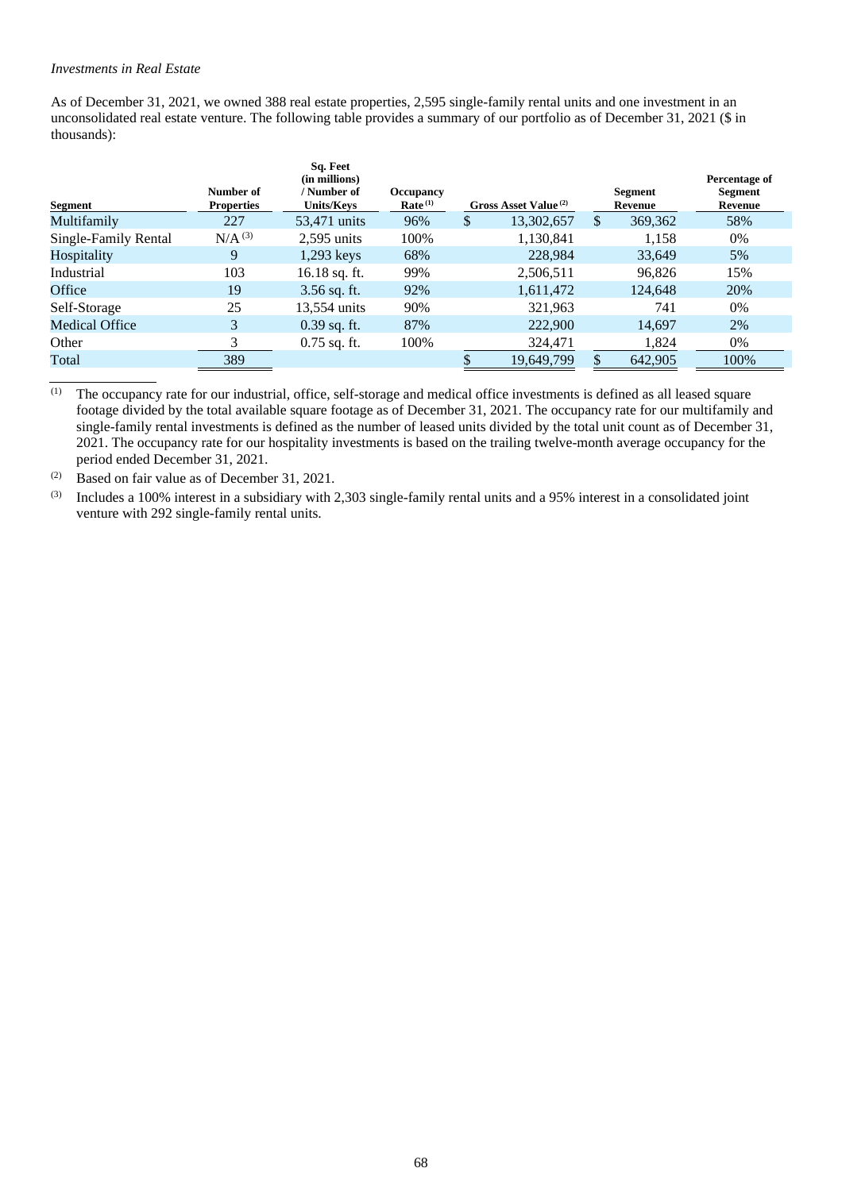*Investments in Real Estate*

As of December 31, 2021, we owned 388 real estate properties, 2,595 single-family rental units and one investment in an unconsolidated real estate venture. The following table provides a summary of our portfolio as of December 31, 2021 ($ in thousands):

| Segment | Number of Properties | Sq. Feet (in millions) / Number of Units/Keys | Occupancy Rate [(1)] | Gross Asset Value [(2)] | Segment Revenue | Percentage of Segment Revenue |
|---|---|---|---|---|---|---|
| Multifamily | 227 | 53,471 units | 96% | $ 13,302,657 | $ 369,362 | 58% |
| Single-Family Rental | N/A [(3)] | 2,595 units | 100% | 1,130,841 | 1,158 | 0% |
| Hospitality | 9 | 1,293 keys | 68% | 228,984 | 33,649 | 5% |
| Industrial | 103 | 16.18 sq. ft. | 99% | 2,506,511 | 96,826 | 15% |
| Office | 19 | 3.56 sq. ft. | 92% | 1,611,472 | 124,648 | 20% |
| Self-Storage | 25 | 13,554 units | 90% | 321,963 | 741 | 0% |
| Medical Office | 3 | 0.39 sq. ft. | 87% | 222,900 | 14,697 | 2% |
| Other | 3 | 0.75 sq. ft. | 100% | 324,471 | 1,824 | 0% |
| Total | 389 | | | $ 19,649,799 | $ 642,905 | 100% |

(1) The occupancy rate for our industrial, office, self-storage and medical office investments is defined as all leased square footage divided by the total available square footage as of December 31, 2021. The occupancy rate for our multifamily and single-family rental investments is defined as the number of leased units divided by the total unit count as of December 31, 2021. The occupancy rate for our hospitality investments is based on the trailing twelve-month average occupancy for the period ended December 31, 2021.

(2) Based on fair value as of December 31, 2021.

(3) Includes a 100% interest in a subsidiary with 2,303 single-family rental units and a 95% interest in a consolidated joint venture with 292 single-family rental units.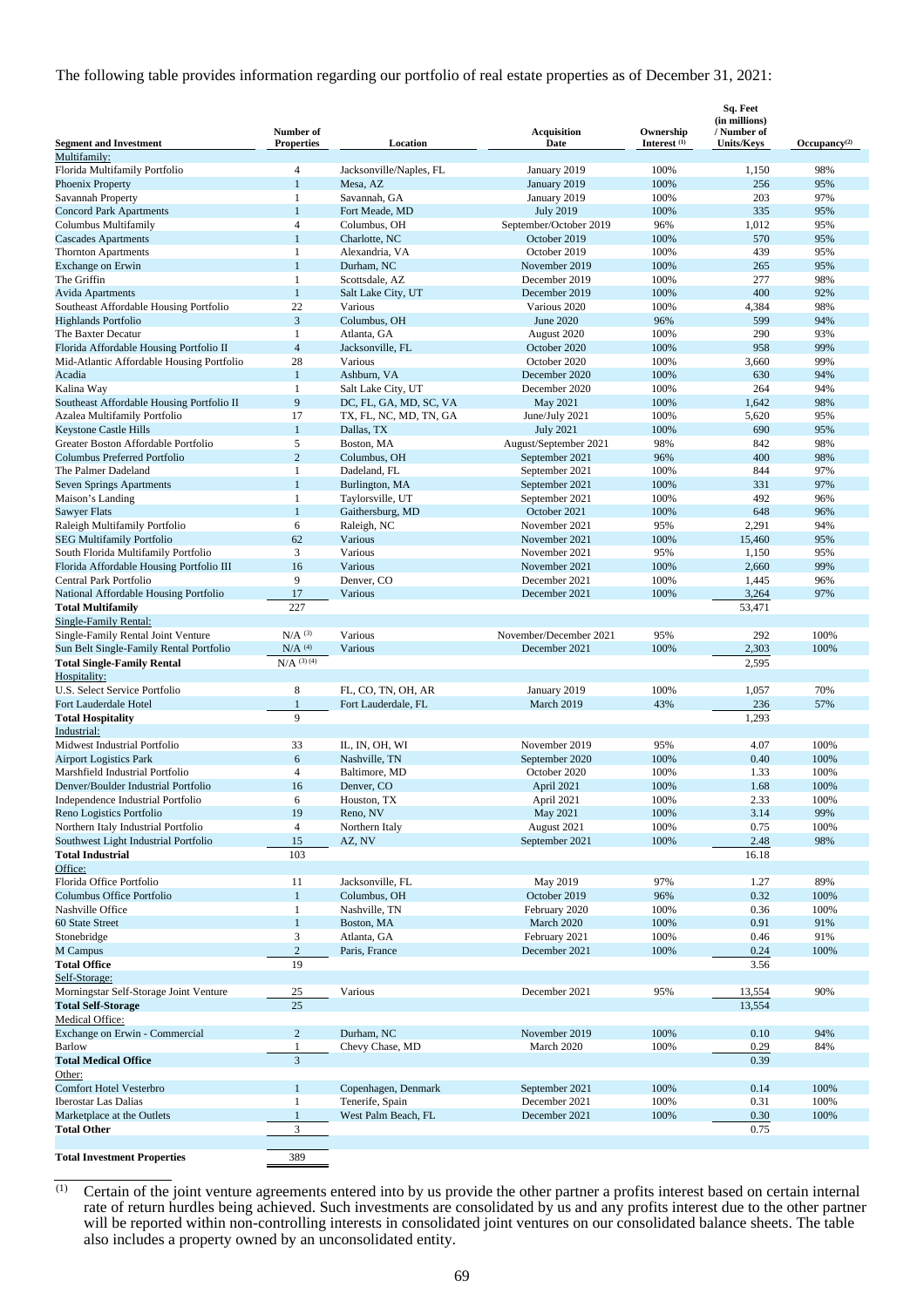The following table provides information regarding our portfolio of real estate properties as of December 31, 2021:

| Segment and Investment | Number of Properties | Location | Acquisition Date | Ownership Interest [(1)] | Sq. Feet (in millions) / Number of Units/Keys | Occupancy[(2)] |
|---|---|---|---|---|---|---|
| Multifamily: | | | | | | |
| Florida Multifamily Portfolio | 4 | Jacksonville/Naples, FL | January 2019 | 100% | 1,150 | 98% |
| Phoenix Property | 1 | Mesa, AZ | January 2019 | 100% | 256 | 95% |
| Savannah Property | 1 | Savannah, GA | January 2019 | 100% | 203 | 97% |
| Concord Park Apartments | 1 | Fort Meade, MD | July 2019 | 100% | 335 | 95% |
| Columbus Multifamily | 4 | Columbus, OH | September/October 2019 | 96% | 1,012 | 95% |
| Cascades Apartments | 1 | Charlotte, NC | October 2019 | 100% | 570 | 95% |
| Thornton Apartments | 1 | Alexandria, VA | October 2019 | 100% | 439 | 95% |
| Exchange on Erwin | 1 | Durham, NC | November 2019 | 100% | 265 | 95% |
| The Griffin | 1 | Scottsdale, AZ | December 2019 | 100% | 277 | 98% |
| Avida Apartments | 1 | Salt Lake City, UT | December 2019 | 100% | 400 | 92% |
| Southeast Affordable Housing Portfolio | 22 | Various | Various 2020 | 100% | 4,384 | 98% |
| Highlands Portfolio | 3 | Columbus, OH | June 2020 | 96% | 599 | 94% |
| The Baxter Decatur | 1 | Atlanta, GA | August 2020 | 100% | 290 | 93% |
| Florida Affordable Housing Portfolio II | 4 | Jacksonville, FL | October 2020 | 100% | 958 | 99% |
| Mid-Atlantic Affordable Housing Portfolio | 28 | Various | October 2020 | 100% | 3,660 | 99% |
| Acadia | 1 | Ashburn, VA | December 2020 | 100% | 630 | 94% |
| Kalina Way | 1 | Salt Lake City, UT | December 2020 | 100% | 264 | 94% |
| Southeast Affordable Housing Portfolio II | 9 | DC, FL, GA, MD, SC, VA | May 2021 | 100% | 1,642 | 98% |
| Azalea Multifamily Portfolio | 17 | TX, FL, NC, MD, TN, GA | June/July 2021 | 100% | 5,620 | 95% |
| Keystone Castle Hills | 1 | Dallas, TX | July 2021 | 100% | 690 | 95% |
| Greater Boston Affordable Portfolio | 5 | Boston, MA | August/September 2021 | 98% | 842 | 98% |
| Columbus Preferred Portfolio | 2 | Columbus, OH | September 2021 | 96% | 400 | 98% |
| The Palmer Dadeland | 1 | Dadeland, FL | September 2021 | 100% | 844 | 97% |
| Seven Springs Apartments | 1 | Burlington, MA | September 2021 | 100% | 331 | 97% |
| Maison's Landing | 1 | Taylorsville, UT | September 2021 | 100% | 492 | 96% |
| Sawyer Flats | 1 | Gaithersburg, MD | October 2021 | 100% | 648 | 96% |
| Raleigh Multifamily Portfolio | 6 | Raleigh, NC | November 2021 | 95% | 2,291 | 94% |
| SEG Multifamily Portfolio | 62 | Various | November 2021 | 100% | 15,460 | 95% |
| South Florida Multifamily Portfolio | 3 | Various | November 2021 | 95% | 1,150 | 95% |
| Florida Affordable Housing Portfolio III | 16 | Various | November 2021 | 100% | 2,660 | 99% |
| Central Park Portfolio | 9 | Denver, CO | December 2021 | 100% | 1,445 | 96% |
| National Affordable Housing Portfolio | 17 | Various | December 2021 | 100% | 3,264 | 97% |
| **Total Multifamily** | 227 | | | | 53,471 | |
| Single-Family Rental: | | | | | | |
| Single-Family Rental Joint Venture | N/A [(3)] | Various | November/December 2021 | 95% | 292 | 100% |
| Sun Belt Single-Family Rental Portfolio | N/A [(4)] | Various | December 2021 | 100% | 2,303 | 100% |
| **Total Single-Family Rental** | N/A [(3) (4)] | | | | 2,595 | |
| Hospitality: | | | | | | |
| U.S. Select Service Portfolio | 8 | FL, CO, TN, OH, AR | January 2019 | 100% | 1,057 | 70% |
| Fort Lauderdale Hotel | 1 | Fort Lauderdale, FL | March 2019 | 43% | 236 | 57% |
| **Total Hospitality** | 9 | | | | 1,293 | |
| Industrial: | | | | | | |
| Midwest Industrial Portfolio | 33 | IL, IN, OH, WI | November 2019 | 95% | 4.07 | 100% |
| Airport Logistics Park | 6 | Nashville, TN | September 2020 | 100% | 0.40 | 100% |
| Marshfield Industrial Portfolio | 4 | Baltimore, MD | October 2020 | 100% | 1.33 | 100% |
| Denver/Boulder Industrial Portfolio | 16 | Denver, CO | April 2021 | 100% | 1.68 | 100% |
| Independence Industrial Portfolio | 6 | Houston, TX | April 2021 | 100% | 2.33 | 100% |
| Reno Logistics Portfolio | 19 | Reno, NV | May 2021 | 100% | 3.14 | 99% |
| Northern Italy Industrial Portfolio | 4 | Northern Italy | August 2021 | 100% | 0.75 | 100% |
| Southwest Light Industrial Portfolio | 15 | AZ, NV | September 2021 | 100% | 2.48 | 98% |
| **Total Industrial** | 103 | | | | 16.18 | |
| Office: | | | | | | |
| Florida Office Portfolio | 11 | Jacksonville, FL | May 2019 | 97% | 1.27 | 89% |
| Columbus Office Portfolio | 1 | Columbus, OH | October 2019 | 96% | 0.32 | 100% |
| Nashville Office | 1 | Nashville, TN | February 2020 | 100% | 0.36 | 100% |
| 60 State Street | 1 | Boston, MA | March 2020 | 100% | 0.91 | 91% |
| Stonebridge | 3 | Atlanta, GA | February 2021 | 100% | 0.46 | 91% |
| M Campus | 2 | Paris, France | December 2021 | 100% | 0.24 | 100% |
| **Total Office** | 19 | | | | 3.56 | |
| Self-Storage: | | | | | | |
| Morningstar Self-Storage Joint Venture | 25 | Various | December 2021 | 95% | 13,554 | 90% |
| **Total Self-Storage** | 25 | | | | 13,554 | |
| Medical Office: | | | | | | |
| Exchange on Erwin - Commercial | 2 | Durham, NC | November 2019 | 100% | 0.10 | 94% |
| Barlow | 1 | Chevy Chase, MD | March 2020 | 100% | 0.29 | 84% |
| **Total Medical Office** | 3 | | | | 0.39 | |
| Other: | | | | | | |
| Comfort Hotel Vesterbro | 1 | Copenhagen, Denmark | September 2021 | 100% | 0.14 | 100% |
| Iberostar Las Dalias | 1 | Tenerife, Spain | December 2021 | 100% | 0.31 | 100% |
| Marketplace at the Outlets | 1 | West Palm Beach, FL | December 2021 | 100% | 0.30 | 100% |
| **Total Other** | 3 | | | | 0.75 | |
| **Total Investment Properties** | 389 | | | | | |

(1) Certain of the joint venture agreements entered into by us provide the other partner a profits interest based on certain internal rate of return hurdles being achieved. Such investments are consolidated by us and any profits interest due to the other partner will be reported within non-controlling interests in consolidated joint ventures on our consolidated balance sheets. The table also includes a property owned by an unconsolidated entity.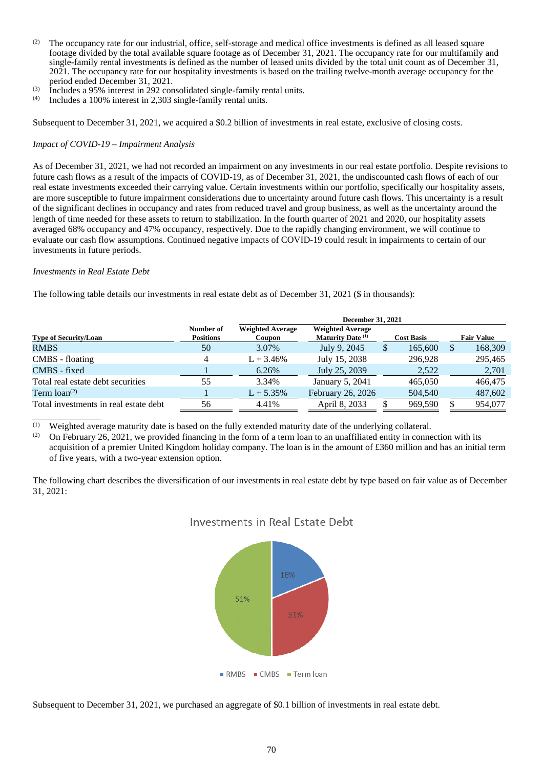(2) The occupancy rate for our industrial, office, self-storage and medical office investments is defined as all leased square footage divided by the total available square footage as of December 31, 2021. The occupancy rate for our multifamily and single-family rental investments is defined as the number of leased units divided by the total unit count as of December 31, 2021. The occupancy rate for our hospitality investments is based on the trailing twelve-month average occupancy for the period ended December 31, 2021.

(3) Includes a 95% interest in 292 consolidated single-family rental units.

(4) Includes a 100% interest in 2,303 single-family rental units.

Subsequent to December 31, 2021, we acquired a $0.2 billion of investments in real estate, exclusive of closing costs.

*Impact of COVID-19 – Impairment Analysis*

As of December 31, 2021, we had not recorded an impairment on any investments in our real estate portfolio. Despite revisions to future cash flows as a result of the impacts of COVID-19, as of December 31, 2021, the undiscounted cash flows of each of our real estate investments exceeded their carrying value. Certain investments within our portfolio, specifically our hospitality assets, are more susceptible to future impairment considerations due to uncertainty around future cash flows. This uncertainty is a result of the significant declines in occupancy and rates from reduced travel and group business, as well as the uncertainty around the length of time needed for these assets to return to stabilization. In the fourth quarter of 2021 and 2020, our hospitality assets averaged 68% occupancy and 47% occupancy, respectively. Due to the rapidly changing environment, we will continue to evaluate our cash flow assumptions. Continued negative impacts of COVID-19 could result in impairments to certain of our investments in future periods.

*Investments in Real Estate Debt*

The following table details our investments in real estate debt as of December 31, 2021 ($ in thousands):

| | December 31, 2021 | | | | |
|---|---|---|---|---|---|
| **Type of Security/Loan** | **Number of Positions** | **Weighted Average Coupon** | **Weighted Average Maturity Date (1)** | **Cost Basis** | **Fair Value** |
| RMBS | 50 | 3.07% | July 9, 2045 | $ 165,600 | $ 168,309 |
| CMBS - floating | 4 | L + 3.46% | July 15, 2038 | 296,928 | 295,465 |
| CMBS - fixed | 1 | 6.26% | July 25, 2039 | 2,522 | 2,701 |
| Total real estate debt securities | 55 | 3.34% | January 5, 2041 | 465,050 | 466,475 |
| Term loan(2) | 1 | L + 5.35% | February 26, 2026 | 504,540 | 487,602 |
| Total investments in real estate debt | 56 | 4.41% | April 8, 2033 | $ 969,590 | $ 954,077 |

(1) Weighted average maturity date is based on the fully extended maturity date of the underlying collateral.

(2) On February 26, 2021, we provided financing in the form of a term loan to an unaffiliated entity in connection with its acquisition of a premier United Kingdom holiday company. The loan is in the amount of £360 million and has an initial term of five years, with a two-year extension option.

The following chart describes the diversification of our investments in real estate debt by type based on fair value as of December 31, 2021:

Investments in Real Estate Debt

RMBS 18%; CMBS 31%; Term loan 51%

Subsequent to December 31, 2021, we purchased an aggregate of $0.1 billion of investments in real estate debt.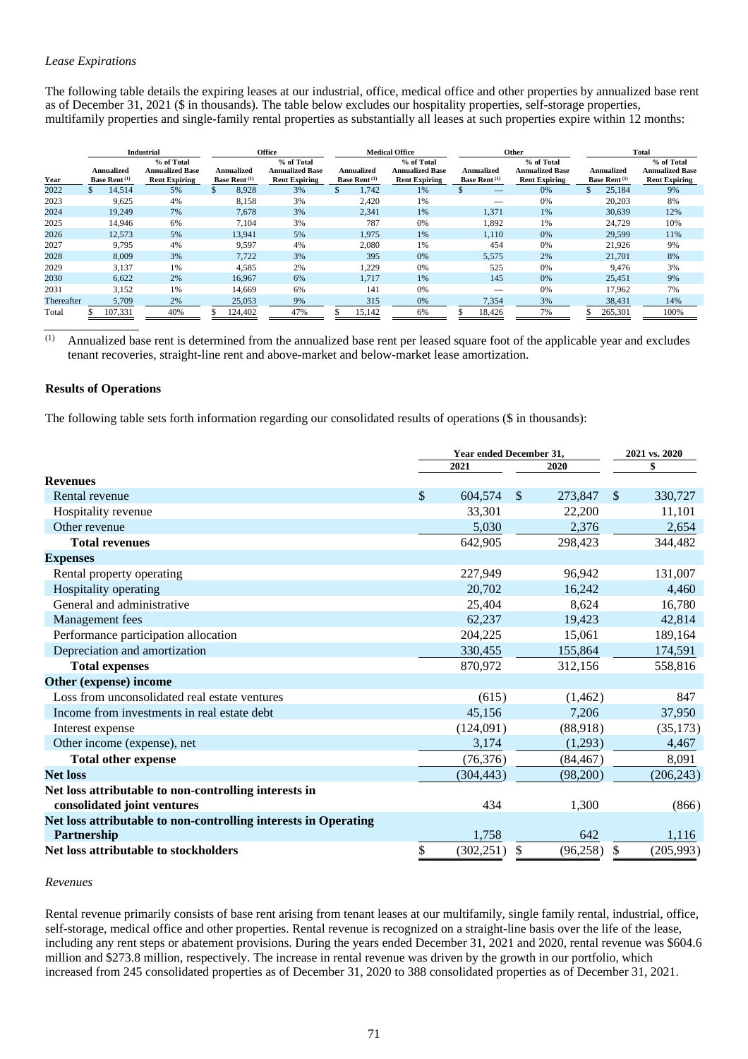*Lease Expirations*

The following table details the expiring leases at our industrial, office, medical office and other properties by annualized base rent as of December 31, 2021 ($ in thousands). The table below excludes our hospitality properties, self-storage properties, multifamily properties and single-family rental properties as substantially all leases at such properties expire within 12 months:

| | Industrial | | Office | | Medical Office | | Other | | Total | |
|---|---|---|---|---|---|---|---|---|---|---|
| Year | Annualized Base Rent [(1)] | % of Total Annualized Base Rent Expiring | Annualized Base Rent [(1)] | % of Total Annualized Base Rent Expiring | Annualized Base Rent [(1)] | % of Total Annualized Base Rent Expiring | Annualized Base Rent [(1)] | % of Total Annualized Base Rent Expiring | Annualized Base Rent [(1)] | % of Total Annualized Base Rent Expiring |
| 2022 | $ 14,514 | 5% | $ 8,928 | 3% | $ 1,742 | 1% | $ — | 0% | $ 25,184 | 9% |
| 2023 | 9,625 | 4% | 8,158 | 3% | 2,420 | 1% | — | 0% | 20,203 | 8% |
| 2024 | 19,249 | 7% | 7,678 | 3% | 2,341 | 1% | 1,371 | 1% | 30,639 | 12% |
| 2025 | 14,946 | 6% | 7,104 | 3% | 787 | 0% | 1,892 | 1% | 24,729 | 10% |
| 2026 | 12,573 | 5% | 13,941 | 5% | 1,975 | 1% | 1,110 | 0% | 29,599 | 11% |
| 2027 | 9,795 | 4% | 9,597 | 4% | 2,080 | 1% | 454 | 0% | 21,926 | 9% |
| 2028 | 8,009 | 3% | 7,722 | 3% | 395 | 0% | 5,575 | 2% | 21,701 | 8% |
| 2029 | 3,137 | 1% | 4,585 | 2% | 1,229 | 0% | 525 | 0% | 9,476 | 3% |
| 2030 | 6,622 | 2% | 16,967 | 6% | 1,717 | 1% | 145 | 0% | 25,451 | 9% |
| 2031 | 3,152 | 1% | 14,669 | 6% | 141 | 0% | — | 0% | 17,962 | 7% |
| Thereafter | 5,709 | 2% | 25,053 | 9% | 315 | 0% | 7,354 | 3% | 38,431 | 14% |
| Total | $ 107,331 | 40% | $ 124,402 | 47% | $ 15,142 | 6% | $ 18,426 | 7% | $ 265,301 | 100% |

(1) Annualized base rent is determined from the annualized base rent per leased square foot of the applicable year and excludes tenant recoveries, straight-line rent and above-market and below-market lease amortization.

## Results of Operations

The following table sets forth information regarding our consolidated results of operations ($ in thousands):

| | Year ended December 31, | | 2021 vs. 2020 |
|---|---|---|---|
| | 2021 | 2020 | $ |
| **Revenues** | | | |
| Rental revenue | $ 604,574 | $ 273,847 | $ 330,727 |
| Hospitality revenue | 33,301 | 22,200 | 11,101 |
| Other revenue | 5,030 | 2,376 | 2,654 |
| **Total revenues** | 642,905 | 298,423 | 344,482 |
| **Expenses** | | | |
| Rental property operating | 227,949 | 96,942 | 131,007 |
| Hospitality operating | 20,702 | 16,242 | 4,460 |
| General and administrative | 25,404 | 8,624 | 16,780 |
| Management fees | 62,237 | 19,423 | 42,814 |
| Performance participation allocation | 204,225 | 15,061 | 189,164 |
| Depreciation and amortization | 330,455 | 155,864 | 174,591 |
| **Total expenses** | 870,972 | 312,156 | 558,816 |
| **Other (expense) income** | | | |
| Loss from unconsolidated real estate ventures | (615) | (1,462) | 847 |
| Income from investments in real estate debt | 45,156 | 7,206 | 37,950 |
| Interest expense | (124,091) | (88,918) | (35,173) |
| Other income (expense), net | 3,174 | (1,293) | 4,467 |
| **Total other expense** | (76,376) | (84,467) | 8,091 |
| **Net loss** | (304,443) | (98,200) | (206,243) |
| **Net loss attributable to non-controlling interests in consolidated joint ventures** | 434 | 1,300 | (866) |
| **Net loss attributable to non-controlling interests in Operating Partnership** | 1,758 | 642 | 1,116 |
| **Net loss attributable to stockholders** | $ (302,251) | $ (96,258) | $ (205,993) |

*Revenues*

Rental revenue primarily consists of base rent arising from tenant leases at our multifamily, single family rental, industrial, office, self-storage, medical office and other properties. Rental revenue is recognized on a straight-line basis over the life of the lease, including any rent steps or abatement provisions. During the years ended December 31, 2021 and 2020, rental revenue was $604.6 million and $273.8 million, respectively. The increase in rental revenue was driven by the growth in our portfolio, which increased from 245 consolidated properties as of December 31, 2020 to 388 consolidated properties as of December 31, 2021.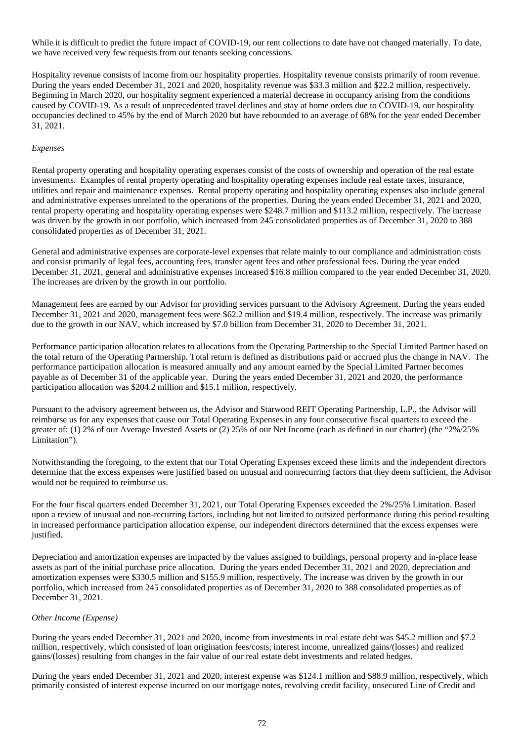While it is difficult to predict the future impact of COVID-19, our rent collections to date have not changed materially. To date, we have received very few requests from our tenants seeking concessions.

Hospitality revenue consists of income from our hospitality properties. Hospitality revenue consists primarily of room revenue. During the years ended December 31, 2021 and 2020, hospitality revenue was $33.3 million and $22.2 million, respectively. Beginning in March 2020, our hospitality segment experienced a material decrease in occupancy arising from the conditions caused by COVID-19. As a result of unprecedented travel declines and stay at home orders due to COVID-19, our hospitality occupancies declined to 45% by the end of March 2020 but have rebounded to an average of 68% for the year ended December 31, 2021.

*Expenses*

Rental property operating and hospitality operating expenses consist of the costs of ownership and operation of the real estate investments. Examples of rental property operating and hospitality operating expenses include real estate taxes, insurance, utilities and repair and maintenance expenses. Rental property operating and hospitality operating expenses also include general and administrative expenses unrelated to the operations of the properties. During the years ended December 31, 2021 and 2020, rental property operating and hospitality operating expenses were $248.7 million and $113.2 million, respectively. The increase was driven by the growth in our portfolio, which increased from 245 consolidated properties as of December 31, 2020 to 388 consolidated properties as of December 31, 2021.

General and administrative expenses are corporate-level expenses that relate mainly to our compliance and administration costs and consist primarily of legal fees, accounting fees, transfer agent fees and other professional fees. During the year ended December 31, 2021, general and administrative expenses increased $16.8 million compared to the year ended December 31, 2020. The increases are driven by the growth in our portfolio.

Management fees are earned by our Advisor for providing services pursuant to the Advisory Agreement. During the years ended December 31, 2021 and 2020, management fees were $62.2 million and $19.4 million, respectively. The increase was primarily due to the growth in our NAV, which increased by $7.0 billion from December 31, 2020 to December 31, 2021.

Performance participation allocation relates to allocations from the Operating Partnership to the Special Limited Partner based on the total return of the Operating Partnership. Total return is defined as distributions paid or accrued plus the change in NAV. The performance participation allocation is measured annually and any amount earned by the Special Limited Partner becomes payable as of December 31 of the applicable year. During the years ended December 31, 2021 and 2020, the performance participation allocation was $204.2 million and $15.1 million, respectively.

Pursuant to the advisory agreement between us, the Advisor and Starwood REIT Operating Partnership, L.P., the Advisor will reimburse us for any expenses that cause our Total Operating Expenses in any four consecutive fiscal quarters to exceed the greater of: (1) 2% of our Average Invested Assets or (2) 25% of our Net Income (each as defined in our charter) (the "2%/25% Limitation").

Notwithstanding the foregoing, to the extent that our Total Operating Expenses exceed these limits and the independent directors determine that the excess expenses were justified based on unusual and nonrecurring factors that they deem sufficient, the Advisor would not be required to reimburse us.

For the four fiscal quarters ended December 31, 2021, our Total Operating Expenses exceeded the 2%/25% Limitation. Based upon a review of unusual and non-recurring factors, including but not limited to outsized performance during this period resulting in increased performance participation allocation expense, our independent directors determined that the excess expenses were justified.

Depreciation and amortization expenses are impacted by the values assigned to buildings, personal property and in-place lease assets as part of the initial purchase price allocation. During the years ended December 31, 2021 and 2020, depreciation and amortization expenses were $330.5 million and $155.9 million, respectively. The increase was driven by the growth in our portfolio, which increased from 245 consolidated properties as of December 31, 2020 to 388 consolidated properties as of December 31, 2021.

*Other Income (Expense)*

During the years ended December 31, 2021 and 2020, income from investments in real estate debt was $45.2 million and $7.2 million, respectively, which consisted of loan origination fees/costs, interest income, unrealized gains/(losses) and realized gains/(losses) resulting from changes in the fair value of our real estate debt investments and related hedges.

During the years ended December 31, 2021 and 2020, interest expense was $124.1 million and $88.9 million, respectively, which primarily consisted of interest expense incurred on our mortgage notes, revolving credit facility, unsecured Line of Credit and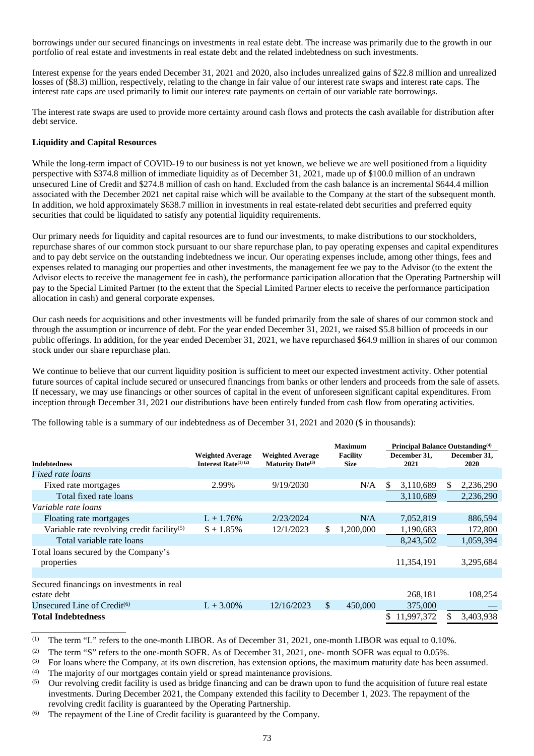borrowings under our secured financings on investments in real estate debt. The increase was primarily due to the growth in our portfolio of real estate and investments in real estate debt and the related indebtedness on such investments.

Interest expense for the years ended December 31, 2021 and 2020, also includes unrealized gains of $22.8 million and unrealized losses of ($8.3) million, respectively, relating to the change in fair value of our interest rate swaps and interest rate caps. The interest rate caps are used primarily to limit our interest rate payments on certain of our variable rate borrowings.

The interest rate swaps are used to provide more certainty around cash flows and protects the cash available for distribution after debt service.

**Liquidity and Capital Resources**

While the long-term impact of COVID-19 to our business is not yet known, we believe we are well positioned from a liquidity perspective with $374.8 million of immediate liquidity as of December 31, 2021, made up of $100.0 million of an undrawn unsecured Line of Credit and $274.8 million of cash on hand. Excluded from the cash balance is an incremental $644.4 million associated with the December 2021 net capital raise which will be available to the Company at the start of the subsequent month. In addition, we hold approximately $638.7 million in investments in real estate-related debt securities and preferred equity securities that could be liquidated to satisfy any potential liquidity requirements.

Our primary needs for liquidity and capital resources are to fund our investments, to make distributions to our stockholders, repurchase shares of our common stock pursuant to our share repurchase plan, to pay operating expenses and capital expenditures and to pay debt service on the outstanding indebtedness we incur. Our operating expenses include, among other things, fees and expenses related to managing our properties and other investments, the management fee we pay to the Advisor (to the extent the Advisor elects to receive the management fee in cash), the performance participation allocation that the Operating Partnership will pay to the Special Limited Partner (to the extent that the Special Limited Partner elects to receive the performance participation allocation in cash) and general corporate expenses.

Our cash needs for acquisitions and other investments will be funded primarily from the sale of shares of our common stock and through the assumption or incurrence of debt. For the year ended December 31, 2021, we raised $5.8 billion of proceeds in our public offerings. In addition, for the year ended December 31, 2021, we have repurchased $64.9 million in shares of our common stock under our share repurchase plan.

We continue to believe that our current liquidity position is sufficient to meet our expected investment activity. Other potential future sources of capital include secured or unsecured financings from banks or other lenders and proceeds from the sale of assets. If necessary, we may use financings or other sources of capital in the event of unforeseen significant capital expenditures. From inception through December 31, 2021 our distributions have been entirely funded from cash flow from operating activities.

The following table is a summary of our indebtedness as of December 31, 2021 and 2020 ($ in thousands):

| Indebtedness | Weighted Average Interest Rate[(1)(2)] | Weighted Average Maturity Date[(3)] | Maximum Facility Size | Principal Balance Outstanding[(4)] December 31, 2021 | Principal Balance Outstanding[(4)] December 31, 2020 |
|---|---|---|---|---|---|
| *Fixed rate loans* | | | | | |
| Fixed rate mortgages | 2.99% | 9/19/2030 | N/A | $ 3,110,689 | $ 2,236,290 |
| Total fixed rate loans | | | | 3,110,689 | 2,236,290 |
| *Variable rate loans* | | | | | |
| Floating rate mortgages | L + 1.76% | 2/23/2024 | N/A | 7,052,819 | 886,594 |
| Variable rate revolving credit facility[(5)] | S + 1.85% | 12/1/2023 | $ 1,200,000 | 1,190,683 | 172,800 |
| Total variable rate loans | | | | 8,243,502 | 1,059,394 |
| Total loans secured by the Company's properties | | | | 11,354,191 | 3,295,684 |
| | | | | | |
| Secured financings on investments in real estate debt | | | | 268,181 | 108,254 |
| Unsecured Line of Credit[(6)] | L + 3.00% | 12/16/2023 | $ 450,000 | 375,000 | — |
| **Total Indebtedness** | | | | $ 11,997,372 | $ 3,403,938 |

(1) The term "L" refers to the one-month LIBOR. As of December 31, 2021, one-month LIBOR was equal to 0.10%.

(2) The term "S" refers to the one-month SOFR. As of December 31, 2021, one- month SOFR was equal to 0.05%.

(3) For loans where the Company, at its own discretion, has extension options, the maximum maturity date has been assumed.

(4) The majority of our mortgages contain yield or spread maintenance provisions.

(5) Our revolving credit facility is used as bridge financing and can be drawn upon to fund the acquisition of future real estate investments. During December 2021, the Company extended this facility to December 1, 2023. The repayment of the revolving credit facility is guaranteed by the Operating Partnership.

(6) The repayment of the Line of Credit facility is guaranteed by the Company.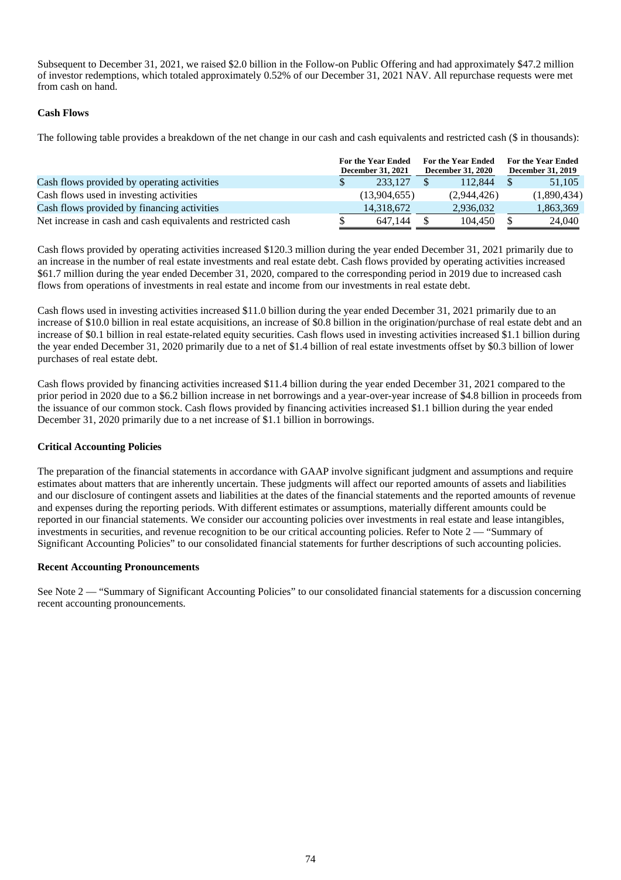Subsequent to December 31, 2021, we raised $2.0 billion in the Follow-on Public Offering and had approximately $47.2 million of investor redemptions, which totaled approximately 0.52% of our December 31, 2021 NAV. All repurchase requests were met from cash on hand.

**Cash Flows**

The following table provides a breakdown of the net change in our cash and cash equivalents and restricted cash ($ in thousands):

| | For the Year Ended December 31, 2021 | For the Year Ended December 31, 2020 | For the Year Ended December 31, 2019 |
|---|---|---|---|
| Cash flows provided by operating activities | $ 233,127 | $ 112,844 | $ 51,105 |
| Cash flows used in investing activities | (13,904,655) | (2,944,426) | (1,890,434) |
| Cash flows provided by financing activities | 14,318,672 | 2,936,032 | 1,863,369 |
| Net increase in cash and cash equivalents and restricted cash | $ 647,144 | $ 104,450 | $ 24,040 |

Cash flows provided by operating activities increased $120.3 million during the year ended December 31, 2021 primarily due to an increase in the number of real estate investments and real estate debt. Cash flows provided by operating activities increased $61.7 million during the year ended December 31, 2020, compared to the corresponding period in 2019 due to increased cash flows from operations of investments in real estate and income from our investments in real estate debt.

Cash flows used in investing activities increased $11.0 billion during the year ended December 31, 2021 primarily due to an increase of $10.0 billion in real estate acquisitions, an increase of $0.8 billion in the origination/purchase of real estate debt and an increase of $0.1 billion in real estate-related equity securities. Cash flows used in investing activities increased $1.1 billion during the year ended December 31, 2020 primarily due to a net of $1.4 billion of real estate investments offset by $0.3 billion of lower purchases of real estate debt.

Cash flows provided by financing activities increased $11.4 billion during the year ended December 31, 2021 compared to the prior period in 2020 due to a $6.2 billion increase in net borrowings and a year-over-year increase of $4.8 billion in proceeds from the issuance of our common stock. Cash flows provided by financing activities increased $1.1 billion during the year ended December 31, 2020 primarily due to a net increase of $1.1 billion in borrowings.

**Critical Accounting Policies**

The preparation of the financial statements in accordance with GAAP involve significant judgment and assumptions and require estimates about matters that are inherently uncertain. These judgments will affect our reported amounts of assets and liabilities and our disclosure of contingent assets and liabilities at the dates of the financial statements and the reported amounts of revenue and expenses during the reporting periods. With different estimates or assumptions, materially different amounts could be reported in our financial statements. We consider our accounting policies over investments in real estate and lease intangibles, investments in securities, and revenue recognition to be our critical accounting policies. Refer to Note 2 — "Summary of Significant Accounting Policies" to our consolidated financial statements for further descriptions of such accounting policies.

**Recent Accounting Pronouncements**

See Note 2 — "Summary of Significant Accounting Policies" to our consolidated financial statements for a discussion concerning recent accounting pronouncements.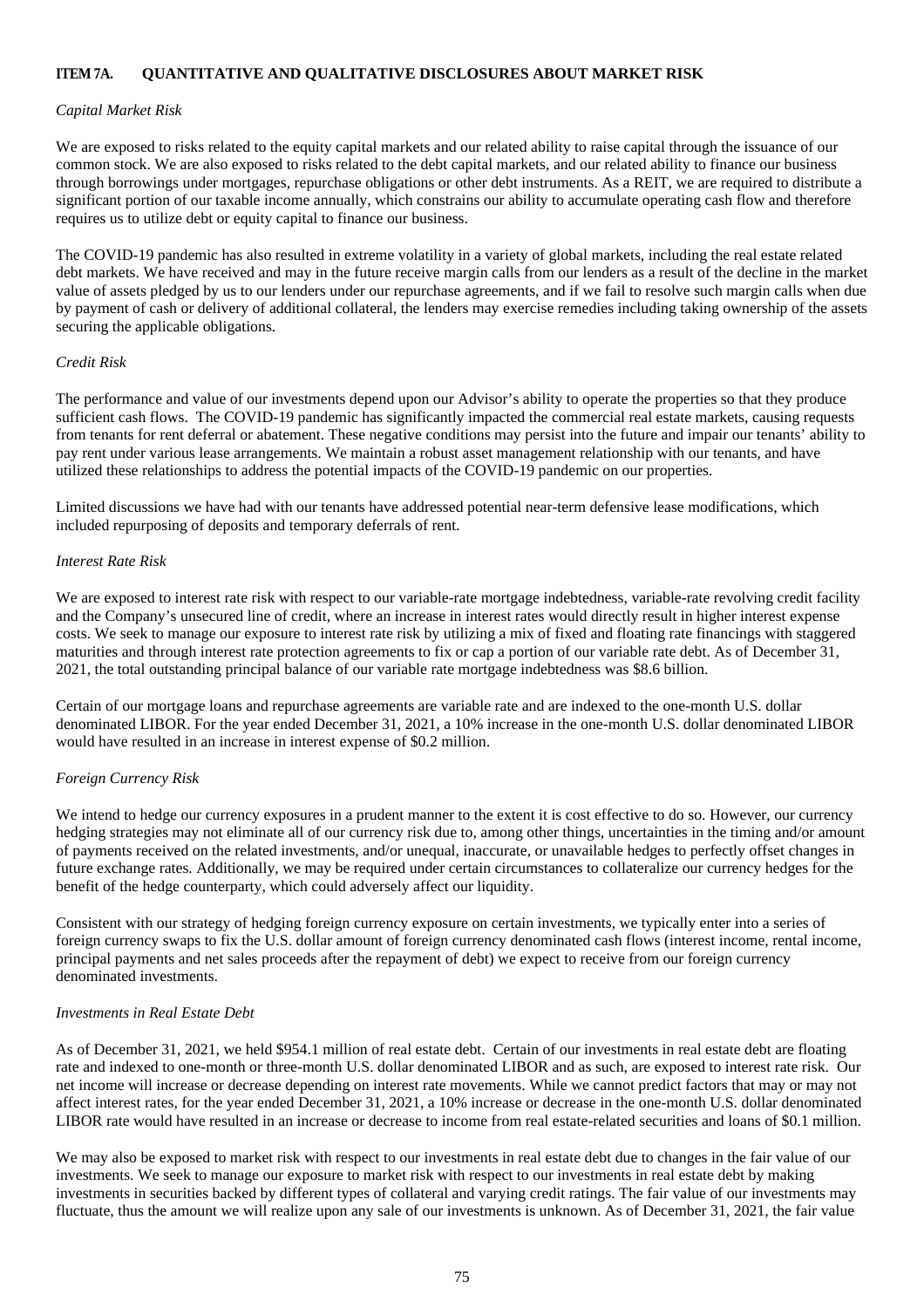## ITEM 7A. QUANTITATIVE AND QUALITATIVE DISCLOSURES ABOUT MARKET RISK

*Capital Market Risk*

We are exposed to risks related to the equity capital markets and our related ability to raise capital through the issuance of our common stock. We are also exposed to risks related to the debt capital markets, and our related ability to finance our business through borrowings under mortgages, repurchase obligations or other debt instruments. As a REIT, we are required to distribute a significant portion of our taxable income annually, which constrains our ability to accumulate operating cash flow and therefore requires us to utilize debt or equity capital to finance our business.

The COVID-19 pandemic has also resulted in extreme volatility in a variety of global markets, including the real estate related debt markets. We have received and may in the future receive margin calls from our lenders as a result of the decline in the market value of assets pledged by us to our lenders under our repurchase agreements, and if we fail to resolve such margin calls when due by payment of cash or delivery of additional collateral, the lenders may exercise remedies including taking ownership of the assets securing the applicable obligations.

*Credit Risk*

The performance and value of our investments depend upon our Advisor's ability to operate the properties so that they produce sufficient cash flows. The COVID-19 pandemic has significantly impacted the commercial real estate markets, causing requests from tenants for rent deferral or abatement. These negative conditions may persist into the future and impair our tenants' ability to pay rent under various lease arrangements. We maintain a robust asset management relationship with our tenants, and have utilized these relationships to address the potential impacts of the COVID-19 pandemic on our properties.

Limited discussions we have had with our tenants have addressed potential near-term defensive lease modifications, which included repurposing of deposits and temporary deferrals of rent.

*Interest Rate Risk*

We are exposed to interest rate risk with respect to our variable-rate mortgage indebtedness, variable-rate revolving credit facility and the Company's unsecured line of credit, where an increase in interest rates would directly result in higher interest expense costs. We seek to manage our exposure to interest rate risk by utilizing a mix of fixed and floating rate financings with staggered maturities and through interest rate protection agreements to fix or cap a portion of our variable rate debt. As of December 31, 2021, the total outstanding principal balance of our variable rate mortgage indebtedness was $8.6 billion.

Certain of our mortgage loans and repurchase agreements are variable rate and are indexed to the one-month U.S. dollar denominated LIBOR. For the year ended December 31, 2021, a 10% increase in the one-month U.S. dollar denominated LIBOR would have resulted in an increase in interest expense of $0.2 million.

*Foreign Currency Risk*

We intend to hedge our currency exposures in a prudent manner to the extent it is cost effective to do so. However, our currency hedging strategies may not eliminate all of our currency risk due to, among other things, uncertainties in the timing and/or amount of payments received on the related investments, and/or unequal, inaccurate, or unavailable hedges to perfectly offset changes in future exchange rates. Additionally, we may be required under certain circumstances to collateralize our currency hedges for the benefit of the hedge counterparty, which could adversely affect our liquidity.

Consistent with our strategy of hedging foreign currency exposure on certain investments, we typically enter into a series of foreign currency swaps to fix the U.S. dollar amount of foreign currency denominated cash flows (interest income, rental income, principal payments and net sales proceeds after the repayment of debt) we expect to receive from our foreign currency denominated investments.

*Investments in Real Estate Debt*

As of December 31, 2021, we held $954.1 million of real estate debt. Certain of our investments in real estate debt are floating rate and indexed to one-month or three-month U.S. dollar denominated LIBOR and as such, are exposed to interest rate risk. Our net income will increase or decrease depending on interest rate movements. While we cannot predict factors that may or may not affect interest rates, for the year ended December 31, 2021, a 10% increase or decrease in the one-month U.S. dollar denominated LIBOR rate would have resulted in an increase or decrease to income from real estate-related securities and loans of $0.1 million.

We may also be exposed to market risk with respect to our investments in real estate debt due to changes in the fair value of our investments. We seek to manage our exposure to market risk with respect to our investments in real estate debt by making investments in securities backed by different types of collateral and varying credit ratings. The fair value of our investments may fluctuate, thus the amount we will realize upon any sale of our investments is unknown. As of December 31, 2021, the fair value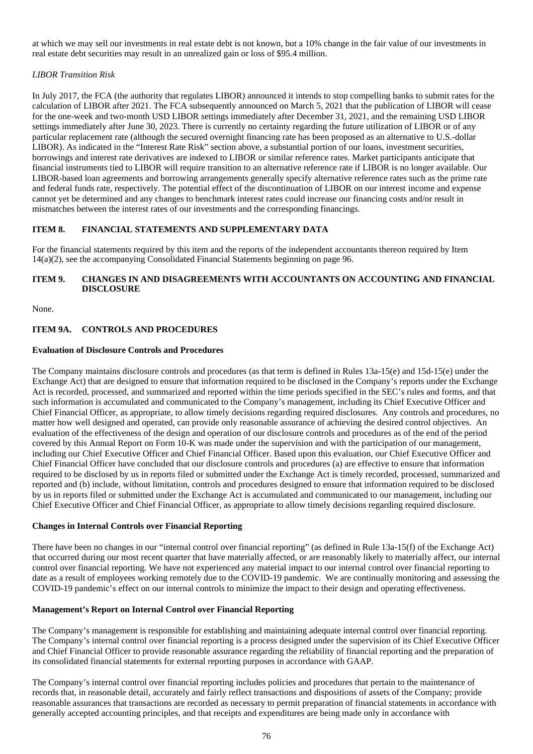at which we may sell our investments in real estate debt is not known, but a 10% change in the fair value of our investments in real estate debt securities may result in an unrealized gain or loss of $95.4 million.

*LIBOR Transition Risk*

In July 2017, the FCA (the authority that regulates LIBOR) announced it intends to stop compelling banks to submit rates for the calculation of LIBOR after 2021. The FCA subsequently announced on March 5, 2021 that the publication of LIBOR will cease for the one-week and two-month USD LIBOR settings immediately after December 31, 2021, and the remaining USD LIBOR settings immediately after June 30, 2023. There is currently no certainty regarding the future utilization of LIBOR or of any particular replacement rate (although the secured overnight financing rate has been proposed as an alternative to U.S.-dollar LIBOR). As indicated in the "Interest Rate Risk" section above, a substantial portion of our loans, investment securities, borrowings and interest rate derivatives are indexed to LIBOR or similar reference rates. Market participants anticipate that financial instruments tied to LIBOR will require transition to an alternative reference rate if LIBOR is no longer available. Our LIBOR-based loan agreements and borrowing arrangements generally specify alternative reference rates such as the prime rate and federal funds rate, respectively. The potential effect of the discontinuation of LIBOR on our interest income and expense cannot yet be determined and any changes to benchmark interest rates could increase our financing costs and/or result in mismatches between the interest rates of our investments and the corresponding financings.

## ITEM 8. FINANCIAL STATEMENTS AND SUPPLEMENTARY DATA

For the financial statements required by this item and the reports of the independent accountants thereon required by Item 14(a)(2), see the accompanying Consolidated Financial Statements beginning on page 96.

## ITEM 9. CHANGES IN AND DISAGREEMENTS WITH ACCOUNTANTS ON ACCOUNTING AND FINANCIAL DISCLOSURE

None.

## ITEM 9A. CONTROLS AND PROCEDURES

### Evaluation of Disclosure Controls and Procedures

The Company maintains disclosure controls and procedures (as that term is defined in Rules 13a-15(e) and 15d-15(e) under the Exchange Act) that are designed to ensure that information required to be disclosed in the Company's reports under the Exchange Act is recorded, processed, and summarized and reported within the time periods specified in the SEC's rules and forms, and that such information is accumulated and communicated to the Company's management, including its Chief Executive Officer and Chief Financial Officer, as appropriate, to allow timely decisions regarding required disclosures. Any controls and procedures, no matter how well designed and operated, can provide only reasonable assurance of achieving the desired control objectives. An evaluation of the effectiveness of the design and operation of our disclosure controls and procedures as of the end of the period covered by this Annual Report on Form 10-K was made under the supervision and with the participation of our management, including our Chief Executive Officer and Chief Financial Officer. Based upon this evaluation, our Chief Executive Officer and Chief Financial Officer have concluded that our disclosure controls and procedures (a) are effective to ensure that information required to be disclosed by us in reports filed or submitted under the Exchange Act is timely recorded, processed, summarized and reported and (b) include, without limitation, controls and procedures designed to ensure that information required to be disclosed by us in reports filed or submitted under the Exchange Act is accumulated and communicated to our management, including our Chief Executive Officer and Chief Financial Officer, as appropriate to allow timely decisions regarding required disclosure.

### Changes in Internal Controls over Financial Reporting

There have been no changes in our "internal control over financial reporting" (as defined in Rule 13a-15(f) of the Exchange Act) that occurred during our most recent quarter that have materially affected, or are reasonably likely to materially affect, our internal control over financial reporting. We have not experienced any material impact to our internal control over financial reporting to date as a result of employees working remotely due to the COVID-19 pandemic. We are continually monitoring and assessing the COVID-19 pandemic's effect on our internal controls to minimize the impact to their design and operating effectiveness.

### Management's Report on Internal Control over Financial Reporting

The Company's management is responsible for establishing and maintaining adequate internal control over financial reporting. The Company's internal control over financial reporting is a process designed under the supervision of its Chief Executive Officer and Chief Financial Officer to provide reasonable assurance regarding the reliability of financial reporting and the preparation of its consolidated financial statements for external reporting purposes in accordance with GAAP.

The Company's internal control over financial reporting includes policies and procedures that pertain to the maintenance of records that, in reasonable detail, accurately and fairly reflect transactions and dispositions of assets of the Company; provide reasonable assurances that transactions are recorded as necessary to permit preparation of financial statements in accordance with generally accepted accounting principles, and that receipts and expenditures are being made only in accordance with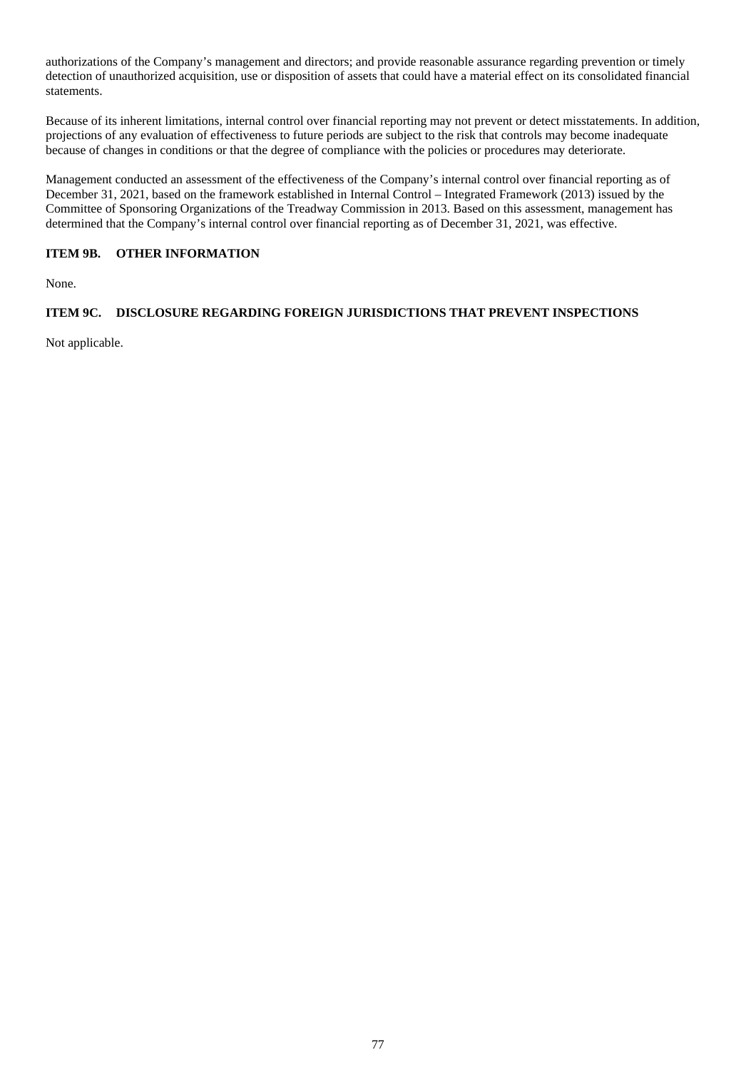authorizations of the Company's management and directors; and provide reasonable assurance regarding prevention or timely detection of unauthorized acquisition, use or disposition of assets that could have a material effect on its consolidated financial statements.

Because of its inherent limitations, internal control over financial reporting may not prevent or detect misstatements. In addition, projections of any evaluation of effectiveness to future periods are subject to the risk that controls may become inadequate because of changes in conditions or that the degree of compliance with the policies or procedures may deteriorate.

Management conducted an assessment of the effectiveness of the Company's internal control over financial reporting as of December 31, 2021, based on the framework established in Internal Control – Integrated Framework (2013) issued by the Committee of Sponsoring Organizations of the Treadway Commission in 2013. Based on this assessment, management has determined that the Company's internal control over financial reporting as of December 31, 2021, was effective.

## ITEM 9B. OTHER INFORMATION

None.

## ITEM 9C. DISCLOSURE REGARDING FOREIGN JURISDICTIONS THAT PREVENT INSPECTIONS

Not applicable.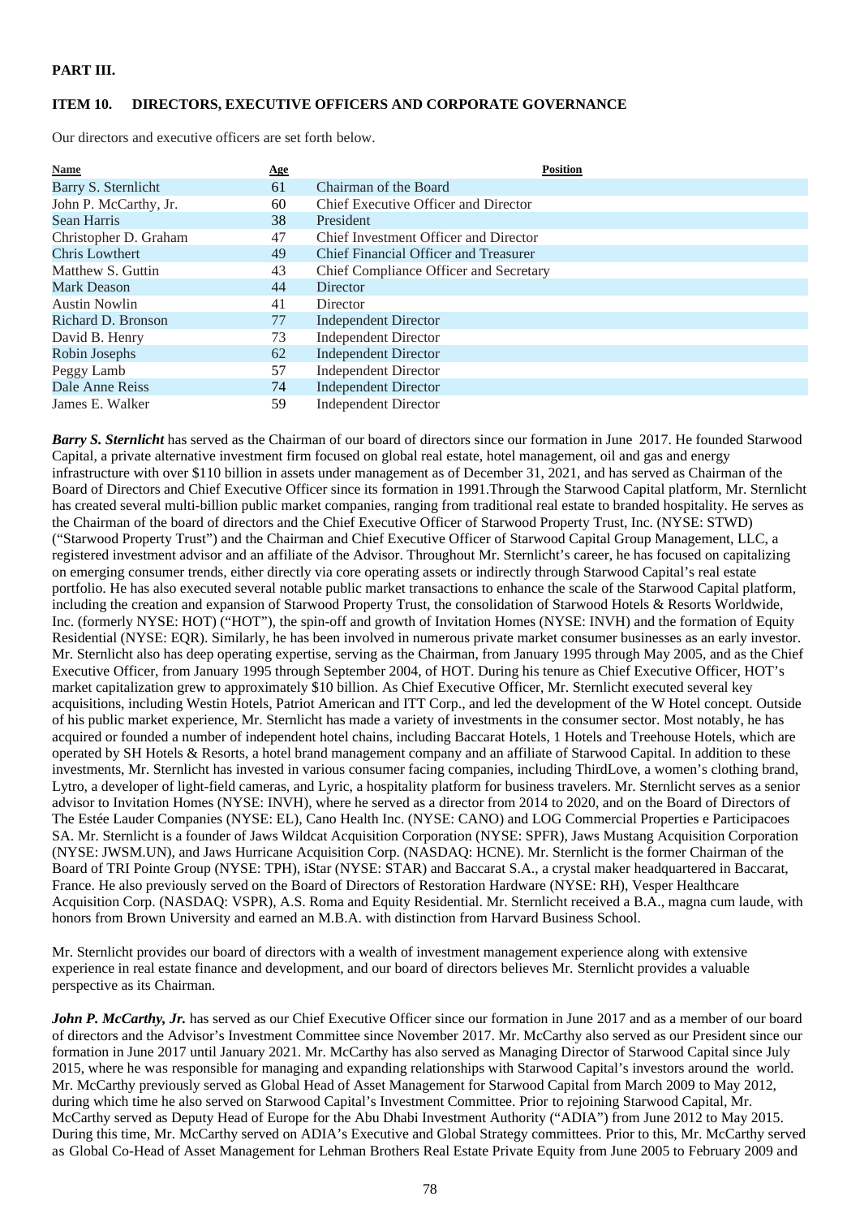**PART III.**

**ITEM 10. DIRECTORS, EXECUTIVE OFFICERS AND CORPORATE GOVERNANCE**

Our directors and executive officers are set forth below.

| Name | Age | Position |
|---|---|---|
| Barry S. Sternlicht | 61 | Chairman of the Board |
| John P. McCarthy, Jr. | 60 | Chief Executive Officer and Director |
| Sean Harris | 38 | President |
| Christopher D. Graham | 47 | Chief Investment Officer and Director |
| Chris Lowthert | 49 | Chief Financial Officer and Treasurer |
| Matthew S. Guttin | 43 | Chief Compliance Officer and Secretary |
| Mark Deason | 44 | Director |
| Austin Nowlin | 41 | Director |
| Richard D. Bronson | 77 | Independent Director |
| David B. Henry | 73 | Independent Director |
| Robin Josephs | 62 | Independent Director |
| Peggy Lamb | 57 | Independent Director |
| Dale Anne Reiss | 74 | Independent Director |
| James E. Walker | 59 | Independent Director |

***Barry S. Sternlicht*** has served as the Chairman of our board of directors since our formation in June 2017. He founded Starwood Capital, a private alternative investment firm focused on global real estate, hotel management, oil and gas and energy infrastructure with over $110 billion in assets under management as of December 31, 2021, and has served as Chairman of the Board of Directors and Chief Executive Officer since its formation in 1991.Through the Starwood Capital platform, Mr. Sternlicht has created several multi-billion public market companies, ranging from traditional real estate to branded hospitality. He serves as the Chairman of the board of directors and the Chief Executive Officer of Starwood Property Trust, Inc. (NYSE: STWD) ("Starwood Property Trust") and the Chairman and Chief Executive Officer of Starwood Capital Group Management, LLC, a registered investment advisor and an affiliate of the Advisor. Throughout Mr. Sternlicht's career, he has focused on capitalizing on emerging consumer trends, either directly via core operating assets or indirectly through Starwood Capital's real estate portfolio. He has also executed several notable public market transactions to enhance the scale of the Starwood Capital platform, including the creation and expansion of Starwood Property Trust, the consolidation of Starwood Hotels & Resorts Worldwide, Inc. (formerly NYSE: HOT) ("HOT"), the spin-off and growth of Invitation Homes (NYSE: INVH) and the formation of Equity Residential (NYSE: EQR). Similarly, he has been involved in numerous private market consumer businesses as an early investor. Mr. Sternlicht also has deep operating expertise, serving as the Chairman, from January 1995 through May 2005, and as the Chief Executive Officer, from January 1995 through September 2004, of HOT. During his tenure as Chief Executive Officer, HOT's market capitalization grew to approximately $10 billion. As Chief Executive Officer, Mr. Sternlicht executed several key acquisitions, including Westin Hotels, Patriot American and ITT Corp., and led the development of the W Hotel concept. Outside of his public market experience, Mr. Sternlicht has made a variety of investments in the consumer sector. Most notably, he has acquired or founded a number of independent hotel chains, including Baccarat Hotels, 1 Hotels and Treehouse Hotels, which are operated by SH Hotels & Resorts, a hotel brand management company and an affiliate of Starwood Capital. In addition to these investments, Mr. Sternlicht has invested in various consumer facing companies, including ThirdLove, a women's clothing brand, Lytro, a developer of light-field cameras, and Lyric, a hospitality platform for business travelers. Mr. Sternlicht serves as a senior advisor to Invitation Homes (NYSE: INVH), where he served as a director from 2014 to 2020, and on the Board of Directors of The Estée Lauder Companies (NYSE: EL), Cano Health Inc. (NYSE: CANO) and LOG Commercial Properties e Participacoes SA. Mr. Sternlicht is a founder of Jaws Wildcat Acquisition Corporation (NYSE: SPFR), Jaws Mustang Acquisition Corporation (NYSE: JWSM.UN), and Jaws Hurricane Acquisition Corp. (NASDAQ: HCNE). Mr. Sternlicht is the former Chairman of the Board of TRI Pointe Group (NYSE: TPH), iStar (NYSE: STAR) and Baccarat S.A., a crystal maker headquartered in Baccarat, France. He also previously served on the Board of Directors of Restoration Hardware (NYSE: RH), Vesper Healthcare Acquisition Corp. (NASDAQ: VSPR), A.S. Roma and Equity Residential. Mr. Sternlicht received a B.A., magna cum laude, with honors from Brown University and earned an M.B.A. with distinction from Harvard Business School.

Mr. Sternlicht provides our board of directors with a wealth of investment management experience along with extensive experience in real estate finance and development, and our board of directors believes Mr. Sternlicht provides a valuable perspective as its Chairman.

***John P. McCarthy, Jr.*** has served as our Chief Executive Officer since our formation in June 2017 and as a member of our board of directors and the Advisor's Investment Committee since November 2017. Mr. McCarthy also served as our President since our formation in June 2017 until January 2021. Mr. McCarthy has also served as Managing Director of Starwood Capital since July 2015, where he was responsible for managing and expanding relationships with Starwood Capital's investors around the world. Mr. McCarthy previously served as Global Head of Asset Management for Starwood Capital from March 2009 to May 2012, during which time he also served on Starwood Capital's Investment Committee. Prior to rejoining Starwood Capital, Mr. McCarthy served as Deputy Head of Europe for the Abu Dhabi Investment Authority ("ADIA") from June 2012 to May 2015. During this time, Mr. McCarthy served on ADIA's Executive and Global Strategy committees. Prior to this, Mr. McCarthy served as Global Co-Head of Asset Management for Lehman Brothers Real Estate Private Equity from June 2005 to February 2009 and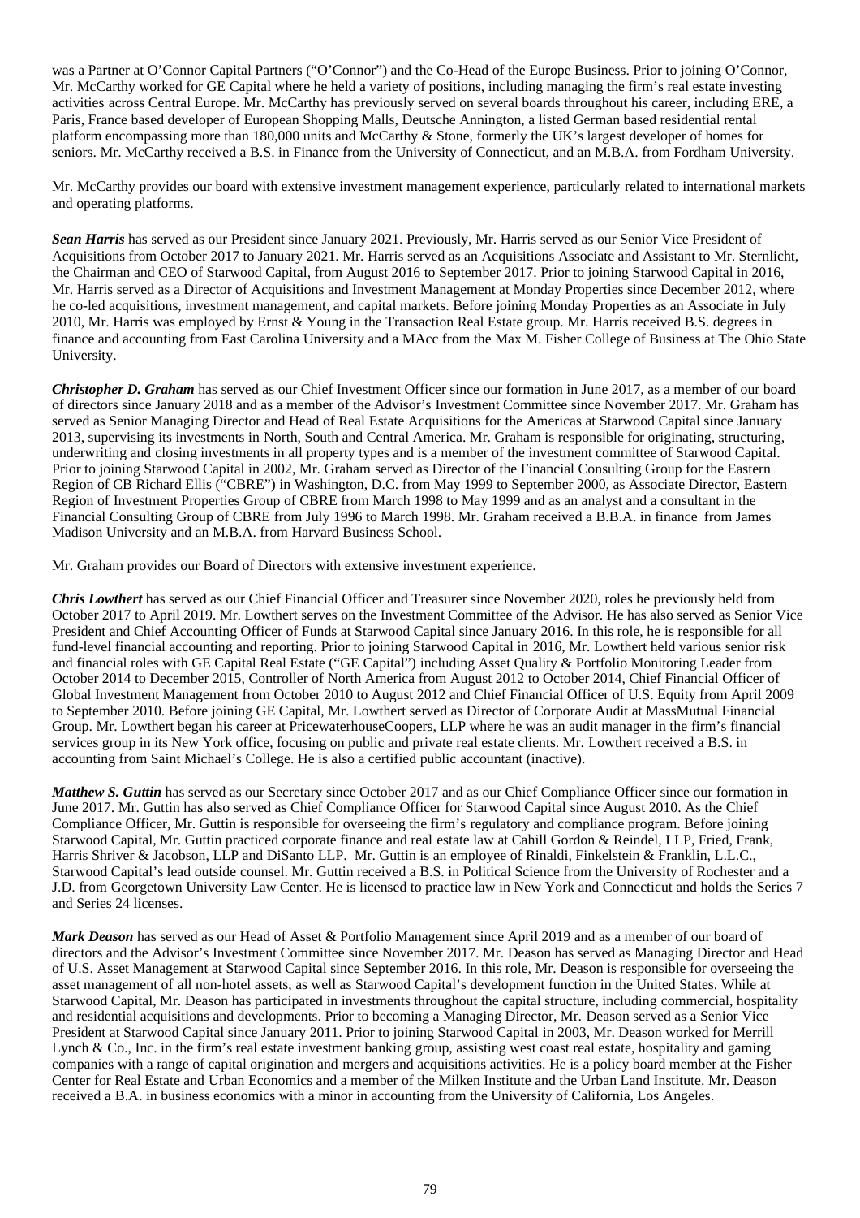was a Partner at O'Connor Capital Partners ("O'Connor") and the Co-Head of the Europe Business. Prior to joining O'Connor, Mr. McCarthy worked for GE Capital where he held a variety of positions, including managing the firm's real estate investing activities across Central Europe. Mr. McCarthy has previously served on several boards throughout his career, including ERE, a Paris, France based developer of European Shopping Malls, Deutsche Annington, a listed German based residential rental platform encompassing more than 180,000 units and McCarthy & Stone, formerly the UK's largest developer of homes for seniors. Mr. McCarthy received a B.S. in Finance from the University of Connecticut, and an M.B.A. from Fordham University.

Mr. McCarthy provides our board with extensive investment management experience, particularly related to international markets and operating platforms.

***Sean Harris*** has served as our President since January 2021. Previously, Mr. Harris served as our Senior Vice President of Acquisitions from October 2017 to January 2021. Mr. Harris served as an Acquisitions Associate and Assistant to Mr. Sternlicht, the Chairman and CEO of Starwood Capital, from August 2016 to September 2017. Prior to joining Starwood Capital in 2016, Mr. Harris served as a Director of Acquisitions and Investment Management at Monday Properties since December 2012, where he co-led acquisitions, investment management, and capital markets. Before joining Monday Properties as an Associate in July 2010, Mr. Harris was employed by Ernst & Young in the Transaction Real Estate group. Mr. Harris received B.S. degrees in finance and accounting from East Carolina University and a MAcc from the Max M. Fisher College of Business at The Ohio State University.

***Christopher D. Graham*** has served as our Chief Investment Officer since our formation in June 2017, as a member of our board of directors since January 2018 and as a member of the Advisor's Investment Committee since November 2017. Mr. Graham has served as Senior Managing Director and Head of Real Estate Acquisitions for the Americas at Starwood Capital since January 2013, supervising its investments in North, South and Central America. Mr. Graham is responsible for originating, structuring, underwriting and closing investments in all property types and is a member of the investment committee of Starwood Capital. Prior to joining Starwood Capital in 2002, Mr. Graham served as Director of the Financial Consulting Group for the Eastern Region of CB Richard Ellis ("CBRE") in Washington, D.C. from May 1999 to September 2000, as Associate Director, Eastern Region of Investment Properties Group of CBRE from March 1998 to May 1999 and as an analyst and a consultant in the Financial Consulting Group of CBRE from July 1996 to March 1998. Mr. Graham received a B.B.A. in finance from James Madison University and an M.B.A. from Harvard Business School.

Mr. Graham provides our Board of Directors with extensive investment experience.

***Chris Lowthert*** has served as our Chief Financial Officer and Treasurer since November 2020, roles he previously held from October 2017 to April 2019. Mr. Lowthert serves on the Investment Committee of the Advisor. He has also served as Senior Vice President and Chief Accounting Officer of Funds at Starwood Capital since January 2016. In this role, he is responsible for all fund-level financial accounting and reporting. Prior to joining Starwood Capital in 2016, Mr. Lowthert held various senior risk and financial roles with GE Capital Real Estate ("GE Capital") including Asset Quality & Portfolio Monitoring Leader from October 2014 to December 2015, Controller of North America from August 2012 to October 2014, Chief Financial Officer of Global Investment Management from October 2010 to August 2012 and Chief Financial Officer of U.S. Equity from April 2009 to September 2010. Before joining GE Capital, Mr. Lowthert served as Director of Corporate Audit at MassMutual Financial Group. Mr. Lowthert began his career at PricewaterhouseCoopers, LLP where he was an audit manager in the firm's financial services group in its New York office, focusing on public and private real estate clients. Mr. Lowthert received a B.S. in accounting from Saint Michael's College. He is also a certified public accountant (inactive).

***Matthew S. Guttin*** has served as our Secretary since October 2017 and as our Chief Compliance Officer since our formation in June 2017. Mr. Guttin has also served as Chief Compliance Officer for Starwood Capital since August 2010. As the Chief Compliance Officer, Mr. Guttin is responsible for overseeing the firm's regulatory and compliance program. Before joining Starwood Capital, Mr. Guttin practiced corporate finance and real estate law at Cahill Gordon & Reindel, LLP, Fried, Frank, Harris Shriver & Jacobson, LLP and DiSanto LLP. Mr. Guttin is an employee of Rinaldi, Finkelstein & Franklin, L.L.C., Starwood Capital's lead outside counsel. Mr. Guttin received a B.S. in Political Science from the University of Rochester and a J.D. from Georgetown University Law Center. He is licensed to practice law in New York and Connecticut and holds the Series 7 and Series 24 licenses.

***Mark Deason*** has served as our Head of Asset & Portfolio Management since April 2019 and as a member of our board of directors and the Advisor's Investment Committee since November 2017. Mr. Deason has served as Managing Director and Head of U.S. Asset Management at Starwood Capital since September 2016. In this role, Mr. Deason is responsible for overseeing the asset management of all non-hotel assets, as well as Starwood Capital's development function in the United States. While at Starwood Capital, Mr. Deason has participated in investments throughout the capital structure, including commercial, hospitality and residential acquisitions and developments. Prior to becoming a Managing Director, Mr. Deason served as a Senior Vice President at Starwood Capital since January 2011. Prior to joining Starwood Capital in 2003, Mr. Deason worked for Merrill Lynch & Co., Inc. in the firm's real estate investment banking group, assisting west coast real estate, hospitality and gaming companies with a range of capital origination and mergers and acquisitions activities. He is a policy board member at the Fisher Center for Real Estate and Urban Economics and a member of the Milken Institute and the Urban Land Institute. Mr. Deason received a B.A. in business economics with a minor in accounting from the University of California, Los Angeles.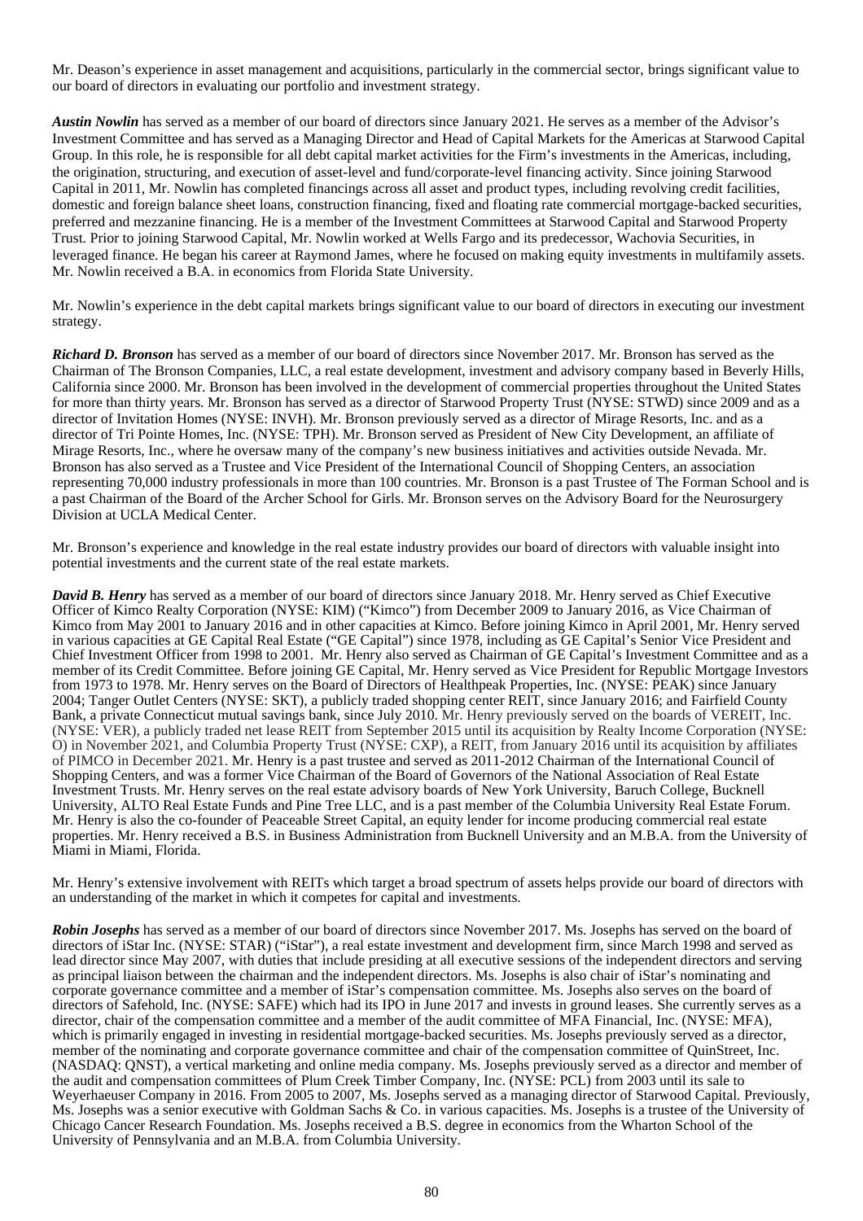Mr. Deason's experience in asset management and acquisitions, particularly in the commercial sector, brings significant value to our board of directors in evaluating our portfolio and investment strategy.

***Austin Nowlin*** has served as a member of our board of directors since January 2021. He serves as a member of the Advisor's Investment Committee and has served as a Managing Director and Head of Capital Markets for the Americas at Starwood Capital Group. In this role, he is responsible for all debt capital market activities for the Firm's investments in the Americas, including, the origination, structuring, and execution of asset-level and fund/corporate-level financing activity. Since joining Starwood Capital in 2011, Mr. Nowlin has completed financings across all asset and product types, including revolving credit facilities, domestic and foreign balance sheet loans, construction financing, fixed and floating rate commercial mortgage-backed securities, preferred and mezzanine financing. He is a member of the Investment Committees at Starwood Capital and Starwood Property Trust. Prior to joining Starwood Capital, Mr. Nowlin worked at Wells Fargo and its predecessor, Wachovia Securities, in leveraged finance. He began his career at Raymond James, where he focused on making equity investments in multifamily assets. Mr. Nowlin received a B.A. in economics from Florida State University.

Mr. Nowlin's experience in the debt capital markets brings significant value to our board of directors in executing our investment strategy.

***Richard D. Bronson*** has served as a member of our board of directors since November 2017. Mr. Bronson has served as the Chairman of The Bronson Companies, LLC, a real estate development, investment and advisory company based in Beverly Hills, California since 2000. Mr. Bronson has been involved in the development of commercial properties throughout the United States for more than thirty years. Mr. Bronson has served as a director of Starwood Property Trust (NYSE: STWD) since 2009 and as a director of Invitation Homes (NYSE: INVH). Mr. Bronson previously served as a director of Mirage Resorts, Inc. and as a director of Tri Pointe Homes, Inc. (NYSE: TPH). Mr. Bronson served as President of New City Development, an affiliate of Mirage Resorts, Inc., where he oversaw many of the company's new business initiatives and activities outside Nevada. Mr. Bronson has also served as a Trustee and Vice President of the International Council of Shopping Centers, an association representing 70,000 industry professionals in more than 100 countries. Mr. Bronson is a past Trustee of The Forman School and is a past Chairman of the Board of the Archer School for Girls. Mr. Bronson serves on the Advisory Board for the Neurosurgery Division at UCLA Medical Center.

Mr. Bronson's experience and knowledge in the real estate industry provides our board of directors with valuable insight into potential investments and the current state of the real estate markets.

***David B. Henry*** has served as a member of our board of directors since January 2018. Mr. Henry served as Chief Executive Officer of Kimco Realty Corporation (NYSE: KIM) ("Kimco") from December 2009 to January 2016, as Vice Chairman of Kimco from May 2001 to January 2016 and in other capacities at Kimco. Before joining Kimco in April 2001, Mr. Henry served in various capacities at GE Capital Real Estate ("GE Capital") since 1978, including as GE Capital's Senior Vice President and Chief Investment Officer from 1998 to 2001. Mr. Henry also served as Chairman of GE Capital's Investment Committee and as a member of its Credit Committee. Before joining GE Capital, Mr. Henry served as Vice President for Republic Mortgage Investors from 1973 to 1978. Mr. Henry serves on the Board of Directors of Healthpeak Properties, Inc. (NYSE: PEAK) since January 2004; Tanger Outlet Centers (NYSE: SKT), a publicly traded shopping center REIT, since January 2016; and Fairfield County Bank, a private Connecticut mutual savings bank, since July 2010. Mr. Henry previously served on the boards of VEREIT, Inc. (NYSE: VER), a publicly traded net lease REIT from September 2015 until its acquisition by Realty Income Corporation (NYSE: O) in November 2021, and Columbia Property Trust (NYSE: CXP), a REIT, from January 2016 until its acquisition by affiliates of PIMCO in December 2021. Mr. Henry is a past trustee and served as 2011-2012 Chairman of the International Council of Shopping Centers, and was a former Vice Chairman of the Board of Governors of the National Association of Real Estate Investment Trusts. Mr. Henry serves on the real estate advisory boards of New York University, Baruch College, Bucknell University, ALTO Real Estate Funds and Pine Tree LLC, and is a past member of the Columbia University Real Estate Forum. Mr. Henry is also the co-founder of Peaceable Street Capital, an equity lender for income producing commercial real estate properties. Mr. Henry received a B.S. in Business Administration from Bucknell University and an M.B.A. from the University of Miami in Miami, Florida.

Mr. Henry's extensive involvement with REITs which target a broad spectrum of assets helps provide our board of directors with an understanding of the market in which it competes for capital and investments.

***Robin Josephs*** has served as a member of our board of directors since November 2017. Ms. Josephs has served on the board of directors of iStar Inc. (NYSE: STAR) ("iStar"), a real estate investment and development firm, since March 1998 and served as lead director since May 2007, with duties that include presiding at all executive sessions of the independent directors and serving as principal liaison between the chairman and the independent directors. Ms. Josephs is also chair of iStar's nominating and corporate governance committee and a member of iStar's compensation committee. Ms. Josephs also serves on the board of directors of Safehold, Inc. (NYSE: SAFE) which had its IPO in June 2017 and invests in ground leases. She currently serves as a director, chair of the compensation committee and a member of the audit committee of MFA Financial, Inc. (NYSE: MFA), which is primarily engaged in investing in residential mortgage-backed securities. Ms. Josephs previously served as a director, member of the nominating and corporate governance committee and chair of the compensation committee of QuinStreet, Inc. (NASDAQ: QNST), a vertical marketing and online media company. Ms. Josephs previously served as a director and member of the audit and compensation committees of Plum Creek Timber Company, Inc. (NYSE: PCL) from 2003 until its sale to Weyerhaeuser Company in 2016. From 2005 to 2007, Ms. Josephs served as a managing director of Starwood Capital. Previously, Ms. Josephs was a senior executive with Goldman Sachs & Co. in various capacities. Ms. Josephs is a trustee of the University of Chicago Cancer Research Foundation. Ms. Josephs received a B.S. degree in economics from the Wharton School of the University of Pennsylvania and an M.B.A. from Columbia University.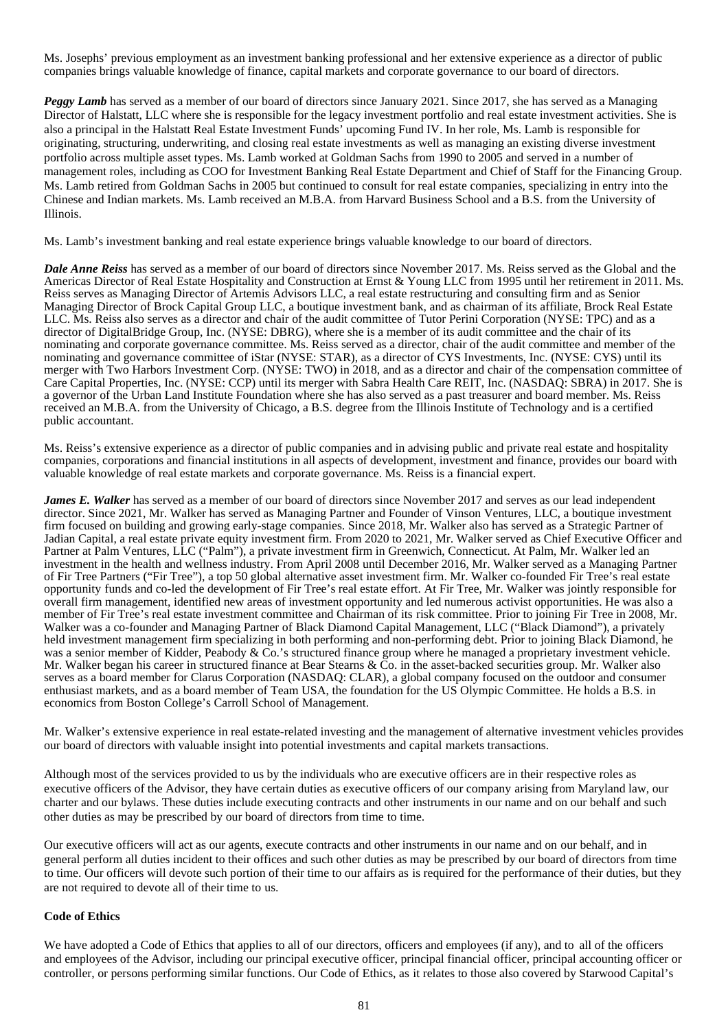Ms. Josephs' previous employment as an investment banking professional and her extensive experience as a director of public companies brings valuable knowledge of finance, capital markets and corporate governance to our board of directors.

***Peggy Lamb*** has served as a member of our board of directors since January 2021. Since 2017, she has served as a Managing Director of Halstatt, LLC where she is responsible for the legacy investment portfolio and real estate investment activities. She is also a principal in the Halstatt Real Estate Investment Funds' upcoming Fund IV. In her role, Ms. Lamb is responsible for originating, structuring, underwriting, and closing real estate investments as well as managing an existing diverse investment portfolio across multiple asset types. Ms. Lamb worked at Goldman Sachs from 1990 to 2005 and served in a number of management roles, including as COO for Investment Banking Real Estate Department and Chief of Staff for the Financing Group. Ms. Lamb retired from Goldman Sachs in 2005 but continued to consult for real estate companies, specializing in entry into the Chinese and Indian markets. Ms. Lamb received an M.B.A. from Harvard Business School and a B.S. from the University of Illinois.

Ms. Lamb's investment banking and real estate experience brings valuable knowledge to our board of directors.

***Dale Anne Reiss*** has served as a member of our board of directors since November 2017. Ms. Reiss served as the Global and the Americas Director of Real Estate Hospitality and Construction at Ernst & Young LLC from 1995 until her retirement in 2011. Ms. Reiss serves as Managing Director of Artemis Advisors LLC, a real estate restructuring and consulting firm and as Senior Managing Director of Brock Capital Group LLC, a boutique investment bank, and as chairman of its affiliate, Brock Real Estate LLC. Ms. Reiss also serves as a director and chair of the audit committee of Tutor Perini Corporation (NYSE: TPC) and as a director of DigitalBridge Group, Inc. (NYSE: DBRG), where she is a member of its audit committee and the chair of its nominating and corporate governance committee. Ms. Reiss served as a director, chair of the audit committee and member of the nominating and governance committee of iStar (NYSE: STAR), as a director of CYS Investments, Inc. (NYSE: CYS) until its merger with Two Harbors Investment Corp. (NYSE: TWO) in 2018, and as a director and chair of the compensation committee of Care Capital Properties, Inc. (NYSE: CCP) until its merger with Sabra Health Care REIT, Inc. (NASDAQ: SBRA) in 2017. She is a governor of the Urban Land Institute Foundation where she has also served as a past treasurer and board member. Ms. Reiss received an M.B.A. from the University of Chicago, a B.S. degree from the Illinois Institute of Technology and is a certified public accountant.

Ms. Reiss's extensive experience as a director of public companies and in advising public and private real estate and hospitality companies, corporations and financial institutions in all aspects of development, investment and finance, provides our board with valuable knowledge of real estate markets and corporate governance. Ms. Reiss is a financial expert.

***James E. Walker*** has served as a member of our board of directors since November 2017 and serves as our lead independent director. Since 2021, Mr. Walker has served as Managing Partner and Founder of Vinson Ventures, LLC, a boutique investment firm focused on building and growing early-stage companies. Since 2018, Mr. Walker also has served as a Strategic Partner of Jadian Capital, a real estate private equity investment firm. From 2020 to 2021, Mr. Walker served as Chief Executive Officer and Partner at Palm Ventures, LLC ("Palm"), a private investment firm in Greenwich, Connecticut. At Palm, Mr. Walker led an investment in the health and wellness industry. From April 2008 until December 2016, Mr. Walker served as a Managing Partner of Fir Tree Partners ("Fir Tree"), a top 50 global alternative asset investment firm. Mr. Walker co-founded Fir Tree's real estate opportunity funds and co-led the development of Fir Tree's real estate effort. At Fir Tree, Mr. Walker was jointly responsible for overall firm management, identified new areas of investment opportunity and led numerous activist opportunities. He was also a member of Fir Tree's real estate investment committee and Chairman of its risk committee. Prior to joining Fir Tree in 2008, Mr. Walker was a co-founder and Managing Partner of Black Diamond Capital Management, LLC ("Black Diamond"), a privately held investment management firm specializing in both performing and non-performing debt. Prior to joining Black Diamond, he was a senior member of Kidder, Peabody & Co.'s structured finance group where he managed a proprietary investment vehicle. Mr. Walker began his career in structured finance at Bear Stearns & Co. in the asset-backed securities group. Mr. Walker also serves as a board member for Clarus Corporation (NASDAQ: CLAR), a global company focused on the outdoor and consumer enthusiast markets, and as a board member of Team USA, the foundation for the US Olympic Committee. He holds a B.S. in economics from Boston College's Carroll School of Management.

Mr. Walker's extensive experience in real estate-related investing and the management of alternative investment vehicles provides our board of directors with valuable insight into potential investments and capital markets transactions.

Although most of the services provided to us by the individuals who are executive officers are in their respective roles as executive officers of the Advisor, they have certain duties as executive officers of our company arising from Maryland law, our charter and our bylaws. These duties include executing contracts and other instruments in our name and on our behalf and such other duties as may be prescribed by our board of directors from time to time.

Our executive officers will act as our agents, execute contracts and other instruments in our name and on our behalf, and in general perform all duties incident to their offices and such other duties as may be prescribed by our board of directors from time to time. Our officers will devote such portion of their time to our affairs as is required for the performance of their duties, but they are not required to devote all of their time to us.

**Code of Ethics**

We have adopted a Code of Ethics that applies to all of our directors, officers and employees (if any), and to all of the officers and employees of the Advisor, including our principal executive officer, principal financial officer, principal accounting officer or controller, or persons performing similar functions. Our Code of Ethics, as it relates to those also covered by Starwood Capital's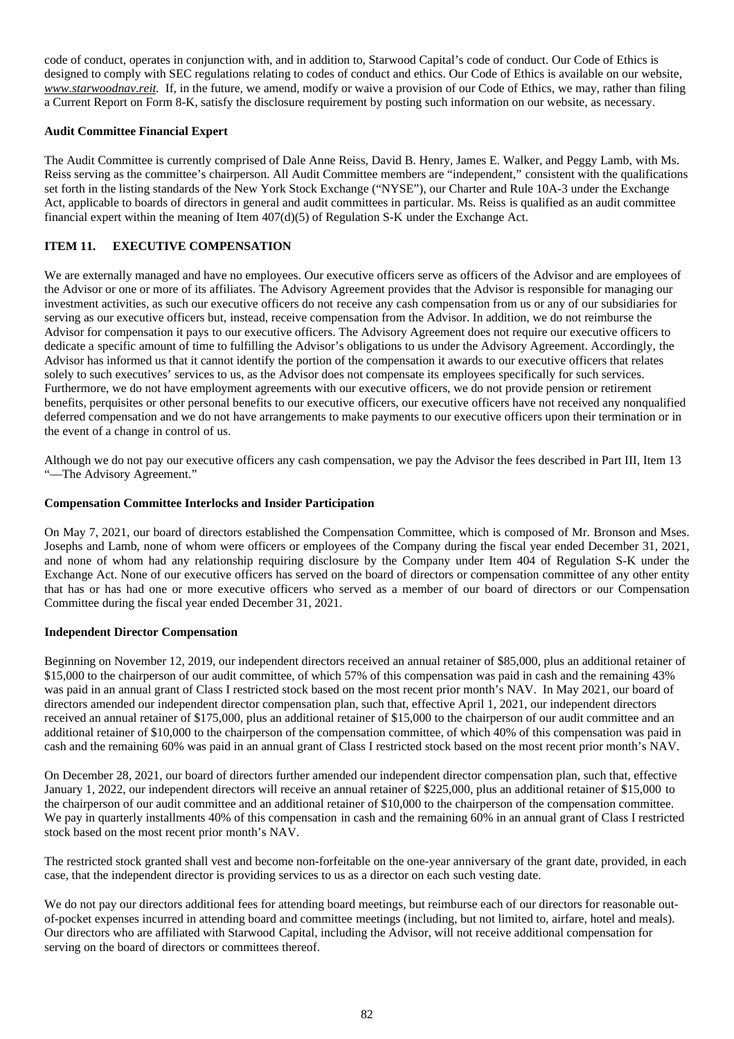code of conduct, operates in conjunction with, and in addition to, Starwood Capital's code of conduct. Our Code of Ethics is designed to comply with SEC regulations relating to codes of conduct and ethics. Our Code of Ethics is available on our website, *www.starwoodnav.reit*. If, in the future, we amend, modify or waive a provision of our Code of Ethics, we may, rather than filing a Current Report on Form 8-K, satisfy the disclosure requirement by posting such information on our website, as necessary.

**Audit Committee Financial Expert**

The Audit Committee is currently comprised of Dale Anne Reiss, David B. Henry, James E. Walker, and Peggy Lamb, with Ms. Reiss serving as the committee's chairperson. All Audit Committee members are "independent," consistent with the qualifications set forth in the listing standards of the New York Stock Exchange ("NYSE"), our Charter and Rule 10A-3 under the Exchange Act, applicable to boards of directors in general and audit committees in particular. Ms. Reiss is qualified as an audit committee financial expert within the meaning of Item 407(d)(5) of Regulation S-K under the Exchange Act.

## ITEM 11. EXECUTIVE COMPENSATION

We are externally managed and have no employees. Our executive officers serve as officers of the Advisor and are employees of the Advisor or one or more of its affiliates. The Advisory Agreement provides that the Advisor is responsible for managing our investment activities, as such our executive officers do not receive any cash compensation from us or any of our subsidiaries for serving as our executive officers but, instead, receive compensation from the Advisor. In addition, we do not reimburse the Advisor for compensation it pays to our executive officers. The Advisory Agreement does not require our executive officers to dedicate a specific amount of time to fulfilling the Advisor's obligations to us under the Advisory Agreement. Accordingly, the Advisor has informed us that it cannot identify the portion of the compensation it awards to our executive officers that relates solely to such executives' services to us, as the Advisor does not compensate its employees specifically for such services. Furthermore, we do not have employment agreements with our executive officers, we do not provide pension or retirement benefits, perquisites or other personal benefits to our executive officers, our executive officers have not received any nonqualified deferred compensation and we do not have arrangements to make payments to our executive officers upon their termination or in the event of a change in control of us.

Although we do not pay our executive officers any cash compensation, we pay the Advisor the fees described in Part III, Item 13 "—The Advisory Agreement."

**Compensation Committee Interlocks and Insider Participation**

On May 7, 2021, our board of directors established the Compensation Committee, which is composed of Mr. Bronson and Mses. Josephs and Lamb, none of whom were officers or employees of the Company during the fiscal year ended December 31, 2021, and none of whom had any relationship requiring disclosure by the Company under Item 404 of Regulation S-K under the Exchange Act. None of our executive officers has served on the board of directors or compensation committee of any other entity that has or has had one or more executive officers who served as a member of our board of directors or our Compensation Committee during the fiscal year ended December 31, 2021.

**Independent Director Compensation**

Beginning on November 12, 2019, our independent directors received an annual retainer of $85,000, plus an additional retainer of $15,000 to the chairperson of our audit committee, of which 57% of this compensation was paid in cash and the remaining 43% was paid in an annual grant of Class I restricted stock based on the most recent prior month's NAV. In May 2021, our board of directors amended our independent director compensation plan, such that, effective April 1, 2021, our independent directors received an annual retainer of $175,000, plus an additional retainer of $15,000 to the chairperson of our audit committee and an additional retainer of $10,000 to the chairperson of the compensation committee, of which 40% of this compensation was paid in cash and the remaining 60% was paid in an annual grant of Class I restricted stock based on the most recent prior month's NAV.

On December 28, 2021, our board of directors further amended our independent director compensation plan, such that, effective January 1, 2022, our independent directors will receive an annual retainer of $225,000, plus an additional retainer of $15,000 to the chairperson of our audit committee and an additional retainer of $10,000 to the chairperson of the compensation committee. We pay in quarterly installments 40% of this compensation in cash and the remaining 60% in an annual grant of Class I restricted stock based on the most recent prior month's NAV.

The restricted stock granted shall vest and become non-forfeitable on the one-year anniversary of the grant date, provided, in each case, that the independent director is providing services to us as a director on each such vesting date.

We do not pay our directors additional fees for attending board meetings, but reimburse each of our directors for reasonable out-of-pocket expenses incurred in attending board and committee meetings (including, but not limited to, airfare, hotel and meals). Our directors who are affiliated with Starwood Capital, including the Advisor, will not receive additional compensation for serving on the board of directors or committees thereof.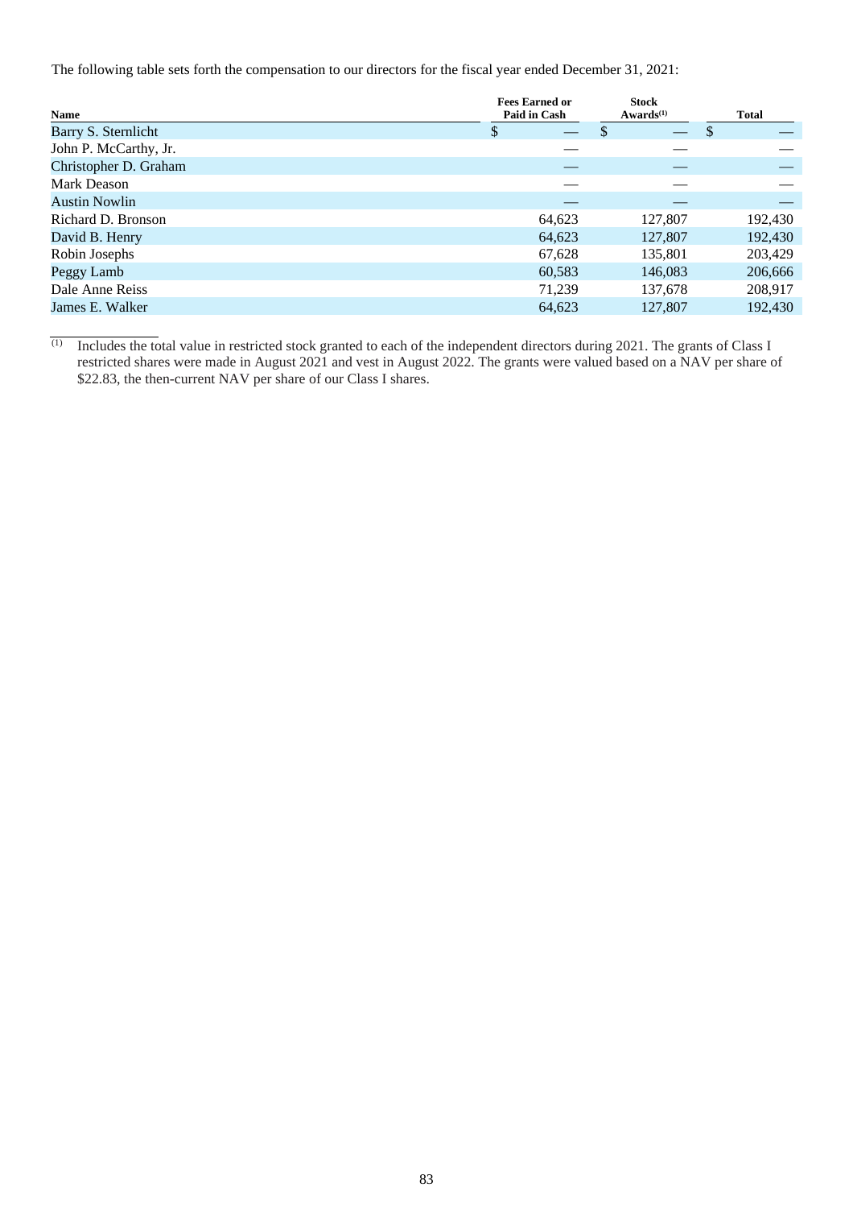The following table sets forth the compensation to our directors for the fiscal year ended December 31, 2021:

| Name | Fees Earned or Paid in Cash | Stock Awards[(1)] | Total |
|---|---|---|---|
| Barry S. Sternlicht | $ — | $ — | $ — |
| John P. McCarthy, Jr. | — | — | — |
| Christopher D. Graham | — | — | — |
| Mark Deason | — | — | — |
| Austin Nowlin | — | — | — |
| Richard D. Bronson | 64,623 | 127,807 | 192,430 |
| David B. Henry | 64,623 | 127,807 | 192,430 |
| Robin Josephs | 67,628 | 135,801 | 203,429 |
| Peggy Lamb | 60,583 | 146,083 | 206,666 |
| Dale Anne Reiss | 71,239 | 137,678 | 208,917 |
| James E. Walker | 64,623 | 127,807 | 192,430 |

(1) Includes the total value in restricted stock granted to each of the independent directors during 2021. The grants of Class I restricted shares were made in August 2021 and vest in August 2022. The grants were valued based on a NAV per share of $22.83, the then-current NAV per share of our Class I shares.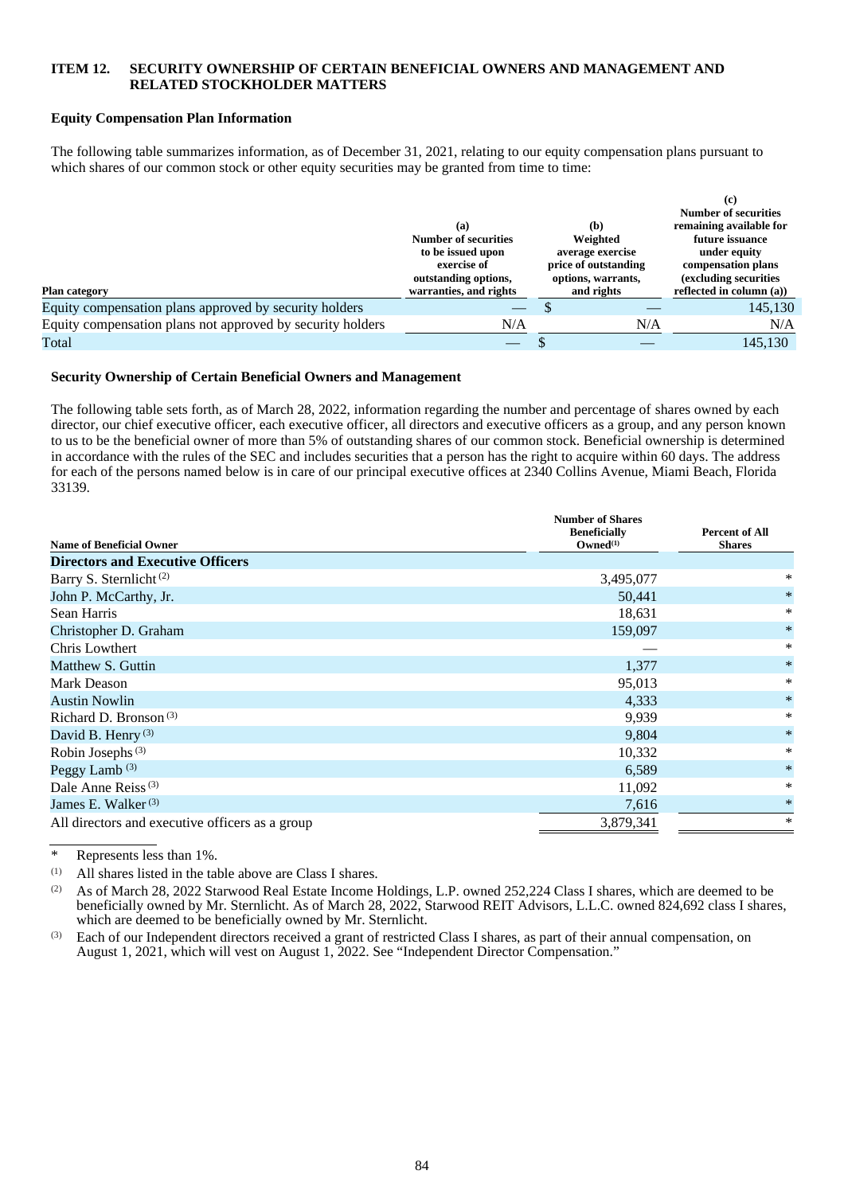## ITEM 12. SECURITY OWNERSHIP OF CERTAIN BENEFICIAL OWNERS AND MANAGEMENT AND RELATED STOCKHOLDER MATTERS

### Equity Compensation Plan Information

The following table summarizes information, as of December 31, 2021, relating to our equity compensation plans pursuant to which shares of our common stock or other equity securities may be granted from time to time:

| Plan category | (a) Number of securities to be issued upon exercise of outstanding options, warrants, and rights | (b) Weighted average exercise price of outstanding options, warrants, and rights | (c) Number of securities remaining available for future issuance under equity compensation plans (excluding securities reflected in column (a)) |
|---|---|---|---|
| Equity compensation plans approved by security holders | — | $ — | 145,130 |
| Equity compensation plans not approved by security holders | N/A | N/A | N/A |
| Total | — | $ — | 145,130 |

### Security Ownership of Certain Beneficial Owners and Management

The following table sets forth, as of March 28, 2022, information regarding the number and percentage of shares owned by each director, our chief executive officer, each executive officer, all directors and executive officers as a group, and any person known to us to be the beneficial owner of more than 5% of outstanding shares of our common stock. Beneficial ownership is determined in accordance with the rules of the SEC and includes securities that a person has the right to acquire within 60 days. The address for each of the persons named below is in care of our principal executive offices at 2340 Collins Avenue, Miami Beach, Florida 33139.

| Name of Beneficial Owner | Number of Shares Beneficially Owned[(1)] | Percent of All Shares |
|---|---|---|
| **Directors and Executive Officers** | | |
| Barry S. Sternlicht [(2)] | 3,495,077 | * |
| John P. McCarthy, Jr. | 50,441 | * |
| Sean Harris | 18,631 | * |
| Christopher D. Graham | 159,097 | * |
| Chris Lowthert | — | * |
| Matthew S. Guttin | 1,377 | * |
| Mark Deason | 95,013 | * |
| Austin Nowlin | 4,333 | * |
| Richard D. Bronson [(3)] | 9,939 | * |
| David B. Henry [(3)] | 9,804 | * |
| Robin Josephs [(3)] | 10,332 | * |
| Peggy Lamb [(3)] | 6,589 | * |
| Dale Anne Reiss [(3)] | 11,092 | * |
| James E. Walker [(3)] | 7,616 | * |
| All directors and executive officers as a group | 3,879,341 | * |

\* Represents less than 1%.

(1) All shares listed in the table above are Class I shares.

(2) As of March 28, 2022 Starwood Real Estate Income Holdings, L.P. owned 252,224 Class I shares, which are deemed to be beneficially owned by Mr. Sternlicht. As of March 28, 2022, Starwood REIT Advisors, L.L.C. owned 824,692 class I shares, which are deemed to be beneficially owned by Mr. Sternlicht.

(3) Each of our Independent directors received a grant of restricted Class I shares, as part of their annual compensation, on August 1, 2021, which will vest on August 1, 2022. See "Independent Director Compensation."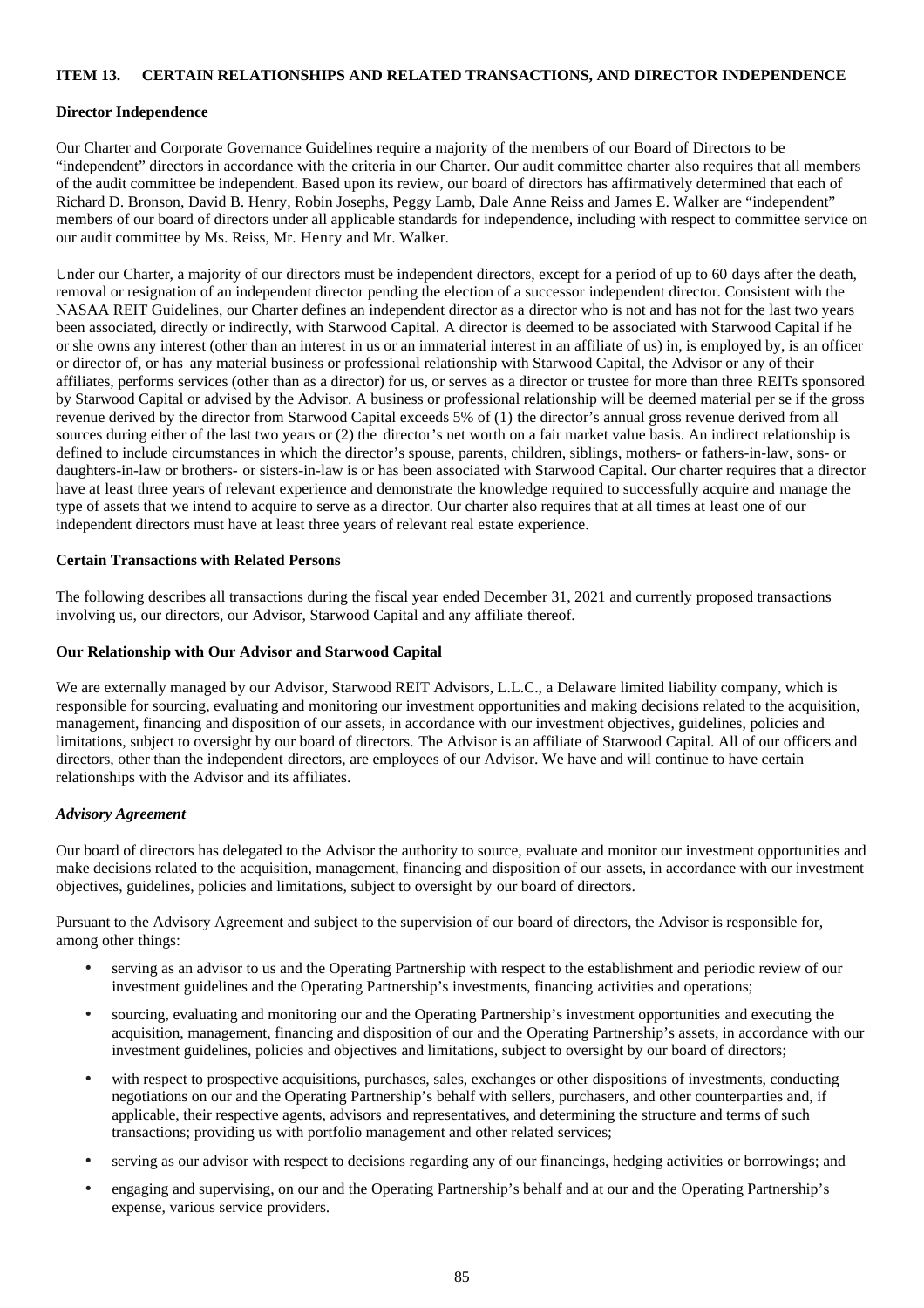## ITEM 13. CERTAIN RELATIONSHIPS AND RELATED TRANSACTIONS, AND DIRECTOR INDEPENDENCE

### Director Independence

Our Charter and Corporate Governance Guidelines require a majority of the members of our Board of Directors to be "independent" directors in accordance with the criteria in our Charter. Our audit committee charter also requires that all members of the audit committee be independent. Based upon its review, our board of directors has affirmatively determined that each of Richard D. Bronson, David B. Henry, Robin Josephs, Peggy Lamb, Dale Anne Reiss and James E. Walker are "independent" members of our board of directors under all applicable standards for independence, including with respect to committee service on our audit committee by Ms. Reiss, Mr. Henry and Mr. Walker.

Under our Charter, a majority of our directors must be independent directors, except for a period of up to 60 days after the death, removal or resignation of an independent director pending the election of a successor independent director. Consistent with the NASAA REIT Guidelines, our Charter defines an independent director as a director who is not and has not for the last two years been associated, directly or indirectly, with Starwood Capital. A director is deemed to be associated with Starwood Capital if he or she owns any interest (other than an interest in us or an immaterial interest in an affiliate of us) in, is employed by, is an officer or director of, or has any material business or professional relationship with Starwood Capital, the Advisor or any of their affiliates, performs services (other than as a director) for us, or serves as a director or trustee for more than three REITs sponsored by Starwood Capital or advised by the Advisor. A business or professional relationship will be deemed material per se if the gross revenue derived by the director from Starwood Capital exceeds 5% of (1) the director's annual gross revenue derived from all sources during either of the last two years or (2) the director's net worth on a fair market value basis. An indirect relationship is defined to include circumstances in which the director's spouse, parents, children, siblings, mothers- or fathers-in-law, sons- or daughters-in-law or brothers- or sisters-in-law is or has been associated with Starwood Capital. Our charter requires that a director have at least three years of relevant experience and demonstrate the knowledge required to successfully acquire and manage the type of assets that we intend to acquire to serve as a director. Our charter also requires that at all times at least one of our independent directors must have at least three years of relevant real estate experience.

### Certain Transactions with Related Persons

The following describes all transactions during the fiscal year ended December 31, 2021 and currently proposed transactions involving us, our directors, our Advisor, Starwood Capital and any affiliate thereof.

### Our Relationship with Our Advisor and Starwood Capital

We are externally managed by our Advisor, Starwood REIT Advisors, L.L.C., a Delaware limited liability company, which is responsible for sourcing, evaluating and monitoring our investment opportunities and making decisions related to the acquisition, management, financing and disposition of our assets, in accordance with our investment objectives, guidelines, policies and limitations, subject to oversight by our board of directors. The Advisor is an affiliate of Starwood Capital. All of our officers and directors, other than the independent directors, are employees of our Advisor. We have and will continue to have certain relationships with the Advisor and its affiliates.

#### *Advisory Agreement*

Our board of directors has delegated to the Advisor the authority to source, evaluate and monitor our investment opportunities and make decisions related to the acquisition, management, financing and disposition of our assets, in accordance with our investment objectives, guidelines, policies and limitations, subject to oversight by our board of directors.

Pursuant to the Advisory Agreement and subject to the supervision of our board of directors, the Advisor is responsible for, among other things:

- serving as an advisor to us and the Operating Partnership with respect to the establishment and periodic review of our investment guidelines and the Operating Partnership's investments, financing activities and operations;
- sourcing, evaluating and monitoring our and the Operating Partnership's investment opportunities and executing the acquisition, management, financing and disposition of our and the Operating Partnership's assets, in accordance with our investment guidelines, policies and objectives and limitations, subject to oversight by our board of directors;
- with respect to prospective acquisitions, purchases, sales, exchanges or other dispositions of investments, conducting negotiations on our and the Operating Partnership's behalf with sellers, purchasers, and other counterparties and, if applicable, their respective agents, advisors and representatives, and determining the structure and terms of such transactions; providing us with portfolio management and other related services;
- serving as our advisor with respect to decisions regarding any of our financings, hedging activities or borrowings; and
- engaging and supervising, on our and the Operating Partnership's behalf and at our and the Operating Partnership's expense, various service providers.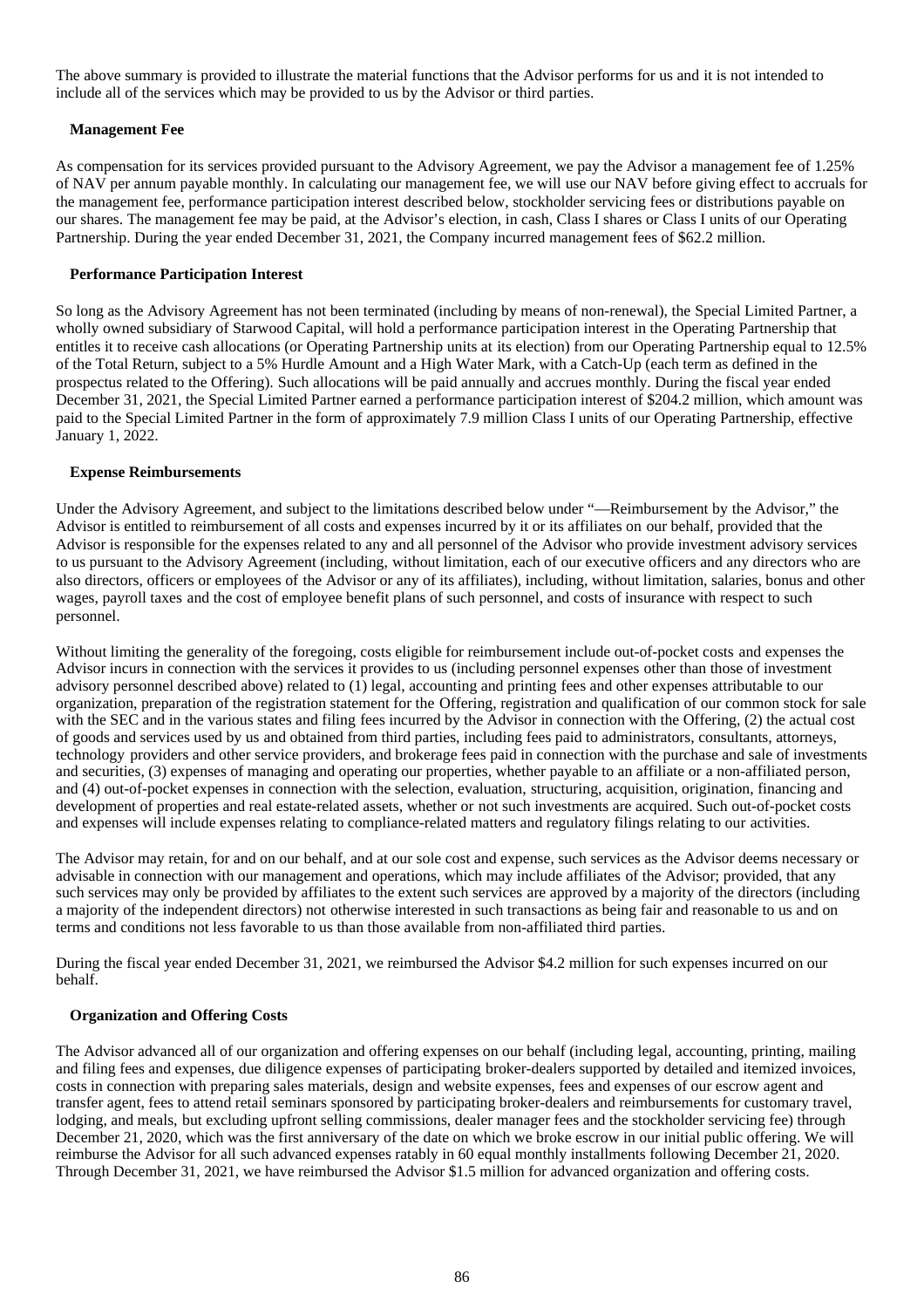The above summary is provided to illustrate the material functions that the Advisor performs for us and it is not intended to include all of the services which may be provided to us by the Advisor or third parties.

**Management Fee**

As compensation for its services provided pursuant to the Advisory Agreement, we pay the Advisor a management fee of 1.25% of NAV per annum payable monthly. In calculating our management fee, we will use our NAV before giving effect to accruals for the management fee, performance participation interest described below, stockholder servicing fees or distributions payable on our shares. The management fee may be paid, at the Advisor's election, in cash, Class I shares or Class I units of our Operating Partnership. During the year ended December 31, 2021, the Company incurred management fees of $62.2 million.

**Performance Participation Interest**

So long as the Advisory Agreement has not been terminated (including by means of non-renewal), the Special Limited Partner, a wholly owned subsidiary of Starwood Capital, will hold a performance participation interest in the Operating Partnership that entitles it to receive cash allocations (or Operating Partnership units at its election) from our Operating Partnership equal to 12.5% of the Total Return, subject to a 5% Hurdle Amount and a High Water Mark, with a Catch-Up (each term as defined in the prospectus related to the Offering). Such allocations will be paid annually and accrues monthly. During the fiscal year ended December 31, 2021, the Special Limited Partner earned a performance participation interest of $204.2 million, which amount was paid to the Special Limited Partner in the form of approximately 7.9 million Class I units of our Operating Partnership, effective January 1, 2022.

**Expense Reimbursements**

Under the Advisory Agreement, and subject to the limitations described below under "—Reimbursement by the Advisor," the Advisor is entitled to reimbursement of all costs and expenses incurred by it or its affiliates on our behalf, provided that the Advisor is responsible for the expenses related to any and all personnel of the Advisor who provide investment advisory services to us pursuant to the Advisory Agreement (including, without limitation, each of our executive officers and any directors who are also directors, officers or employees of the Advisor or any of its affiliates), including, without limitation, salaries, bonus and other wages, payroll taxes and the cost of employee benefit plans of such personnel, and costs of insurance with respect to such personnel.

Without limiting the generality of the foregoing, costs eligible for reimbursement include out-of-pocket costs and expenses the Advisor incurs in connection with the services it provides to us (including personnel expenses other than those of investment advisory personnel described above) related to (1) legal, accounting and printing fees and other expenses attributable to our organization, preparation of the registration statement for the Offering, registration and qualification of our common stock for sale with the SEC and in the various states and filing fees incurred by the Advisor in connection with the Offering, (2) the actual cost of goods and services used by us and obtained from third parties, including fees paid to administrators, consultants, attorneys, technology providers and other service providers, and brokerage fees paid in connection with the purchase and sale of investments and securities, (3) expenses of managing and operating our properties, whether payable to an affiliate or a non-affiliated person, and (4) out-of-pocket expenses in connection with the selection, evaluation, structuring, acquisition, origination, financing and development of properties and real estate-related assets, whether or not such investments are acquired. Such out-of-pocket costs and expenses will include expenses relating to compliance-related matters and regulatory filings relating to our activities.

The Advisor may retain, for and on our behalf, and at our sole cost and expense, such services as the Advisor deems necessary or advisable in connection with our management and operations, which may include affiliates of the Advisor; provided, that any such services may only be provided by affiliates to the extent such services are approved by a majority of the directors (including a majority of the independent directors) not otherwise interested in such transactions as being fair and reasonable to us and on terms and conditions not less favorable to us than those available from non-affiliated third parties.

During the fiscal year ended December 31, 2021, we reimbursed the Advisor $4.2 million for such expenses incurred on our behalf.

**Organization and Offering Costs**

The Advisor advanced all of our organization and offering expenses on our behalf (including legal, accounting, printing, mailing and filing fees and expenses, due diligence expenses of participating broker-dealers supported by detailed and itemized invoices, costs in connection with preparing sales materials, design and website expenses, fees and expenses of our escrow agent and transfer agent, fees to attend retail seminars sponsored by participating broker-dealers and reimbursements for customary travel, lodging, and meals, but excluding upfront selling commissions, dealer manager fees and the stockholder servicing fee) through December 21, 2020, which was the first anniversary of the date on which we broke escrow in our initial public offering. We will reimburse the Advisor for all such advanced expenses ratably in 60 equal monthly installments following December 21, 2020. Through December 31, 2021, we have reimbursed the Advisor $1.5 million for advanced organization and offering costs.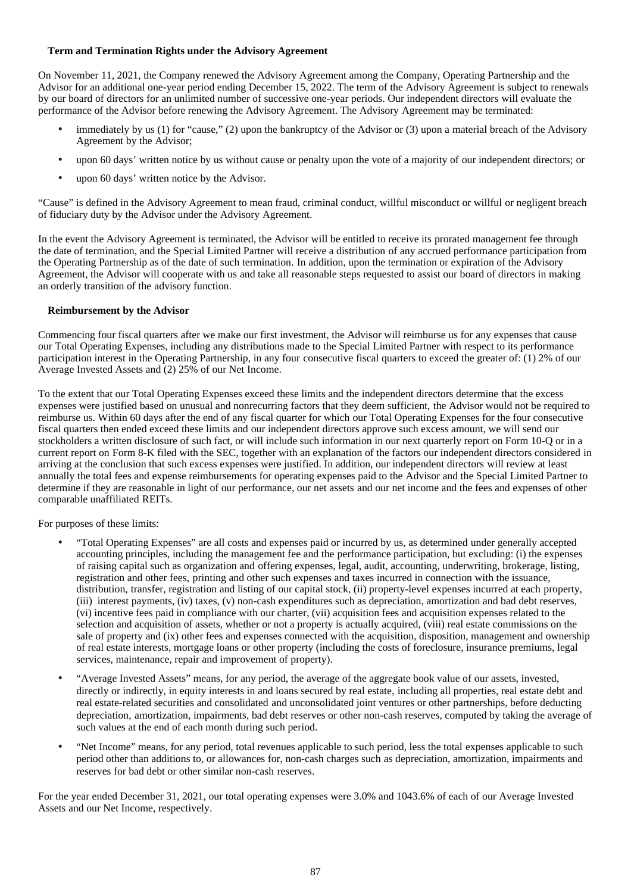### Term and Termination Rights under the Advisory Agreement

On November 11, 2021, the Company renewed the Advisory Agreement among the Company, Operating Partnership and the Advisor for an additional one-year period ending December 15, 2022. The term of the Advisory Agreement is subject to renewals by our board of directors for an unlimited number of successive one-year periods. Our independent directors will evaluate the performance of the Advisor before renewing the Advisory Agreement. The Advisory Agreement may be terminated:

- immediately by us (1) for "cause," (2) upon the bankruptcy of the Advisor or (3) upon a material breach of the Advisory Agreement by the Advisor;
- upon 60 days' written notice by us without cause or penalty upon the vote of a majority of our independent directors; or
- upon 60 days' written notice by the Advisor.

"Cause" is defined in the Advisory Agreement to mean fraud, criminal conduct, willful misconduct or willful or negligent breach of fiduciary duty by the Advisor under the Advisory Agreement.

In the event the Advisory Agreement is terminated, the Advisor will be entitled to receive its prorated management fee through the date of termination, and the Special Limited Partner will receive a distribution of any accrued performance participation from the Operating Partnership as of the date of such termination. In addition, upon the termination or expiration of the Advisory Agreement, the Advisor will cooperate with us and take all reasonable steps requested to assist our board of directors in making an orderly transition of the advisory function.

### Reimbursement by the Advisor

Commencing four fiscal quarters after we make our first investment, the Advisor will reimburse us for any expenses that cause our Total Operating Expenses, including any distributions made to the Special Limited Partner with respect to its performance participation interest in the Operating Partnership, in any four consecutive fiscal quarters to exceed the greater of: (1) 2% of our Average Invested Assets and (2) 25% of our Net Income.

To the extent that our Total Operating Expenses exceed these limits and the independent directors determine that the excess expenses were justified based on unusual and nonrecurring factors that they deem sufficient, the Advisor would not be required to reimburse us. Within 60 days after the end of any fiscal quarter for which our Total Operating Expenses for the four consecutive fiscal quarters then ended exceed these limits and our independent directors approve such excess amount, we will send our stockholders a written disclosure of such fact, or will include such information in our next quarterly report on Form 10-Q or in a current report on Form 8-K filed with the SEC, together with an explanation of the factors our independent directors considered in arriving at the conclusion that such excess expenses were justified. In addition, our independent directors will review at least annually the total fees and expense reimbursements for operating expenses paid to the Advisor and the Special Limited Partner to determine if they are reasonable in light of our performance, our net assets and our net income and the fees and expenses of other comparable unaffiliated REITs.

For purposes of these limits:

- "Total Operating Expenses" are all costs and expenses paid or incurred by us, as determined under generally accepted accounting principles, including the management fee and the performance participation, but excluding: (i) the expenses of raising capital such as organization and offering expenses, legal, audit, accounting, underwriting, brokerage, listing, registration and other fees, printing and other such expenses and taxes incurred in connection with the issuance, distribution, transfer, registration and listing of our capital stock, (ii) property-level expenses incurred at each property, (iii) interest payments, (iv) taxes, (v) non-cash expenditures such as depreciation, amortization and bad debt reserves, (vi) incentive fees paid in compliance with our charter, (vii) acquisition fees and acquisition expenses related to the selection and acquisition of assets, whether or not a property is actually acquired, (viii) real estate commissions on the sale of property and (ix) other fees and expenses connected with the acquisition, disposition, management and ownership of real estate interests, mortgage loans or other property (including the costs of foreclosure, insurance premiums, legal services, maintenance, repair and improvement of property).
- "Average Invested Assets" means, for any period, the average of the aggregate book value of our assets, invested, directly or indirectly, in equity interests in and loans secured by real estate, including all properties, real estate debt and real estate-related securities and consolidated and unconsolidated joint ventures or other partnerships, before deducting depreciation, amortization, impairments, bad debt reserves or other non-cash reserves, computed by taking the average of such values at the end of each month during such period.
- "Net Income" means, for any period, total revenues applicable to such period, less the total expenses applicable to such period other than additions to, or allowances for, non-cash charges such as depreciation, amortization, impairments and reserves for bad debt or other similar non-cash reserves.

For the year ended December 31, 2021, our total operating expenses were 3.0% and 1043.6% of each of our Average Invested Assets and our Net Income, respectively.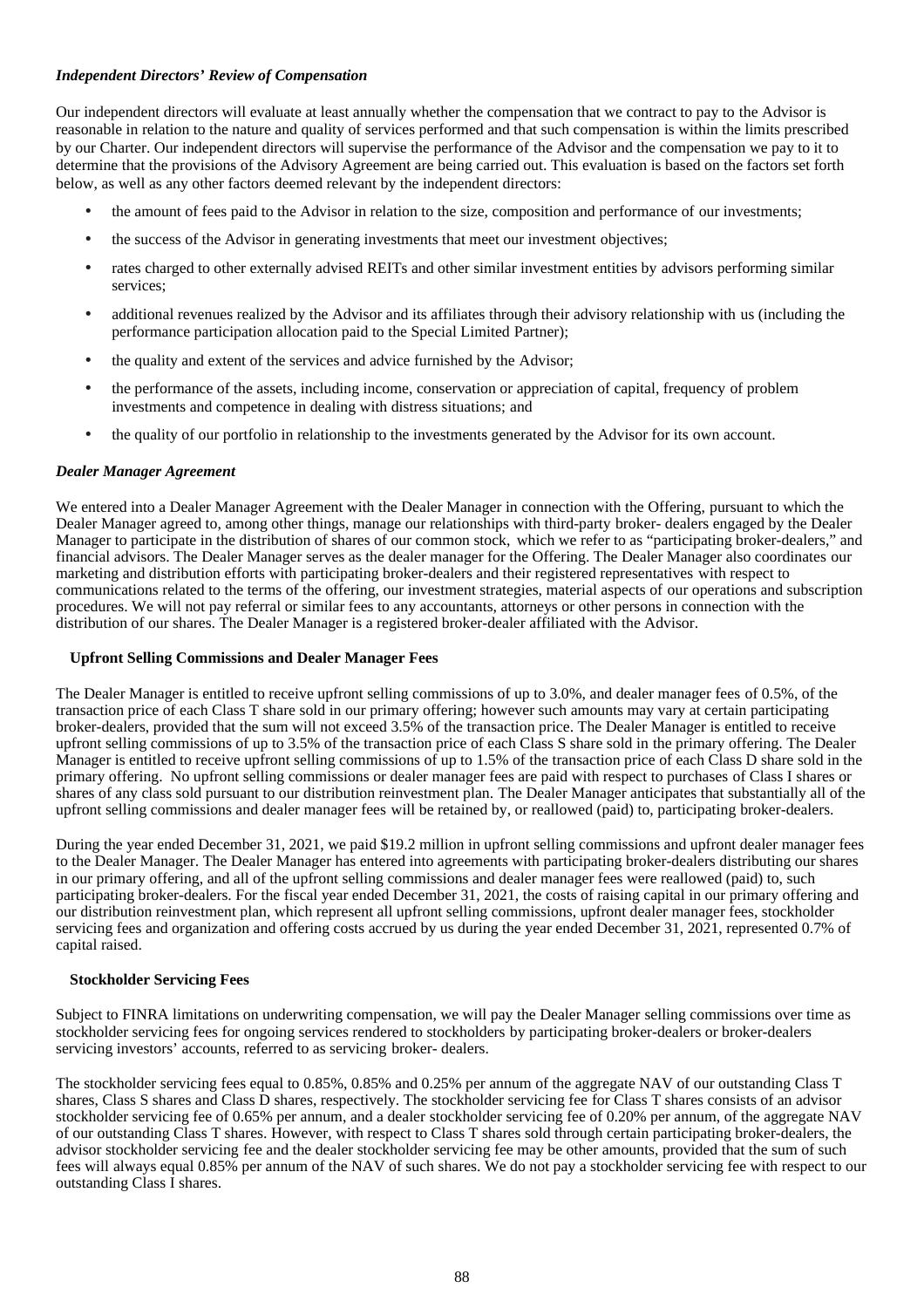### *Independent Directors' Review of Compensation*

Our independent directors will evaluate at least annually whether the compensation that we contract to pay to the Advisor is reasonable in relation to the nature and quality of services performed and that such compensation is within the limits prescribed by our Charter. Our independent directors will supervise the performance of the Advisor and the compensation we pay to it to determine that the provisions of the Advisory Agreement are being carried out. This evaluation is based on the factors set forth below, as well as any other factors deemed relevant by the independent directors:

- the amount of fees paid to the Advisor in relation to the size, composition and performance of our investments;
- the success of the Advisor in generating investments that meet our investment objectives;
- rates charged to other externally advised REITs and other similar investment entities by advisors performing similar services;
- additional revenues realized by the Advisor and its affiliates through their advisory relationship with us (including the performance participation allocation paid to the Special Limited Partner);
- the quality and extent of the services and advice furnished by the Advisor;
- the performance of the assets, including income, conservation or appreciation of capital, frequency of problem investments and competence in dealing with distress situations; and
- the quality of our portfolio in relationship to the investments generated by the Advisor for its own account.

### *Dealer Manager Agreement*

We entered into a Dealer Manager Agreement with the Dealer Manager in connection with the Offering, pursuant to which the Dealer Manager agreed to, among other things, manage our relationships with third-party broker- dealers engaged by the Dealer Manager to participate in the distribution of shares of our common stock, which we refer to as "participating broker-dealers," and financial advisors. The Dealer Manager serves as the dealer manager for the Offering. The Dealer Manager also coordinates our marketing and distribution efforts with participating broker-dealers and their registered representatives with respect to communications related to the terms of the offering, our investment strategies, material aspects of our operations and subscription procedures. We will not pay referral or similar fees to any accountants, attorneys or other persons in connection with the distribution of our shares. The Dealer Manager is a registered broker-dealer affiliated with the Advisor.

#### Upfront Selling Commissions and Dealer Manager Fees

The Dealer Manager is entitled to receive upfront selling commissions of up to 3.0%, and dealer manager fees of 0.5%, of the transaction price of each Class T share sold in our primary offering; however such amounts may vary at certain participating broker-dealers, provided that the sum will not exceed 3.5% of the transaction price. The Dealer Manager is entitled to receive upfront selling commissions of up to 3.5% of the transaction price of each Class S share sold in the primary offering. The Dealer Manager is entitled to receive upfront selling commissions of up to 1.5% of the transaction price of each Class D share sold in the primary offering. No upfront selling commissions or dealer manager fees are paid with respect to purchases of Class I shares or shares of any class sold pursuant to our distribution reinvestment plan. The Dealer Manager anticipates that substantially all of the upfront selling commissions and dealer manager fees will be retained by, or reallowed (paid) to, participating broker-dealers.

During the year ended December 31, 2021, we paid $19.2 million in upfront selling commissions and upfront dealer manager fees to the Dealer Manager. The Dealer Manager has entered into agreements with participating broker-dealers distributing our shares in our primary offering, and all of the upfront selling commissions and dealer manager fees were reallowed (paid) to, such participating broker-dealers. For the fiscal year ended December 31, 2021, the costs of raising capital in our primary offering and our distribution reinvestment plan, which represent all upfront selling commissions, upfront dealer manager fees, stockholder servicing fees and organization and offering costs accrued by us during the year ended December 31, 2021, represented 0.7% of capital raised.

#### Stockholder Servicing Fees

Subject to FINRA limitations on underwriting compensation, we will pay the Dealer Manager selling commissions over time as stockholder servicing fees for ongoing services rendered to stockholders by participating broker-dealers or broker-dealers servicing investors' accounts, referred to as servicing broker- dealers.

The stockholder servicing fees equal to 0.85%, 0.85% and 0.25% per annum of the aggregate NAV of our outstanding Class T shares, Class S shares and Class D shares, respectively. The stockholder servicing fee for Class T shares consists of an advisor stockholder servicing fee of 0.65% per annum, and a dealer stockholder servicing fee of 0.20% per annum, of the aggregate NAV of our outstanding Class T shares. However, with respect to Class T shares sold through certain participating broker-dealers, the advisor stockholder servicing fee and the dealer stockholder servicing fee may be other amounts, provided that the sum of such fees will always equal 0.85% per annum of the NAV of such shares. We do not pay a stockholder servicing fee with respect to our outstanding Class I shares.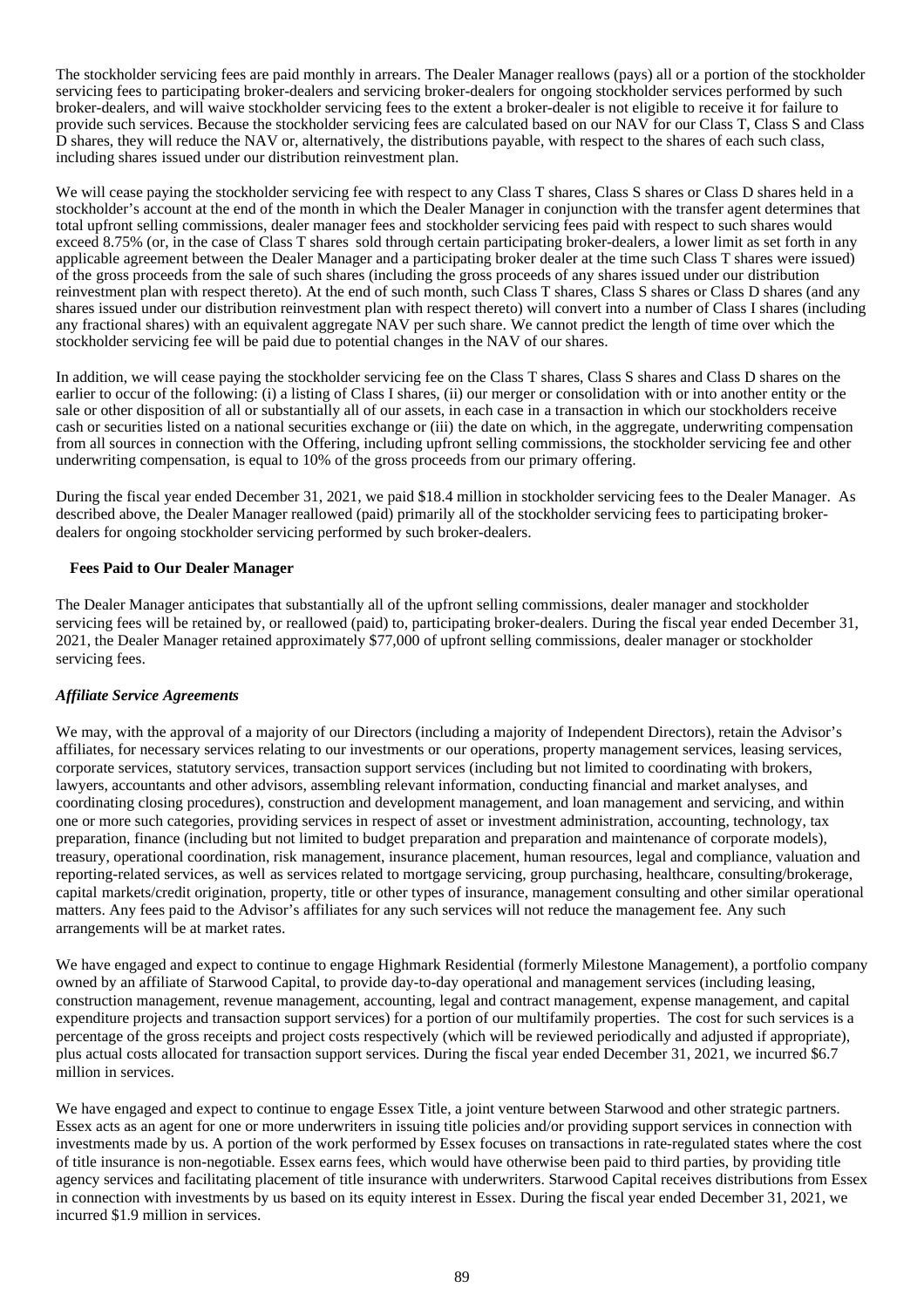The stockholder servicing fees are paid monthly in arrears. The Dealer Manager reallows (pays) all or a portion of the stockholder servicing fees to participating broker-dealers and servicing broker-dealers for ongoing stockholder services performed by such broker-dealers, and will waive stockholder servicing fees to the extent a broker-dealer is not eligible to receive it for failure to provide such services. Because the stockholder servicing fees are calculated based on our NAV for our Class T, Class S and Class D shares, they will reduce the NAV or, alternatively, the distributions payable, with respect to the shares of each such class, including shares issued under our distribution reinvestment plan.

We will cease paying the stockholder servicing fee with respect to any Class T shares, Class S shares or Class D shares held in a stockholder's account at the end of the month in which the Dealer Manager in conjunction with the transfer agent determines that total upfront selling commissions, dealer manager fees and stockholder servicing fees paid with respect to such shares would exceed 8.75% (or, in the case of Class T shares sold through certain participating broker-dealers, a lower limit as set forth in any applicable agreement between the Dealer Manager and a participating broker dealer at the time such Class T shares were issued) of the gross proceeds from the sale of such shares (including the gross proceeds of any shares issued under our distribution reinvestment plan with respect thereto). At the end of such month, such Class T shares, Class S shares or Class D shares (and any shares issued under our distribution reinvestment plan with respect thereto) will convert into a number of Class I shares (including any fractional shares) with an equivalent aggregate NAV per such share. We cannot predict the length of time over which the stockholder servicing fee will be paid due to potential changes in the NAV of our shares.

In addition, we will cease paying the stockholder servicing fee on the Class T shares, Class S shares and Class D shares on the earlier to occur of the following: (i) a listing of Class I shares, (ii) our merger or consolidation with or into another entity or the sale or other disposition of all or substantially all of our assets, in each case in a transaction in which our stockholders receive cash or securities listed on a national securities exchange or (iii) the date on which, in the aggregate, underwriting compensation from all sources in connection with the Offering, including upfront selling commissions, the stockholder servicing fee and other underwriting compensation, is equal to 10% of the gross proceeds from our primary offering.

During the fiscal year ended December 31, 2021, we paid $18.4 million in stockholder servicing fees to the Dealer Manager. As described above, the Dealer Manager reallowed (paid) primarily all of the stockholder servicing fees to participating broker-dealers for ongoing stockholder servicing performed by such broker-dealers.

**Fees Paid to Our Dealer Manager**

The Dealer Manager anticipates that substantially all of the upfront selling commissions, dealer manager and stockholder servicing fees will be retained by, or reallowed (paid) to, participating broker-dealers. During the fiscal year ended December 31, 2021, the Dealer Manager retained approximately $77,000 of upfront selling commissions, dealer manager or stockholder servicing fees.

***Affiliate Service Agreements***

We may, with the approval of a majority of our Directors (including a majority of Independent Directors), retain the Advisor's affiliates, for necessary services relating to our investments or our operations, property management services, leasing services, corporate services, statutory services, transaction support services (including but not limited to coordinating with brokers, lawyers, accountants and other advisors, assembling relevant information, conducting financial and market analyses, and coordinating closing procedures), construction and development management, and loan management and servicing, and within one or more such categories, providing services in respect of asset or investment administration, accounting, technology, tax preparation, finance (including but not limited to budget preparation and preparation and maintenance of corporate models), treasury, operational coordination, risk management, insurance placement, human resources, legal and compliance, valuation and reporting-related services, as well as services related to mortgage servicing, group purchasing, healthcare, consulting/brokerage, capital markets/credit origination, property, title or other types of insurance, management consulting and other similar operational matters. Any fees paid to the Advisor's affiliates for any such services will not reduce the management fee. Any such arrangements will be at market rates.

We have engaged and expect to continue to engage Highmark Residential (formerly Milestone Management), a portfolio company owned by an affiliate of Starwood Capital, to provide day-to-day operational and management services (including leasing, construction management, revenue management, accounting, legal and contract management, expense management, and capital expenditure projects and transaction support services) for a portion of our multifamily properties. The cost for such services is a percentage of the gross receipts and project costs respectively (which will be reviewed periodically and adjusted if appropriate), plus actual costs allocated for transaction support services. During the fiscal year ended December 31, 2021, we incurred $6.7 million in services.

We have engaged and expect to continue to engage Essex Title, a joint venture between Starwood and other strategic partners. Essex acts as an agent for one or more underwriters in issuing title policies and/or providing support services in connection with investments made by us. A portion of the work performed by Essex focuses on transactions in rate-regulated states where the cost of title insurance is non-negotiable. Essex earns fees, which would have otherwise been paid to third parties, by providing title agency services and facilitating placement of title insurance with underwriters. Starwood Capital receives distributions from Essex in connection with investments by us based on its equity interest in Essex. During the fiscal year ended December 31, 2021, we incurred $1.9 million in services.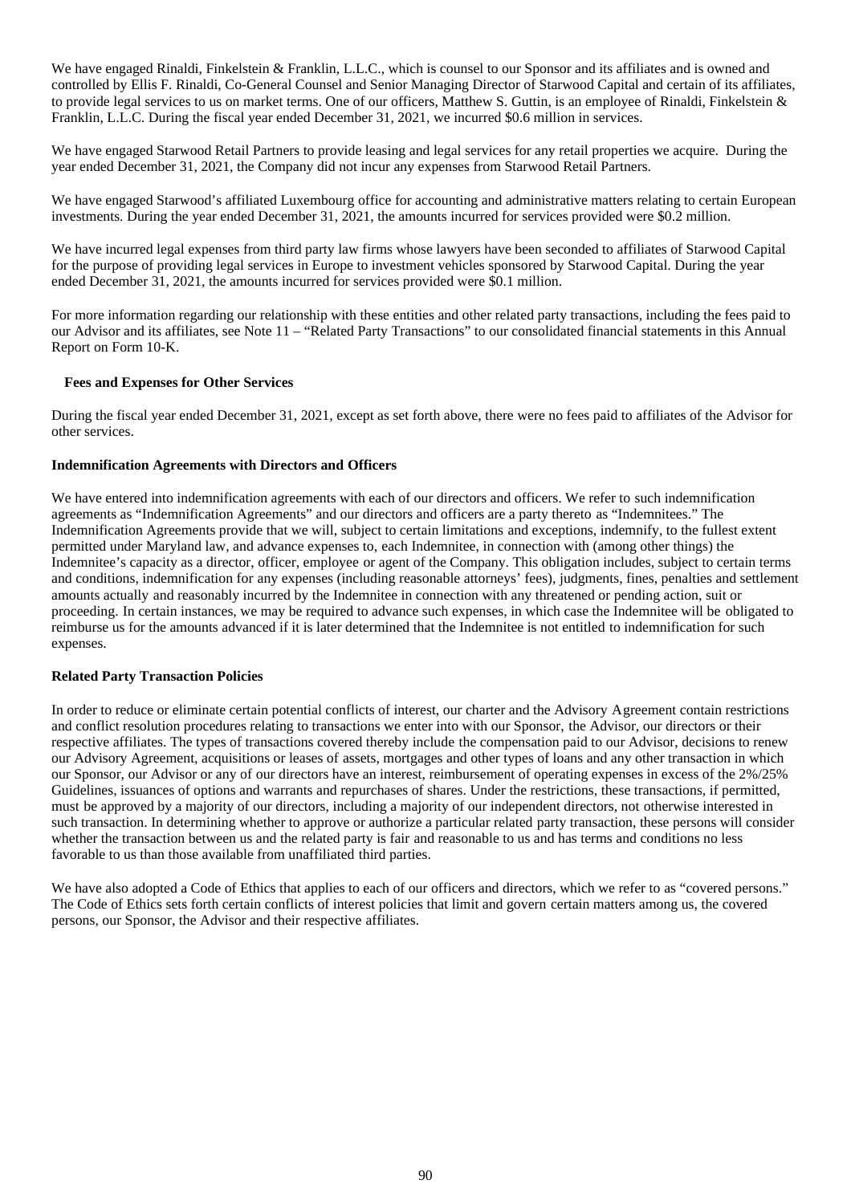We have engaged Rinaldi, Finkelstein & Franklin, L.L.C., which is counsel to our Sponsor and its affiliates and is owned and controlled by Ellis F. Rinaldi, Co-General Counsel and Senior Managing Director of Starwood Capital and certain of its affiliates, to provide legal services to us on market terms. One of our officers, Matthew S. Guttin, is an employee of Rinaldi, Finkelstein & Franklin, L.L.C. During the fiscal year ended December 31, 2021, we incurred $0.6 million in services.

We have engaged Starwood Retail Partners to provide leasing and legal services for any retail properties we acquire. During the year ended December 31, 2021, the Company did not incur any expenses from Starwood Retail Partners.

We have engaged Starwood's affiliated Luxembourg office for accounting and administrative matters relating to certain European investments. During the year ended December 31, 2021, the amounts incurred for services provided were $0.2 million.

We have incurred legal expenses from third party law firms whose lawyers have been seconded to affiliates of Starwood Capital for the purpose of providing legal services in Europe to investment vehicles sponsored by Starwood Capital. During the year ended December 31, 2021, the amounts incurred for services provided were $0.1 million.

For more information regarding our relationship with these entities and other related party transactions, including the fees paid to our Advisor and its affiliates, see Note 11 – "Related Party Transactions" to our consolidated financial statements in this Annual Report on Form 10-K.

**Fees and Expenses for Other Services**

During the fiscal year ended December 31, 2021, except as set forth above, there were no fees paid to affiliates of the Advisor for other services.

**Indemnification Agreements with Directors and Officers**

We have entered into indemnification agreements with each of our directors and officers. We refer to such indemnification agreements as "Indemnification Agreements" and our directors and officers are a party thereto as "Indemnitees." The Indemnification Agreements provide that we will, subject to certain limitations and exceptions, indemnify, to the fullest extent permitted under Maryland law, and advance expenses to, each Indemnitee, in connection with (among other things) the Indemnitee's capacity as a director, officer, employee or agent of the Company. This obligation includes, subject to certain terms and conditions, indemnification for any expenses (including reasonable attorneys' fees), judgments, fines, penalties and settlement amounts actually and reasonably incurred by the Indemnitee in connection with any threatened or pending action, suit or proceeding. In certain instances, we may be required to advance such expenses, in which case the Indemnitee will be obligated to reimburse us for the amounts advanced if it is later determined that the Indemnitee is not entitled to indemnification for such expenses.

**Related Party Transaction Policies**

In order to reduce or eliminate certain potential conflicts of interest, our charter and the Advisory Agreement contain restrictions and conflict resolution procedures relating to transactions we enter into with our Sponsor, the Advisor, our directors or their respective affiliates. The types of transactions covered thereby include the compensation paid to our Advisor, decisions to renew our Advisory Agreement, acquisitions or leases of assets, mortgages and other types of loans and any other transaction in which our Sponsor, our Advisor or any of our directors have an interest, reimbursement of operating expenses in excess of the 2%/25% Guidelines, issuances of options and warrants and repurchases of shares. Under the restrictions, these transactions, if permitted, must be approved by a majority of our directors, including a majority of our independent directors, not otherwise interested in such transaction. In determining whether to approve or authorize a particular related party transaction, these persons will consider whether the transaction between us and the related party is fair and reasonable to us and has terms and conditions no less favorable to us than those available from unaffiliated third parties.

We have also adopted a Code of Ethics that applies to each of our officers and directors, which we refer to as "covered persons." The Code of Ethics sets forth certain conflicts of interest policies that limit and govern certain matters among us, the covered persons, our Sponsor, the Advisor and their respective affiliates.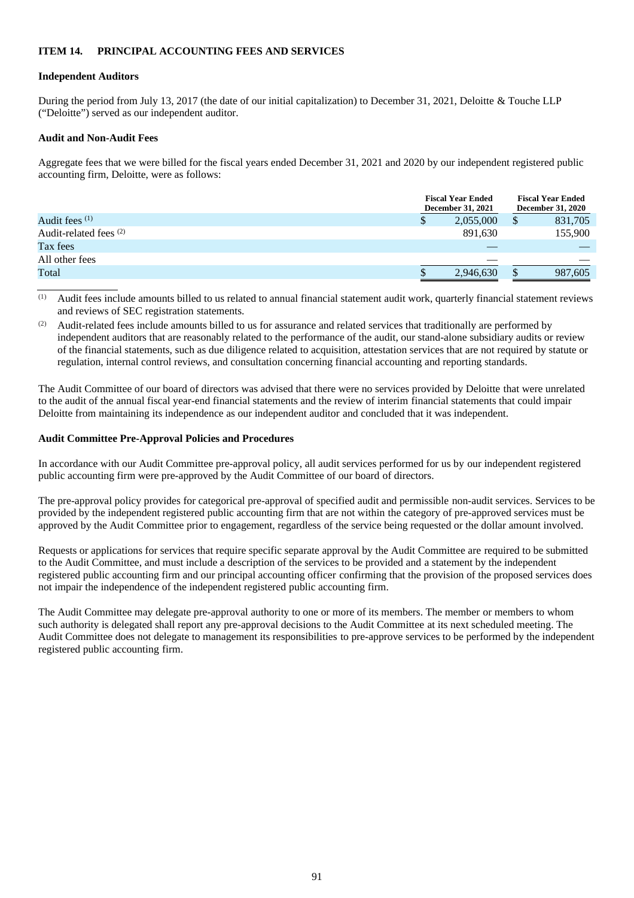## ITEM 14. PRINCIPAL ACCOUNTING FEES AND SERVICES

**Independent Auditors**

During the period from July 13, 2017 (the date of our initial capitalization) to December 31, 2021, Deloitte & Touche LLP ("Deloitte") served as our independent auditor.

**Audit and Non-Audit Fees**

Aggregate fees that we were billed for the fiscal years ended December 31, 2021 and 2020 by our independent registered public accounting firm, Deloitte, were as follows:

| | Fiscal Year Ended December 31, 2021 | Fiscal Year Ended December 31, 2020 |
|---|---|---|
| Audit fees [(1)] | $ 2,055,000 | $ 831,705 |
| Audit-related fees [(2)] | 891,630 | 155,900 |
| Tax fees | — | — |
| All other fees | — | — |
| Total | $ 2,946,630 | $ 987,605 |

(1) Audit fees include amounts billed to us related to annual financial statement audit work, quarterly financial statement reviews and reviews of SEC registration statements.

(2) Audit-related fees include amounts billed to us for assurance and related services that traditionally are performed by independent auditors that are reasonably related to the performance of the audit, our stand-alone subsidiary audits or review of the financial statements, such as due diligence related to acquisition, attestation services that are not required by statute or regulation, internal control reviews, and consultation concerning financial accounting and reporting standards.

The Audit Committee of our board of directors was advised that there were no services provided by Deloitte that were unrelated to the audit of the annual fiscal year-end financial statements and the review of interim financial statements that could impair Deloitte from maintaining its independence as our independent auditor and concluded that it was independent.

**Audit Committee Pre-Approval Policies and Procedures**

In accordance with our Audit Committee pre-approval policy, all audit services performed for us by our independent registered public accounting firm were pre-approved by the Audit Committee of our board of directors.

The pre-approval policy provides for categorical pre-approval of specified audit and permissible non-audit services. Services to be provided by the independent registered public accounting firm that are not within the category of pre-approved services must be approved by the Audit Committee prior to engagement, regardless of the service being requested or the dollar amount involved.

Requests or applications for services that require specific separate approval by the Audit Committee are required to be submitted to the Audit Committee, and must include a description of the services to be provided and a statement by the independent registered public accounting firm and our principal accounting officer confirming that the provision of the proposed services does not impair the independence of the independent registered public accounting firm.

The Audit Committee may delegate pre-approval authority to one or more of its members. The member or members to whom such authority is delegated shall report any pre-approval decisions to the Audit Committee at its next scheduled meeting. The Audit Committee does not delegate to management its responsibilities to pre-approve services to be performed by the independent registered public accounting firm.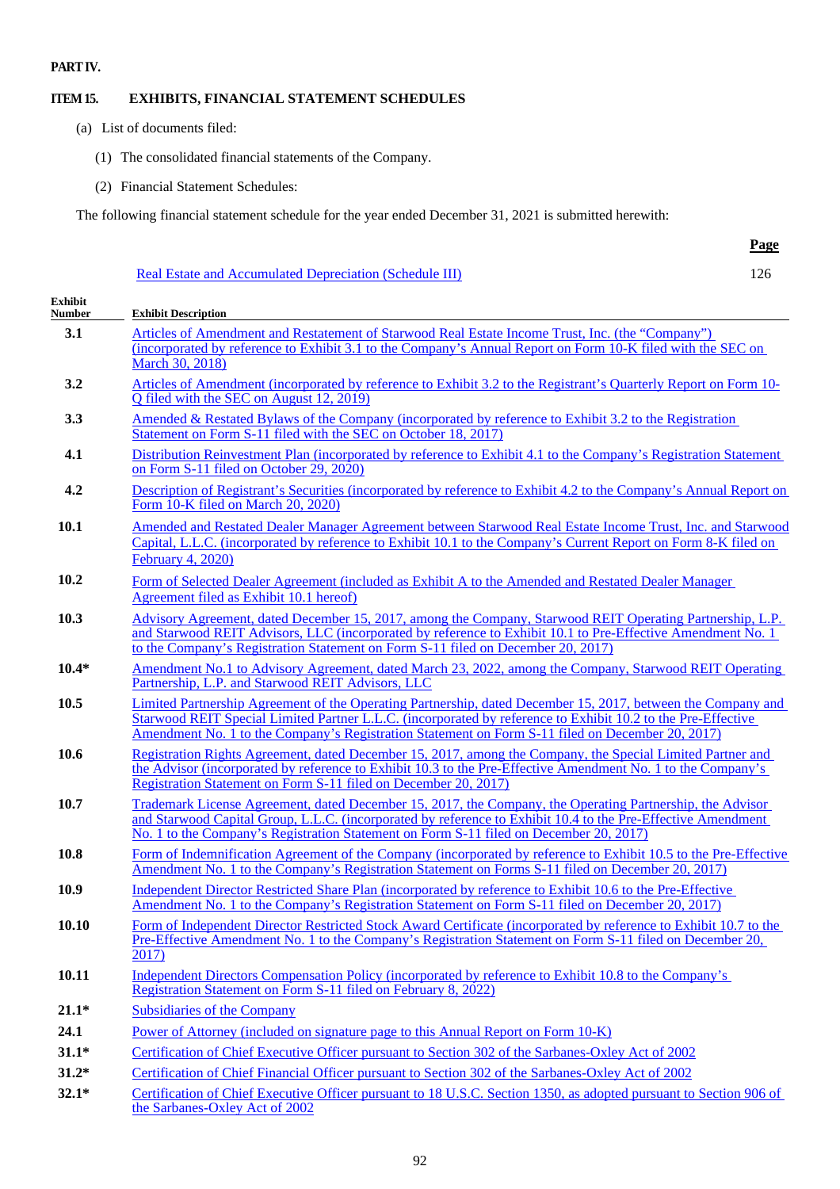**PART IV.**

**ITEM 15. EXHIBITS, FINANCIAL STATEMENT SCHEDULES**

(a) List of documents filed:

(1) The consolidated financial statements of the Company.

(2) Financial Statement Schedules:

The following financial statement schedule for the year ended December 31, 2021 is submitted herewith:

| | **Page** |
|---|---|
| Real Estate and Accumulated Depreciation (Schedule III) | 126 |

| **Exhibit Number** | **Exhibit Description** |
|---|---|
| **3.1** | Articles of Amendment and Restatement of Starwood Real Estate Income Trust, Inc. (the "Company") (incorporated by reference to Exhibit 3.1 to the Company's Annual Report on Form 10-K filed with the SEC on March 30, 2018) |
| **3.2** | Articles of Amendment (incorporated by reference to Exhibit 3.2 to the Registrant's Quarterly Report on Form 10-Q filed with the SEC on August 12, 2019) |
| **3.3** | Amended & Restated Bylaws of the Company (incorporated by reference to Exhibit 3.2 to the Registration Statement on Form S-11 filed with the SEC on October 18, 2017) |
| **4.1** | Distribution Reinvestment Plan (incorporated by reference to Exhibit 4.1 to the Company's Registration Statement on Form S-11 filed on October 29, 2020) |
| **4.2** | Description of Registrant's Securities (incorporated by reference to Exhibit 4.2 to the Company's Annual Report on Form 10-K filed on March 20, 2020) |
| **10.1** | Amended and Restated Dealer Manager Agreement between Starwood Real Estate Income Trust, Inc. and Starwood Capital, L.L.C. (incorporated by reference to Exhibit 10.1 to the Company's Current Report on Form 8-K filed on February 4, 2020) |
| **10.2** | Form of Selected Dealer Agreement (included as Exhibit A to the Amended and Restated Dealer Manager Agreement filed as Exhibit 10.1 hereof) |
| **10.3** | Advisory Agreement, dated December 15, 2017, among the Company, Starwood REIT Operating Partnership, L.P. and Starwood REIT Advisors, LLC (incorporated by reference to Exhibit 10.1 to Pre-Effective Amendment No. 1 to the Company's Registration Statement on Form S-11 filed on December 20, 2017) |
| **10.4*** | Amendment No.1 to Advisory Agreement, dated March 23, 2022, among the Company, Starwood REIT Operating Partnership, L.P. and Starwood REIT Advisors, LLC |
| **10.5** | Limited Partnership Agreement of the Operating Partnership, dated December 15, 2017, between the Company and Starwood REIT Special Limited Partner L.L.C. (incorporated by reference to Exhibit 10.2 to the Pre-Effective Amendment No. 1 to the Company's Registration Statement on Form S-11 filed on December 20, 2017) |
| **10.6** | Registration Rights Agreement, dated December 15, 2017, among the Company, the Special Limited Partner and the Advisor (incorporated by reference to Exhibit 10.3 to the Pre-Effective Amendment No. 1 to the Company's Registration Statement on Form S-11 filed on December 20, 2017) |
| **10.7** | Trademark License Agreement, dated December 15, 2017, the Company, the Operating Partnership, the Advisor and Starwood Capital Group, L.L.C. (incorporated by reference to Exhibit 10.4 to the Pre-Effective Amendment No. 1 to the Company's Registration Statement on Form S-11 filed on December 20, 2017) |
| **10.8** | Form of Indemnification Agreement of the Company (incorporated by reference to Exhibit 10.5 to the Pre-Effective Amendment No. 1 to the Company's Registration Statement on Forms S-11 filed on December 20, 2017) |
| **10.9** | Independent Director Restricted Share Plan (incorporated by reference to Exhibit 10.6 to the Pre-Effective Amendment No. 1 to the Company's Registration Statement on Form S-11 filed on December 20, 2017) |
| **10.10** | Form of Independent Director Restricted Stock Award Certificate (incorporated by reference to Exhibit 10.7 to the Pre-Effective Amendment No. 1 to the Company's Registration Statement on Form S-11 filed on December 20, 2017) |
| **10.11** | Independent Directors Compensation Policy (incorporated by reference to Exhibit 10.8 to the Company's Registration Statement on Form S-11 filed on February 8, 2022) |
| **21.1*** | Subsidiaries of the Company |
| **24.1** | Power of Attorney (included on signature page to this Annual Report on Form 10-K) |
| **31.1*** | Certification of Chief Executive Officer pursuant to Section 302 of the Sarbanes-Oxley Act of 2002 |
| **31.2*** | Certification of Chief Financial Officer pursuant to Section 302 of the Sarbanes-Oxley Act of 2002 |
| **32.1*** | Certification of Chief Executive Officer pursuant to 18 U.S.C. Section 1350, as adopted pursuant to Section 906 of the Sarbanes-Oxley Act of 2002 |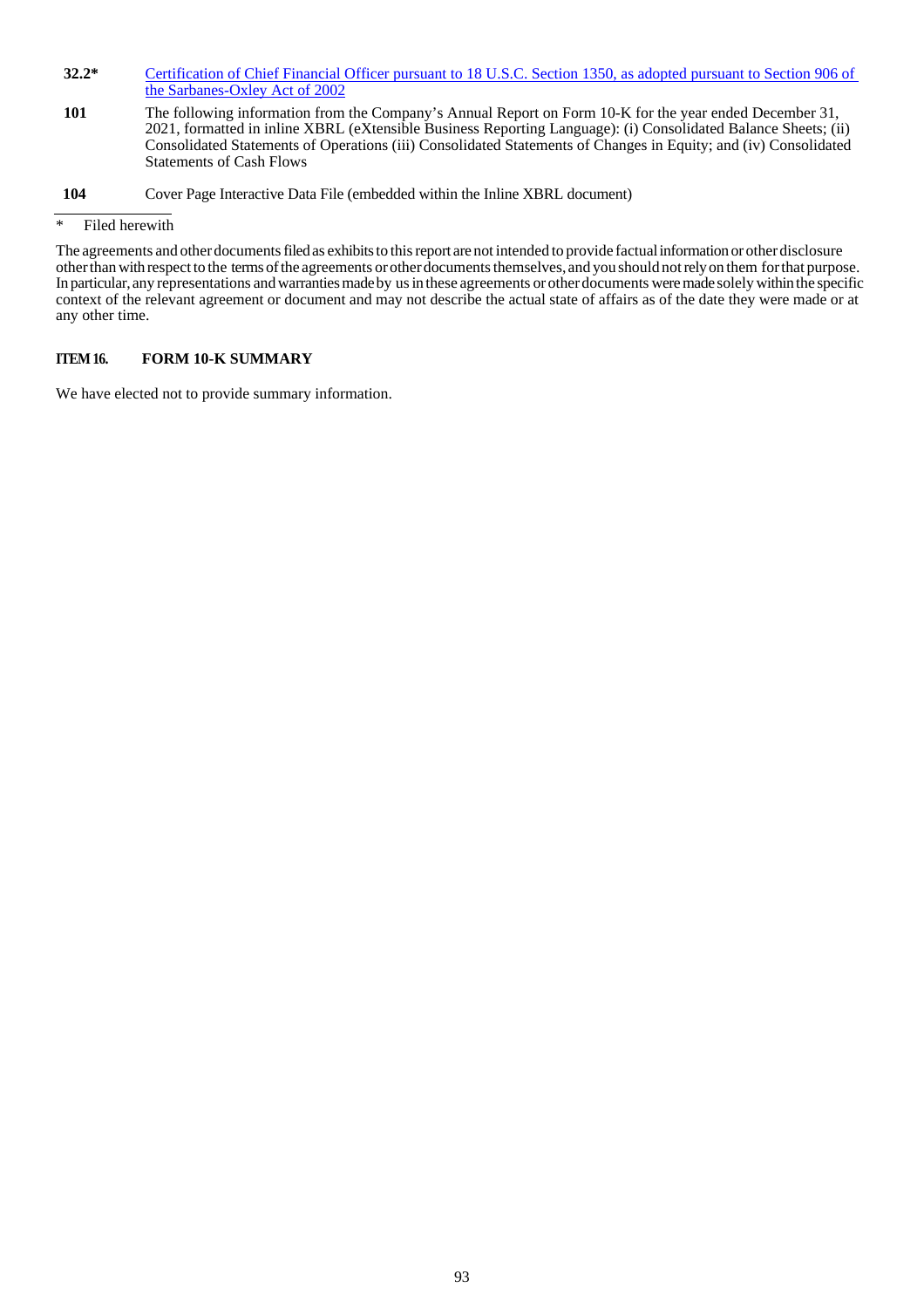| | |
|---|---|
| **32.2*** | [Certification of Chief Financial Officer pursuant to 18 U.S.C. Section 1350, as adopted pursuant to Section 906 of the Sarbanes-Oxley Act of 2002] |
| **101** | The following information from the Company's Annual Report on Form 10-K for the year ended December 31, 2021, formatted in inline XBRL (eXtensible Business Reporting Language): (i) Consolidated Balance Sheets; (ii) Consolidated Statements of Operations (iii) Consolidated Statements of Changes in Equity; and (iv) Consolidated Statements of Cash Flows |
| **104** | Cover Page Interactive Data File (embedded within the Inline XBRL document) |

* Filed herewith

The agreements and other documents filed as exhibits to this report are not intended to provide factual information or other disclosure other than with respect to the terms of the agreements or other documents themselves, and you should not rely on them for that purpose. In particular, any representations and warranties made by us in these agreements or other documents were made solely within the specific context of the relevant agreement or document and may not describe the actual state of affairs as of the date they were made or at any other time.

### ITEM 16. FORM 10-K SUMMARY

We have elected not to provide summary information.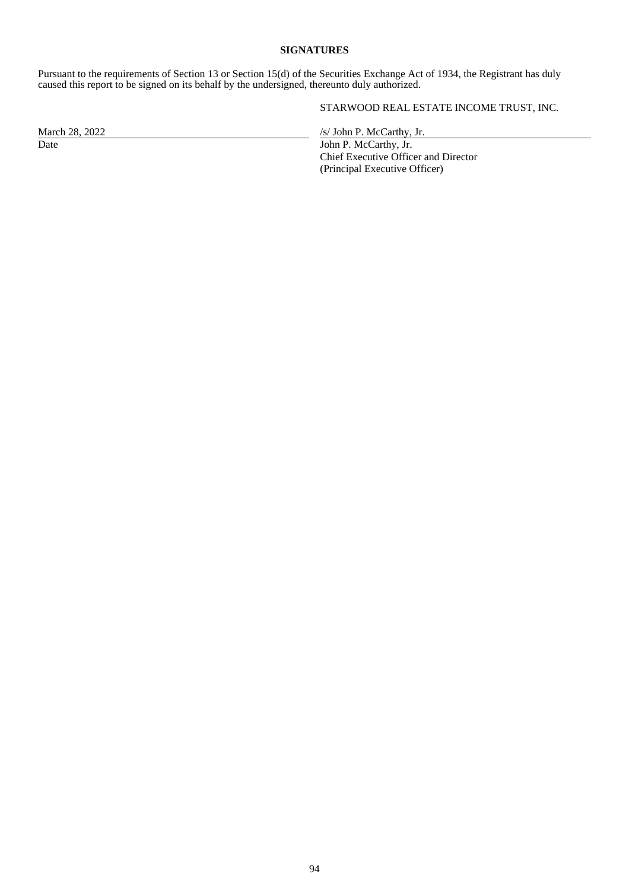**SIGNATURES**

Pursuant to the requirements of Section 13 or Section 15(d) of the Securities Exchange Act of 1934, the Registrant has duly caused this report to be signed on its behalf by the undersigned, thereunto duly authorized.

STARWOOD REAL ESTATE INCOME TRUST, INC.

| | |
|---|---|
| March 28, 2022 | /s/ John P. McCarthy, Jr. |
| Date | John P. McCarthy, Jr.<br>Chief Executive Officer and Director<br>(Principal Executive Officer) |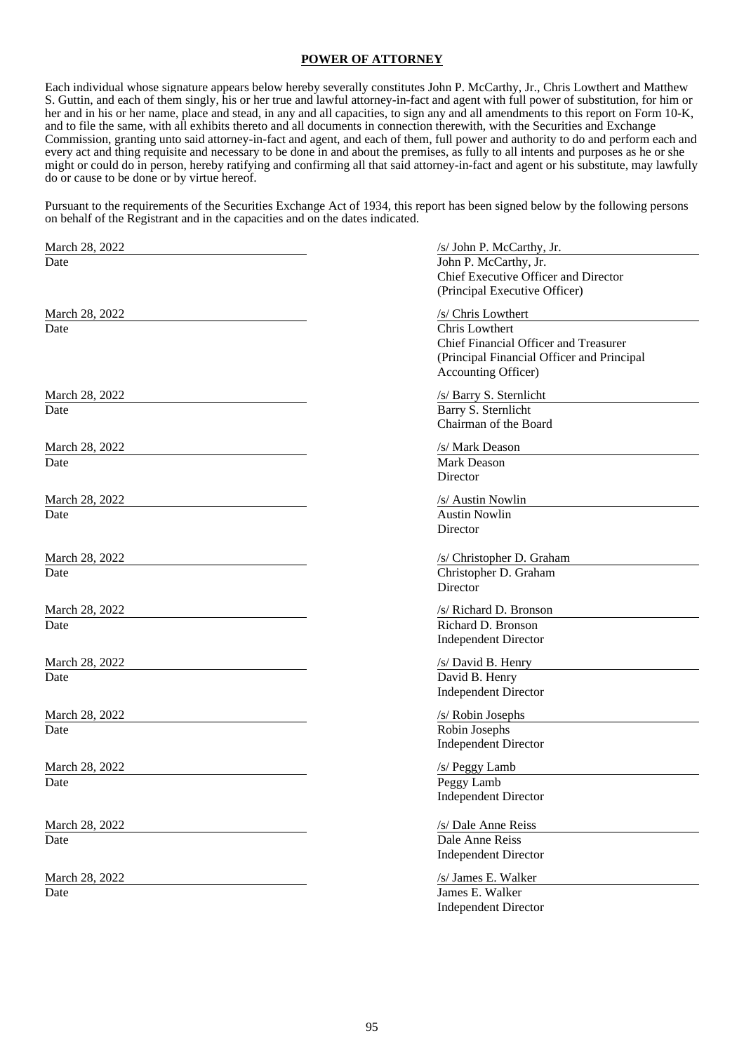**POWER OF ATTORNEY**

Each individual whose signature appears below hereby severally constitutes John P. McCarthy, Jr., Chris Lowthert and Matthew S. Guttin, and each of them singly, his or her true and lawful attorney-in-fact and agent with full power of substitution, for him or her and in his or her name, place and stead, in any and all capacities, to sign any and all amendments to this report on Form 10-K, and to file the same, with all exhibits thereto and all documents in connection therewith, with the Securities and Exchange Commission, granting unto said attorney-in-fact and agent, and each of them, full power and authority to do and perform each and every act and thing requisite and necessary to be done in and about the premises, as fully to all intents and purposes as he or she might or could do in person, hereby ratifying and confirming all that said attorney-in-fact and agent or his substitute, may lawfully do or cause to be done or by virtue hereof.

Pursuant to the requirements of the Securities Exchange Act of 1934, this report has been signed below by the following persons on behalf of the Registrant and in the capacities and on the dates indicated.

| Date | Signature |
|---|---|
| March 28, 2022 | /s/ John P. McCarthy, Jr.<br>John P. McCarthy, Jr.<br>Chief Executive Officer and Director<br>(Principal Executive Officer) |
| March 28, 2022 | /s/ Chris Lowthert<br>Chris Lowthert<br>Chief Financial Officer and Treasurer<br>(Principal Financial Officer and Principal Accounting Officer) |
| March 28, 2022 | /s/ Barry S. Sternlicht<br>Barry S. Sternlicht<br>Chairman of the Board |
| March 28, 2022 | /s/ Mark Deason<br>Mark Deason<br>Director |
| March 28, 2022 | /s/ Austin Nowlin<br>Austin Nowlin<br>Director |
| March 28, 2022 | /s/ Christopher D. Graham<br>Christopher D. Graham<br>Director |
| March 28, 2022 | /s/ Richard D. Bronson<br>Richard D. Bronson<br>Independent Director |
| March 28, 2022 | /s/ David B. Henry<br>David B. Henry<br>Independent Director |
| March 28, 2022 | /s/ Robin Josephs<br>Robin Josephs<br>Independent Director |
| March 28, 2022 | /s/ Peggy Lamb<br>Peggy Lamb<br>Independent Director |
| March 28, 2022 | /s/ Dale Anne Reiss<br>Dale Anne Reiss<br>Independent Director |
| March 28, 2022 | /s/ James E. Walker<br>James E. Walker<br>Independent Director |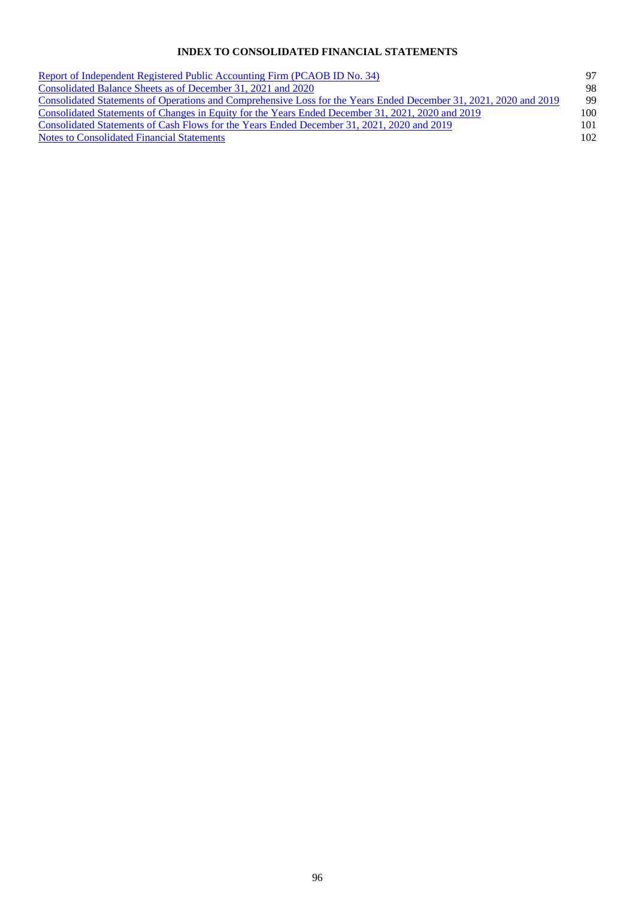# INDEX TO CONSOLIDATED FINANCIAL STATEMENTS

| | |
|---|---|
| Report of Independent Registered Public Accounting Firm (PCAOB ID No. 34) | 97 |
| Consolidated Balance Sheets as of December 31, 2021 and 2020 | 98 |
| Consolidated Statements of Operations and Comprehensive Loss for the Years Ended December 31, 2021, 2020 and 2019 | 99 |
| Consolidated Statements of Changes in Equity for the Years Ended December 31, 2021, 2020 and 2019 | 100 |
| Consolidated Statements of Cash Flows for the Years Ended December 31, 2021, 2020 and 2019 | 101 |
| Notes to Consolidated Financial Statements | 102 |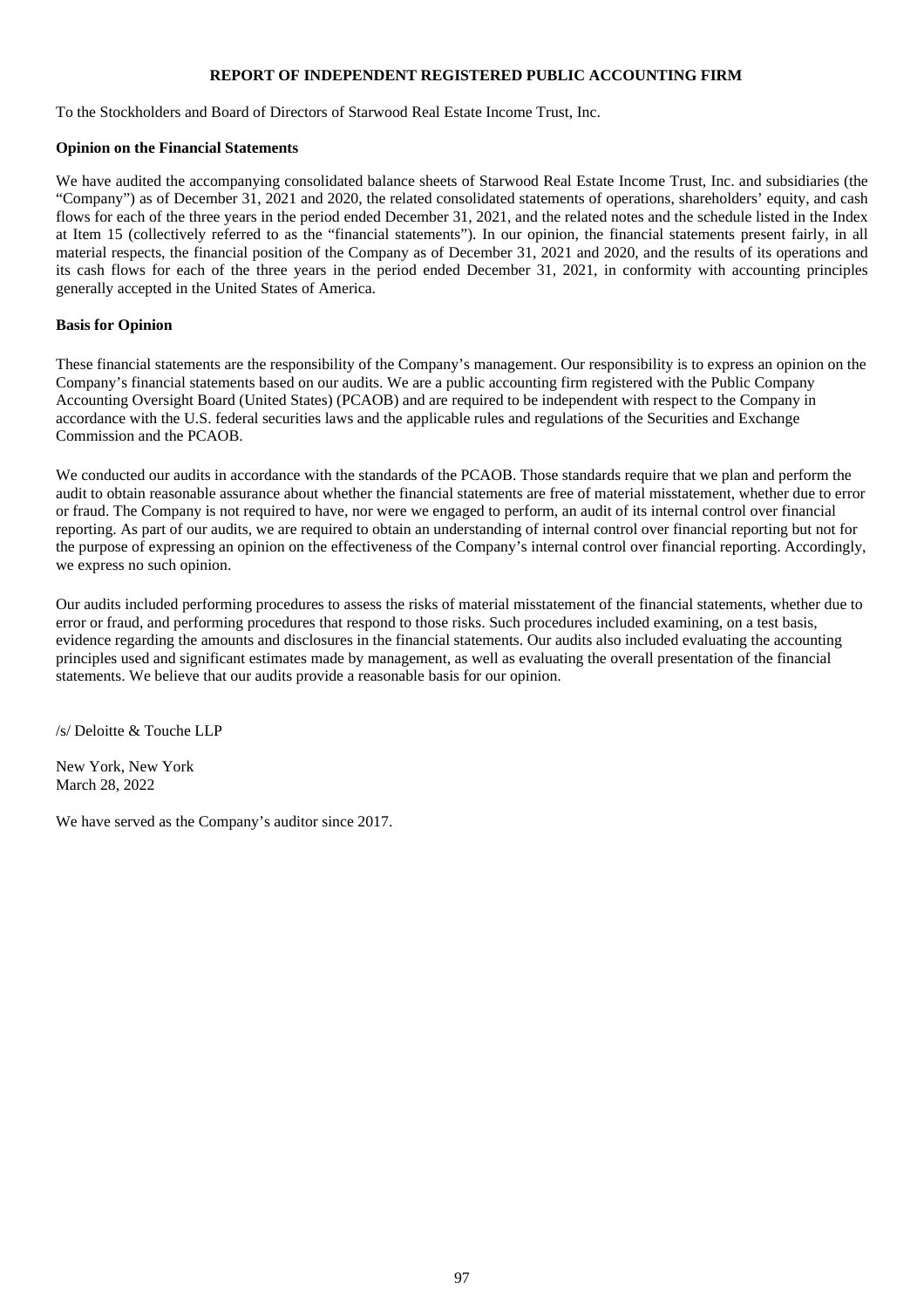# REPORT OF INDEPENDENT REGISTERED PUBLIC ACCOUNTING FIRM

To the Stockholders and Board of Directors of Starwood Real Estate Income Trust, Inc.

**Opinion on the Financial Statements**

We have audited the accompanying consolidated balance sheets of Starwood Real Estate Income Trust, Inc. and subsidiaries (the "Company") as of December 31, 2021 and 2020, the related consolidated statements of operations, shareholders' equity, and cash flows for each of the three years in the period ended December 31, 2021, and the related notes and the schedule listed in the Index at Item 15 (collectively referred to as the "financial statements"). In our opinion, the financial statements present fairly, in all material respects, the financial position of the Company as of December 31, 2021 and 2020, and the results of its operations and its cash flows for each of the three years in the period ended December 31, 2021, in conformity with accounting principles generally accepted in the United States of America.

**Basis for Opinion**

These financial statements are the responsibility of the Company's management. Our responsibility is to express an opinion on the Company's financial statements based on our audits. We are a public accounting firm registered with the Public Company Accounting Oversight Board (United States) (PCAOB) and are required to be independent with respect to the Company in accordance with the U.S. federal securities laws and the applicable rules and regulations of the Securities and Exchange Commission and the PCAOB.

We conducted our audits in accordance with the standards of the PCAOB. Those standards require that we plan and perform the audit to obtain reasonable assurance about whether the financial statements are free of material misstatement, whether due to error or fraud. The Company is not required to have, nor were we engaged to perform, an audit of its internal control over financial reporting. As part of our audits, we are required to obtain an understanding of internal control over financial reporting but not for the purpose of expressing an opinion on the effectiveness of the Company's internal control over financial reporting. Accordingly, we express no such opinion.

Our audits included performing procedures to assess the risks of material misstatement of the financial statements, whether due to error or fraud, and performing procedures that respond to those risks. Such procedures included examining, on a test basis, evidence regarding the amounts and disclosures in the financial statements. Our audits also included evaluating the accounting principles used and significant estimates made by management, as well as evaluating the overall presentation of the financial statements. We believe that our audits provide a reasonable basis for our opinion.

/s/ Deloitte & Touche LLP

New York, New York
March 28, 2022

We have served as the Company's auditor since 2017.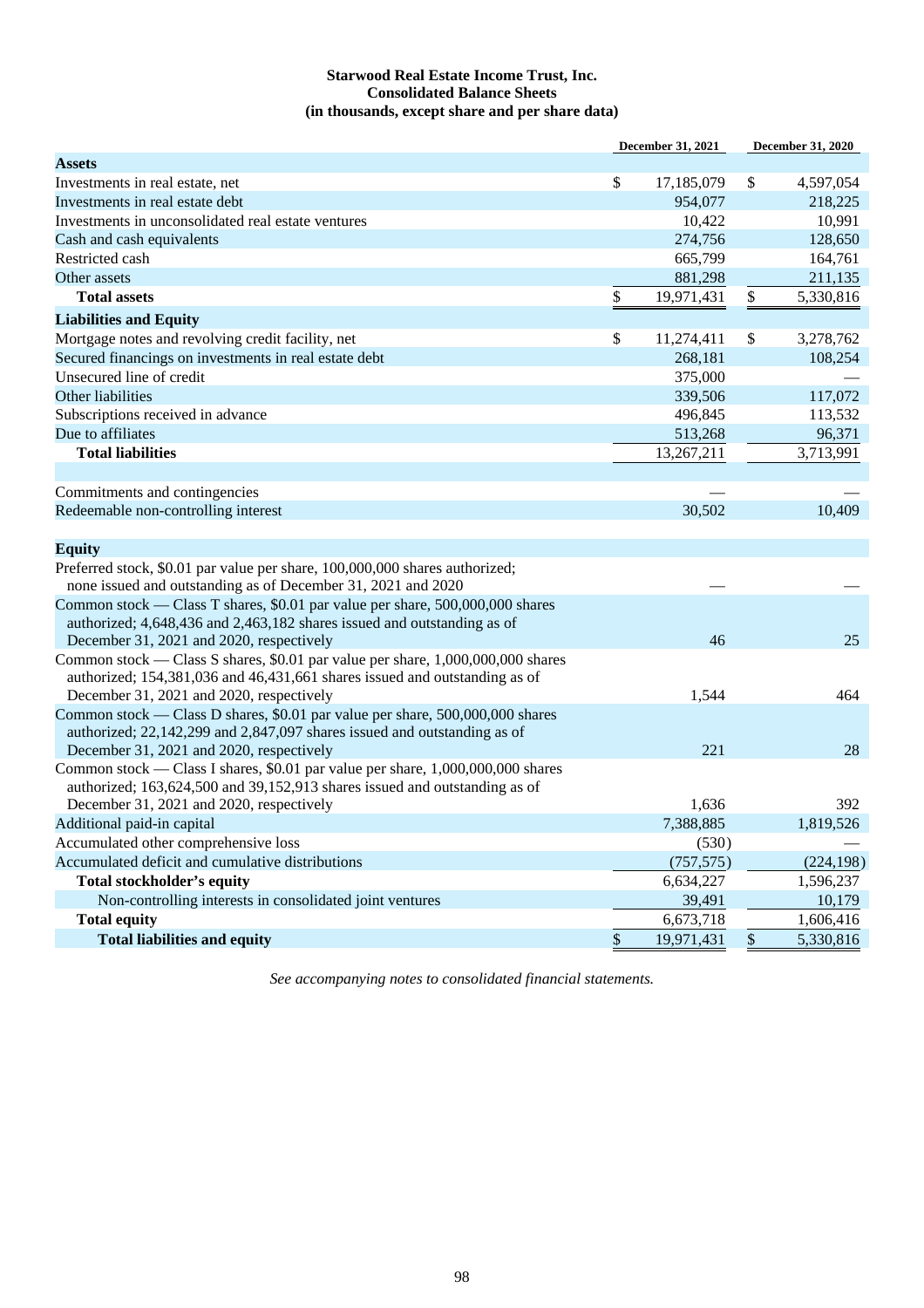**Starwood Real Estate Income Trust, Inc.**
**Consolidated Balance Sheets**
**(in thousands, except share and per share data)**

| | December 31, 2021 | December 31, 2020 |
|---|---|---|
| **Assets** | | |
| Investments in real estate, net | $ 17,185,079 | $ 4,597,054 |
| Investments in real estate debt | 954,077 | 218,225 |
| Investments in unconsolidated real estate ventures | 10,422 | 10,991 |
| Cash and cash equivalents | 274,756 | 128,650 |
| Restricted cash | 665,799 | 164,761 |
| Other assets | 881,298 | 211,135 |
| **Total assets** | $ 19,971,431 | $ 5,330,816 |
| **Liabilities and Equity** | | |
| Mortgage notes and revolving credit facility, net | $ 11,274,411 | $ 3,278,762 |
| Secured financings on investments in real estate debt | 268,181 | 108,254 |
| Unsecured line of credit | 375,000 | — |
| Other liabilities | 339,506 | 117,072 |
| Subscriptions received in advance | 496,845 | 113,532 |
| Due to affiliates | 513,268 | 96,371 |
| **Total liabilities** | 13,267,211 | 3,713,991 |
| | | |
| Commitments and contingencies | — | — |
| Redeemable non-controlling interest | 30,502 | 10,409 |
| | | |
| **Equity** | | |
| Preferred stock, $0.01 par value per share, 100,000,000 shares authorized; none issued and outstanding as of December 31, 2021 and 2020 | — | — |
| Common stock — Class T shares, $0.01 par value per share, 500,000,000 shares authorized; 4,648,436 and 2,463,182 shares issued and outstanding as of December 31, 2021 and 2020, respectively | 46 | 25 |
| Common stock — Class S shares, $0.01 par value per share, 1,000,000,000 shares authorized; 154,381,036 and 46,431,661 shares issued and outstanding as of December 31, 2021 and 2020, respectively | 1,544 | 464 |
| Common stock — Class D shares, $0.01 par value per share, 500,000,000 shares authorized; 22,142,299 and 2,847,097 shares issued and outstanding as of December 31, 2021 and 2020, respectively | 221 | 28 |
| Common stock — Class I shares, $0.01 par value per share, 1,000,000,000 shares authorized; 163,624,500 and 39,152,913 shares issued and outstanding as of December 31, 2021 and 2020, respectively | 1,636 | 392 |
| Additional paid-in capital | 7,388,885 | 1,819,526 |
| Accumulated other comprehensive loss | (530) | — |
| Accumulated deficit and cumulative distributions | (757,575) | (224,198) |
| **Total stockholder's equity** | 6,634,227 | 1,596,237 |
| Non-controlling interests in consolidated joint ventures | 39,491 | 10,179 |
| **Total equity** | 6,673,718 | 1,606,416 |
| **Total liabilities and equity** | $ 19,971,431 | $ 5,330,816 |

*See accompanying notes to consolidated financial statements.*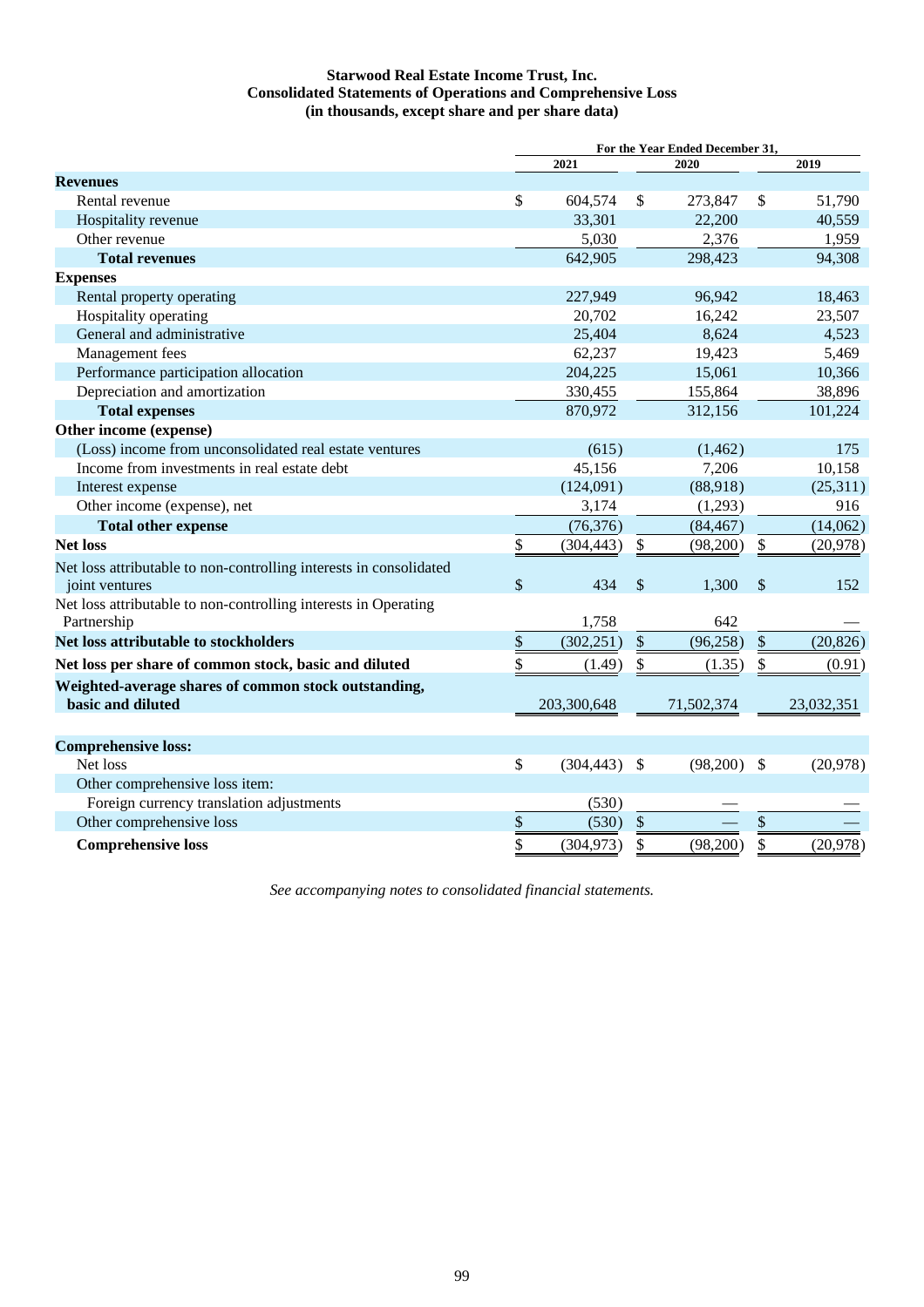**Starwood Real Estate Income Trust, Inc.**
**Consolidated Statements of Operations and Comprehensive Loss**
**(in thousands, except share and per share data)**

| | For the Year Ended December 31, | | |
|---|---|---|---|
| | 2021 | 2020 | 2019 |
| **Revenues** | | | |
| Rental revenue | $ 604,574 | $ 273,847 | $ 51,790 |
| Hospitality revenue | 33,301 | 22,200 | 40,559 |
| Other revenue | 5,030 | 2,376 | 1,959 |
| **Total revenues** | 642,905 | 298,423 | 94,308 |
| **Expenses** | | | |
| Rental property operating | 227,949 | 96,942 | 18,463 |
| Hospitality operating | 20,702 | 16,242 | 23,507 |
| General and administrative | 25,404 | 8,624 | 4,523 |
| Management fees | 62,237 | 19,423 | 5,469 |
| Performance participation allocation | 204,225 | 15,061 | 10,366 |
| Depreciation and amortization | 330,455 | 155,864 | 38,896 |
| **Total expenses** | 870,972 | 312,156 | 101,224 |
| **Other income (expense)** | | | |
| (Loss) income from unconsolidated real estate ventures | (615) | (1,462) | 175 |
| Income from investments in real estate debt | 45,156 | 7,206 | 10,158 |
| Interest expense | (124,091) | (88,918) | (25,311) |
| Other income (expense), net | 3,174 | (1,293) | 916 |
| **Total other expense** | (76,376) | (84,467) | (14,062) |
| **Net loss** | $ (304,443) | $ (98,200) | $ (20,978) |
| Net loss attributable to non-controlling interests in consolidated joint ventures | $ 434 | $ 1,300 | $ 152 |
| Net loss attributable to non-controlling interests in Operating Partnership | 1,758 | 642 | — |
| **Net loss attributable to stockholders** | $ (302,251) | $ (96,258) | $ (20,826) |
| **Net loss per share of common stock, basic and diluted** | $ (1.49) | $ (1.35) | $ (0.91) |
| **Weighted-average shares of common stock outstanding, basic and diluted** | 203,300,648 | 71,502,374 | 23,032,351 |
| | | | |
| **Comprehensive loss:** | | | |
| Net loss | $ (304,443) | $ (98,200) | $ (20,978) |
| Other comprehensive loss item: | | | |
| Foreign currency translation adjustments | (530) | — | — |
| Other comprehensive loss | $ (530) | $ — | $ — |
| **Comprehensive loss** | $ (304,973) | $ (98,200) | $ (20,978) |

*See accompanying notes to consolidated financial statements.*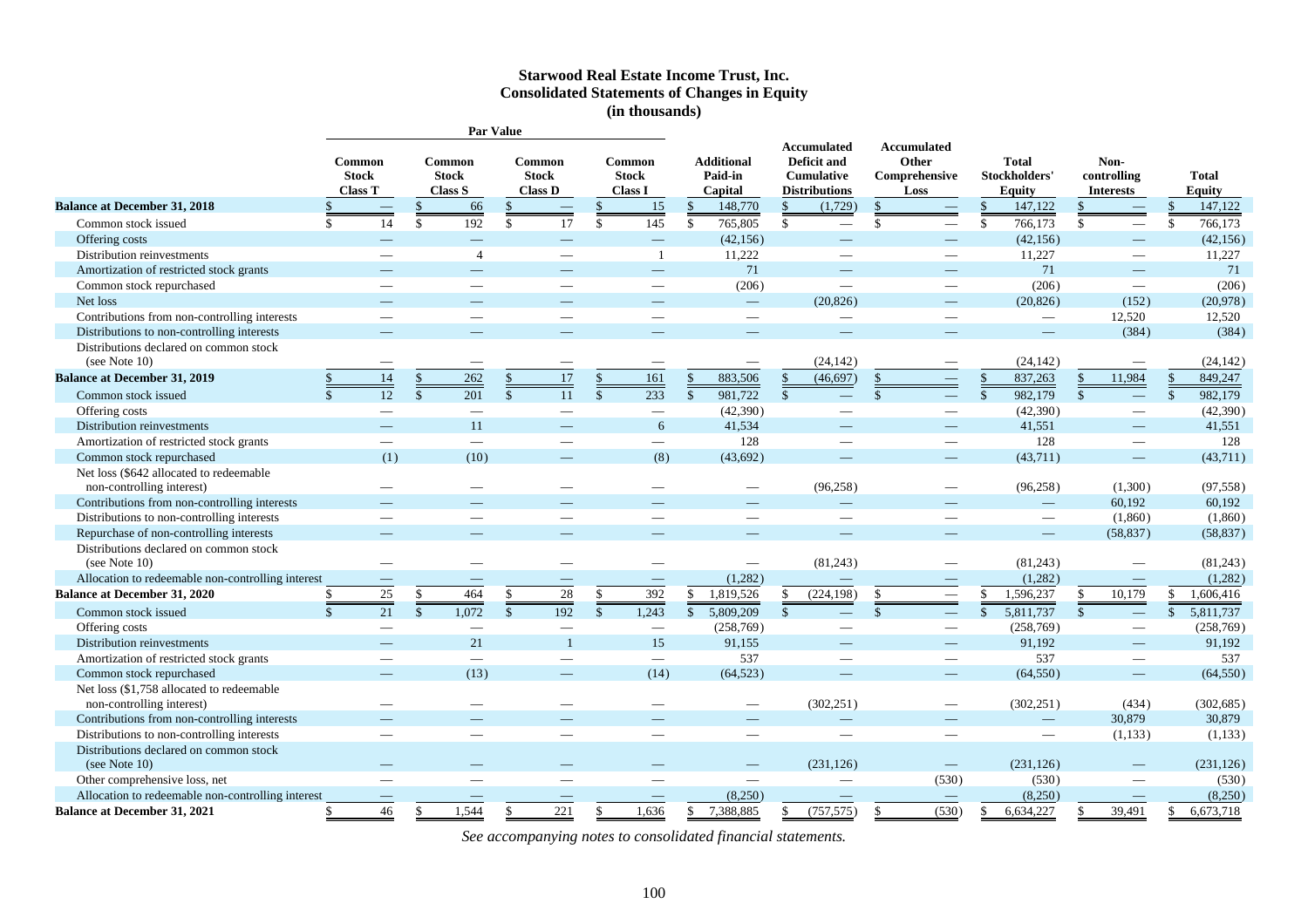# Starwood Real Estate Income Trust, Inc.
## Consolidated Statements of Changes in Equity
### (in thousands)

| | Par Value | | | | | | | | | | |
|---|---|---|---|---|---|---|---|---|---|---|---|
| | Common Stock Class T | Common Stock Class S | Common Stock Class D | Common Stock Class I | Additional Paid-in Capital | Accumulated Deficit and Cumulative Distributions | Accumulated Other Comprehensive Loss | Total Stockholders' Equity | Non-controlling Interests | Total Equity |
| **Balance at December 31, 2018** | $ — | $ 66 | $ — | $ 15 | $ 148,770 | $ (1,729) | $ — | $ 147,122 | $ — | $ 147,122 |
| Common stock issued | $ 14 | $ 192 | $ 17 | $ 145 | $ 765,805 | $ — | $ — | $ 766,173 | $ — | $ 766,173 |
| Offering costs | — | — | — | — | (42,156) | — | — | (42,156) | — | (42,156) |
| Distribution reinvestments | — | 4 | — | 1 | 11,222 | — | — | 11,227 | — | 11,227 |
| Amortization of restricted stock grants | — | — | — | — | 71 | — | — | 71 | — | 71 |
| Common stock repurchased | — | — | — | — | (206) | — | — | (206) | — | (206) |
| Net loss | — | — | — | — | — | (20,826) | — | (20,826) | (152) | (20,978) |
| Contributions from non-controlling interests | — | — | — | — | — | — | — | — | 12,520 | 12,520 |
| Distributions to non-controlling interests | — | — | — | — | — | — | — | — | (384) | (384) |
| Distributions declared on common stock (see Note 10) | — | — | — | — | — | (24,142) | — | (24,142) | — | (24,142) |
| **Balance at December 31, 2019** | $ 14 | $ 262 | $ 17 | $ 161 | $ 883,506 | $ (46,697) | $ — | $ 837,263 | $ 11,984 | $ 849,247 |
| Common stock issued | $ 12 | $ 201 | $ 11 | $ 233 | $ 981,722 | $ — | $ — | $ 982,179 | $ — | $ 982,179 |
| Offering costs | — | — | — | — | (42,390) | — | — | (42,390) | — | (42,390) |
| Distribution reinvestments | — | 11 | — | 6 | 41,534 | — | — | 41,551 | — | 41,551 |
| Amortization of restricted stock grants | — | — | — | — | 128 | — | — | 128 | — | 128 |
| Common stock repurchased | (1) | (10) | — | (8) | (43,692) | — | — | (43,711) | — | (43,711) |
| Net loss ($642 allocated to redeemable non-controlling interest) | — | — | — | — | — | (96,258) | — | (96,258) | (1,300) | (97,558) |
| Contributions from non-controlling interests | — | — | — | — | — | — | — | — | 60,192 | 60,192 |
| Distributions to non-controlling interests | — | — | — | — | — | — | — | — | (1,860) | (1,860) |
| Repurchase of non-controlling interests | — | — | — | — | — | — | — | — | (58,837) | (58,837) |
| Distributions declared on common stock (see Note 10) | — | — | — | — | — | (81,243) | — | (81,243) | — | (81,243) |
| Allocation to redeemable non-controlling interest | — | — | — | — | (1,282) | — | — | (1,282) | — | (1,282) |
| **Balance at December 31, 2020** | $ 25 | $ 464 | $ 28 | $ 392 | $ 1,819,526 | $ (224,198) | $ — | $ 1,596,237 | $ 10,179 | $ 1,606,416 |
| Common stock issued | $ 21 | $ 1,072 | $ 192 | $ 1,243 | $ 5,809,209 | $ — | $ — | $ 5,811,737 | $ — | $ 5,811,737 |
| Offering costs | — | — | — | — | (258,769) | — | — | (258,769) | — | (258,769) |
| Distribution reinvestments | — | 21 | 1 | 15 | 91,155 | — | — | 91,192 | — | 91,192 |
| Amortization of restricted stock grants | — | — | — | — | 537 | — | — | 537 | — | 537 |
| Common stock repurchased | — | (13) | — | (14) | (64,523) | — | — | (64,550) | — | (64,550) |
| Net loss ($1,758 allocated to redeemable non-controlling interest) | — | — | — | — | — | (302,251) | — | (302,251) | (434) | (302,685) |
| Contributions from non-controlling interests | — | — | — | — | — | — | — | — | 30,879 | 30,879 |
| Distributions to non-controlling interests | — | — | — | — | — | — | — | — | (1,133) | (1,133) |
| Distributions declared on common stock (see Note 10) | — | — | — | — | — | (231,126) | — | (231,126) | — | (231,126) |
| Other comprehensive loss, net | — | — | — | — | — | — | (530) | (530) | — | (530) |
| Allocation to redeemable non-controlling interest | — | — | — | — | (8,250) | — | — | (8,250) | — | (8,250) |
| **Balance at December 31, 2021** | $ 46 | $ 1,544 | $ 221 | $ 1,636 | $ 7,388,885 | $ (757,575) | $ (530) | $ 6,634,227 | $ 39,491 | $ 6,673,718 |

*See accompanying notes to consolidated financial statements.*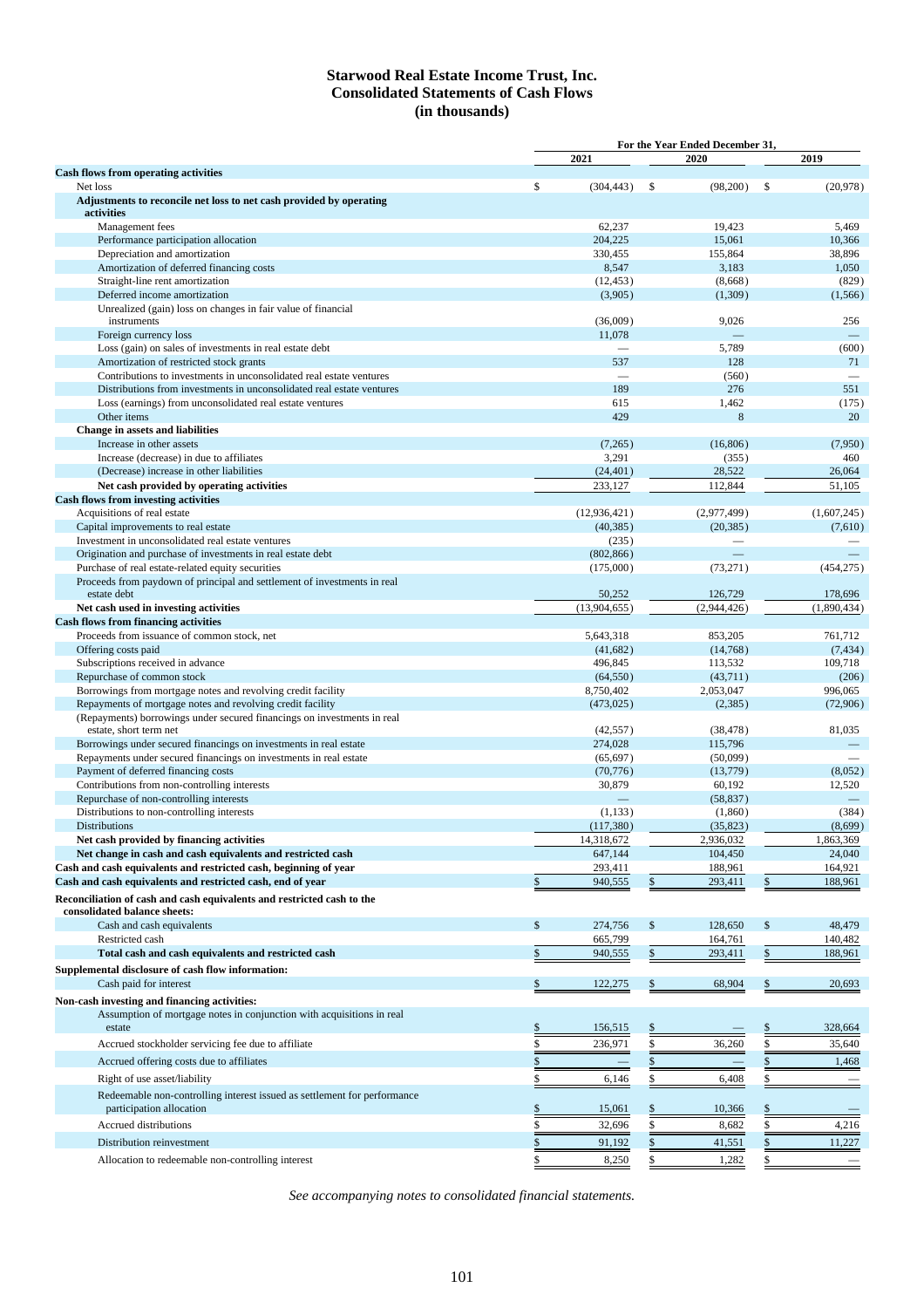# Starwood Real Estate Income Trust, Inc.
# Consolidated Statements of Cash Flows
# (in thousands)

| | For the Year Ended December 31, | | |
|---|---|---|---|
| | 2021 | 2020 | 2019 |
| **Cash flows from operating activities** | | | |
| Net loss | $ (304,443) | $ (98,200) | $ (20,978) |
| **Adjustments to reconcile net loss to net cash provided by operating activities** | | | |
| Management fees | 62,237 | 19,423 | 5,469 |
| Performance participation allocation | 204,225 | 15,061 | 10,366 |
| Depreciation and amortization | 330,455 | 155,864 | 38,896 |
| Amortization of deferred financing costs | 8,547 | 3,183 | 1,050 |
| Straight-line rent amortization | (12,453) | (8,668) | (829) |
| Deferred income amortization | (3,905) | (1,309) | (1,566) |
| Unrealized (gain) loss on changes in fair value of financial instruments | (36,009) | 9,026 | 256 |
| Foreign currency loss | 11,078 | — | — |
| Loss (gain) on sales of investments in real estate debt | — | 5,789 | (600) |
| Amortization of restricted stock grants | 537 | 128 | 71 |
| Contributions to investments in unconsolidated real estate ventures | — | (560) | — |
| Distributions from investments in unconsolidated real estate ventures | 189 | 276 | 551 |
| Loss (earnings) from unconsolidated real estate ventures | 615 | 1,462 | (175) |
| Other items | 429 | 8 | 20 |
| **Change in assets and liabilities** | | | |
| Increase in other assets | (7,265) | (16,806) | (7,950) |
| Increase (decrease) in due to affiliates | 3,291 | (355) | 460 |
| (Decrease) increase in other liabilities | (24,401) | 28,522 | 26,064 |
| **Net cash provided by operating activities** | 233,127 | 112,844 | 51,105 |
| **Cash flows from investing activities** | | | |
| Acquisitions of real estate | (12,936,421) | (2,977,499) | (1,607,245) |
| Capital improvements to real estate | (40,385) | (20,385) | (7,610) |
| Investment in unconsolidated real estate ventures | (235) | — | — |
| Origination and purchase of investments in real estate debt | (802,866) | — | — |
| Purchase of real estate-related equity securities | (175,000) | (73,271) | (454,275) |
| Proceeds from paydown of principal and settlement of investments in real estate debt | 50,252 | 126,729 | 178,696 |
| **Net cash used in investing activities** | (13,904,655) | (2,944,426) | (1,890,434) |
| **Cash flows from financing activities** | | | |
| Proceeds from issuance of common stock, net | 5,643,318 | 853,205 | 761,712 |
| Offering costs paid | (41,682) | (14,768) | (7,434) |
| Subscriptions received in advance | 496,845 | 113,532 | 109,718 |
| Repurchase of common stock | (64,550) | (43,711) | (206) |
| Borrowings from mortgage notes and revolving credit facility | 8,750,402 | 2,053,047 | 996,065 |
| Repayments of mortgage notes and revolving credit facility | (473,025) | (2,385) | (72,906) |
| (Repayments) borrowings under secured financings on investments in real estate, short term net | (42,557) | (38,478) | 81,035 |
| Borrowings under secured financings on investments in real estate | 274,028 | 115,796 | — |
| Repayments under secured financings on investments in real estate | (65,697) | (50,099) | — |
| Payment of deferred financing costs | (70,776) | (13,779) | (8,052) |
| Contributions from non-controlling interests | 30,879 | 60,192 | 12,520 |
| Repurchase of non-controlling interests | — | (58,837) | — |
| Distributions to non-controlling interests | (1,133) | (1,860) | (384) |
| Distributions | (117,380) | (35,823) | (8,699) |
| **Net cash provided by financing activities** | 14,318,672 | 2,936,032 | 1,863,369 |
| **Net change in cash and cash equivalents and restricted cash** | 647,144 | 104,450 | 24,040 |
| **Cash and cash equivalents and restricted cash, beginning of year** | 293,411 | 188,961 | 164,921 |
| **Cash and cash equivalents and restricted cash, end of year** | $ 940,555 | $ 293,411 | $ 188,961 |
| **Reconciliation of cash and cash equivalents and restricted cash to the consolidated balance sheets:** | | | |
| Cash and cash equivalents | $ 274,756 | $ 128,650 | $ 48,479 |
| Restricted cash | 665,799 | 164,761 | 140,482 |
| **Total cash and cash equivalents and restricted cash** | $ 940,555 | $ 293,411 | $ 188,961 |
| **Supplemental disclosure of cash flow information:** | | | |
| Cash paid for interest | $ 122,275 | $ 68,904 | $ 20,693 |
| **Non-cash investing and financing activities:** | | | |
| Assumption of mortgage notes in conjunction with acquisitions in real estate | $ 156,515 | $ — | $ 328,664 |
| Accrued stockholder servicing fee due to affiliate | $ 236,971 | $ 36,260 | $ 35,640 |
| Accrued offering costs due to affiliates | $ — | $ — | $ 1,468 |
| Right of use asset/liability | $ 6,146 | $ 6,408 | $ — |
| Redeemable non-controlling interest issued as settlement for performance participation allocation | $ 15,061 | $ 10,366 | $ — |
| Accrued distributions | $ 32,696 | $ 8,682 | $ 4,216 |
| Distribution reinvestment | $ 91,192 | $ 41,551 | $ 11,227 |
| Allocation to redeemable non-controlling interest | $ 8,250 | $ 1,282 | $ — |

*See accompanying notes to consolidated financial statements.*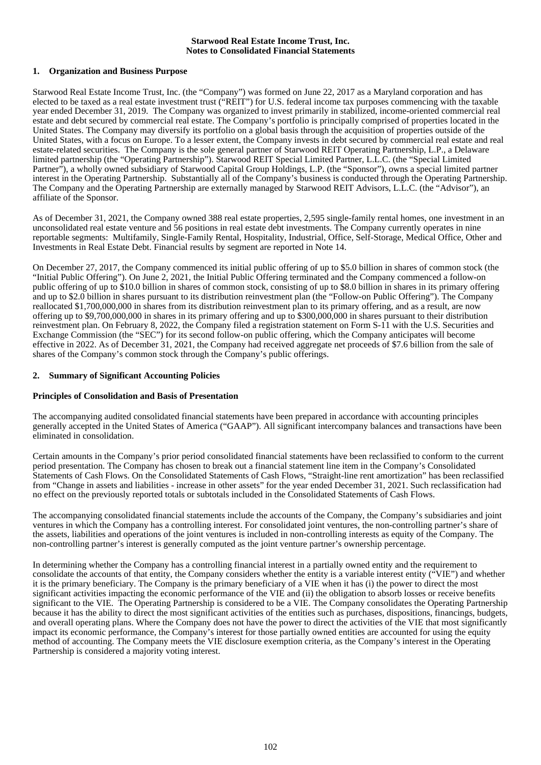**Starwood Real Estate Income Trust, Inc.**
**Notes to Consolidated Financial Statements**

## 1. Organization and Business Purpose

Starwood Real Estate Income Trust, Inc. (the "Company") was formed on June 22, 2017 as a Maryland corporation and has elected to be taxed as a real estate investment trust ("REIT") for U.S. federal income tax purposes commencing with the taxable year ended December 31, 2019. The Company was organized to invest primarily in stabilized, income-oriented commercial real estate and debt secured by commercial real estate. The Company's portfolio is principally comprised of properties located in the United States. The Company may diversify its portfolio on a global basis through the acquisition of properties outside of the United States, with a focus on Europe. To a lesser extent, the Company invests in debt secured by commercial real estate and real estate-related securities. The Company is the sole general partner of Starwood REIT Operating Partnership, L.P., a Delaware limited partnership (the "Operating Partnership"). Starwood REIT Special Limited Partner, L.L.C. (the "Special Limited Partner"), a wholly owned subsidiary of Starwood Capital Group Holdings, L.P. (the "Sponsor"), owns a special limited partner interest in the Operating Partnership. Substantially all of the Company's business is conducted through the Operating Partnership. The Company and the Operating Partnership are externally managed by Starwood REIT Advisors, L.L.C. (the "Advisor"), an affiliate of the Sponsor.

As of December 31, 2021, the Company owned 388 real estate properties, 2,595 single-family rental homes, one investment in an unconsolidated real estate venture and 56 positions in real estate debt investments. The Company currently operates in nine reportable segments: Multifamily, Single-Family Rental, Hospitality, Industrial, Office, Self-Storage, Medical Office, Other and Investments in Real Estate Debt. Financial results by segment are reported in Note 14.

On December 27, 2017, the Company commenced its initial public offering of up to $5.0 billion in shares of common stock (the "Initial Public Offering"). On June 2, 2021, the Initial Public Offering terminated and the Company commenced a follow-on public offering of up to $10.0 billion in shares of common stock, consisting of up to $8.0 billion in shares in its primary offering and up to $2.0 billion in shares pursuant to its distribution reinvestment plan (the "Follow-on Public Offering"). The Company reallocated $1,700,000,000 in shares from its distribution reinvestment plan to its primary offering, and as a result, are now offering up to $9,700,000,000 in shares in its primary offering and up to $300,000,000 in shares pursuant to their distribution reinvestment plan. On February 8, 2022, the Company filed a registration statement on Form S-11 with the U.S. Securities and Exchange Commission (the "SEC") for its second follow-on public offering, which the Company anticipates will become effective in 2022. As of December 31, 2021, the Company had received aggregate net proceeds of $7.6 billion from the sale of shares of the Company's common stock through the Company's public offerings.

## 2. Summary of Significant Accounting Policies

### Principles of Consolidation and Basis of Presentation

The accompanying audited consolidated financial statements have been prepared in accordance with accounting principles generally accepted in the United States of America ("GAAP"). All significant intercompany balances and transactions have been eliminated in consolidation.

Certain amounts in the Company's prior period consolidated financial statements have been reclassified to conform to the current period presentation. The Company has chosen to break out a financial statement line item in the Company's Consolidated Statements of Cash Flows. On the Consolidated Statements of Cash Flows, "Straight-line rent amortization" has been reclassified from "Change in assets and liabilities - increase in other assets" for the year ended December 31, 2021. Such reclassification had no effect on the previously reported totals or subtotals included in the Consolidated Statements of Cash Flows.

The accompanying consolidated financial statements include the accounts of the Company, the Company's subsidiaries and joint ventures in which the Company has a controlling interest. For consolidated joint ventures, the non-controlling partner's share of the assets, liabilities and operations of the joint ventures is included in non-controlling interests as equity of the Company. The non-controlling partner's interest is generally computed as the joint venture partner's ownership percentage.

In determining whether the Company has a controlling financial interest in a partially owned entity and the requirement to consolidate the accounts of that entity, the Company considers whether the entity is a variable interest entity ("VIE") and whether it is the primary beneficiary. The Company is the primary beneficiary of a VIE when it has (i) the power to direct the most significant activities impacting the economic performance of the VIE and (ii) the obligation to absorb losses or receive benefits significant to the VIE. The Operating Partnership is considered to be a VIE. The Company consolidates the Operating Partnership because it has the ability to direct the most significant activities of the entities such as purchases, dispositions, financings, budgets, and overall operating plans. Where the Company does not have the power to direct the activities of the VIE that most significantly impact its economic performance, the Company's interest for those partially owned entities are accounted for using the equity method of accounting. The Company meets the VIE disclosure exemption criteria, as the Company's interest in the Operating Partnership is considered a majority voting interest.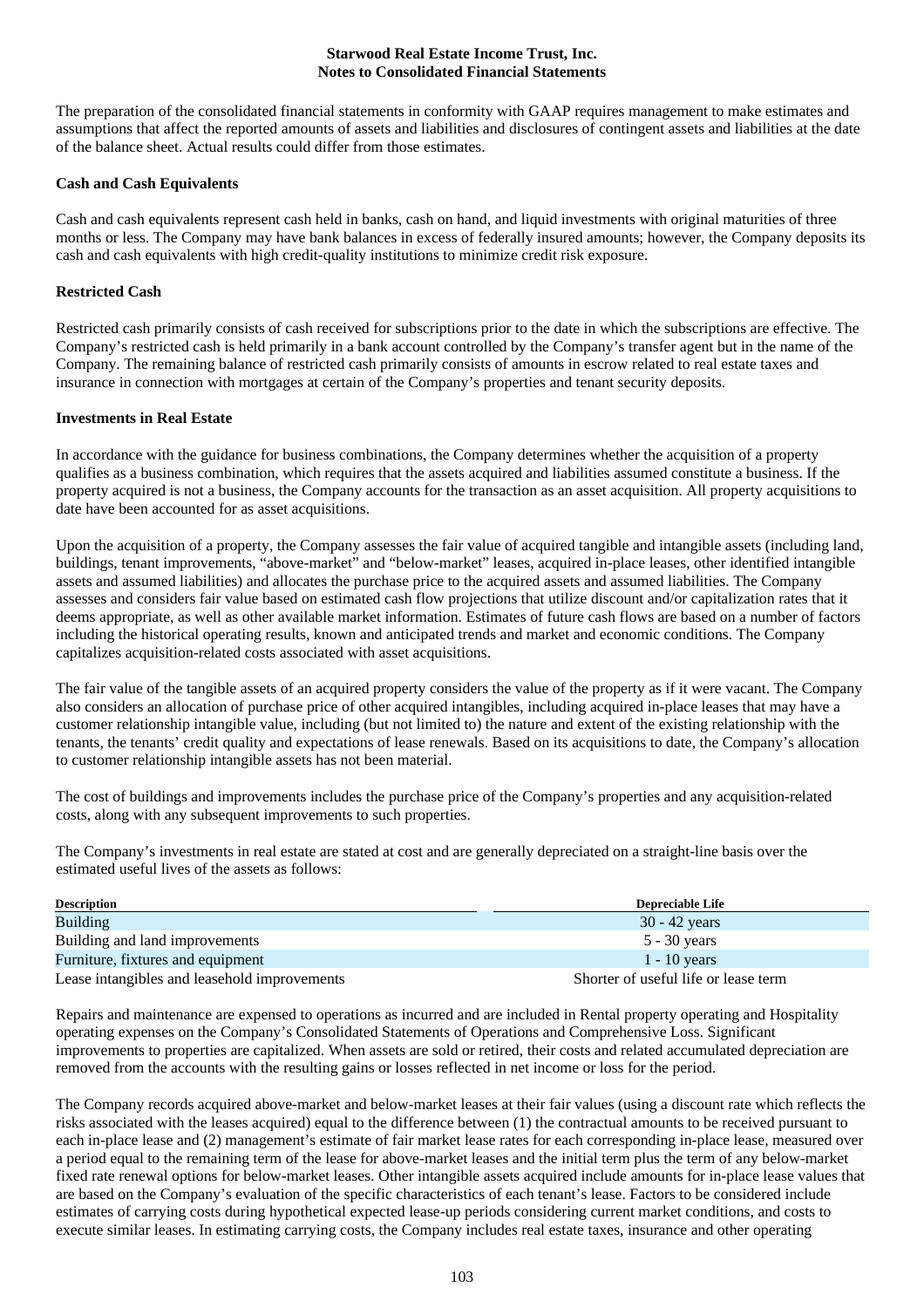The preparation of the consolidated financial statements in conformity with GAAP requires management to make estimates and assumptions that affect the reported amounts of assets and liabilities and disclosures of contingent assets and liabilities at the date of the balance sheet. Actual results could differ from those estimates.

**Cash and Cash Equivalents**

Cash and cash equivalents represent cash held in banks, cash on hand, and liquid investments with original maturities of three months or less. The Company may have bank balances in excess of federally insured amounts; however, the Company deposits its cash and cash equivalents with high credit-quality institutions to minimize credit risk exposure.

**Restricted Cash**

Restricted cash primarily consists of cash received for subscriptions prior to the date in which the subscriptions are effective. The Company's restricted cash is held primarily in a bank account controlled by the Company's transfer agent but in the name of the Company. The remaining balance of restricted cash primarily consists of amounts in escrow related to real estate taxes and insurance in connection with mortgages at certain of the Company's properties and tenant security deposits.

**Investments in Real Estate**

In accordance with the guidance for business combinations, the Company determines whether the acquisition of a property qualifies as a business combination, which requires that the assets acquired and liabilities assumed constitute a business. If the property acquired is not a business, the Company accounts for the transaction as an asset acquisition. All property acquisitions to date have been accounted for as asset acquisitions.

Upon the acquisition of a property, the Company assesses the fair value of acquired tangible and intangible assets (including land, buildings, tenant improvements, "above-market" and "below-market" leases, acquired in-place leases, other identified intangible assets and assumed liabilities) and allocates the purchase price to the acquired assets and assumed liabilities. The Company assesses and considers fair value based on estimated cash flow projections that utilize discount and/or capitalization rates that it deems appropriate, as well as other available market information. Estimates of future cash flows are based on a number of factors including the historical operating results, known and anticipated trends and market and economic conditions. The Company capitalizes acquisition-related costs associated with asset acquisitions.

The fair value of the tangible assets of an acquired property considers the value of the property as if it were vacant. The Company also considers an allocation of purchase price of other acquired intangibles, including acquired in-place leases that may have a customer relationship intangible value, including (but not limited to) the nature and extent of the existing relationship with the tenants, the tenants' credit quality and expectations of lease renewals. Based on its acquisitions to date, the Company's allocation to customer relationship intangible assets has not been material.

The cost of buildings and improvements includes the purchase price of the Company's properties and any acquisition-related costs, along with any subsequent improvements to such properties.

The Company's investments in real estate are stated at cost and are generally depreciated on a straight-line basis over the estimated useful lives of the assets as follows:

| Description | Depreciable Life |
|---|---|
| Building | 30 - 42 years |
| Building and land improvements | 5 - 30 years |
| Furniture, fixtures and equipment | 1 - 10 years |
| Lease intangibles and leasehold improvements | Shorter of useful life or lease term |

Repairs and maintenance are expensed to operations as incurred and are included in Rental property operating and Hospitality operating expenses on the Company's Consolidated Statements of Operations and Comprehensive Loss. Significant improvements to properties are capitalized. When assets are sold or retired, their costs and related accumulated depreciation are removed from the accounts with the resulting gains or losses reflected in net income or loss for the period.

The Company records acquired above-market and below-market leases at their fair values (using a discount rate which reflects the risks associated with the leases acquired) equal to the difference between (1) the contractual amounts to be received pursuant to each in-place lease and (2) management's estimate of fair market lease rates for each corresponding in-place lease, measured over a period equal to the remaining term of the lease for above-market leases and the initial term plus the term of any below-market fixed rate renewal options for below-market leases. Other intangible assets acquired include amounts for in-place lease values that are based on the Company's evaluation of the specific characteristics of each tenant's lease. Factors to be considered include estimates of carrying costs during hypothetical expected lease-up periods considering current market conditions, and costs to execute similar leases. In estimating carrying costs, the Company includes real estate taxes, insurance and other operating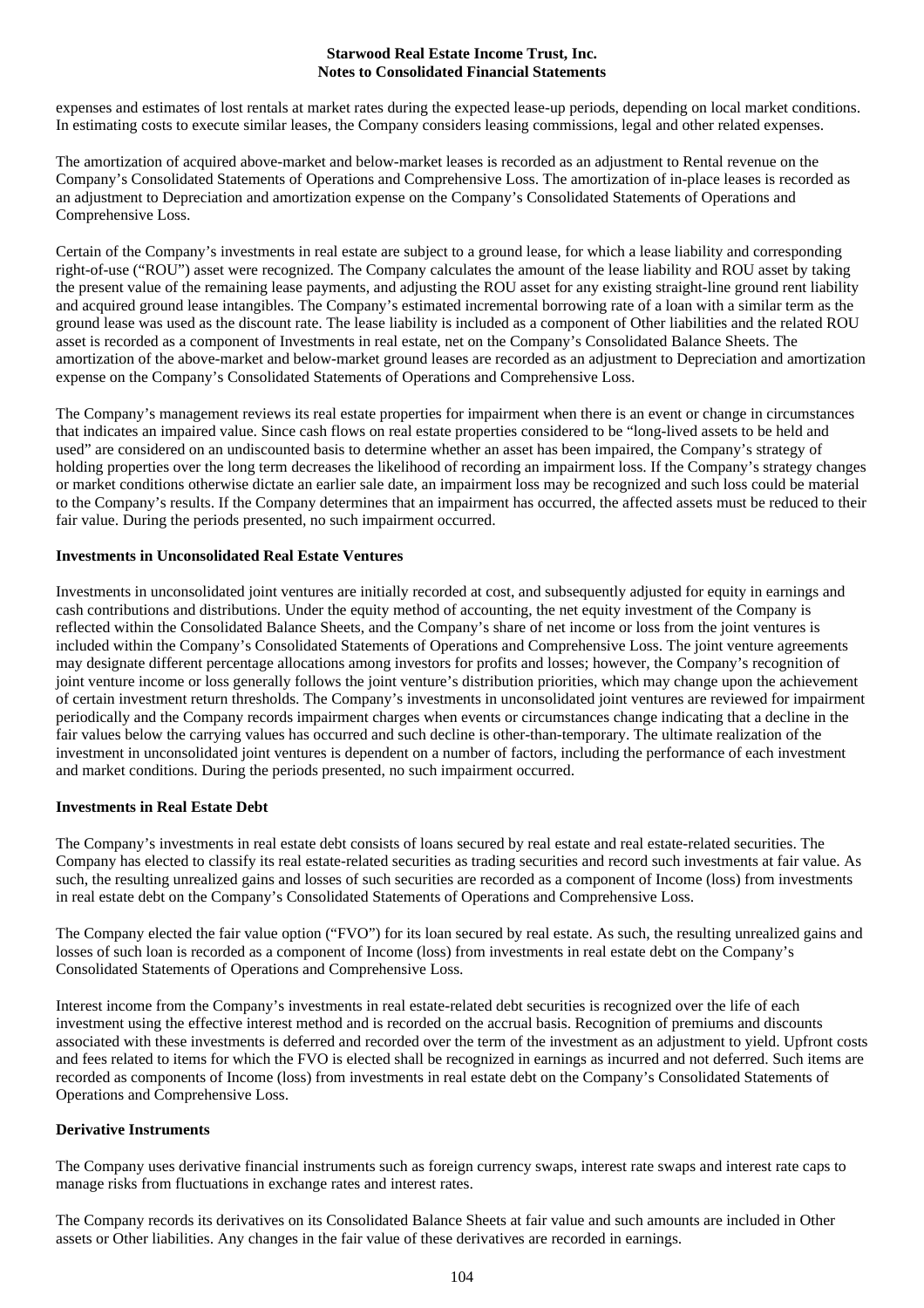expenses and estimates of lost rentals at market rates during the expected lease-up periods, depending on local market conditions. In estimating costs to execute similar leases, the Company considers leasing commissions, legal and other related expenses.

The amortization of acquired above-market and below-market leases is recorded as an adjustment to Rental revenue on the Company's Consolidated Statements of Operations and Comprehensive Loss. The amortization of in-place leases is recorded as an adjustment to Depreciation and amortization expense on the Company's Consolidated Statements of Operations and Comprehensive Loss.

Certain of the Company's investments in real estate are subject to a ground lease, for which a lease liability and corresponding right-of-use ("ROU") asset were recognized. The Company calculates the amount of the lease liability and ROU asset by taking the present value of the remaining lease payments, and adjusting the ROU asset for any existing straight-line ground rent liability and acquired ground lease intangibles. The Company's estimated incremental borrowing rate of a loan with a similar term as the ground lease was used as the discount rate. The lease liability is included as a component of Other liabilities and the related ROU asset is recorded as a component of Investments in real estate, net on the Company's Consolidated Balance Sheets. The amortization of the above-market and below-market ground leases are recorded as an adjustment to Depreciation and amortization expense on the Company's Consolidated Statements of Operations and Comprehensive Loss.

The Company's management reviews its real estate properties for impairment when there is an event or change in circumstances that indicates an impaired value. Since cash flows on real estate properties considered to be "long-lived assets to be held and used" are considered on an undiscounted basis to determine whether an asset has been impaired, the Company's strategy of holding properties over the long term decreases the likelihood of recording an impairment loss. If the Company's strategy changes or market conditions otherwise dictate an earlier sale date, an impairment loss may be recognized and such loss could be material to the Company's results. If the Company determines that an impairment has occurred, the affected assets must be reduced to their fair value. During the periods presented, no such impairment occurred.

**Investments in Unconsolidated Real Estate Ventures**

Investments in unconsolidated joint ventures are initially recorded at cost, and subsequently adjusted for equity in earnings and cash contributions and distributions. Under the equity method of accounting, the net equity investment of the Company is reflected within the Consolidated Balance Sheets, and the Company's share of net income or loss from the joint ventures is included within the Company's Consolidated Statements of Operations and Comprehensive Loss. The joint venture agreements may designate different percentage allocations among investors for profits and losses; however, the Company's recognition of joint venture income or loss generally follows the joint venture's distribution priorities, which may change upon the achievement of certain investment return thresholds. The Company's investments in unconsolidated joint ventures are reviewed for impairment periodically and the Company records impairment charges when events or circumstances change indicating that a decline in the fair values below the carrying values has occurred and such decline is other-than-temporary. The ultimate realization of the investment in unconsolidated joint ventures is dependent on a number of factors, including the performance of each investment and market conditions. During the periods presented, no such impairment occurred.

**Investments in Real Estate Debt**

The Company's investments in real estate debt consists of loans secured by real estate and real estate-related securities. The Company has elected to classify its real estate-related securities as trading securities and record such investments at fair value. As such, the resulting unrealized gains and losses of such securities are recorded as a component of Income (loss) from investments in real estate debt on the Company's Consolidated Statements of Operations and Comprehensive Loss.

The Company elected the fair value option ("FVO") for its loan secured by real estate. As such, the resulting unrealized gains and losses of such loan is recorded as a component of Income (loss) from investments in real estate debt on the Company's Consolidated Statements of Operations and Comprehensive Loss.

Interest income from the Company's investments in real estate-related debt securities is recognized over the life of each investment using the effective interest method and is recorded on the accrual basis. Recognition of premiums and discounts associated with these investments is deferred and recorded over the term of the investment as an adjustment to yield. Upfront costs and fees related to items for which the FVO is elected shall be recognized in earnings as incurred and not deferred. Such items are recorded as components of Income (loss) from investments in real estate debt on the Company's Consolidated Statements of Operations and Comprehensive Loss.

**Derivative Instruments**

The Company uses derivative financial instruments such as foreign currency swaps, interest rate swaps and interest rate caps to manage risks from fluctuations in exchange rates and interest rates.

The Company records its derivatives on its Consolidated Balance Sheets at fair value and such amounts are included in Other assets or Other liabilities. Any changes in the fair value of these derivatives are recorded in earnings.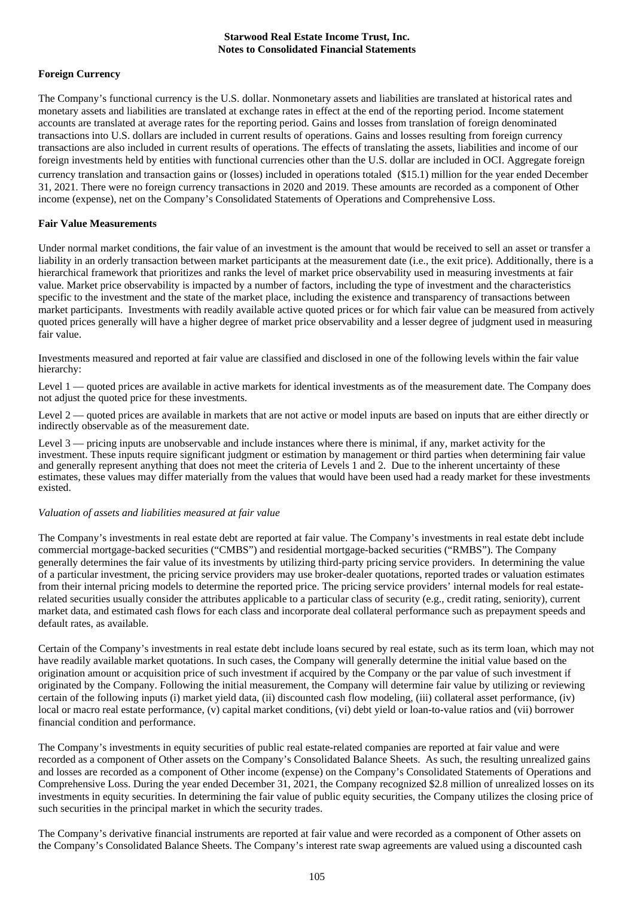**Foreign Currency**

The Company's functional currency is the U.S. dollar. Nonmonetary assets and liabilities are translated at historical rates and monetary assets and liabilities are translated at exchange rates in effect at the end of the reporting period. Income statement accounts are translated at average rates for the reporting period. Gains and losses from translation of foreign denominated transactions into U.S. dollars are included in current results of operations. Gains and losses resulting from foreign currency transactions are also included in current results of operations. The effects of translating the assets, liabilities and income of our foreign investments held by entities with functional currencies other than the U.S. dollar are included in OCI. Aggregate foreign currency translation and transaction gains or (losses) included in operations totaled ($15.1) million for the year ended December 31, 2021. There were no foreign currency transactions in 2020 and 2019. These amounts are recorded as a component of Other income (expense), net on the Company's Consolidated Statements of Operations and Comprehensive Loss.

**Fair Value Measurements**

Under normal market conditions, the fair value of an investment is the amount that would be received to sell an asset or transfer a liability in an orderly transaction between market participants at the measurement date (i.e., the exit price). Additionally, there is a hierarchical framework that prioritizes and ranks the level of market price observability used in measuring investments at fair value. Market price observability is impacted by a number of factors, including the type of investment and the characteristics specific to the investment and the state of the market place, including the existence and transparency of transactions between market participants. Investments with readily available active quoted prices or for which fair value can be measured from actively quoted prices generally will have a higher degree of market price observability and a lesser degree of judgment used in measuring fair value.

Investments measured and reported at fair value are classified and disclosed in one of the following levels within the fair value hierarchy:

Level 1 — quoted prices are available in active markets for identical investments as of the measurement date. The Company does not adjust the quoted price for these investments.

Level 2 — quoted prices are available in markets that are not active or model inputs are based on inputs that are either directly or indirectly observable as of the measurement date.

Level 3 — pricing inputs are unobservable and include instances where there is minimal, if any, market activity for the investment. These inputs require significant judgment or estimation by management or third parties when determining fair value and generally represent anything that does not meet the criteria of Levels 1 and 2. Due to the inherent uncertainty of these estimates, these values may differ materially from the values that would have been used had a ready market for these investments existed.

*Valuation of assets and liabilities measured at fair value*

The Company's investments in real estate debt are reported at fair value. The Company's investments in real estate debt include commercial mortgage-backed securities ("CMBS") and residential mortgage-backed securities ("RMBS"). The Company generally determines the fair value of its investments by utilizing third-party pricing service providers. In determining the value of a particular investment, the pricing service providers may use broker-dealer quotations, reported trades or valuation estimates from their internal pricing models to determine the reported price. The pricing service providers' internal models for real estate-related securities usually consider the attributes applicable to a particular class of security (e.g., credit rating, seniority), current market data, and estimated cash flows for each class and incorporate deal collateral performance such as prepayment speeds and default rates, as available.

Certain of the Company's investments in real estate debt include loans secured by real estate, such as its term loan, which may not have readily available market quotations. In such cases, the Company will generally determine the initial value based on the origination amount or acquisition price of such investment if acquired by the Company or the par value of such investment if originated by the Company. Following the initial measurement, the Company will determine fair value by utilizing or reviewing certain of the following inputs (i) market yield data, (ii) discounted cash flow modeling, (iii) collateral asset performance, (iv) local or macro real estate performance, (v) capital market conditions, (vi) debt yield or loan-to-value ratios and (vii) borrower financial condition and performance.

The Company's investments in equity securities of public real estate-related companies are reported at fair value and were recorded as a component of Other assets on the Company's Consolidated Balance Sheets. As such, the resulting unrealized gains and losses are recorded as a component of Other income (expense) on the Company's Consolidated Statements of Operations and Comprehensive Loss. During the year ended December 31, 2021, the Company recognized $2.8 million of unrealized losses on its investments in equity securities. In determining the fair value of public equity securities, the Company utilizes the closing price of such securities in the principal market in which the security trades.

The Company's derivative financial instruments are reported at fair value and were recorded as a component of Other assets on the Company's Consolidated Balance Sheets. The Company's interest rate swap agreements are valued using a discounted cash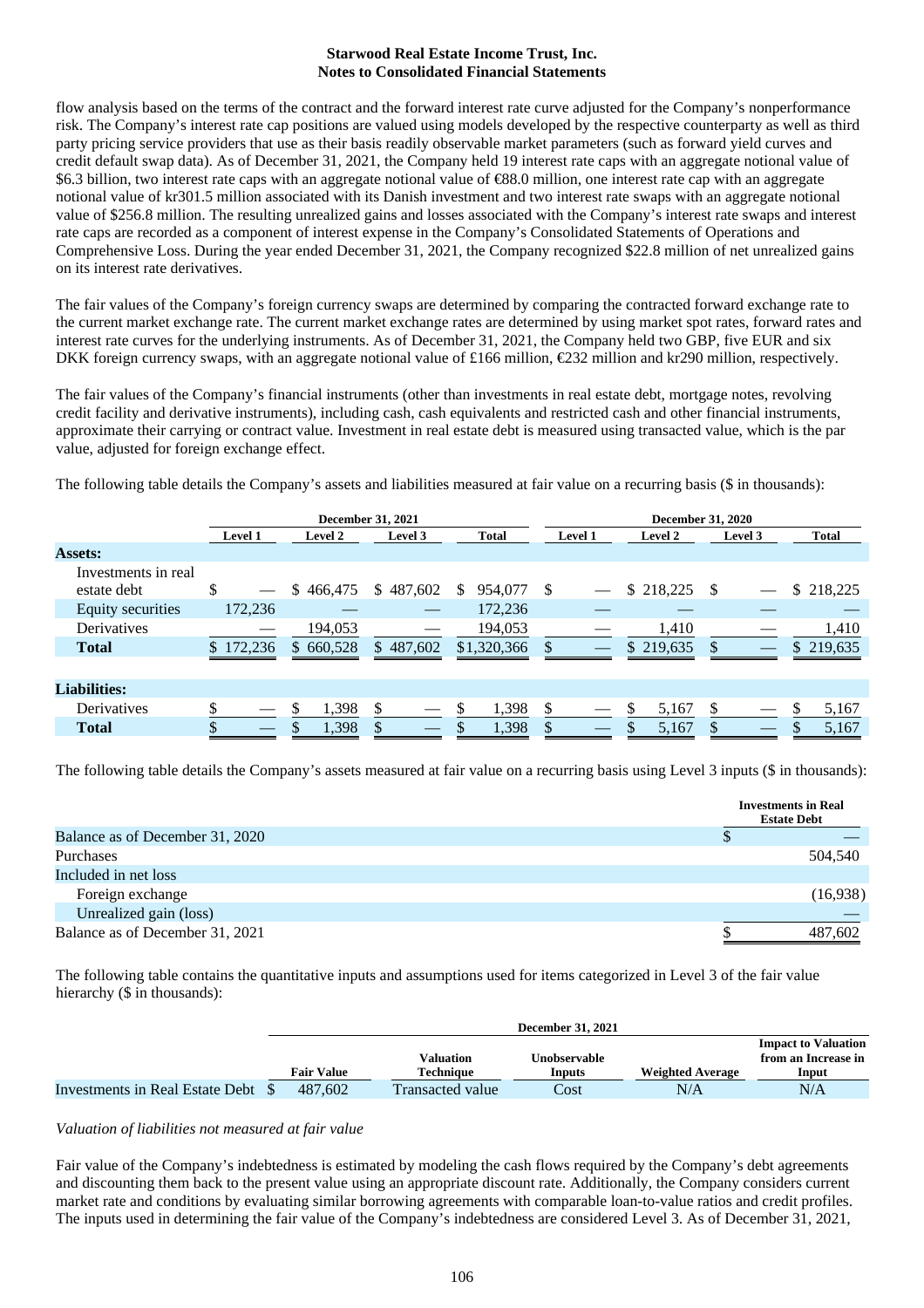flow analysis based on the terms of the contract and the forward interest rate curve adjusted for the Company's nonperformance risk. The Company's interest rate cap positions are valued using models developed by the respective counterparty as well as third party pricing service providers that use as their basis readily observable market parameters (such as forward yield curves and credit default swap data). As of December 31, 2021, the Company held 19 interest rate caps with an aggregate notional value of \$6.3 billion, two interest rate caps with an aggregate notional value of €88.0 million, one interest rate cap with an aggregate notional value of kr301.5 million associated with its Danish investment and two interest rate swaps with an aggregate notional value of \$256.8 million. The resulting unrealized gains and losses associated with the Company's interest rate swaps and interest rate caps are recorded as a component of interest expense in the Company's Consolidated Statements of Operations and Comprehensive Loss. During the year ended December 31, 2021, the Company recognized \$22.8 million of net unrealized gains on its interest rate derivatives.

The fair values of the Company's foreign currency swaps are determined by comparing the contracted forward exchange rate to the current market exchange rate. The current market exchange rates are determined by using market spot rates, forward rates and interest rate curves for the underlying instruments. As of December 31, 2021, the Company held two GBP, five EUR and six DKK foreign currency swaps, with an aggregate notional value of £166 million, €232 million and kr290 million, respectively.

The fair values of the Company's financial instruments (other than investments in real estate debt, mortgage notes, revolving credit facility and derivative instruments), including cash, cash equivalents and restricted cash and other financial instruments, approximate their carrying or contract value. Investment in real estate debt is measured using transacted value, which is the par value, adjusted for foreign exchange effect.

The following table details the Company's assets and liabilities measured at fair value on a recurring basis (\$ in thousands):

| | December 31, 2021 | | | | December 31, 2020 | | | |
|---|---|---|---|---|---|---|---|---|
| | Level 1 | Level 2 | Level 3 | Total | Level 1 | Level 2 | Level 3 | Total |
| **Assets:** | | | | | | | | |
| Investments in real estate debt | \$ — | \$ 466,475 | \$ 487,602 | \$ 954,077 | \$ — | \$ 218,225 | \$ — | \$ 218,225 |
| Equity securities | 172,236 | — | — | 172,236 | — | — | — | — |
| Derivatives | — | 194,053 | — | 194,053 | — | 1,410 | — | 1,410 |
| **Total** | \$ 172,236 | \$ 660,528 | \$ 487,602 | \$1,320,366 | \$ — | \$ 219,635 | \$ — | \$ 219,635 |
| **Liabilities:** | | | | | | | | |
| Derivatives | \$ — | \$ 1,398 | \$ — | \$ 1,398 | \$ — | \$ 5,167 | \$ — | \$ 5,167 |
| **Total** | \$ — | \$ 1,398 | \$ — | \$ 1,398 | \$ — | \$ 5,167 | \$ — | \$ 5,167 |

The following table details the Company's assets measured at fair value on a recurring basis using Level 3 inputs (\$ in thousands):

| | Investments in Real Estate Debt |
|---|---|
| Balance as of December 31, 2020 | \$ — |
| Purchases | 504,540 |
| Included in net loss | |
| Foreign exchange | (16,938) |
| Unrealized gain (loss) | — |
| Balance as of December 31, 2021 | \$ 487,602 |

The following table contains the quantitative inputs and assumptions used for items categorized in Level 3 of the fair value hierarchy (\$ in thousands):

| | December 31, 2021 | | | | |
|---|---|---|---|---|---|
| | Fair Value | Valuation Technique | Unobservable Inputs | Weighted Average | Impact to Valuation from an Increase in Input |
| Investments in Real Estate Debt | \$ 487,602 | Transacted value | Cost | N/A | N/A |

*Valuation of liabilities not measured at fair value*

Fair value of the Company's indebtedness is estimated by modeling the cash flows required by the Company's debt agreements and discounting them back to the present value using an appropriate discount rate. Additionally, the Company considers current market rate and conditions by evaluating similar borrowing agreements with comparable loan-to-value ratios and credit profiles. The inputs used in determining the fair value of the Company's indebtedness are considered Level 3. As of December 31, 2021,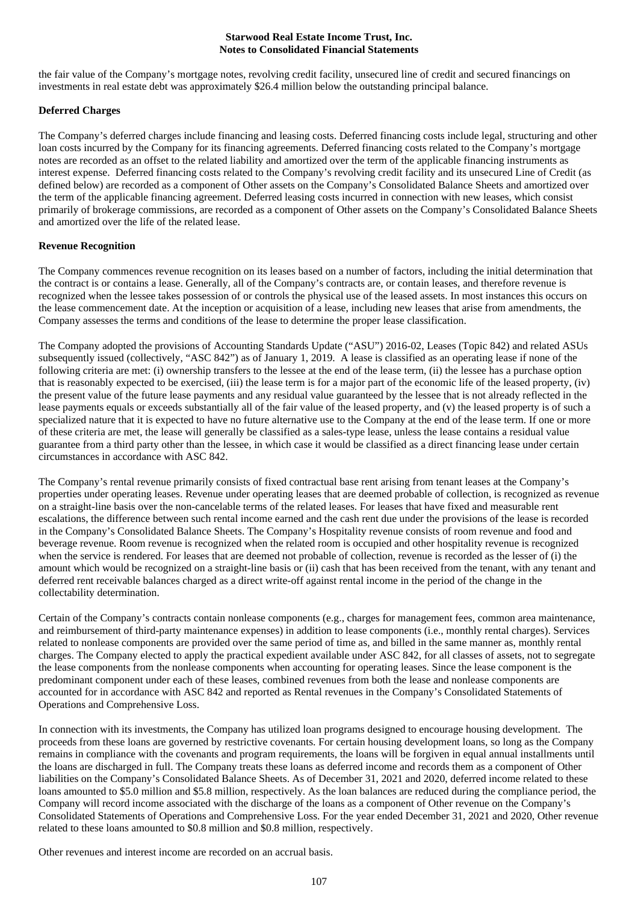the fair value of the Company's mortgage notes, revolving credit facility, unsecured line of credit and secured financings on investments in real estate debt was approximately $26.4 million below the outstanding principal balance.

**Deferred Charges**

The Company's deferred charges include financing and leasing costs. Deferred financing costs include legal, structuring and other loan costs incurred by the Company for its financing agreements. Deferred financing costs related to the Company's mortgage notes are recorded as an offset to the related liability and amortized over the term of the applicable financing instruments as interest expense. Deferred financing costs related to the Company's revolving credit facility and its unsecured Line of Credit (as defined below) are recorded as a component of Other assets on the Company's Consolidated Balance Sheets and amortized over the term of the applicable financing agreement. Deferred leasing costs incurred in connection with new leases, which consist primarily of brokerage commissions, are recorded as a component of Other assets on the Company's Consolidated Balance Sheets and amortized over the life of the related lease.

**Revenue Recognition**

The Company commences revenue recognition on its leases based on a number of factors, including the initial determination that the contract is or contains a lease. Generally, all of the Company's contracts are, or contain leases, and therefore revenue is recognized when the lessee takes possession of or controls the physical use of the leased assets. In most instances this occurs on the lease commencement date. At the inception or acquisition of a lease, including new leases that arise from amendments, the Company assesses the terms and conditions of the lease to determine the proper lease classification.

The Company adopted the provisions of Accounting Standards Update ("ASU") 2016-02, Leases (Topic 842) and related ASUs subsequently issued (collectively, "ASC 842") as of January 1, 2019. A lease is classified as an operating lease if none of the following criteria are met: (i) ownership transfers to the lessee at the end of the lease term, (ii) the lessee has a purchase option that is reasonably expected to be exercised, (iii) the lease term is for a major part of the economic life of the leased property, (iv) the present value of the future lease payments and any residual value guaranteed by the lessee that is not already reflected in the lease payments equals or exceeds substantially all of the fair value of the leased property, and (v) the leased property is of such a specialized nature that it is expected to have no future alternative use to the Company at the end of the lease term. If one or more of these criteria are met, the lease will generally be classified as a sales-type lease, unless the lease contains a residual value guarantee from a third party other than the lessee, in which case it would be classified as a direct financing lease under certain circumstances in accordance with ASC 842.

The Company's rental revenue primarily consists of fixed contractual base rent arising from tenant leases at the Company's properties under operating leases. Revenue under operating leases that are deemed probable of collection, is recognized as revenue on a straight-line basis over the non-cancelable terms of the related leases. For leases that have fixed and measurable rent escalations, the difference between such rental income earned and the cash rent due under the provisions of the lease is recorded in the Company's Consolidated Balance Sheets. The Company's Hospitality revenue consists of room revenue and food and beverage revenue. Room revenue is recognized when the related room is occupied and other hospitality revenue is recognized when the service is rendered. For leases that are deemed not probable of collection, revenue is recorded as the lesser of (i) the amount which would be recognized on a straight-line basis or (ii) cash that has been received from the tenant, with any tenant and deferred rent receivable balances charged as a direct write-off against rental income in the period of the change in the collectability determination.

Certain of the Company's contracts contain nonlease components (e.g., charges for management fees, common area maintenance, and reimbursement of third-party maintenance expenses) in addition to lease components (i.e., monthly rental charges). Services related to nonlease components are provided over the same period of time as, and billed in the same manner as, monthly rental charges. The Company elected to apply the practical expedient available under ASC 842, for all classes of assets, not to segregate the lease components from the nonlease components when accounting for operating leases. Since the lease component is the predominant component under each of these leases, combined revenues from both the lease and nonlease components are accounted for in accordance with ASC 842 and reported as Rental revenues in the Company's Consolidated Statements of Operations and Comprehensive Loss.

In connection with its investments, the Company has utilized loan programs designed to encourage housing development. The proceeds from these loans are governed by restrictive covenants. For certain housing development loans, so long as the Company remains in compliance with the covenants and program requirements, the loans will be forgiven in equal annual installments until the loans are discharged in full. The Company treats these loans as deferred income and records them as a component of Other liabilities on the Company's Consolidated Balance Sheets. As of December 31, 2021 and 2020, deferred income related to these loans amounted to $5.0 million and $5.8 million, respectively. As the loan balances are reduced during the compliance period, the Company will record income associated with the discharge of the loans as a component of Other revenue on the Company's Consolidated Statements of Operations and Comprehensive Loss. For the year ended December 31, 2021 and 2020, Other revenue related to these loans amounted to $0.8 million and $0.8 million, respectively.

Other revenues and interest income are recorded on an accrual basis.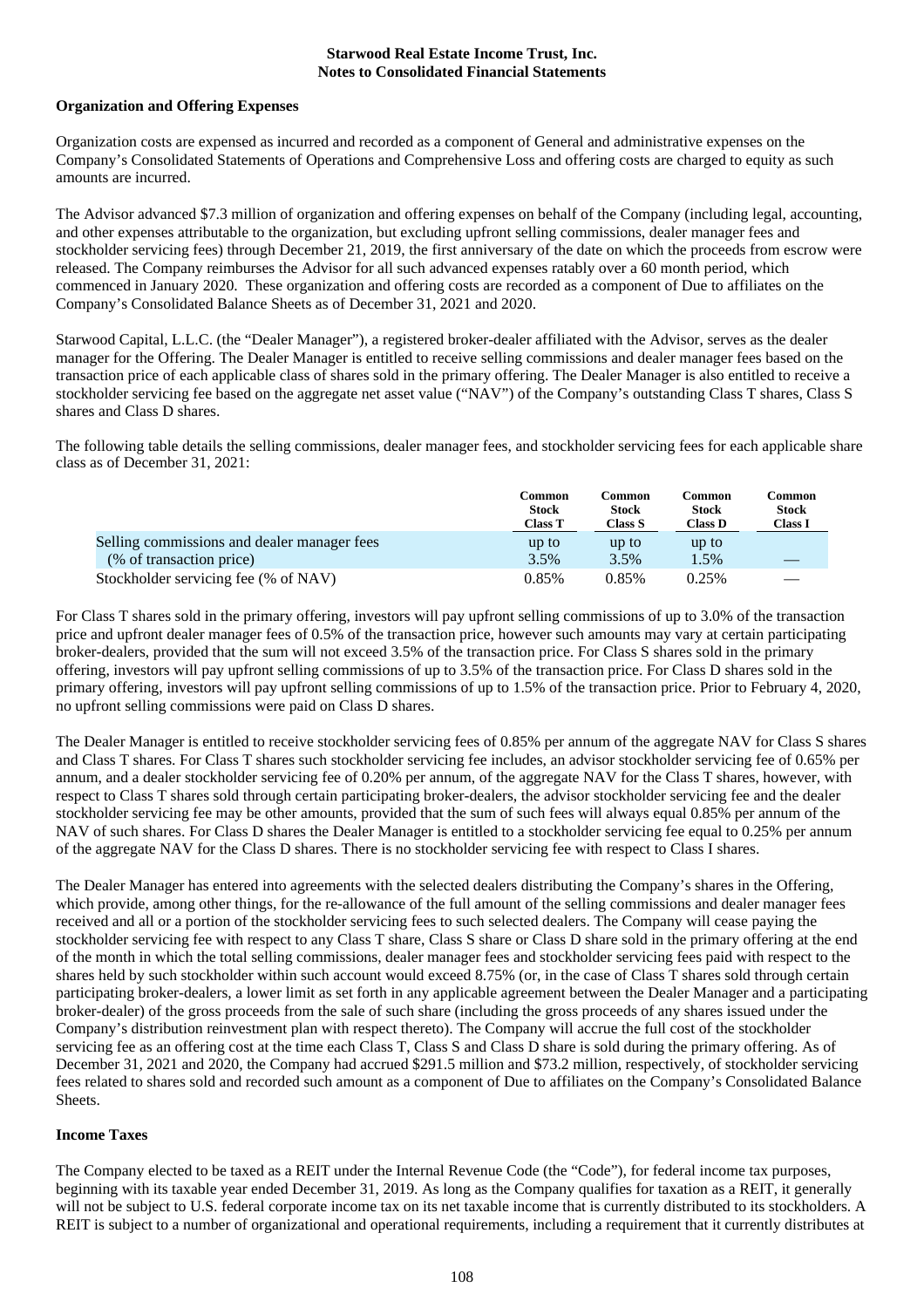## Organization and Offering Expenses

Organization costs are expensed as incurred and recorded as a component of General and administrative expenses on the Company's Consolidated Statements of Operations and Comprehensive Loss and offering costs are charged to equity as such amounts are incurred.

The Advisor advanced $7.3 million of organization and offering expenses on behalf of the Company (including legal, accounting, and other expenses attributable to the organization, but excluding upfront selling commissions, dealer manager fees and stockholder servicing fees) through December 21, 2019, the first anniversary of the date on which the proceeds from escrow were released. The Company reimburses the Advisor for all such advanced expenses ratably over a 60 month period, which commenced in January 2020. These organization and offering costs are recorded as a component of Due to affiliates on the Company's Consolidated Balance Sheets as of December 31, 2021 and 2020.

Starwood Capital, L.L.C. (the "Dealer Manager"), a registered broker-dealer affiliated with the Advisor, serves as the dealer manager for the Offering. The Dealer Manager is entitled to receive selling commissions and dealer manager fees based on the transaction price of each applicable class of shares sold in the primary offering. The Dealer Manager is also entitled to receive a stockholder servicing fee based on the aggregate net asset value ("NAV") of the Company's outstanding Class T shares, Class S shares and Class D shares.

The following table details the selling commissions, dealer manager fees, and stockholder servicing fees for each applicable share class as of December 31, 2021:

| | Common Stock Class T | Common Stock Class S | Common Stock Class D | Common Stock Class I |
|---|---|---|---|---|
| Selling commissions and dealer manager fees (% of transaction price) | up to 3.5% | up to 3.5% | up to 1.5% | — |
| Stockholder servicing fee (% of NAV) | 0.85% | 0.85% | 0.25% | — |

For Class T shares sold in the primary offering, investors will pay upfront selling commissions of up to 3.0% of the transaction price and upfront dealer manager fees of 0.5% of the transaction price, however such amounts may vary at certain participating broker-dealers, provided that the sum will not exceed 3.5% of the transaction price. For Class S shares sold in the primary offering, investors will pay upfront selling commissions of up to 3.5% of the transaction price. For Class D shares sold in the primary offering, investors will pay upfront selling commissions of up to 1.5% of the transaction price. Prior to February 4, 2020, no upfront selling commissions were paid on Class D shares.

The Dealer Manager is entitled to receive stockholder servicing fees of 0.85% per annum of the aggregate NAV for Class S shares and Class T shares. For Class T shares such stockholder servicing fee includes, an advisor stockholder servicing fee of 0.65% per annum, and a dealer stockholder servicing fee of 0.20% per annum, of the aggregate NAV for the Class T shares, however, with respect to Class T shares sold through certain participating broker-dealers, the advisor stockholder servicing fee and the dealer stockholder servicing fee may be other amounts, provided that the sum of such fees will always equal 0.85% per annum of the NAV of such shares. For Class D shares the Dealer Manager is entitled to a stockholder servicing fee equal to 0.25% per annum of the aggregate NAV for the Class D shares. There is no stockholder servicing fee with respect to Class I shares.

The Dealer Manager has entered into agreements with the selected dealers distributing the Company's shares in the Offering, which provide, among other things, for the re-allowance of the full amount of the selling commissions and dealer manager fees received and all or a portion of the stockholder servicing fees to such selected dealers. The Company will cease paying the stockholder servicing fee with respect to any Class T share, Class S share or Class D share sold in the primary offering at the end of the month in which the total selling commissions, dealer manager fees and stockholder servicing fees paid with respect to the shares held by such stockholder within such account would exceed 8.75% (or, in the case of Class T shares sold through certain participating broker-dealers, a lower limit as set forth in any applicable agreement between the Dealer Manager and a participating broker-dealer) of the gross proceeds from the sale of such share (including the gross proceeds of any shares issued under the Company's distribution reinvestment plan with respect thereto). The Company will accrue the full cost of the stockholder servicing fee as an offering cost at the time each Class T, Class S and Class D share is sold during the primary offering. As of December 31, 2021 and 2020, the Company had accrued $291.5 million and $73.2 million, respectively, of stockholder servicing fees related to shares sold and recorded such amount as a component of Due to affiliates on the Company's Consolidated Balance Sheets.

## Income Taxes

The Company elected to be taxed as a REIT under the Internal Revenue Code (the "Code"), for federal income tax purposes, beginning with its taxable year ended December 31, 2019. As long as the Company qualifies for taxation as a REIT, it generally will not be subject to U.S. federal corporate income tax on its net taxable income that is currently distributed to its stockholders. A REIT is subject to a number of organizational and operational requirements, including a requirement that it currently distributes at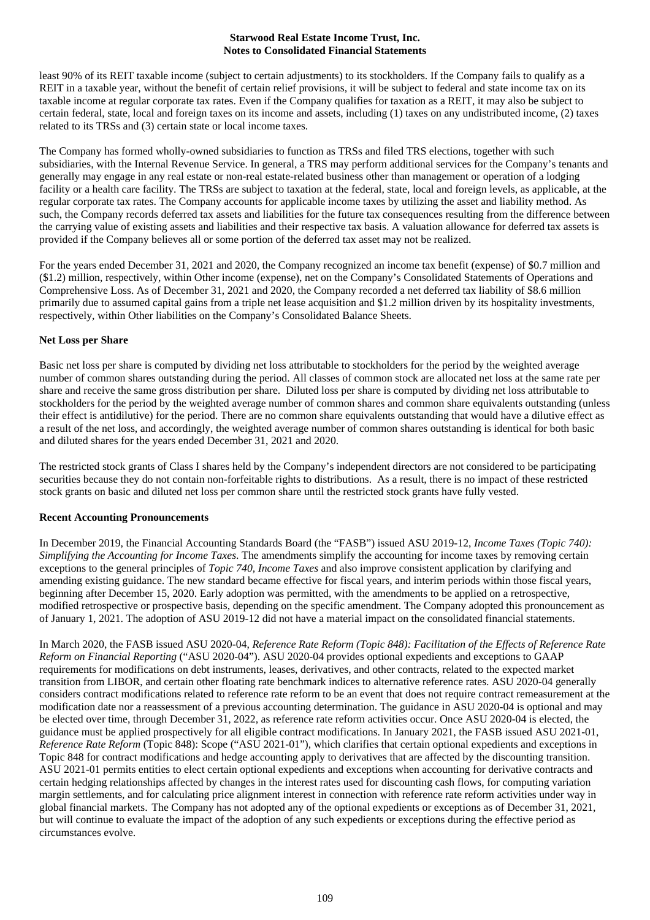least 90% of its REIT taxable income (subject to certain adjustments) to its stockholders. If the Company fails to qualify as a REIT in a taxable year, without the benefit of certain relief provisions, it will be subject to federal and state income tax on its taxable income at regular corporate tax rates. Even if the Company qualifies for taxation as a REIT, it may also be subject to certain federal, state, local and foreign taxes on its income and assets, including (1) taxes on any undistributed income, (2) taxes related to its TRSs and (3) certain state or local income taxes.

The Company has formed wholly-owned subsidiaries to function as TRSs and filed TRS elections, together with such subsidiaries, with the Internal Revenue Service. In general, a TRS may perform additional services for the Company's tenants and generally may engage in any real estate or non-real estate-related business other than management or operation of a lodging facility or a health care facility. The TRSs are subject to taxation at the federal, state, local and foreign levels, as applicable, at the regular corporate tax rates. The Company accounts for applicable income taxes by utilizing the asset and liability method. As such, the Company records deferred tax assets and liabilities for the future tax consequences resulting from the difference between the carrying value of existing assets and liabilities and their respective tax basis. A valuation allowance for deferred tax assets is provided if the Company believes all or some portion of the deferred tax asset may not be realized.

For the years ended December 31, 2021 and 2020, the Company recognized an income tax benefit (expense) of $0.7 million and ($1.2) million, respectively, within Other income (expense), net on the Company's Consolidated Statements of Operations and Comprehensive Loss. As of December 31, 2021 and 2020, the Company recorded a net deferred tax liability of $8.6 million primarily due to assumed capital gains from a triple net lease acquisition and $1.2 million driven by its hospitality investments, respectively, within Other liabilities on the Company's Consolidated Balance Sheets.

**Net Loss per Share**

Basic net loss per share is computed by dividing net loss attributable to stockholders for the period by the weighted average number of common shares outstanding during the period. All classes of common stock are allocated net loss at the same rate per share and receive the same gross distribution per share. Diluted loss per share is computed by dividing net loss attributable to stockholders for the period by the weighted average number of common shares and common share equivalents outstanding (unless their effect is antidilutive) for the period. There are no common share equivalents outstanding that would have a dilutive effect as a result of the net loss, and accordingly, the weighted average number of common shares outstanding is identical for both basic and diluted shares for the years ended December 31, 2021 and 2020.

The restricted stock grants of Class I shares held by the Company's independent directors are not considered to be participating securities because they do not contain non-forfeitable rights to distributions. As a result, there is no impact of these restricted stock grants on basic and diluted net loss per common share until the restricted stock grants have fully vested.

**Recent Accounting Pronouncements**

In December 2019, the Financial Accounting Standards Board (the "FASB") issued ASU 2019-12, *Income Taxes (Topic 740): Simplifying the Accounting for Income Taxes*. The amendments simplify the accounting for income taxes by removing certain exceptions to the general principles of *Topic 740, Income Taxes* and also improve consistent application by clarifying and amending existing guidance. The new standard became effective for fiscal years, and interim periods within those fiscal years, beginning after December 15, 2020. Early adoption was permitted, with the amendments to be applied on a retrospective, modified retrospective or prospective basis, depending on the specific amendment. The Company adopted this pronouncement as of January 1, 2021. The adoption of ASU 2019-12 did not have a material impact on the consolidated financial statements.

In March 2020, the FASB issued ASU 2020-04, *Reference Rate Reform (Topic 848): Facilitation of the Effects of Reference Rate Reform on Financial Reporting* ("ASU 2020-04"). ASU 2020-04 provides optional expedients and exceptions to GAAP requirements for modifications on debt instruments, leases, derivatives, and other contracts, related to the expected market transition from LIBOR, and certain other floating rate benchmark indices to alternative reference rates. ASU 2020-04 generally considers contract modifications related to reference rate reform to be an event that does not require contract remeasurement at the modification date nor a reassessment of a previous accounting determination. The guidance in ASU 2020-04 is optional and may be elected over time, through December 31, 2022, as reference rate reform activities occur. Once ASU 2020-04 is elected, the guidance must be applied prospectively for all eligible contract modifications. In January 2021, the FASB issued ASU 2021-01, *Reference Rate Reform* (Topic 848): Scope ("ASU 2021-01"), which clarifies that certain optional expedients and exceptions in Topic 848 for contract modifications and hedge accounting apply to derivatives that are affected by the discounting transition. ASU 2021-01 permits entities to elect certain optional expedients and exceptions when accounting for derivative contracts and certain hedging relationships affected by changes in the interest rates used for discounting cash flows, for computing variation margin settlements, and for calculating price alignment interest in connection with reference rate reform activities under way in global financial markets. The Company has not adopted any of the optional expedients or exceptions as of December 31, 2021, but will continue to evaluate the impact of the adoption of any such expedients or exceptions during the effective period as circumstances evolve.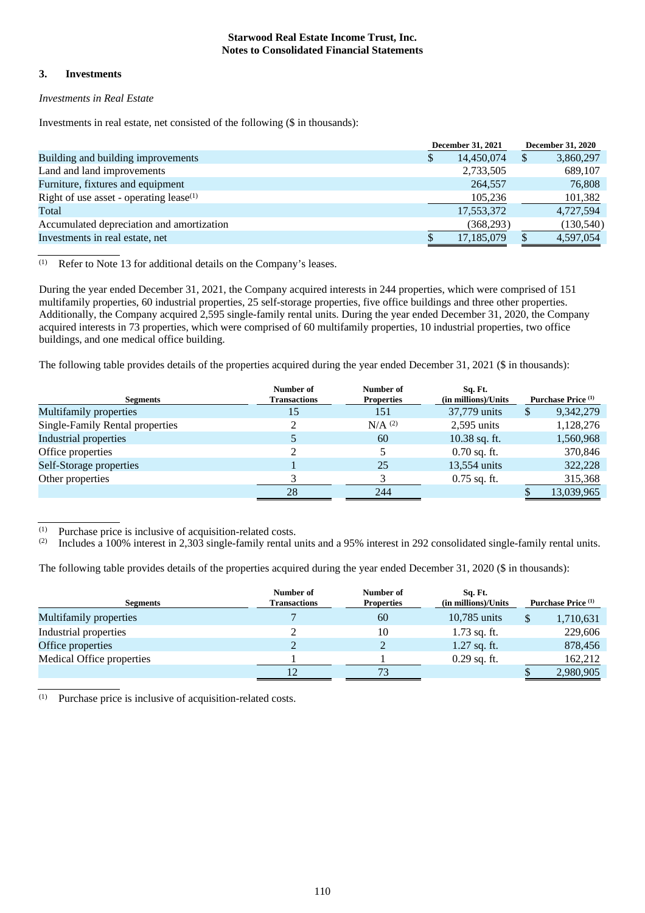**Starwood Real Estate Income Trust, Inc.**
**Notes to Consolidated Financial Statements**

## 3. Investments

*Investments in Real Estate*

Investments in real estate, net consisted of the following ($ in thousands):

| | December 31, 2021 | December 31, 2020 |
|---|---|---|
| Building and building improvements | $ 14,450,074 | $ 3,860,297 |
| Land and land improvements | 2,733,505 | 689,107 |
| Furniture, fixtures and equipment | 264,557 | 76,808 |
| Right of use asset - operating lease[(1)] | 105,236 | 101,382 |
| Total | 17,553,372 | 4,727,594 |
| Accumulated depreciation and amortization | (368,293) | (130,540) |
| Investments in real estate, net | $ 17,185,079 | $ 4,597,054 |

(1) Refer to Note 13 for additional details on the Company's leases.

During the year ended December 31, 2021, the Company acquired interests in 244 properties, which were comprised of 151 multifamily properties, 60 industrial properties, 25 self-storage properties, five office buildings and three other properties. Additionally, the Company acquired 2,595 single-family rental units. During the year ended December 31, 2020, the Company acquired interests in 73 properties, which were comprised of 60 multifamily properties, 10 industrial properties, two office buildings, and one medical office building.

The following table provides details of the properties acquired during the year ended December 31, 2021 ($ in thousands):

| Segments | Number of Transactions | Number of Properties | Sq. Ft. (in millions)/Units | Purchase Price [(1)] |
|---|---|---|---|---|
| Multifamily properties | 15 | 151 | 37,779 units | $ 9,342,279 |
| Single-Family Rental properties | 2 | N/A [(2)] | 2,595 units | 1,128,276 |
| Industrial properties | 5 | 60 | 10.38 sq. ft. | 1,560,968 |
| Office properties | 2 | 5 | 0.70 sq. ft. | 370,846 |
| Self-Storage properties | 1 | 25 | 13,554 units | 322,228 |
| Other properties | 3 | 3 | 0.75 sq. ft. | 315,368 |
| | 28 | 244 | | $ 13,039,965 |

(1) Purchase price is inclusive of acquisition-related costs.
(2) Includes a 100% interest in 2,303 single-family rental units and a 95% interest in 292 consolidated single-family rental units.

The following table provides details of the properties acquired during the year ended December 31, 2020 ($ in thousands):

| Segments | Number of Transactions | Number of Properties | Sq. Ft. (in millions)/Units | Purchase Price [(1)] |
|---|---|---|---|---|
| Multifamily properties | 7 | 60 | 10,785 units | $ 1,710,631 |
| Industrial properties | 2 | 10 | 1.73 sq. ft. | 229,606 |
| Office properties | 2 | 2 | 1.27 sq. ft. | 878,456 |
| Medical Office properties | 1 | 1 | 0.29 sq. ft. | 162,212 |
| | 12 | 73 | | $ 2,980,905 |

(1) Purchase price is inclusive of acquisition-related costs.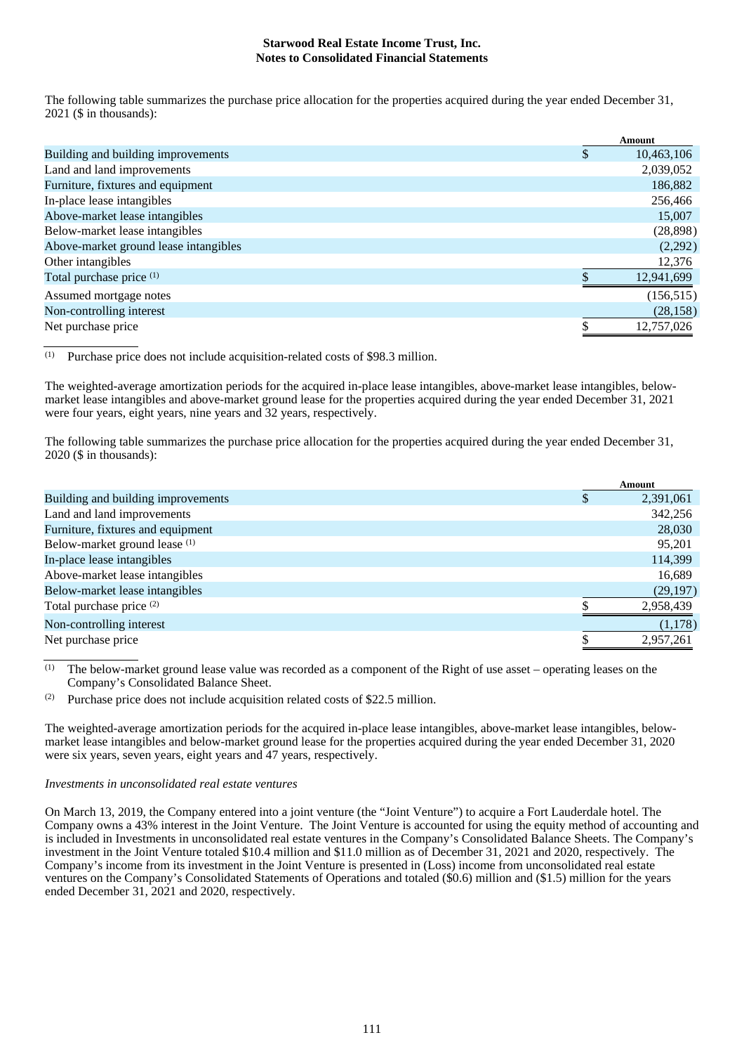The following table summarizes the purchase price allocation for the properties acquired during the year ended December 31, 2021 ($ in thousands):

| | Amount |
|---|---|
| Building and building improvements | $ 10,463,106 |
| Land and land improvements | 2,039,052 |
| Furniture, fixtures and equipment | 186,882 |
| In-place lease intangibles | 256,466 |
| Above-market lease intangibles | 15,007 |
| Below-market lease intangibles | (28,898) |
| Above-market ground lease intangibles | (2,292) |
| Other intangibles | 12,376 |
| Total purchase price [(1)] | $ 12,941,699 |
| Assumed mortgage notes | (156,515) |
| Non-controlling interest | (28,158) |
| Net purchase price | $ 12,757,026 |

(1) Purchase price does not include acquisition-related costs of $98.3 million.

The weighted-average amortization periods for the acquired in-place lease intangibles, above-market lease intangibles, below-market lease intangibles and above-market ground lease for the properties acquired during the year ended December 31, 2021 were four years, eight years, nine years and 32 years, respectively.

The following table summarizes the purchase price allocation for the properties acquired during the year ended December 31, 2020 ($ in thousands):

| | Amount |
|---|---|
| Building and building improvements | $ 2,391,061 |
| Land and land improvements | 342,256 |
| Furniture, fixtures and equipment | 28,030 |
| Below-market ground lease [(1)] | 95,201 |
| In-place lease intangibles | 114,399 |
| Above-market lease intangibles | 16,689 |
| Below-market lease intangibles | (29,197) |
| Total purchase price [(2)] | $ 2,958,439 |
| Non-controlling interest | (1,178) |
| Net purchase price | $ 2,957,261 |

(1) The below-market ground lease value was recorded as a component of the Right of use asset – operating leases on the Company's Consolidated Balance Sheet.

(2) Purchase price does not include acquisition related costs of $22.5 million.

The weighted-average amortization periods for the acquired in-place lease intangibles, above-market lease intangibles, below-market lease intangibles and below-market ground lease for the properties acquired during the year ended December 31, 2020 were six years, seven years, eight years and 47 years, respectively.

*Investments in unconsolidated real estate ventures*

On March 13, 2019, the Company entered into a joint venture (the "Joint Venture") to acquire a Fort Lauderdale hotel. The Company owns a 43% interest in the Joint Venture. The Joint Venture is accounted for using the equity method of accounting and is included in Investments in unconsolidated real estate ventures in the Company's Consolidated Balance Sheets. The Company's investment in the Joint Venture totaled $10.4 million and $11.0 million as of December 31, 2021 and 2020, respectively. The Company's income from its investment in the Joint Venture is presented in (Loss) income from unconsolidated real estate ventures on the Company's Consolidated Statements of Operations and totaled ($0.6) million and ($1.5) million for the years ended December 31, 2021 and 2020, respectively.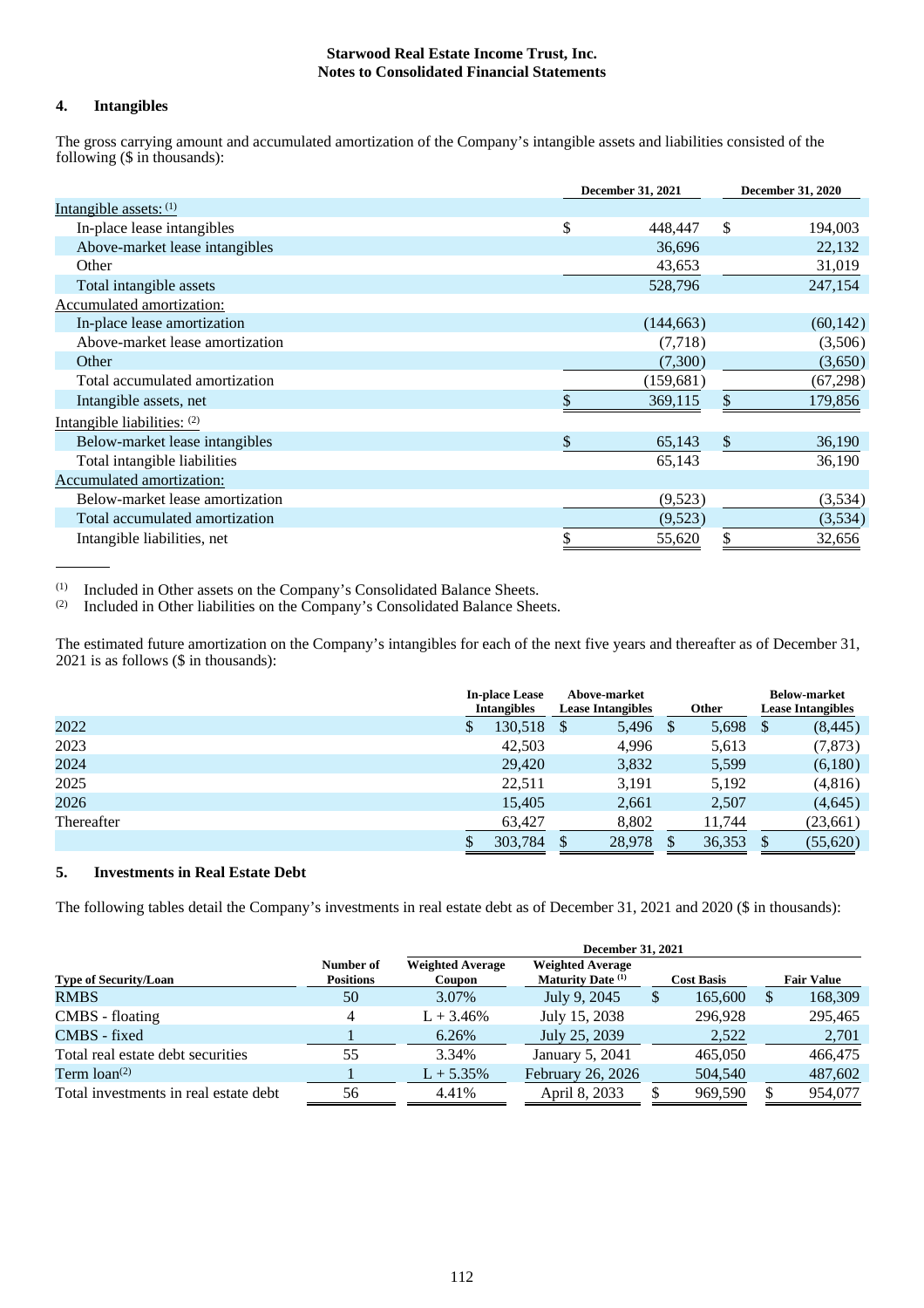# Starwood Real Estate Income Trust, Inc.
# Notes to Consolidated Financial Statements

## 4. Intangibles

The gross carrying amount and accumulated amortization of the Company's intangible assets and liabilities consisted of the following ($ in thousands):

| | December 31, 2021 | December 31, 2020 |
|---|---|---|
| Intangible assets: (1) | | |
| In-place lease intangibles | $ 448,447 | $ 194,003 |
| Above-market lease intangibles | 36,696 | 22,132 |
| Other | 43,653 | 31,019 |
| Total intangible assets | 528,796 | 247,154 |
| Accumulated amortization: | | |
| In-place lease amortization | (144,663) | (60,142) |
| Above-market lease amortization | (7,718) | (3,506) |
| Other | (7,300) | (3,650) |
| Total accumulated amortization | (159,681) | (67,298) |
| Intangible assets, net | $ 369,115 | $ 179,856 |
| Intangible liabilities: (2) | | |
| Below-market lease intangibles | $ 65,143 | $ 36,190 |
| Total intangible liabilities | 65,143 | 36,190 |
| Accumulated amortization: | | |
| Below-market lease amortization | (9,523) | (3,534) |
| Total accumulated amortization | (9,523) | (3,534) |
| Intangible liabilities, net | $ 55,620 | $ 32,656 |

(1) Included in Other assets on the Company's Consolidated Balance Sheets.
(2) Included in Other liabilities on the Company's Consolidated Balance Sheets.

The estimated future amortization on the Company's intangibles for each of the next five years and thereafter as of December 31, 2021 is as follows ($ in thousands):

| | In-place Lease Intangibles | Above-market Lease Intangibles | Other | Below-market Lease Intangibles |
|---|---|---|---|---|
| 2022 | $ 130,518 | $ 5,496 | $ 5,698 | $ (8,445) |
| 2023 | 42,503 | 4,996 | 5,613 | (7,873) |
| 2024 | 29,420 | 3,832 | 5,599 | (6,180) |
| 2025 | 22,511 | 3,191 | 5,192 | (4,816) |
| 2026 | 15,405 | 2,661 | 2,507 | (4,645) |
| Thereafter | 63,427 | 8,802 | 11,744 | (23,661) |
| | $ 303,784 | $ 28,978 | $ 36,353 | $ (55,620) |

## 5. Investments in Real Estate Debt

The following tables detail the Company's investments in real estate debt as of December 31, 2021 and 2020 ($ in thousands):

| | December 31, 2021 | | | | |
|---|---|---|---|---|---|
| Type of Security/Loan | Number of Positions | Weighted Average Coupon | Weighted Average Maturity Date (1) | Cost Basis | Fair Value |
| RMBS | 50 | 3.07% | July 9, 2045 | $ 165,600 | $ 168,309 |
| CMBS - floating | 4 | L + 3.46% | July 15, 2038 | 296,928 | 295,465 |
| CMBS - fixed | 1 | 6.26% | July 25, 2039 | 2,522 | 2,701 |
| Total real estate debt securities | 55 | 3.34% | January 5, 2041 | 465,050 | 466,475 |
| Term loan(2) | 1 | L + 5.35% | February 26, 2026 | 504,540 | 487,602 |
| Total investments in real estate debt | 56 | 4.41% | April 8, 2033 | $ 969,590 | $ 954,077 |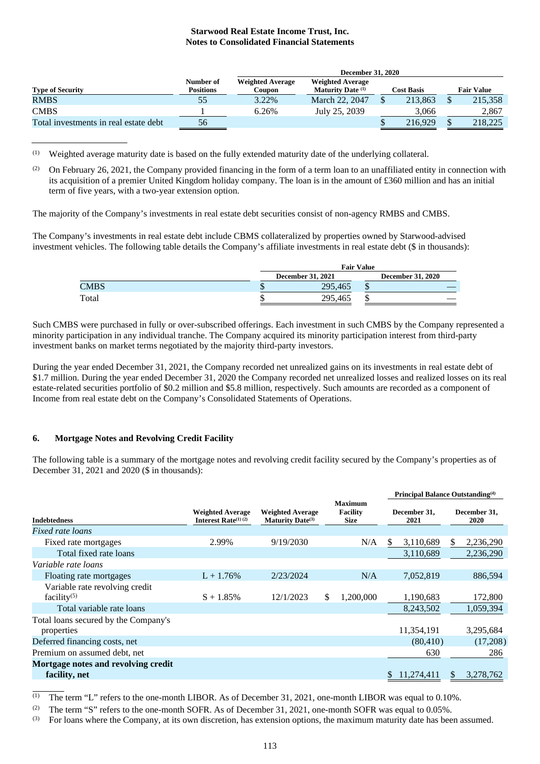| | | December 31, 2020 | | | |
|---|---|---|---|---|---|
| Type of Security | Number of Positions | Weighted Average Coupon | Weighted Average Maturity Date [(1)] | Cost Basis | Fair Value |
| RMBS | 55 | 3.22% | March 22, 2047 | $ 213,863 | $ 215,358 |
| CMBS | 1 | 6.26% | July 25, 2039 | 3,066 | 2,867 |
| Total investments in real estate debt | 56 | | | $ 216,929 | $ 218,225 |

(1) Weighted average maturity date is based on the fully extended maturity date of the underlying collateral.

(2) On February 26, 2021, the Company provided financing in the form of a term loan to an unaffiliated entity in connection with its acquisition of a premier United Kingdom holiday company. The loan is in the amount of £360 million and has an initial term of five years, with a two-year extension option.

The majority of the Company's investments in real estate debt securities consist of non-agency RMBS and CMBS.

The Company's investments in real estate debt include CBMS collateralized by properties owned by Starwood-advised investment vehicles. The following table details the Company's affiliate investments in real estate debt ($ in thousands):

| | Fair Value | |
|---|---|---|
| | December 31, 2021 | December 31, 2020 |
| CMBS | $ 295,465 | $ — |
| Total | $ 295,465 | $ — |

Such CMBS were purchased in fully or over-subscribed offerings. Each investment in such CMBS by the Company represented a minority participation in any individual tranche. The Company acquired its minority participation interest from third-party investment banks on market terms negotiated by the majority third-party investors.

During the year ended December 31, 2021, the Company recorded net unrealized gains on its investments in real estate debt of $1.7 million. During the year ended December 31, 2020 the Company recorded net unrealized losses and realized losses on its real estate-related securities portfolio of $0.2 million and $5.8 million, respectively. Such amounts are recorded as a component of Income from real estate debt on the Company's Consolidated Statements of Operations.

## 6. Mortgage Notes and Revolving Credit Facility

The following table is a summary of the mortgage notes and revolving credit facility secured by the Company's properties as of December 31, 2021 and 2020 ($ in thousands):

| | | | | Principal Balance Outstanding[(4)] | |
|---|---|---|---|---|---|
| Indebtedness | Weighted Average Interest Rate[(1) (2)] | Weighted Average Maturity Date[(3)] | Maximum Facility Size | December 31, 2021 | December 31, 2020 |
| *Fixed rate loans* | | | | | |
| Fixed rate mortgages | 2.99% | 9/19/2030 | N/A | $ 3,110,689 | $ 2,236,290 |
| Total fixed rate loans | | | | 3,110,689 | 2,236,290 |
| *Variable rate loans* | | | | | |
| Floating rate mortgages | L + 1.76% | 2/23/2024 | N/A | 7,052,819 | 886,594 |
| Variable rate revolving credit facility[(5)] | S + 1.85% | 12/1/2023 | $ 1,200,000 | 1,190,683 | 172,800 |
| Total variable rate loans | | | | 8,243,502 | 1,059,394 |
| Total loans secured by the Company's properties | | | | 11,354,191 | 3,295,684 |
| Deferred financing costs, net | | | | (80,410) | (17,208) |
| Premium on assumed debt, net | | | | 630 | 286 |
| **Mortgage notes and revolving credit facility, net** | | | | $ 11,274,411 | $ 3,278,762 |

(1) The term "L" refers to the one-month LIBOR. As of December 31, 2021, one-month LIBOR was equal to 0.10%.

(2) The term "S" refers to the one-month SOFR. As of December 31, 2021, one-month SOFR was equal to 0.05%.

(3) For loans where the Company, at its own discretion, has extension options, the maximum maturity date has been assumed.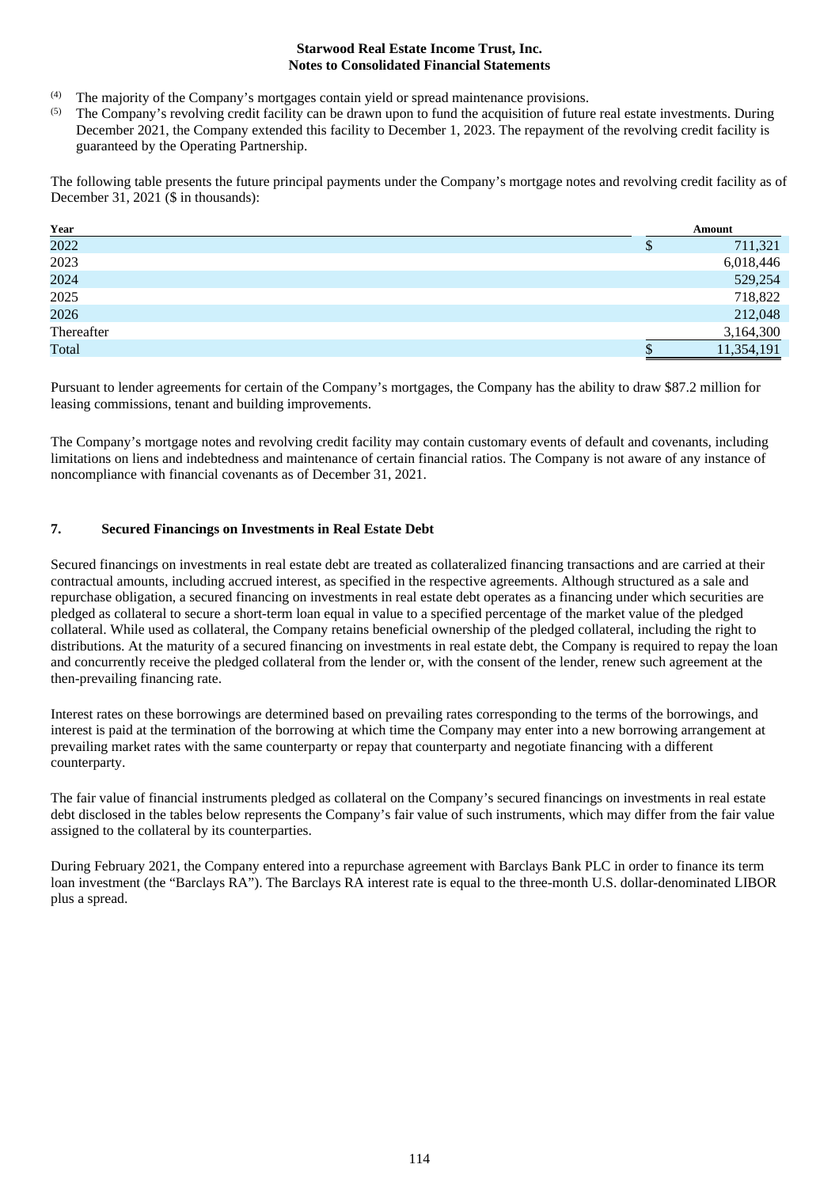(4) The majority of the Company's mortgages contain yield or spread maintenance provisions.

(5) The Company's revolving credit facility can be drawn upon to fund the acquisition of future real estate investments. During December 2021, the Company extended this facility to December 1, 2023. The repayment of the revolving credit facility is guaranteed by the Operating Partnership.

The following table presents the future principal payments under the Company's mortgage notes and revolving credit facility as of December 31, 2021 ($ in thousands):

| Year | Amount |
|---|---|
| 2022 | $ 711,321 |
| 2023 | 6,018,446 |
| 2024 | 529,254 |
| 2025 | 718,822 |
| 2026 | 212,048 |
| Thereafter | 3,164,300 |
| Total | $ 11,354,191 |

Pursuant to lender agreements for certain of the Company's mortgages, the Company has the ability to draw $87.2 million for leasing commissions, tenant and building improvements.

The Company's mortgage notes and revolving credit facility may contain customary events of default and covenants, including limitations on liens and indebtedness and maintenance of certain financial ratios. The Company is not aware of any instance of noncompliance with financial covenants as of December 31, 2021.

## 7. Secured Financings on Investments in Real Estate Debt

Secured financings on investments in real estate debt are treated as collateralized financing transactions and are carried at their contractual amounts, including accrued interest, as specified in the respective agreements. Although structured as a sale and repurchase obligation, a secured financing on investments in real estate debt operates as a financing under which securities are pledged as collateral to secure a short-term loan equal in value to a specified percentage of the market value of the pledged collateral. While used as collateral, the Company retains beneficial ownership of the pledged collateral, including the right to distributions. At the maturity of a secured financing on investments in real estate debt, the Company is required to repay the loan and concurrently receive the pledged collateral from the lender or, with the consent of the lender, renew such agreement at the then-prevailing financing rate.

Interest rates on these borrowings are determined based on prevailing rates corresponding to the terms of the borrowings, and interest is paid at the termination of the borrowing at which time the Company may enter into a new borrowing arrangement at prevailing market rates with the same counterparty or repay that counterparty and negotiate financing with a different counterparty.

The fair value of financial instruments pledged as collateral on the Company's secured financings on investments in real estate debt disclosed in the tables below represents the Company's fair value of such instruments, which may differ from the fair value assigned to the collateral by its counterparties.

During February 2021, the Company entered into a repurchase agreement with Barclays Bank PLC in order to finance its term loan investment (the "Barclays RA"). The Barclays RA interest rate is equal to the three-month U.S. dollar-denominated LIBOR plus a spread.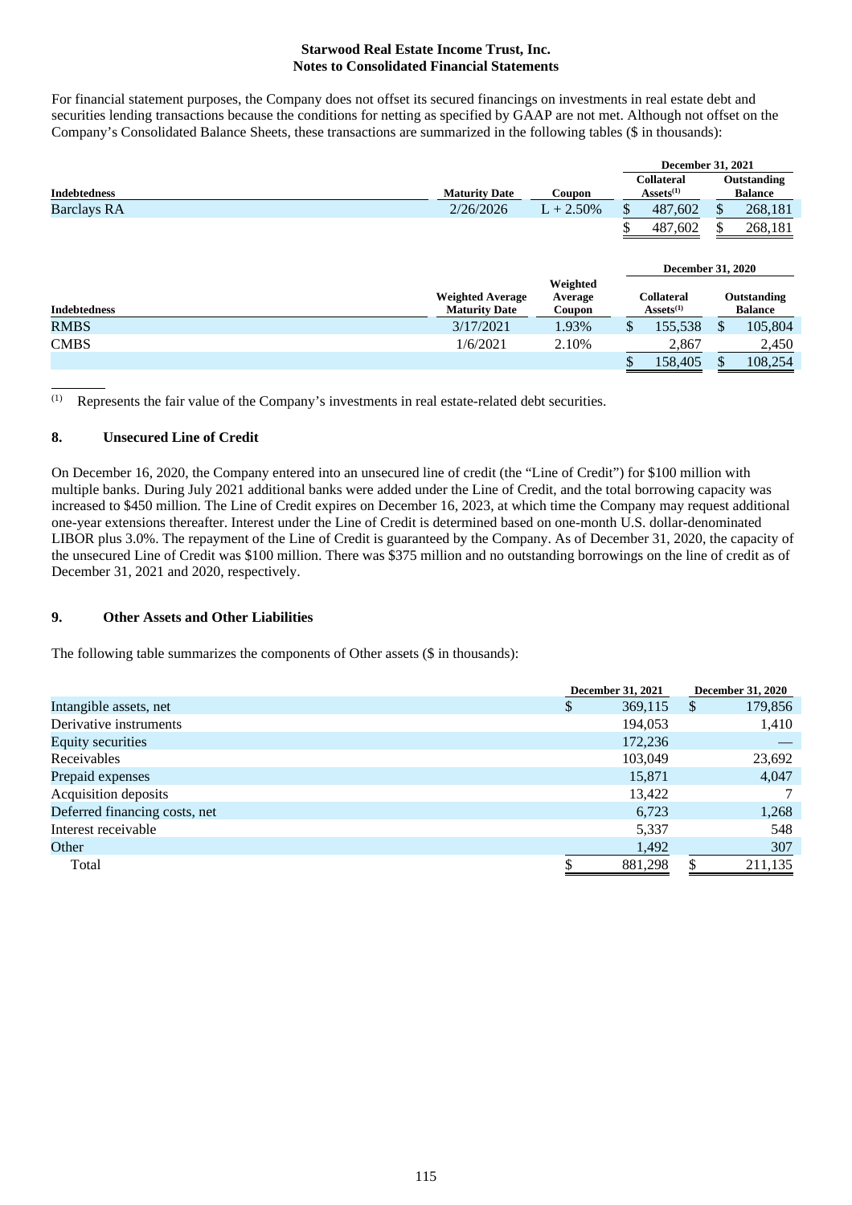For financial statement purposes, the Company does not offset its secured financings on investments in real estate debt and securities lending transactions because the conditions for netting as specified by GAAP are not met. Although not offset on the Company's Consolidated Balance Sheets, these transactions are summarized in the following tables ($ in thousands):

| | | | December 31, 2021 | |
|---|---|---|---|---|
| Indebtedness | Maturity Date | Coupon | Collateral Assets(1) | Outstanding Balance |
| Barclays RA | 2/26/2026 | L + 2.50% | $ 487,602 | $ 268,181 |
| | | | $ 487,602 | $ 268,181 |

| | | | December 31, 2020 | |
|---|---|---|---|---|
| Indebtedness | Weighted Average Maturity Date | Weighted Average Coupon | Collateral Assets(1) | Outstanding Balance |
| RMBS | 3/17/2021 | 1.93% | $ 155,538 | $ 105,804 |
| CMBS | 1/6/2021 | 2.10% | 2,867 | 2,450 |
| | | | $ 158,405 | $ 108,254 |

(1) Represents the fair value of the Company's investments in real estate-related debt securities.

## 8. Unsecured Line of Credit

On December 16, 2020, the Company entered into an unsecured line of credit (the "Line of Credit") for $100 million with multiple banks. During July 2021 additional banks were added under the Line of Credit, and the total borrowing capacity was increased to $450 million. The Line of Credit expires on December 16, 2023, at which time the Company may request additional one-year extensions thereafter. Interest under the Line of Credit is determined based on one-month U.S. dollar-denominated LIBOR plus 3.0%. The repayment of the Line of Credit is guaranteed by the Company. As of December 31, 2020, the capacity of the unsecured Line of Credit was $100 million. There was $375 million and no outstanding borrowings on the line of credit as of December 31, 2021 and 2020, respectively.

## 9. Other Assets and Other Liabilities

The following table summarizes the components of Other assets ($ in thousands):

| | December 31, 2021 | December 31, 2020 |
|---|---|---|
| Intangible assets, net | $ 369,115 | $ 179,856 |
| Derivative instruments | 194,053 | 1,410 |
| Equity securities | 172,236 | — |
| Receivables | 103,049 | 23,692 |
| Prepaid expenses | 15,871 | 4,047 |
| Acquisition deposits | 13,422 | 7 |
| Deferred financing costs, net | 6,723 | 1,268 |
| Interest receivable | 5,337 | 548 |
| Other | 1,492 | 307 |
| Total | $ 881,298 | $ 211,135 |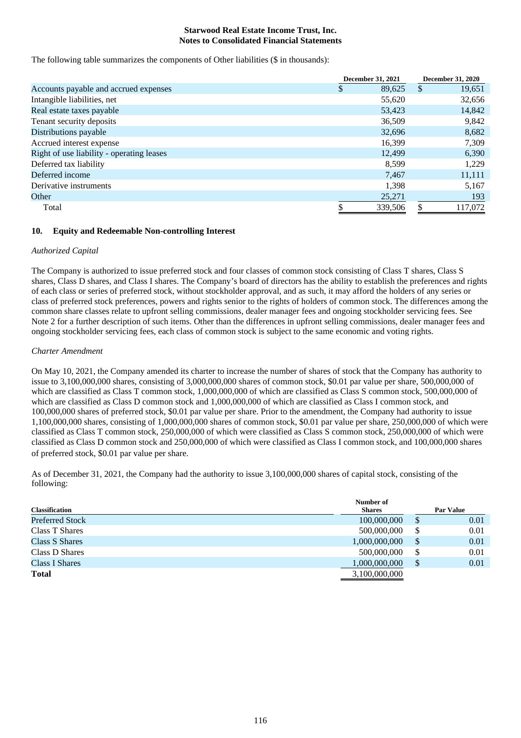The following table summarizes the components of Other liabilities ($ in thousands):

| | December 31, 2021 | December 31, 2020 |
|---|---|---|
| Accounts payable and accrued expenses | $ 89,625 | $ 19,651 |
| Intangible liabilities, net | 55,620 | 32,656 |
| Real estate taxes payable | 53,423 | 14,842 |
| Tenant security deposits | 36,509 | 9,842 |
| Distributions payable | 32,696 | 8,682 |
| Accrued interest expense | 16,399 | 7,309 |
| Right of use liability - operating leases | 12,499 | 6,390 |
| Deferred tax liability | 8,599 | 1,229 |
| Deferred income | 7,467 | 11,111 |
| Derivative instruments | 1,398 | 5,167 |
| Other | 25,271 | 193 |
| Total | $ 339,506 | $ 117,072 |

## 10. Equity and Redeemable Non-controlling Interest

*Authorized Capital*

The Company is authorized to issue preferred stock and four classes of common stock consisting of Class T shares, Class S shares, Class D shares, and Class I shares. The Company's board of directors has the ability to establish the preferences and rights of each class or series of preferred stock, without stockholder approval, and as such, it may afford the holders of any series or class of preferred stock preferences, powers and rights senior to the rights of holders of common stock. The differences among the common share classes relate to upfront selling commissions, dealer manager fees and ongoing stockholder servicing fees. See Note 2 for a further description of such items. Other than the differences in upfront selling commissions, dealer manager fees and ongoing stockholder servicing fees, each class of common stock is subject to the same economic and voting rights.

*Charter Amendment*

On May 10, 2021, the Company amended its charter to increase the number of shares of stock that the Company has authority to issue to 3,100,000,000 shares, consisting of 3,000,000,000 shares of common stock, $0.01 par value per share, 500,000,000 of which are classified as Class T common stock, 1,000,000,000 of which are classified as Class S common stock, 500,000,000 of which are classified as Class D common stock and 1,000,000,000 of which are classified as Class I common stock, and 100,000,000 shares of preferred stock, $0.01 par value per share. Prior to the amendment, the Company had authority to issue 1,100,000,000 shares, consisting of 1,000,000,000 shares of common stock, $0.01 par value per share, 250,000,000 of which were classified as Class T common stock, 250,000,000 of which were classified as Class S common stock, 250,000,000 of which were classified as Class D common stock and 250,000,000 of which were classified as Class I common stock, and 100,000,000 shares of preferred stock, $0.01 par value per share.

As of December 31, 2021, the Company had the authority to issue 3,100,000,000 shares of capital stock, consisting of the following:

| Classification | Number of Shares | Par Value |
|---|---|---|
| Preferred Stock | 100,000,000 | $ 0.01 |
| Class T Shares | 500,000,000 | $ 0.01 |
| Class S Shares | 1,000,000,000 | $ 0.01 |
| Class D Shares | 500,000,000 | $ 0.01 |
| Class I Shares | 1,000,000,000 | $ 0.01 |
| **Total** | 3,100,000,000 | |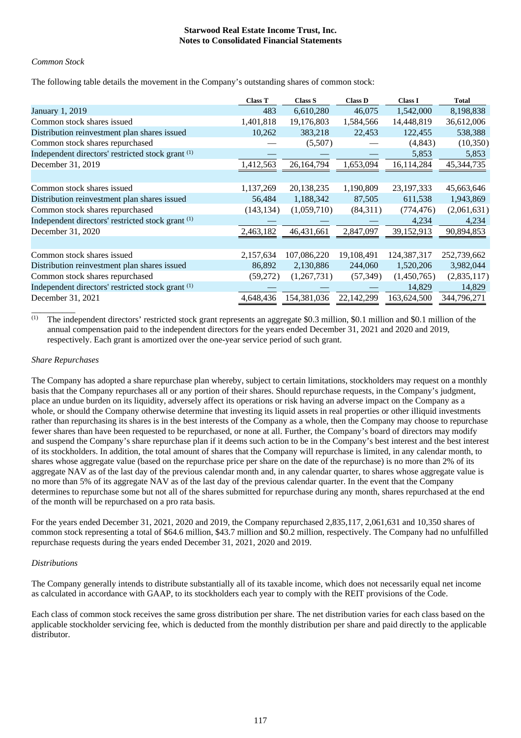*Common Stock*

The following table details the movement in the Company's outstanding shares of common stock:

| | Class T | Class S | Class D | Class I | Total |
|---|---|---|---|---|---|
| January 1, 2019 | 483 | 6,610,280 | 46,075 | 1,542,000 | 8,198,838 |
| Common stock shares issued | 1,401,818 | 19,176,803 | 1,584,566 | 14,448,819 | 36,612,006 |
| Distribution reinvestment plan shares issued | 10,262 | 383,218 | 22,453 | 122,455 | 538,388 |
| Common stock shares repurchased | — | (5,507) | — | (4,843) | (10,350) |
| Independent directors' restricted stock grant [(1)] | — | — | — | 5,853 | 5,853 |
| December 31, 2019 | 1,412,563 | 26,164,794 | 1,653,094 | 16,114,284 | 45,344,735 |
| | | | | | |
| Common stock shares issued | 1,137,269 | 20,138,235 | 1,190,809 | 23,197,333 | 45,663,646 |
| Distribution reinvestment plan shares issued | 56,484 | 1,188,342 | 87,505 | 611,538 | 1,943,869 |
| Common stock shares repurchased | (143,134) | (1,059,710) | (84,311) | (774,476) | (2,061,631) |
| Independent directors' restricted stock grant [(1)] | — | — | — | 4,234 | 4,234 |
| December 31, 2020 | 2,463,182 | 46,431,661 | 2,847,097 | 39,152,913 | 90,894,853 |
| | | | | | |
| Common stock shares issued | 2,157,634 | 107,086,220 | 19,108,491 | 124,387,317 | 252,739,662 |
| Distribution reinvestment plan shares issued | 86,892 | 2,130,886 | 244,060 | 1,520,206 | 3,982,044 |
| Common stock shares repurchased | (59,272) | (1,267,731) | (57,349) | (1,450,765) | (2,835,117) |
| Independent directors' restricted stock grant [(1)] | — | — | — | 14,829 | 14,829 |
| December 31, 2021 | 4,648,436 | 154,381,036 | 22,142,299 | 163,624,500 | 344,796,271 |

(1) The independent directors' restricted stock grant represents an aggregate \$0.3 million, \$0.1 million and \$0.1 million of the annual compensation paid to the independent directors for the years ended December 31, 2021 and 2020 and 2019, respectively. Each grant is amortized over the one-year service period of such grant.

*Share Repurchases*

The Company has adopted a share repurchase plan whereby, subject to certain limitations, stockholders may request on a monthly basis that the Company repurchases all or any portion of their shares. Should repurchase requests, in the Company's judgment, place an undue burden on its liquidity, adversely affect its operations or risk having an adverse impact on the Company as a whole, or should the Company otherwise determine that investing its liquid assets in real properties or other illiquid investments rather than repurchasing its shares is in the best interests of the Company as a whole, then the Company may choose to repurchase fewer shares than have been requested to be repurchased, or none at all. Further, the Company's board of directors may modify and suspend the Company's share repurchase plan if it deems such action to be in the Company's best interest and the best interest of its stockholders. In addition, the total amount of shares that the Company will repurchase is limited, in any calendar month, to shares whose aggregate value (based on the repurchase price per share on the date of the repurchase) is no more than 2% of its aggregate NAV as of the last day of the previous calendar month and, in any calendar quarter, to shares whose aggregate value is no more than 5% of its aggregate NAV as of the last day of the previous calendar quarter. In the event that the Company determines to repurchase some but not all of the shares submitted for repurchase during any month, shares repurchased at the end of the month will be repurchased on a pro rata basis.

For the years ended December 31, 2021, 2020 and 2019, the Company repurchased 2,835,117, 2,061,631 and 10,350 shares of common stock representing a total of \$64.6 million, \$43.7 million and \$0.2 million, respectively. The Company had no unfulfilled repurchase requests during the years ended December 31, 2021, 2020 and 2019.

*Distributions*

The Company generally intends to distribute substantially all of its taxable income, which does not necessarily equal net income as calculated in accordance with GAAP, to its stockholders each year to comply with the REIT provisions of the Code.

Each class of common stock receives the same gross distribution per share. The net distribution varies for each class based on the applicable stockholder servicing fee, which is deducted from the monthly distribution per share and paid directly to the applicable distributor.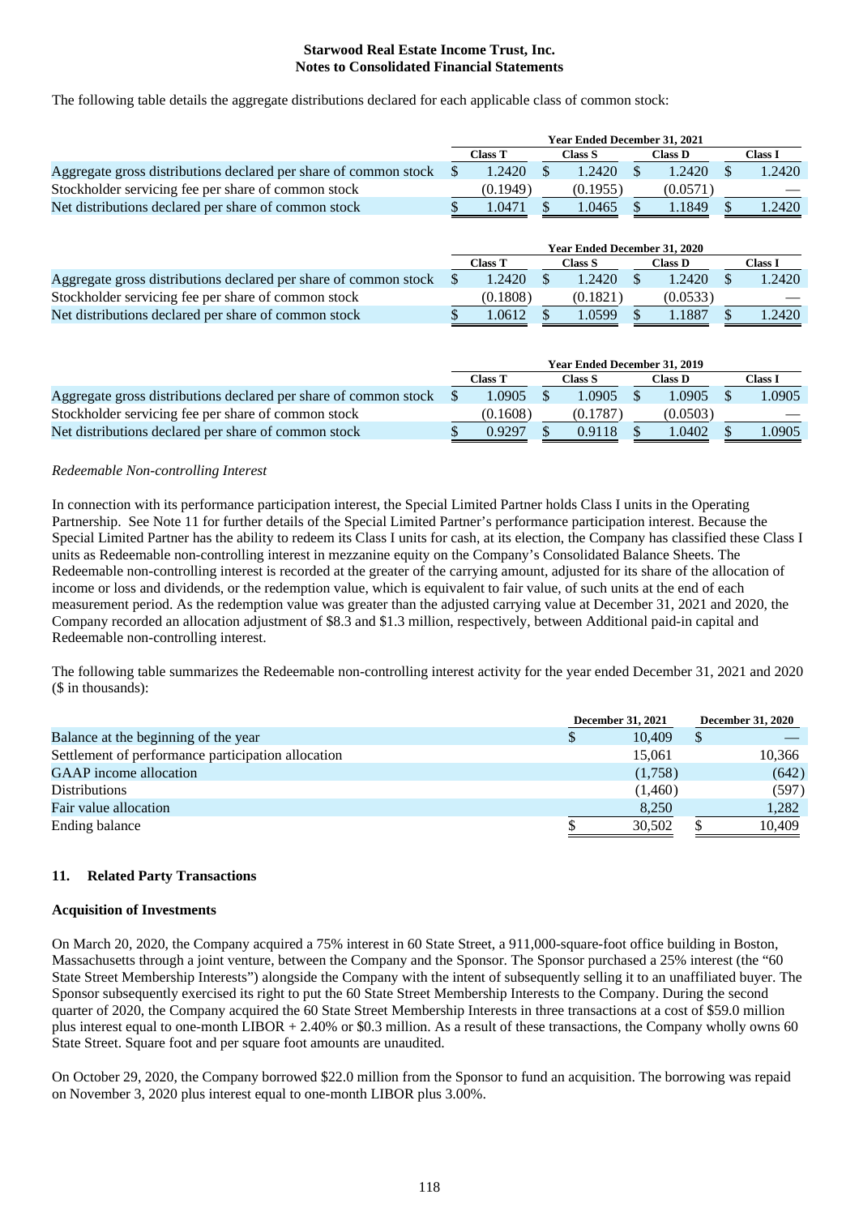**Starwood Real Estate Income Trust, Inc.**
**Notes to Consolidated Financial Statements**

The following table details the aggregate distributions declared for each applicable class of common stock:

| | Year Ended December 31, 2021 | | | |
|---|---|---|---|---|
| | Class T | Class S | Class D | Class I |
| Aggregate gross distributions declared per share of common stock | $ 1.2420 | $ 1.2420 | $ 1.2420 | $ 1.2420 |
| Stockholder servicing fee per share of common stock | (0.1949) | (0.1955) | (0.0571) | — |
| Net distributions declared per share of common stock | $ 1.0471 | $ 1.0465 | $ 1.1849 | $ 1.2420 |

| | Year Ended December 31, 2020 | | | |
|---|---|---|---|---|
| | Class T | Class S | Class D | Class I |
| Aggregate gross distributions declared per share of common stock | $ 1.2420 | $ 1.2420 | $ 1.2420 | $ 1.2420 |
| Stockholder servicing fee per share of common stock | (0.1808) | (0.1821) | (0.0533) | — |
| Net distributions declared per share of common stock | $ 1.0612 | $ 1.0599 | $ 1.1887 | $ 1.2420 |

| | Year Ended December 31, 2019 | | | |
|---|---|---|---|---|
| | Class T | Class S | Class D | Class I |
| Aggregate gross distributions declared per share of common stock | $ 1.0905 | $ 1.0905 | $ 1.0905 | $ 1.0905 |
| Stockholder servicing fee per share of common stock | (0.1608) | (0.1787) | (0.0503) | — |
| Net distributions declared per share of common stock | $ 0.9297 | $ 0.9118 | $ 1.0402 | $ 1.0905 |

*Redeemable Non-controlling Interest*

In connection with its performance participation interest, the Special Limited Partner holds Class I units in the Operating Partnership. See Note 11 for further details of the Special Limited Partner's performance participation interest. Because the Special Limited Partner has the ability to redeem its Class I units for cash, at its election, the Company has classified these Class I units as Redeemable non-controlling interest in mezzanine equity on the Company's Consolidated Balance Sheets. The Redeemable non-controlling interest is recorded at the greater of the carrying amount, adjusted for its share of the allocation of income or loss and dividends, or the redemption value, which is equivalent to fair value, of such units at the end of each measurement period. As the redemption value was greater than the adjusted carrying value at December 31, 2021 and 2020, the Company recorded an allocation adjustment of $8.3 and $1.3 million, respectively, between Additional paid-in capital and Redeemable non-controlling interest.

The following table summarizes the Redeemable non-controlling interest activity for the year ended December 31, 2021 and 2020 ($ in thousands):

| | December 31, 2021 | December 31, 2020 |
|---|---|---|
| Balance at the beginning of the year | $ 10,409 | $ — |
| Settlement of performance participation allocation | 15,061 | 10,366 |
| GAAP income allocation | (1,758) | (642) |
| Distributions | (1,460) | (597) |
| Fair value allocation | 8,250 | 1,282 |
| Ending balance | $ 30,502 | $ 10,409 |

## 11. Related Party Transactions

**Acquisition of Investments**

On March 20, 2020, the Company acquired a 75% interest in 60 State Street, a 911,000-square-foot office building in Boston, Massachusetts through a joint venture, between the Company and the Sponsor. The Sponsor purchased a 25% interest (the "60 State Street Membership Interests") alongside the Company with the intent of subsequently selling it to an unaffiliated buyer. The Sponsor subsequently exercised its right to put the 60 State Street Membership Interests to the Company. During the second quarter of 2020, the Company acquired the 60 State Street Membership Interests in three transactions at a cost of $59.0 million plus interest equal to one-month LIBOR + 2.40% or $0.3 million. As a result of these transactions, the Company wholly owns 60 State Street. Square foot and per square foot amounts are unaudited.

On October 29, 2020, the Company borrowed $22.0 million from the Sponsor to fund an acquisition. The borrowing was repaid on November 3, 2020 plus interest equal to one-month LIBOR plus 3.00%.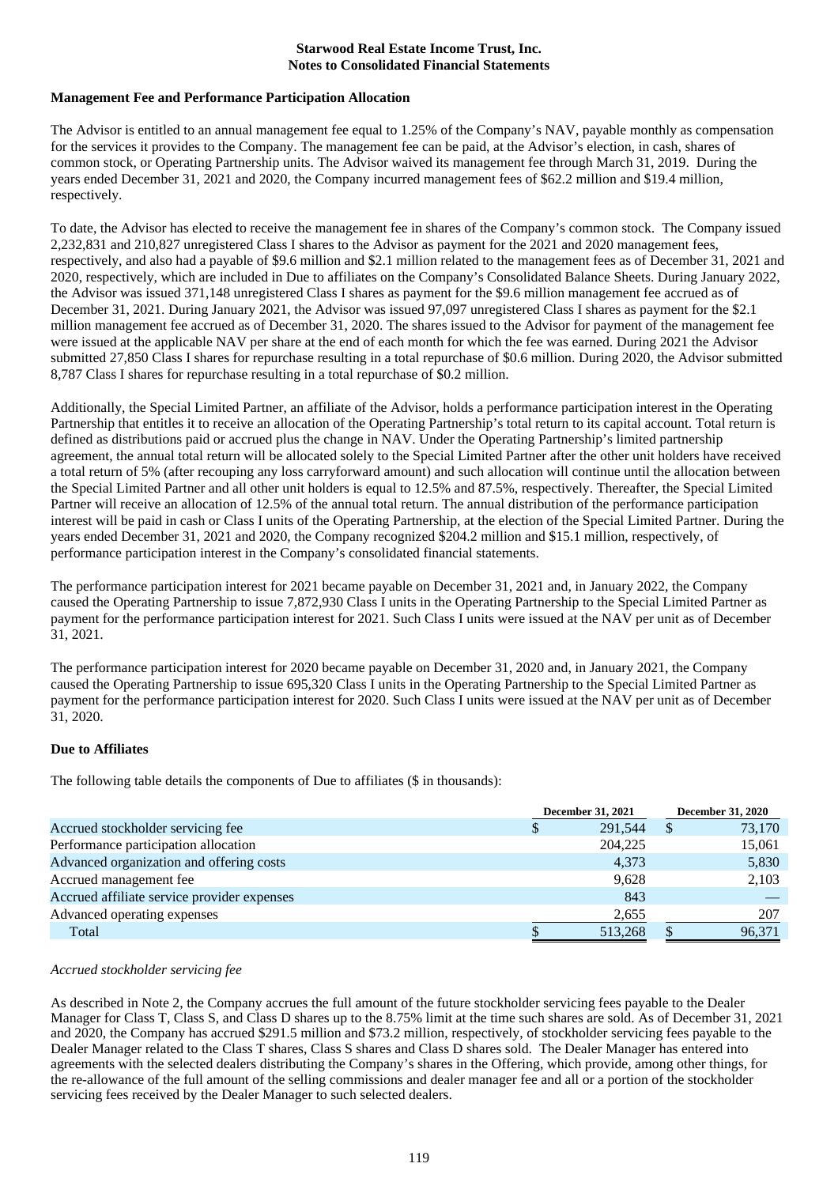**Starwood Real Estate Income Trust, Inc.**
**Notes to Consolidated Financial Statements**

**Management Fee and Performance Participation Allocation**

The Advisor is entitled to an annual management fee equal to 1.25% of the Company's NAV, payable monthly as compensation for the services it provides to the Company. The management fee can be paid, at the Advisor's election, in cash, shares of common stock, or Operating Partnership units. The Advisor waived its management fee through March 31, 2019. During the years ended December 31, 2021 and 2020, the Company incurred management fees of $62.2 million and $19.4 million, respectively.

To date, the Advisor has elected to receive the management fee in shares of the Company's common stock. The Company issued 2,232,831 and 210,827 unregistered Class I shares to the Advisor as payment for the 2021 and 2020 management fees, respectively, and also had a payable of $9.6 million and $2.1 million related to the management fees as of December 31, 2021 and 2020, respectively, which are included in Due to affiliates on the Company's Consolidated Balance Sheets. During January 2022, the Advisor was issued 371,148 unregistered Class I shares as payment for the $9.6 million management fee accrued as of December 31, 2021. During January 2021, the Advisor was issued 97,097 unregistered Class I shares as payment for the $2.1 million management fee accrued as of December 31, 2020. The shares issued to the Advisor for payment of the management fee were issued at the applicable NAV per share at the end of each month for which the fee was earned. During 2021 the Advisor submitted 27,850 Class I shares for repurchase resulting in a total repurchase of $0.6 million. During 2020, the Advisor submitted 8,787 Class I shares for repurchase resulting in a total repurchase of $0.2 million.

Additionally, the Special Limited Partner, an affiliate of the Advisor, holds a performance participation interest in the Operating Partnership that entitles it to receive an allocation of the Operating Partnership's total return to its capital account. Total return is defined as distributions paid or accrued plus the change in NAV. Under the Operating Partnership's limited partnership agreement, the annual total return will be allocated solely to the Special Limited Partner after the other unit holders have received a total return of 5% (after recouping any loss carryforward amount) and such allocation will continue until the allocation between the Special Limited Partner and all other unit holders is equal to 12.5% and 87.5%, respectively. Thereafter, the Special Limited Partner will receive an allocation of 12.5% of the annual total return. The annual distribution of the performance participation interest will be paid in cash or Class I units of the Operating Partnership, at the election of the Special Limited Partner. During the years ended December 31, 2021 and 2020, the Company recognized $204.2 million and $15.1 million, respectively, of performance participation interest in the Company's consolidated financial statements.

The performance participation interest for 2021 became payable on December 31, 2021 and, in January 2022, the Company caused the Operating Partnership to issue 7,872,930 Class I units in the Operating Partnership to the Special Limited Partner as payment for the performance participation interest for 2021. Such Class I units were issued at the NAV per unit as of December 31, 2021.

The performance participation interest for 2020 became payable on December 31, 2020 and, in January 2021, the Company caused the Operating Partnership to issue 695,320 Class I units in the Operating Partnership to the Special Limited Partner as payment for the performance participation interest for 2020. Such Class I units were issued at the NAV per unit as of December 31, 2020.

**Due to Affiliates**

The following table details the components of Due to affiliates ($ in thousands):

| | December 31, 2021 | December 31, 2020 |
|---|---|---|
| Accrued stockholder servicing fee | $ 291,544 | $ 73,170 |
| Performance participation allocation | 204,225 | 15,061 |
| Advanced organization and offering costs | 4,373 | 5,830 |
| Accrued management fee | 9,628 | 2,103 |
| Accrued affiliate service provider expenses | 843 | — |
| Advanced operating expenses | 2,655 | 207 |
| Total | $ 513,268 | $ 96,371 |

*Accrued stockholder servicing fee*

As described in Note 2, the Company accrues the full amount of the future stockholder servicing fees payable to the Dealer Manager for Class T, Class S, and Class D shares up to the 8.75% limit at the time such shares are sold. As of December 31, 2021 and 2020, the Company has accrued $291.5 million and $73.2 million, respectively, of stockholder servicing fees payable to the Dealer Manager related to the Class T shares, Class S shares and Class D shares sold. The Dealer Manager has entered into agreements with the selected dealers distributing the Company's shares in the Offering, which provide, among other things, for the re-allowance of the full amount of the selling commissions and dealer manager fee and all or a portion of the stockholder servicing fees received by the Dealer Manager to such selected dealers.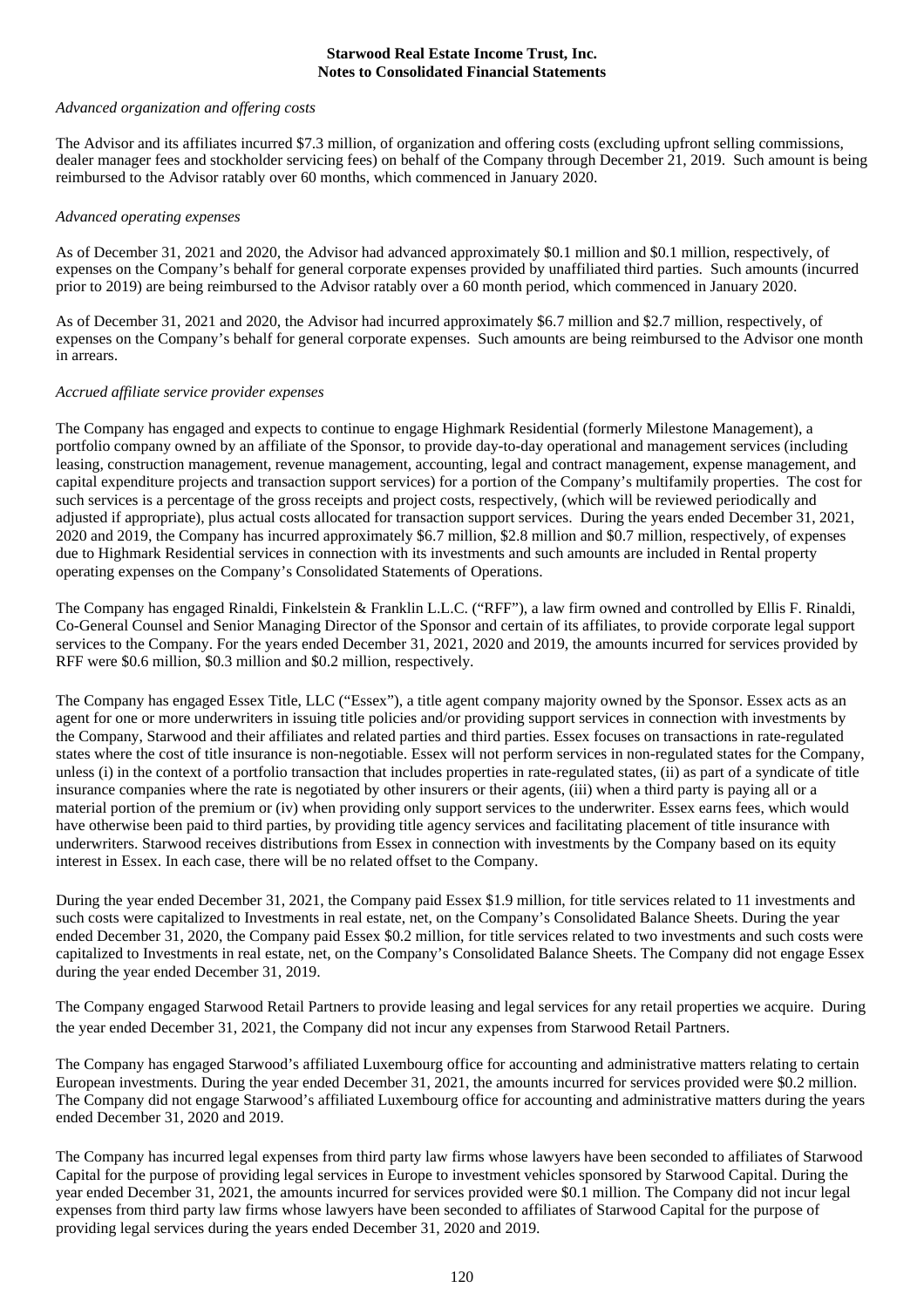*Advanced organization and offering costs*

The Advisor and its affiliates incurred $7.3 million, of organization and offering costs (excluding upfront selling commissions, dealer manager fees and stockholder servicing fees) on behalf of the Company through December 21, 2019. Such amount is being reimbursed to the Advisor ratably over 60 months, which commenced in January 2020.

*Advanced operating expenses*

As of December 31, 2021 and 2020, the Advisor had advanced approximately $0.1 million and $0.1 million, respectively, of expenses on the Company's behalf for general corporate expenses provided by unaffiliated third parties. Such amounts (incurred prior to 2019) are being reimbursed to the Advisor ratably over a 60 month period, which commenced in January 2020.

As of December 31, 2021 and 2020, the Advisor had incurred approximately $6.7 million and $2.7 million, respectively, of expenses on the Company's behalf for general corporate expenses. Such amounts are being reimbursed to the Advisor one month in arrears.

*Accrued affiliate service provider expenses*

The Company has engaged and expects to continue to engage Highmark Residential (formerly Milestone Management), a portfolio company owned by an affiliate of the Sponsor, to provide day-to-day operational and management services (including leasing, construction management, revenue management, accounting, legal and contract management, expense management, and capital expenditure projects and transaction support services) for a portion of the Company's multifamily properties. The cost for such services is a percentage of the gross receipts and project costs, respectively, (which will be reviewed periodically and adjusted if appropriate), plus actual costs allocated for transaction support services. During the years ended December 31, 2021, 2020 and 2019, the Company has incurred approximately $6.7 million, $2.8 million and $0.7 million, respectively, of expenses due to Highmark Residential services in connection with its investments and such amounts are included in Rental property operating expenses on the Company's Consolidated Statements of Operations.

The Company has engaged Rinaldi, Finkelstein & Franklin L.L.C. ("RFF"), a law firm owned and controlled by Ellis F. Rinaldi, Co-General Counsel and Senior Managing Director of the Sponsor and certain of its affiliates, to provide corporate legal support services to the Company. For the years ended December 31, 2021, 2020 and 2019, the amounts incurred for services provided by RFF were $0.6 million, $0.3 million and $0.2 million, respectively.

The Company has engaged Essex Title, LLC ("Essex"), a title agent company majority owned by the Sponsor. Essex acts as an agent for one or more underwriters in issuing title policies and/or providing support services in connection with investments by the Company, Starwood and their affiliates and related parties and third parties. Essex focuses on transactions in rate-regulated states where the cost of title insurance is non-negotiable. Essex will not perform services in non-regulated states for the Company, unless (i) in the context of a portfolio transaction that includes properties in rate-regulated states, (ii) as part of a syndicate of title insurance companies where the rate is negotiated by other insurers or their agents, (iii) when a third party is paying all or a material portion of the premium or (iv) when providing only support services to the underwriter. Essex earns fees, which would have otherwise been paid to third parties, by providing title agency services and facilitating placement of title insurance with underwriters. Starwood receives distributions from Essex in connection with investments by the Company based on its equity interest in Essex. In each case, there will be no related offset to the Company.

During the year ended December 31, 2021, the Company paid Essex $1.9 million, for title services related to 11 investments and such costs were capitalized to Investments in real estate, net, on the Company's Consolidated Balance Sheets. During the year ended December 31, 2020, the Company paid Essex $0.2 million, for title services related to two investments and such costs were capitalized to Investments in real estate, net, on the Company's Consolidated Balance Sheets. The Company did not engage Essex during the year ended December 31, 2019.

The Company engaged Starwood Retail Partners to provide leasing and legal services for any retail properties we acquire. During the year ended December 31, 2021, the Company did not incur any expenses from Starwood Retail Partners.

The Company has engaged Starwood's affiliated Luxembourg office for accounting and administrative matters relating to certain European investments. During the year ended December 31, 2021, the amounts incurred for services provided were $0.2 million. The Company did not engage Starwood's affiliated Luxembourg office for accounting and administrative matters during the years ended December 31, 2020 and 2019.

The Company has incurred legal expenses from third party law firms whose lawyers have been seconded to affiliates of Starwood Capital for the purpose of providing legal services in Europe to investment vehicles sponsored by Starwood Capital. During the year ended December 31, 2021, the amounts incurred for services provided were $0.1 million. The Company did not incur legal expenses from third party law firms whose lawyers have been seconded to affiliates of Starwood Capital for the purpose of providing legal services during the years ended December 31, 2020 and 2019.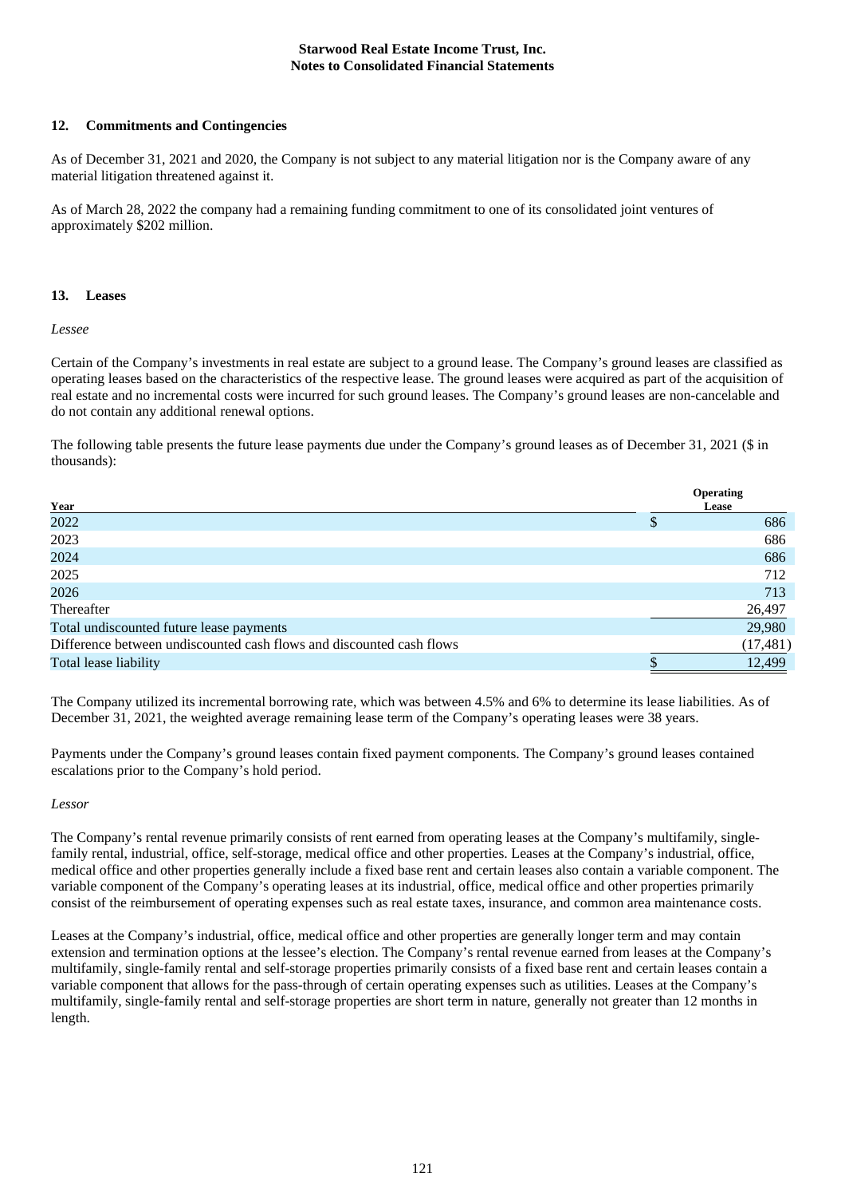## 12. Commitments and Contingencies

As of December 31, 2021 and 2020, the Company is not subject to any material litigation nor is the Company aware of any material litigation threatened against it.

As of March 28, 2022 the company had a remaining funding commitment to one of its consolidated joint ventures of approximately $202 million.

## 13. Leases

*Lessee*

Certain of the Company's investments in real estate are subject to a ground lease. The Company's ground leases are classified as operating leases based on the characteristics of the respective lease. The ground leases were acquired as part of the acquisition of real estate and no incremental costs were incurred for such ground leases. The Company's ground leases are non-cancelable and do not contain any additional renewal options.

The following table presents the future lease payments due under the Company's ground leases as of December 31, 2021 ($ in thousands):

| Year | Operating Lease |
|---|---|
| 2022 | $ 686 |
| 2023 | 686 |
| 2024 | 686 |
| 2025 | 712 |
| 2026 | 713 |
| Thereafter | 26,497 |
| Total undiscounted future lease payments | 29,980 |
| Difference between undiscounted cash flows and discounted cash flows | (17,481) |
| Total lease liability | $ 12,499 |

The Company utilized its incremental borrowing rate, which was between 4.5% and 6% to determine its lease liabilities. As of December 31, 2021, the weighted average remaining lease term of the Company's operating leases were 38 years.

Payments under the Company's ground leases contain fixed payment components. The Company's ground leases contained escalations prior to the Company's hold period.

*Lessor*

The Company's rental revenue primarily consists of rent earned from operating leases at the Company's multifamily, single-family rental, industrial, office, self-storage, medical office and other properties. Leases at the Company's industrial, office, medical office and other properties generally include a fixed base rent and certain leases also contain a variable component. The variable component of the Company's operating leases at its industrial, office, medical office and other properties primarily consist of the reimbursement of operating expenses such as real estate taxes, insurance, and common area maintenance costs.

Leases at the Company's industrial, office, medical office and other properties are generally longer term and may contain extension and termination options at the lessee's election. The Company's rental revenue earned from leases at the Company's multifamily, single-family rental and self-storage properties primarily consists of a fixed base rent and certain leases contain a variable component that allows for the pass-through of certain operating expenses such as utilities. Leases at the Company's multifamily, single-family rental and self-storage properties are short term in nature, generally not greater than 12 months in length.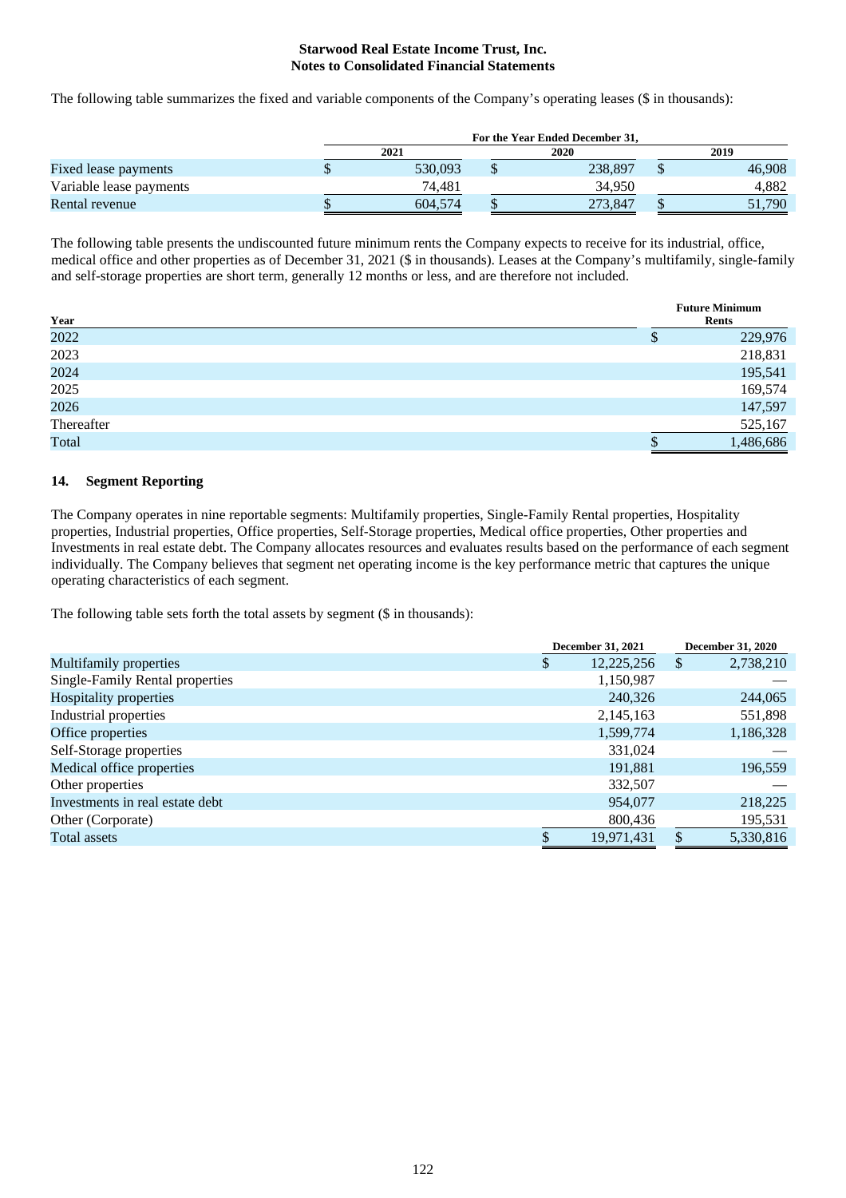Starwood Real Estate Income Trust, Inc.
Notes to Consolidated Financial Statements

The following table summarizes the fixed and variable components of the Company's operating leases ($ in thousands):

| | For the Year Ended December 31, | | |
|---|---|---|---|
| | 2021 | 2020 | 2019 |
| Fixed lease payments | $ 530,093 | $ 238,897 | $ 46,908 |
| Variable lease payments | 74,481 | 34,950 | 4,882 |
| Rental revenue | $ 604,574 | $ 273,847 | $ 51,790 |

The following table presents the undiscounted future minimum rents the Company expects to receive for its industrial, office, medical office and other properties as of December 31, 2021 ($ in thousands). Leases at the Company's multifamily, single-family and self-storage properties are short term, generally 12 months or less, and are therefore not included.

| Year | Future Minimum Rents |
|---|---|
| 2022 | $ 229,976 |
| 2023 | 218,831 |
| 2024 | 195,541 |
| 2025 | 169,574 |
| 2026 | 147,597 |
| Thereafter | 525,167 |
| Total | $ 1,486,686 |

## 14. Segment Reporting

The Company operates in nine reportable segments: Multifamily properties, Single-Family Rental properties, Hospitality properties, Industrial properties, Office properties, Self-Storage properties, Medical office properties, Other properties and Investments in real estate debt. The Company allocates resources and evaluates results based on the performance of each segment individually. The Company believes that segment net operating income is the key performance metric that captures the unique operating characteristics of each segment.

The following table sets forth the total assets by segment ($ in thousands):

| | December 31, 2021 | December 31, 2020 |
|---|---|---|
| Multifamily properties | $ 12,225,256 | $ 2,738,210 |
| Single-Family Rental properties | 1,150,987 | — |
| Hospitality properties | 240,326 | 244,065 |
| Industrial properties | 2,145,163 | 551,898 |
| Office properties | 1,599,774 | 1,186,328 |
| Self-Storage properties | 331,024 | — |
| Medical office properties | 191,881 | 196,559 |
| Other properties | 332,507 | — |
| Investments in real estate debt | 954,077 | 218,225 |
| Other (Corporate) | 800,436 | 195,531 |
| Total assets | $ 19,971,431 | $ 5,330,816 |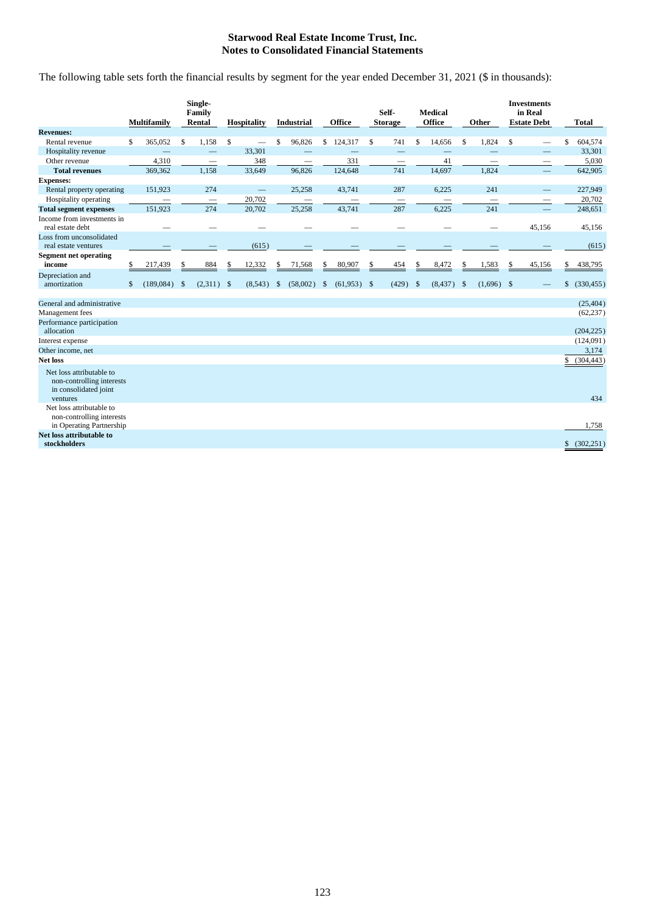**Starwood Real Estate Income Trust, Inc.**
**Notes to Consolidated Financial Statements**

The following table sets forth the financial results by segment for the year ended December 31, 2021 ($ in thousands):

| | Multifamily | Single-Family Rental | Hospitality | Industrial | Office | Self-Storage | Medical Office | Other | Investments in Real Estate Debt | Total |
|---|---|---|---|---|---|---|---|---|---|---|
| **Revenues:** | | | | | | | | | | |
| Rental revenue | $ 365,052 | $ 1,158 | $ — | $ 96,826 | $ 124,317 | $ 741 | $ 14,656 | $ 1,824 | $ — | $ 604,574 |
| Hospitality revenue | — | — | 33,301 | — | — | — | — | — | — | 33,301 |
| Other revenue | 4,310 | — | 348 | — | 331 | — | 41 | — | — | 5,030 |
| **Total revenues** | 369,362 | 1,158 | 33,649 | 96,826 | 124,648 | 741 | 14,697 | 1,824 | — | 642,905 |
| **Expenses:** | | | | | | | | | | |
| Rental property operating | 151,923 | 274 | — | 25,258 | 43,741 | 287 | 6,225 | 241 | — | 227,949 |
| Hospitality operating | — | — | 20,702 | — | — | — | — | — | — | 20,702 |
| **Total segment expenses** | 151,923 | 274 | 20,702 | 25,258 | 43,741 | 287 | 6,225 | 241 | — | 248,651 |
| Income from investments in real estate debt | — | — | — | — | — | — | — | — | 45,156 | 45,156 |
| Loss from unconsolidated real estate ventures | — | — | (615) | — | — | — | — | — | — | (615) |
| **Segment net operating income** | $ 217,439 | $ 884 | $ 12,332 | $ 71,568 | $ 80,907 | $ 454 | $ 8,472 | $ 1,583 | $ 45,156 | $ 438,795 |
| Depreciation and amortization | $ (189,084) | $ (2,311) | $ (8,543) | $ (58,002) | $ (61,953) | $ (429) | $ (8,437) | $ (1,696) | $ — | $ (330,455) |
| General and administrative | | | | | | | | | | (25,404) |
| Management fees | | | | | | | | | | (62,237) |
| Performance participation allocation | | | | | | | | | | (204,225) |
| Interest expense | | | | | | | | | | (124,091) |
| Other income, net | | | | | | | | | | 3,174 |
| **Net loss** | | | | | | | | | | $ (304,443) |
| Net loss attributable to non-controlling interests in consolidated joint ventures | | | | | | | | | | 434 |
| Net loss attributable to non-controlling interests in Operating Partnership | | | | | | | | | | 1,758 |
| **Net loss attributable to stockholders** | | | | | | | | | | $ (302,251) |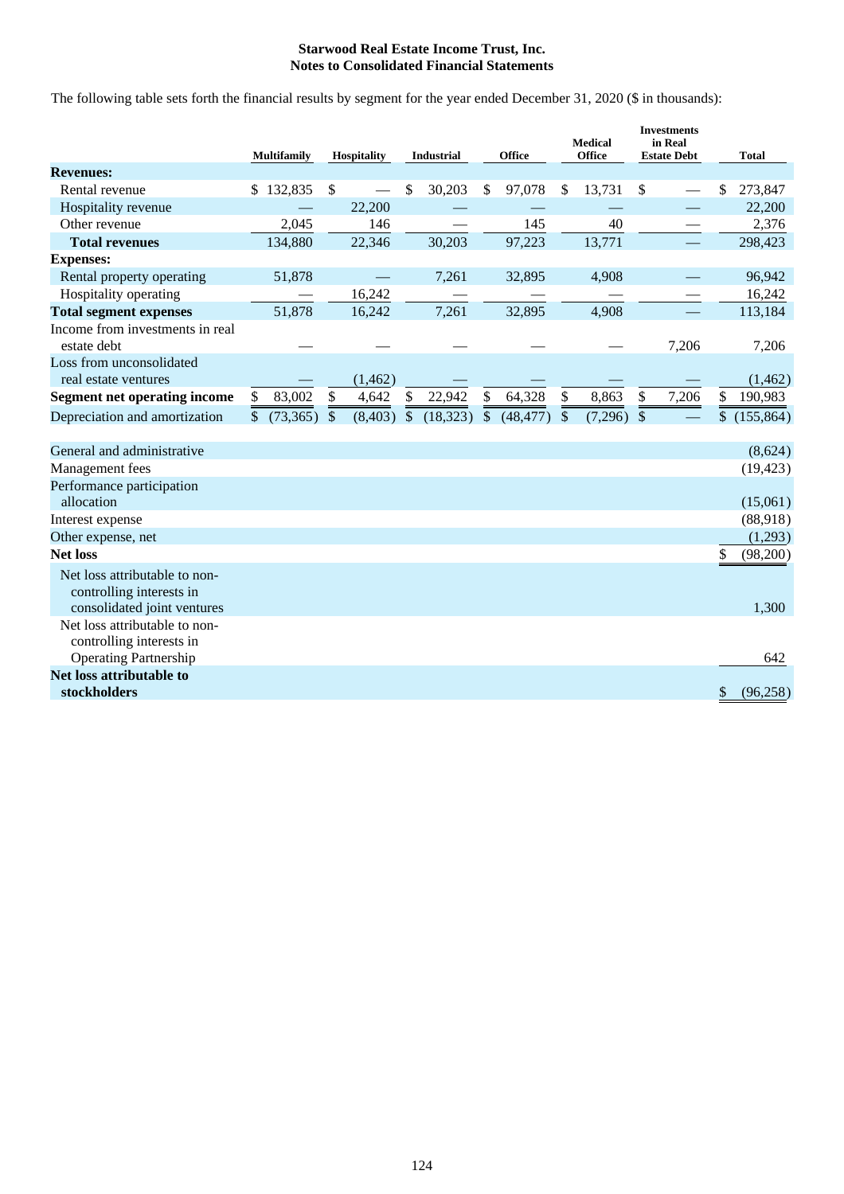**Starwood Real Estate Income Trust, Inc.**
**Notes to Consolidated Financial Statements**

The following table sets forth the financial results by segment for the year ended December 31, 2020 ($ in thousands):

| | Multifamily | Hospitality | Industrial | Office | Medical Office | Investments in Real Estate Debt | Total |
|---|---|---|---|---|---|---|---|
| **Revenues:** | | | | | | | |
| Rental revenue | $ 132,835 | $ — | $ 30,203 | $ 97,078 | $ 13,731 | $ — | $ 273,847 |
| Hospitality revenue | — | 22,200 | — | — | — | — | 22,200 |
| Other revenue | 2,045 | 146 | — | 145 | 40 | — | 2,376 |
| **Total revenues** | 134,880 | 22,346 | 30,203 | 97,223 | 13,771 | — | 298,423 |
| **Expenses:** | | | | | | | |
| Rental property operating | 51,878 | — | 7,261 | 32,895 | 4,908 | — | 96,942 |
| Hospitality operating | — | 16,242 | — | — | — | — | 16,242 |
| **Total segment expenses** | 51,878 | 16,242 | 7,261 | 32,895 | 4,908 | — | 113,184 |
| Income from investments in real estate debt | — | — | — | — | — | 7,206 | 7,206 |
| Loss from unconsolidated real estate ventures | — | (1,462) | — | — | — | — | (1,462) |
| **Segment net operating income** | $ 83,002 | $ 4,642 | $ 22,942 | $ 64,328 | $ 8,863 | $ 7,206 | $ 190,983 |
| Depreciation and amortization | $ (73,365) | $ (8,403) | $ (18,323) | $ (48,477) | $ (7,296) | $ — | $ (155,864) |
| | | | | | | | |
| General and administrative | | | | | | | (8,624) |
| Management fees | | | | | | | (19,423) |
| Performance participation allocation | | | | | | | (15,061) |
| Interest expense | | | | | | | (88,918) |
| Other expense, net | | | | | | | (1,293) |
| **Net loss** | | | | | | | $ (98,200) |
| Net loss attributable to non-controlling interests in consolidated joint ventures | | | | | | | 1,300 |
| Net loss attributable to non-controlling interests in Operating Partnership | | | | | | | 642 |
| **Net loss attributable to stockholders** | | | | | | | $ (96,258) |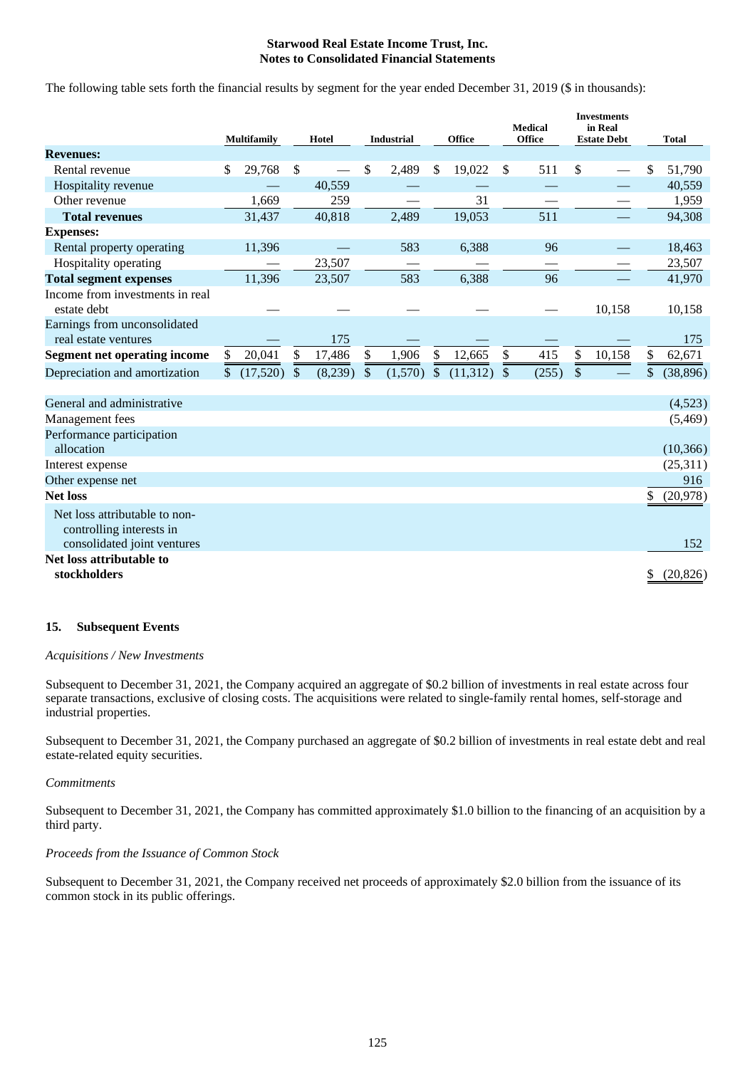The following table sets forth the financial results by segment for the year ended December 31, 2019 ($ in thousands):

| | Multifamily | Hotel | Industrial | Office | Medical Office | Investments in Real Estate Debt | Total |
|---|---|---|---|---|---|---|---|
| **Revenues:** | | | | | | | |
| Rental revenue | $ 29,768 | $ — | $ 2,489 | $ 19,022 | $ 511 | $ — | $ 51,790 |
| Hospitality revenue | — | 40,559 | — | — | — | — | 40,559 |
| Other revenue | 1,669 | 259 | — | 31 | — | — | 1,959 |
| **Total revenues** | 31,437 | 40,818 | 2,489 | 19,053 | 511 | — | 94,308 |
| **Expenses:** | | | | | | | |
| Rental property operating | 11,396 | — | 583 | 6,388 | 96 | — | 18,463 |
| Hospitality operating | — | 23,507 | — | — | — | — | 23,507 |
| **Total segment expenses** | 11,396 | 23,507 | 583 | 6,388 | 96 | — | 41,970 |
| Income from investments in real estate debt | — | — | — | — | — | 10,158 | 10,158 |
| Earnings from unconsolidated real estate ventures | — | 175 | — | — | — | — | 175 |
| **Segment net operating income** | $ 20,041 | $ 17,486 | $ 1,906 | $ 12,665 | $ 415 | $ 10,158 | $ 62,671 |
| Depreciation and amortization | $ (17,520) | $ (8,239) | $ (1,570) | $ (11,312) | $ (255) | $ — | $ (38,896) |
| | | | | | | | |
| General and administrative | | | | | | | (4,523) |
| Management fees | | | | | | | (5,469) |
| Performance participation allocation | | | | | | | (10,366) |
| Interest expense | | | | | | | (25,311) |
| Other expense net | | | | | | | 916 |
| **Net loss** | | | | | | | $ (20,978) |
| Net loss attributable to non-controlling interests in consolidated joint ventures | | | | | | | 152 |
| **Net loss attributable to stockholders** | | | | | | | $ (20,826) |

## 15. Subsequent Events

*Acquisitions / New Investments*

Subsequent to December 31, 2021, the Company acquired an aggregate of $0.2 billion of investments in real estate across four separate transactions, exclusive of closing costs. The acquisitions were related to single-family rental homes, self-storage and industrial properties.

Subsequent to December 31, 2021, the Company purchased an aggregate of $0.2 billion of investments in real estate debt and real estate-related equity securities.

*Commitments*

Subsequent to December 31, 2021, the Company has committed approximately $1.0 billion to the financing of an acquisition by a third party.

*Proceeds from the Issuance of Common Stock*

Subsequent to December 31, 2021, the Company received net proceeds of approximately $2.0 billion from the issuance of its common stock in its public offerings.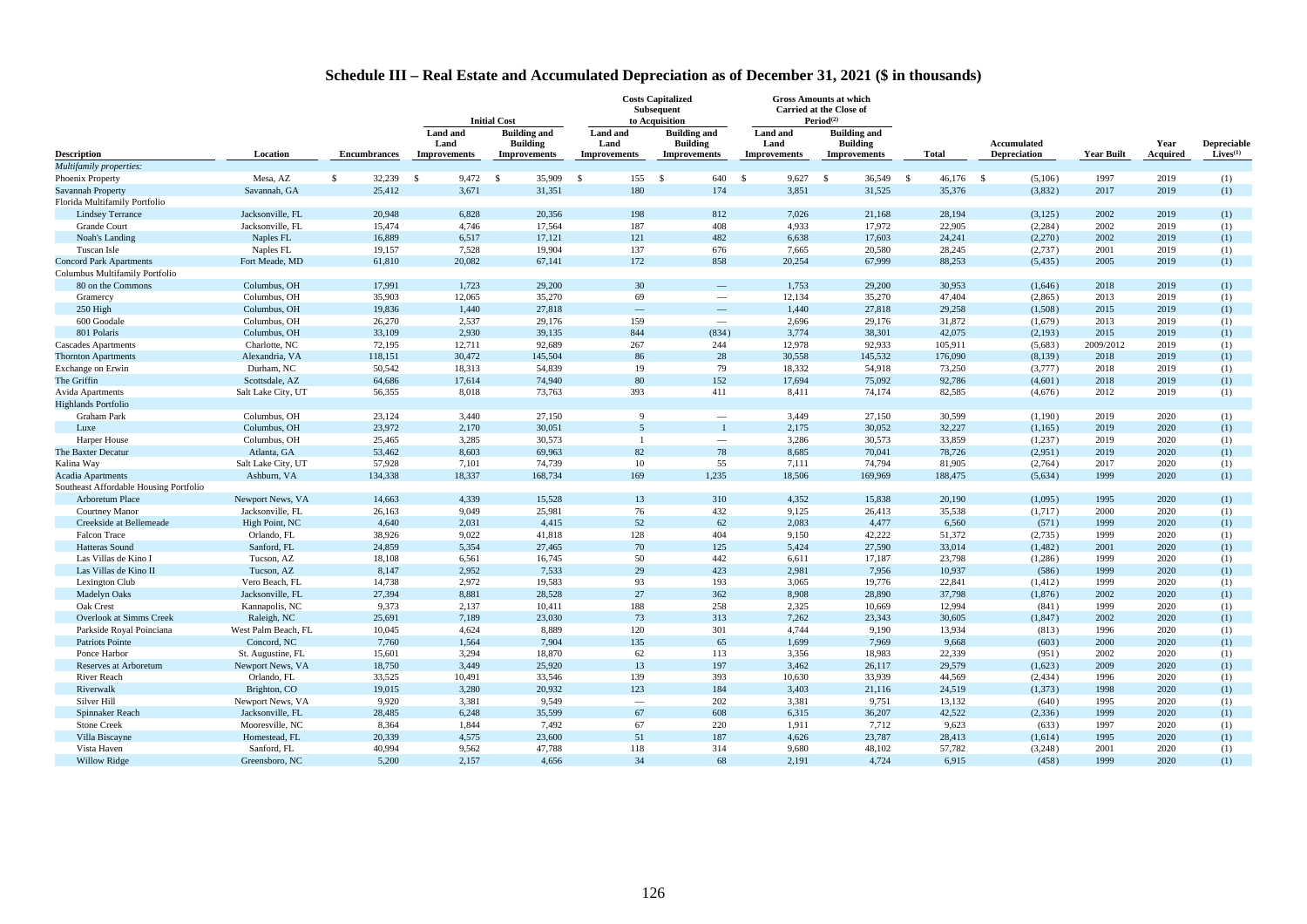## Schedule III – Real Estate and Accumulated Depreciation as of December 31, 2021 ($ in thousands)

| | | | Initial Cost | | Costs Capitalized Subsequent to Acquisition | | Gross Amounts at which Carried at the Close of Period[2] | | | | | | |
|---|---|---|---|---|---|---|---|---|---|---|---|---|---|
| Description | Location | Encumbrances | Land and Land Improvements | Building and Building Improvements | Land and Land Improvements | Building and Building Improvements | Land and Land Improvements | Building and Building Improvements | Total | Accumulated Depreciation | Year Built | Year Acquired | Depreciable Lives[1] |
| *Multifamily properties:* | | | | | | | | | | | | | |
| Phoenix Property | Mesa, AZ | $ 32,239 | $ 9,472 | $ 35,909 | $ 155 | $ 640 | $ 9,627 | $ 36,549 | $ 46,176 | $ (5,106) | 1997 | 2019 | (1) |
| Savannah Property | Savannah, GA | 25,412 | 3,671 | 31,351 | 180 | 174 | 3,851 | 31,525 | 35,376 | (3,832) | 2017 | 2019 | (1) |
| Florida Multifamily Portfolio | | | | | | | | | | | | | |
| Lindsey Terrance | Jacksonville, FL | 20,948 | 6,828 | 20,356 | 198 | 812 | 7,026 | 21,168 | 28,194 | (3,125) | 2002 | 2019 | (1) |
| Grande Court | Jacksonville, FL | 15,474 | 4,746 | 17,564 | 187 | 408 | 4,933 | 17,972 | 22,905 | (2,284) | 2002 | 2019 | (1) |
| Noah's Landing | Naples FL | 16,889 | 6,517 | 17,121 | 121 | 482 | 6,638 | 17,603 | 24,241 | (2,270) | 2002 | 2019 | (1) |
| Tuscan Isle | Naples FL | 19,157 | 7,528 | 19,904 | 137 | 676 | 7,665 | 20,580 | 28,245 | (2,737) | 2001 | 2019 | (1) |
| Concord Park Apartments | Fort Meade, MD | 61,810 | 20,082 | 67,141 | 172 | 858 | 20,254 | 67,999 | 88,253 | (5,435) | 2005 | 2019 | (1) |
| Columbus Multifamily Portfolio | | | | | | | | | | | | | |
| 80 on the Commons | Columbus, OH | 17,991 | 1,723 | 29,200 | 30 | — | 1,753 | 29,200 | 30,953 | (1,646) | 2018 | 2019 | (1) |
| Gramercy | Columbus, OH | 35,903 | 12,065 | 35,270 | 69 | — | 12,134 | 35,270 | 47,404 | (2,865) | 2013 | 2019 | (1) |
| 250 High | Columbus, OH | 19,836 | 1,440 | 27,818 | — | — | 1,440 | 27,818 | 29,258 | (1,508) | 2015 | 2019 | (1) |
| 600 Goodale | Columbus, OH | 26,270 | 2,537 | 29,176 | 159 | — | 2,696 | 29,176 | 31,872 | (1,679) | 2013 | 2019 | (1) |
| 801 Polaris | Columbus, OH | 33,109 | 2,930 | 39,135 | 844 | (834) | 3,774 | 38,301 | 42,075 | (2,193) | 2015 | 2019 | (1) |
| Cascades Apartments | Charlotte, NC | 72,195 | 12,711 | 92,689 | 267 | 244 | 12,978 | 92,933 | 105,911 | (5,683) | 2009/2012 | 2019 | (1) |
| Thornton Apartments | Alexandria, VA | 118,151 | 30,472 | 145,504 | 86 | 28 | 30,558 | 145,532 | 176,090 | (8,139) | 2018 | 2019 | (1) |
| Exchange on Erwin | Durham, NC | 50,542 | 18,313 | 54,839 | 19 | 79 | 18,332 | 54,918 | 73,250 | (3,777) | 2018 | 2019 | (1) |
| The Griffin | Scottsdale, AZ | 64,686 | 17,614 | 74,940 | 80 | 152 | 17,694 | 75,092 | 92,786 | (4,601) | 2018 | 2019 | (1) |
| Avida Apartments | Salt Lake City, UT | 56,355 | 8,018 | 73,763 | 393 | 411 | 8,411 | 74,174 | 82,585 | (4,676) | 2012 | 2019 | (1) |
| Highlands Portfolio | | | | | | | | | | | | | |
| Graham Park | Columbus, OH | 23,124 | 3,440 | 27,150 | 9 | — | 3,449 | 27,150 | 30,599 | (1,190) | 2019 | 2020 | (1) |
| Luxe | Columbus, OH | 23,972 | 2,170 | 30,051 | 5 | 1 | 2,175 | 30,052 | 32,227 | (1,165) | 2019 | 2020 | (1) |
| Harper House | Columbus, OH | 25,465 | 3,285 | 30,573 | 1 | — | 3,286 | 30,573 | 33,859 | (1,237) | 2019 | 2020 | (1) |
| The Baxter Decatur | Atlanta, GA | 53,462 | 8,603 | 69,963 | 82 | 78 | 8,685 | 70,041 | 78,726 | (2,951) | 2019 | 2020 | (1) |
| Kalina Way | Salt Lake City, UT | 57,928 | 7,101 | 74,739 | 10 | 55 | 7,111 | 74,794 | 81,905 | (2,764) | 2017 | 2020 | (1) |
| Acadia Apartments | Ashburn, VA | 134,338 | 18,337 | 168,734 | 169 | 1,235 | 18,506 | 169,969 | 188,475 | (5,634) | 1999 | 2020 | (1) |
| Southeast Affordable Housing Portfolio | | | | | | | | | | | | | |
| Arboretum Place | Newport News, VA | 14,663 | 4,339 | 15,528 | 13 | 310 | 4,352 | 15,838 | 20,190 | (1,095) | 1995 | 2020 | (1) |
| Courtney Manor | Jacksonville, FL | 26,163 | 9,049 | 25,981 | 76 | 432 | 9,125 | 26,413 | 35,538 | (1,717) | 2000 | 2020 | (1) |
| Creekside at Bellemeade | High Point, NC | 4,640 | 2,031 | 4,415 | 52 | 62 | 2,083 | 4,477 | 6,560 | (571) | 1999 | 2020 | (1) |
| Falcon Trace | Orlando, FL | 38,926 | 9,022 | 41,818 | 128 | 404 | 9,150 | 42,222 | 51,372 | (2,735) | 1999 | 2020 | (1) |
| Hatteras Sound | Sanford, FL | 24,859 | 5,354 | 27,465 | 70 | 125 | 5,424 | 27,590 | 33,014 | (1,482) | 2001 | 2020 | (1) |
| Las Villas de Kino I | Tucson, AZ | 18,108 | 6,561 | 16,745 | 50 | 442 | 6,611 | 17,187 | 23,798 | (1,286) | 1999 | 2020 | (1) |
| Las Villas de Kino II | Tucson, AZ | 8,147 | 2,952 | 7,533 | 29 | 423 | 2,981 | 7,956 | 10,937 | (586) | 1999 | 2020 | (1) |
| Lexington Club | Vero Beach, FL | 14,738 | 2,972 | 19,583 | 93 | 193 | 3,065 | 19,776 | 22,841 | (1,412) | 1999 | 2020 | (1) |
| Madelyn Oaks | Jacksonville, FL | 27,394 | 8,881 | 28,528 | 27 | 362 | 8,908 | 28,890 | 37,798 | (1,876) | 2002 | 2020 | (1) |
| Oak Crest | Kannapolis, NC | 9,373 | 2,137 | 10,411 | 188 | 258 | 2,325 | 10,669 | 12,994 | (841) | 1999 | 2020 | (1) |
| Overlook at Simms Creek | Raleigh, NC | 25,691 | 7,189 | 23,030 | 73 | 313 | 7,262 | 23,343 | 30,605 | (1,847) | 2002 | 2020 | (1) |
| Parkside Royal Poinciana | West Palm Beach, FL | 10,045 | 4,624 | 8,889 | 120 | 301 | 4,744 | 9,190 | 13,934 | (813) | 1996 | 2020 | (1) |
| Patriots Pointe | Concord, NC | 7,760 | 1,564 | 7,904 | 135 | 65 | 1,699 | 7,969 | 9,668 | (603) | 2000 | 2020 | (1) |
| Ponce Harbor | St. Augustine, FL | 15,601 | 3,294 | 18,870 | 62 | 113 | 3,356 | 18,983 | 22,339 | (951) | 2002 | 2020 | (1) |
| Reserves at Arboretum | Newport News, VA | 18,750 | 3,449 | 25,920 | 13 | 197 | 3,462 | 26,117 | 29,579 | (1,623) | 2009 | 2020 | (1) |
| River Reach | Orlando, FL | 33,525 | 10,491 | 33,546 | 139 | 393 | 10,630 | 33,939 | 44,569 | (2,434) | 1996 | 2020 | (1) |
| Riverwalk | Brighton, CO | 19,015 | 3,280 | 20,932 | 123 | 184 | 3,403 | 21,116 | 24,519 | (1,373) | 1998 | 2020 | (1) |
| Silver Hill | Newport News, VA | 9,920 | 3,381 | 9,549 | — | 202 | 3,381 | 9,751 | 13,132 | (640) | 1995 | 2020 | (1) |
| Spinnaker Reach | Jacksonville, FL | 28,485 | 6,248 | 35,599 | 67 | 608 | 6,315 | 36,207 | 42,522 | (2,336) | 1999 | 2020 | (1) |
| Stone Creek | Mooresville, NC | 8,364 | 1,844 | 7,492 | 67 | 220 | 1,911 | 7,712 | 9,623 | (633) | 1997 | 2020 | (1) |
| Villa Biscayne | Homestead, FL | 20,339 | 4,575 | 23,600 | 51 | 187 | 4,626 | 23,787 | 28,413 | (1,614) | 1995 | 2020 | (1) |
| Vista Haven | Sanford, FL | 40,994 | 9,562 | 47,788 | 118 | 314 | 9,680 | 48,102 | 57,782 | (3,248) | 2001 | 2020 | (1) |
| Willow Ridge | Greensboro, NC | 5,200 | 2,157 | 4,656 | 34 | 68 | 2,191 | 4,724 | 6,915 | (458) | 1999 | 2020 | (1) |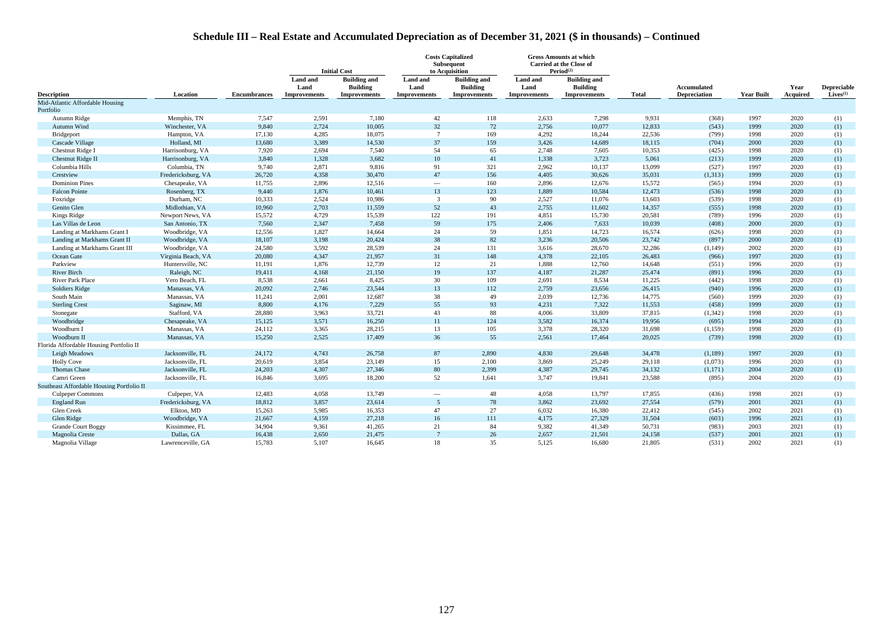# Schedule III – Real Estate and Accumulated Depreciation as of December 31, 2021 ($ in thousands) – Continued

| | | | Initial Cost | | Costs Capitalized Subsequent to Acquisition | | Gross Amounts at which Carried at the Close of Period[2] | | | | | | |
|---|---|---|---|---|---|---|---|---|---|---|---|---|---|
| Description | Location | Encumbrances | Land and Land Improvements | Building and Building Improvements | Land and Land Improvements | Building and Building Improvements | Land and Land Improvements | Building and Building Improvements | Total | Accumulated Depreciation | Year Built | Year Acquired | Depreciable Lives[1] |
| Mid-Atlantic Affordable Housing Portfolio | | | | | | | | | | | | | |
| Autumn Ridge | Memphis, TN | 7,547 | 2,591 | 7,180 | 42 | 118 | 2,633 | 7,298 | 9,931 | (368) | 1997 | 2020 | (1) |
| Autumn Wind | Winchester, VA | 9,840 | 2,724 | 10,005 | 32 | 72 | 2,756 | 10,077 | 12,833 | (543) | 1999 | 2020 | (1) |
| Bridgeport | Hampton, VA | 17,130 | 4,285 | 18,075 | 7 | 169 | 4,292 | 18,244 | 22,536 | (799) | 1998 | 2020 | (1) |
| Cascade Village | Holland, MI | 13,680 | 3,389 | 14,530 | 37 | 159 | 3,426 | 14,689 | 18,115 | (704) | 2000 | 2020 | (1) |
| Chestnut Ridge I | Harrisonburg, VA | 7,920 | 2,694 | 7,540 | 54 | 65 | 2,748 | 7,605 | 10,353 | (425) | 1998 | 2020 | (1) |
| Chestnut Ridge II | Harrisonburg, VA | 3,840 | 1,328 | 3,682 | 10 | 41 | 1,338 | 3,723 | 5,061 | (213) | 1999 | 2020 | (1) |
| Columbia Hills | Columbia, TN | 9,740 | 2,871 | 9,816 | 91 | 321 | 2,962 | 10,137 | 13,099 | (527) | 1997 | 2020 | (1) |
| Crestview | Fredericksburg, VA | 26,720 | 4,358 | 30,470 | 47 | 156 | 4,405 | 30,626 | 35,031 | (1,313) | 1999 | 2020 | (1) |
| Dominion Pines | Chesapeake, VA | 11,755 | 2,896 | 12,516 | — | 160 | 2,896 | 12,676 | 15,572 | (565) | 1994 | 2020 | (1) |
| Falcon Pointe | Rosenberg, TX | 9,440 | 1,876 | 10,461 | 13 | 123 | 1,889 | 10,584 | 12,473 | (536) | 1998 | 2020 | (1) |
| Foxridge | Durham, NC | 10,333 | 2,524 | 10,986 | 3 | 90 | 2,527 | 11,076 | 13,603 | (539) | 1998 | 2020 | (1) |
| Genito Glen | Midlothian, VA | 10,960 | 2,703 | 11,559 | 52 | 43 | 2,755 | 11,602 | 14,357 | (555) | 1998 | 2020 | (1) |
| Kings Ridge | Newport News, VA | 15,572 | 4,729 | 15,539 | 122 | 191 | 4,851 | 15,730 | 20,581 | (789) | 1996 | 2020 | (1) |
| Las Villas de Leon | San Antonio, TX | 7,560 | 2,347 | 7,458 | 59 | 175 | 2,406 | 7,633 | 10,039 | (408) | 2000 | 2020 | (1) |
| Landing at Markhams Grant I | Woodbridge, VA | 12,556 | 1,827 | 14,664 | 24 | 59 | 1,851 | 14,723 | 16,574 | (626) | 1998 | 2020 | (1) |
| Landing at Markhams Grant II | Woodbridge, VA | 18,107 | 3,198 | 20,424 | 38 | 82 | 3,236 | 20,506 | 23,742 | (897) | 2000 | 2020 | (1) |
| Landing at Markhams Grant III | Woodbridge, VA | 24,580 | 3,592 | 28,539 | 24 | 131 | 3,616 | 28,670 | 32,286 | (1,149) | 2002 | 2020 | (1) |
| Ocean Gate | Virginia Beach, VA | 20,080 | 4,347 | 21,957 | 31 | 148 | 4,378 | 22,105 | 26,483 | (966) | 1997 | 2020 | (1) |
| Parkview | Huntersville, NC | 11,191 | 1,876 | 12,739 | 12 | 21 | 1,888 | 12,760 | 14,648 | (551) | 1996 | 2020 | (1) |
| River Birch | Raleigh, NC | 19,411 | 4,168 | 21,150 | 19 | 137 | 4,187 | 21,287 | 25,474 | (891) | 1996 | 2020 | (1) |
| River Park Place | Vero Beach, FL | 8,538 | 2,661 | 8,425 | 30 | 109 | 2,691 | 8,534 | 11,225 | (442) | 1998 | 2020 | (1) |
| Soldiers Ridge | Manassas, VA | 20,092 | 2,746 | 23,544 | 13 | 112 | 2,759 | 23,656 | 26,415 | (940) | 1996 | 2020 | (1) |
| South Main | Manassas, VA | 11,241 | 2,001 | 12,687 | 38 | 49 | 2,039 | 12,736 | 14,775 | (560) | 1999 | 2020 | (1) |
| Sterling Crest | Saginaw, MI | 8,800 | 4,176 | 7,229 | 55 | 93 | 4,231 | 7,322 | 11,553 | (458) | 1999 | 2020 | (1) |
| Stonegate | Stafford, VA | 28,880 | 3,963 | 33,721 | 43 | 88 | 4,006 | 33,809 | 37,815 | (1,342) | 1998 | 2020 | (1) |
| Woodbridge | Chesapeake, VA | 15,125 | 3,571 | 16,250 | 11 | 124 | 3,582 | 16,374 | 19,956 | (695) | 1994 | 2020 | (1) |
| Woodburn I | Manassas, VA | 24,112 | 3,365 | 28,215 | 13 | 105 | 3,378 | 28,320 | 31,698 | (1,159) | 1998 | 2020 | (1) |
| Woodburn II | Manassas, VA | 15,250 | 2,525 | 17,409 | 36 | 55 | 2,561 | 17,464 | 20,025 | (739) | 1998 | 2020 | (1) |
| Florida Affordable Housing Portfolio II | | | | | | | | | | | | | |
| Leigh Meadows | Jacksonville, FL | 24,172 | 4,743 | 26,758 | 87 | 2,890 | 4,830 | 29,648 | 34,478 | (1,189) | 1997 | 2020 | (1) |
| Holly Cove | Jacksonville, FL | 20,619 | 3,854 | 23,149 | 15 | 2,100 | 3,869 | 25,249 | 29,118 | (1,073) | 1996 | 2020 | (1) |
| Thomas Chase | Jacksonville, FL | 24,203 | 4,307 | 27,346 | 80 | 2,399 | 4,387 | 29,745 | 34,132 | (1,171) | 2004 | 2020 | (1) |
| Camri Green | Jacksonville, FL | 16,846 | 3,695 | 18,200 | 52 | 1,641 | 3,747 | 19,841 | 23,588 | (895) | 2004 | 2020 | (1) |
| Southeast Affordable Housing Portfolio II | | | | | | | | | | | | | |
| Culpeper Commons | Culpeper, VA | 12,483 | 4,058 | 13,749 | — | 48 | 4,058 | 13,797 | 17,855 | (436) | 1998 | 2021 | (1) |
| England Run | Fredericksburg, VA | 18,812 | 3,857 | 23,614 | 5 | 78 | 3,862 | 23,692 | 27,554 | (579) | 2001 | 2021 | (1) |
| Glen Creek | Elkton, MD | 15,263 | 5,985 | 16,353 | 47 | 27 | 6,032 | 16,380 | 22,412 | (545) | 2002 | 2021 | (1) |
| Glen Ridge | Woodbridge, VA | 21,667 | 4,159 | 27,218 | 16 | 111 | 4,175 | 27,329 | 31,504 | (603) | 1996 | 2021 | (1) |
| Grande Court Boggy | Kissimmee, FL | 34,904 | 9,361 | 41,265 | 21 | 84 | 9,382 | 41,349 | 50,731 | (983) | 2003 | 2021 | (1) |
| Magnolia Creste | Dallas, GA | 16,438 | 2,650 | 21,475 | 7 | 26 | 2,657 | 21,501 | 24,158 | (537) | 2001 | 2021 | (1) |
| Magnolia Village | Lawrenceville, GA | 15,783 | 5,107 | 16,645 | 18 | 35 | 5,125 | 16,680 | 21,805 | (531) | 2002 | 2021 | (1) |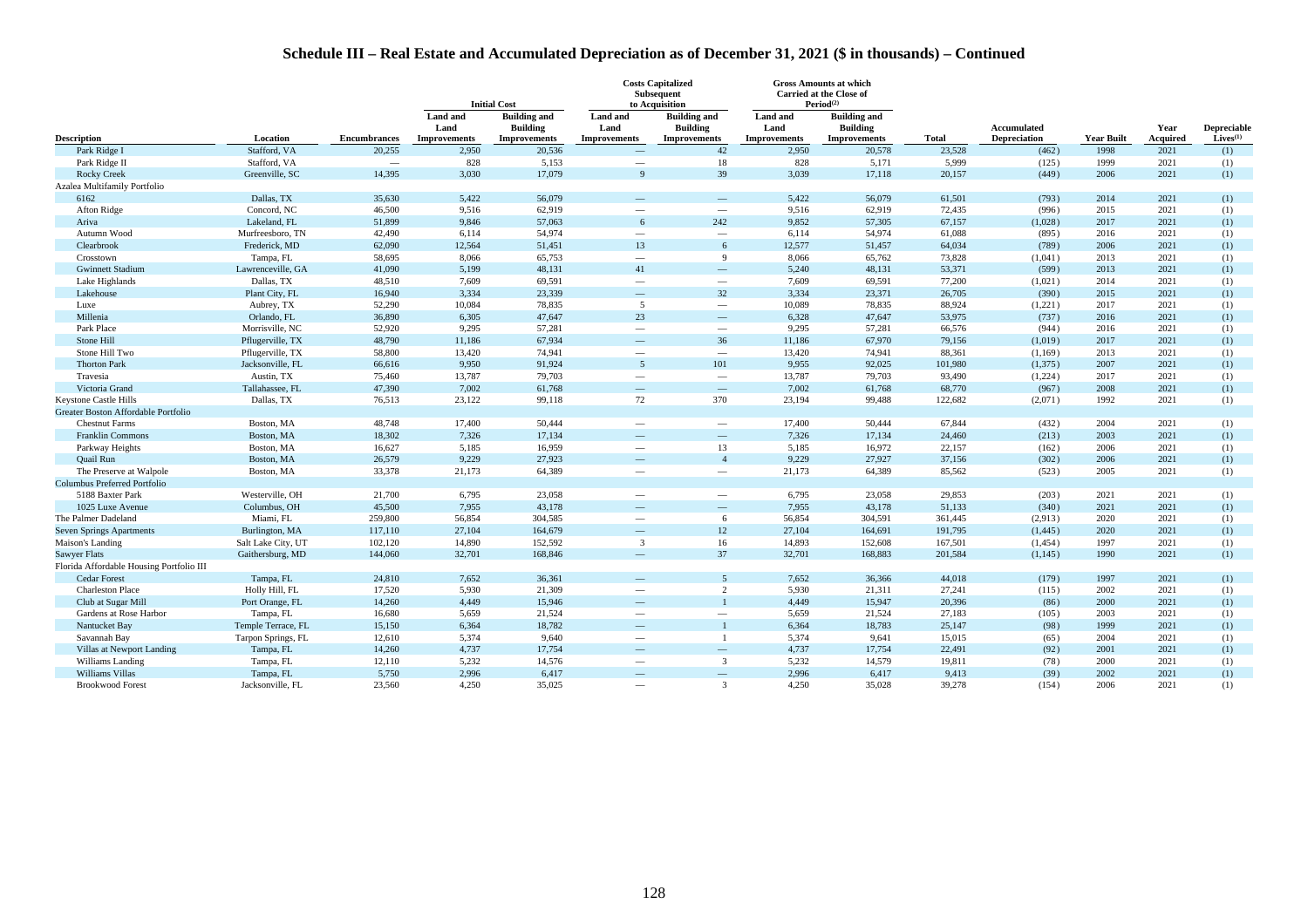# Schedule III – Real Estate and Accumulated Depreciation as of December 31, 2021 ($ in thousands) – Continued

| | | | Initial Cost | | Costs Capitalized Subsequent to Acquisition | | Gross Amounts at which Carried at the Close of Period[(2)] | | | | | | |
|---|---|---|---|---|---|---|---|---|---|---|---|---|---|
| Description | Location | Encumbrances | Land and Land Improvements | Building and Building Improvements | Land and Land Improvements | Building and Building Improvements | Land and Land Improvements | Building and Building Improvements | Total | Accumulated Depreciation | Year Built | Year Acquired | Depreciable Lives[(1)] |
| Park Ridge I | Stafford, VA | 20,255 | 2,950 | 20,536 | — | 42 | 2,950 | 20,578 | 23,528 | (462) | 1998 | 2021 | (1) |
| Park Ridge II | Stafford, VA | — | 828 | 5,153 | — | 18 | 828 | 5,171 | 5,999 | (125) | 1999 | 2021 | (1) |
| Rocky Creek | Greenville, SC | 14,395 | 3,030 | 17,079 | 9 | 39 | 3,039 | 17,118 | 20,157 | (449) | 2006 | 2021 | (1) |
| Azalea Multifamily Portfolio | | | | | | | | | | | | | |
| 6162 | Dallas, TX | 35,630 | 5,422 | 56,079 | — | — | 5,422 | 56,079 | 61,501 | (793) | 2014 | 2021 | (1) |
| Afton Ridge | Concord, NC | 46,500 | 9,516 | 62,919 | — | — | 9,516 | 62,919 | 72,435 | (996) | 2015 | 2021 | (1) |
| Ariva | Lakeland, FL | 51,899 | 9,846 | 57,063 | 6 | 242 | 9,852 | 57,305 | 67,157 | (1,028) | 2017 | 2021 | (1) |
| Autumn Wood | Murfreesboro, TN | 42,490 | 6,114 | 54,974 | — | — | 6,114 | 54,974 | 61,088 | (895) | 2016 | 2021 | (1) |
| Clearbrook | Frederick, MD | 62,090 | 12,564 | 51,451 | 13 | 6 | 12,577 | 51,457 | 64,034 | (789) | 2006 | 2021 | (1) |
| Crosstown | Tampa, FL | 58,695 | 8,066 | 65,753 | — | 9 | 8,066 | 65,762 | 73,828 | (1,041) | 2013 | 2021 | (1) |
| Gwinnett Stadium | Lawrenceville, GA | 41,090 | 5,199 | 48,131 | 41 | — | 5,240 | 48,131 | 53,371 | (599) | 2013 | 2021 | (1) |
| Lake Highlands | Dallas, TX | 48,510 | 7,609 | 69,591 | — | — | 7,609 | 69,591 | 77,200 | (1,021) | 2014 | 2021 | (1) |
| Lakehouse | Plant City, FL | 16,940 | 3,334 | 23,339 | — | 32 | 3,334 | 23,371 | 26,705 | (390) | 2015 | 2021 | (1) |
| Luxe | Aubrey, TX | 52,290 | 10,084 | 78,835 | 5 | — | 10,089 | 78,835 | 88,924 | (1,221) | 2017 | 2021 | (1) |
| Millenia | Orlando, FL | 36,890 | 6,305 | 47,647 | 23 | — | 6,328 | 47,647 | 53,975 | (737) | 2016 | 2021 | (1) |
| Park Place | Morrisville, NC | 52,920 | 9,295 | 57,281 | — | — | 9,295 | 57,281 | 66,576 | (944) | 2016 | 2021 | (1) |
| Stone Hill | Pflugerville, TX | 48,790 | 11,186 | 67,934 | — | 36 | 11,186 | 67,970 | 79,156 | (1,019) | 2017 | 2021 | (1) |
| Stone Hill Two | Pflugerville, TX | 58,800 | 13,420 | 74,941 | — | — | 13,420 | 74,941 | 88,361 | (1,169) | 2013 | 2021 | (1) |
| Thorton Park | Jacksonville, FL | 66,616 | 9,950 | 91,924 | 5 | 101 | 9,955 | 92,025 | 101,980 | (1,375) | 2007 | 2021 | (1) |
| Travesia | Austin, TX | 75,460 | 13,787 | 79,703 | — | — | 13,787 | 79,703 | 93,490 | (1,224) | 2017 | 2021 | (1) |
| Victoria Grand | Tallahassee, FL | 47,390 | 7,002 | 61,768 | — | — | 7,002 | 61,768 | 68,770 | (967) | 2008 | 2021 | (1) |
| Keystone Castle Hills | Dallas, TX | 76,513 | 23,122 | 99,118 | 72 | 370 | 23,194 | 99,488 | 122,682 | (2,071) | 1992 | 2021 | (1) |
| Greater Boston Affordable Portfolio | | | | | | | | | | | | | |
| Chestnut Farms | Boston, MA | 48,748 | 17,400 | 50,444 | — | — | 17,400 | 50,444 | 67,844 | (432) | 2004 | 2021 | (1) |
| Franklin Commons | Boston, MA | 18,302 | 7,326 | 17,134 | — | — | 7,326 | 17,134 | 24,460 | (213) | 2003 | 2021 | (1) |
| Parkway Heights | Boston, MA | 16,627 | 5,185 | 16,959 | — | 13 | 5,185 | 16,972 | 22,157 | (162) | 2006 | 2021 | (1) |
| Quail Run | Boston, MA | 26,579 | 9,229 | 27,923 | — | 4 | 9,229 | 27,927 | 37,156 | (302) | 2006 | 2021 | (1) |
| The Preserve at Walpole | Boston, MA | 33,378 | 21,173 | 64,389 | — | — | 21,173 | 64,389 | 85,562 | (523) | 2005 | 2021 | (1) |
| Columbus Preferred Portfolio | | | | | | | | | | | | | |
| 5188 Baxter Park | Westerville, OH | 21,700 | 6,795 | 23,058 | — | — | 6,795 | 23,058 | 29,853 | (203) | 2021 | 2021 | (1) |
| 1025 Luxe Avenue | Columbus, OH | 45,500 | 7,955 | 43,178 | — | — | 7,955 | 43,178 | 51,133 | (340) | 2021 | 2021 | (1) |
| The Palmer Dadeland | Miami, FL | 259,800 | 56,854 | 304,585 | — | 6 | 56,854 | 304,591 | 361,445 | (2,913) | 2020 | 2021 | (1) |
| Seven Springs Apartments | Burlington, MA | 117,110 | 27,104 | 164,679 | — | 12 | 27,104 | 164,691 | 191,795 | (1,445) | 2020 | 2021 | (1) |
| Maison's Landing | Salt Lake City, UT | 102,120 | 14,890 | 152,592 | 3 | 16 | 14,893 | 152,608 | 167,501 | (1,454) | 1997 | 2021 | (1) |
| Sawyer Flats | Gaithersburg, MD | 144,060 | 32,701 | 168,846 | — | 37 | 32,701 | 168,883 | 201,584 | (1,145) | 1990 | 2021 | (1) |
| Florida Affordable Housing Portfolio III | | | | | | | | | | | | | |
| Cedar Forest | Tampa, FL | 24,810 | 7,652 | 36,361 | — | 5 | 7,652 | 36,366 | 44,018 | (179) | 1997 | 2021 | (1) |
| Charleston Place | Holly Hill, FL | 17,520 | 5,930 | 21,309 | — | 2 | 5,930 | 21,311 | 27,241 | (115) | 2002 | 2021 | (1) |
| Club at Sugar Mill | Port Orange, FL | 14,260 | 4,449 | 15,946 | — | 1 | 4,449 | 15,947 | 20,396 | (86) | 2000 | 2021 | (1) |
| Gardens at Rose Harbor | Tampa, FL | 16,680 | 5,659 | 21,524 | — | — | 5,659 | 21,524 | 27,183 | (105) | 2003 | 2021 | (1) |
| Nantucket Bay | Temple Terrace, FL | 15,150 | 6,364 | 18,782 | — | 1 | 6,364 | 18,783 | 25,147 | (98) | 1999 | 2021 | (1) |
| Savannah Bay | Tarpon Springs, FL | 12,610 | 5,374 | 9,640 | — | 1 | 5,374 | 9,641 | 15,015 | (65) | 2004 | 2021 | (1) |
| Villas at Newport Landing | Tampa, FL | 14,260 | 4,737 | 17,754 | — | — | 4,737 | 17,754 | 22,491 | (92) | 2001 | 2021 | (1) |
| Williams Landing | Tampa, FL | 12,110 | 5,232 | 14,576 | — | 3 | 5,232 | 14,579 | 19,811 | (78) | 2000 | 2021 | (1) |
| Williams Villas | Tampa, FL | 5,750 | 2,996 | 6,417 | — | — | 2,996 | 6,417 | 9,413 | (39) | 2002 | 2021 | (1) |
| Brookwood Forest | Jacksonville, FL | 23,560 | 4,250 | 35,025 | — | 3 | 4,250 | 35,028 | 39,278 | (154) | 2006 | 2021 | (1) |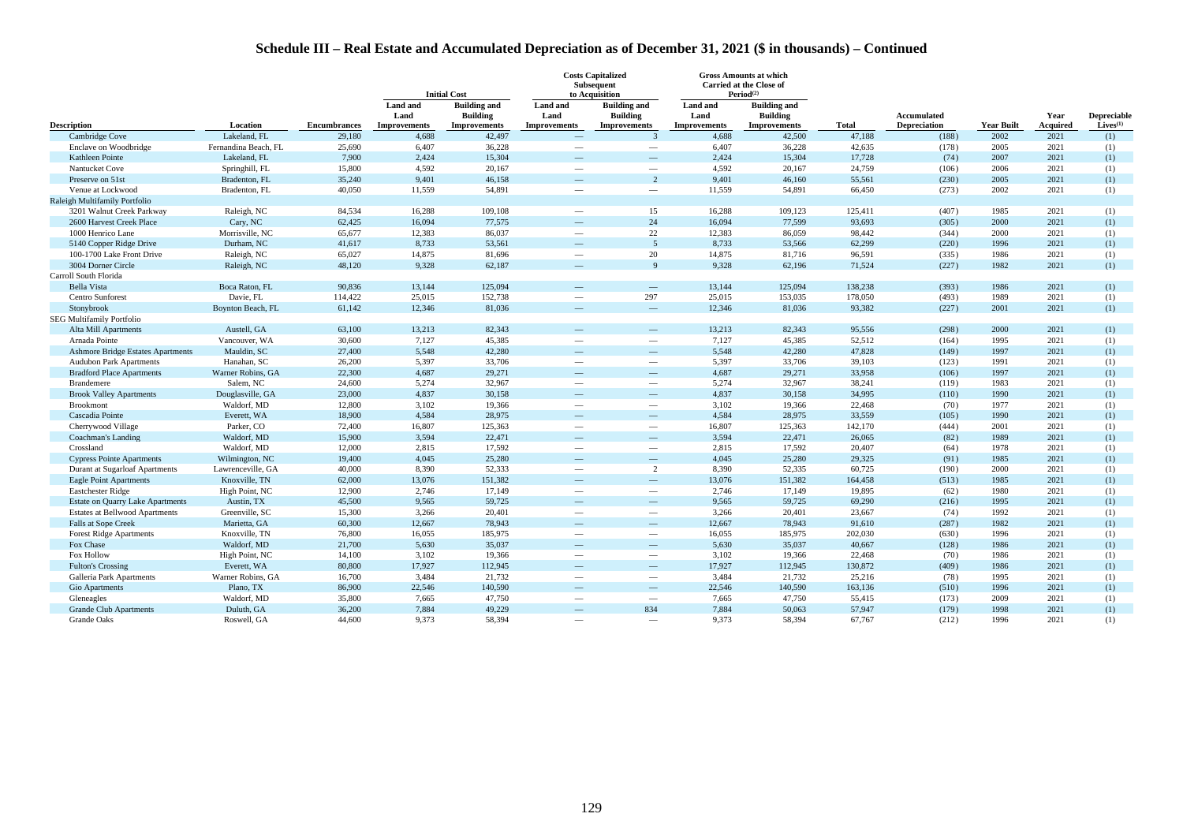# Schedule III – Real Estate and Accumulated Depreciation as of December 31, 2021 ($ in thousands) – Continued

| | | | Initial Cost | | Costs Capitalized Subsequent to Acquisition | | Gross Amounts at which Carried at the Close of Period[(2)] | | | | | | |
|---|---|---|---|---|---|---|---|---|---|---|---|---|---|
| Description | Location | Encumbrances | Land and Land Improvements | Building and Building Improvements | Land and Land Improvements | Building and Building Improvements | Land and Land Improvements | Building and Building Improvements | Total | Accumulated Depreciation | Year Built | Year Acquired | Depreciable Lives[(1)] |
| Cambridge Cove | Lakeland, FL | 29,180 | 4,688 | 42,497 | — | 3 | 4,688 | 42,500 | 47,188 | (188) | 2002 | 2021 | (1) |
| Enclave on Woodbridge | Fernandina Beach, FL | 25,690 | 6,407 | 36,228 | — | — | 6,407 | 36,228 | 42,635 | (178) | 2005 | 2021 | (1) |
| Kathleen Pointe | Lakeland, FL | 7,900 | 2,424 | 15,304 | — | — | 2,424 | 15,304 | 17,728 | (74) | 2007 | 2021 | (1) |
| Nantucket Cove | Springhill, FL | 15,800 | 4,592 | 20,167 | — | — | 4,592 | 20,167 | 24,759 | (106) | 2006 | 2021 | (1) |
| Preserve on 51st | Bradenton, FL | 35,240 | 9,401 | 46,158 | — | 2 | 9,401 | 46,160 | 55,561 | (230) | 2005 | 2021 | (1) |
| Venue at Lockwood | Bradenton, FL | 40,050 | 11,559 | 54,891 | — | — | 11,559 | 54,891 | 66,450 | (273) | 2002 | 2021 | (1) |
| Raleigh Multifamily Portfolio | | | | | | | | | | | | | |
| 3201 Walnut Creek Parkway | Raleigh, NC | 84,534 | 16,288 | 109,108 | — | 15 | 16,288 | 109,123 | 125,411 | (407) | 1985 | 2021 | (1) |
| 2600 Harvest Creek Place | Cary, NC | 62,425 | 16,094 | 77,575 | — | 24 | 16,094 | 77,599 | 93,693 | (305) | 2000 | 2021 | (1) |
| 1000 Henrico Lane | Morrisville, NC | 65,677 | 12,383 | 86,037 | — | 22 | 12,383 | 86,059 | 98,442 | (344) | 2000 | 2021 | (1) |
| 5140 Copper Ridge Drive | Durham, NC | 41,617 | 8,733 | 53,561 | — | 5 | 8,733 | 53,566 | 62,299 | (220) | 1996 | 2021 | (1) |
| 100-1700 Lake Front Drive | Raleigh, NC | 65,027 | 14,875 | 81,696 | — | 20 | 14,875 | 81,716 | 96,591 | (335) | 1986 | 2021 | (1) |
| 3004 Dorner Circle | Raleigh, NC | 48,120 | 9,328 | 62,187 | — | 9 | 9,328 | 62,196 | 71,524 | (227) | 1982 | 2021 | (1) |
| Carroll South Florida | | | | | | | | | | | | | |
| Bella Vista | Boca Raton, FL | 90,836 | 13,144 | 125,094 | — | — | 13,144 | 125,094 | 138,238 | (393) | 1986 | 2021 | (1) |
| Centro Sunforest | Davie, FL | 114,422 | 25,015 | 152,738 | — | 297 | 25,015 | 153,035 | 178,050 | (493) | 1989 | 2021 | (1) |
| Stonybrook | Boynton Beach, FL | 61,142 | 12,346 | 81,036 | — | — | 12,346 | 81,036 | 93,382 | (227) | 2001 | 2021 | (1) |
| SEG Multifamily Portfolio | | | | | | | | | | | | | |
| Alta Mill Apartments | Austell, GA | 63,100 | 13,213 | 82,343 | — | — | 13,213 | 82,343 | 95,556 | (298) | 2000 | 2021 | (1) |
| Arnada Pointe | Vancouver, WA | 30,600 | 7,127 | 45,385 | — | — | 7,127 | 45,385 | 52,512 | (164) | 1995 | 2021 | (1) |
| Ashmore Bridge Estates Apartments | Mauldin, SC | 27,400 | 5,548 | 42,280 | — | — | 5,548 | 42,280 | 47,828 | (149) | 1997 | 2021 | (1) |
| Audubon Park Apartments | Hanahan, SC | 26,200 | 5,397 | 33,706 | — | — | 5,397 | 33,706 | 39,103 | (123) | 1991 | 2021 | (1) |
| Bradford Place Apartments | Warner Robins, GA | 22,300 | 4,687 | 29,271 | — | — | 4,687 | 29,271 | 33,958 | (106) | 1997 | 2021 | (1) |
| Brandemere | Salem, NC | 24,600 | 5,274 | 32,967 | — | — | 5,274 | 32,967 | 38,241 | (119) | 1983 | 2021 | (1) |
| Brook Valley Apartments | Douglasville, GA | 23,000 | 4,837 | 30,158 | — | — | 4,837 | 30,158 | 34,995 | (110) | 1990 | 2021 | (1) |
| Brookmont | Waldorf, MD | 12,800 | 3,102 | 19,366 | — | — | 3,102 | 19,366 | 22,468 | (70) | 1977 | 2021 | (1) |
| Cascadia Pointe | Everett, WA | 18,900 | 4,584 | 28,975 | — | — | 4,584 | 28,975 | 33,559 | (105) | 1990 | 2021 | (1) |
| Cherrywood Village | Parker, CO | 72,400 | 16,807 | 125,363 | — | — | 16,807 | 125,363 | 142,170 | (444) | 2001 | 2021 | (1) |
| Coachman's Landing | Waldorf, MD | 15,900 | 3,594 | 22,471 | — | — | 3,594 | 22,471 | 26,065 | (82) | 1989 | 2021 | (1) |
| Crossland | Waldorf, MD | 12,000 | 2,815 | 17,592 | — | — | 2,815 | 17,592 | 20,407 | (64) | 1978 | 2021 | (1) |
| Cypress Pointe Apartments | Wilmington, NC | 19,400 | 4,045 | 25,280 | — | — | 4,045 | 25,280 | 29,325 | (91) | 1985 | 2021 | (1) |
| Durant at Sugarloaf Apartments | Lawrenceville, GA | 40,000 | 8,390 | 52,333 | — | 2 | 8,390 | 52,335 | 60,725 | (190) | 2000 | 2021 | (1) |
| Eagle Point Apartments | Knoxville, TN | 62,000 | 13,076 | 151,382 | — | — | 13,076 | 151,382 | 164,458 | (513) | 1985 | 2021 | (1) |
| Eastchester Ridge | High Point, NC | 12,900 | 2,746 | 17,149 | — | — | 2,746 | 17,149 | 19,895 | (62) | 1980 | 2021 | (1) |
| Estate on Quarry Lake Apartments | Austin, TX | 45,500 | 9,565 | 59,725 | — | — | 9,565 | 59,725 | 69,290 | (216) | 1995 | 2021 | (1) |
| Estates at Bellwood Apartments | Greenville, SC | 15,300 | 3,266 | 20,401 | — | — | 3,266 | 20,401 | 23,667 | (74) | 1992 | 2021 | (1) |
| Falls at Sope Creek | Marietta, GA | 60,300 | 12,667 | 78,943 | — | — | 12,667 | 78,943 | 91,610 | (287) | 1982 | 2021 | (1) |
| Forest Ridge Apartments | Knoxville, TN | 76,800 | 16,055 | 185,975 | — | — | 16,055 | 185,975 | 202,030 | (630) | 1996 | 2021 | (1) |
| Fox Chase | Waldorf, MD | 21,700 | 5,630 | 35,037 | — | — | 5,630 | 35,037 | 40,667 | (128) | 1986 | 2021 | (1) |
| Fox Hollow | High Point, NC | 14,100 | 3,102 | 19,366 | — | — | 3,102 | 19,366 | 22,468 | (70) | 1986 | 2021 | (1) |
| Fulton's Crossing | Everett, WA | 80,800 | 17,927 | 112,945 | — | — | 17,927 | 112,945 | 130,872 | (409) | 1986 | 2021 | (1) |
| Galleria Park Apartments | Warner Robins, GA | 16,700 | 3,484 | 21,732 | — | — | 3,484 | 21,732 | 25,216 | (78) | 1995 | 2021 | (1) |
| Gio Apartments | Plano, TX | 86,900 | 22,546 | 140,590 | — | — | 22,546 | 140,590 | 163,136 | (510) | 1996 | 2021 | (1) |
| Gleneagles | Waldorf, MD | 35,800 | 7,665 | 47,750 | — | — | 7,665 | 47,750 | 55,415 | (173) | 2009 | 2021 | (1) |
| Grande Club Apartments | Duluth, GA | 36,200 | 7,884 | 49,229 | — | 834 | 7,884 | 50,063 | 57,947 | (179) | 1998 | 2021 | (1) |
| Grande Oaks | Roswell, GA | 44,600 | 9,373 | 58,394 | — | — | 9,373 | 58,394 | 67,767 | (212) | 1996 | 2021 | (1) |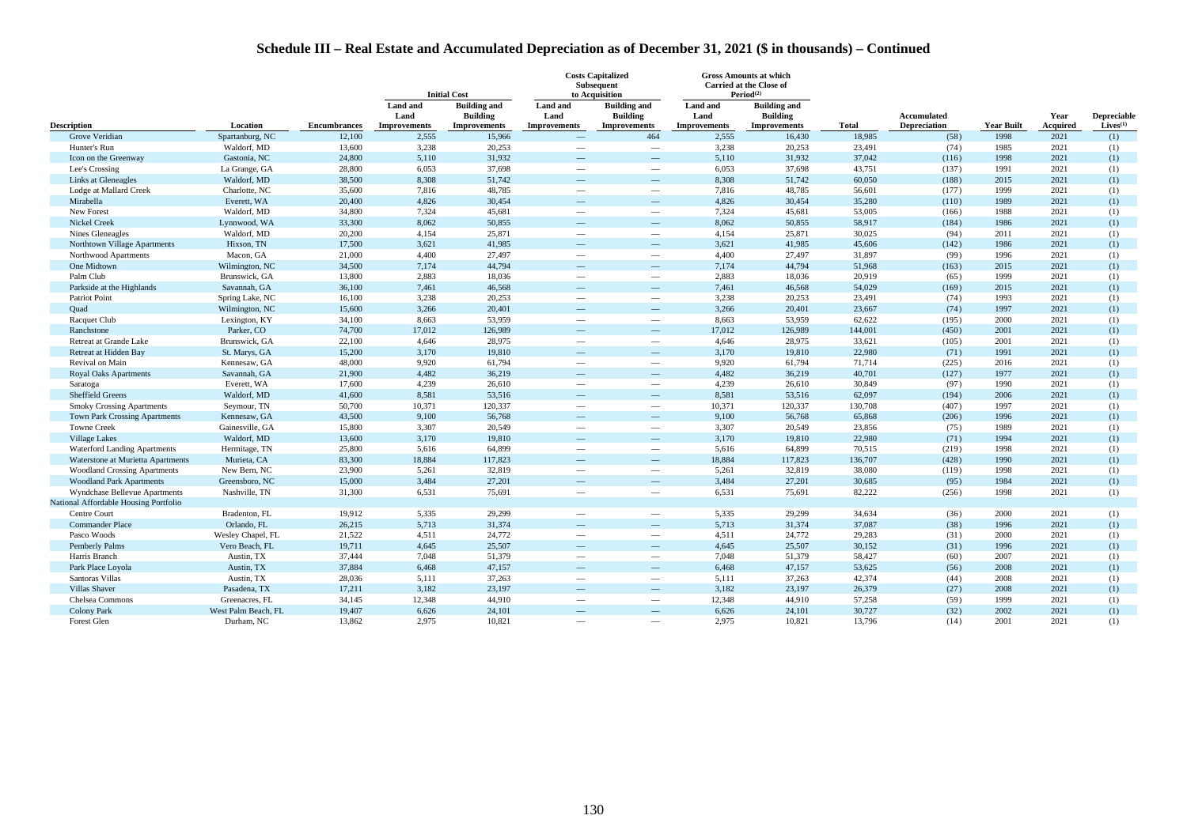# Schedule III – Real Estate and Accumulated Depreciation as of December 31, 2021 ($ in thousands) – Continued

| | | | Initial Cost | | Costs Capitalized Subsequent to Acquisition | | Gross Amounts at which Carried at the Close of Period[(2)] | | | | | | |
|---|---|---|---|---|---|---|---|---|---|---|---|---|---|
| Description | Location | Encumbrances | Land and Land Improvements | Building and Building Improvements | Land and Land Improvements | Building and Building Improvements | Land and Land Improvements | Building and Building Improvements | Total | Accumulated Depreciation | Year Built | Year Acquired | Depreciable Lives[(1)] |
| Grove Veridian | Spartanburg, NC | 12,100 | 2,555 | 15,966 | — | 464 | 2,555 | 16,430 | 18,985 | (58) | 1998 | 2021 | (1) |
| Hunter's Run | Waldorf, MD | 13,600 | 3,238 | 20,253 | — | — | 3,238 | 20,253 | 23,491 | (74) | 1985 | 2021 | (1) |
| Icon on the Greenway | Gastonia, NC | 24,800 | 5,110 | 31,932 | — | — | 5,110 | 31,932 | 37,042 | (116) | 1998 | 2021 | (1) |
| Lee's Crossing | La Grange, GA | 28,800 | 6,053 | 37,698 | — | — | 6,053 | 37,698 | 43,751 | (137) | 1991 | 2021 | (1) |
| Links at Gleneagles | Waldorf, MD | 38,500 | 8,308 | 51,742 | — | — | 8,308 | 51,742 | 60,050 | (188) | 2015 | 2021 | (1) |
| Lodge at Mallard Creek | Charlotte, NC | 35,600 | 7,816 | 48,785 | — | — | 7,816 | 48,785 | 56,601 | (177) | 1999 | 2021 | (1) |
| Mirabella | Everett, WA | 20,400 | 4,826 | 30,454 | — | — | 4,826 | 30,454 | 35,280 | (110) | 1989 | 2021 | (1) |
| New Forest | Waldorf, MD | 34,800 | 7,324 | 45,681 | — | — | 7,324 | 45,681 | 53,005 | (166) | 1988 | 2021 | (1) |
| Nickel Creek | Lynnwood, WA | 33,300 | 8,062 | 50,855 | — | — | 8,062 | 50,855 | 58,917 | (184) | 1986 | 2021 | (1) |
| Nines Gleneagles | Waldorf, MD | 20,200 | 4,154 | 25,871 | — | — | 4,154 | 25,871 | 30,025 | (94) | 2011 | 2021 | (1) |
| Northtown Village Apartments | Hixson, TN | 17,500 | 3,621 | 41,985 | — | — | 3,621 | 41,985 | 45,606 | (142) | 1986 | 2021 | (1) |
| Northwood Apartments | Macon, GA | 21,000 | 4,400 | 27,497 | — | — | 4,400 | 27,497 | 31,897 | (99) | 1996 | 2021 | (1) |
| One Midtown | Wilmington, NC | 34,500 | 7,174 | 44,794 | — | — | 7,174 | 44,794 | 51,968 | (163) | 2015 | 2021 | (1) |
| Palm Club | Brunswick, GA | 13,800 | 2,883 | 18,036 | — | — | 2,883 | 18,036 | 20,919 | (65) | 1999 | 2021 | (1) |
| Parkside at the Highlands | Savannah, GA | 36,100 | 7,461 | 46,568 | — | — | 7,461 | 46,568 | 54,029 | (169) | 2015 | 2021 | (1) |
| Patriot Point | Spring Lake, NC | 16,100 | 3,238 | 20,253 | — | — | 3,238 | 20,253 | 23,491 | (74) | 1993 | 2021 | (1) |
| Quad | Wilmington, NC | 15,600 | 3,266 | 20,401 | — | — | 3,266 | 20,401 | 23,667 | (74) | 1997 | 2021 | (1) |
| Racquet Club | Lexington, KY | 34,100 | 8,663 | 53,959 | — | — | 8,663 | 53,959 | 62,622 | (195) | 2000 | 2021 | (1) |
| Ranchstone | Parker, CO | 74,700 | 17,012 | 126,989 | — | — | 17,012 | 126,989 | 144,001 | (450) | 2001 | 2021 | (1) |
| Retreat at Grande Lake | Brunswick, GA | 22,100 | 4,646 | 28,975 | — | — | 4,646 | 28,975 | 33,621 | (105) | 2001 | 2021 | (1) |
| Retreat at Hidden Bay | St. Marys, GA | 15,200 | 3,170 | 19,810 | — | — | 3,170 | 19,810 | 22,980 | (71) | 1991 | 2021 | (1) |
| Revival on Main | Kennesaw, GA | 48,000 | 9,920 | 61,794 | — | — | 9,920 | 61,794 | 71,714 | (225) | 2016 | 2021 | (1) |
| Royal Oaks Apartments | Savannah, GA | 21,900 | 4,482 | 36,219 | — | — | 4,482 | 36,219 | 40,701 | (127) | 1977 | 2021 | (1) |
| Saratoga | Everett, WA | 17,600 | 4,239 | 26,610 | — | — | 4,239 | 26,610 | 30,849 | (97) | 1990 | 2021 | (1) |
| Sheffield Greens | Waldorf, MD | 41,600 | 8,581 | 53,516 | — | — | 8,581 | 53,516 | 62,097 | (194) | 2006 | 2021 | (1) |
| Smoky Crossing Apartments | Seymour, TN | 50,700 | 10,371 | 120,337 | — | — | 10,371 | 120,337 | 130,708 | (407) | 1997 | 2021 | (1) |
| Town Park Crossing Apartments | Kennesaw, GA | 43,500 | 9,100 | 56,768 | — | — | 9,100 | 56,768 | 65,868 | (206) | 1996 | 2021 | (1) |
| Towne Creek | Gainesville, GA | 15,800 | 3,307 | 20,549 | — | — | 3,307 | 20,549 | 23,856 | (75) | 1989 | 2021 | (1) |
| Village Lakes | Waldorf, MD | 13,600 | 3,170 | 19,810 | — | — | 3,170 | 19,810 | 22,980 | (71) | 1994 | 2021 | (1) |
| Waterford Landing Apartments | Hermitage, TN | 25,800 | 5,616 | 64,899 | — | — | 5,616 | 64,899 | 70,515 | (219) | 1998 | 2021 | (1) |
| Waterstone at Murietta Apartments | Murieta, CA | 83,300 | 18,884 | 117,823 | — | — | 18,884 | 117,823 | 136,707 | (428) | 1990 | 2021 | (1) |
| Woodland Crossing Apartments | New Bern, NC | 23,900 | 5,261 | 32,819 | — | — | 5,261 | 32,819 | 38,080 | (119) | 1998 | 2021 | (1) |
| Woodland Park Apartments | Greensboro, NC | 15,000 | 3,484 | 27,201 | — | — | 3,484 | 27,201 | 30,685 | (95) | 1984 | 2021 | (1) |
| Wyndchase Bellevue Apartments | Nashville, TN | 31,300 | 6,531 | 75,691 | — | — | 6,531 | 75,691 | 82,222 | (256) | 1998 | 2021 | (1) |
| National Affordable Housing Portfolio | | | | | | | | | | | | | |
| Centre Court | Bradenton, FL | 19,912 | 5,335 | 29,299 | — | — | 5,335 | 29,299 | 34,634 | (36) | 2000 | 2021 | (1) |
| Commander Place | Orlando, FL | 26,215 | 5,713 | 31,374 | — | — | 5,713 | 31,374 | 37,087 | (38) | 1996 | 2021 | (1) |
| Pasco Woods | Wesley Chapel, FL | 21,522 | 4,511 | 24,772 | — | — | 4,511 | 24,772 | 29,283 | (31) | 2000 | 2021 | (1) |
| Pemberly Palms | Vero Beach, FL | 19,711 | 4,645 | 25,507 | — | — | 4,645 | 25,507 | 30,152 | (31) | 1996 | 2021 | (1) |
| Harris Branch | Austin, TX | 37,444 | 7,048 | 51,379 | — | — | 7,048 | 51,379 | 58,427 | (60) | 2007 | 2021 | (1) |
| Park Place Loyola | Austin, TX | 37,884 | 6,468 | 47,157 | — | — | 6,468 | 47,157 | 53,625 | (56) | 2008 | 2021 | (1) |
| Santoras Villas | Austin, TX | 28,036 | 5,111 | 37,263 | — | — | 5,111 | 37,263 | 42,374 | (44) | 2008 | 2021 | (1) |
| Villas Shaver | Pasadena, TX | 17,211 | 3,182 | 23,197 | — | — | 3,182 | 23,197 | 26,379 | (27) | 2008 | 2021 | (1) |
| Chelsea Commons | Greenacres, FL | 34,145 | 12,348 | 44,910 | — | — | 12,348 | 44,910 | 57,258 | (59) | 1999 | 2021 | (1) |
| Colony Park | West Palm Beach, FL | 19,407 | 6,626 | 24,101 | — | — | 6,626 | 24,101 | 30,727 | (32) | 2002 | 2021 | (1) |
| Forest Glen | Durham, NC | 13,862 | 2,975 | 10,821 | — | — | 2,975 | 10,821 | 13,796 | (14) | 2001 | 2021 | (1) |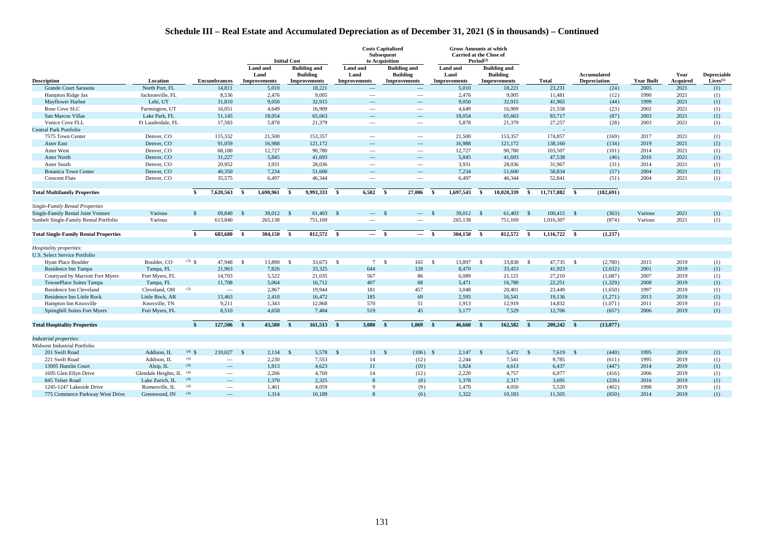# Schedule III – Real Estate and Accumulated Depreciation as of December 31, 2021 ($ in thousands) – Continued

| | | | Initial Cost | | Costs Capitalized Subsequent to Acquisition | | Gross Amounts at which Carried at the Close of Period[2] | | | | | | |
|---|---|---|---|---|---|---|---|---|---|---|---|---|---|
| Description | Location | Encumbrances | Land and Land Improvements | Building and Building Improvements | Land and Land Improvements | Building and Building Improvements | Land and Land Improvements | Building and Building Improvements | Total | Accumulated Depreciation | Year Built | Year Acquired | Depreciable Lives[1] |
| Grande Court Sarasota | North Port, FL | 14,811 | 5,010 | 18,221 | — | — | 5,010 | 18,221 | 23,231 | (24) | 2005 | 2021 | (1) |
| Hampton Ridge Jax | Jacksonville, FL | 8,536 | 2,476 | 9,005 | — | — | 2,476 | 9,005 | 11,481 | (12) | 1990 | 2021 | (1) |
| Mayflower Harbor | Lehi, UT | 31,810 | 9,050 | 32,915 | — | — | 9,050 | 32,915 | 41,965 | (44) | 1999 | 2021 | (1) |
| Rose Cove SLC | Farmington, UT | 16,051 | 4,649 | 16,909 | — | — | 4,649 | 16,909 | 21,558 | (23) | 2002 | 2021 | (1) |
| San Marcos Villas | Lake Park, FL | 51,145 | 18,054 | 65,663 | — | — | 18,054 | 65,663 | 83,717 | (87) | 2003 | 2021 | (1) |
| Venice Cove FLL | Ft Lauderdale, FL | 17,583 | 5,878 | 21,379 | — | — | 5,878 | 21,379 | 27,257 | (28) | 2003 | 2021 | (1) |
| Central Park Portfolio | | | | | | | | | - | | | | |
| 7575 Town Center | Denver, CO | 115,332 | 21,500 | 153,357 | — | — | 21,500 | 153,357 | 174,857 | (169) | 2017 | 2021 | (1) |
| Aster East | Denver, CO | 91,059 | 16,988 | 121,172 | — | — | 16,988 | 121,172 | 138,160 | (134) | 2019 | 2021 | (1) |
| Aster West | Denver, CO | 68,180 | 12,727 | 90,780 | — | — | 12,727 | 90,780 | 103,507 | (101) | 2014 | 2021 | (1) |
| Aster North | Denver, CO | 31,227 | 5,845 | 41,693 | — | — | 5,845 | 41,693 | 47,538 | (46) | 2016 | 2021 | (1) |
| Aster South | Denver, CO | 20,952 | 3,931 | 28,036 | — | — | 3,931 | 28,036 | 31,967 | (31) | 2014 | 2021 | (1) |
| Botanica Town Center | Denver, CO | 40,350 | 7,234 | 51,600 | — | — | 7,234 | 51,600 | 58,834 | (57) | 2004 | 2021 | (1) |
| Crescent Flats | Denver, CO | 35,575 | 6,497 | 46,344 | — | — | 6,497 | 46,344 | 52,841 | (51) | 2004 | 2021 | (1) |
| **Total Multifamily Properties** | | **$ 7,620,563** | **$ 1,690,961** | **$ 9,993,333** | **$ 6,582** | **$ 27,006** | **$ 1,697,543** | **$ 10,020,339** | **$ 11,717,882** | **$ (182,691)** | | | |
| *Single-Family Rental Properties* | | | | | | | | | | | | | |
| Single-Family Rental Joint Venture | Various | $ 69,840 | $ 39,012 | $ 61,403 | $ — | $ — | $ 39,012 | $ 61,403 | $ 100,415 | $ (363) | Various | 2021 | (1) |
| Sunbelt Single-Family Rental Portfolio | Various | 613,840 | 265,138 | 751,169 | — | — | 265,138 | 751,169 | 1,016,307 | (874) | Various | 2021 | (1) |
| **Total Single-Family Rental Properties** | | **$ 683,680** | **$ 304,150** | **$ 812,572** | **$ —** | **$ —** | **$ 304,150** | **$ 812,572** | **$ 1,116,722** | **$ (1,237)** | | | |
| *Hospitality properties:* | | | | | | | | | | | | | |
| U.S. Select Service Portfolio | | | | | | | | | | | | | |
| Hyatt Place Boulder | Boulder, CO (3) | $ 47,948 | $ 13,890 | $ 33,673 | $ 7 | $ 165 | $ 13,897 | $ 33,838 | $ 47,735 | $ (2,780) | 2015 | 2019 | (1) |
| Residence Inn Tampa | Tampa, FL | 21,963 | 7,826 | 33,325 | 644 | 128 | 8,470 | 33,453 | 41,923 | (2,632) | 2001 | 2019 | (1) |
| Courtyard by Marriott Fort Myers | Fort Myers, FL | 14,703 | 5,522 | 21,035 | 567 | 86 | 6,089 | 21,121 | 27,210 | (1,687) | 2007 | 2019 | (1) |
| TownePlace Suites Tampa | Tampa, FL | 11,708 | 5,064 | 16,712 | 407 | 68 | 5,471 | 16,780 | 22,251 | (1,329) | 2008 | 2019 | (1) |
| Residence Inn Cleveland | Cleveland, OH (3) | — | 2,867 | 19,944 | 181 | 457 | 3,048 | 20,401 | 23,449 | (1,650) | 1997 | 2019 | (1) |
| Residence Inn Little Rock | Little Rock, AR | 13,463 | 2,410 | 16,472 | 185 | 69 | 2,595 | 16,541 | 19,136 | (1,271) | 2013 | 2019 | (1) |
| Hampton Inn Knoxville | Knoxville, TN | 9,211 | 1,343 | 12,868 | 570 | 51 | 1,913 | 12,919 | 14,832 | (1,071) | 2011 | 2019 | (1) |
| Springhill Suites Fort Myers | Fort Myers, FL | 8,510 | 4,658 | 7,484 | 519 | 45 | 5,177 | 7,529 | 12,706 | (657) | 2006 | 2019 | (1) |
| **Total Hospitality Properties** | | **$ 127,506** | **$ 43,580** | **$ 161,513** | **$ 3,080** | **$ 1,069** | **$ 46,660** | **$ 162,582** | **$ 209,242** | **$ (13,077)** | | | |
| *Industrial properties:* | | | | | | | | | | | | | |
| Midwest Industrial Portfolio | | | | | | | | | | | | | |
| 201 Swift Road | Addison, IL (4) | $ 210,027 | $ 2,134 | $ 5,578 | $ 13 | $ (106) | $ 2,147 | $ 5,472 | $ 7,619 | $ (440) | 1995 | 2019 | (1) |
| 221 Swift Road | Addison, IL (4) | — | 2,230 | 7,553 | 14 | (12) | 2,244 | 7,541 | 9,785 | (611) | 1995 | 2019 | (1) |
| 13005 Hamlin Court | Alsip, IL (4) | — | 1,813 | 4,623 | 11 | (10) | 1,824 | 4,613 | 6,437 | (447) | 2014 | 2019 | (1) |
| 1695 Glen Ellyn Drive | Glendale Heights, IL (4) | — | 2,206 | 4,769 | 14 | (12) | 2,220 | 4,757 | 6,977 | (416) | 2006 | 2019 | (1) |
| 845 Telser Road | Lake Zurich, IL (4) | — | 1,370 | 2,325 | 8 | (8) | 1,378 | 2,317 | 3,695 | (226) | 2016 | 2019 | (1) |
| 1245-1247 Lakeside Drive | Romeoville, IL (4) | — | 1,461 | 4,059 | 9 | (9) | 1,470 | 4,050 | 5,520 | (402) | 1998 | 2019 | (1) |
| 775 Commerce Parkway West Drive | Greenwood, IN (4) | — | 1,314 | 10,189 | 8 | (6) | 1,322 | 10,183 | 11,505 | (650) | 2014 | 2019 | (1) |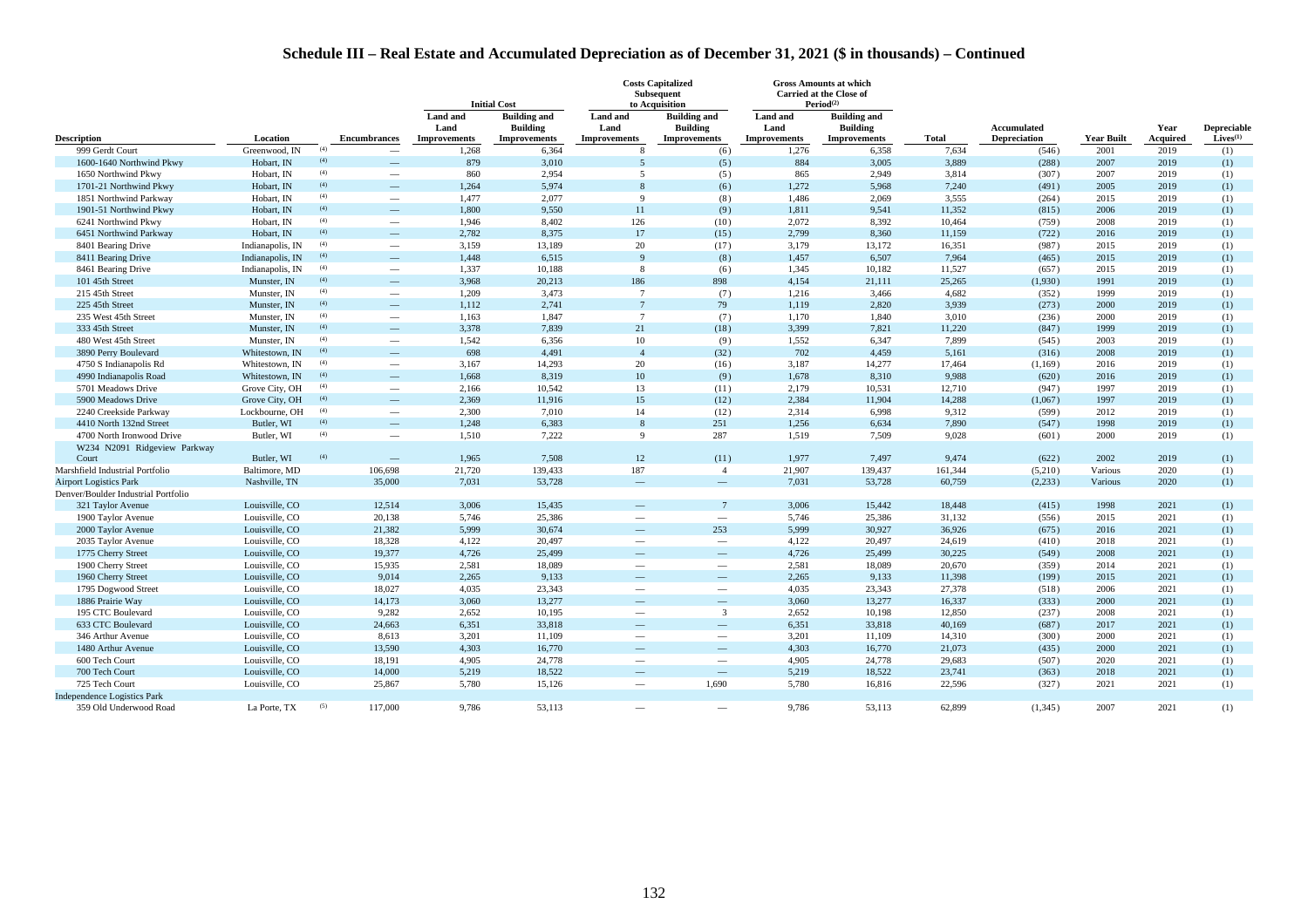# Schedule III – Real Estate and Accumulated Depreciation as of December 31, 2021 ($ in thousands) – Continued

| | | | Initial Cost | | Costs Capitalized Subsequent to Acquisition | | Gross Amounts at which Carried at the Close of Period(2) | | | | | | |
|---|---|---|---|---|---|---|---|---|---|---|---|---|---|
| Description | Location | Encumbrances | Land and Land Improvements | Building and Building Improvements | Land and Land Improvements | Building and Building Improvements | Land and Land Improvements | Building and Building Improvements | Total | Accumulated Depreciation | Year Built | Year Acquired | Depreciable Lives(1) |
| 999 Gerdt Court | Greenwood, IN (4) | — | 1,268 | 6,364 | 8 | (6) | 1,276 | 6,358 | 7,634 | (546) | 2001 | 2019 | (1) |
| 1600-1640 Northwind Pkwy | Hobart, IN (4) | — | 879 | 3,010 | 5 | (5) | 884 | 3,005 | 3,889 | (288) | 2007 | 2019 | (1) |
| 1650 Northwind Pkwy | Hobart, IN (4) | — | 860 | 2,954 | 5 | (5) | 865 | 2,949 | 3,814 | (307) | 2007 | 2019 | (1) |
| 1701-21 Northwind Pkwy | Hobart, IN (4) | — | 1,264 | 5,974 | 8 | (6) | 1,272 | 5,968 | 7,240 | (491) | 2005 | 2019 | (1) |
| 1851 Northwind Parkway | Hobart, IN (4) | — | 1,477 | 2,077 | 9 | (8) | 1,486 | 2,069 | 3,555 | (264) | 2015 | 2019 | (1) |
| 1901-51 Northwind Pkwy | Hobart, IN (4) | — | 1,800 | 9,550 | 11 | (9) | 1,811 | 9,541 | 11,352 | (815) | 2006 | 2019 | (1) |
| 6241 Northwind Pkwy | Hobart, IN (4) | — | 1,946 | 8,402 | 126 | (10) | 2,072 | 8,392 | 10,464 | (759) | 2008 | 2019 | (1) |
| 6451 Northwind Parkway | Hobart, IN (4) | — | 2,782 | 8,375 | 17 | (15) | 2,799 | 8,360 | 11,159 | (722) | 2016 | 2019 | (1) |
| 8401 Bearing Drive | Indianapolis, IN (4) | — | 3,159 | 13,189 | 20 | (17) | 3,179 | 13,172 | 16,351 | (987) | 2015 | 2019 | (1) |
| 8411 Bearing Drive | Indianapolis, IN (4) | — | 1,448 | 6,515 | 9 | (8) | 1,457 | 6,507 | 7,964 | (465) | 2015 | 2019 | (1) |
| 8461 Bearing Drive | Indianapolis, IN (4) | — | 1,337 | 10,188 | 8 | (6) | 1,345 | 10,182 | 11,527 | (657) | 2015 | 2019 | (1) |
| 101 45th Street | Munster, IN (4) | — | 3,968 | 20,213 | 186 | 898 | 4,154 | 21,111 | 25,265 | (1,930) | 1991 | 2019 | (1) |
| 215 45th Street | Munster, IN (4) | — | 1,209 | 3,473 | 7 | (7) | 1,216 | 3,466 | 4,682 | (352) | 1999 | 2019 | (1) |
| 225 45th Street | Munster, IN (4) | — | 1,112 | 2,741 | 7 | 79 | 1,119 | 2,820 | 3,939 | (273) | 2000 | 2019 | (1) |
| 235 West 45th Street | Munster, IN (4) | — | 1,163 | 1,847 | 7 | (7) | 1,170 | 1,840 | 3,010 | (236) | 2000 | 2019 | (1) |
| 333 45th Street | Munster, IN (4) | — | 3,378 | 7,839 | 21 | (18) | 3,399 | 7,821 | 11,220 | (847) | 1999 | 2019 | (1) |
| 480 West 45th Street | Munster, IN (4) | — | 1,542 | 6,356 | 10 | (9) | 1,552 | 6,347 | 7,899 | (545) | 2003 | 2019 | (1) |
| 3890 Perry Boulevard | Whitestown, IN (4) | — | 698 | 4,491 | 4 | (32) | 702 | 4,459 | 5,161 | (316) | 2008 | 2019 | (1) |
| 4750 S Indianapolis Rd | Whitestown, IN (4) | — | 3,167 | 14,293 | 20 | (16) | 3,187 | 14,277 | 17,464 | (1,169) | 2016 | 2019 | (1) |
| 4990 Indianapolis Road | Whitestown, IN (4) | — | 1,668 | 8,319 | 10 | (9) | 1,678 | 8,310 | 9,988 | (620) | 2016 | 2019 | (1) |
| 5701 Meadows Drive | Grove City, OH (4) | — | 2,166 | 10,542 | 13 | (11) | 2,179 | 10,531 | 12,710 | (947) | 1997 | 2019 | (1) |
| 5900 Meadows Drive | Grove City, OH (4) | — | 2,369 | 11,916 | 15 | (12) | 2,384 | 11,904 | 14,288 | (1,067) | 1997 | 2019 | (1) |
| 2240 Creekside Parkway | Lockbourne, OH (4) | — | 2,300 | 7,010 | 14 | (12) | 2,314 | 6,998 | 9,312 | (599) | 2012 | 2019 | (1) |
| 4410 North 132nd Street | Butler, WI (4) | — | 1,248 | 6,383 | 8 | 251 | 1,256 | 6,634 | 7,890 | (547) | 1998 | 2019 | (1) |
| 4700 North Ironwood Drive | Butler, WI (4) | — | 1,510 | 7,222 | 9 | 287 | 1,519 | 7,509 | 9,028 | (601) | 2000 | 2019 | (1) |
| W234 N2091 Ridgeview Parkway Court | Butler, WI (4) | — | 1,965 | 7,508 | 12 | (11) | 1,977 | 7,497 | 9,474 | (622) | 2002 | 2019 | (1) |
| Marshfield Industrial Portfolio | Baltimore, MD | 106,698 | 21,720 | 139,433 | 187 | 4 | 21,907 | 139,437 | 161,344 | (5,210) | Various | 2020 | (1) |
| Airport Logistics Park | Nashville, TN | 35,000 | 7,031 | 53,728 | — | — | 7,031 | 53,728 | 60,759 | (2,233) | Various | 2020 | (1) |
| Denver/Boulder Industrial Portfolio | | | | | | | | | | | | | |
| 321 Taylor Avenue | Louisville, CO | 12,514 | 3,006 | 15,435 | — | 7 | 3,006 | 15,442 | 18,448 | (415) | 1998 | 2021 | (1) |
| 1900 Taylor Avenue | Louisville, CO | 20,138 | 5,746 | 25,386 | — | — | 5,746 | 25,386 | 31,132 | (556) | 2015 | 2021 | (1) |
| 2000 Taylor Avenue | Louisville, CO | 21,382 | 5,999 | 30,674 | — | 253 | 5,999 | 30,927 | 36,926 | (675) | 2016 | 2021 | (1) |
| 2035 Taylor Avenue | Louisville, CO | 18,328 | 4,122 | 20,497 | — | — | 4,122 | 20,497 | 24,619 | (410) | 2018 | 2021 | (1) |
| 1775 Cherry Street | Louisville, CO | 19,377 | 4,726 | 25,499 | — | — | 4,726 | 25,499 | 30,225 | (549) | 2008 | 2021 | (1) |
| 1900 Cherry Street | Louisville, CO | 15,935 | 2,581 | 18,089 | — | — | 2,581 | 18,089 | 20,670 | (359) | 2014 | 2021 | (1) |
| 1960 Cherry Street | Louisville, CO | 9,014 | 2,265 | 9,133 | — | — | 2,265 | 9,133 | 11,398 | (199) | 2015 | 2021 | (1) |
| 1795 Dogwood Street | Louisville, CO | 18,027 | 4,035 | 23,343 | — | — | 4,035 | 23,343 | 27,378 | (518) | 2006 | 2021 | (1) |
| 1886 Prairie Way | Louisville, CO | 14,173 | 3,060 | 13,277 | — | — | 3,060 | 13,277 | 16,337 | (333) | 2000 | 2021 | (1) |
| 195 CTC Boulevard | Louisville, CO | 9,282 | 2,652 | 10,195 | — | 3 | 2,652 | 10,198 | 12,850 | (237) | 2008 | 2021 | (1) |
| 633 CTC Boulevard | Louisville, CO | 24,663 | 6,351 | 33,818 | — | — | 6,351 | 33,818 | 40,169 | (687) | 2017 | 2021 | (1) |
| 346 Arthur Avenue | Louisville, CO | 8,613 | 3,201 | 11,109 | — | — | 3,201 | 11,109 | 14,310 | (300) | 2000 | 2021 | (1) |
| 1480 Arthur Avenue | Louisville, CO | 13,590 | 4,303 | 16,770 | — | — | 4,303 | 16,770 | 21,073 | (435) | 2000 | 2021 | (1) |
| 600 Tech Court | Louisville, CO | 18,191 | 4,905 | 24,778 | — | — | 4,905 | 24,778 | 29,683 | (507) | 2020 | 2021 | (1) |
| 700 Tech Court | Louisville, CO | 14,000 | 5,219 | 18,522 | — | — | 5,219 | 18,522 | 23,741 | (363) | 2018 | 2021 | (1) |
| 725 Tech Court | Louisville, CO | 25,867 | 5,780 | 15,126 | — | 1,690 | 5,780 | 16,816 | 22,596 | (327) | 2021 | 2021 | (1) |
| Independence Logistics Park | | | | | | | | | | | | | |
| 359 Old Underwood Road | La Porte, TX (5) | 117,000 | 9,786 | 53,113 | — | — | 9,786 | 53,113 | 62,899 | (1,345) | 2007 | 2021 | (1) |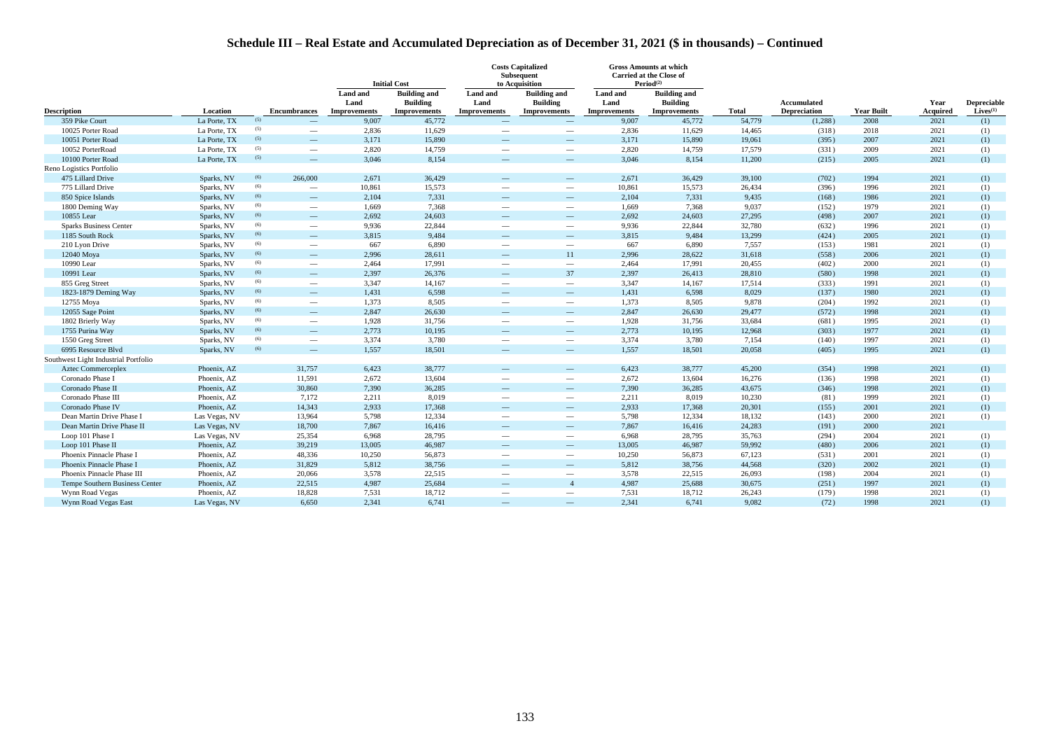# Schedule III – Real Estate and Accumulated Depreciation as of December 31, 2021 ($ in thousands) – Continued

| | | | Initial Cost | | Costs Capitalized Subsequent to Acquisition | | Gross Amounts at which Carried at the Close of Period[(2)] | | | | | | |
|---|---|---|---|---|---|---|---|---|---|---|---|---|---|
| Description | Location | Encumbrances | Land and Land Improvements | Building and Building Improvements | Land and Land Improvements | Building and Building Improvements | Land and Land Improvements | Building and Building Improvements | Total | Accumulated Depreciation | Year Built | Year Acquired | Depreciable Lives[(1)] |
| 359 Pike Court | La Porte, TX (5) | — | 9,007 | 45,772 | — | — | 9,007 | 45,772 | 54,779 | (1,288) | 2008 | 2021 | (1) |
| 10025 Porter Road | La Porte, TX (5) | — | 2,836 | 11,629 | — | — | 2,836 | 11,629 | 14,465 | (318) | 2018 | 2021 | (1) |
| 10051 Porter Road | La Porte, TX (5) | — | 3,171 | 15,890 | — | — | 3,171 | 15,890 | 19,061 | (395) | 2007 | 2021 | (1) |
| 10052 PorterRoad | La Porte, TX (5) | — | 2,820 | 14,759 | — | — | 2,820 | 14,759 | 17,579 | (331) | 2009 | 2021 | (1) |
| 10100 Porter Road | La Porte, TX (5) | — | 3,046 | 8,154 | — | — | 3,046 | 8,154 | 11,200 | (215) | 2005 | 2021 | (1) |
| Reno Logistics Portfolio | | | | | | | | | | | | | |
| 475 Lillard Drive | Sparks, NV (6) | 266,000 | 2,671 | 36,429 | — | — | 2,671 | 36,429 | 39,100 | (702) | 1994 | 2021 | (1) |
| 775 Lillard Drive | Sparks, NV (6) | — | 10,861 | 15,573 | — | — | 10,861 | 15,573 | 26,434 | (396) | 1996 | 2021 | (1) |
| 850 Spice Islands | Sparks, NV (6) | — | 2,104 | 7,331 | — | — | 2,104 | 7,331 | 9,435 | (168) | 1986 | 2021 | (1) |
| 1800 Deming Way | Sparks, NV (6) | — | 1,669 | 7,368 | — | — | 1,669 | 7,368 | 9,037 | (152) | 1979 | 2021 | (1) |
| 10855 Lear | Sparks, NV (6) | — | 2,692 | 24,603 | — | — | 2,692 | 24,603 | 27,295 | (498) | 2007 | 2021 | (1) |
| Sparks Business Center | Sparks, NV (6) | — | 9,936 | 22,844 | — | — | 9,936 | 22,844 | 32,780 | (632) | 1996 | 2021 | (1) |
| 1185 South Rock | Sparks, NV (6) | — | 3,815 | 9,484 | — | — | 3,815 | 9,484 | 13,299 | (424) | 2005 | 2021 | (1) |
| 210 Lyon Drive | Sparks, NV (6) | — | 667 | 6,890 | — | — | 667 | 6,890 | 7,557 | (153) | 1981 | 2021 | (1) |
| 12040 Moya | Sparks, NV (6) | — | 2,996 | 28,611 | — | 11 | 2,996 | 28,622 | 31,618 | (558) | 2006 | 2021 | (1) |
| 10990 Lear | Sparks, NV (6) | — | 2,464 | 17,991 | — | — | 2,464 | 17,991 | 20,455 | (402) | 2000 | 2021 | (1) |
| 10991 Lear | Sparks, NV (6) | — | 2,397 | 26,376 | — | 37 | 2,397 | 26,413 | 28,810 | (580) | 1998 | 2021 | (1) |
| 855 Greg Street | Sparks, NV (6) | — | 3,347 | 14,167 | — | — | 3,347 | 14,167 | 17,514 | (333) | 1991 | 2021 | (1) |
| 1823-1879 Deming Way | Sparks, NV (6) | — | 1,431 | 6,598 | — | — | 1,431 | 6,598 | 8,029 | (137) | 1980 | 2021 | (1) |
| 12755 Moya | Sparks, NV (6) | — | 1,373 | 8,505 | — | — | 1,373 | 8,505 | 9,878 | (204) | 1992 | 2021 | (1) |
| 12055 Sage Point | Sparks, NV (6) | — | 2,847 | 26,630 | — | — | 2,847 | 26,630 | 29,477 | (572) | 1998 | 2021 | (1) |
| 1802 Brierly Way | Sparks, NV (6) | — | 1,928 | 31,756 | — | — | 1,928 | 31,756 | 33,684 | (681) | 1995 | 2021 | (1) |
| 1755 Purina Way | Sparks, NV (6) | — | 2,773 | 10,195 | — | — | 2,773 | 10,195 | 12,968 | (303) | 1977 | 2021 | (1) |
| 1550 Greg Street | Sparks, NV (6) | — | 3,374 | 3,780 | — | — | 3,374 | 3,780 | 7,154 | (140) | 1997 | 2021 | (1) |
| 6995 Resource Blvd | Sparks, NV (6) | — | 1,557 | 18,501 | — | — | 1,557 | 18,501 | 20,058 | (405) | 1995 | 2021 | (1) |
| Southwest Light Industrial Portfolio | | | | | | | | | | | | | |
| Aztec Commerceplex | Phoenix, AZ | 31,757 | 6,423 | 38,777 | — | — | 6,423 | 38,777 | 45,200 | (354) | 1998 | 2021 | (1) |
| Coronado Phase I | Phoenix, AZ | 11,591 | 2,672 | 13,604 | — | — | 2,672 | 13,604 | 16,276 | (136) | 1998 | 2021 | (1) |
| Coronado Phase II | Phoenix, AZ | 30,860 | 7,390 | 36,285 | — | — | 7,390 | 36,285 | 43,675 | (346) | 1998 | 2021 | (1) |
| Coronado Phase III | Phoenix, AZ | 7,172 | 2,211 | 8,019 | — | — | 2,211 | 8,019 | 10,230 | (81) | 1999 | 2021 | (1) |
| Coronado Phase IV | Phoenix, AZ | 14,343 | 2,933 | 17,368 | — | — | 2,933 | 17,368 | 20,301 | (155) | 2001 | 2021 | (1) |
| Dean Martin Drive Phase I | Las Vegas, NV | 13,964 | 5,798 | 12,334 | — | — | 5,798 | 12,334 | 18,132 | (143) | 2000 | 2021 | (1) |
| Dean Martin Drive Phase II | Las Vegas, NV | 18,700 | 7,867 | 16,416 | — | — | 7,867 | 16,416 | 24,283 | (191) | 2000 | 2021 | |
| Loop 101 Phase I | Las Vegas, NV | 25,354 | 6,968 | 28,795 | — | — | 6,968 | 28,795 | 35,763 | (294) | 2004 | 2021 | (1) |
| Loop 101 Phase II | Phoenix, AZ | 39,219 | 13,005 | 46,987 | — | — | 13,005 | 46,987 | 59,992 | (480) | 2006 | 2021 | (1) |
| Phoenix Pinnacle Phase I | Phoenix, AZ | 48,336 | 10,250 | 56,873 | — | — | 10,250 | 56,873 | 67,123 | (531) | 2001 | 2021 | (1) |
| Phoenix Pinnacle Phase I | Phoenix, AZ | 31,829 | 5,812 | 38,756 | — | — | 5,812 | 38,756 | 44,568 | (320) | 2002 | 2021 | (1) |
| Phoenix Pinnacle Phase III | Phoenix, AZ | 20,066 | 3,578 | 22,515 | — | — | 3,578 | 22,515 | 26,093 | (198) | 2004 | 2021 | (1) |
| Tempe Southern Business Center | Phoenix, AZ | 22,515 | 4,987 | 25,684 | — | 4 | 4,987 | 25,688 | 30,675 | (251) | 1997 | 2021 | (1) |
| Wynn Road Vegas | Phoenix, AZ | 18,828 | 7,531 | 18,712 | — | — | 7,531 | 18,712 | 26,243 | (179) | 1998 | 2021 | (1) |
| Wynn Road Vegas East | Las Vegas, NV | 6,650 | 2,341 | 6,741 | — | — | 2,341 | 6,741 | 9,082 | (72) | 1998 | 2021 | (1) |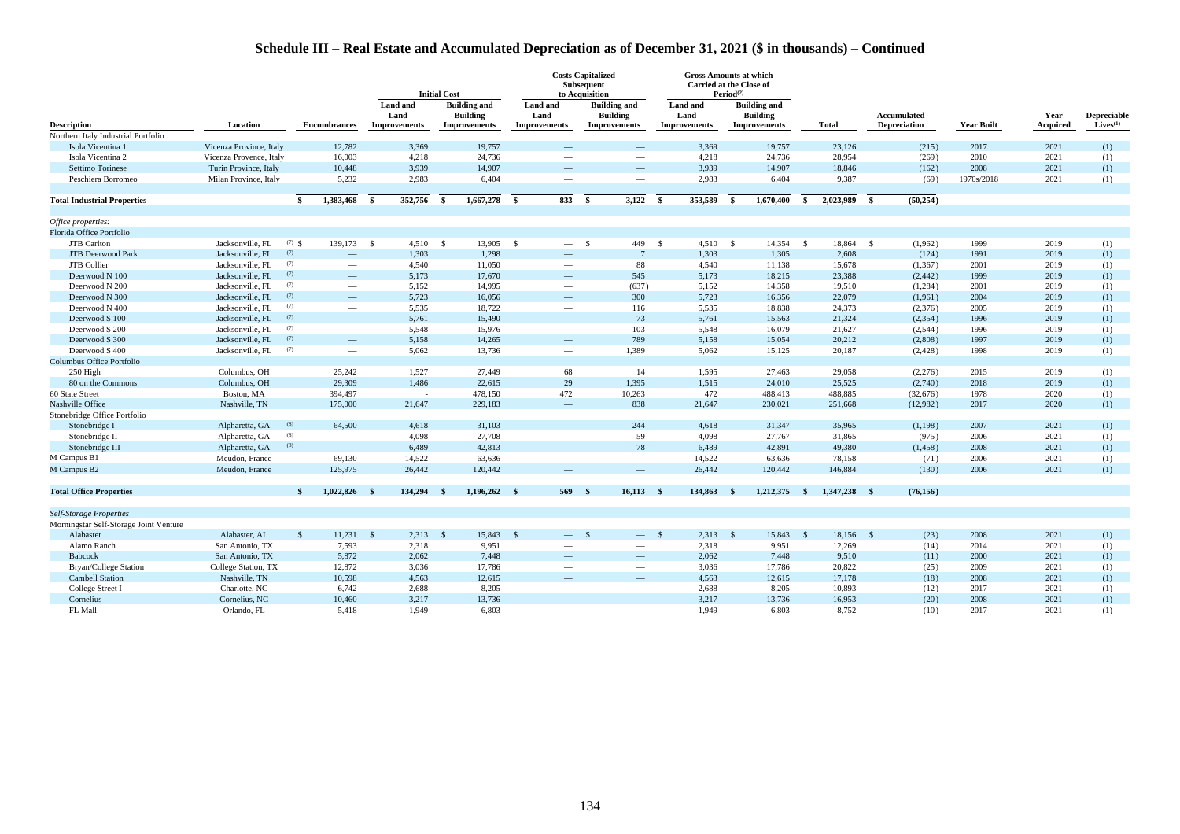# Schedule III – Real Estate and Accumulated Depreciation as of December 31, 2021 ($ in thousands) – Continued

| Description | Location | Encumbrances | Initial Cost | | Costs Capitalized Subsequent to Acquisition | | Gross Amounts at which Carried at the Close of Period[(2)] | | | | | | |
|---|---|---|---|---|---|---|---|---|---|---|---|---|---|
| | | | Land and Land Improvements | Building and Building Improvements | Land and Land Improvements | Building and Building Improvements | Land and Land Improvements | Building and Building Improvements | Total | Accumulated Depreciation | Year Built | Year Acquired | Depreciable Lives[(1)] |
| Northern Italy Industrial Portfolio | | | | | | | | | | | | | |
| Isola Vicentina 1 | Vicenza Province, Italy | 12,782 | 3,369 | 19,757 | — | — | 3,369 | 19,757 | 23,126 | (215) | 2017 | 2021 | (1) |
| Isola Vicentina 2 | Vicenza Provence, Italy | 16,003 | 4,218 | 24,736 | — | — | 4,218 | 24,736 | 28,954 | (269) | 2010 | 2021 | (1) |
| Settimo Torinese | Turin Province, Italy | 10,448 | 3,939 | 14,907 | — | — | 3,939 | 14,907 | 18,846 | (162) | 2008 | 2021 | (1) |
| Peschiera Borromeo | Milan Province, Italy | 5,232 | 2,983 | 6,404 | — | — | 2,983 | 6,404 | 9,387 | (69) | 1970s/2018 | 2021 | (1) |
| **Total Industrial Properties** | | $ 1,383,468 | $ 352,756 | $ 1,667,278 | $ 833 | $ 3,122 | $ 353,589 | $ 1,670,400 | $ 2,023,989 | $ (50,254) | | | |
| *Office properties:* | | | | | | | | | | | | | |
| Florida Office Portfolio | | | | | | | | | | | | | |
| JTB Carlton | Jacksonville, FL (7) | $ 139,173 | $ 4,510 | $ 13,905 | $ — | $ 449 | $ 4,510 | $ 14,354 | $ 18,864 | $ (1,962) | 1999 | 2019 | (1) |
| JTB Deerwood Park | Jacksonville, FL (7) | — | 1,303 | 1,298 | — | 7 | 1,303 | 1,305 | 2,608 | (124) | 1991 | 2019 | (1) |
| JTB Collier | Jacksonville, FL (7) | — | 4,540 | 11,050 | — | 88 | 4,540 | 11,138 | 15,678 | (1,367) | 2001 | 2019 | (1) |
| Deerwood N 100 | Jacksonville, FL (7) | — | 5,173 | 17,670 | — | 545 | 5,173 | 18,215 | 23,388 | (2,442) | 1999 | 2019 | (1) |
| Deerwood N 200 | Jacksonville, FL (7) | — | 5,152 | 14,995 | — | (637) | 5,152 | 14,358 | 19,510 | (1,284) | 2001 | 2019 | (1) |
| Deerwood N 300 | Jacksonville, FL (7) | — | 5,723 | 16,056 | — | 300 | 5,723 | 16,356 | 22,079 | (1,961) | 2004 | 2019 | (1) |
| Deerwood N 400 | Jacksonville, FL (7) | — | 5,535 | 18,722 | — | 116 | 5,535 | 18,838 | 24,373 | (2,376) | 2005 | 2019 | (1) |
| Deerwood S 100 | Jacksonville, FL (7) | — | 5,761 | 15,490 | — | 73 | 5,761 | 15,563 | 21,324 | (2,354) | 1996 | 2019 | (1) |
| Deerwood S 200 | Jacksonville, FL (7) | — | 5,548 | 15,976 | — | 103 | 5,548 | 16,079 | 21,627 | (2,544) | 1996 | 2019 | (1) |
| Deerwood S 300 | Jacksonville, FL (7) | — | 5,158 | 14,265 | — | 789 | 5,158 | 15,054 | 20,212 | (2,808) | 1997 | 2019 | (1) |
| Deerwood S 400 | Jacksonville, FL (7) | — | 5,062 | 13,736 | — | 1,389 | 5,062 | 15,125 | 20,187 | (2,428) | 1998 | 2019 | (1) |
| Columbus Office Portfolio | | | | | | | | | | | | | |
| 250 High | Columbus, OH | 25,242 | 1,527 | 27,449 | 68 | 14 | 1,595 | 27,463 | 29,058 | (2,276) | 2015 | 2019 | (1) |
| 80 on the Commons | Columbus, OH | 29,309 | 1,486 | 22,615 | 29 | 1,395 | 1,515 | 24,010 | 25,525 | (2,740) | 2018 | 2019 | (1) |
| 60 State Street | Boston, MA | 394,497 | - | 478,150 | 472 | 10,263 | 472 | 488,413 | 488,885 | (32,676) | 1978 | 2020 | (1) |
| Nashville Office | Nashville, TN | 175,000 | 21,647 | 229,183 | — | 838 | 21,647 | 230,021 | 251,668 | (12,982) | 2017 | 2020 | (1) |
| Stonebridge Office Portfolio | | | | | | | | | | | | | |
| Stonebridge I | Alpharetta, GA (8) | 64,500 | 4,618 | 31,103 | — | 244 | 4,618 | 31,347 | 35,965 | (1,198) | 2007 | 2021 | (1) |
| Stonebridge II | Alpharetta, GA (8) | — | 4,098 | 27,708 | — | 59 | 4,098 | 27,767 | 31,865 | (975) | 2006 | 2021 | (1) |
| Stonebridge III | Alpharetta, GA (8) | — | 6,489 | 42,813 | — | 78 | 6,489 | 42,891 | 49,380 | (1,458) | 2008 | 2021 | (1) |
| M Campus B1 | Meudon, France | 69,130 | 14,522 | 63,636 | — | — | 14,522 | 63,636 | 78,158 | (71) | 2006 | 2021 | (1) |
| M Campus B2 | Meudon, France | 125,975 | 26,442 | 120,442 | — | — | 26,442 | 120,442 | 146,884 | (130) | 2006 | 2021 | (1) |
| **Total Office Properties** | | $ 1,022,826 | $ 134,294 | $ 1,196,262 | $ 569 | $ 16,113 | $ 134,863 | $ 1,212,375 | $ 1,347,238 | $ (76,156) | | | |
| *Self-Storage Properties* | | | | | | | | | | | | | |
| Morningstar Self-Storage Joint Venture | | | | | | | | | | | | | |
| Alabaster | Alabaster, AL | $ 11,231 | $ 2,313 | $ 15,843 | $ — | $ — | $ 2,313 | $ 15,843 | $ 18,156 | $ (23) | 2008 | 2021 | (1) |
| Alamo Ranch | San Antonio, TX | 7,593 | 2,318 | 9,951 | — | — | 2,318 | 9,951 | 12,269 | (14) | 2014 | 2021 | (1) |
| Babcock | San Antonio, TX | 5,872 | 2,062 | 7,448 | — | — | 2,062 | 7,448 | 9,510 | (11) | 2000 | 2021 | (1) |
| Bryan/College Station | College Station, TX | 12,872 | 3,036 | 17,786 | — | — | 3,036 | 17,786 | 20,822 | (25) | 2009 | 2021 | (1) |
| Cambell Station | Nashville, TN | 10,598 | 4,563 | 12,615 | — | — | 4,563 | 12,615 | 17,178 | (18) | 2008 | 2021 | (1) |
| College Street I | Charlotte, NC | 6,742 | 2,688 | 8,205 | — | — | 2,688 | 8,205 | 10,893 | (12) | 2017 | 2021 | (1) |
| Cornelius | Cornelius, NC | 10,460 | 3,217 | 13,736 | — | — | 3,217 | 13,736 | 16,953 | (20) | 2008 | 2021 | (1) |
| FL Mall | Orlando, FL | 5,418 | 1,949 | 6,803 | — | — | 1,949 | 6,803 | 8,752 | (10) | 2017 | 2021 | (1) |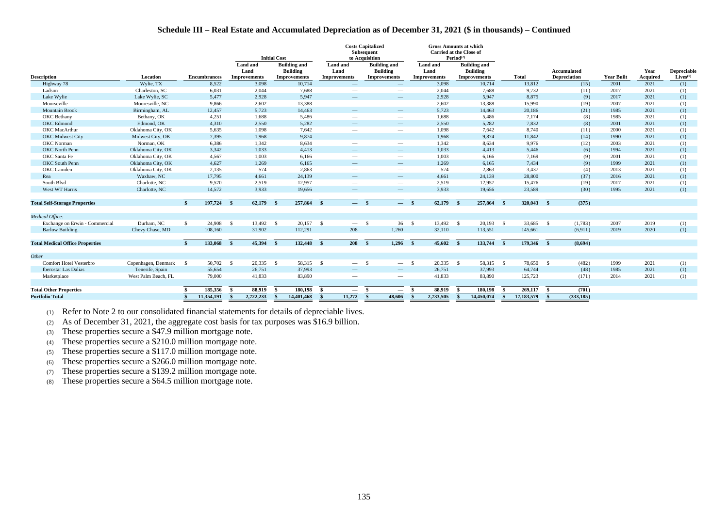## Schedule III – Real Estate and Accumulated Depreciation as of December 31, 2021 ($ in thousands) – Continued

| | | | Initial Cost | | Costs Capitalized Subsequent to Acquisition | | Gross Amounts at which Carried at the Close of Period[2] | | | | | | |
|---|---|---|---|---|---|---|---|---|---|---|---|---|---|
| Description | Location | Encumbrances | Land and Land Improvements | Building and Building Improvements | Land and Land Improvements | Building and Building Improvements | Land and Land Improvements | Building and Building Improvements | Total | Accumulated Depreciation | Year Built | Year Acquired | Depreciable Lives[1] |
| Highway 78 | Wylie, TX | 8,522 | 3,098 | 10,714 | — | — | 3,098 | 10,714 | 13,812 | (15) | 2001 | 2021 | (1) |
| Ladson | Charleston, SC | 6,031 | 2,044 | 7,688 | — | — | 2,044 | 7,688 | 9,732 | (11) | 2017 | 2021 | (1) |
| Lake Wylie | Lake Wylie, SC | 5,477 | 2,928 | 5,947 | — | — | 2,928 | 5,947 | 8,875 | (9) | 2017 | 2021 | (1) |
| Moorseville | Mooresville, NC | 9,866 | 2,602 | 13,388 | — | — | 2,602 | 13,388 | 15,990 | (19) | 2007 | 2021 | (1) |
| Mountain Brook | Birmingham, AL | 12,457 | 5,723 | 14,463 | — | — | 5,723 | 14,463 | 20,186 | (21) | 1985 | 2021 | (1) |
| OKC Bethany | Bethany, OK | 4,251 | 1,688 | 5,486 | — | — | 1,688 | 5,486 | 7,174 | (8) | 1985 | 2021 | (1) |
| OKC Edmond | Edmond, OK | 4,310 | 2,550 | 5,282 | — | — | 2,550 | 5,282 | 7,832 | (8) | 2001 | 2021 | (1) |
| OKC MacArthur | Oklahoma City, OK | 5,635 | 1,098 | 7,642 | — | — | 1,098 | 7,642 | 8,740 | (11) | 2000 | 2021 | (1) |
| OKC Midwest City | Midwest City, OK | 7,395 | 1,968 | 9,874 | — | — | 1,968 | 9,874 | 11,842 | (14) | 1990 | 2021 | (1) |
| OKC Norman | Norman, OK | 6,386 | 1,342 | 8,634 | — | — | 1,342 | 8,634 | 9,976 | (12) | 2003 | 2021 | (1) |
| OKC North Penn | Oklahoma City, OK | 3,342 | 1,033 | 4,413 | — | — | 1,033 | 4,413 | 5,446 | (6) | 1994 | 2021 | (1) |
| OKC Santa Fe | Oklahoma City, OK | 4,567 | 1,003 | 6,166 | — | — | 1,003 | 6,166 | 7,169 | (9) | 2001 | 2021 | (1) |
| OKC South Penn | Oklahoma City, OK | 4,627 | 1,269 | 6,165 | — | — | 1,269 | 6,165 | 7,434 | (9) | 1999 | 2021 | (1) |
| OKC Camden | Oklahoma City, OK | 2,135 | 574 | 2,863 | — | — | 574 | 2,863 | 3,437 | (4) | 2013 | 2021 | (1) |
| Rea | Waxhaw, NC | 17,795 | 4,661 | 24,139 | — | — | 4,661 | 24,139 | 28,800 | (37) | 2016 | 2021 | (1) |
| South Blvd | Charlotte, NC | 9,570 | 2,519 | 12,957 | — | — | 2,519 | 12,957 | 15,476 | (19) | 2017 | 2021 | (1) |
| West WT Harris | Charlotte, NC | 14,572 | 3,933 | 19,656 | — | — | 3,933 | 19,656 | 23,589 | (30) | 1995 | 2021 | (1) |
| **Total Self-Storage Properties** | | **$ 197,724** | **$ 62,179** | **$ 257,864** | **$ —** | **$ —** | **$ 62,179** | **$ 257,864** | **$ 320,043** | **$ (375)** | | | |
| *Medical Office:* | | | | | | | | | | | | | |
| Exchange on Erwin - Commercial | Durham, NC | $ 24,908 | $ 13,492 | $ 20,157 | $ — | $ 36 | $ 13,492 | $ 20,193 | $ 33,685 | $ (1,783) | 2007 | 2019 | (1) |
| Barlow Building | Chevy Chase, MD | 108,160 | 31,902 | 112,291 | 208 | 1,260 | 32,110 | 113,551 | 145,661 | (6,911) | 2019 | 2020 | (1) |
| **Total Medical Office Properties** | | **$ 133,068** | **$ 45,394** | **$ 132,448** | **$ 208** | **$ 1,296** | **$ 45,602** | **$ 133,744** | **$ 179,346** | **$ (8,694)** | | | |
| *Other* | | | | | | | | | | | | | |
| Comfort Hotel Vesterbro | Copenhagen, Denmark | $ 50,702 | $ 20,335 | $ 58,315 | $ — | $ — | $ 20,335 | $ 58,315 | $ 78,650 | $ (482) | 1999 | 2021 | (1) |
| Iberostar Las Dalias | Tenerife, Spain | 55,654 | 26,751 | 37,993 | — | — | 26,751 | 37,993 | 64,744 | (48) | 1985 | 2021 | (1) |
| Marketplace | West Palm Beach, FL | 79,000 | 41,833 | 83,890 | — | — | 41,833 | 83,890 | 125,723 | (171) | 2014 | 2021 | (1) |
| **Total Other Properties** | | **$ 185,356** | **$ 88,919** | **$ 180,198** | **$ —** | **$ —** | **$ 88,919** | **$ 180,198** | **$ 269,117** | **$ (701)** | | | |
| **Portfolio Total** | | **$ 11,354,191** | **$ 2,722,233** | **$ 14,401,468** | **$ 11,272** | **$ 48,606** | **$ 2,733,505** | **$ 14,450,074** | **$ 17,183,579** | **$ (333,185)** | | | |

(1) Refer to Note 2 to our consolidated financial statements for details of depreciable lives.

(2) As of December 31, 2021, the aggregate cost basis for tax purposes was $16.9 billion.

(3) These properties secure a $47.9 million mortgage note.

(4) These properties secure a $210.0 million mortgage note.

(5) These properties secure a $117.0 million mortgage note.

(6) These properties secure a $266.0 million mortgage note.

(7) These properties secure a $139.2 million mortgage note.

(8) These properties secure a $64.5 million mortgage note.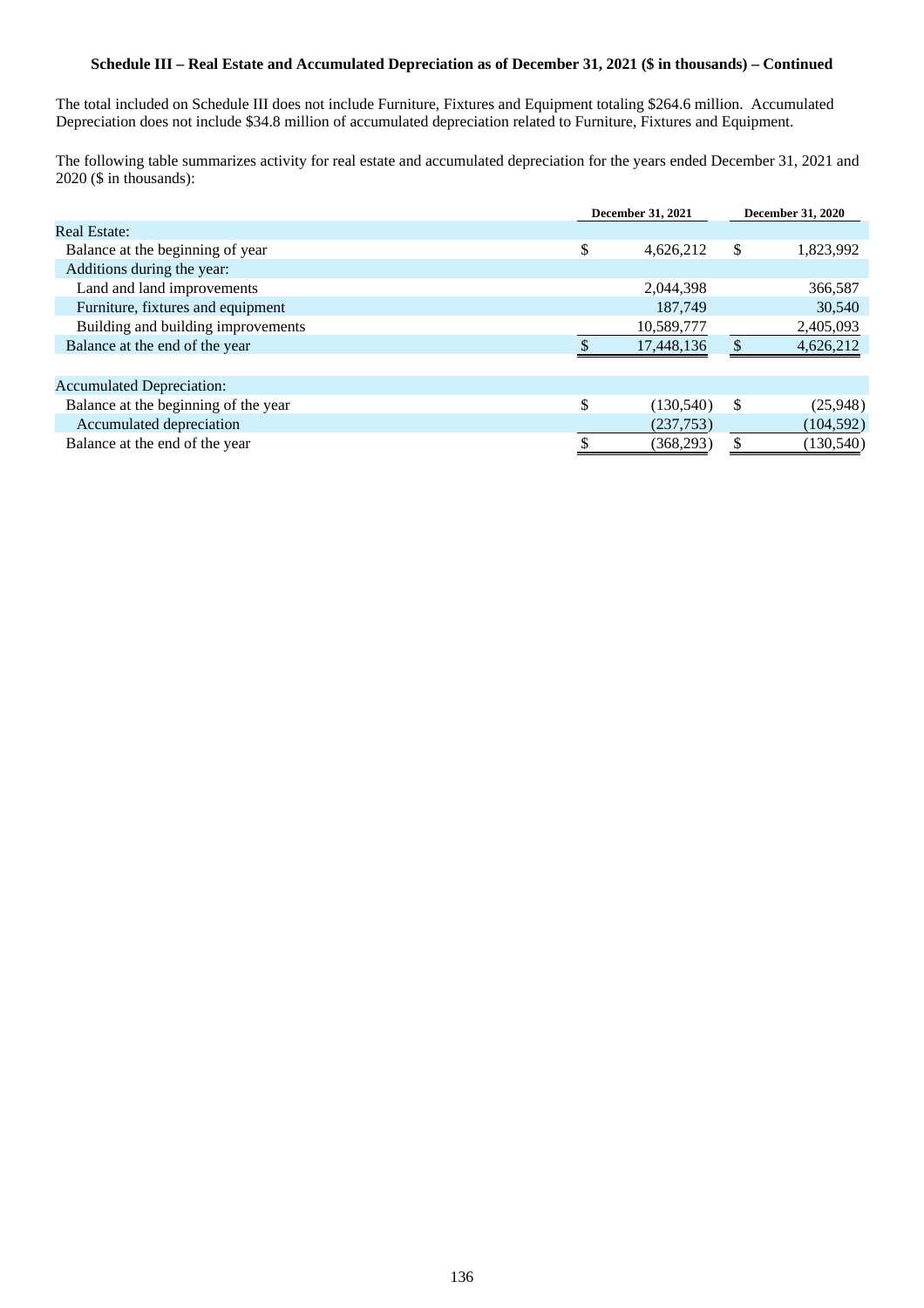**Schedule III – Real Estate and Accumulated Depreciation as of December 31, 2021 ($ in thousands) – Continued**

The total included on Schedule III does not include Furniture, Fixtures and Equipment totaling $264.6 million. Accumulated Depreciation does not include $34.8 million of accumulated depreciation related to Furniture, Fixtures and Equipment.

The following table summarizes activity for real estate and accumulated depreciation for the years ended December 31, 2021 and 2020 ($ in thousands):

| | December 31, 2021 | December 31, 2020 |
|---|---|---|
| Real Estate: | | |
| Balance at the beginning of year | $ 4,626,212 | $ 1,823,992 |
| Additions during the year: | | |
| Land and land improvements | 2,044,398 | 366,587 |
| Furniture, fixtures and equipment | 187,749 | 30,540 |
| Building and building improvements | 10,589,777 | 2,405,093 |
| Balance at the end of the year | $ 17,448,136 | $ 4,626,212 |
| | | |
| Accumulated Depreciation: | | |
| Balance at the beginning of the year | $ (130,540) | $ (25,948) |
| Accumulated depreciation | (237,753) | (104,592) |
| Balance at the end of the year | $ (368,293) | $ (130,540) |